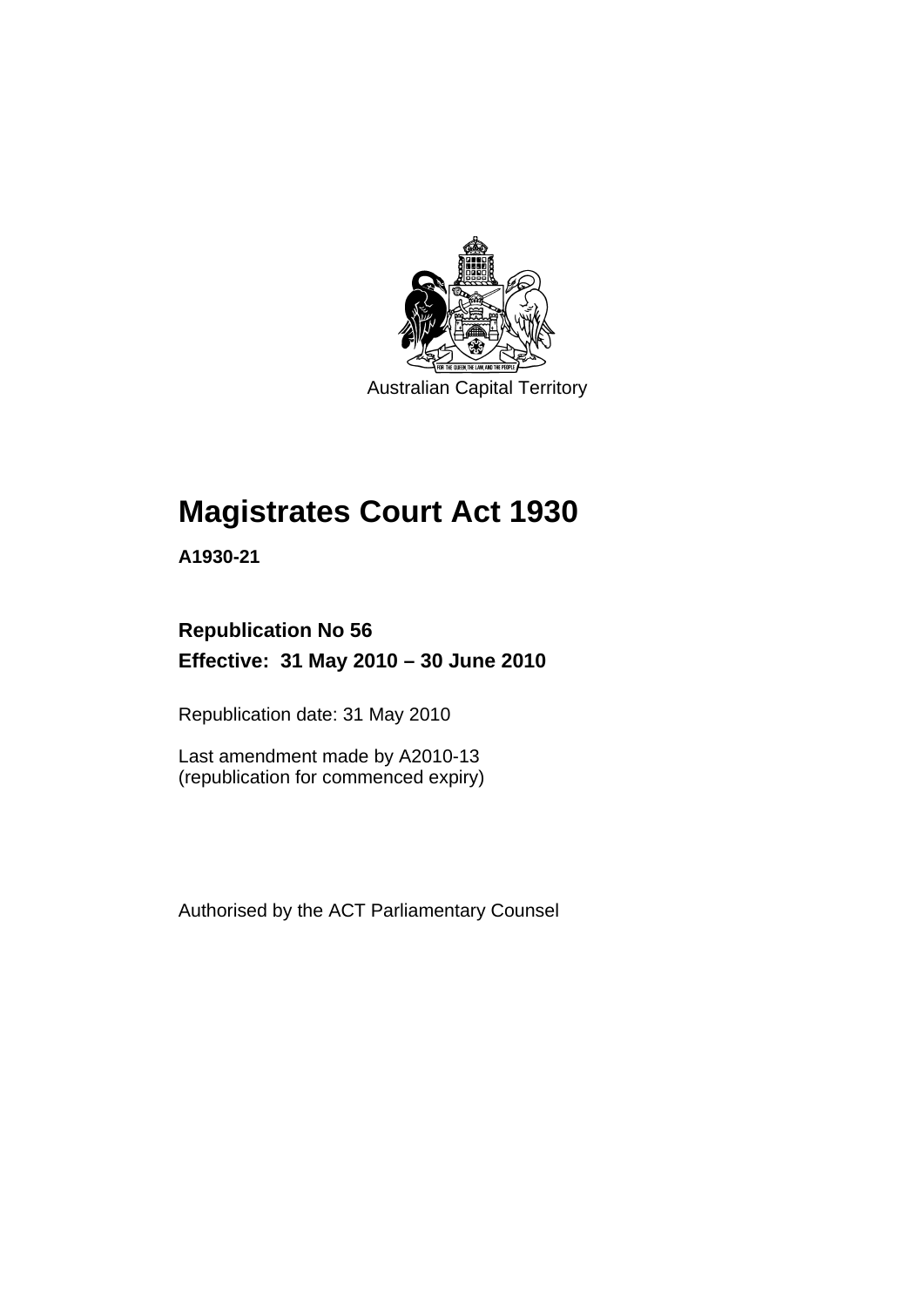Australian Capital Territory

# Magistrates Court Act 1930

**A1930-21**

**Republication No 56**

**Effective: 31 May 2010 – 30 June 2010**

Republication date: 31 May 2010

Last amendment made by A2010-13
(republication for commenced expiry)

Authorised by the ACT Parliamentary Counsel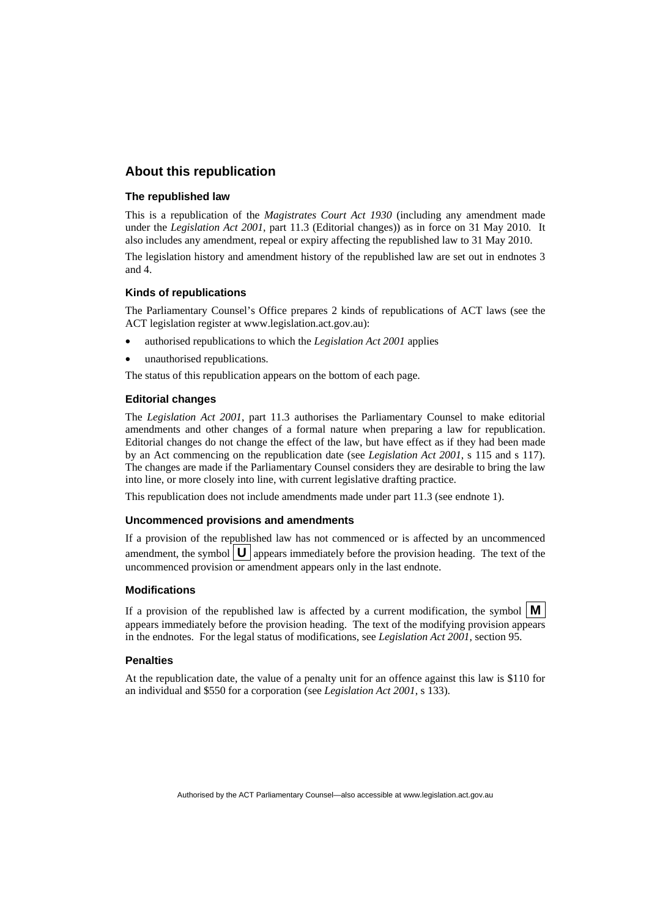## About this republication

### The republished law

This is a republication of the *Magistrates Court Act 1930* (including any amendment made under the *Legislation Act 2001*, part 11.3 (Editorial changes)) as in force on 31 May 2010. It also includes any amendment, repeal or expiry affecting the republished law to 31 May 2010.

The legislation history and amendment history of the republished law are set out in endnotes 3 and 4.

### Kinds of republications

The Parliamentary Counsel's Office prepares 2 kinds of republications of ACT laws (see the ACT legislation register at www.legislation.act.gov.au):

- authorised republications to which the *Legislation Act 2001* applies
- unauthorised republications.

The status of this republication appears on the bottom of each page.

### Editorial changes

The *Legislation Act 2001*, part 11.3 authorises the Parliamentary Counsel to make editorial amendments and other changes of a formal nature when preparing a law for republication. Editorial changes do not change the effect of the law, but have effect as if they had been made by an Act commencing on the republication date (see *Legislation Act 2001*, s 115 and s 117). The changes are made if the Parliamentary Counsel considers they are desirable to bring the law into line, or more closely into line, with current legislative drafting practice.

This republication does not include amendments made under part 11.3 (see endnote 1).

### Uncommenced provisions and amendments

If a provision of the republished law has not commenced or is affected by an uncommenced amendment, the symbol **U** appears immediately before the provision heading. The text of the uncommenced provision or amendment appears only in the last endnote.

### Modifications

If a provision of the republished law is affected by a current modification, the symbol **M** appears immediately before the provision heading. The text of the modifying provision appears in the endnotes. For the legal status of modifications, see *Legislation Act 2001*, section 95.

### Penalties

At the republication date, the value of a penalty unit for an offence against this law is $110 for an individual and $550 for a corporation (see *Legislation Act 2001*, s 133).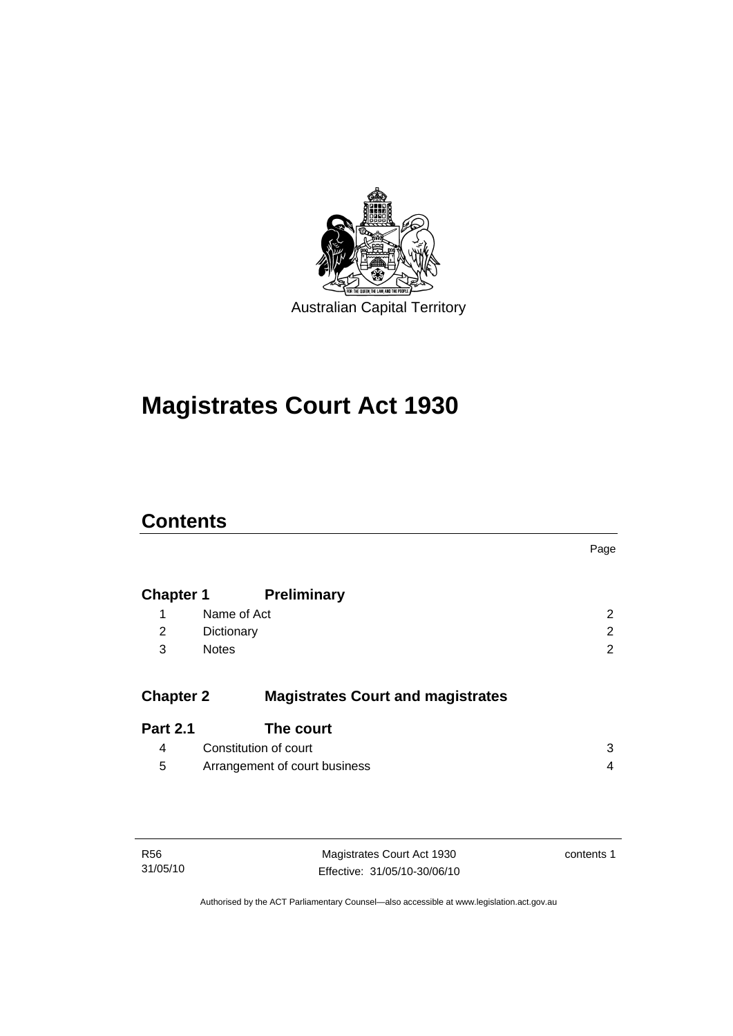Australian Capital Territory

# Magistrates Court Act 1930

## Contents

| | | Page |
|---|---|---|
| **Chapter 1** | **Preliminary** | |
| 1 | Name of Act | 2 |
| 2 | Dictionary | 2 |
| 3 | Notes | 2 |
| **Chapter 2** | **Magistrates Court and magistrates** | |
| **Part 2.1** | **The court** | |
| 4 | Constitution of court | 3 |
| 5 | Arrangement of court business | 4 |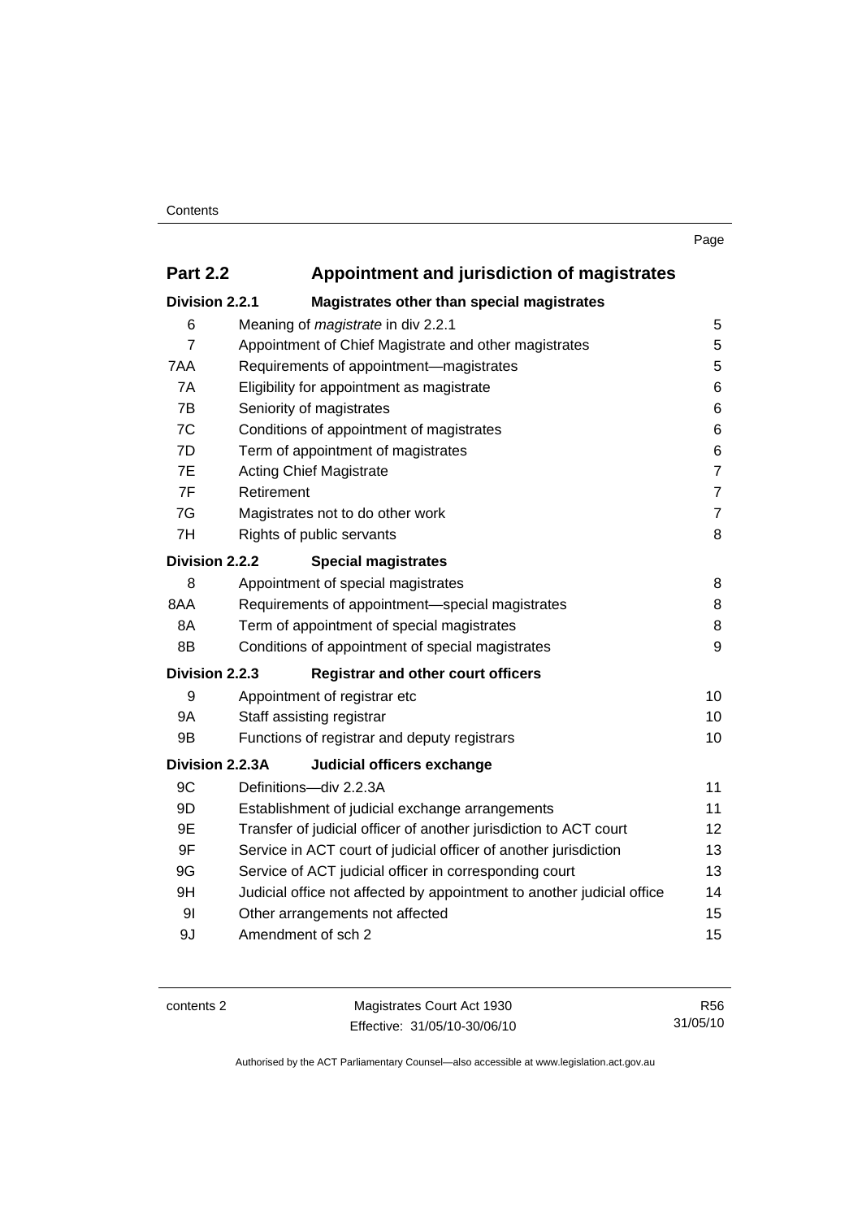| | | Page |
|---|---|---|
| **Part 2.2** | **Appointment and jurisdiction of magistrates** | |
| **Division 2.2.1** | **Magistrates other than special magistrates** | |
| 6 | Meaning of *magistrate* in div 2.2.1 | 5 |
| 7 | Appointment of Chief Magistrate and other magistrates | 5 |
| 7AA | Requirements of appointment—magistrates | 5 |
| 7A | Eligibility for appointment as magistrate | 6 |
| 7B | Seniority of magistrates | 6 |
| 7C | Conditions of appointment of magistrates | 6 |
| 7D | Term of appointment of magistrates | 6 |
| 7E | Acting Chief Magistrate | 7 |
| 7F | Retirement | 7 |
| 7G | Magistrates not to do other work | 7 |
| 7H | Rights of public servants | 8 |
| **Division 2.2.2** | **Special magistrates** | |
| 8 | Appointment of special magistrates | 8 |
| 8AA | Requirements of appointment—special magistrates | 8 |
| 8A | Term of appointment of special magistrates | 8 |
| 8B | Conditions of appointment of special magistrates | 9 |
| **Division 2.2.3** | **Registrar and other court officers** | |
| 9 | Appointment of registrar etc | 10 |
| 9A | Staff assisting registrar | 10 |
| 9B | Functions of registrar and deputy registrars | 10 |
| **Division 2.2.3A** | **Judicial officers exchange** | |
| 9C | Definitions—div 2.2.3A | 11 |
| 9D | Establishment of judicial exchange arrangements | 11 |
| 9E | Transfer of judicial officer of another jurisdiction to ACT court | 12 |
| 9F | Service in ACT court of judicial officer of another jurisdiction | 13 |
| 9G | Service of ACT judicial officer in corresponding court | 13 |
| 9H | Judicial office not affected by appointment to another judicial office | 14 |
| 9I | Other arrangements not affected | 15 |
| 9J | Amendment of sch 2 | 15 |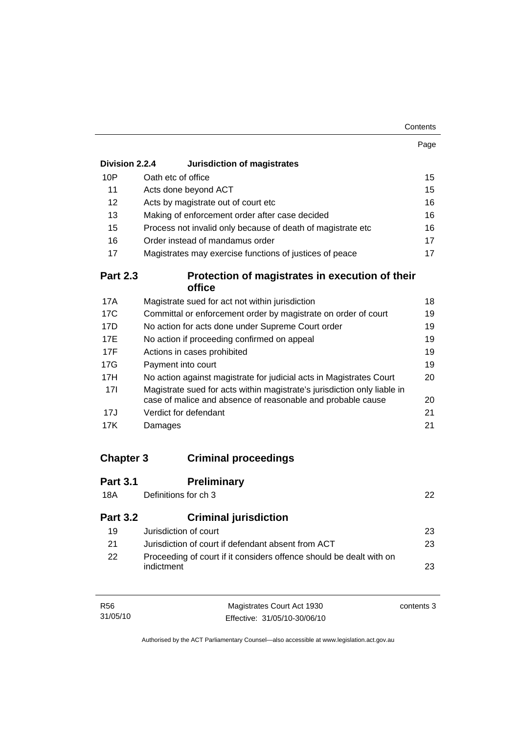| | | Page |
|---|---|---|
| **Division 2.2.4** | **Jurisdiction of magistrates** | |
| 10P | Oath etc of office | 15 |
| 11 | Acts done beyond ACT | 15 |
| 12 | Acts by magistrate out of court etc | 16 |
| 13 | Making of enforcement order after case decided | 16 |
| 15 | Process not invalid only because of death of magistrate etc | 16 |
| 16 | Order instead of mandamus order | 17 |
| 17 | Magistrates may exercise functions of justices of peace | 17 |
| **Part 2.3** | **Protection of magistrates in execution of their office** | |
| 17A | Magistrate sued for act not within jurisdiction | 18 |
| 17C | Committal or enforcement order by magistrate on order of court | 19 |
| 17D | No action for acts done under Supreme Court order | 19 |
| 17E | No action if proceeding confirmed on appeal | 19 |
| 17F | Actions in cases prohibited | 19 |
| 17G | Payment into court | 19 |
| 17H | No action against magistrate for judicial acts in Magistrates Court | 20 |
| 17I | Magistrate sued for acts within magistrate's jurisdiction only liable in case of malice and absence of reasonable and probable cause | 20 |
| 17J | Verdict for defendant | 21 |
| 17K | Damages | 21 |
| **Chapter 3** | **Criminal proceedings** | |
| **Part 3.1** | **Preliminary** | |
| 18A | Definitions for ch 3 | 22 |
| **Part 3.2** | **Criminal jurisdiction** | |
| 19 | Jurisdiction of court | 23 |
| 21 | Jurisdiction of court if defendant absent from ACT | 23 |
| 22 | Proceeding of court if it considers offence should be dealt with on indictment | 23 |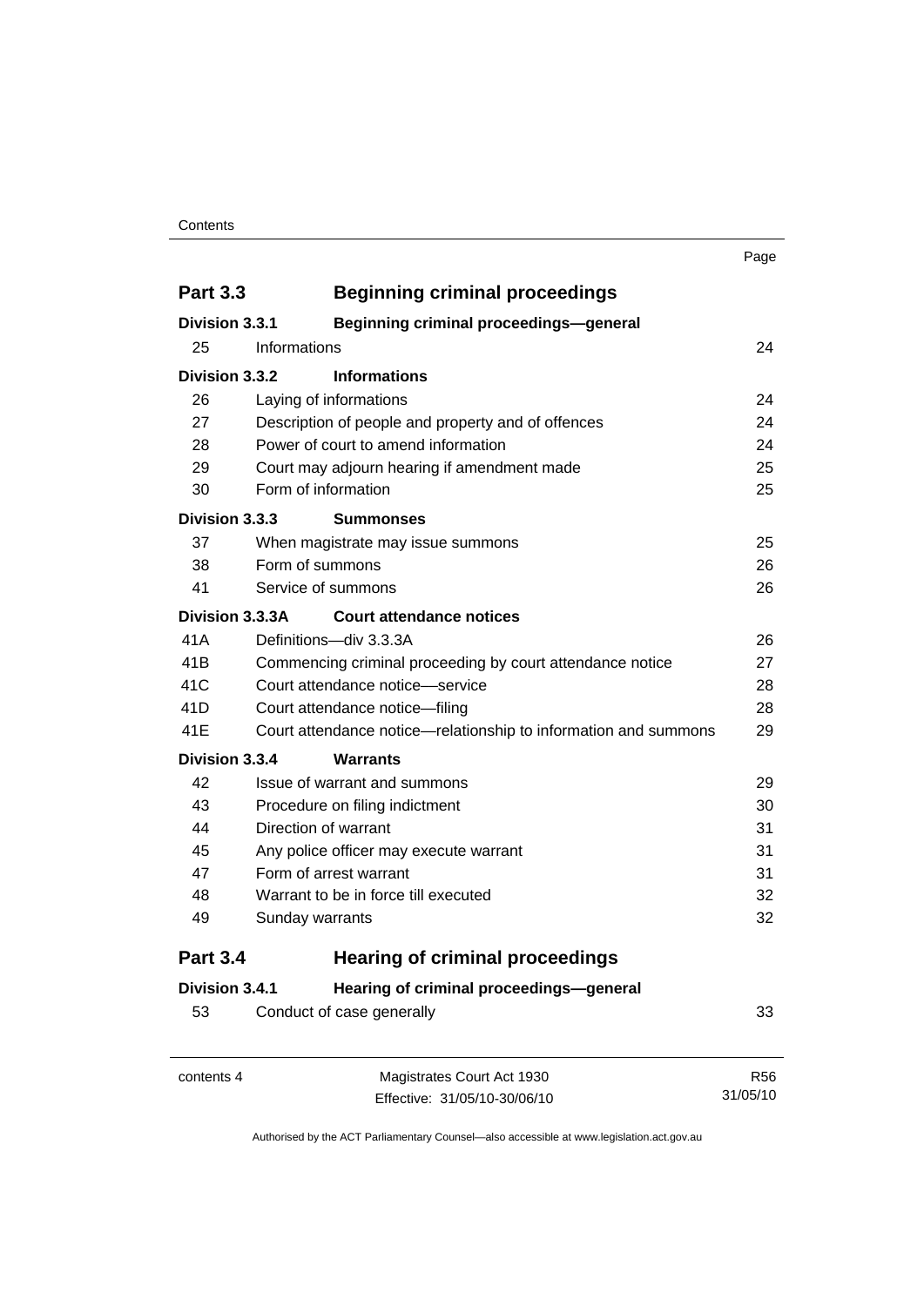| | | Page |
|---|---|---|
| **Part 3.3** | **Beginning criminal proceedings** | |
| **Division 3.3.1** | **Beginning criminal proceedings—general** | |
| 25 | Informations | 24 |
| **Division 3.3.2** | **Informations** | |
| 26 | Laying of informations | 24 |
| 27 | Description of people and property and of offences | 24 |
| 28 | Power of court to amend information | 24 |
| 29 | Court may adjourn hearing if amendment made | 25 |
| 30 | Form of information | 25 |
| **Division 3.3.3** | **Summonses** | |
| 37 | When magistrate may issue summons | 25 |
| 38 | Form of summons | 26 |
| 41 | Service of summons | 26 |
| **Division 3.3.3A** | **Court attendance notices** | |
| 41A | Definitions—div 3.3.3A | 26 |
| 41B | Commencing criminal proceeding by court attendance notice | 27 |
| 41C | Court attendance notice—service | 28 |
| 41D | Court attendance notice—filing | 28 |
| 41E | Court attendance notice—relationship to information and summons | 29 |
| **Division 3.3.4** | **Warrants** | |
| 42 | Issue of warrant and summons | 29 |
| 43 | Procedure on filing indictment | 30 |
| 44 | Direction of warrant | 31 |
| 45 | Any police officer may execute warrant | 31 |
| 47 | Form of arrest warrant | 31 |
| 48 | Warrant to be in force till executed | 32 |
| 49 | Sunday warrants | 32 |
| **Part 3.4** | **Hearing of criminal proceedings** | |
| **Division 3.4.1** | **Hearing of criminal proceedings—general** | |
| 53 | Conduct of case generally | 33 |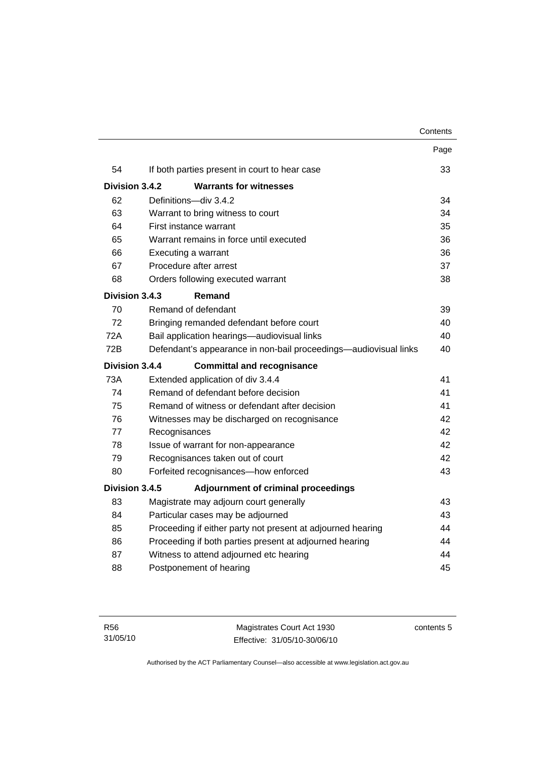| | | Page |
|---|---|---|
| 54 | If both parties present in court to hear case | 33 |
| **Division 3.4.2** | **Warrants for witnesses** | |
| 62 | Definitions—div 3.4.2 | 34 |
| 63 | Warrant to bring witness to court | 34 |
| 64 | First instance warrant | 35 |
| 65 | Warrant remains in force until executed | 36 |
| 66 | Executing a warrant | 36 |
| 67 | Procedure after arrest | 37 |
| 68 | Orders following executed warrant | 38 |
| **Division 3.4.3** | **Remand** | |
| 70 | Remand of defendant | 39 |
| 72 | Bringing remanded defendant before court | 40 |
| 72A | Bail application hearings—audiovisual links | 40 |
| 72B | Defendant's appearance in non-bail proceedings—audiovisual links | 40 |
| **Division 3.4.4** | **Committal and recognisance** | |
| 73A | Extended application of div 3.4.4 | 41 |
| 74 | Remand of defendant before decision | 41 |
| 75 | Remand of witness or defendant after decision | 41 |
| 76 | Witnesses may be discharged on recognisance | 42 |
| 77 | Recognisances | 42 |
| 78 | Issue of warrant for non-appearance | 42 |
| 79 | Recognisances taken out of court | 42 |
| 80 | Forfeited recognisances—how enforced | 43 |
| **Division 3.4.5** | **Adjournment of criminal proceedings** | |
| 83 | Magistrate may adjourn court generally | 43 |
| 84 | Particular cases may be adjourned | 43 |
| 85 | Proceeding if either party not present at adjourned hearing | 44 |
| 86 | Proceeding if both parties present at adjourned hearing | 44 |
| 87 | Witness to attend adjourned etc hearing | 44 |
| 88 | Postponement of hearing | 45 |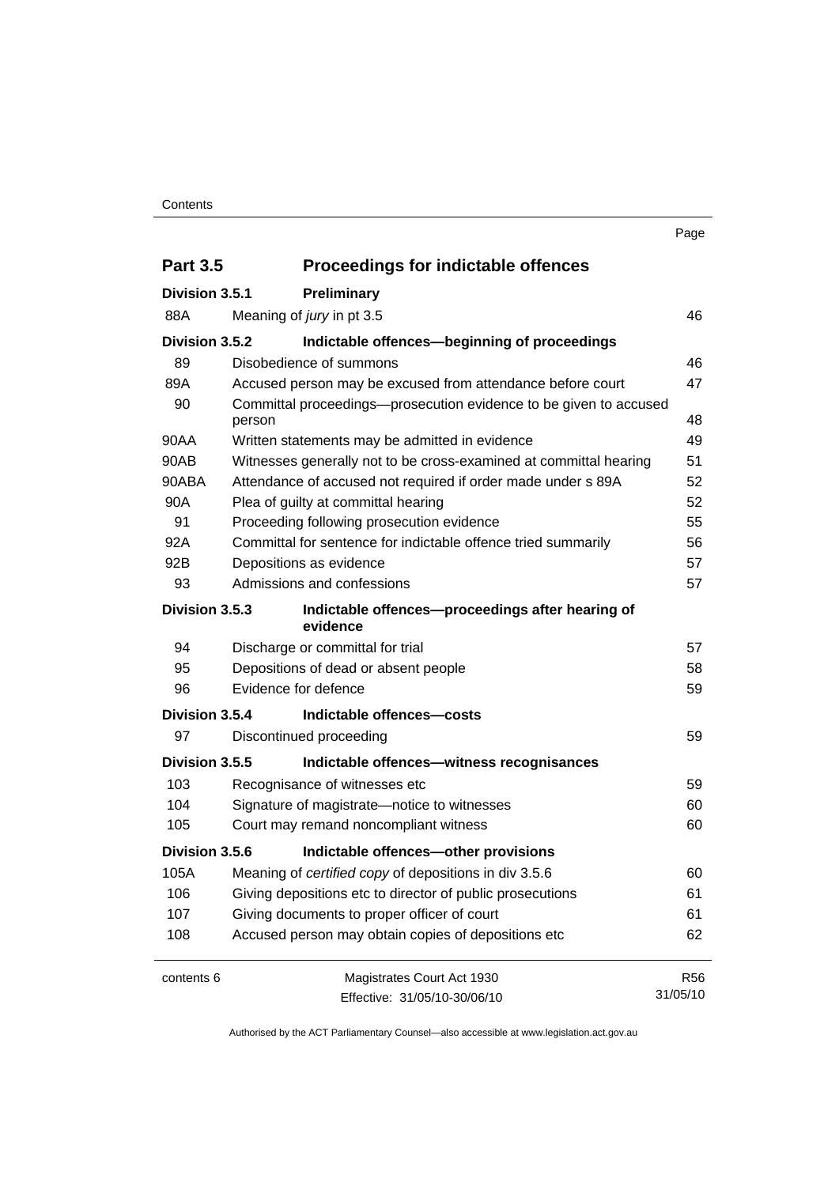| | | Page |
|---|---|---|
| **Part 3.5** | **Proceedings for indictable offences** | |
| **Division 3.5.1** | **Preliminary** | |
| 88A | Meaning of *jury* in pt 3.5 | 46 |
| **Division 3.5.2** | **Indictable offences—beginning of proceedings** | |
| 89 | Disobedience of summons | 46 |
| 89A | Accused person may be excused from attendance before court | 47 |
| 90 | Committal proceedings—prosecution evidence to be given to accused person | 48 |
| 90AA | Written statements may be admitted in evidence | 49 |
| 90AB | Witnesses generally not to be cross-examined at committal hearing | 51 |
| 90ABA | Attendance of accused not required if order made under s 89A | 52 |
| 90A | Plea of guilty at committal hearing | 52 |
| 91 | Proceeding following prosecution evidence | 55 |
| 92A | Committal for sentence for indictable offence tried summarily | 56 |
| 92B | Depositions as evidence | 57 |
| 93 | Admissions and confessions | 57 |
| **Division 3.5.3** | **Indictable offences—proceedings after hearing of evidence** | |
| 94 | Discharge or committal for trial | 57 |
| 95 | Depositions of dead or absent people | 58 |
| 96 | Evidence for defence | 59 |
| **Division 3.5.4** | **Indictable offences—costs** | |
| 97 | Discontinued proceeding | 59 |
| **Division 3.5.5** | **Indictable offences—witness recognisances** | |
| 103 | Recognisance of witnesses etc | 59 |
| 104 | Signature of magistrate—notice to witnesses | 60 |
| 105 | Court may remand noncompliant witness | 60 |
| **Division 3.5.6** | **Indictable offences—other provisions** | |
| 105A | Meaning of *certified copy* of depositions in div 3.5.6 | 60 |
| 106 | Giving depositions etc to director of public prosecutions | 61 |
| 107 | Giving documents to proper officer of court | 61 |
| 108 | Accused person may obtain copies of depositions etc | 62 |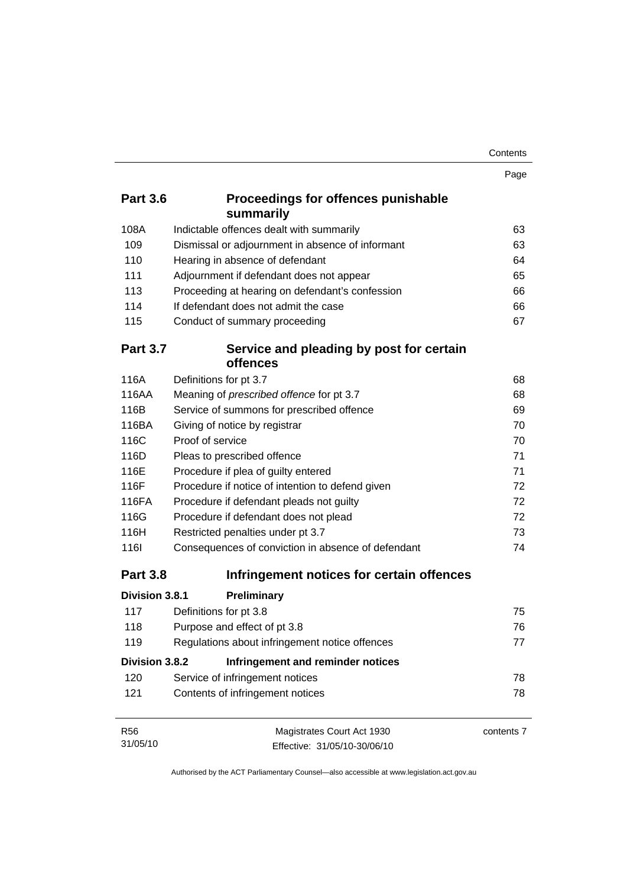| | | Page |
|---|---|---|
| **Part 3.6** | **Proceedings for offences punishable summarily** | |
| 108A | Indictable offences dealt with summarily | 63 |
| 109 | Dismissal or adjournment in absence of informant | 63 |
| 110 | Hearing in absence of defendant | 64 |
| 111 | Adjournment if defendant does not appear | 65 |
| 113 | Proceeding at hearing on defendant's confession | 66 |
| 114 | If defendant does not admit the case | 66 |
| 115 | Conduct of summary proceeding | 67 |
| **Part 3.7** | **Service and pleading by post for certain offences** | |
| 116A | Definitions for pt 3.7 | 68 |
| 116AA | Meaning of *prescribed offence* for pt 3.7 | 68 |
| 116B | Service of summons for prescribed offence | 69 |
| 116BA | Giving of notice by registrar | 70 |
| 116C | Proof of service | 70 |
| 116D | Pleas to prescribed offence | 71 |
| 116E | Procedure if plea of guilty entered | 71 |
| 116F | Procedure if notice of intention to defend given | 72 |
| 116FA | Procedure if defendant pleads not guilty | 72 |
| 116G | Procedure if defendant does not plead | 72 |
| 116H | Restricted penalties under pt 3.7 | 73 |
| 116I | Consequences of conviction in absence of defendant | 74 |
| **Part 3.8** | **Infringement notices for certain offences** | |
| **Division 3.8.1** | **Preliminary** | |
| 117 | Definitions for pt 3.8 | 75 |
| 118 | Purpose and effect of pt 3.8 | 76 |
| 119 | Regulations about infringement notice offences | 77 |
| **Division 3.8.2** | **Infringement and reminder notices** | |
| 120 | Service of infringement notices | 78 |
| 121 | Contents of infringement notices | 78 |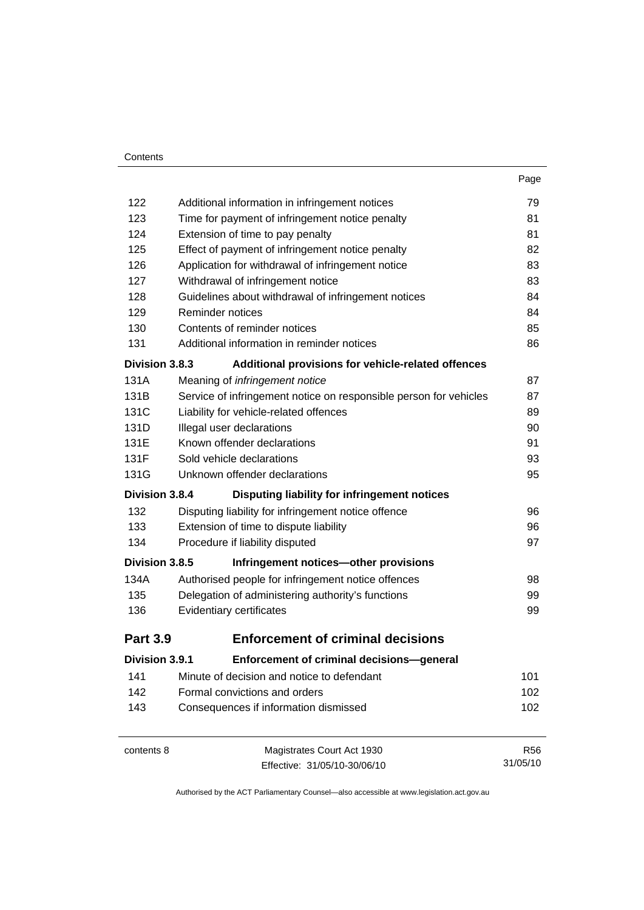| | | Page |
|---|---|---|
| 122 | Additional information in infringement notices | 79 |
| 123 | Time for payment of infringement notice penalty | 81 |
| 124 | Extension of time to pay penalty | 81 |
| 125 | Effect of payment of infringement notice penalty | 82 |
| 126 | Application for withdrawal of infringement notice | 83 |
| 127 | Withdrawal of infringement notice | 83 |
| 128 | Guidelines about withdrawal of infringement notices | 84 |
| 129 | Reminder notices | 84 |
| 130 | Contents of reminder notices | 85 |
| 131 | Additional information in reminder notices | 86 |
| **Division 3.8.3** | **Additional provisions for vehicle-related offences** | |
| 131A | Meaning of *infringement notice* | 87 |
| 131B | Service of infringement notice on responsible person for vehicles | 87 |
| 131C | Liability for vehicle-related offences | 89 |
| 131D | Illegal user declarations | 90 |
| 131E | Known offender declarations | 91 |
| 131F | Sold vehicle declarations | 93 |
| 131G | Unknown offender declarations | 95 |
| **Division 3.8.4** | **Disputing liability for infringement notices** | |
| 132 | Disputing liability for infringement notice offence | 96 |
| 133 | Extension of time to dispute liability | 96 |
| 134 | Procedure if liability disputed | 97 |
| **Division 3.8.5** | **Infringement notices—other provisions** | |
| 134A | Authorised people for infringement notice offences | 98 |
| 135 | Delegation of administering authority's functions | 99 |
| 136 | Evidentiary certificates | 99 |
| **Part 3.9** | **Enforcement of criminal decisions** | |
| **Division 3.9.1** | **Enforcement of criminal decisions—general** | |
| 141 | Minute of decision and notice to defendant | 101 |
| 142 | Formal convictions and orders | 102 |
| 143 | Consequences if information dismissed | 102 |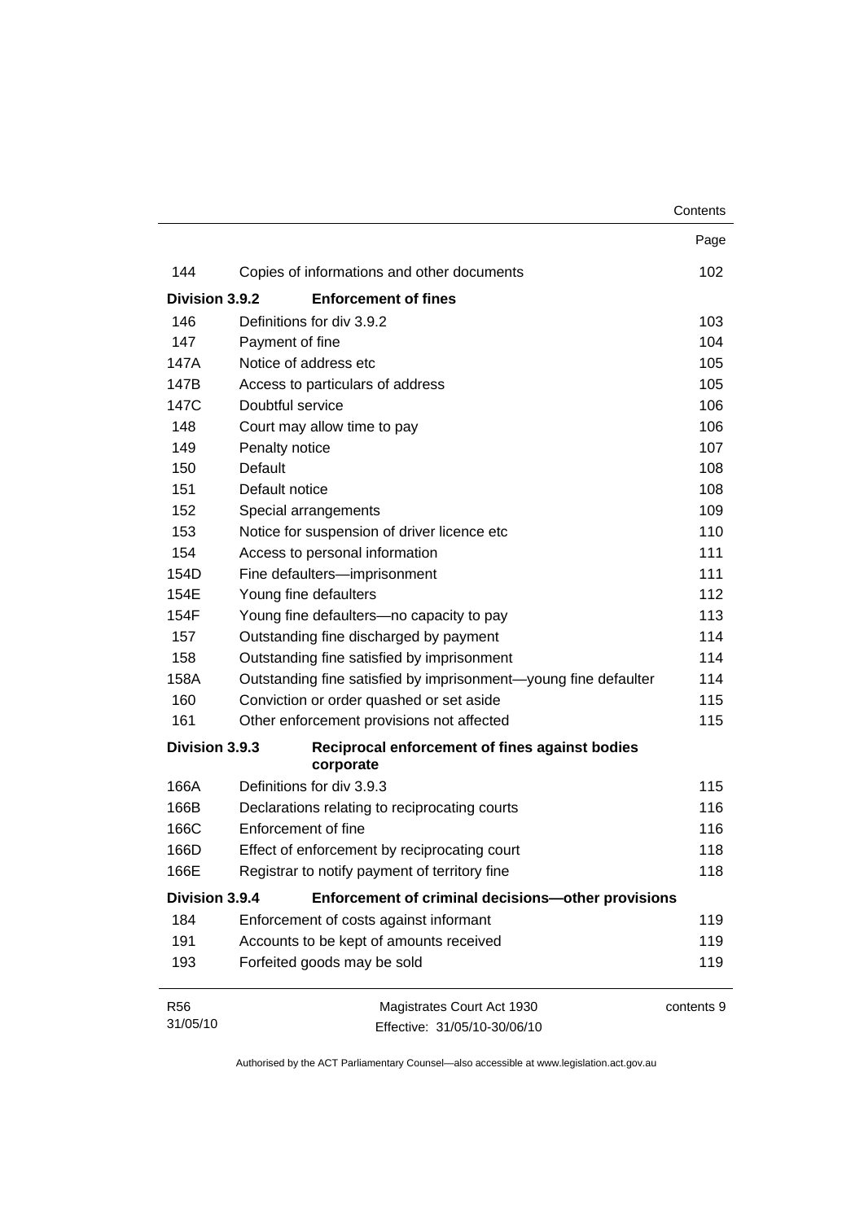| | | Page |
|---|---|---|
| 144 | Copies of informations and other documents | 102 |
| **Division 3.9.2** | **Enforcement of fines** | |
| 146 | Definitions for div 3.9.2 | 103 |
| 147 | Payment of fine | 104 |
| 147A | Notice of address etc | 105 |
| 147B | Access to particulars of address | 105 |
| 147C | Doubtful service | 106 |
| 148 | Court may allow time to pay | 106 |
| 149 | Penalty notice | 107 |
| 150 | Default | 108 |
| 151 | Default notice | 108 |
| 152 | Special arrangements | 109 |
| 153 | Notice for suspension of driver licence etc | 110 |
| 154 | Access to personal information | 111 |
| 154D | Fine defaulters—imprisonment | 111 |
| 154E | Young fine defaulters | 112 |
| 154F | Young fine defaulters—no capacity to pay | 113 |
| 157 | Outstanding fine discharged by payment | 114 |
| 158 | Outstanding fine satisfied by imprisonment | 114 |
| 158A | Outstanding fine satisfied by imprisonment—young fine defaulter | 114 |
| 160 | Conviction or order quashed or set aside | 115 |
| 161 | Other enforcement provisions not affected | 115 |
| **Division 3.9.3** | **Reciprocal enforcement of fines against bodies corporate** | |
| 166A | Definitions for div 3.9.3 | 115 |
| 166B | Declarations relating to reciprocating courts | 116 |
| 166C | Enforcement of fine | 116 |
| 166D | Effect of enforcement by reciprocating court | 118 |
| 166E | Registrar to notify payment of territory fine | 118 |
| **Division 3.9.4** | **Enforcement of criminal decisions—other provisions** | |
| 184 | Enforcement of costs against informant | 119 |
| 191 | Accounts to be kept of amounts received | 119 |
| 193 | Forfeited goods may be sold | 119 |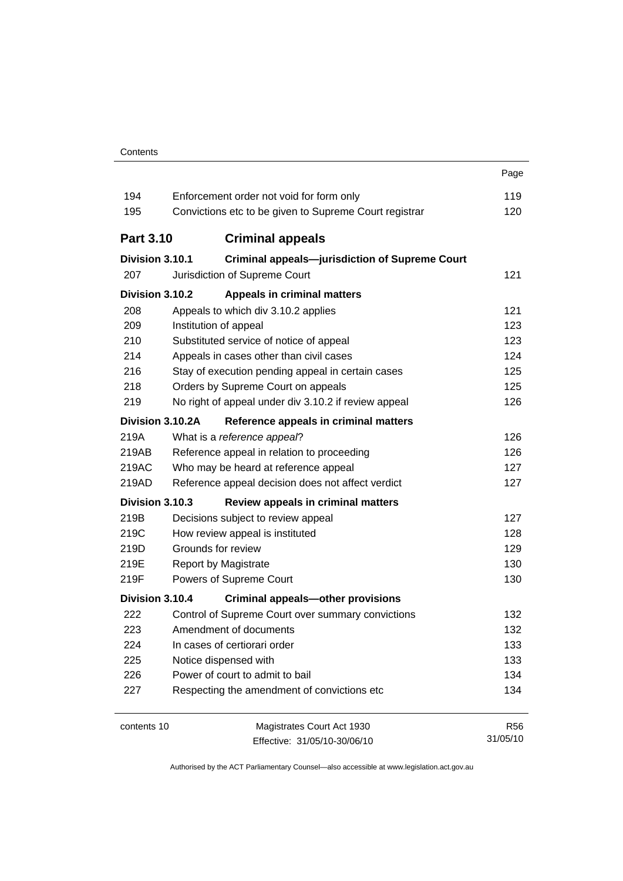| | | Page |
|---|---|---|
| 194 | Enforcement order not void for form only | 119 |
| 195 | Convictions etc to be given to Supreme Court registrar | 120 |
| **Part 3.10** | **Criminal appeals** | |
| **Division 3.10.1** | **Criminal appeals—jurisdiction of Supreme Court** | |
| 207 | Jurisdiction of Supreme Court | 121 |
| **Division 3.10.2** | **Appeals in criminal matters** | |
| 208 | Appeals to which div 3.10.2 applies | 121 |
| 209 | Institution of appeal | 123 |
| 210 | Substituted service of notice of appeal | 123 |
| 214 | Appeals in cases other than civil cases | 124 |
| 216 | Stay of execution pending appeal in certain cases | 125 |
| 218 | Orders by Supreme Court on appeals | 125 |
| 219 | No right of appeal under div 3.10.2 if review appeal | 126 |
| **Division 3.10.2A** | **Reference appeals in criminal matters** | |
| 219A | What is a *reference appeal*? | 126 |
| 219AB | Reference appeal in relation to proceeding | 126 |
| 219AC | Who may be heard at reference appeal | 127 |
| 219AD | Reference appeal decision does not affect verdict | 127 |
| **Division 3.10.3** | **Review appeals in criminal matters** | |
| 219B | Decisions subject to review appeal | 127 |
| 219C | How review appeal is instituted | 128 |
| 219D | Grounds for review | 129 |
| 219E | Report by Magistrate | 130 |
| 219F | Powers of Supreme Court | 130 |
| **Division 3.10.4** | **Criminal appeals—other provisions** | |
| 222 | Control of Supreme Court over summary convictions | 132 |
| 223 | Amendment of documents | 132 |
| 224 | In cases of certiorari order | 133 |
| 225 | Notice dispensed with | 133 |
| 226 | Power of court to admit to bail | 134 |
| 227 | Respecting the amendment of convictions etc | 134 |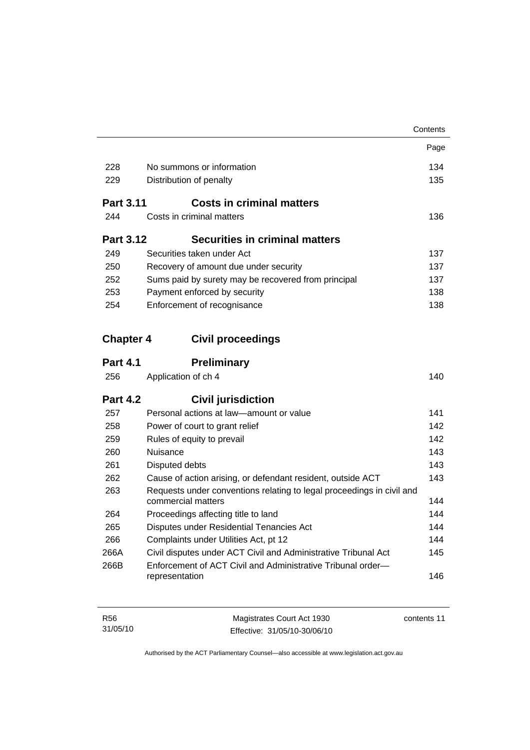| | | Page |
|---|---|---|
| 228 | No summons or information | 134 |
| 229 | Distribution of penalty | 135 |

**Part 3.11 Costs in criminal matters**

| | | |
|---|---|---|
| 244 | Costs in criminal matters | 136 |

**Part 3.12 Securities in criminal matters**

| | | |
|---|---|---|
| 249 | Securities taken under Act | 137 |
| 250 | Recovery of amount due under security | 137 |
| 252 | Sums paid by surety may be recovered from principal | 137 |
| 253 | Payment enforced by security | 138 |
| 254 | Enforcement of recognisance | 138 |

## Chapter 4 Civil proceedings

**Part 4.1 Preliminary**

| | | |
|---|---|---|
| 256 | Application of ch 4 | 140 |

**Part 4.2 Civil jurisdiction**

| | | |
|---|---|---|
| 257 | Personal actions at law—amount or value | 141 |
| 258 | Power of court to grant relief | 142 |
| 259 | Rules of equity to prevail | 142 |
| 260 | Nuisance | 143 |
| 261 | Disputed debts | 143 |
| 262 | Cause of action arising, or defendant resident, outside ACT | 143 |
| 263 | Requests under conventions relating to legal proceedings in civil and commercial matters | 144 |
| 264 | Proceedings affecting title to land | 144 |
| 265 | Disputes under Residential Tenancies Act | 144 |
| 266 | Complaints under Utilities Act, pt 12 | 144 |
| 266A | Civil disputes under ACT Civil and Administrative Tribunal Act | 145 |
| 266B | Enforcement of ACT Civil and Administrative Tribunal order—representation | 146 |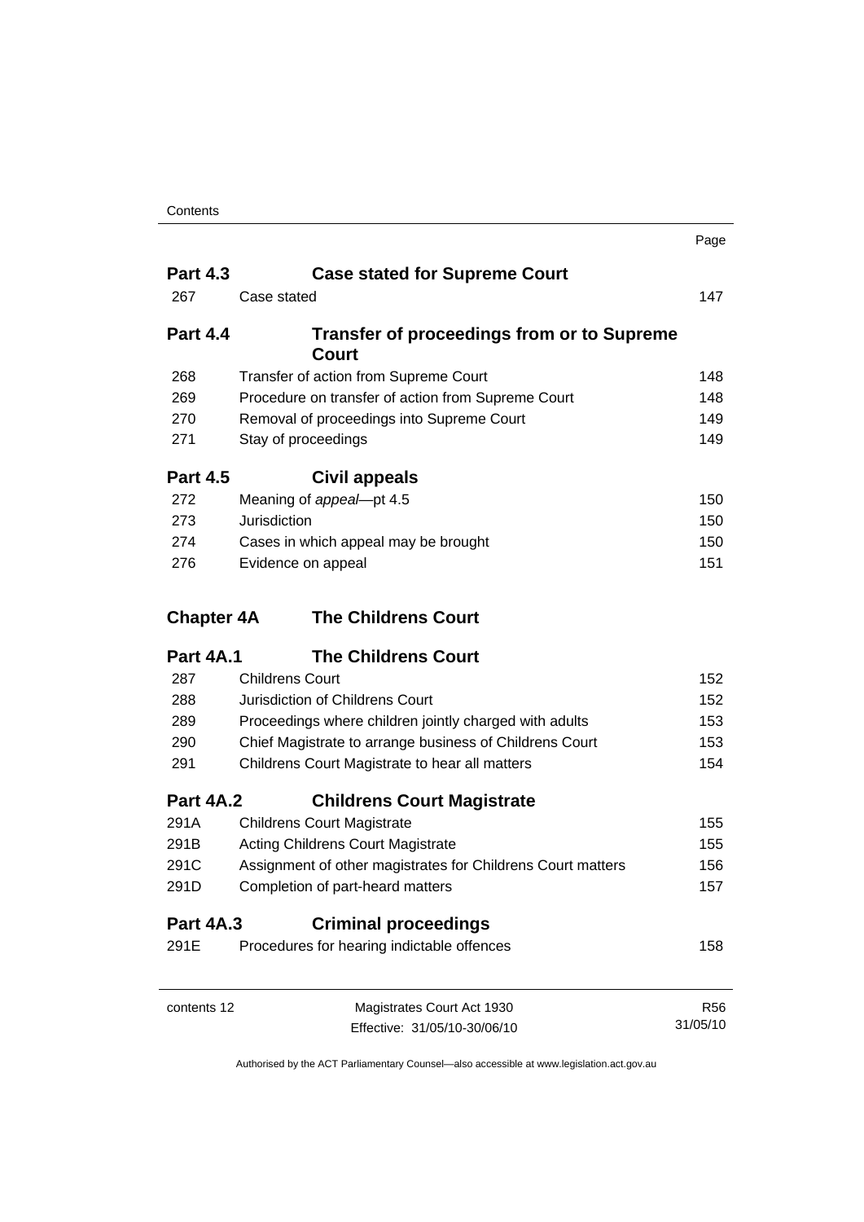| | | Page |
|---|---|---|
| **Part 4.3** | **Case stated for Supreme Court** | |
| 267 | Case stated | 147 |
| **Part 4.4** | **Transfer of proceedings from or to Supreme Court** | |
| 268 | Transfer of action from Supreme Court | 148 |
| 269 | Procedure on transfer of action from Supreme Court | 148 |
| 270 | Removal of proceedings into Supreme Court | 149 |
| 271 | Stay of proceedings | 149 |
| **Part 4.5** | **Civil appeals** | |
| 272 | Meaning of *appeal*—pt 4.5 | 150 |
| 273 | Jurisdiction | 150 |
| 274 | Cases in which appeal may be brought | 150 |
| 276 | Evidence on appeal | 151 |
| **Chapter 4A** | **The Childrens Court** | |
| **Part 4A.1** | **The Childrens Court** | |
| 287 | Childrens Court | 152 |
| 288 | Jurisdiction of Childrens Court | 152 |
| 289 | Proceedings where children jointly charged with adults | 153 |
| 290 | Chief Magistrate to arrange business of Childrens Court | 153 |
| 291 | Childrens Court Magistrate to hear all matters | 154 |
| **Part 4A.2** | **Childrens Court Magistrate** | |
| 291A | Childrens Court Magistrate | 155 |
| 291B | Acting Childrens Court Magistrate | 155 |
| 291C | Assignment of other magistrates for Childrens Court matters | 156 |
| 291D | Completion of part-heard matters | 157 |
| **Part 4A.3** | **Criminal proceedings** | |
| 291E | Procedures for hearing indictable offences | 158 |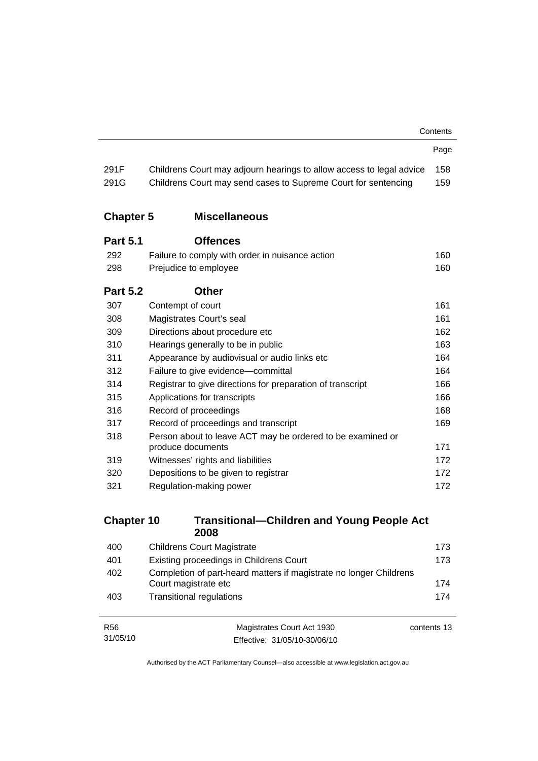| | | Page |
|---|---|---|
| 291F | Childrens Court may adjourn hearings to allow access to legal advice | 158 |
| 291G | Childrens Court may send cases to Supreme Court for sentencing | 159 |

## Chapter 5 Miscellaneous

### Part 5.1 Offences

| | | |
|---|---|---|
| 292 | Failure to comply with order in nuisance action | 160 |
| 298 | Prejudice to employee | 160 |

### Part 5.2 Other

| | | |
|---|---|---|
| 307 | Contempt of court | 161 |
| 308 | Magistrates Court's seal | 161 |
| 309 | Directions about procedure etc | 162 |
| 310 | Hearings generally to be in public | 163 |
| 311 | Appearance by audiovisual or audio links etc | 164 |
| 312 | Failure to give evidence—committal | 164 |
| 314 | Registrar to give directions for preparation of transcript | 166 |
| 315 | Applications for transcripts | 166 |
| 316 | Record of proceedings | 168 |
| 317 | Record of proceedings and transcript | 169 |
| 318 | Person about to leave ACT may be ordered to be examined or produce documents | 171 |
| 319 | Witnesses' rights and liabilities | 172 |
| 320 | Depositions to be given to registrar | 172 |
| 321 | Regulation-making power | 172 |

## Chapter 10 Transitional—Children and Young People Act 2008

| | | |
|---|---|---|
| 400 | Childrens Court Magistrate | 173 |
| 401 | Existing proceedings in Childrens Court | 173 |
| 402 | Completion of part-heard matters if magistrate no longer Childrens Court magistrate etc | 174 |
| 403 | Transitional regulations | 174 |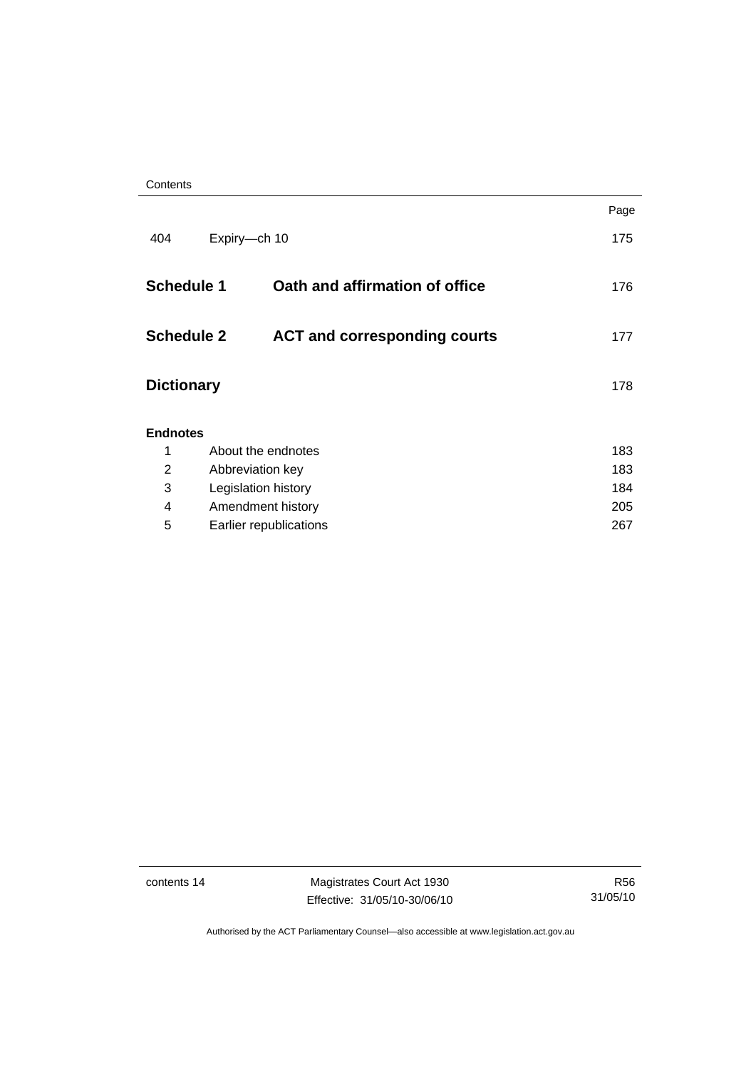| | | Page |
|---|---|---|
| 404 | Expiry—ch 10 | 175 |
| **Schedule 1** | **Oath and affirmation of office** | 176 |
| **Schedule 2** | **ACT and corresponding courts** | 177 |
| **Dictionary** | | 178 |

**Endnotes**

| | | |
|---|---|---|
| 1 | About the endnotes | 183 |
| 2 | Abbreviation key | 183 |
| 3 | Legislation history | 184 |
| 4 | Amendment history | 205 |
| 5 | Earlier republications | 267 |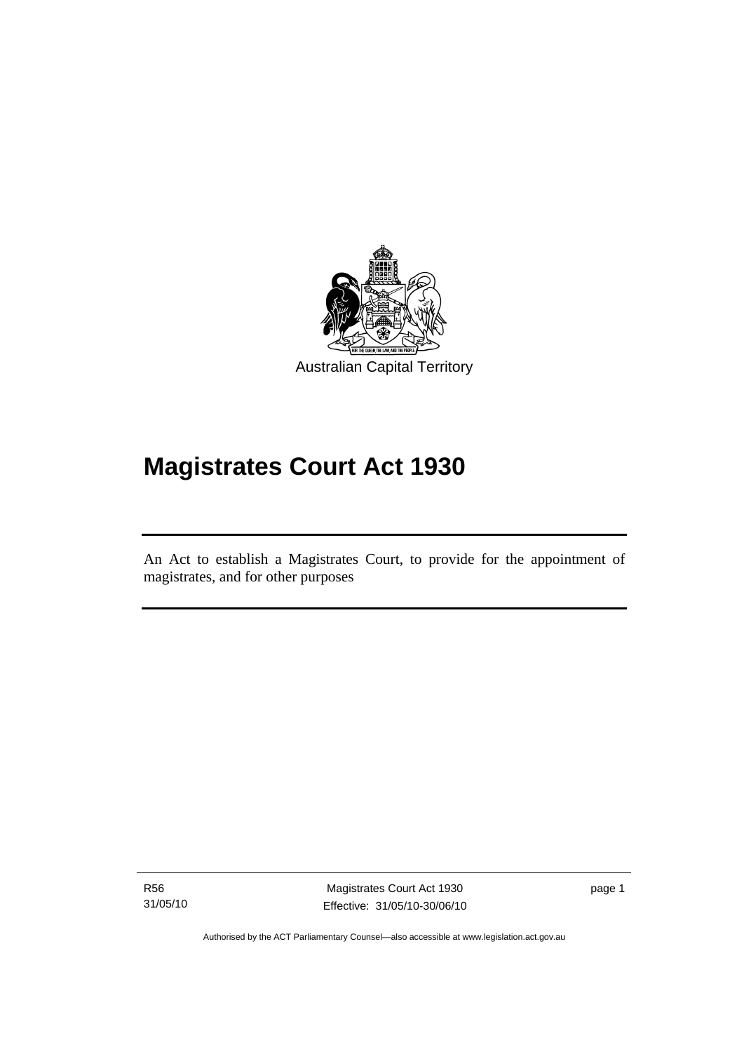Australian Capital Territory

# Magistrates Court Act 1930

An Act to establish a Magistrates Court, to provide for the appointment of magistrates, and for other purposes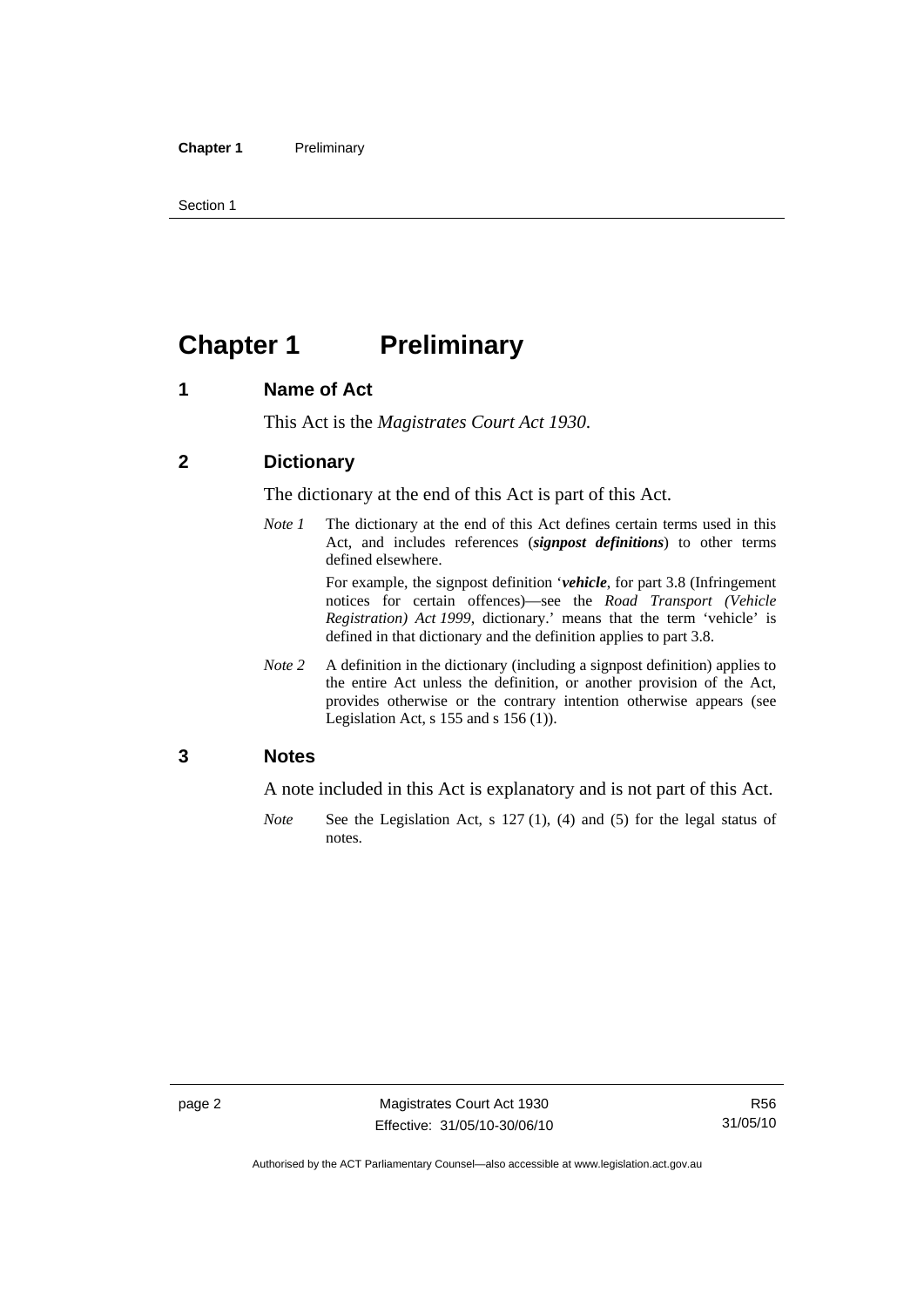# Chapter 1 Preliminary

## 1 Name of Act

This Act is the *Magistrates Court Act 1930*.

## 2 Dictionary

The dictionary at the end of this Act is part of this Act.

*Note 1* The dictionary at the end of this Act defines certain terms used in this Act, and includes references (***signpost definitions***) to other terms defined elsewhere.

For example, the signpost definition '***vehicle***, for part 3.8 (Infringement notices for certain offences)—see the *Road Transport (Vehicle Registration) Act 1999*, dictionary.' means that the term 'vehicle' is defined in that dictionary and the definition applies to part 3.8.

*Note 2* A definition in the dictionary (including a signpost definition) applies to the entire Act unless the definition, or another provision of the Act, provides otherwise or the contrary intention otherwise appears (see Legislation Act, s 155 and s 156 (1)).

## 3 Notes

A note included in this Act is explanatory and is not part of this Act.

*Note* See the Legislation Act, s 127 (1), (4) and (5) for the legal status of notes.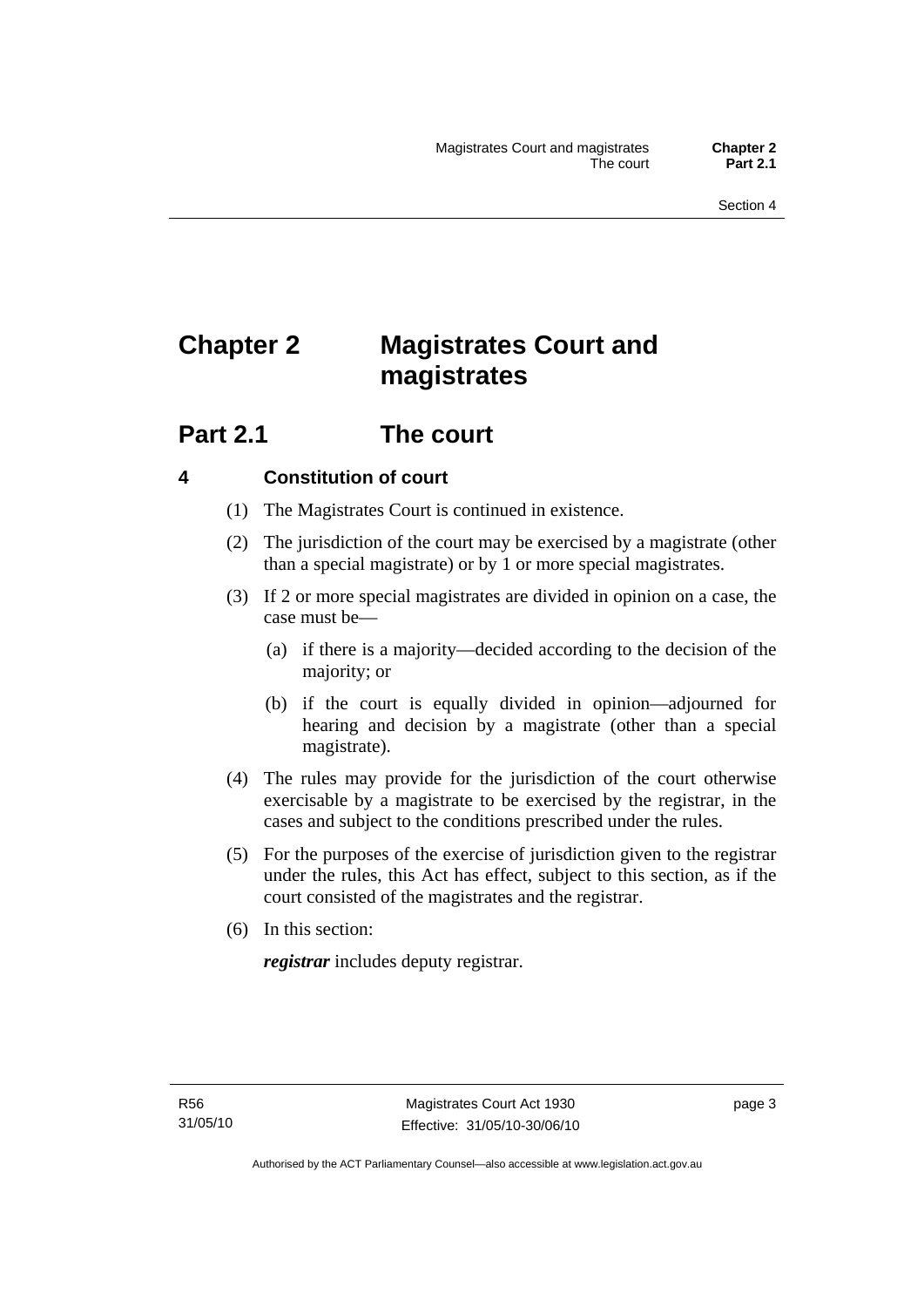# Chapter 2 Magistrates Court and magistrates

## Part 2.1 The court

### 4 Constitution of court

(1) The Magistrates Court is continued in existence.

(2) The jurisdiction of the court may be exercised by a magistrate (other than a special magistrate) or by 1 or more special magistrates.

(3) If 2 or more special magistrates are divided in opinion on a case, the case must be—

(a) if there is a majority—decided according to the decision of the majority; or

(b) if the court is equally divided in opinion—adjourned for hearing and decision by a magistrate (other than a special magistrate).

(4) The rules may provide for the jurisdiction of the court otherwise exercisable by a magistrate to be exercised by the registrar, in the cases and subject to the conditions prescribed under the rules.

(5) For the purposes of the exercise of jurisdiction given to the registrar under the rules, this Act has effect, subject to this section, as if the court consisted of the magistrates and the registrar.

(6) In this section:

***registrar*** includes deputy registrar.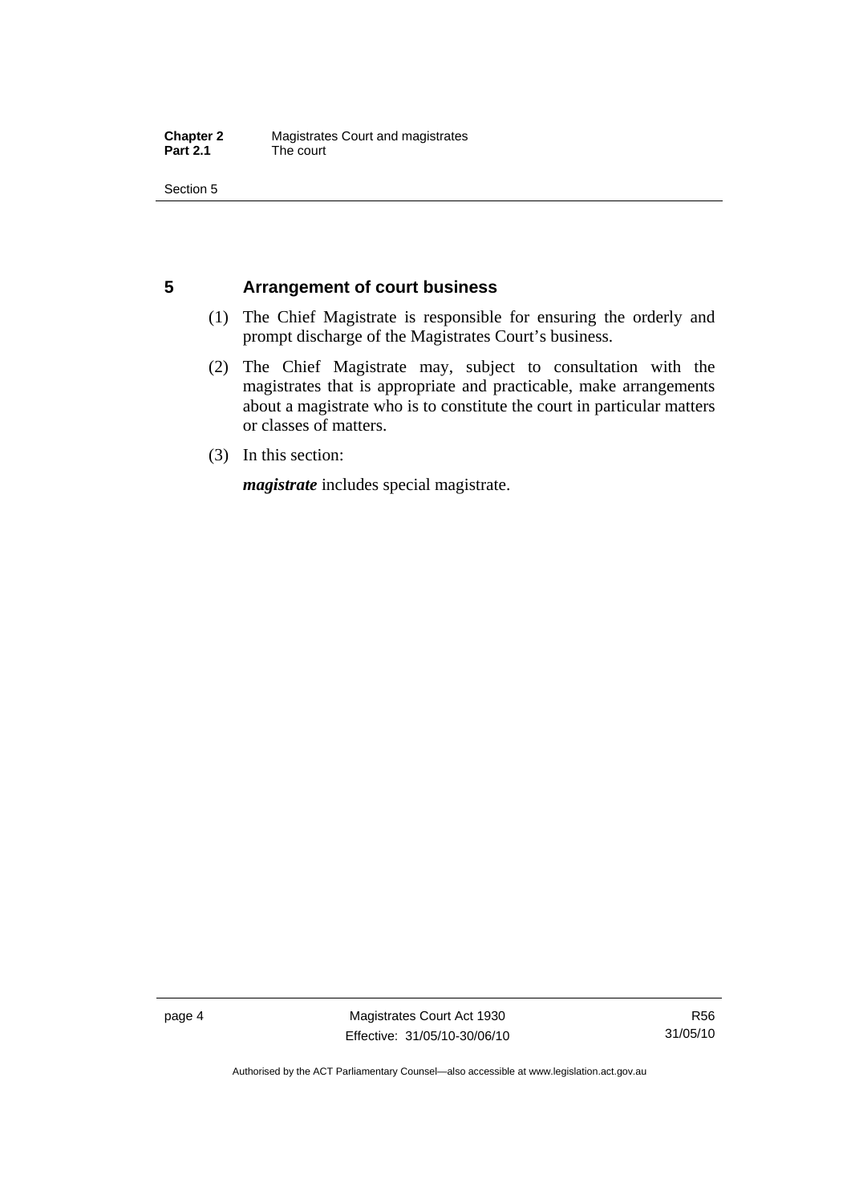## 5 Arrangement of court business

(1) The Chief Magistrate is responsible for ensuring the orderly and prompt discharge of the Magistrates Court's business.

(2) The Chief Magistrate may, subject to consultation with the magistrates that is appropriate and practicable, make arrangements about a magistrate who is to constitute the court in particular matters or classes of matters.

(3) In this section:

***magistrate*** includes special magistrate.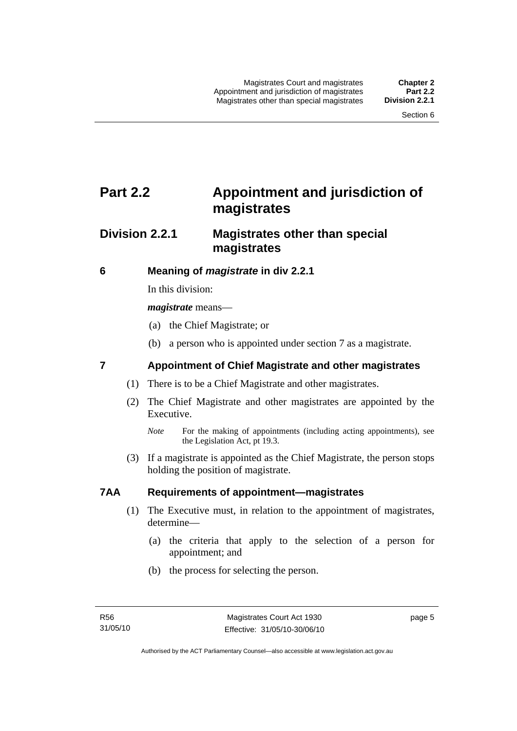# Part 2.2 Appointment and jurisdiction of magistrates

## Division 2.2.1 Magistrates other than special magistrates

### 6 Meaning of *magistrate* in div 2.2.1

In this division:

***magistrate*** means—

(a) the Chief Magistrate; or

(b) a person who is appointed under section 7 as a magistrate.

### 7 Appointment of Chief Magistrate and other magistrates

(1) There is to be a Chief Magistrate and other magistrates.

(2) The Chief Magistrate and other magistrates are appointed by the Executive.

*Note* For the making of appointments (including acting appointments), see the Legislation Act, pt 19.3.

(3) If a magistrate is appointed as the Chief Magistrate, the person stops holding the position of magistrate.

### 7AA Requirements of appointment—magistrates

(1) The Executive must, in relation to the appointment of magistrates, determine—

(a) the criteria that apply to the selection of a person for appointment; and

(b) the process for selecting the person.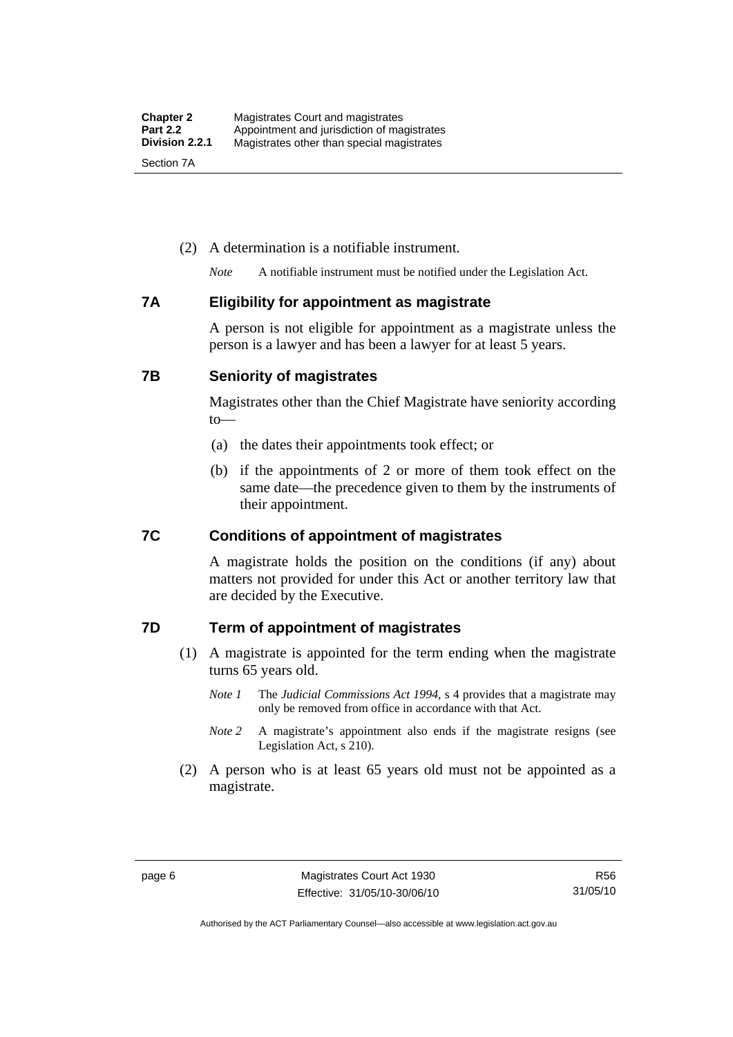(2) A determination is a notifiable instrument.

*Note* A notifiable instrument must be notified under the Legislation Act.

## 7A Eligibility for appointment as magistrate

A person is not eligible for appointment as a magistrate unless the person is a lawyer and has been a lawyer for at least 5 years.

## 7B Seniority of magistrates

Magistrates other than the Chief Magistrate have seniority according to—

(a) the dates their appointments took effect; or

(b) if the appointments of 2 or more of them took effect on the same date—the precedence given to them by the instruments of their appointment.

## 7C Conditions of appointment of magistrates

A magistrate holds the position on the conditions (if any) about matters not provided for under this Act or another territory law that are decided by the Executive.

## 7D Term of appointment of magistrates

(1) A magistrate is appointed for the term ending when the magistrate turns 65 years old.

*Note 1* The *Judicial Commissions Act 1994*, s 4 provides that a magistrate may only be removed from office in accordance with that Act.

*Note 2* A magistrate's appointment also ends if the magistrate resigns (see Legislation Act, s 210).

(2) A person who is at least 65 years old must not be appointed as a magistrate.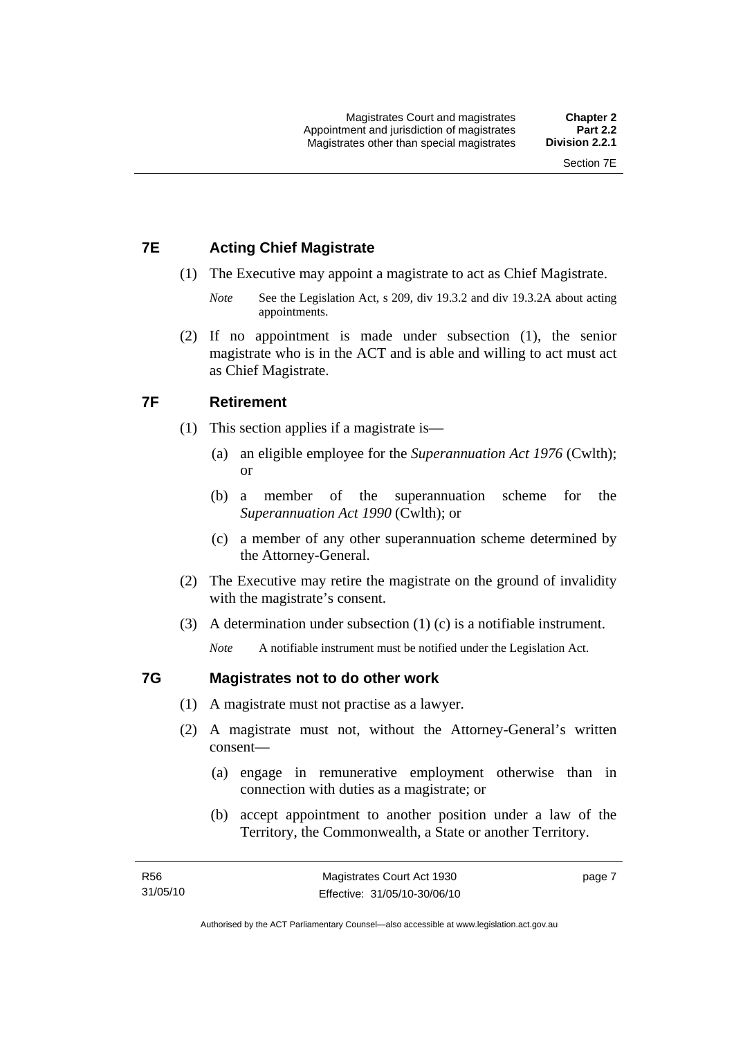## 7E Acting Chief Magistrate

(1) The Executive may appoint a magistrate to act as Chief Magistrate.

*Note* See the Legislation Act, s 209, div 19.3.2 and div 19.3.2A about acting appointments.

(2) If no appointment is made under subsection (1), the senior magistrate who is in the ACT and is able and willing to act must act as Chief Magistrate.

## 7F Retirement

(1) This section applies if a magistrate is—

(a) an eligible employee for the *Superannuation Act 1976* (Cwlth); or

(b) a member of the superannuation scheme for the *Superannuation Act 1990* (Cwlth); or

(c) a member of any other superannuation scheme determined by the Attorney-General.

(2) The Executive may retire the magistrate on the ground of invalidity with the magistrate's consent.

(3) A determination under subsection (1) (c) is a notifiable instrument.

*Note* A notifiable instrument must be notified under the Legislation Act.

## 7G Magistrates not to do other work

(1) A magistrate must not practise as a lawyer.

(2) A magistrate must not, without the Attorney-General's written consent—

(a) engage in remunerative employment otherwise than in connection with duties as a magistrate; or

(b) accept appointment to another position under a law of the Territory, the Commonwealth, a State or another Territory.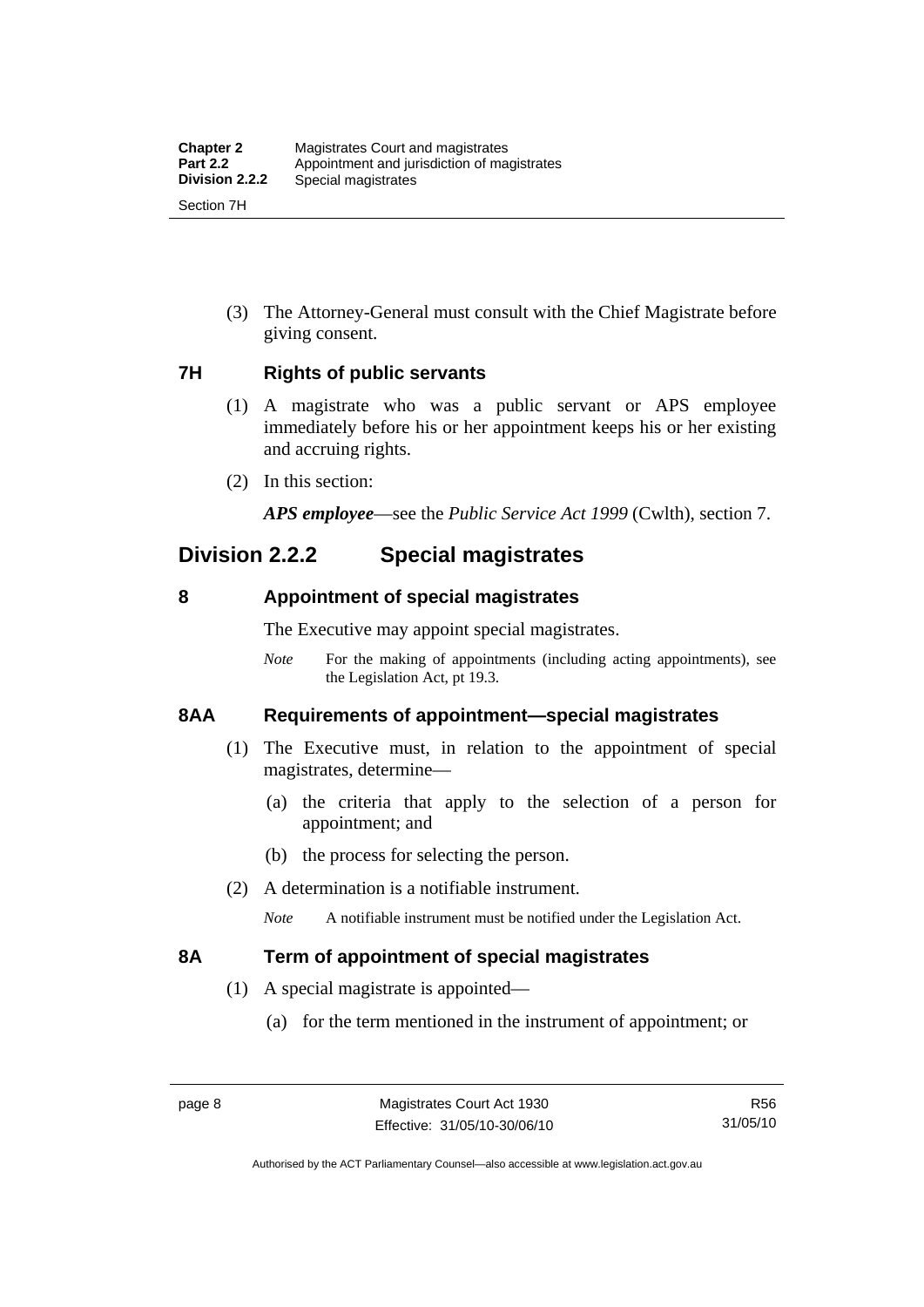(3) The Attorney-General must consult with the Chief Magistrate before giving consent.

### 7H Rights of public servants

(1) A magistrate who was a public servant or APS employee immediately before his or her appointment keeps his or her existing and accruing rights.

(2) In this section:

***APS employee***—see the *Public Service Act 1999* (Cwlth), section 7.

## Division 2.2.2 Special magistrates

### 8 Appointment of special magistrates

The Executive may appoint special magistrates.

*Note* For the making of appointments (including acting appointments), see the Legislation Act, pt 19.3.

### 8AA Requirements of appointment—special magistrates

(1) The Executive must, in relation to the appointment of special magistrates, determine—

(a) the criteria that apply to the selection of a person for appointment; and

(b) the process for selecting the person.

(2) A determination is a notifiable instrument.

*Note* A notifiable instrument must be notified under the Legislation Act.

### 8A Term of appointment of special magistrates

(1) A special magistrate is appointed—

(a) for the term mentioned in the instrument of appointment; or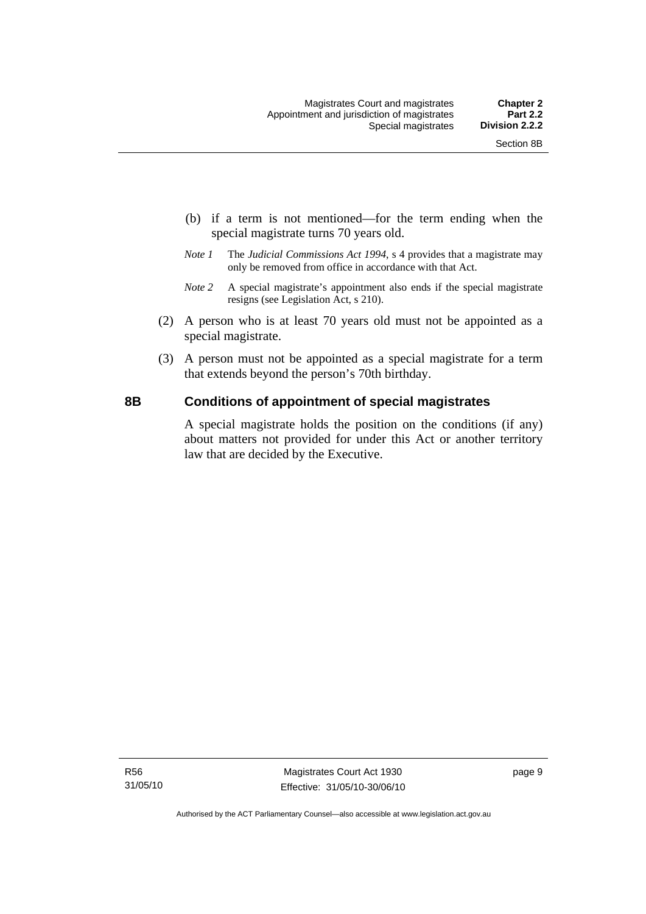(b) if a term is not mentioned—for the term ending when the special magistrate turns 70 years old.

*Note 1* The *Judicial Commissions Act 1994*, s 4 provides that a magistrate may only be removed from office in accordance with that Act.

*Note 2* A special magistrate's appointment also ends if the special magistrate resigns (see Legislation Act, s 210).

(2) A person who is at least 70 years old must not be appointed as a special magistrate.

(3) A person must not be appointed as a special magistrate for a term that extends beyond the person's 70th birthday.

### 8B Conditions of appointment of special magistrates

A special magistrate holds the position on the conditions (if any) about matters not provided for under this Act or another territory law that are decided by the Executive.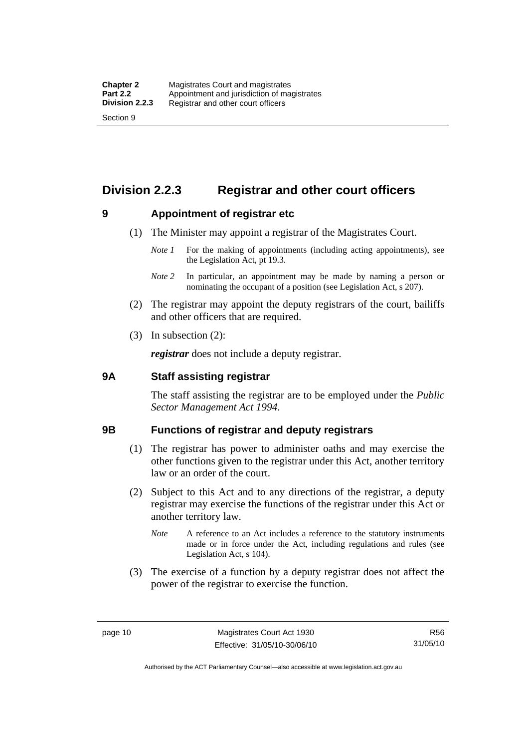## Division 2.2.3 Registrar and other court officers

### 9 Appointment of registrar etc

(1) The Minister may appoint a registrar of the Magistrates Court.

*Note 1* For the making of appointments (including acting appointments), see the Legislation Act, pt 19.3.

*Note 2* In particular, an appointment may be made by naming a person or nominating the occupant of a position (see Legislation Act, s 207).

(2) The registrar may appoint the deputy registrars of the court, bailiffs and other officers that are required.

(3) In subsection (2):

***registrar*** does not include a deputy registrar.

### 9A Staff assisting registrar

The staff assisting the registrar are to be employed under the *Public Sector Management Act 1994*.

### 9B Functions of registrar and deputy registrars

(1) The registrar has power to administer oaths and may exercise the other functions given to the registrar under this Act, another territory law or an order of the court.

(2) Subject to this Act and to any directions of the registrar, a deputy registrar may exercise the functions of the registrar under this Act or another territory law.

*Note* A reference to an Act includes a reference to the statutory instruments made or in force under the Act, including regulations and rules (see Legislation Act, s 104).

(3) The exercise of a function by a deputy registrar does not affect the power of the registrar to exercise the function.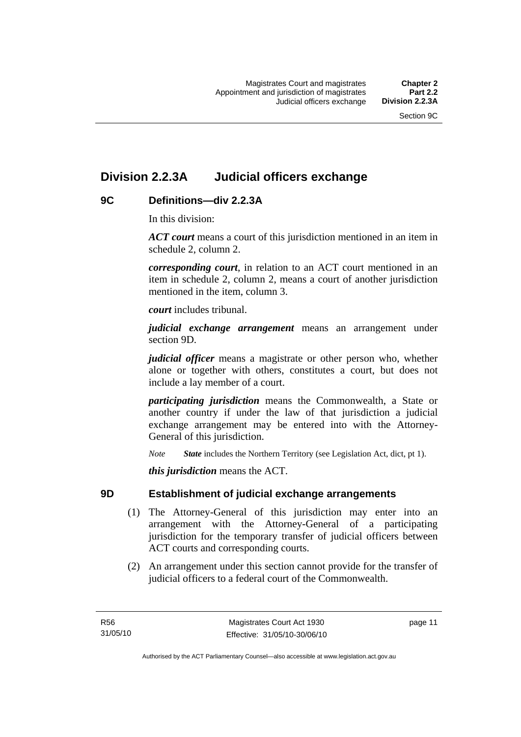## Division 2.2.3A Judicial officers exchange

### 9C Definitions—div 2.2.3A

In this division:

***ACT court*** means a court of this jurisdiction mentioned in an item in schedule 2, column 2.

***corresponding court***, in relation to an ACT court mentioned in an item in schedule 2, column 2, means a court of another jurisdiction mentioned in the item, column 3.

***court*** includes tribunal.

***judicial exchange arrangement*** means an arrangement under section 9D.

***judicial officer*** means a magistrate or other person who, whether alone or together with others, constitutes a court, but does not include a lay member of a court.

***participating jurisdiction*** means the Commonwealth, a State or another country if under the law of that jurisdiction a judicial exchange arrangement may be entered into with the Attorney-General of this jurisdiction.

*Note* ***State*** includes the Northern Territory (see Legislation Act, dict, pt 1).

***this jurisdiction*** means the ACT.

### 9D Establishment of judicial exchange arrangements

(1) The Attorney-General of this jurisdiction may enter into an arrangement with the Attorney-General of a participating jurisdiction for the temporary transfer of judicial officers between ACT courts and corresponding courts.

(2) An arrangement under this section cannot provide for the transfer of judicial officers to a federal court of the Commonwealth.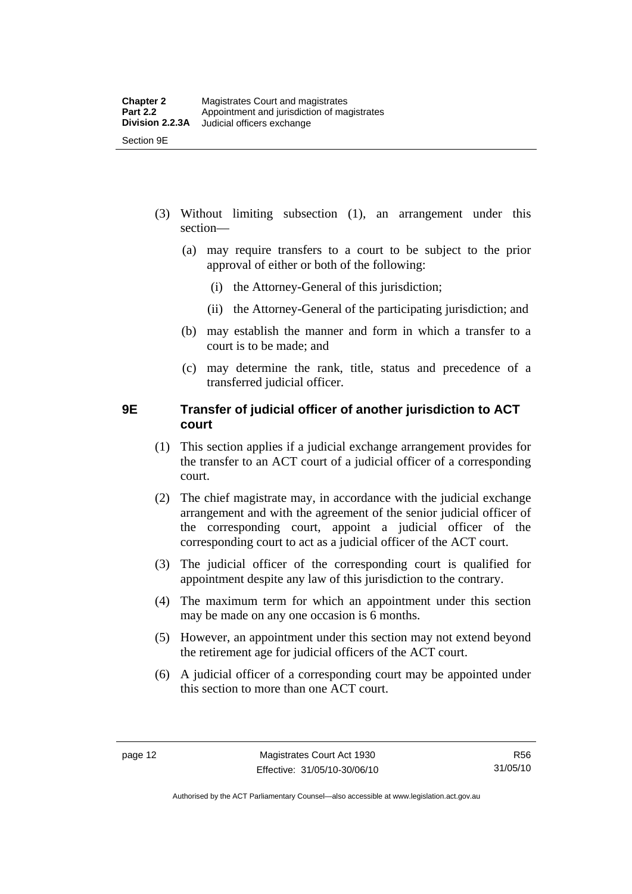(3) Without limiting subsection (1), an arrangement under this section—

   (a) may require transfers to a court to be subject to the prior approval of either or both of the following:

      (i) the Attorney-General of this jurisdiction;

      (ii) the Attorney-General of the participating jurisdiction; and

   (b) may establish the manner and form in which a transfer to a court is to be made; and

   (c) may determine the rank, title, status and precedence of a transferred judicial officer.

### 9E Transfer of judicial officer of another jurisdiction to ACT court

(1) This section applies if a judicial exchange arrangement provides for the transfer to an ACT court of a judicial officer of a corresponding court.

(2) The chief magistrate may, in accordance with the judicial exchange arrangement and with the agreement of the senior judicial officer of the corresponding court, appoint a judicial officer of the corresponding court to act as a judicial officer of the ACT court.

(3) The judicial officer of the corresponding court is qualified for appointment despite any law of this jurisdiction to the contrary.

(4) The maximum term for which an appointment under this section may be made on any one occasion is 6 months.

(5) However, an appointment under this section may not extend beyond the retirement age for judicial officers of the ACT court.

(6) A judicial officer of a corresponding court may be appointed under this section to more than one ACT court.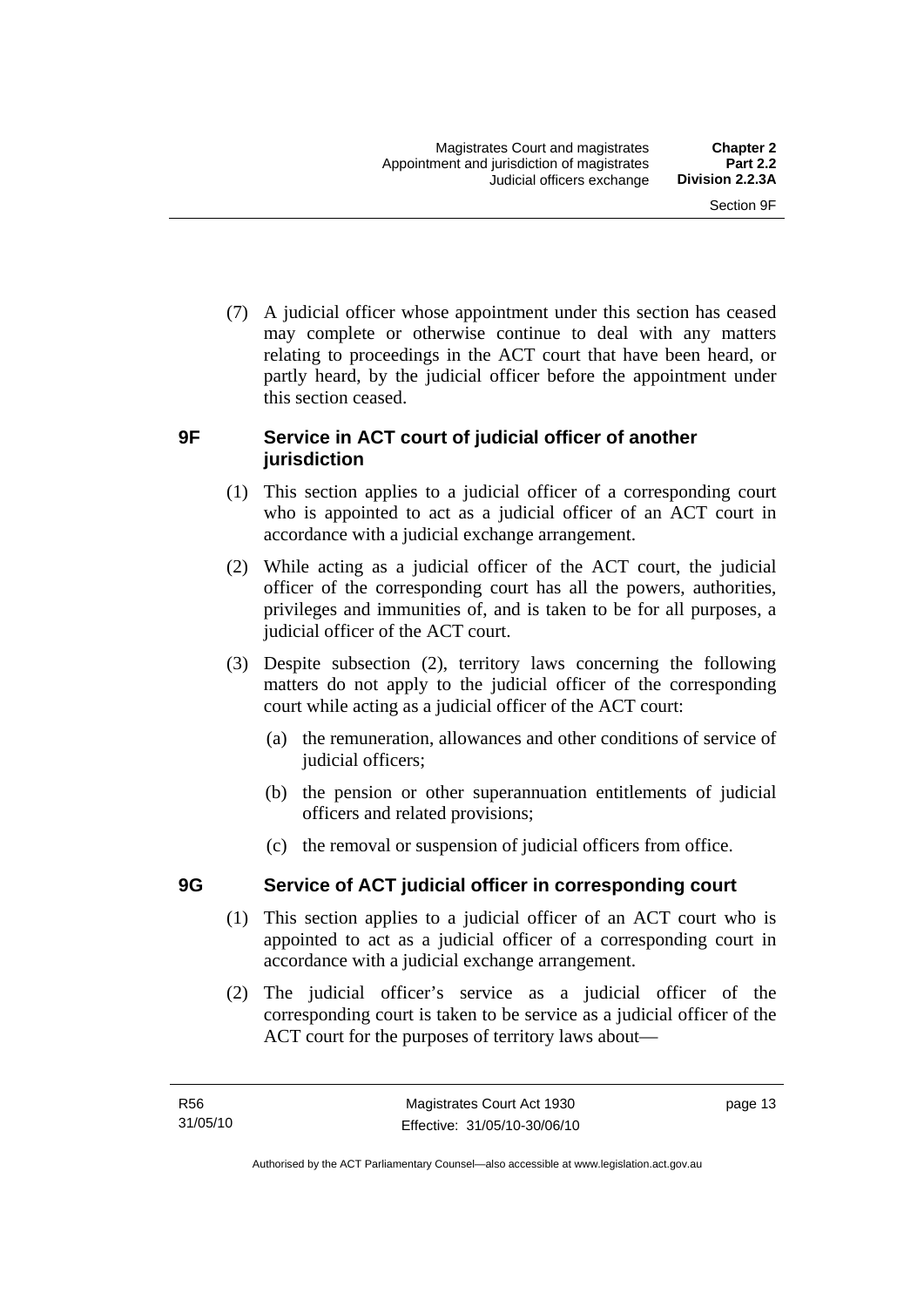(7) A judicial officer whose appointment under this section has ceased may complete or otherwise continue to deal with any matters relating to proceedings in the ACT court that have been heard, or partly heard, by the judicial officer before the appointment under this section ceased.

### 9F Service in ACT court of judicial officer of another jurisdiction

(1) This section applies to a judicial officer of a corresponding court who is appointed to act as a judicial officer of an ACT court in accordance with a judicial exchange arrangement.

(2) While acting as a judicial officer of the ACT court, the judicial officer of the corresponding court has all the powers, authorities, privileges and immunities of, and is taken to be for all purposes, a judicial officer of the ACT court.

(3) Despite subsection (2), territory laws concerning the following matters do not apply to the judicial officer of the corresponding court while acting as a judicial officer of the ACT court:

(a) the remuneration, allowances and other conditions of service of judicial officers;

(b) the pension or other superannuation entitlements of judicial officers and related provisions;

(c) the removal or suspension of judicial officers from office.

### 9G Service of ACT judicial officer in corresponding court

(1) This section applies to a judicial officer of an ACT court who is appointed to act as a judicial officer of a corresponding court in accordance with a judicial exchange arrangement.

(2) The judicial officer's service as a judicial officer of the corresponding court is taken to be service as a judicial officer of the ACT court for the purposes of territory laws about—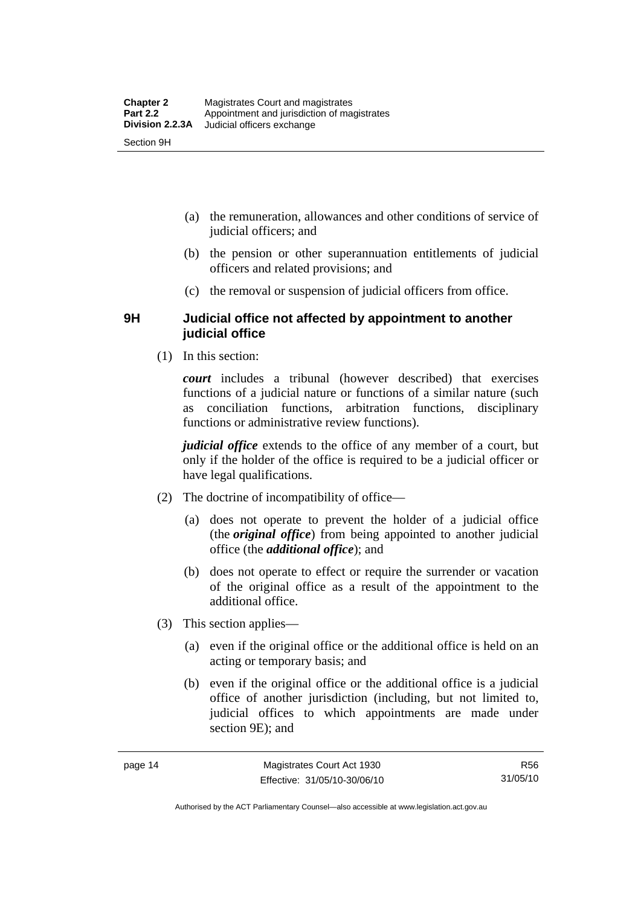(a) the remuneration, allowances and other conditions of service of judicial officers; and

(b) the pension or other superannuation entitlements of judicial officers and related provisions; and

(c) the removal or suspension of judicial officers from office.

### 9H Judicial office not affected by appointment to another judicial office

(1) In this section:

***court*** includes a tribunal (however described) that exercises functions of a judicial nature or functions of a similar nature (such as conciliation functions, arbitration functions, disciplinary functions or administrative review functions).

***judicial office*** extends to the office of any member of a court, but only if the holder of the office is required to be a judicial officer or have legal qualifications.

(2) The doctrine of incompatibility of office—

(a) does not operate to prevent the holder of a judicial office (the ***original office***) from being appointed to another judicial office (the ***additional office***); and

(b) does not operate to effect or require the surrender or vacation of the original office as a result of the appointment to the additional office.

(3) This section applies—

(a) even if the original office or the additional office is held on an acting or temporary basis; and

(b) even if the original office or the additional office is a judicial office of another jurisdiction (including, but not limited to, judicial offices to which appointments are made under section 9E); and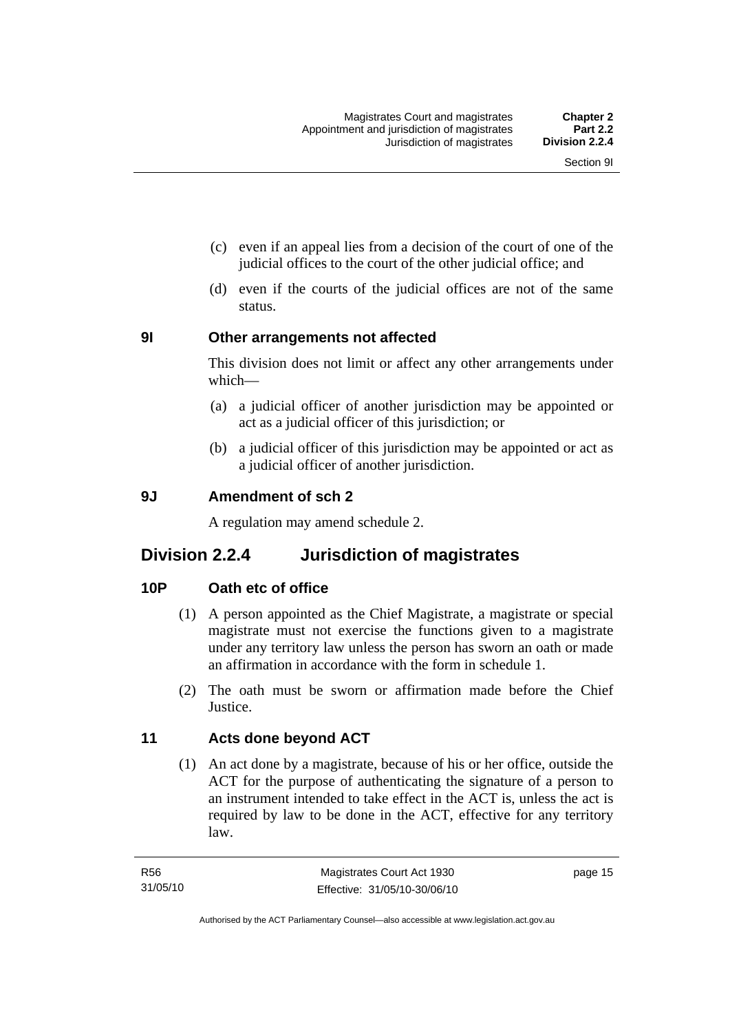(c) even if an appeal lies from a decision of the court of one of the judicial offices to the court of the other judicial office; and

(d) even if the courts of the judicial offices are not of the same status.

### 9I Other arrangements not affected

This division does not limit or affect any other arrangements under which—

(a) a judicial officer of another jurisdiction may be appointed or act as a judicial officer of this jurisdiction; or

(b) a judicial officer of this jurisdiction may be appointed or act as a judicial officer of another jurisdiction.

### 9J Amendment of sch 2

A regulation may amend schedule 2.

## Division 2.2.4 Jurisdiction of magistrates

### 10P Oath etc of office

(1) A person appointed as the Chief Magistrate, a magistrate or special magistrate must not exercise the functions given to a magistrate under any territory law unless the person has sworn an oath or made an affirmation in accordance with the form in schedule 1.

(2) The oath must be sworn or affirmation made before the Chief Justice.

### 11 Acts done beyond ACT

(1) An act done by a magistrate, because of his or her office, outside the ACT for the purpose of authenticating the signature of a person to an instrument intended to take effect in the ACT is, unless the act is required by law to be done in the ACT, effective for any territory law.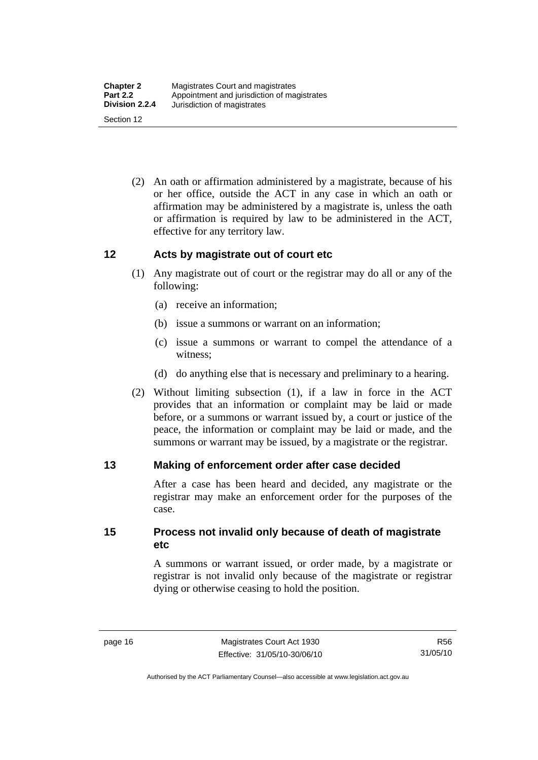(2) An oath or affirmation administered by a magistrate, because of his or her office, outside the ACT in any case in which an oath or affirmation may be administered by a magistrate is, unless the oath or affirmation is required by law to be administered in the ACT, effective for any territory law.

## 12 Acts by magistrate out of court etc

(1) Any magistrate out of court or the registrar may do all or any of the following:

(a) receive an information;

(b) issue a summons or warrant on an information;

(c) issue a summons or warrant to compel the attendance of a witness;

(d) do anything else that is necessary and preliminary to a hearing.

(2) Without limiting subsection (1), if a law in force in the ACT provides that an information or complaint may be laid or made before, or a summons or warrant issued by, a court or justice of the peace, the information or complaint may be laid or made, and the summons or warrant may be issued, by a magistrate or the registrar.

## 13 Making of enforcement order after case decided

After a case has been heard and decided, any magistrate or the registrar may make an enforcement order for the purposes of the case.

## 15 Process not invalid only because of death of magistrate etc

A summons or warrant issued, or order made, by a magistrate or registrar is not invalid only because of the magistrate or registrar dying or otherwise ceasing to hold the position.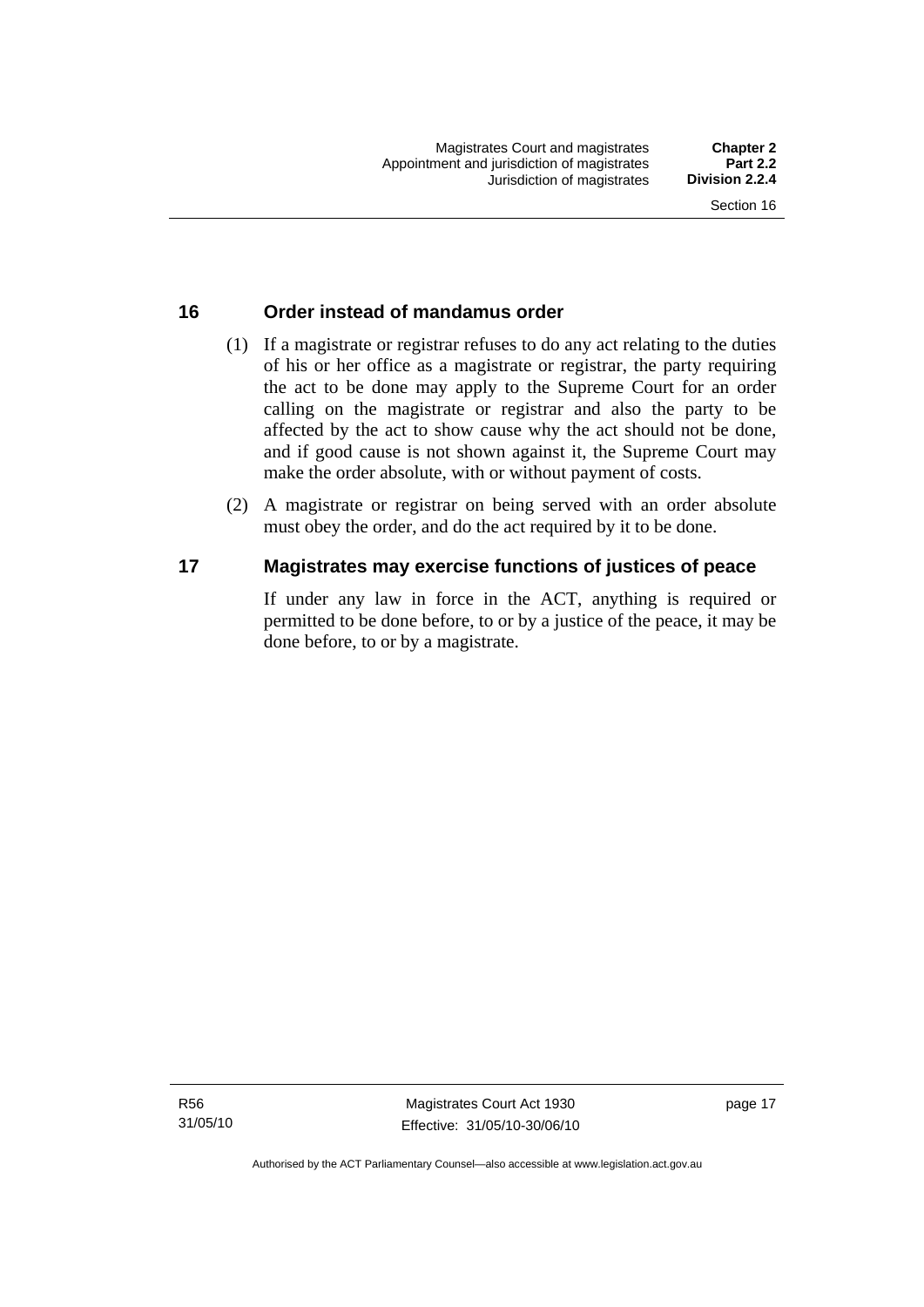## 16 Order instead of mandamus order

(1) If a magistrate or registrar refuses to do any act relating to the duties of his or her office as a magistrate or registrar, the party requiring the act to be done may apply to the Supreme Court for an order calling on the magistrate or registrar and also the party to be affected by the act to show cause why the act should not be done, and if good cause is not shown against it, the Supreme Court may make the order absolute, with or without payment of costs.

(2) A magistrate or registrar on being served with an order absolute must obey the order, and do the act required by it to be done.

## 17 Magistrates may exercise functions of justices of peace

If under any law in force in the ACT, anything is required or permitted to be done before, to or by a justice of the peace, it may be done before, to or by a magistrate.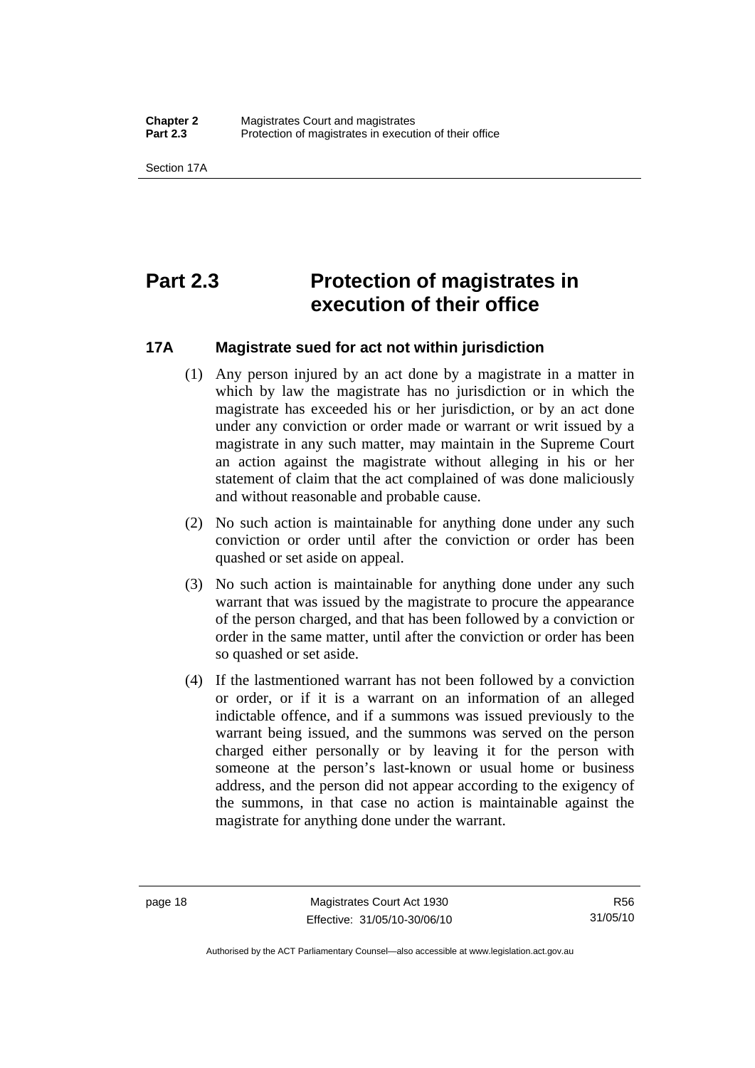# Part 2.3 Protection of magistrates in execution of their office

## 17A Magistrate sued for act not within jurisdiction

(1) Any person injured by an act done by a magistrate in a matter in which by law the magistrate has no jurisdiction or in which the magistrate has exceeded his or her jurisdiction, or by an act done under any conviction or order made or warrant or writ issued by a magistrate in any such matter, may maintain in the Supreme Court an action against the magistrate without alleging in his or her statement of claim that the act complained of was done maliciously and without reasonable and probable cause.

(2) No such action is maintainable for anything done under any such conviction or order until after the conviction or order has been quashed or set aside on appeal.

(3) No such action is maintainable for anything done under any such warrant that was issued by the magistrate to procure the appearance of the person charged, and that has been followed by a conviction or order in the same matter, until after the conviction or order has been so quashed or set aside.

(4) If the lastmentioned warrant has not been followed by a conviction or order, or if it is a warrant on an information of an alleged indictable offence, and if a summons was issued previously to the warrant being issued, and the summons was served on the person charged either personally or by leaving it for the person with someone at the person's last-known or usual home or business address, and the person did not appear according to the exigency of the summons, in that case no action is maintainable against the magistrate for anything done under the warrant.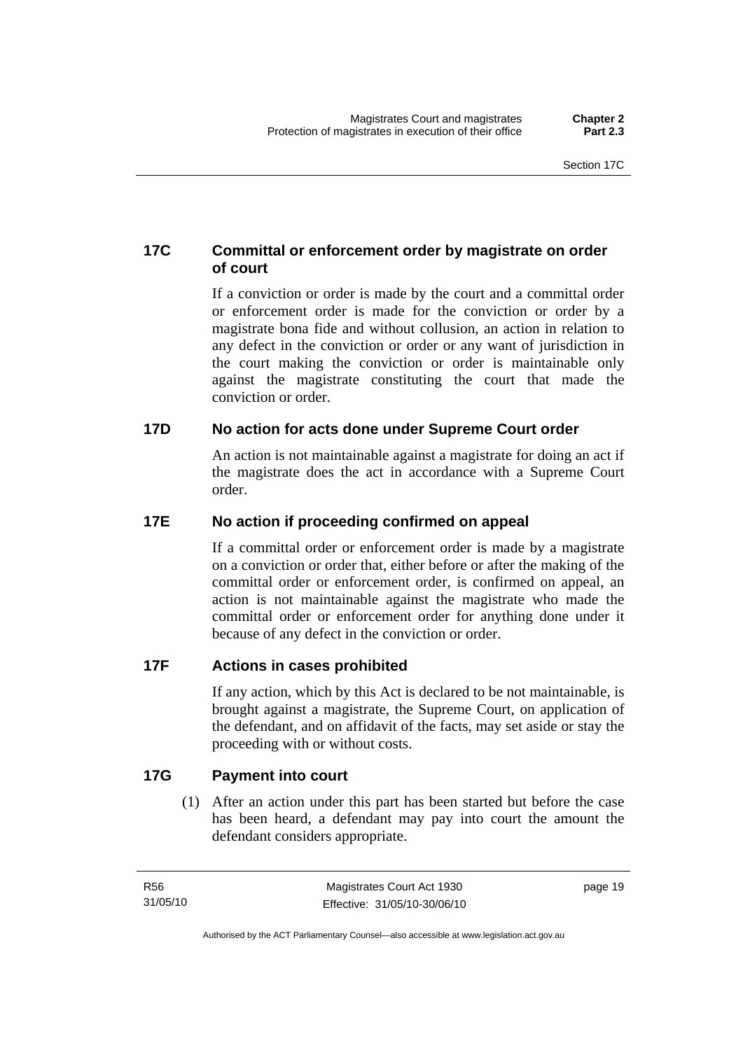### 17C Committal or enforcement order by magistrate on order of court

If a conviction or order is made by the court and a committal order or enforcement order is made for the conviction or order by a magistrate bona fide and without collusion, an action in relation to any defect in the conviction or order or any want of jurisdiction in the court making the conviction or order is maintainable only against the magistrate constituting the court that made the conviction or order.

### 17D No action for acts done under Supreme Court order

An action is not maintainable against a magistrate for doing an act if the magistrate does the act in accordance with a Supreme Court order.

### 17E No action if proceeding confirmed on appeal

If a committal order or enforcement order is made by a magistrate on a conviction or order that, either before or after the making of the committal order or enforcement order, is confirmed on appeal, an action is not maintainable against the magistrate who made the committal order or enforcement order for anything done under it because of any defect in the conviction or order.

### 17F Actions in cases prohibited

If any action, which by this Act is declared to be not maintainable, is brought against a magistrate, the Supreme Court, on application of the defendant, and on affidavit of the facts, may set aside or stay the proceeding with or without costs.

### 17G Payment into court

(1) After an action under this part has been started but before the case has been heard, a defendant may pay into court the amount the defendant considers appropriate.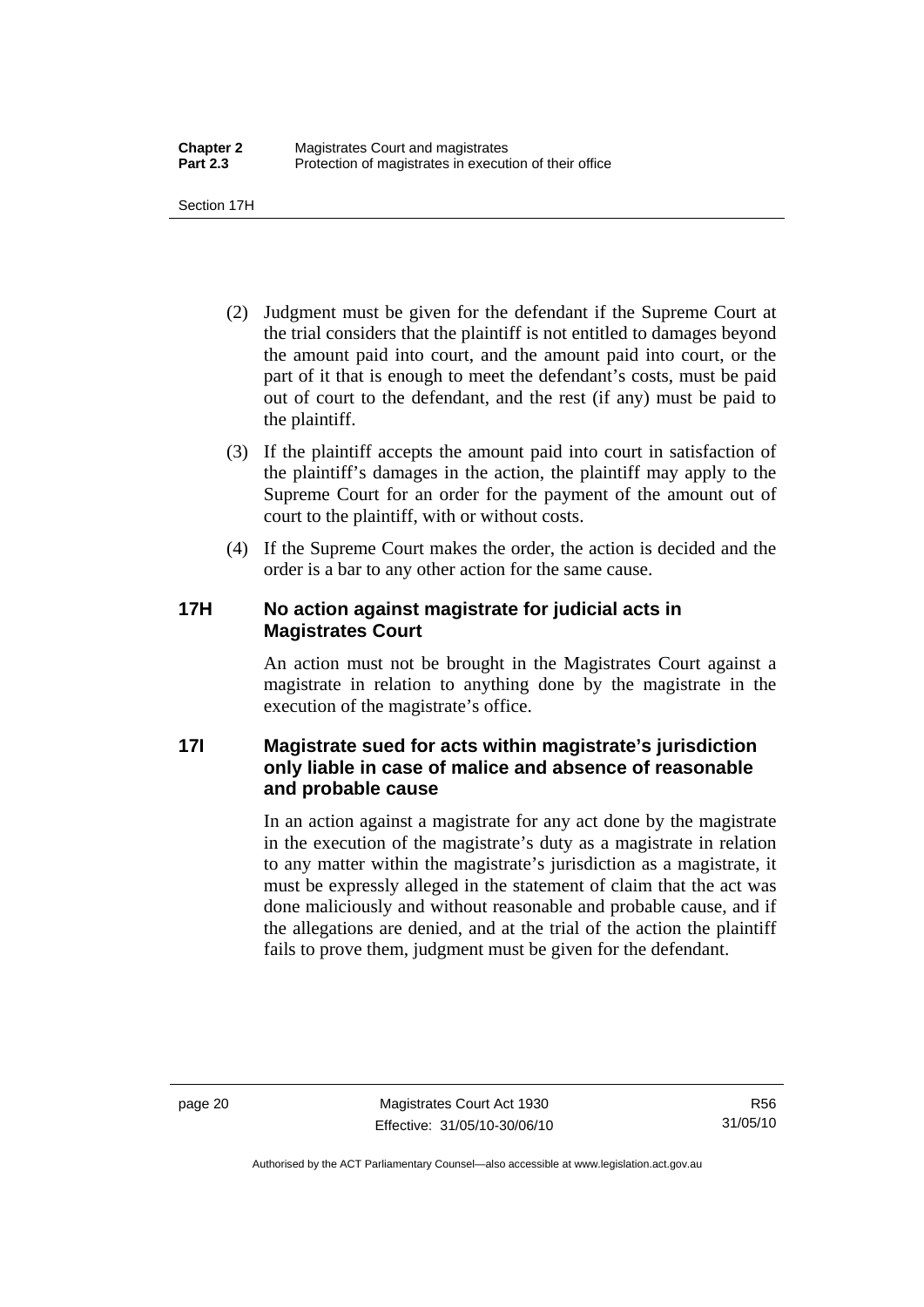(2) Judgment must be given for the defendant if the Supreme Court at the trial considers that the plaintiff is not entitled to damages beyond the amount paid into court, and the amount paid into court, or the part of it that is enough to meet the defendant's costs, must be paid out of court to the defendant, and the rest (if any) must be paid to the plaintiff.

(3) If the plaintiff accepts the amount paid into court in satisfaction of the plaintiff's damages in the action, the plaintiff may apply to the Supreme Court for an order for the payment of the amount out of court to the plaintiff, with or without costs.

(4) If the Supreme Court makes the order, the action is decided and the order is a bar to any other action for the same cause.

### 17H No action against magistrate for judicial acts in Magistrates Court

An action must not be brought in the Magistrates Court against a magistrate in relation to anything done by the magistrate in the execution of the magistrate's office.

### 17I Magistrate sued for acts within magistrate's jurisdiction only liable in case of malice and absence of reasonable and probable cause

In an action against a magistrate for any act done by the magistrate in the execution of the magistrate's duty as a magistrate in relation to any matter within the magistrate's jurisdiction as a magistrate, it must be expressly alleged in the statement of claim that the act was done maliciously and without reasonable and probable cause, and if the allegations are denied, and at the trial of the action the plaintiff fails to prove them, judgment must be given for the defendant.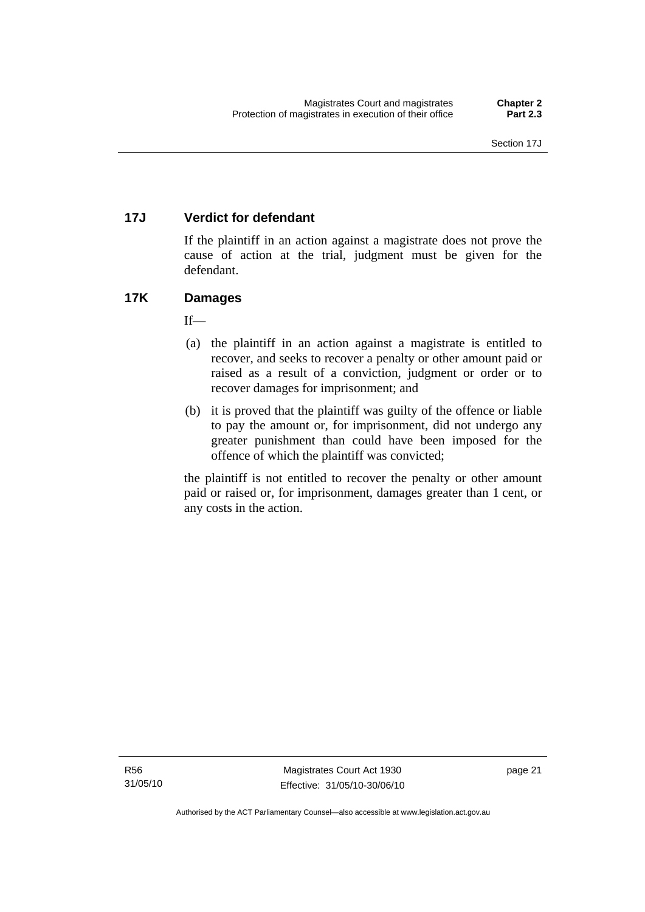### 17J Verdict for defendant

If the plaintiff in an action against a magistrate does not prove the cause of action at the trial, judgment must be given for the defendant.

### 17K Damages

If—

(a) the plaintiff in an action against a magistrate is entitled to recover, and seeks to recover a penalty or other amount paid or raised as a result of a conviction, judgment or order or to recover damages for imprisonment; and

(b) it is proved that the plaintiff was guilty of the offence or liable to pay the amount or, for imprisonment, did not undergo any greater punishment than could have been imposed for the offence of which the plaintiff was convicted;

the plaintiff is not entitled to recover the penalty or other amount paid or raised or, for imprisonment, damages greater than 1 cent, or any costs in the action.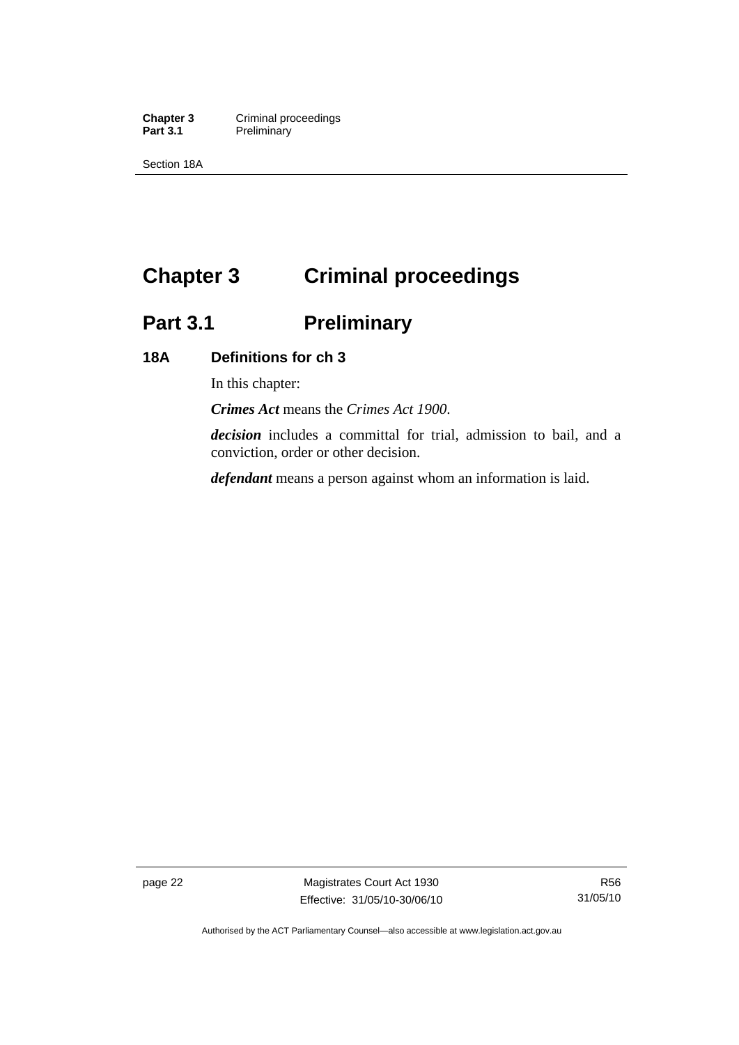# Chapter 3 Criminal proceedings

## Part 3.1 Preliminary

### 18A Definitions for ch 3

In this chapter:

***Crimes Act*** means the *Crimes Act 1900*.

***decision*** includes a committal for trial, admission to bail, and a conviction, order or other decision.

***defendant*** means a person against whom an information is laid.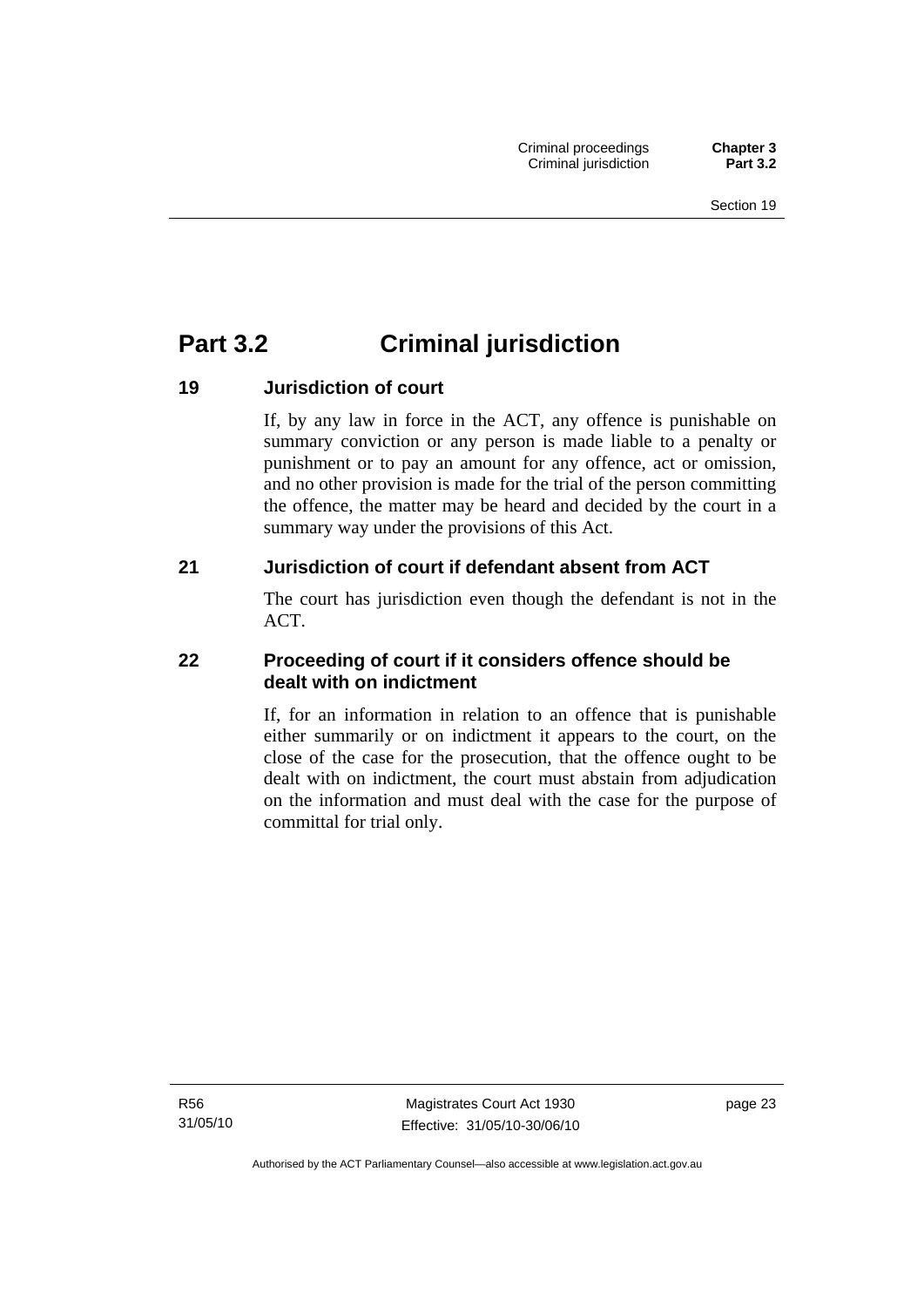# Part 3.2 Criminal jurisdiction

### 19 Jurisdiction of court

If, by any law in force in the ACT, any offence is punishable on summary conviction or any person is made liable to a penalty or punishment or to pay an amount for any offence, act or omission, and no other provision is made for the trial of the person committing the offence, the matter may be heard and decided by the court in a summary way under the provisions of this Act.

### 21 Jurisdiction of court if defendant absent from ACT

The court has jurisdiction even though the defendant is not in the ACT.

### 22 Proceeding of court if it considers offence should be dealt with on indictment

If, for an information in relation to an offence that is punishable either summarily or on indictment it appears to the court, on the close of the case for the prosecution, that the offence ought to be dealt with on indictment, the court must abstain from adjudication on the information and must deal with the case for the purpose of committal for trial only.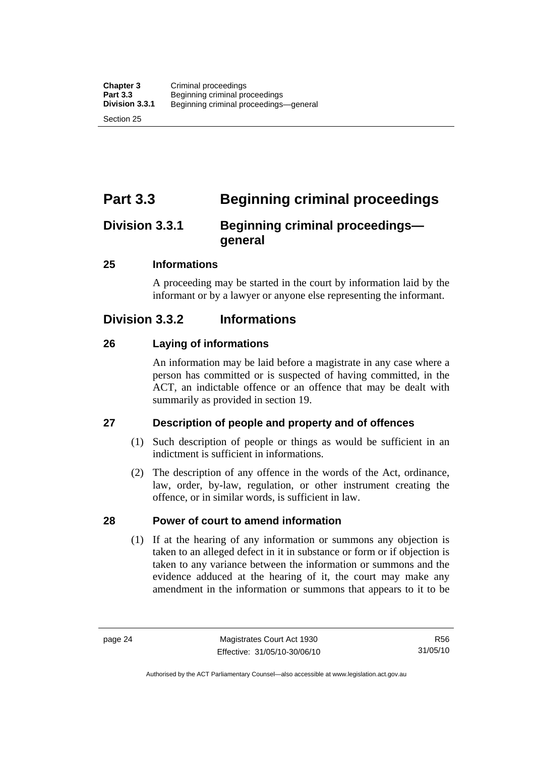# Part 3.3 Beginning criminal proceedings

## Division 3.3.1 Beginning criminal proceedings—general

### 25 Informations

A proceeding may be started in the court by information laid by the informant or by a lawyer or anyone else representing the informant.

## Division 3.3.2 Informations

### 26 Laying of informations

An information may be laid before a magistrate in any case where a person has committed or is suspected of having committed, in the ACT, an indictable offence or an offence that may be dealt with summarily as provided in section 19.

### 27 Description of people and property and of offences

(1) Such description of people or things as would be sufficient in an indictment is sufficient in informations.

(2) The description of any offence in the words of the Act, ordinance, law, order, by-law, regulation, or other instrument creating the offence, or in similar words, is sufficient in law.

### 28 Power of court to amend information

(1) If at the hearing of any information or summons any objection is taken to an alleged defect in it in substance or form or if objection is taken to any variance between the information or summons and the evidence adduced at the hearing of it, the court may make any amendment in the information or summons that appears to it to be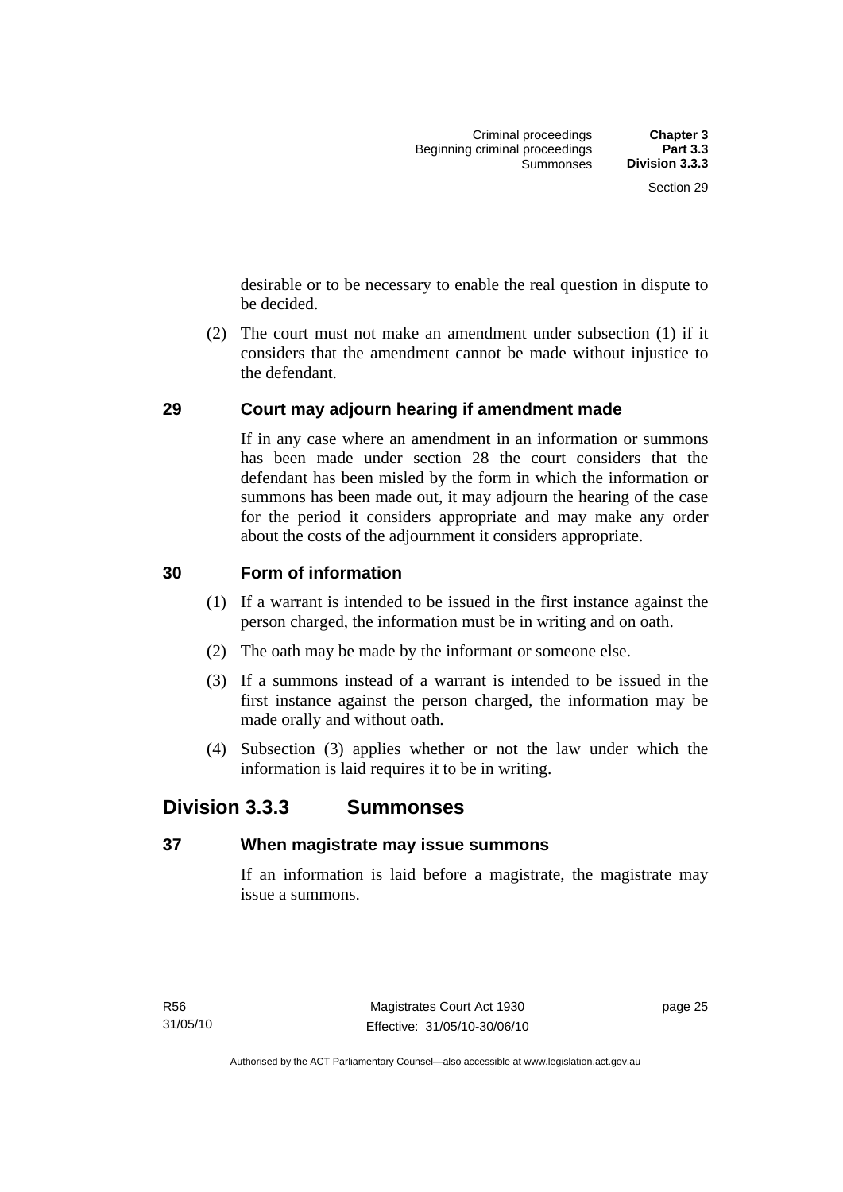desirable or to be necessary to enable the real question in dispute to be decided.

(2) The court must not make an amendment under subsection (1) if it considers that the amendment cannot be made without injustice to the defendant.

### 29 Court may adjourn hearing if amendment made

If in any case where an amendment in an information or summons has been made under section 28 the court considers that the defendant has been misled by the form in which the information or summons has been made out, it may adjourn the hearing of the case for the period it considers appropriate and may make any order about the costs of the adjournment it considers appropriate.

### 30 Form of information

(1) If a warrant is intended to be issued in the first instance against the person charged, the information must be in writing and on oath.

(2) The oath may be made by the informant or someone else.

(3) If a summons instead of a warrant is intended to be issued in the first instance against the person charged, the information may be made orally and without oath.

(4) Subsection (3) applies whether or not the law under which the information is laid requires it to be in writing.

## Division 3.3.3 Summonses

### 37 When magistrate may issue summons

If an information is laid before a magistrate, the magistrate may issue a summons.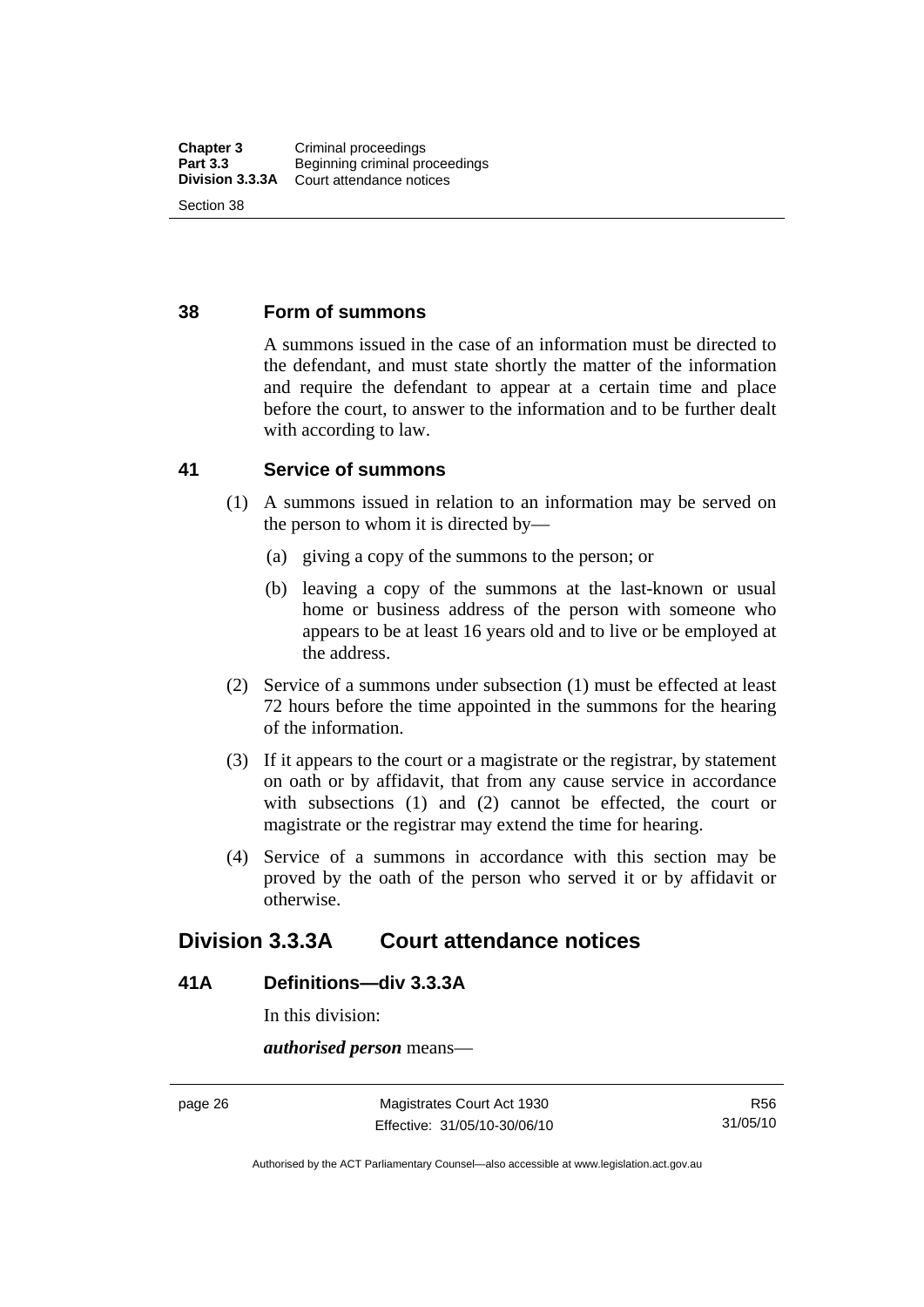### 38 Form of summons

A summons issued in the case of an information must be directed to the defendant, and must state shortly the matter of the information and require the defendant to appear at a certain time and place before the court, to answer to the information and to be further dealt with according to law.

### 41 Service of summons

(1) A summons issued in relation to an information may be served on the person to whom it is directed by—

(a) giving a copy of the summons to the person; or

(b) leaving a copy of the summons at the last-known or usual home or business address of the person with someone who appears to be at least 16 years old and to live or be employed at the address.

(2) Service of a summons under subsection (1) must be effected at least 72 hours before the time appointed in the summons for the hearing of the information.

(3) If it appears to the court or a magistrate or the registrar, by statement on oath or by affidavit, that from any cause service in accordance with subsections (1) and (2) cannot be effected, the court or magistrate or the registrar may extend the time for hearing.

(4) Service of a summons in accordance with this section may be proved by the oath of the person who served it or by affidavit or otherwise.

## Division 3.3.3A Court attendance notices

### 41A Definitions—div 3.3.3A

In this division:

***authorised person*** means—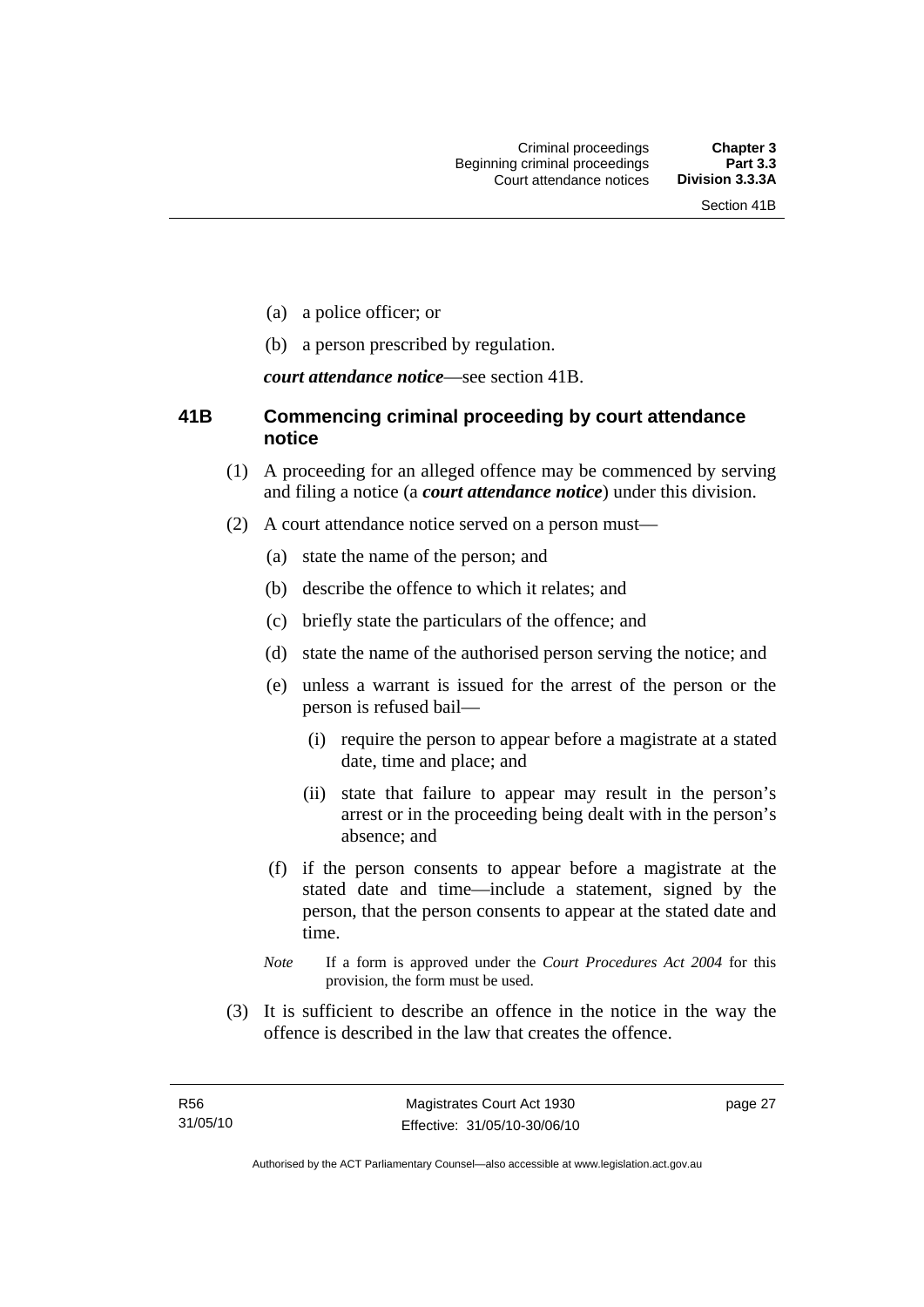(a) a police officer; or

(b) a person prescribed by regulation.

***court attendance notice***—see section 41B.

### 41B Commencing criminal proceeding by court attendance notice

(1) A proceeding for an alleged offence may be commenced by serving and filing a notice (a ***court attendance notice***) under this division.

(2) A court attendance notice served on a person must—

(a) state the name of the person; and

(b) describe the offence to which it relates; and

(c) briefly state the particulars of the offence; and

(d) state the name of the authorised person serving the notice; and

(e) unless a warrant is issued for the arrest of the person or the person is refused bail—

(i) require the person to appear before a magistrate at a stated date, time and place; and

(ii) state that failure to appear may result in the person's arrest or in the proceeding being dealt with in the person's absence; and

(f) if the person consents to appear before a magistrate at the stated date and time—include a statement, signed by the person, that the person consents to appear at the stated date and time.

*Note* If a form is approved under the *Court Procedures Act 2004* for this provision, the form must be used.

(3) It is sufficient to describe an offence in the notice in the way the offence is described in the law that creates the offence.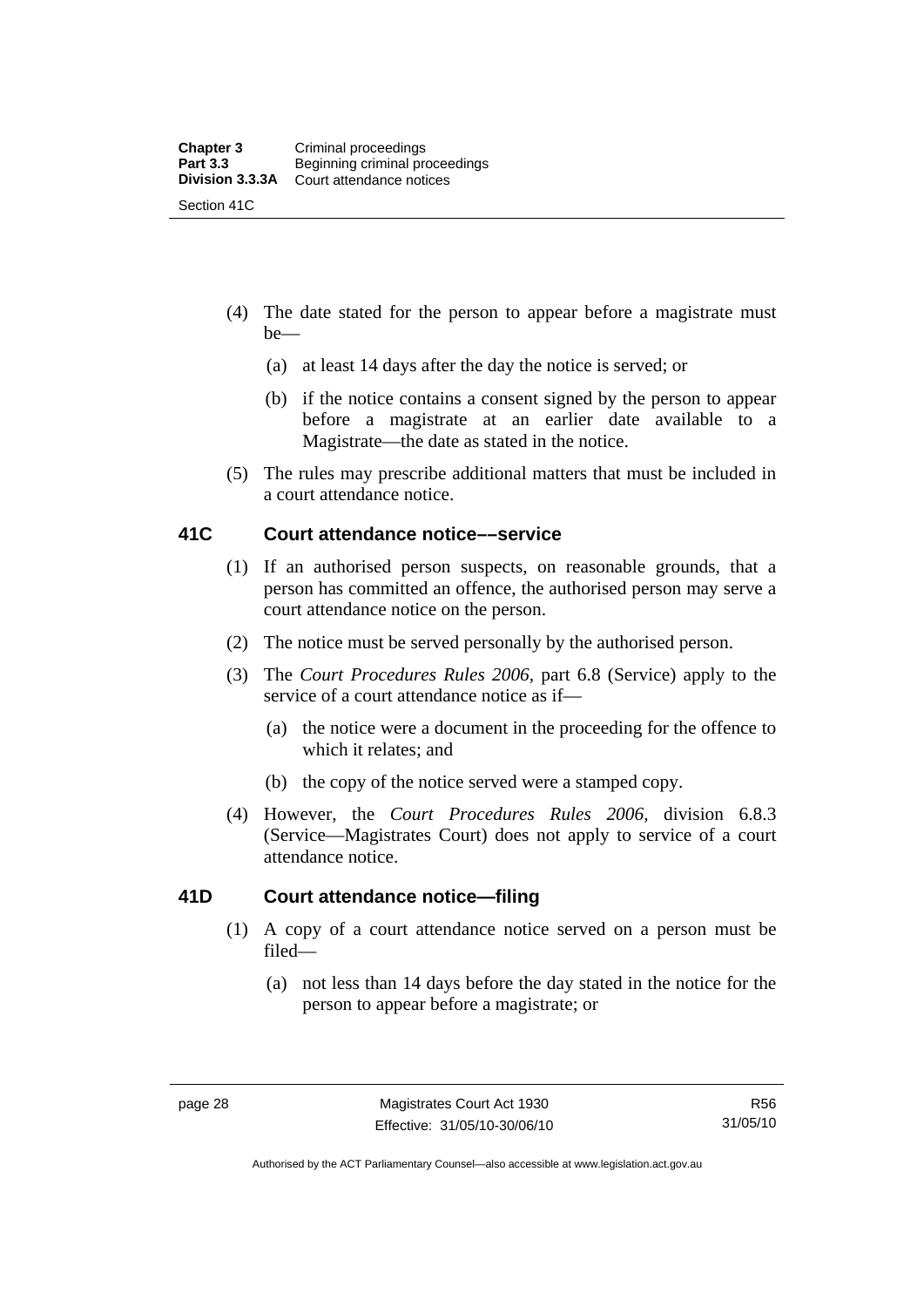(4) The date stated for the person to appear before a magistrate must be—

(a) at least 14 days after the day the notice is served; or

(b) if the notice contains a consent signed by the person to appear before a magistrate at an earlier date available to a Magistrate—the date as stated in the notice.

(5) The rules may prescribe additional matters that must be included in a court attendance notice.

## 41C Court attendance notice––service

(1) If an authorised person suspects, on reasonable grounds, that a person has committed an offence, the authorised person may serve a court attendance notice on the person.

(2) The notice must be served personally by the authorised person.

(3) The *Court Procedures Rules 2006*, part 6.8 (Service) apply to the service of a court attendance notice as if—

(a) the notice were a document in the proceeding for the offence to which it relates; and

(b) the copy of the notice served were a stamped copy.

(4) However, the *Court Procedures Rules 2006*, division 6.8.3 (Service—Magistrates Court) does not apply to service of a court attendance notice.

## 41D Court attendance notice—filing

(1) A copy of a court attendance notice served on a person must be filed—

(a) not less than 14 days before the day stated in the notice for the person to appear before a magistrate; or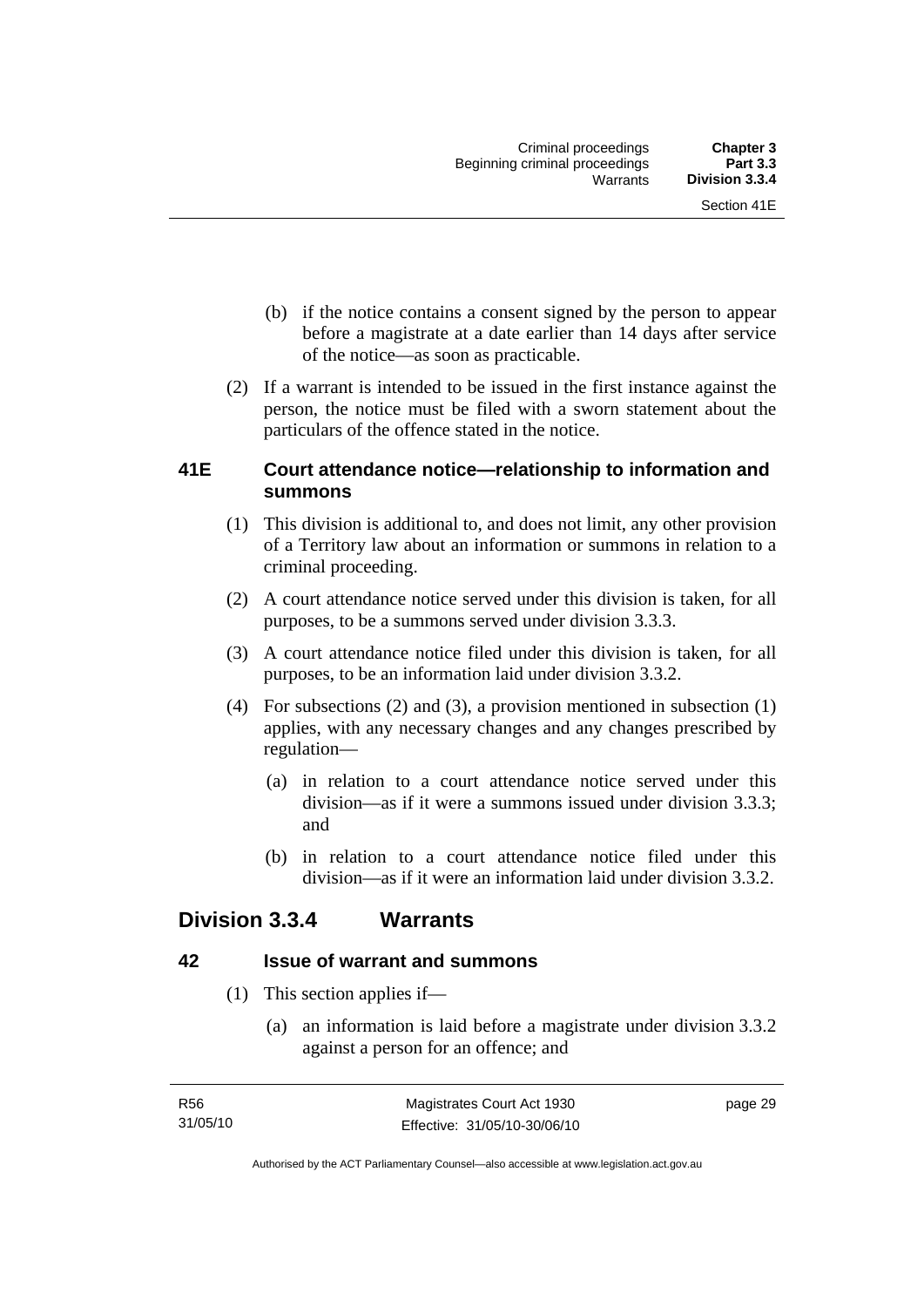(b) if the notice contains a consent signed by the person to appear before a magistrate at a date earlier than 14 days after service of the notice—as soon as practicable.

(2) If a warrant is intended to be issued in the first instance against the person, the notice must be filed with a sworn statement about the particulars of the offence stated in the notice.

### 41E Court attendance notice—relationship to information and summons

(1) This division is additional to, and does not limit, any other provision of a Territory law about an information or summons in relation to a criminal proceeding.

(2) A court attendance notice served under this division is taken, for all purposes, to be a summons served under division 3.3.3.

(3) A court attendance notice filed under this division is taken, for all purposes, to be an information laid under division 3.3.2.

(4) For subsections (2) and (3), a provision mentioned in subsection (1) applies, with any necessary changes and any changes prescribed by regulation—

(a) in relation to a court attendance notice served under this division—as if it were a summons issued under division 3.3.3; and

(b) in relation to a court attendance notice filed under this division—as if it were an information laid under division 3.3.2.

## Division 3.3.4 Warrants

### 42 Issue of warrant and summons

(1) This section applies if—

(a) an information is laid before a magistrate under division 3.3.2 against a person for an offence; and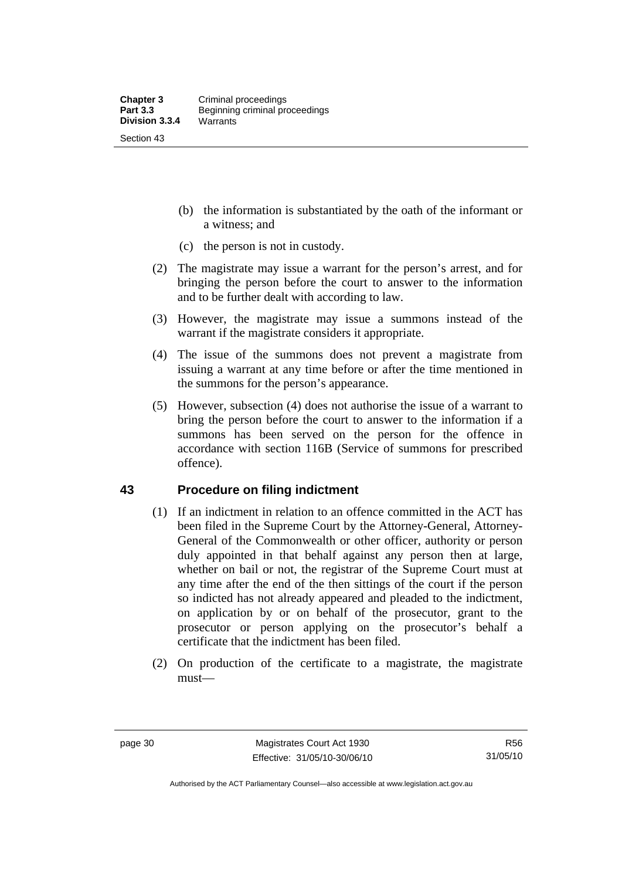(b) the information is substantiated by the oath of the informant or a witness; and

(c) the person is not in custody.

(2) The magistrate may issue a warrant for the person's arrest, and for bringing the person before the court to answer to the information and to be further dealt with according to law.

(3) However, the magistrate may issue a summons instead of the warrant if the magistrate considers it appropriate.

(4) The issue of the summons does not prevent a magistrate from issuing a warrant at any time before or after the time mentioned in the summons for the person's appearance.

(5) However, subsection (4) does not authorise the issue of a warrant to bring the person before the court to answer to the information if a summons has been served on the person for the offence in accordance with section 116B (Service of summons for prescribed offence).

## 43 Procedure on filing indictment

(1) If an indictment in relation to an offence committed in the ACT has been filed in the Supreme Court by the Attorney-General, Attorney-General of the Commonwealth or other officer, authority or person duly appointed in that behalf against any person then at large, whether on bail or not, the registrar of the Supreme Court must at any time after the end of the then sittings of the court if the person so indicted has not already appeared and pleaded to the indictment, on application by or on behalf of the prosecutor, grant to the prosecutor or person applying on the prosecutor's behalf a certificate that the indictment has been filed.

(2) On production of the certificate to a magistrate, the magistrate must—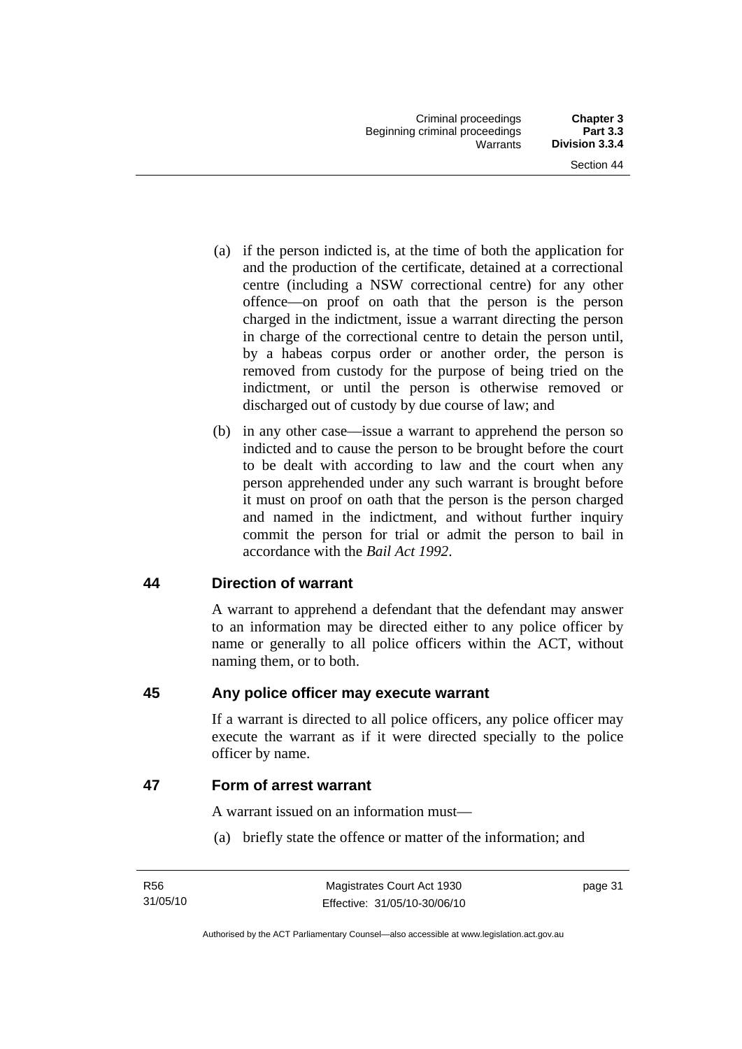(a) if the person indicted is, at the time of both the application for and the production of the certificate, detained at a correctional centre (including a NSW correctional centre) for any other offence—on proof on oath that the person is the person charged in the indictment, issue a warrant directing the person in charge of the correctional centre to detain the person until, by a habeas corpus order or another order, the person is removed from custody for the purpose of being tried on the indictment, or until the person is otherwise removed or discharged out of custody by due course of law; and

(b) in any other case—issue a warrant to apprehend the person so indicted and to cause the person to be brought before the court to be dealt with according to law and the court when any person apprehended under any such warrant is brought before it must on proof on oath that the person is the person charged and named in the indictment, and without further inquiry commit the person for trial or admit the person to bail in accordance with the *Bail Act 1992*.

## 44 Direction of warrant

A warrant to apprehend a defendant that the defendant may answer to an information may be directed either to any police officer by name or generally to all police officers within the ACT, without naming them, or to both.

## 45 Any police officer may execute warrant

If a warrant is directed to all police officers, any police officer may execute the warrant as if it were directed specially to the police officer by name.

## 47 Form of arrest warrant

A warrant issued on an information must—

(a) briefly state the offence or matter of the information; and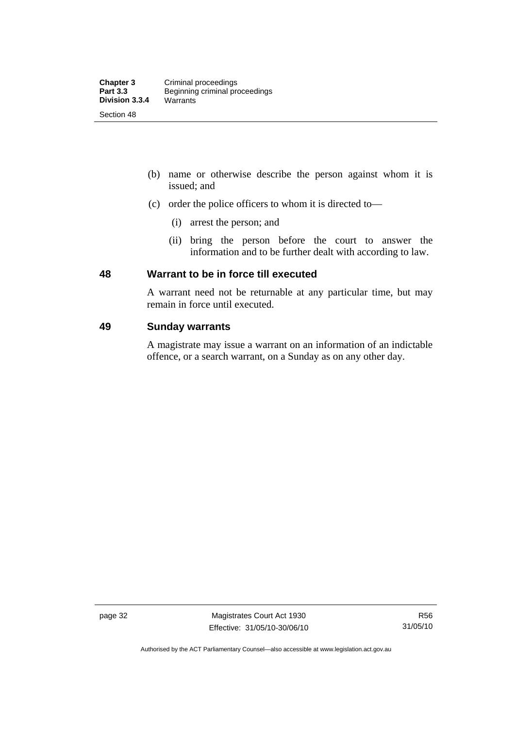(b) name or otherwise describe the person against whom it is issued; and

(c) order the police officers to whom it is directed to—

   (i) arrest the person; and

   (ii) bring the person before the court to answer the information and to be further dealt with according to law.

## 48 Warrant to be in force till executed

A warrant need not be returnable at any particular time, but may remain in force until executed.

## 49 Sunday warrants

A magistrate may issue a warrant on an information of an indictable offence, or a search warrant, on a Sunday as on any other day.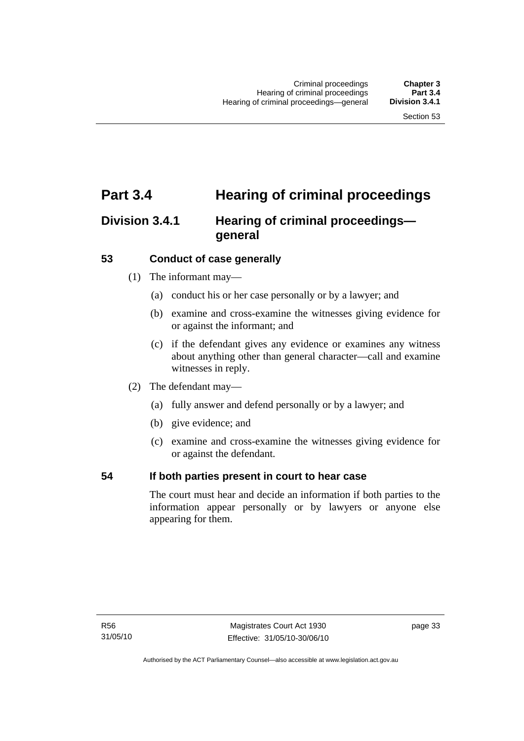# Part 3.4 Hearing of criminal proceedings

## Division 3.4.1 Hearing of criminal proceedings—general

### 53 Conduct of case generally

(1) The informant may—

(a) conduct his or her case personally or by a lawyer; and

(b) examine and cross-examine the witnesses giving evidence for or against the informant; and

(c) if the defendant gives any evidence or examines any witness about anything other than general character—call and examine witnesses in reply.

(2) The defendant may—

(a) fully answer and defend personally or by a lawyer; and

(b) give evidence; and

(c) examine and cross-examine the witnesses giving evidence for or against the defendant.

### 54 If both parties present in court to hear case

The court must hear and decide an information if both parties to the information appear personally or by lawyers or anyone else appearing for them.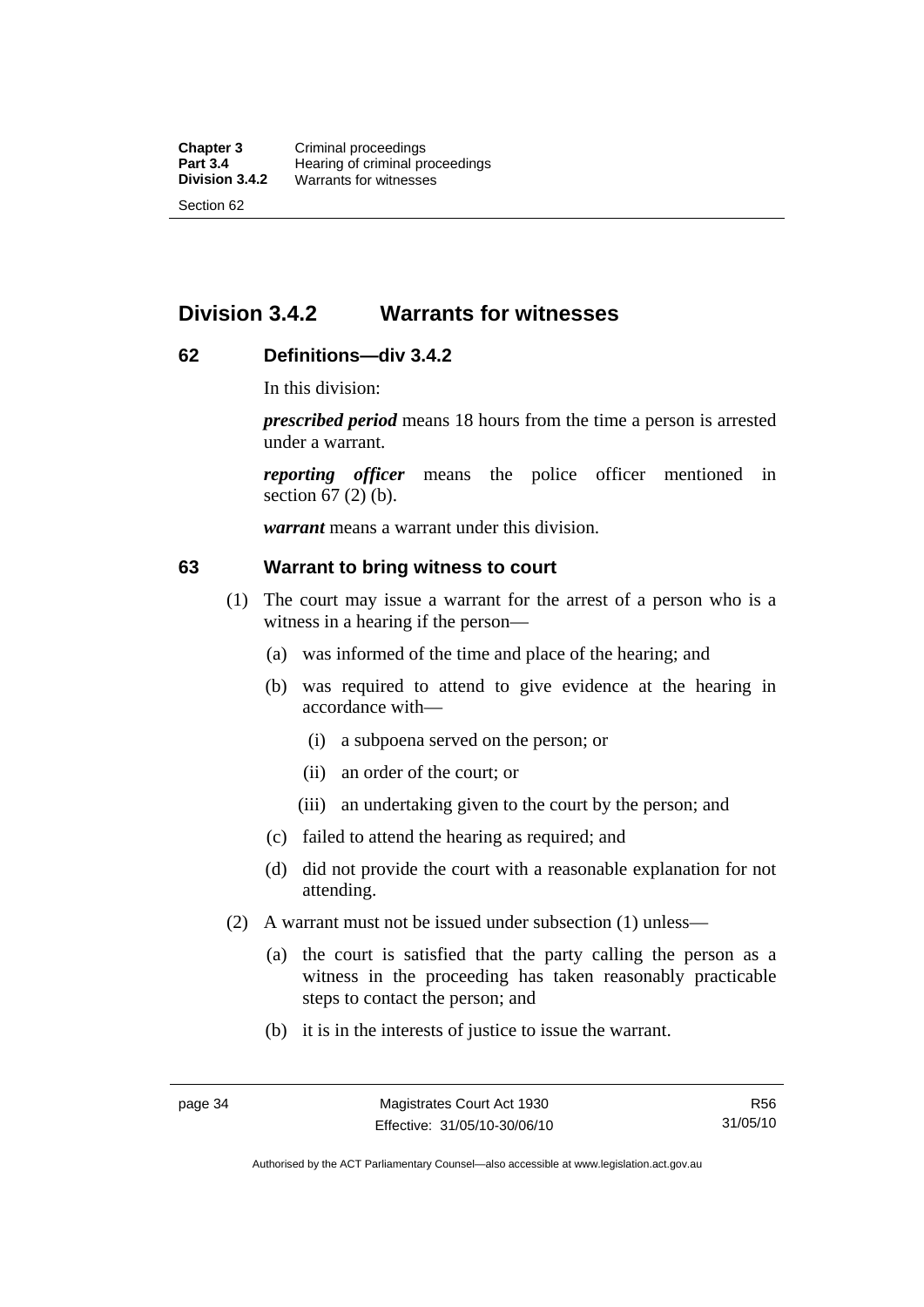## Division 3.4.2 Warrants for witnesses

### 62 Definitions—div 3.4.2

In this division:

***prescribed period*** means 18 hours from the time a person is arrested under a warrant.

***reporting officer*** means the police officer mentioned in section 67 (2) (b).

***warrant*** means a warrant under this division.

### 63 Warrant to bring witness to court

(1) The court may issue a warrant for the arrest of a person who is a witness in a hearing if the person—

(a) was informed of the time and place of the hearing; and

(b) was required to attend to give evidence at the hearing in accordance with—

(i) a subpoena served on the person; or

(ii) an order of the court; or

(iii) an undertaking given to the court by the person; and

(c) failed to attend the hearing as required; and

(d) did not provide the court with a reasonable explanation for not attending.

(2) A warrant must not be issued under subsection (1) unless—

(a) the court is satisfied that the party calling the person as a witness in the proceeding has taken reasonably practicable steps to contact the person; and

(b) it is in the interests of justice to issue the warrant.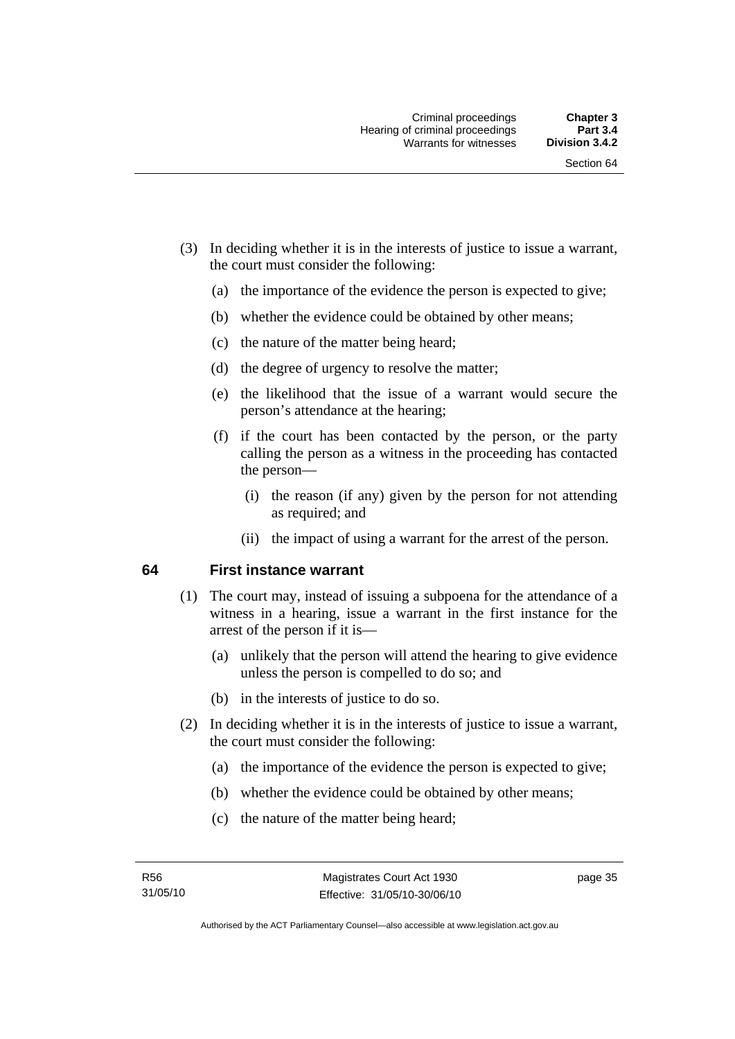(3) In deciding whether it is in the interests of justice to issue a warrant, the court must consider the following:

(a) the importance of the evidence the person is expected to give;

(b) whether the evidence could be obtained by other means;

(c) the nature of the matter being heard;

(d) the degree of urgency to resolve the matter;

(e) the likelihood that the issue of a warrant would secure the person's attendance at the hearing;

(f) if the court has been contacted by the person, or the party calling the person as a witness in the proceeding has contacted the person—

(i) the reason (if any) given by the person for not attending as required; and

(ii) the impact of using a warrant for the arrest of the person.

## 64 First instance warrant

(1) The court may, instead of issuing a subpoena for the attendance of a witness in a hearing, issue a warrant in the first instance for the arrest of the person if it is—

(a) unlikely that the person will attend the hearing to give evidence unless the person is compelled to do so; and

(b) in the interests of justice to do so.

(2) In deciding whether it is in the interests of justice to issue a warrant, the court must consider the following:

(a) the importance of the evidence the person is expected to give;

(b) whether the evidence could be obtained by other means;

(c) the nature of the matter being heard;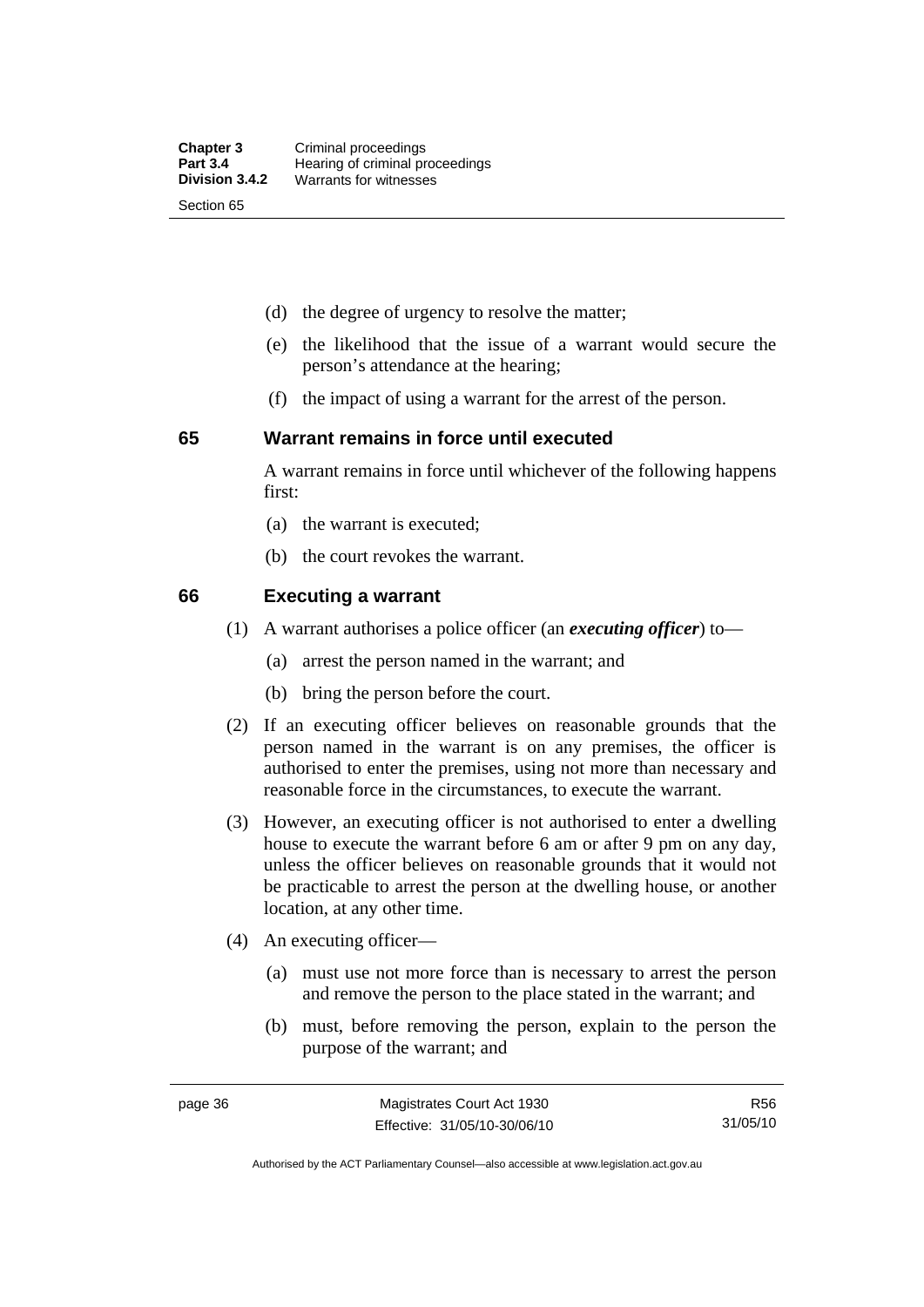- (d) the degree of urgency to resolve the matter;
- (e) the likelihood that the issue of a warrant would secure the person's attendance at the hearing;
- (f) the impact of using a warrant for the arrest of the person.

## 65 Warrant remains in force until executed

A warrant remains in force until whichever of the following happens first:

- (a) the warrant is executed;
- (b) the court revokes the warrant.

## 66 Executing a warrant

(1) A warrant authorises a police officer (an ***executing officer***) to—

- (a) arrest the person named in the warrant; and
- (b) bring the person before the court.

(2) If an executing officer believes on reasonable grounds that the person named in the warrant is on any premises, the officer is authorised to enter the premises, using not more than necessary and reasonable force in the circumstances, to execute the warrant.

(3) However, an executing officer is not authorised to enter a dwelling house to execute the warrant before 6 am or after 9 pm on any day, unless the officer believes on reasonable grounds that it would not be practicable to arrest the person at the dwelling house, or another location, at any other time.

(4) An executing officer—

- (a) must use not more force than is necessary to arrest the person and remove the person to the place stated in the warrant; and
- (b) must, before removing the person, explain to the person the purpose of the warrant; and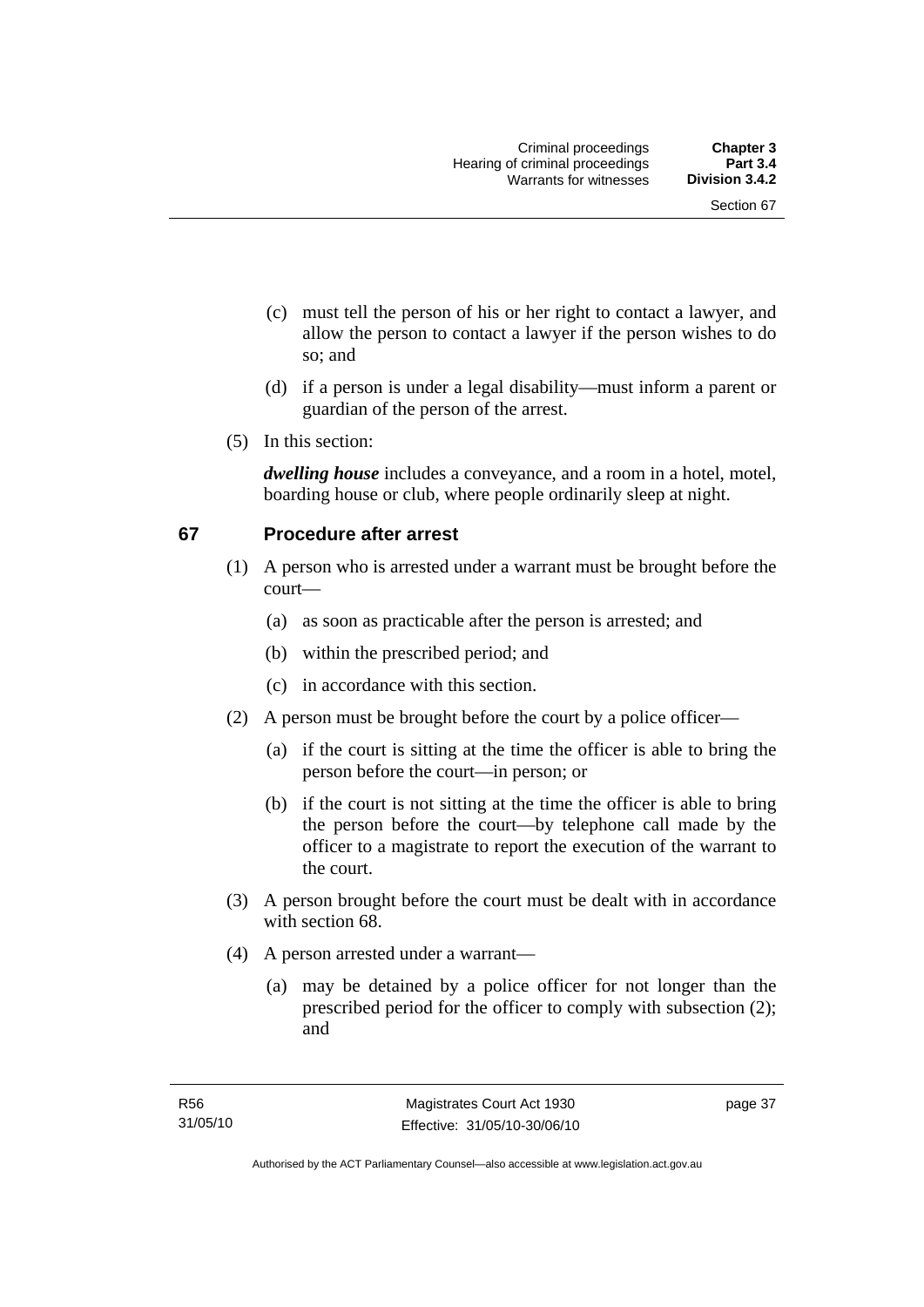(c) must tell the person of his or her right to contact a lawyer, and allow the person to contact a lawyer if the person wishes to do so; and

(d) if a person is under a legal disability—must inform a parent or guardian of the person of the arrest.

(5) In this section:

***dwelling house*** includes a conveyance, and a room in a hotel, motel, boarding house or club, where people ordinarily sleep at night.

## 67 Procedure after arrest

(1) A person who is arrested under a warrant must be brought before the court—

(a) as soon as practicable after the person is arrested; and

(b) within the prescribed period; and

(c) in accordance with this section.

(2) A person must be brought before the court by a police officer—

(a) if the court is sitting at the time the officer is able to bring the person before the court—in person; or

(b) if the court is not sitting at the time the officer is able to bring the person before the court—by telephone call made by the officer to a magistrate to report the execution of the warrant to the court.

(3) A person brought before the court must be dealt with in accordance with section 68.

(4) A person arrested under a warrant—

(a) may be detained by a police officer for not longer than the prescribed period for the officer to comply with subsection (2); and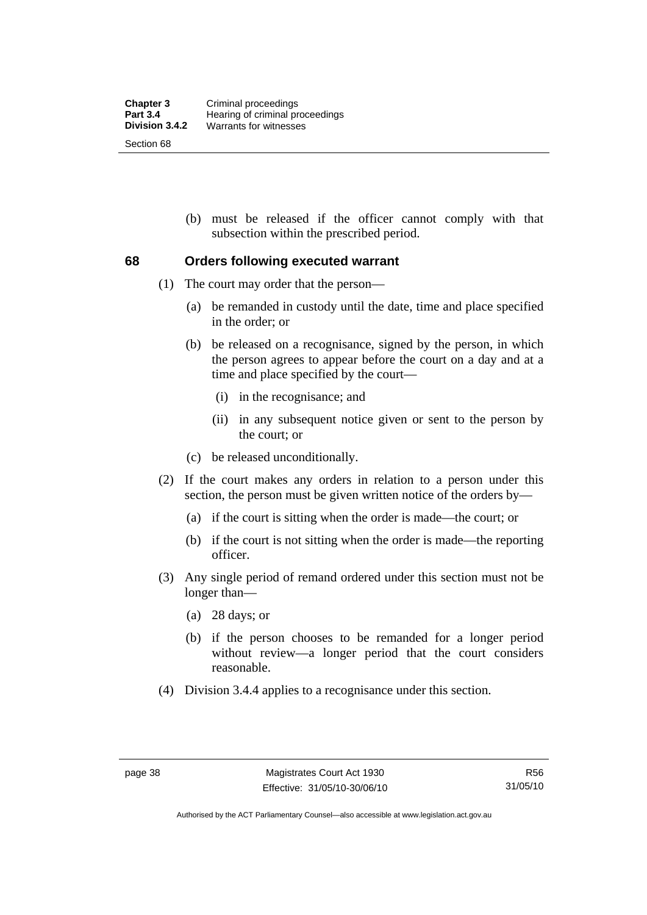(b) must be released if the officer cannot comply with that subsection within the prescribed period.

## 68 Orders following executed warrant

(1) The court may order that the person—

(a) be remanded in custody until the date, time and place specified in the order; or

(b) be released on a recognisance, signed by the person, in which the person agrees to appear before the court on a day and at a time and place specified by the court—

(i) in the recognisance; and

(ii) in any subsequent notice given or sent to the person by the court; or

(c) be released unconditionally.

(2) If the court makes any orders in relation to a person under this section, the person must be given written notice of the orders by—

(a) if the court is sitting when the order is made—the court; or

(b) if the court is not sitting when the order is made—the reporting officer.

(3) Any single period of remand ordered under this section must not be longer than—

(a) 28 days; or

(b) if the person chooses to be remanded for a longer period without review—a longer period that the court considers reasonable.

(4) Division 3.4.4 applies to a recognisance under this section.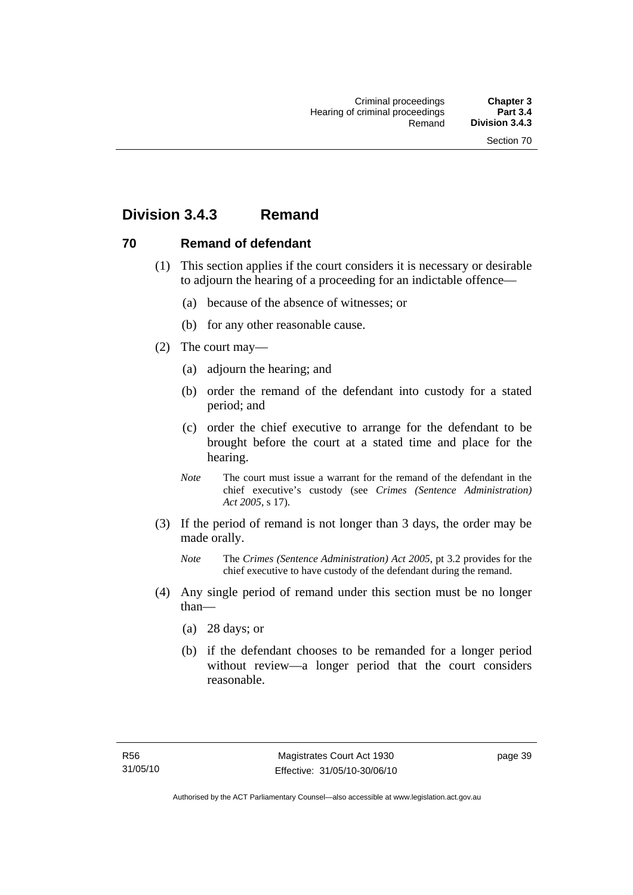# Division 3.4.3 Remand

## 70 Remand of defendant

(1) This section applies if the court considers it is necessary or desirable to adjourn the hearing of a proceeding for an indictable offence—

(a) because of the absence of witnesses; or

(b) for any other reasonable cause.

(2) The court may—

(a) adjourn the hearing; and

(b) order the remand of the defendant into custody for a stated period; and

(c) order the chief executive to arrange for the defendant to be brought before the court at a stated time and place for the hearing.

*Note* The court must issue a warrant for the remand of the defendant in the chief executive's custody (see *Crimes (Sentence Administration) Act 2005*, s 17).

(3) If the period of remand is not longer than 3 days, the order may be made orally.

*Note* The *Crimes (Sentence Administration) Act 2005*, pt 3.2 provides for the chief executive to have custody of the defendant during the remand.

(4) Any single period of remand under this section must be no longer than—

(a) 28 days; or

(b) if the defendant chooses to be remanded for a longer period without review—a longer period that the court considers reasonable.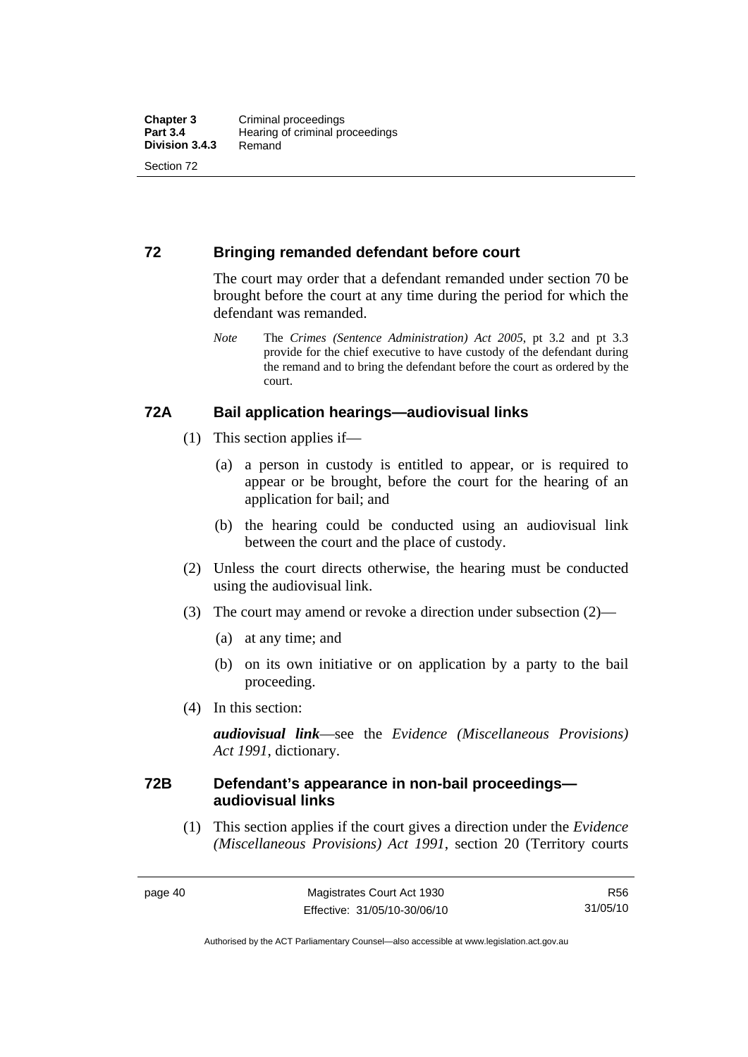## 72 Bringing remanded defendant before court

The court may order that a defendant remanded under section 70 be brought before the court at any time during the period for which the defendant was remanded.

*Note* The *Crimes (Sentence Administration) Act 2005*, pt 3.2 and pt 3.3 provide for the chief executive to have custody of the defendant during the remand and to bring the defendant before the court as ordered by the court.

## 72A Bail application hearings—audiovisual links

(1) This section applies if—

(a) a person in custody is entitled to appear, or is required to appear or be brought, before the court for the hearing of an application for bail; and

(b) the hearing could be conducted using an audiovisual link between the court and the place of custody.

(2) Unless the court directs otherwise, the hearing must be conducted using the audiovisual link.

(3) The court may amend or revoke a direction under subsection (2)—

(a) at any time; and

(b) on its own initiative or on application by a party to the bail proceeding.

(4) In this section:

***audiovisual link***—see the *Evidence (Miscellaneous Provisions) Act 1991*, dictionary.

## 72B Defendant's appearance in non-bail proceedings—audiovisual links

(1) This section applies if the court gives a direction under the *Evidence (Miscellaneous Provisions) Act 1991*, section 20 (Territory courts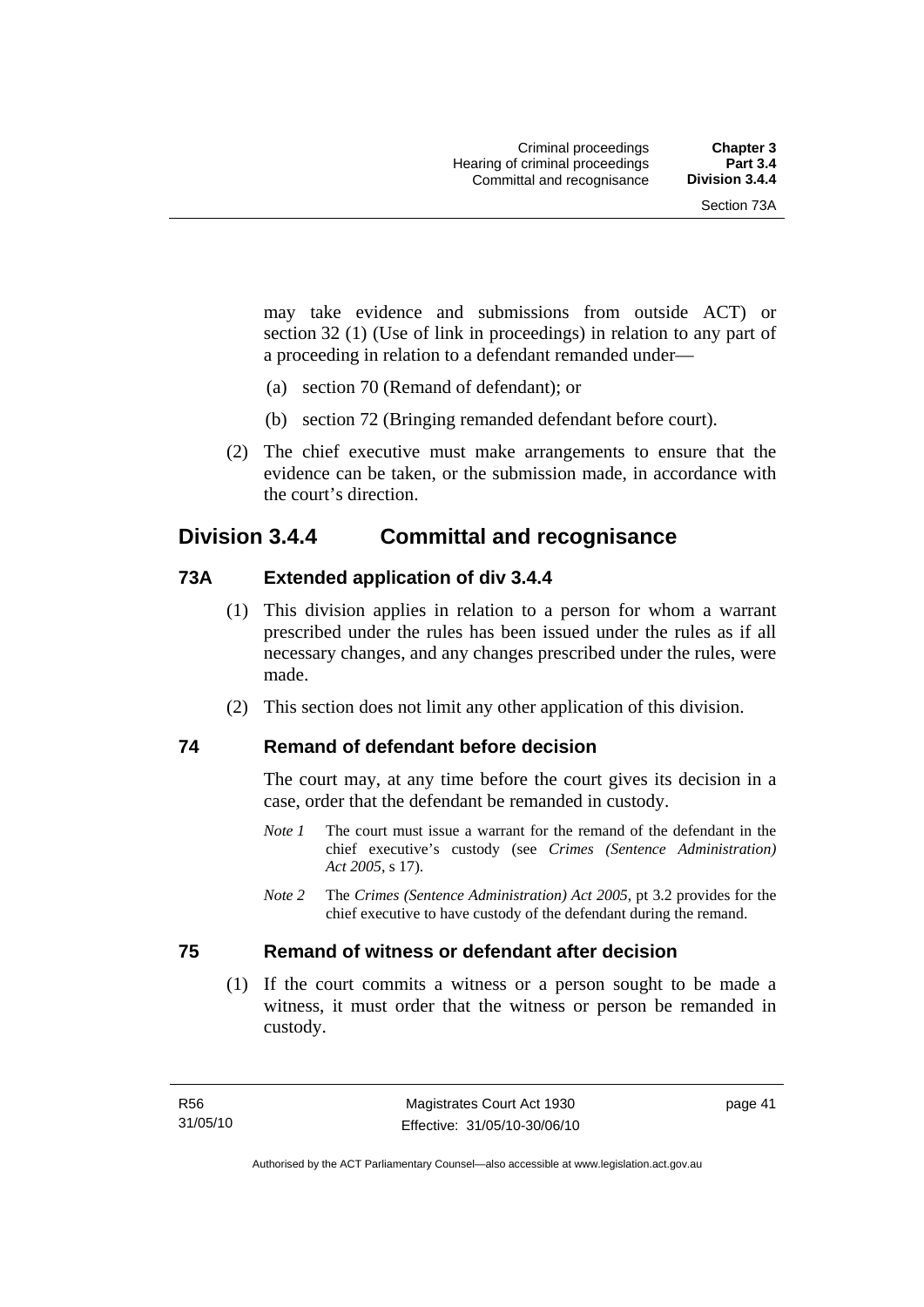may take evidence and submissions from outside ACT) or section 32 (1) (Use of link in proceedings) in relation to any part of a proceeding in relation to a defendant remanded under—

(a) section 70 (Remand of defendant); or

(b) section 72 (Bringing remanded defendant before court).

(2) The chief executive must make arrangements to ensure that the evidence can be taken, or the submission made, in accordance with the court's direction.

## Division 3.4.4 Committal and recognisance

### 73A Extended application of div 3.4.4

(1) This division applies in relation to a person for whom a warrant prescribed under the rules has been issued under the rules as if all necessary changes, and any changes prescribed under the rules, were made.

(2) This section does not limit any other application of this division.

### 74 Remand of defendant before decision

The court may, at any time before the court gives its decision in a case, order that the defendant be remanded in custody.

*Note 1* The court must issue a warrant for the remand of the defendant in the chief executive's custody (see *Crimes (Sentence Administration) Act 2005*, s 17).

*Note 2* The *Crimes (Sentence Administration) Act 2005*, pt 3.2 provides for the chief executive to have custody of the defendant during the remand.

### 75 Remand of witness or defendant after decision

(1) If the court commits a witness or a person sought to be made a witness, it must order that the witness or person be remanded in custody.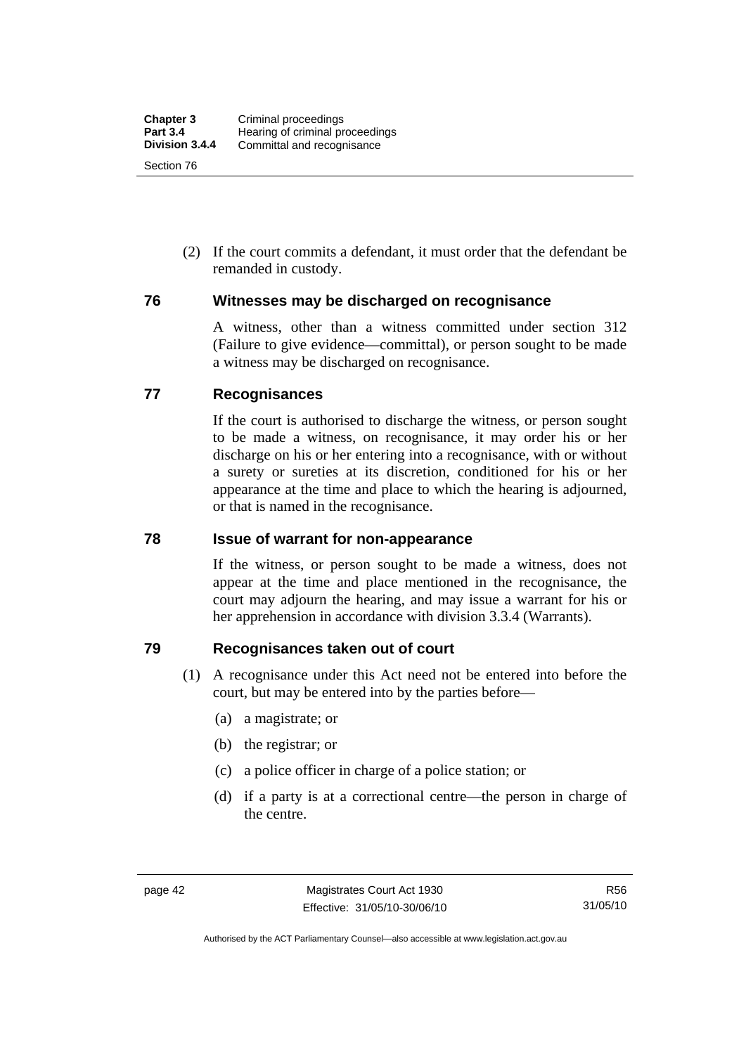(2) If the court commits a defendant, it must order that the defendant be remanded in custody.

## 76 Witnesses may be discharged on recognisance

A witness, other than a witness committed under section 312 (Failure to give evidence—committal), or person sought to be made a witness may be discharged on recognisance.

## 77 Recognisances

If the court is authorised to discharge the witness, or person sought to be made a witness, on recognisance, it may order his or her discharge on his or her entering into a recognisance, with or without a surety or sureties at its discretion, conditioned for his or her appearance at the time and place to which the hearing is adjourned, or that is named in the recognisance.

## 78 Issue of warrant for non-appearance

If the witness, or person sought to be made a witness, does not appear at the time and place mentioned in the recognisance, the court may adjourn the hearing, and may issue a warrant for his or her apprehension in accordance with division 3.3.4 (Warrants).

## 79 Recognisances taken out of court

(1) A recognisance under this Act need not be entered into before the court, but may be entered into by the parties before—

(a) a magistrate; or

(b) the registrar; or

(c) a police officer in charge of a police station; or

(d) if a party is at a correctional centre—the person in charge of the centre.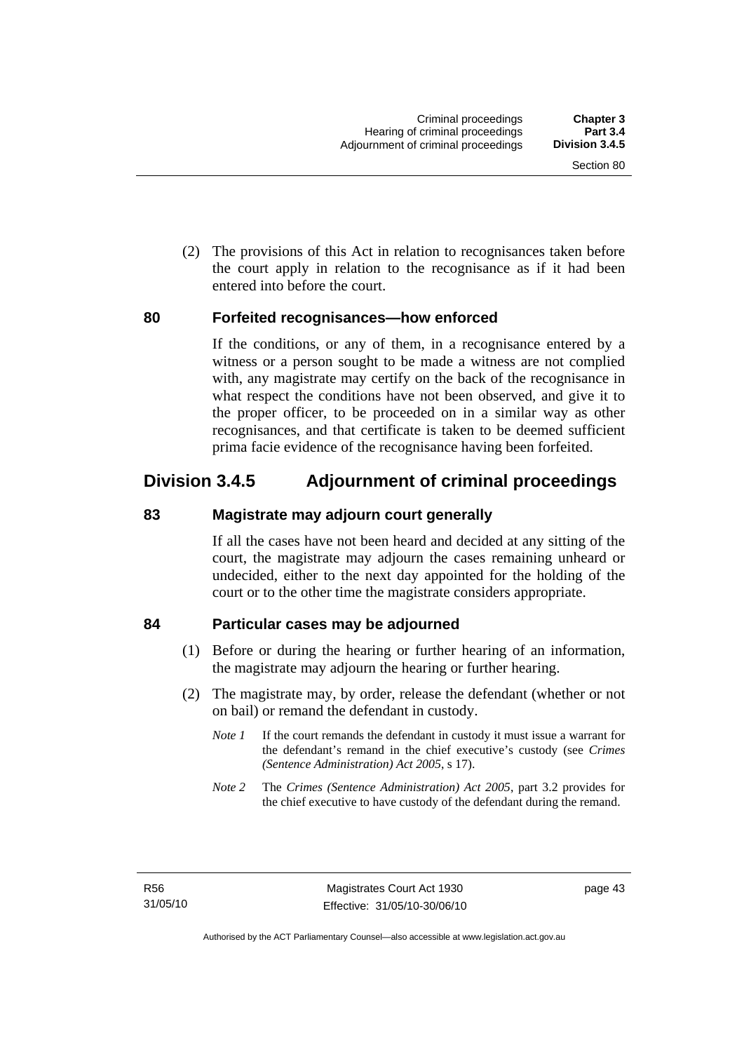(2) The provisions of this Act in relation to recognisances taken before the court apply in relation to the recognisance as if it had been entered into before the court.

### 80 Forfeited recognisances—how enforced

If the conditions, or any of them, in a recognisance entered by a witness or a person sought to be made a witness are not complied with, any magistrate may certify on the back of the recognisance in what respect the conditions have not been observed, and give it to the proper officer, to be proceeded on in a similar way as other recognisances, and that certificate is taken to be deemed sufficient prima facie evidence of the recognisance having been forfeited.

## Division 3.4.5 Adjournment of criminal proceedings

### 83 Magistrate may adjourn court generally

If all the cases have not been heard and decided at any sitting of the court, the magistrate may adjourn the cases remaining unheard or undecided, either to the next day appointed for the holding of the court or to the other time the magistrate considers appropriate.

### 84 Particular cases may be adjourned

(1) Before or during the hearing or further hearing of an information, the magistrate may adjourn the hearing or further hearing.

(2) The magistrate may, by order, release the defendant (whether or not on bail) or remand the defendant in custody.

*Note 1* If the court remands the defendant in custody it must issue a warrant for the defendant's remand in the chief executive's custody (see *Crimes (Sentence Administration) Act 2005*, s 17).

*Note 2* The *Crimes (Sentence Administration) Act 2005*, part 3.2 provides for the chief executive to have custody of the defendant during the remand.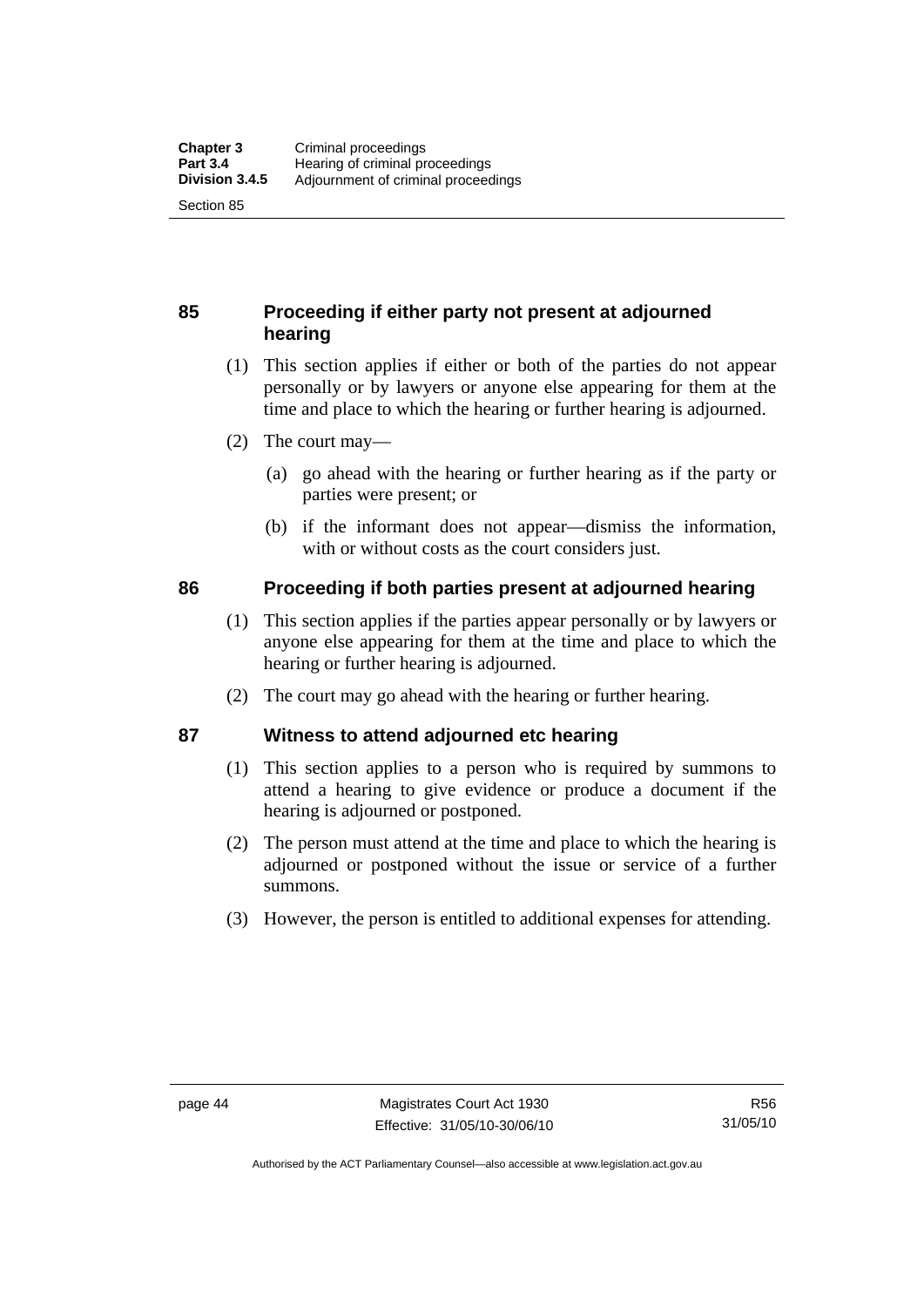## 85 Proceeding if either party not present at adjourned hearing

(1) This section applies if either or both of the parties do not appear personally or by lawyers or anyone else appearing for them at the time and place to which the hearing or further hearing is adjourned.

(2) The court may—

(a) go ahead with the hearing or further hearing as if the party or parties were present; or

(b) if the informant does not appear—dismiss the information, with or without costs as the court considers just.

## 86 Proceeding if both parties present at adjourned hearing

(1) This section applies if the parties appear personally or by lawyers or anyone else appearing for them at the time and place to which the hearing or further hearing is adjourned.

(2) The court may go ahead with the hearing or further hearing.

## 87 Witness to attend adjourned etc hearing

(1) This section applies to a person who is required by summons to attend a hearing to give evidence or produce a document if the hearing is adjourned or postponed.

(2) The person must attend at the time and place to which the hearing is adjourned or postponed without the issue or service of a further summons.

(3) However, the person is entitled to additional expenses for attending.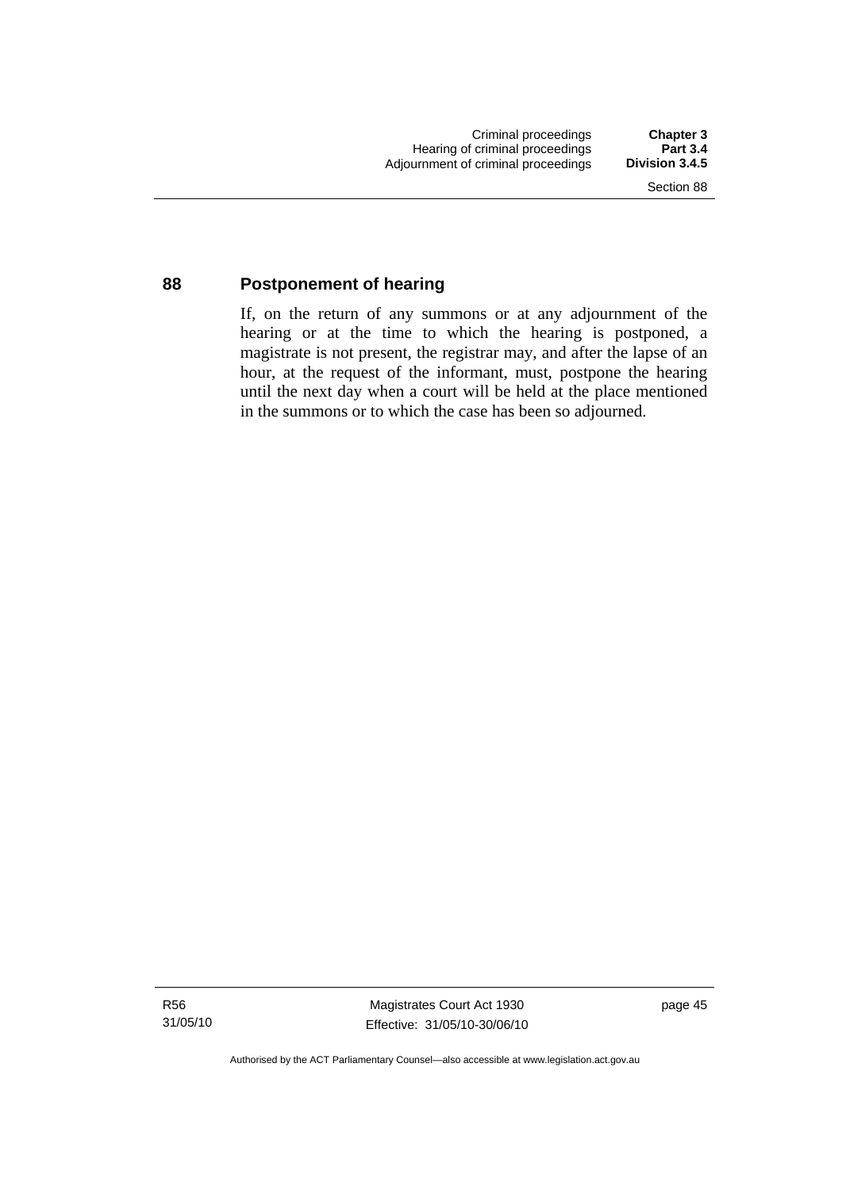## 88 Postponement of hearing

If, on the return of any summons or at any adjournment of the hearing or at the time to which the hearing is postponed, a magistrate is not present, the registrar may, and after the lapse of an hour, at the request of the informant, must, postpone the hearing until the next day when a court will be held at the place mentioned in the summons or to which the case has been so adjourned.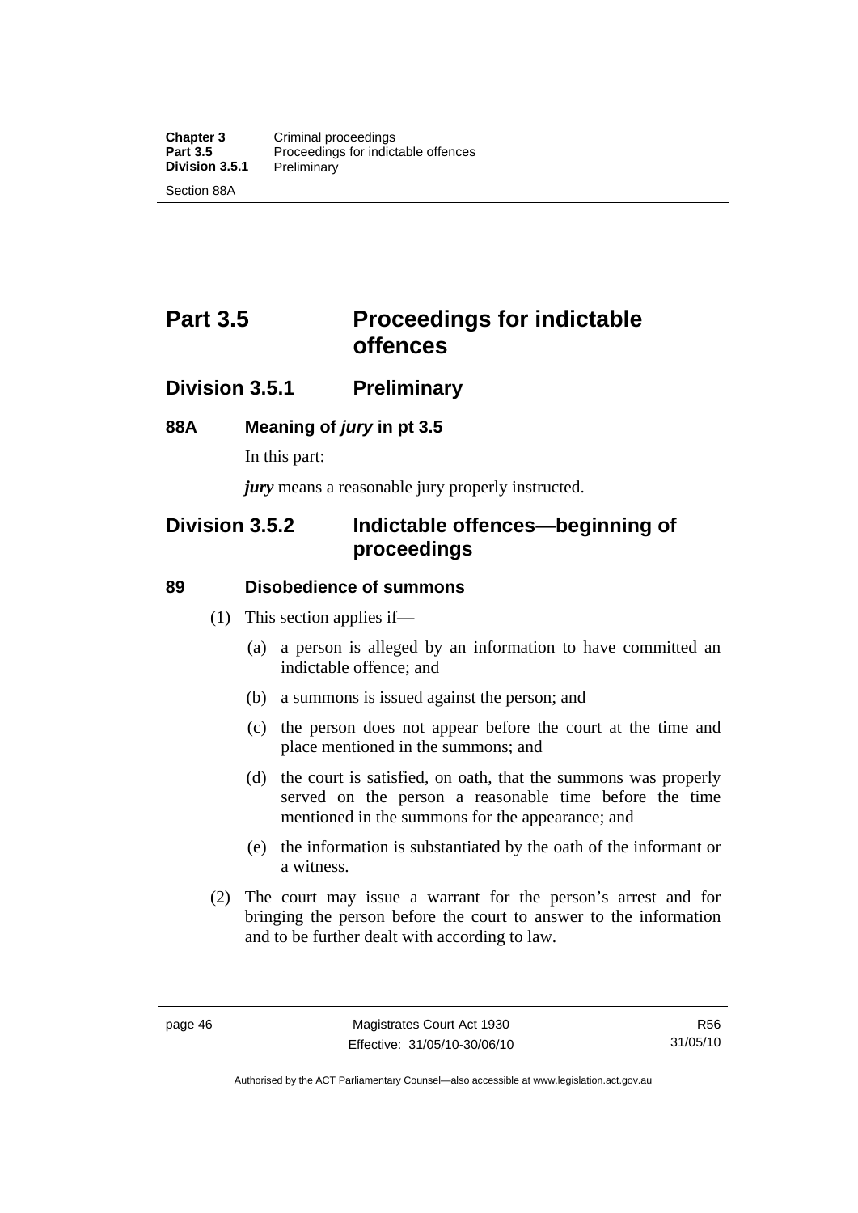# Part 3.5 Proceedings for indictable offences

## Division 3.5.1 Preliminary

### 88A Meaning of *jury* in pt 3.5

In this part:

***jury*** means a reasonable jury properly instructed.

## Division 3.5.2 Indictable offences—beginning of proceedings

### 89 Disobedience of summons

(1) This section applies if—

(a) a person is alleged by an information to have committed an indictable offence; and

(b) a summons is issued against the person; and

(c) the person does not appear before the court at the time and place mentioned in the summons; and

(d) the court is satisfied, on oath, that the summons was properly served on the person a reasonable time before the time mentioned in the summons for the appearance; and

(e) the information is substantiated by the oath of the informant or a witness.

(2) The court may issue a warrant for the person's arrest and for bringing the person before the court to answer to the information and to be further dealt with according to law.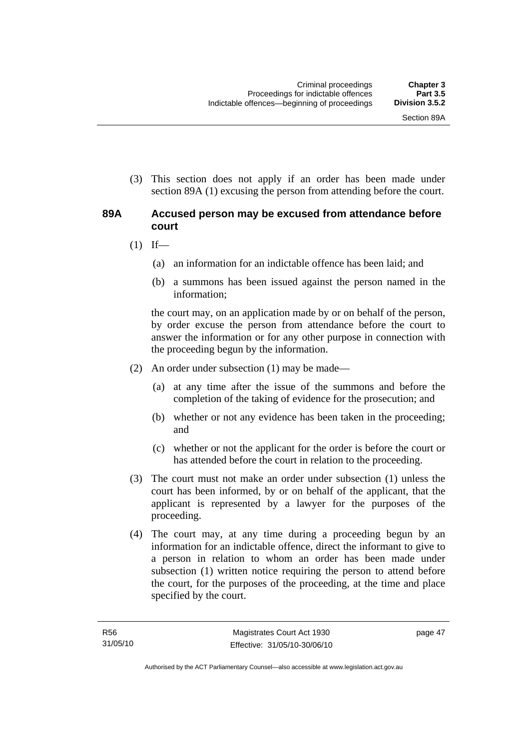(3) This section does not apply if an order has been made under section 89A (1) excusing the person from attending before the court.

### 89A Accused person may be excused from attendance before court

(1) If—

(a) an information for an indictable offence has been laid; and

(b) a summons has been issued against the person named in the information;

the court may, on an application made by or on behalf of the person, by order excuse the person from attendance before the court to answer the information or for any other purpose in connection with the proceeding begun by the information.

(2) An order under subsection (1) may be made—

(a) at any time after the issue of the summons and before the completion of the taking of evidence for the prosecution; and

(b) whether or not any evidence has been taken in the proceeding; and

(c) whether or not the applicant for the order is before the court or has attended before the court in relation to the proceeding.

(3) The court must not make an order under subsection (1) unless the court has been informed, by or on behalf of the applicant, that the applicant is represented by a lawyer for the purposes of the proceeding.

(4) The court may, at any time during a proceeding begun by an information for an indictable offence, direct the informant to give to a person in relation to whom an order has been made under subsection (1) written notice requiring the person to attend before the court, for the purposes of the proceeding, at the time and place specified by the court.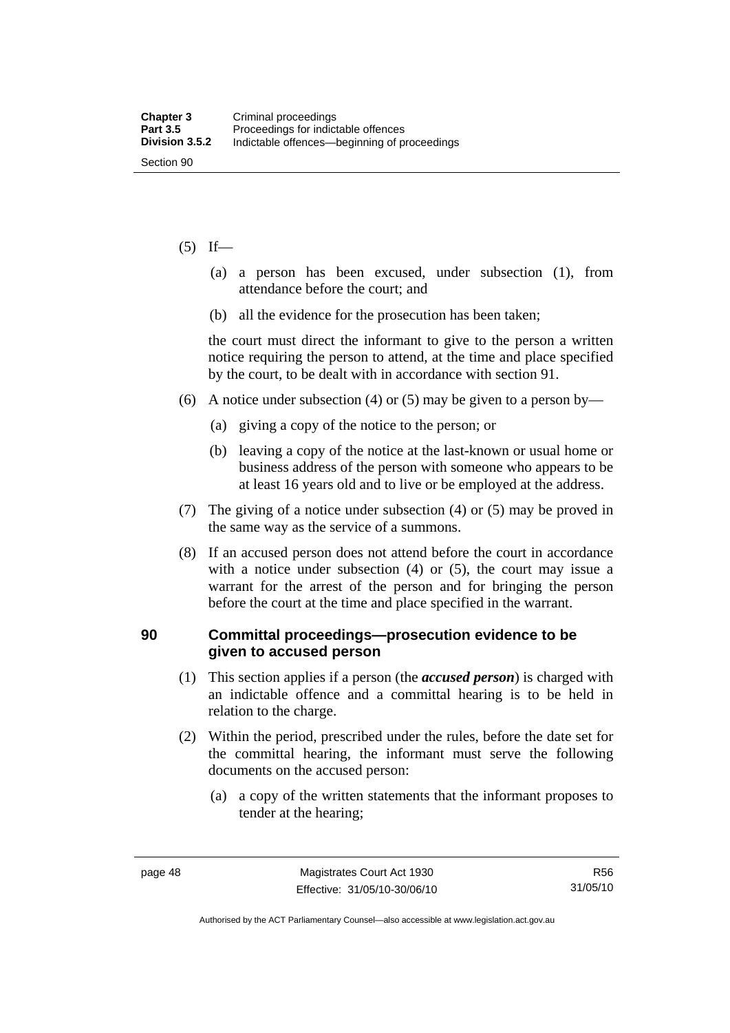(5) If—

(a) a person has been excused, under subsection (1), from attendance before the court; and

(b) all the evidence for the prosecution has been taken;

the court must direct the informant to give to the person a written notice requiring the person to attend, at the time and place specified by the court, to be dealt with in accordance with section 91.

(6) A notice under subsection (4) or (5) may be given to a person by—

(a) giving a copy of the notice to the person; or

(b) leaving a copy of the notice at the last-known or usual home or business address of the person with someone who appears to be at least 16 years old and to live or be employed at the address.

(7) The giving of a notice under subsection (4) or (5) may be proved in the same way as the service of a summons.

(8) If an accused person does not attend before the court in accordance with a notice under subsection (4) or (5), the court may issue a warrant for the arrest of the person and for bringing the person before the court at the time and place specified in the warrant.

### 90 Committal proceedings—prosecution evidence to be given to accused person

(1) This section applies if a person (the ***accused person***) is charged with an indictable offence and a committal hearing is to be held in relation to the charge.

(2) Within the period, prescribed under the rules, before the date set for the committal hearing, the informant must serve the following documents on the accused person:

(a) a copy of the written statements that the informant proposes to tender at the hearing;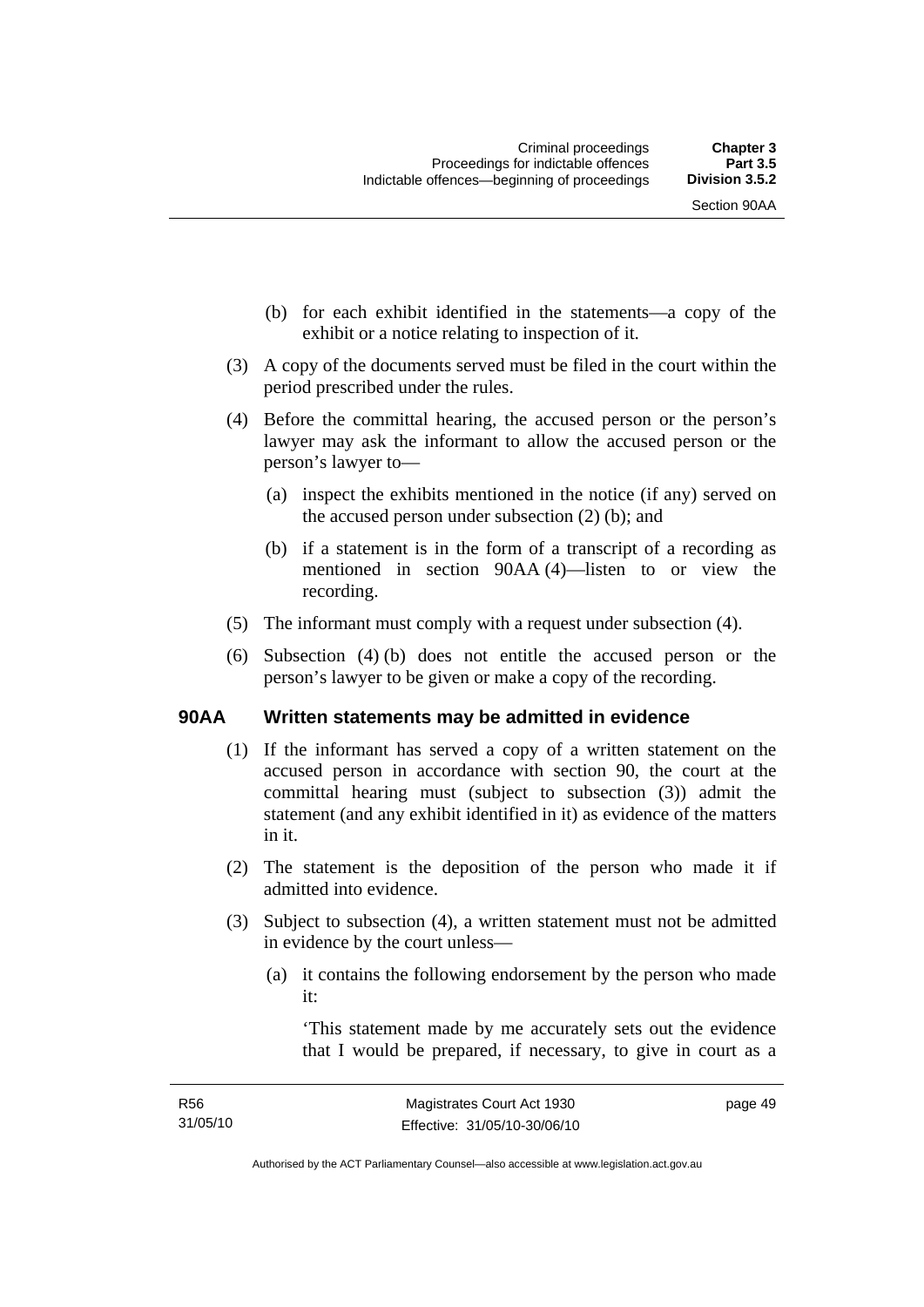(b) for each exhibit identified in the statements—a copy of the exhibit or a notice relating to inspection of it.

(3) A copy of the documents served must be filed in the court within the period prescribed under the rules.

(4) Before the committal hearing, the accused person or the person's lawyer may ask the informant to allow the accused person or the person's lawyer to—

(a) inspect the exhibits mentioned in the notice (if any) served on the accused person under subsection (2) (b); and

(b) if a statement is in the form of a transcript of a recording as mentioned in section 90AA (4)—listen to or view the recording.

(5) The informant must comply with a request under subsection (4).

(6) Subsection (4) (b) does not entitle the accused person or the person's lawyer to be given or make a copy of the recording.

### 90AA Written statements may be admitted in evidence

(1) If the informant has served a copy of a written statement on the accused person in accordance with section 90, the court at the committal hearing must (subject to subsection (3)) admit the statement (and any exhibit identified in it) as evidence of the matters in it.

(2) The statement is the deposition of the person who made it if admitted into evidence.

(3) Subject to subsection (4), a written statement must not be admitted in evidence by the court unless—

(a) it contains the following endorsement by the person who made it:

'This statement made by me accurately sets out the evidence that I would be prepared, if necessary, to give in court as a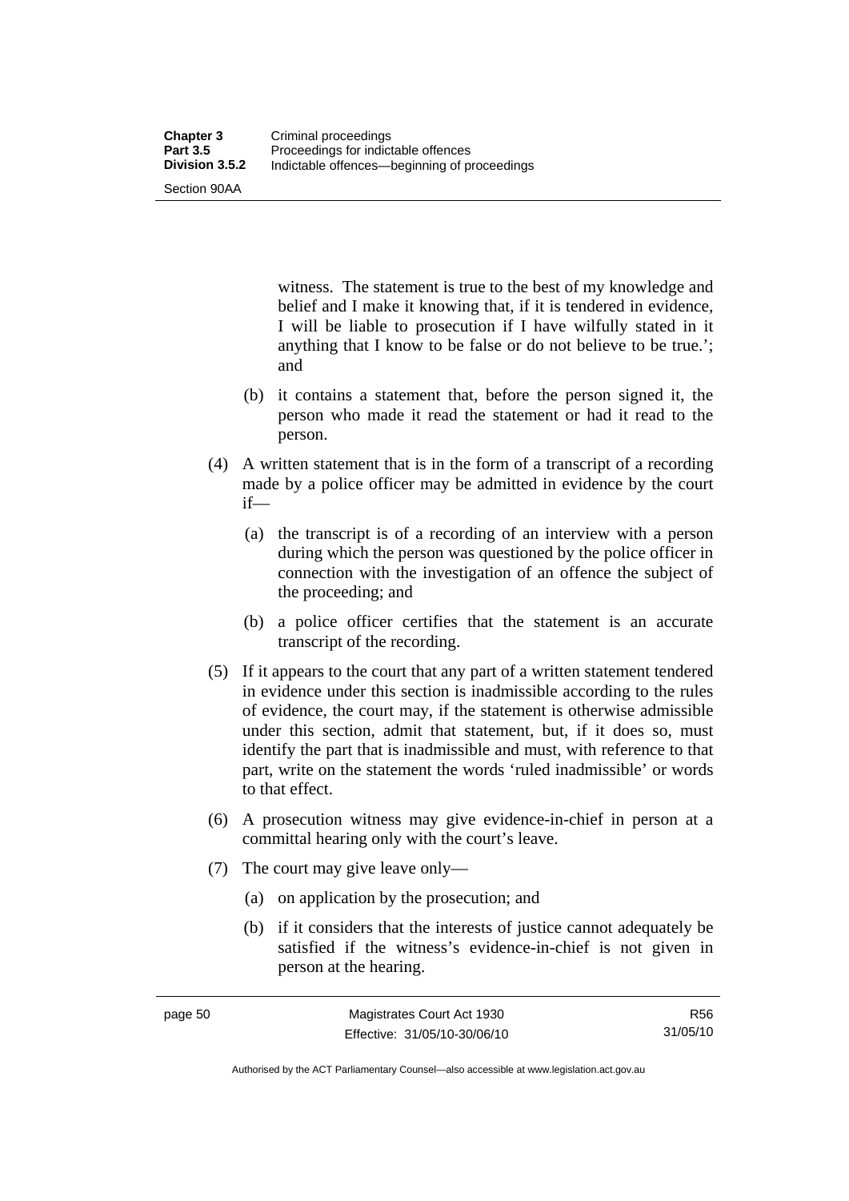witness. The statement is true to the best of my knowledge and belief and I make it knowing that, if it is tendered in evidence, I will be liable to prosecution if I have wilfully stated in it anything that I know to be false or do not believe to be true.'; and

(b) it contains a statement that, before the person signed it, the person who made it read the statement or had it read to the person.

(4) A written statement that is in the form of a transcript of a recording made by a police officer may be admitted in evidence by the court if—

(a) the transcript is of a recording of an interview with a person during which the person was questioned by the police officer in connection with the investigation of an offence the subject of the proceeding; and

(b) a police officer certifies that the statement is an accurate transcript of the recording.

(5) If it appears to the court that any part of a written statement tendered in evidence under this section is inadmissible according to the rules of evidence, the court may, if the statement is otherwise admissible under this section, admit that statement, but, if it does so, must identify the part that is inadmissible and must, with reference to that part, write on the statement the words 'ruled inadmissible' or words to that effect.

(6) A prosecution witness may give evidence-in-chief in person at a committal hearing only with the court's leave.

(7) The court may give leave only—

(a) on application by the prosecution; and

(b) if it considers that the interests of justice cannot adequately be satisfied if the witness's evidence-in-chief is not given in person at the hearing.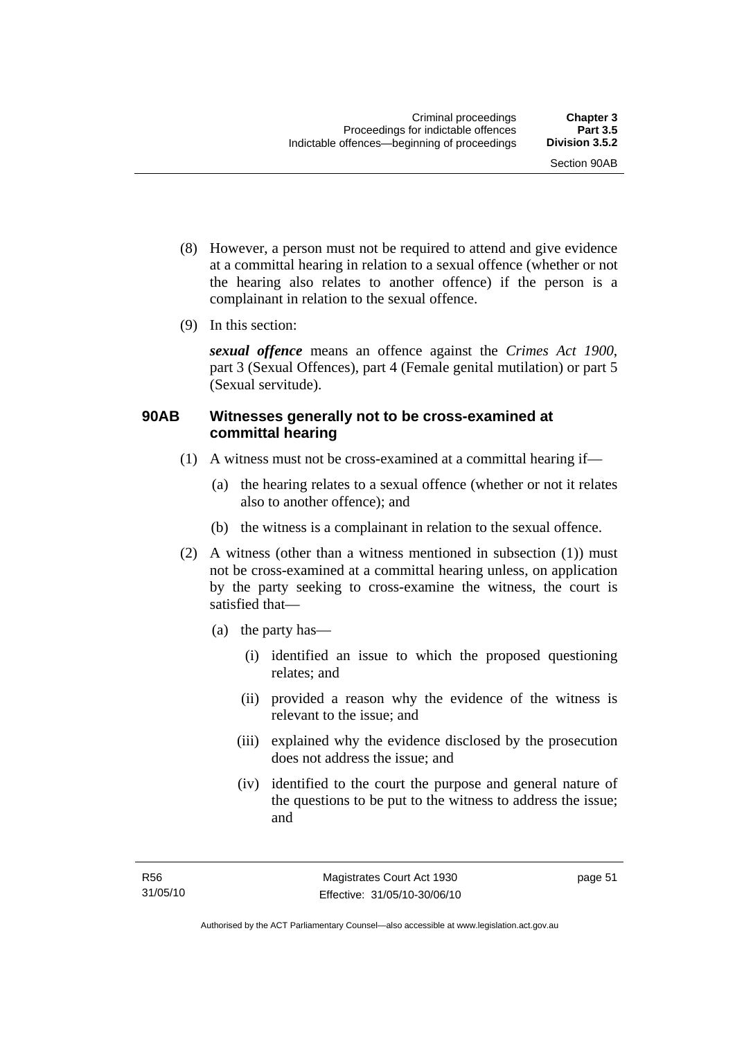(8) However, a person must not be required to attend and give evidence at a committal hearing in relation to a sexual offence (whether or not the hearing also relates to another offence) if the person is a complainant in relation to the sexual offence.

(9) In this section:

***sexual offence*** means an offence against the *Crimes Act 1900*, part 3 (Sexual Offences), part 4 (Female genital mutilation) or part 5 (Sexual servitude).

### 90AB Witnesses generally not to be cross-examined at committal hearing

(1) A witness must not be cross-examined at a committal hearing if—

(a) the hearing relates to a sexual offence (whether or not it relates also to another offence); and

(b) the witness is a complainant in relation to the sexual offence.

(2) A witness (other than a witness mentioned in subsection (1)) must not be cross-examined at a committal hearing unless, on application by the party seeking to cross-examine the witness, the court is satisfied that—

(a) the party has—

(i) identified an issue to which the proposed questioning relates; and

(ii) provided a reason why the evidence of the witness is relevant to the issue; and

(iii) explained why the evidence disclosed by the prosecution does not address the issue; and

(iv) identified to the court the purpose and general nature of the questions to be put to the witness to address the issue; and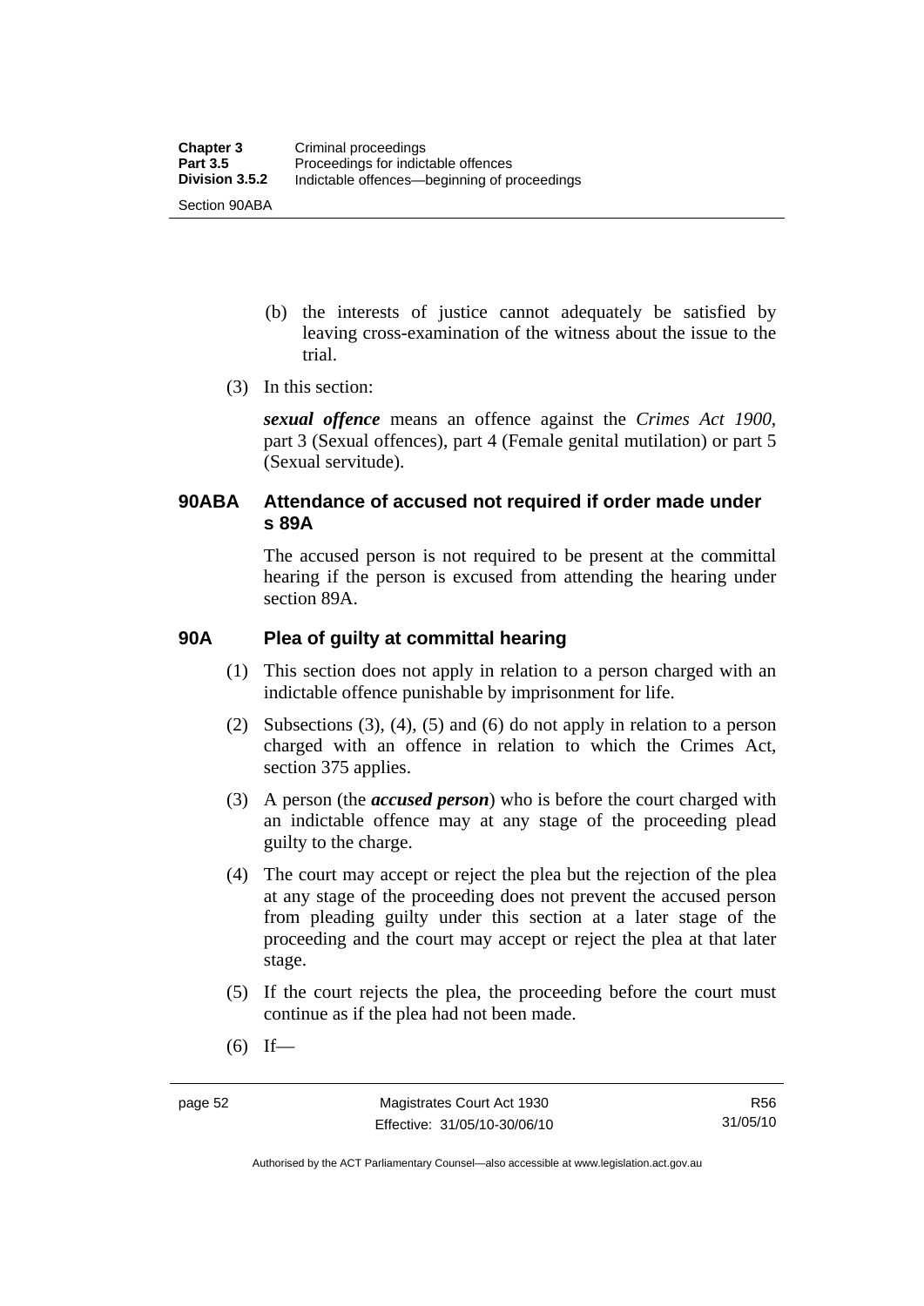(b) the interests of justice cannot adequately be satisfied by leaving cross-examination of the witness about the issue to the trial.

(3) In this section:

***sexual offence*** means an offence against the *Crimes Act 1900*, part 3 (Sexual offences), part 4 (Female genital mutilation) or part 5 (Sexual servitude).

## 90ABA Attendance of accused not required if order made under s 89A

The accused person is not required to be present at the committal hearing if the person is excused from attending the hearing under section 89A.

## 90A Plea of guilty at committal hearing

(1) This section does not apply in relation to a person charged with an indictable offence punishable by imprisonment for life.

(2) Subsections (3), (4), (5) and (6) do not apply in relation to a person charged with an offence in relation to which the Crimes Act, section 375 applies.

(3) A person (the ***accused person***) who is before the court charged with an indictable offence may at any stage of the proceeding plead guilty to the charge.

(4) The court may accept or reject the plea but the rejection of the plea at any stage of the proceeding does not prevent the accused person from pleading guilty under this section at a later stage of the proceeding and the court may accept or reject the plea at that later stage.

(5) If the court rejects the plea, the proceeding before the court must continue as if the plea had not been made.

(6) If—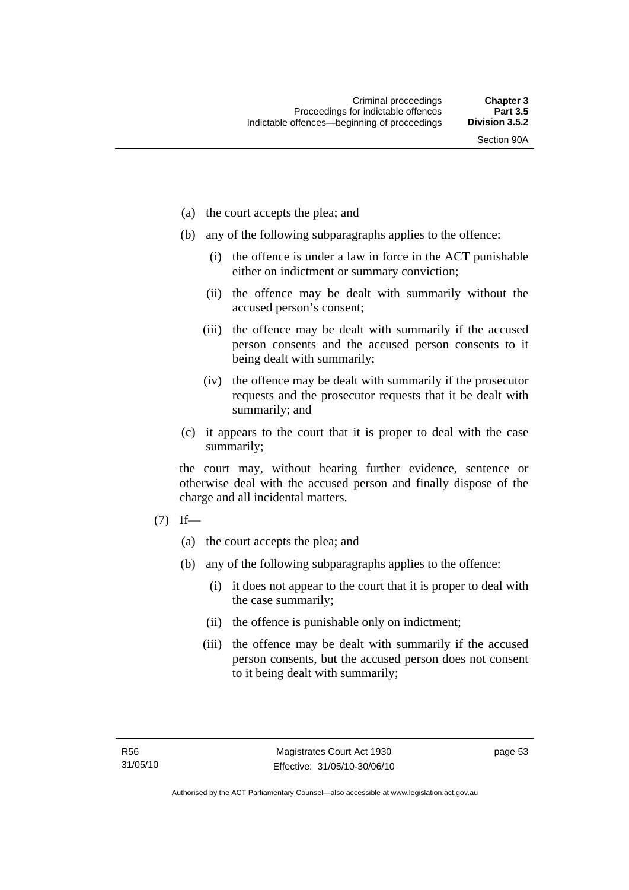(a) the court accepts the plea; and

(b) any of the following subparagraphs applies to the offence:

  (i) the offence is under a law in force in the ACT punishable either on indictment or summary conviction;

  (ii) the offence may be dealt with summarily without the accused person's consent;

  (iii) the offence may be dealt with summarily if the accused person consents and the accused person consents to it being dealt with summarily;

  (iv) the offence may be dealt with summarily if the prosecutor requests and the prosecutor requests that it be dealt with summarily; and

(c) it appears to the court that it is proper to deal with the case summarily;

the court may, without hearing further evidence, sentence or otherwise deal with the accused person and finally dispose of the charge and all incidental matters.

(7) If—

(a) the court accepts the plea; and

(b) any of the following subparagraphs applies to the offence:

  (i) it does not appear to the court that it is proper to deal with the case summarily;

  (ii) the offence is punishable only on indictment;

  (iii) the offence may be dealt with summarily if the accused person consents, but the accused person does not consent to it being dealt with summarily;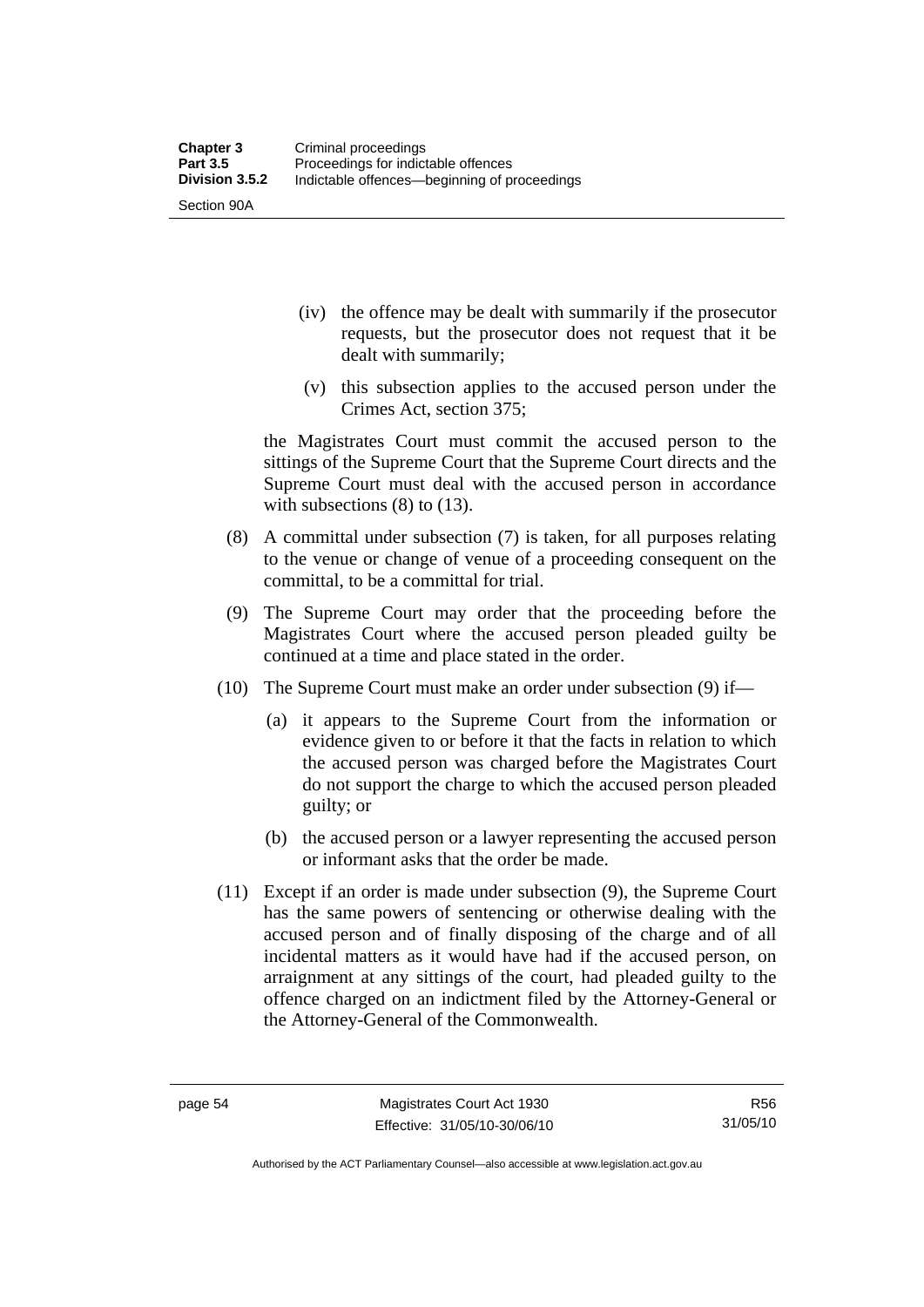(iv) the offence may be dealt with summarily if the prosecutor requests, but the prosecutor does not request that it be dealt with summarily;

(v) this subsection applies to the accused person under the Crimes Act, section 375;

the Magistrates Court must commit the accused person to the sittings of the Supreme Court that the Supreme Court directs and the Supreme Court must deal with the accused person in accordance with subsections (8) to (13).

(8) A committal under subsection (7) is taken, for all purposes relating to the venue or change of venue of a proceeding consequent on the committal, to be a committal for trial.

(9) The Supreme Court may order that the proceeding before the Magistrates Court where the accused person pleaded guilty be continued at a time and place stated in the order.

(10) The Supreme Court must make an order under subsection (9) if—

(a) it appears to the Supreme Court from the information or evidence given to or before it that the facts in relation to which the accused person was charged before the Magistrates Court do not support the charge to which the accused person pleaded guilty; or

(b) the accused person or a lawyer representing the accused person or informant asks that the order be made.

(11) Except if an order is made under subsection (9), the Supreme Court has the same powers of sentencing or otherwise dealing with the accused person and of finally disposing of the charge and of all incidental matters as it would have had if the accused person, on arraignment at any sittings of the court, had pleaded guilty to the offence charged on an indictment filed by the Attorney-General or the Attorney-General of the Commonwealth.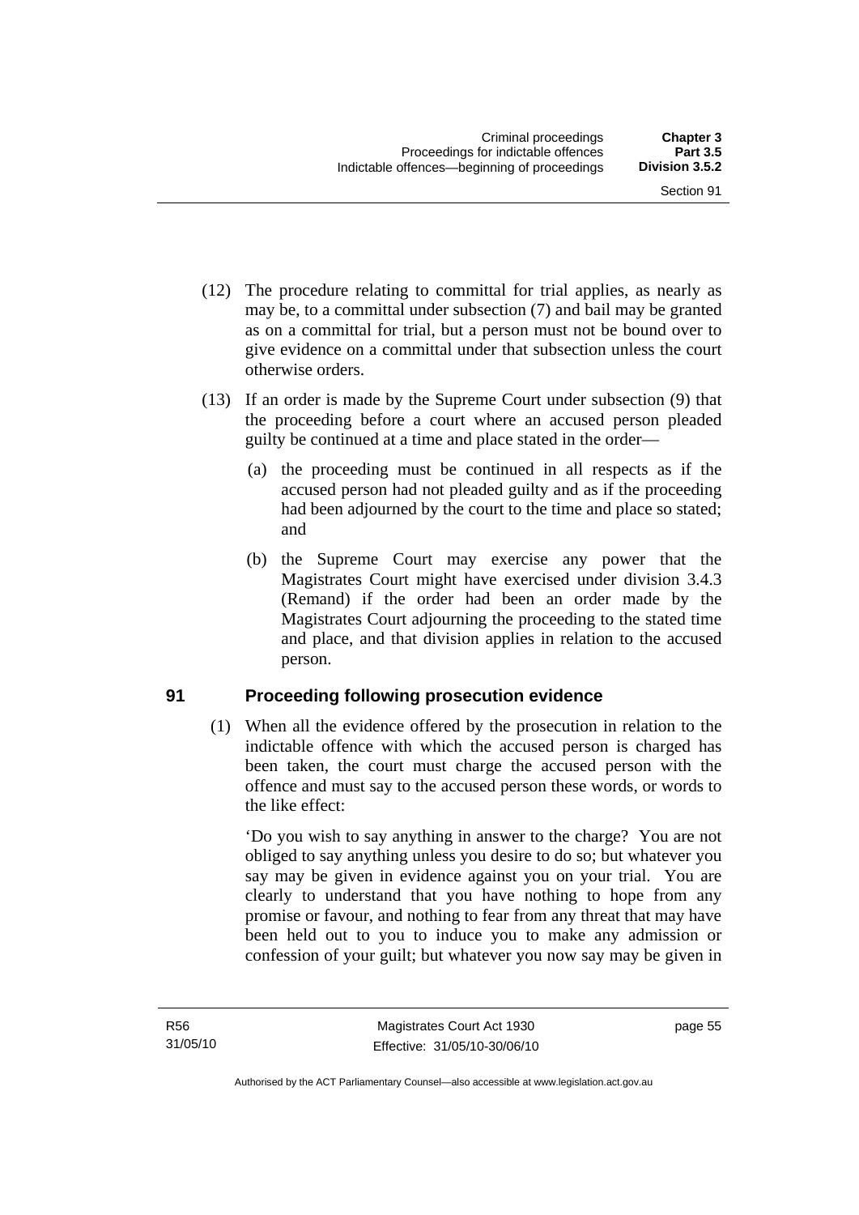(12) The procedure relating to committal for trial applies, as nearly as may be, to a committal under subsection (7) and bail may be granted as on a committal for trial, but a person must not be bound over to give evidence on a committal under that subsection unless the court otherwise orders.

(13) If an order is made by the Supreme Court under subsection (9) that the proceeding before a court where an accused person pleaded guilty be continued at a time and place stated in the order—

(a) the proceeding must be continued in all respects as if the accused person had not pleaded guilty and as if the proceeding had been adjourned by the court to the time and place so stated; and

(b) the Supreme Court may exercise any power that the Magistrates Court might have exercised under division 3.4.3 (Remand) if the order had been an order made by the Magistrates Court adjourning the proceeding to the stated time and place, and that division applies in relation to the accused person.

## 91 Proceeding following prosecution evidence

(1) When all the evidence offered by the prosecution in relation to the indictable offence with which the accused person is charged has been taken, the court must charge the accused person with the offence and must say to the accused person these words, or words to the like effect:

'Do you wish to say anything in answer to the charge? You are not obliged to say anything unless you desire to do so; but whatever you say may be given in evidence against you on your trial. You are clearly to understand that you have nothing to hope from any promise or favour, and nothing to fear from any threat that may have been held out to you to induce you to make any admission or confession of your guilt; but whatever you now say may be given in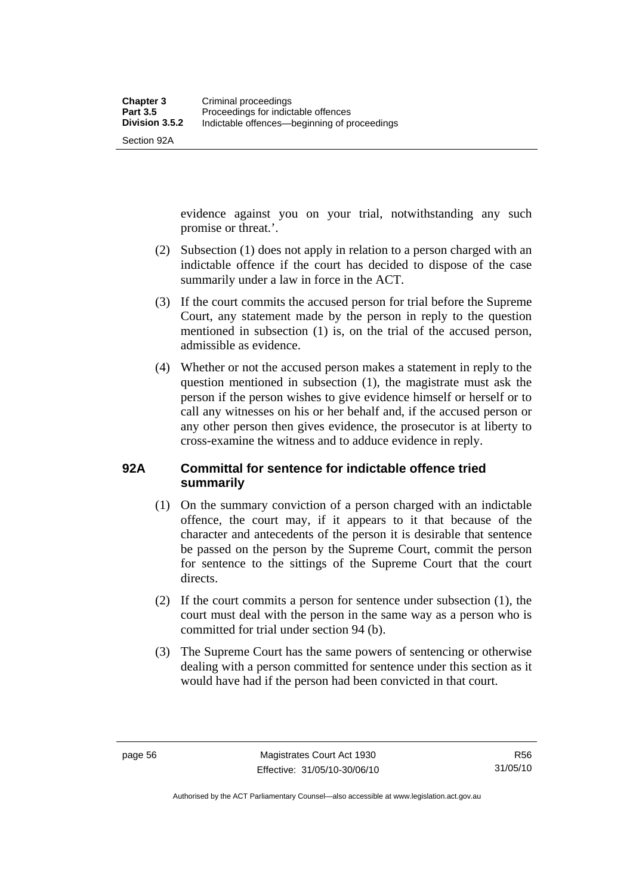evidence against you on your trial, notwithstanding any such promise or threat.'.

(2) Subsection (1) does not apply in relation to a person charged with an indictable offence if the court has decided to dispose of the case summarily under a law in force in the ACT.

(3) If the court commits the accused person for trial before the Supreme Court, any statement made by the person in reply to the question mentioned in subsection (1) is, on the trial of the accused person, admissible as evidence.

(4) Whether or not the accused person makes a statement in reply to the question mentioned in subsection (1), the magistrate must ask the person if the person wishes to give evidence himself or herself or to call any witnesses on his or her behalf and, if the accused person or any other person then gives evidence, the prosecutor is at liberty to cross-examine the witness and to adduce evidence in reply.

## 92A Committal for sentence for indictable offence tried summarily

(1) On the summary conviction of a person charged with an indictable offence, the court may, if it appears to it that because of the character and antecedents of the person it is desirable that sentence be passed on the person by the Supreme Court, commit the person for sentence to the sittings of the Supreme Court that the court directs.

(2) If the court commits a person for sentence under subsection (1), the court must deal with the person in the same way as a person who is committed for trial under section 94 (b).

(3) The Supreme Court has the same powers of sentencing or otherwise dealing with a person committed for sentence under this section as it would have had if the person had been convicted in that court.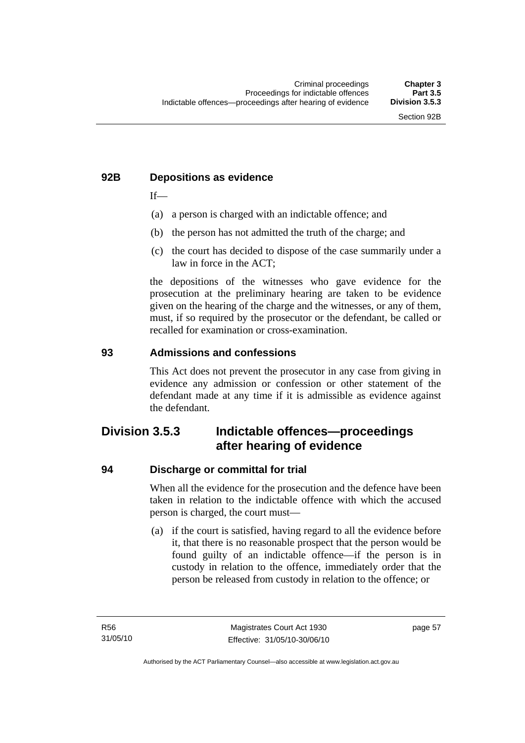### 92B Depositions as evidence

If—

(a) a person is charged with an indictable offence; and

(b) the person has not admitted the truth of the charge; and

(c) the court has decided to dispose of the case summarily under a law in force in the ACT;

the depositions of the witnesses who gave evidence for the prosecution at the preliminary hearing are taken to be evidence given on the hearing of the charge and the witnesses, or any of them, must, if so required by the prosecutor or the defendant, be called or recalled for examination or cross-examination.

### 93 Admissions and confessions

This Act does not prevent the prosecutor in any case from giving in evidence any admission or confession or other statement of the defendant made at any time if it is admissible as evidence against the defendant.

## Division 3.5.3 Indictable offences—proceedings after hearing of evidence

### 94 Discharge or committal for trial

When all the evidence for the prosecution and the defence have been taken in relation to the indictable offence with which the accused person is charged, the court must—

(a) if the court is satisfied, having regard to all the evidence before it, that there is no reasonable prospect that the person would be found guilty of an indictable offence—if the person is in custody in relation to the offence, immediately order that the person be released from custody in relation to the offence; or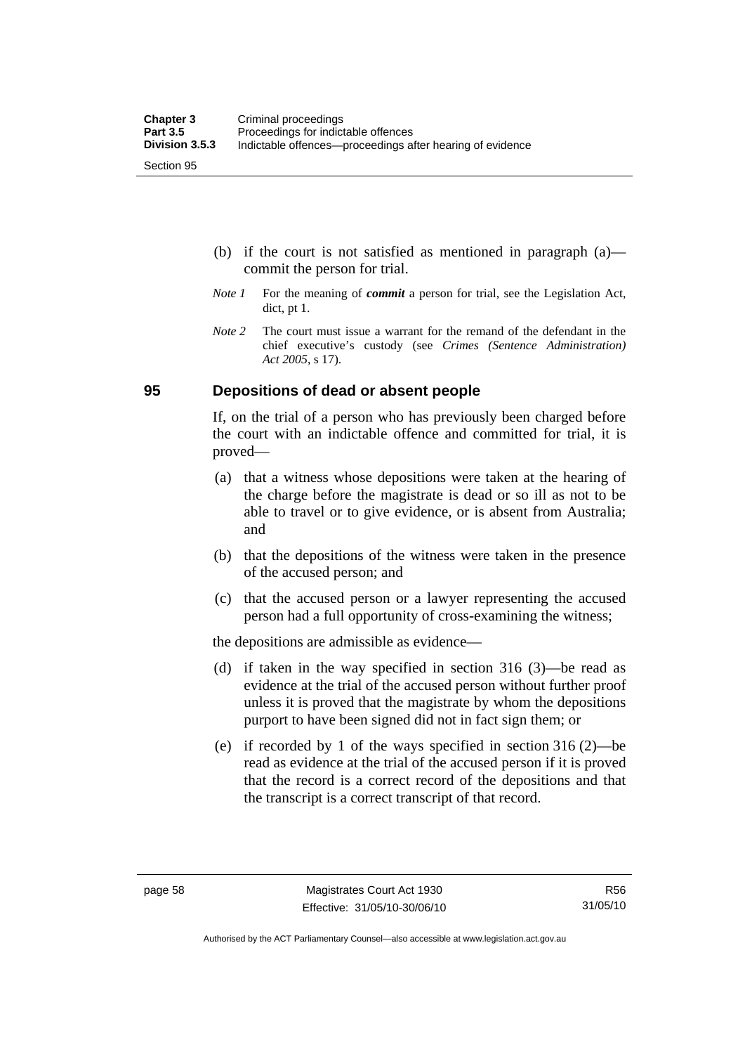(b) if the court is not satisfied as mentioned in paragraph (a)—commit the person for trial.

*Note 1* For the meaning of ***commit*** a person for trial, see the Legislation Act, dict, pt 1.

*Note 2* The court must issue a warrant for the remand of the defendant in the chief executive's custody (see *Crimes (Sentence Administration) Act 2005*, s 17).

## 95 Depositions of dead or absent people

If, on the trial of a person who has previously been charged before the court with an indictable offence and committed for trial, it is proved—

(a) that a witness whose depositions were taken at the hearing of the charge before the magistrate is dead or so ill as not to be able to travel or to give evidence, or is absent from Australia; and

(b) that the depositions of the witness were taken in the presence of the accused person; and

(c) that the accused person or a lawyer representing the accused person had a full opportunity of cross-examining the witness;

the depositions are admissible as evidence—

(d) if taken in the way specified in section 316 (3)—be read as evidence at the trial of the accused person without further proof unless it is proved that the magistrate by whom the depositions purport to have been signed did not in fact sign them; or

(e) if recorded by 1 of the ways specified in section 316 (2)—be read as evidence at the trial of the accused person if it is proved that the record is a correct record of the depositions and that the transcript is a correct transcript of that record.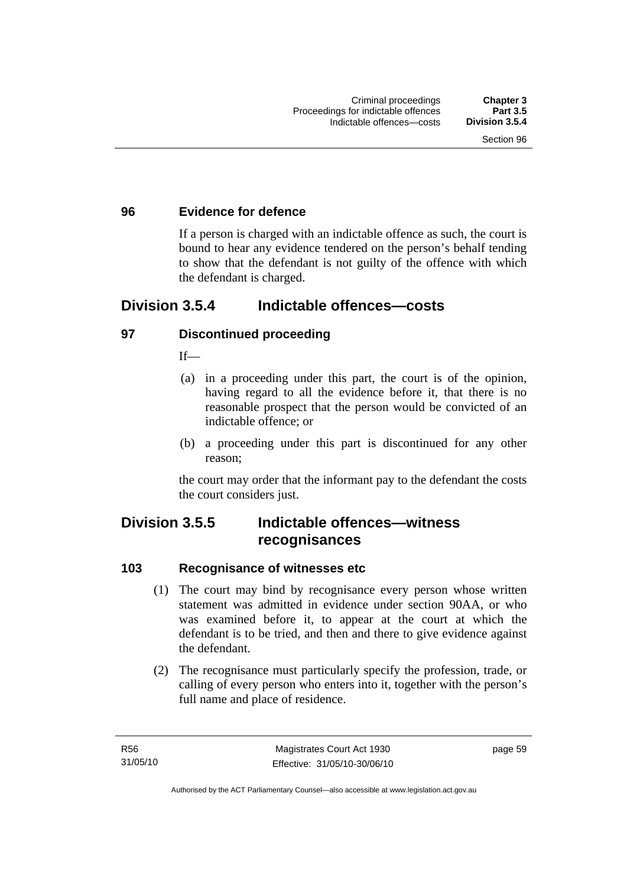### 96 Evidence for defence

If a person is charged with an indictable offence as such, the court is bound to hear any evidence tendered on the person's behalf tending to show that the defendant is not guilty of the offence with which the defendant is charged.

## Division 3.5.4 Indictable offences—costs

### 97 Discontinued proceeding

If—

(a) in a proceeding under this part, the court is of the opinion, having regard to all the evidence before it, that there is no reasonable prospect that the person would be convicted of an indictable offence; or

(b) a proceeding under this part is discontinued for any other reason;

the court may order that the informant pay to the defendant the costs the court considers just.

## Division 3.5.5 Indictable offences—witness recognisances

### 103 Recognisance of witnesses etc

(1) The court may bind by recognisance every person whose written statement was admitted in evidence under section 90AA, or who was examined before it, to appear at the court at which the defendant is to be tried, and then and there to give evidence against the defendant.

(2) The recognisance must particularly specify the profession, trade, or calling of every person who enters into it, together with the person's full name and place of residence.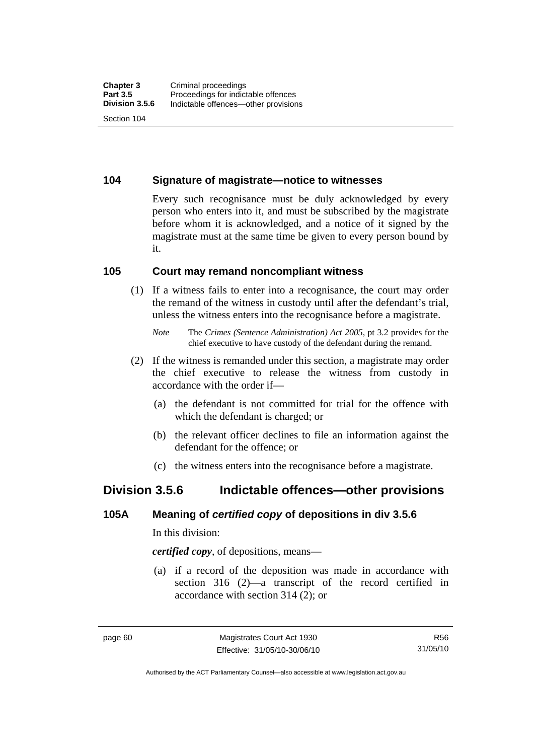### 104 Signature of magistrate—notice to witnesses

Every such recognisance must be duly acknowledged by every person who enters into it, and must be subscribed by the magistrate before whom it is acknowledged, and a notice of it signed by the magistrate must at the same time be given to every person bound by it.

### 105 Court may remand noncompliant witness

(1) If a witness fails to enter into a recognisance, the court may order the remand of the witness in custody until after the defendant's trial, unless the witness enters into the recognisance before a magistrate.

*Note* The *Crimes (Sentence Administration) Act 2005*, pt 3.2 provides for the chief executive to have custody of the defendant during the remand.

(2) If the witness is remanded under this section, a magistrate may order the chief executive to release the witness from custody in accordance with the order if—

(a) the defendant is not committed for trial for the offence with which the defendant is charged; or

(b) the relevant officer declines to file an information against the defendant for the offence; or

(c) the witness enters into the recognisance before a magistrate.

## Division 3.5.6 Indictable offences—other provisions

### 105A Meaning of *certified copy* of depositions in div 3.5.6

In this division:

***certified copy***, of depositions, means—

(a) if a record of the deposition was made in accordance with section 316 (2)—a transcript of the record certified in accordance with section 314 (2); or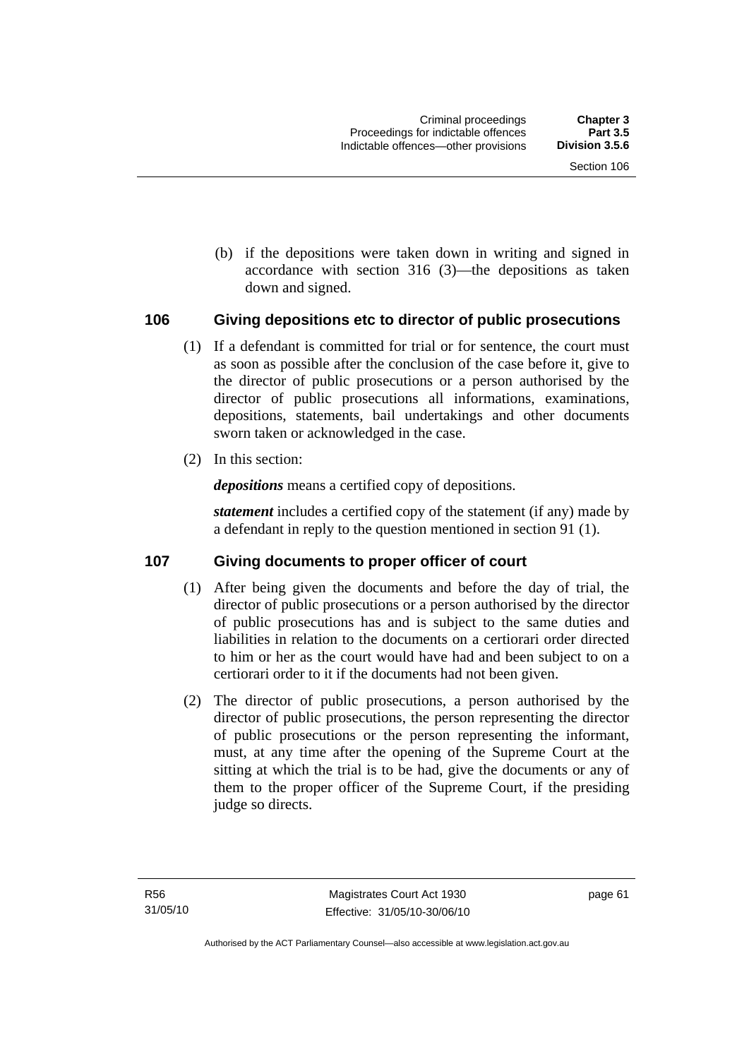(b) if the depositions were taken down in writing and signed in accordance with section 316 (3)—the depositions as taken down and signed.

## 106 Giving depositions etc to director of public prosecutions

(1) If a defendant is committed for trial or for sentence, the court must as soon as possible after the conclusion of the case before it, give to the director of public prosecutions or a person authorised by the director of public prosecutions all informations, examinations, depositions, statements, bail undertakings and other documents sworn taken or acknowledged in the case.

(2) In this section:

***depositions*** means a certified copy of depositions.

***statement*** includes a certified copy of the statement (if any) made by a defendant in reply to the question mentioned in section 91 (1).

## 107 Giving documents to proper officer of court

(1) After being given the documents and before the day of trial, the director of public prosecutions or a person authorised by the director of public prosecutions has and is subject to the same duties and liabilities in relation to the documents on a certiorari order directed to him or her as the court would have had and been subject to on a certiorari order to it if the documents had not been given.

(2) The director of public prosecutions, a person authorised by the director of public prosecutions, the person representing the director of public prosecutions or the person representing the informant, must, at any time after the opening of the Supreme Court at the sitting at which the trial is to be had, give the documents or any of them to the proper officer of the Supreme Court, if the presiding judge so directs.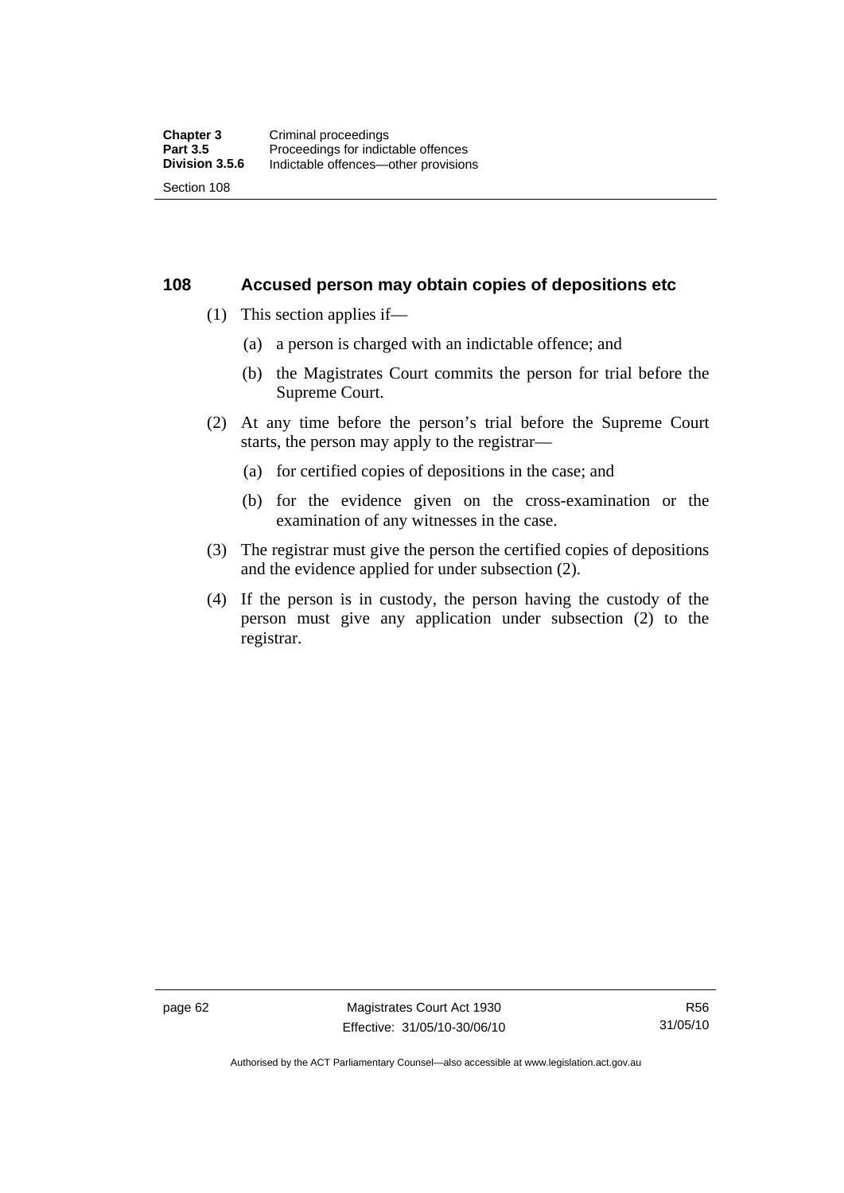## 108 Accused person may obtain copies of depositions etc

(1) This section applies if—

   (a) a person is charged with an indictable offence; and

   (b) the Magistrates Court commits the person for trial before the Supreme Court.

(2) At any time before the person's trial before the Supreme Court starts, the person may apply to the registrar—

   (a) for certified copies of depositions in the case; and

   (b) for the evidence given on the cross-examination or the examination of any witnesses in the case.

(3) The registrar must give the person the certified copies of depositions and the evidence applied for under subsection (2).

(4) If the person is in custody, the person having the custody of the person must give any application under subsection (2) to the registrar.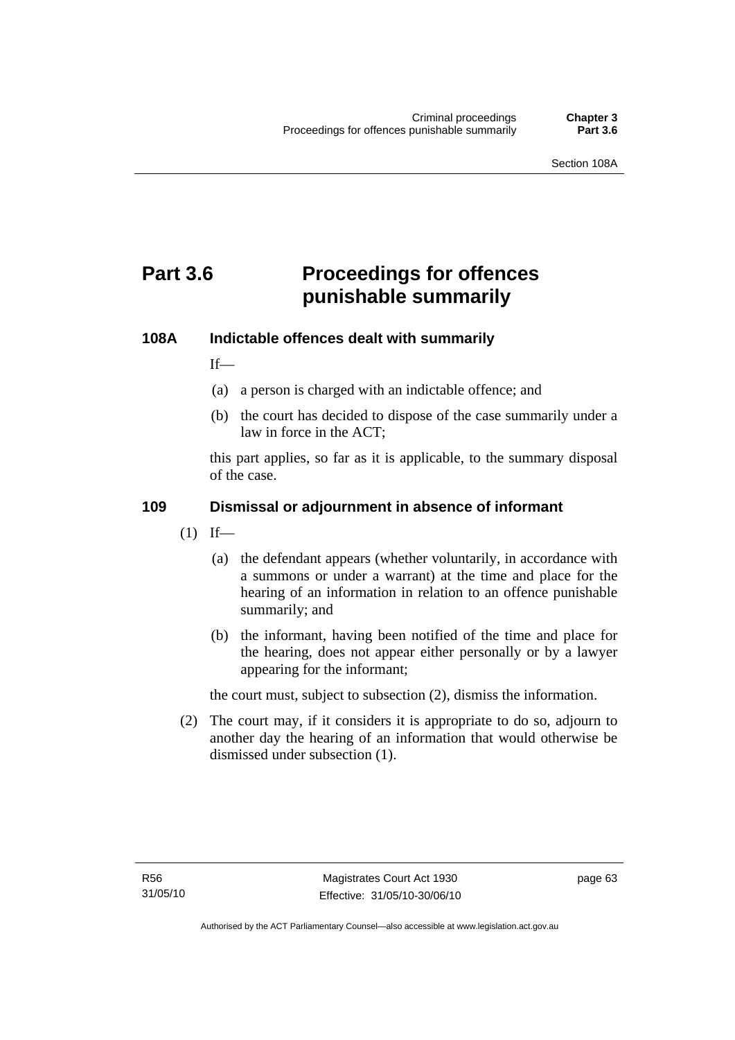# Part 3.6 Proceedings for offences punishable summarily

## 108A Indictable offences dealt with summarily

If—

(a) a person is charged with an indictable offence; and

(b) the court has decided to dispose of the case summarily under a law in force in the ACT;

this part applies, so far as it is applicable, to the summary disposal of the case.

## 109 Dismissal or adjournment in absence of informant

(1) If—

(a) the defendant appears (whether voluntarily, in accordance with a summons or under a warrant) at the time and place for the hearing of an information in relation to an offence punishable summarily; and

(b) the informant, having been notified of the time and place for the hearing, does not appear either personally or by a lawyer appearing for the informant;

the court must, subject to subsection (2), dismiss the information.

(2) The court may, if it considers it is appropriate to do so, adjourn to another day the hearing of an information that would otherwise be dismissed under subsection (1).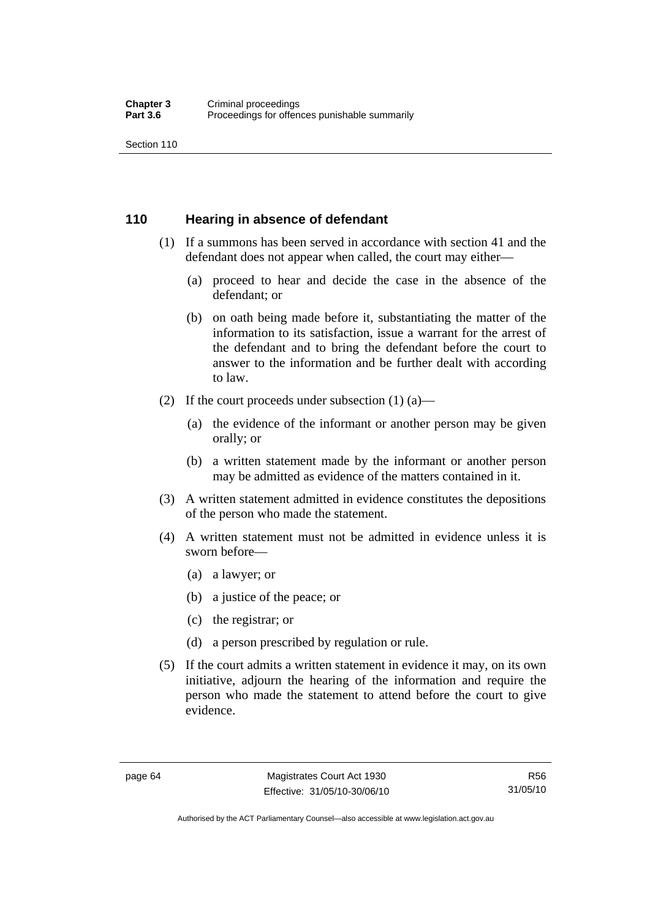## 110 Hearing in absence of defendant

(1) If a summons has been served in accordance with section 41 and the defendant does not appear when called, the court may either—

(a) proceed to hear and decide the case in the absence of the defendant; or

(b) on oath being made before it, substantiating the matter of the information to its satisfaction, issue a warrant for the arrest of the defendant and to bring the defendant before the court to answer to the information and be further dealt with according to law.

(2) If the court proceeds under subsection (1) (a)—

(a) the evidence of the informant or another person may be given orally; or

(b) a written statement made by the informant or another person may be admitted as evidence of the matters contained in it.

(3) A written statement admitted in evidence constitutes the depositions of the person who made the statement.

(4) A written statement must not be admitted in evidence unless it is sworn before—

(a) a lawyer; or

(b) a justice of the peace; or

(c) the registrar; or

(d) a person prescribed by regulation or rule.

(5) If the court admits a written statement in evidence it may, on its own initiative, adjourn the hearing of the information and require the person who made the statement to attend before the court to give evidence.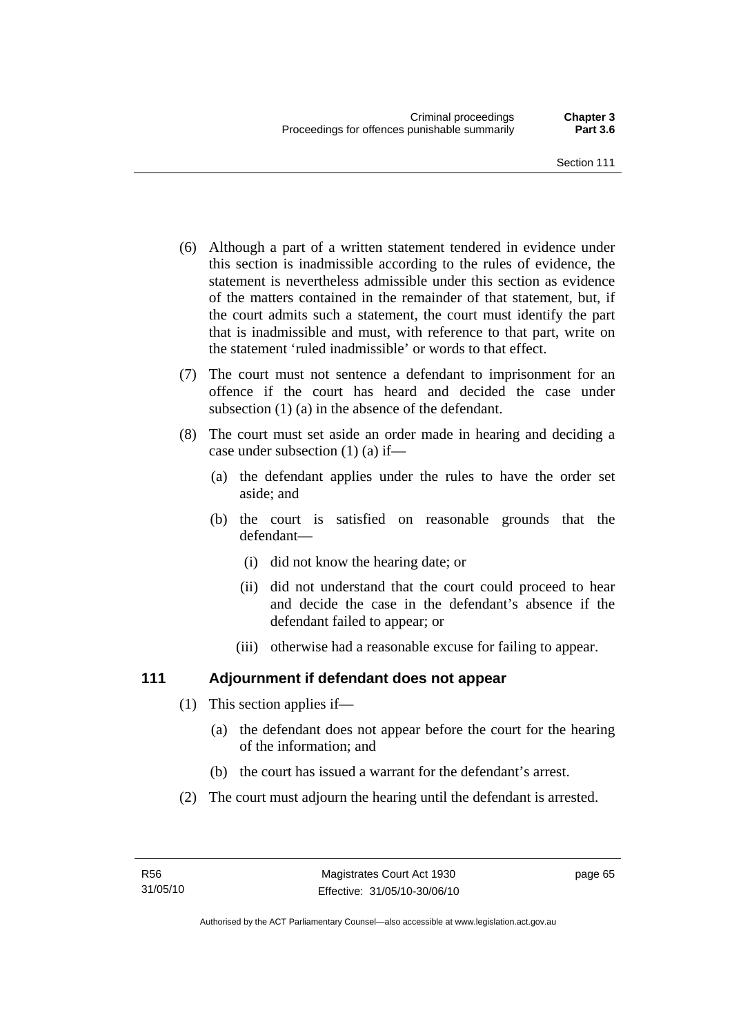(6) Although a part of a written statement tendered in evidence under this section is inadmissible according to the rules of evidence, the statement is nevertheless admissible under this section as evidence of the matters contained in the remainder of that statement, but, if the court admits such a statement, the court must identify the part that is inadmissible and must, with reference to that part, write on the statement 'ruled inadmissible' or words to that effect.

(7) The court must not sentence a defendant to imprisonment for an offence if the court has heard and decided the case under subsection (1) (a) in the absence of the defendant.

(8) The court must set aside an order made in hearing and deciding a case under subsection (1) (a) if—

- (a) the defendant applies under the rules to have the order set aside; and
- (b) the court is satisfied on reasonable grounds that the defendant—
  - (i) did not know the hearing date; or
  - (ii) did not understand that the court could proceed to hear and decide the case in the defendant's absence if the defendant failed to appear; or
  - (iii) otherwise had a reasonable excuse for failing to appear.

## 111 Adjournment if defendant does not appear

(1) This section applies if—

- (a) the defendant does not appear before the court for the hearing of the information; and
- (b) the court has issued a warrant for the defendant's arrest.

(2) The court must adjourn the hearing until the defendant is arrested.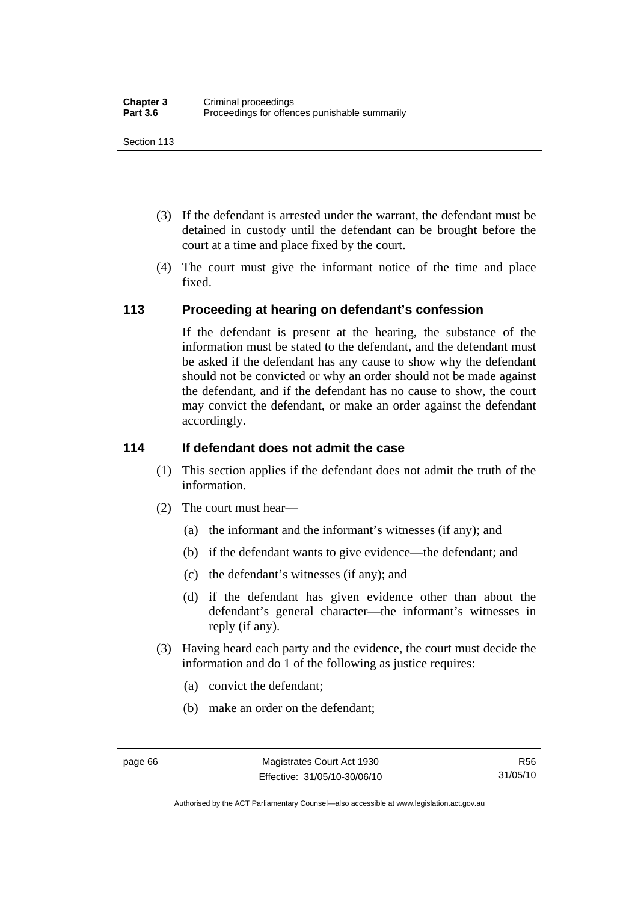(3) If the defendant is arrested under the warrant, the defendant must be detained in custody until the defendant can be brought before the court at a time and place fixed by the court.

(4) The court must give the informant notice of the time and place fixed.

## 113 Proceeding at hearing on defendant's confession

If the defendant is present at the hearing, the substance of the information must be stated to the defendant, and the defendant must be asked if the defendant has any cause to show why the defendant should not be convicted or why an order should not be made against the defendant, and if the defendant has no cause to show, the court may convict the defendant, or make an order against the defendant accordingly.

## 114 If defendant does not admit the case

(1) This section applies if the defendant does not admit the truth of the information.

(2) The court must hear—

(a) the informant and the informant's witnesses (if any); and

(b) if the defendant wants to give evidence—the defendant; and

(c) the defendant's witnesses (if any); and

(d) if the defendant has given evidence other than about the defendant's general character—the informant's witnesses in reply (if any).

(3) Having heard each party and the evidence, the court must decide the information and do 1 of the following as justice requires:

(a) convict the defendant;

(b) make an order on the defendant;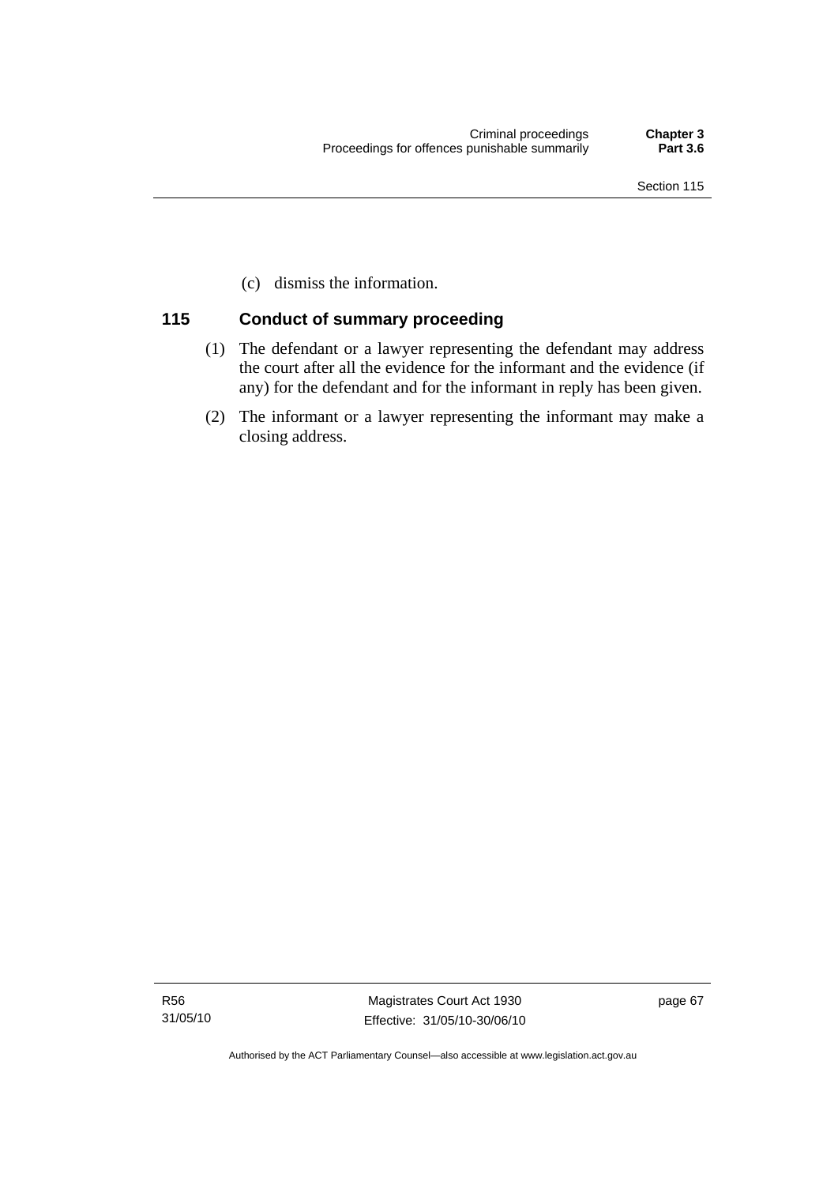(c) dismiss the information.

## 115 Conduct of summary proceeding

(1) The defendant or a lawyer representing the defendant may address the court after all the evidence for the informant and the evidence (if any) for the defendant and for the informant in reply has been given.

(2) The informant or a lawyer representing the informant may make a closing address.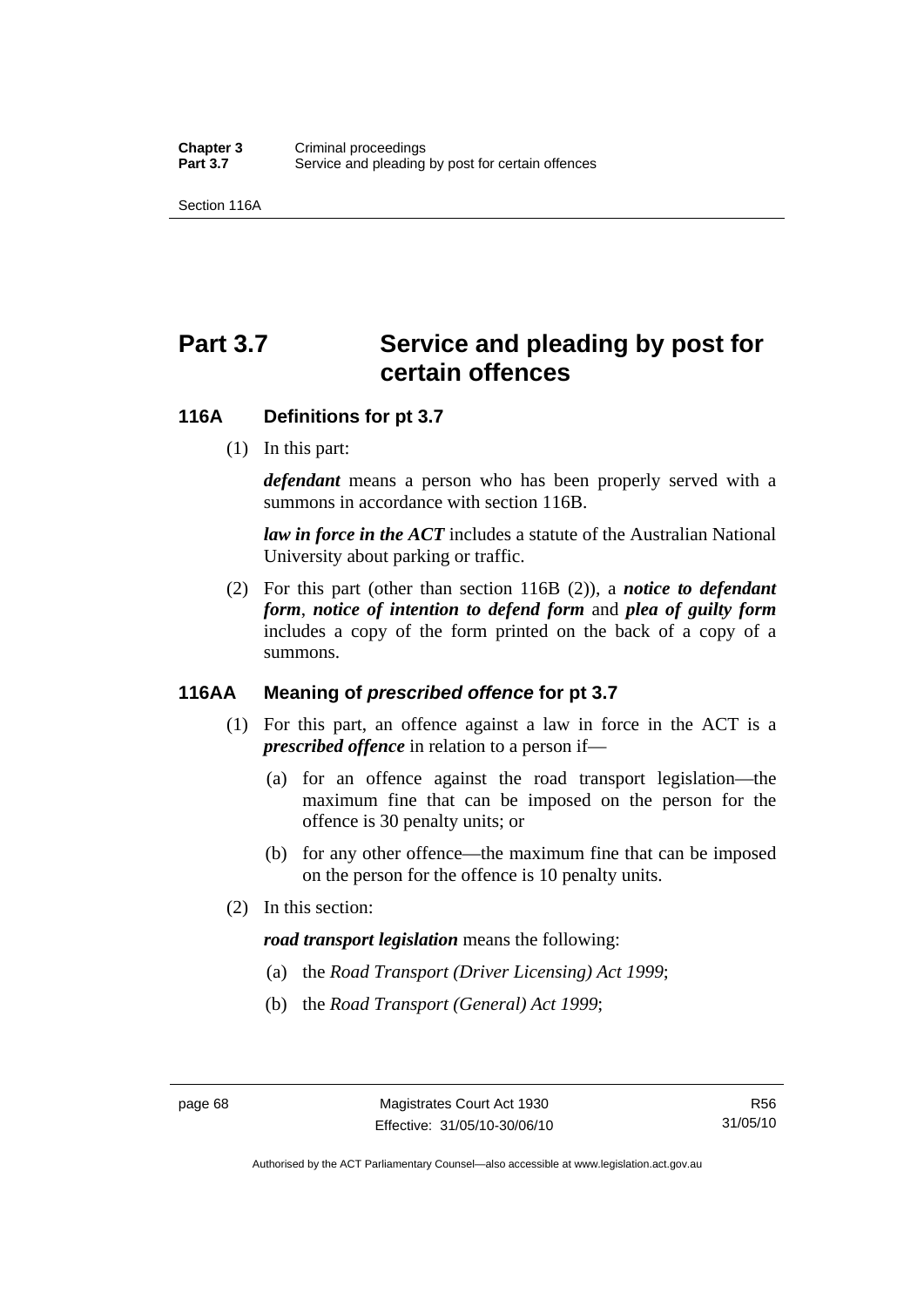# Part 3.7 Service and pleading by post for certain offences

## 116A Definitions for pt 3.7

(1) In this part:

***defendant*** means a person who has been properly served with a summons in accordance with section 116B.

***law in force in the ACT*** includes a statute of the Australian National University about parking or traffic.

(2) For this part (other than section 116B (2)), a ***notice to defendant form***, ***notice of intention to defend form*** and ***plea of guilty form*** includes a copy of the form printed on the back of a copy of a summons.

## 116AA Meaning of *prescribed offence* for pt 3.7

(1) For this part, an offence against a law in force in the ACT is a ***prescribed offence*** in relation to a person if—

- (a) for an offence against the road transport legislation—the maximum fine that can be imposed on the person for the offence is 30 penalty units; or
- (b) for any other offence—the maximum fine that can be imposed on the person for the offence is 10 penalty units.

(2) In this section:

***road transport legislation*** means the following:

- (a) the *Road Transport (Driver Licensing) Act 1999*;
- (b) the *Road Transport (General) Act 1999*;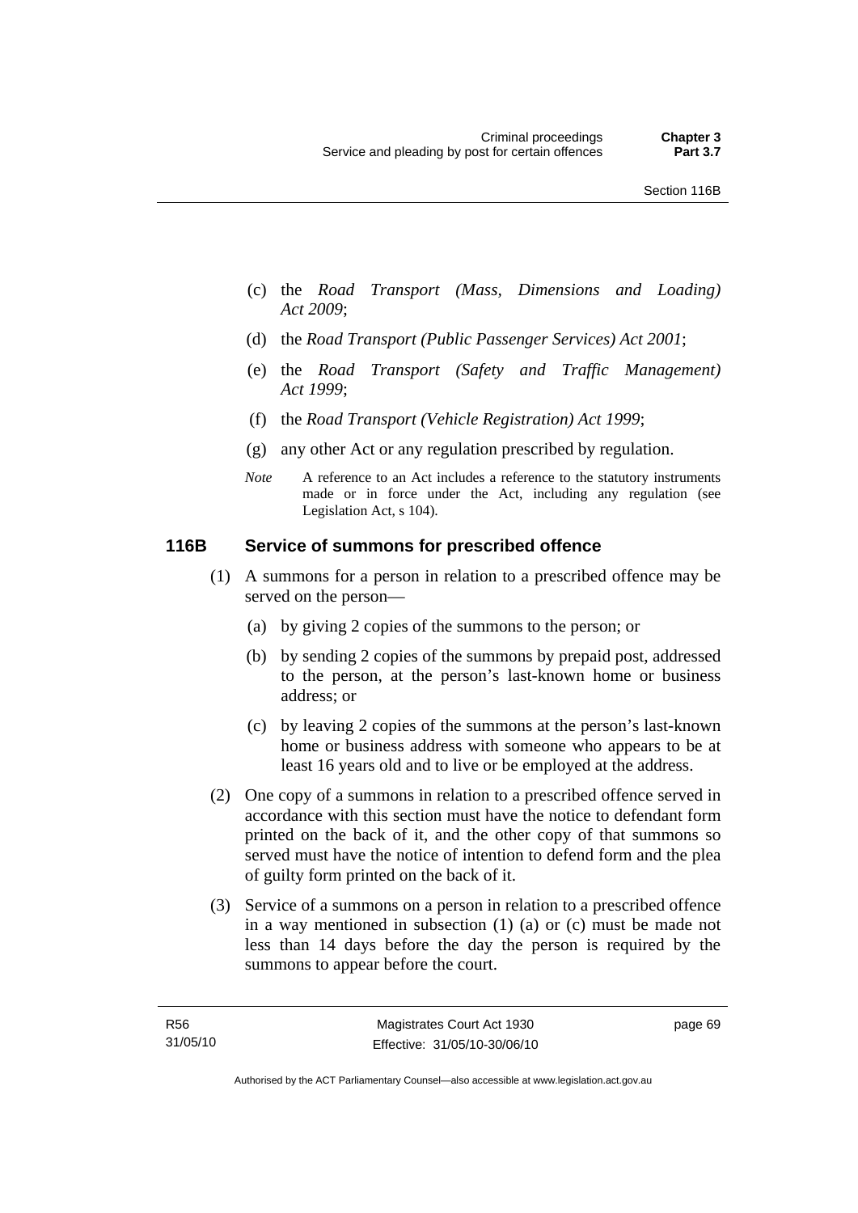(c) the *Road Transport (Mass, Dimensions and Loading) Act 2009*;

(d) the *Road Transport (Public Passenger Services) Act 2001*;

(e) the *Road Transport (Safety and Traffic Management) Act 1999*;

(f) the *Road Transport (Vehicle Registration) Act 1999*;

(g) any other Act or any regulation prescribed by regulation.

*Note* A reference to an Act includes a reference to the statutory instruments made or in force under the Act, including any regulation (see Legislation Act, s 104).

### 116B Service of summons for prescribed offence

(1) A summons for a person in relation to a prescribed offence may be served on the person—

(a) by giving 2 copies of the summons to the person; or

(b) by sending 2 copies of the summons by prepaid post, addressed to the person, at the person's last-known home or business address; or

(c) by leaving 2 copies of the summons at the person's last-known home or business address with someone who appears to be at least 16 years old and to live or be employed at the address.

(2) One copy of a summons in relation to a prescribed offence served in accordance with this section must have the notice to defendant form printed on the back of it, and the other copy of that summons so served must have the notice of intention to defend form and the plea of guilty form printed on the back of it.

(3) Service of a summons on a person in relation to a prescribed offence in a way mentioned in subsection (1) (a) or (c) must be made not less than 14 days before the day the person is required by the summons to appear before the court.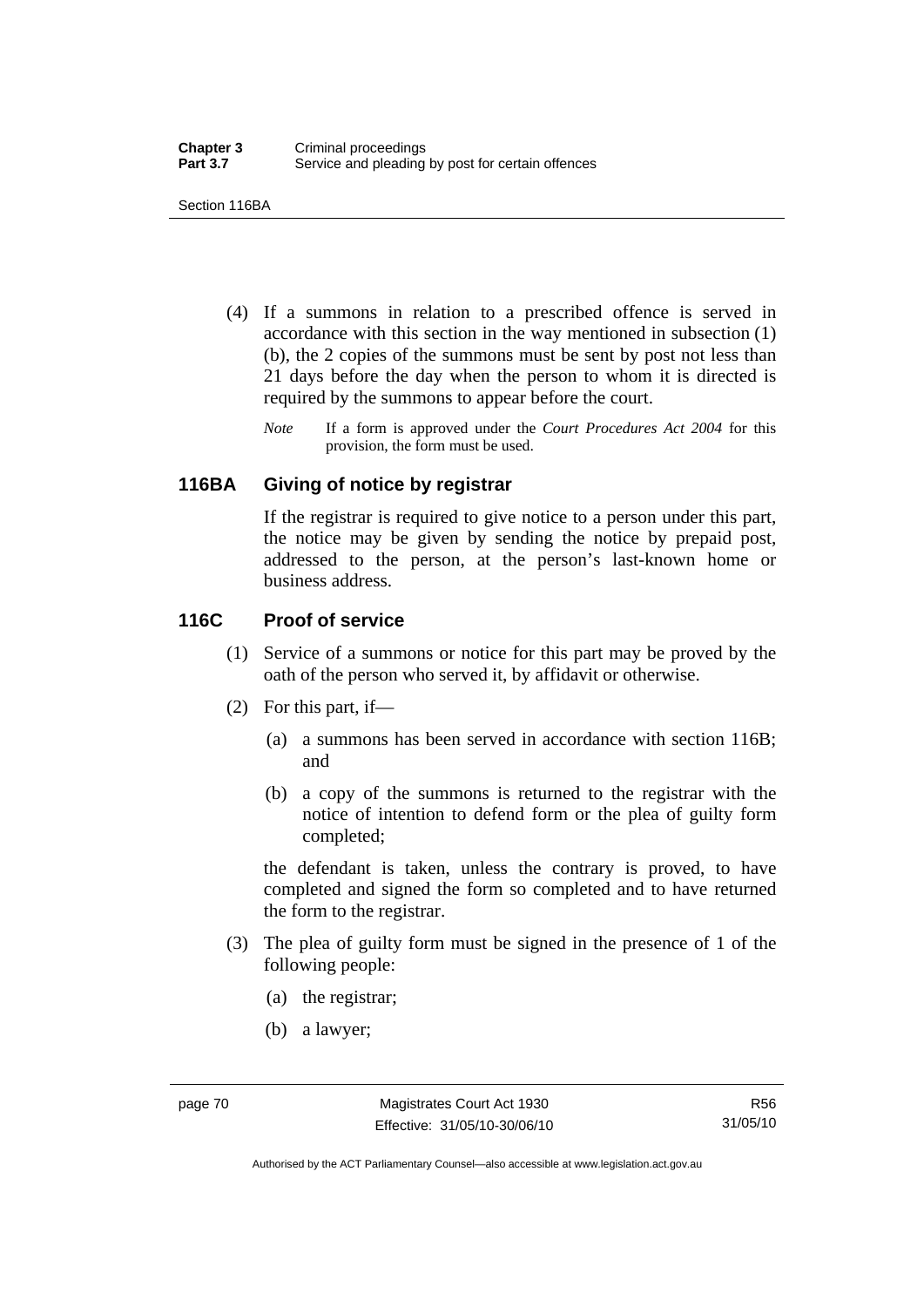(4) If a summons in relation to a prescribed offence is served in accordance with this section in the way mentioned in subsection (1) (b), the 2 copies of the summons must be sent by post not less than 21 days before the day when the person to whom it is directed is required by the summons to appear before the court.

*Note* If a form is approved under the *Court Procedures Act 2004* for this provision, the form must be used.

## 116BA Giving of notice by registrar

If the registrar is required to give notice to a person under this part, the notice may be given by sending the notice by prepaid post, addressed to the person, at the person's last-known home or business address.

## 116C Proof of service

(1) Service of a summons or notice for this part may be proved by the oath of the person who served it, by affidavit or otherwise.

(2) For this part, if—

(a) a summons has been served in accordance with section 116B; and

(b) a copy of the summons is returned to the registrar with the notice of intention to defend form or the plea of guilty form completed;

the defendant is taken, unless the contrary is proved, to have completed and signed the form so completed and to have returned the form to the registrar.

(3) The plea of guilty form must be signed in the presence of 1 of the following people:

(a) the registrar;

(b) a lawyer;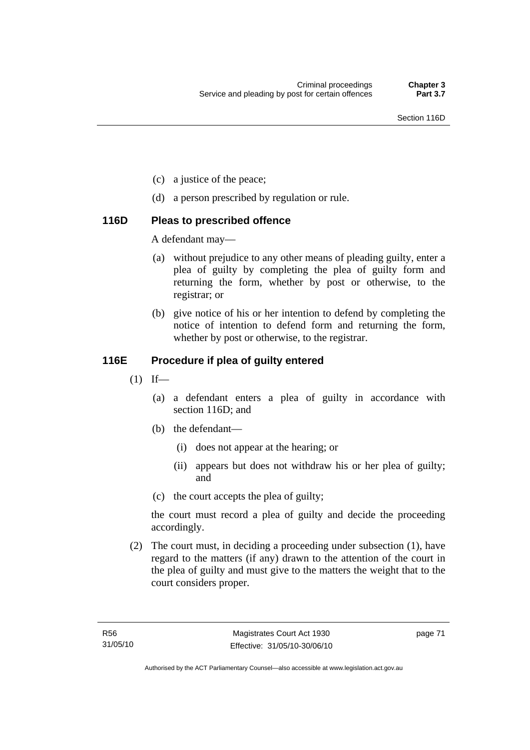(c) a justice of the peace;

(d) a person prescribed by regulation or rule.

### 116D Pleas to prescribed offence

A defendant may—

(a) without prejudice to any other means of pleading guilty, enter a plea of guilty by completing the plea of guilty form and returning the form, whether by post or otherwise, to the registrar; or

(b) give notice of his or her intention to defend by completing the notice of intention to defend form and returning the form, whether by post or otherwise, to the registrar.

### 116E Procedure if plea of guilty entered

(1) If—

(a) a defendant enters a plea of guilty in accordance with section 116D; and

(b) the defendant—

(i) does not appear at the hearing; or

(ii) appears but does not withdraw his or her plea of guilty; and

(c) the court accepts the plea of guilty;

the court must record a plea of guilty and decide the proceeding accordingly.

(2) The court must, in deciding a proceeding under subsection (1), have regard to the matters (if any) drawn to the attention of the court in the plea of guilty and must give to the matters the weight that to the court considers proper.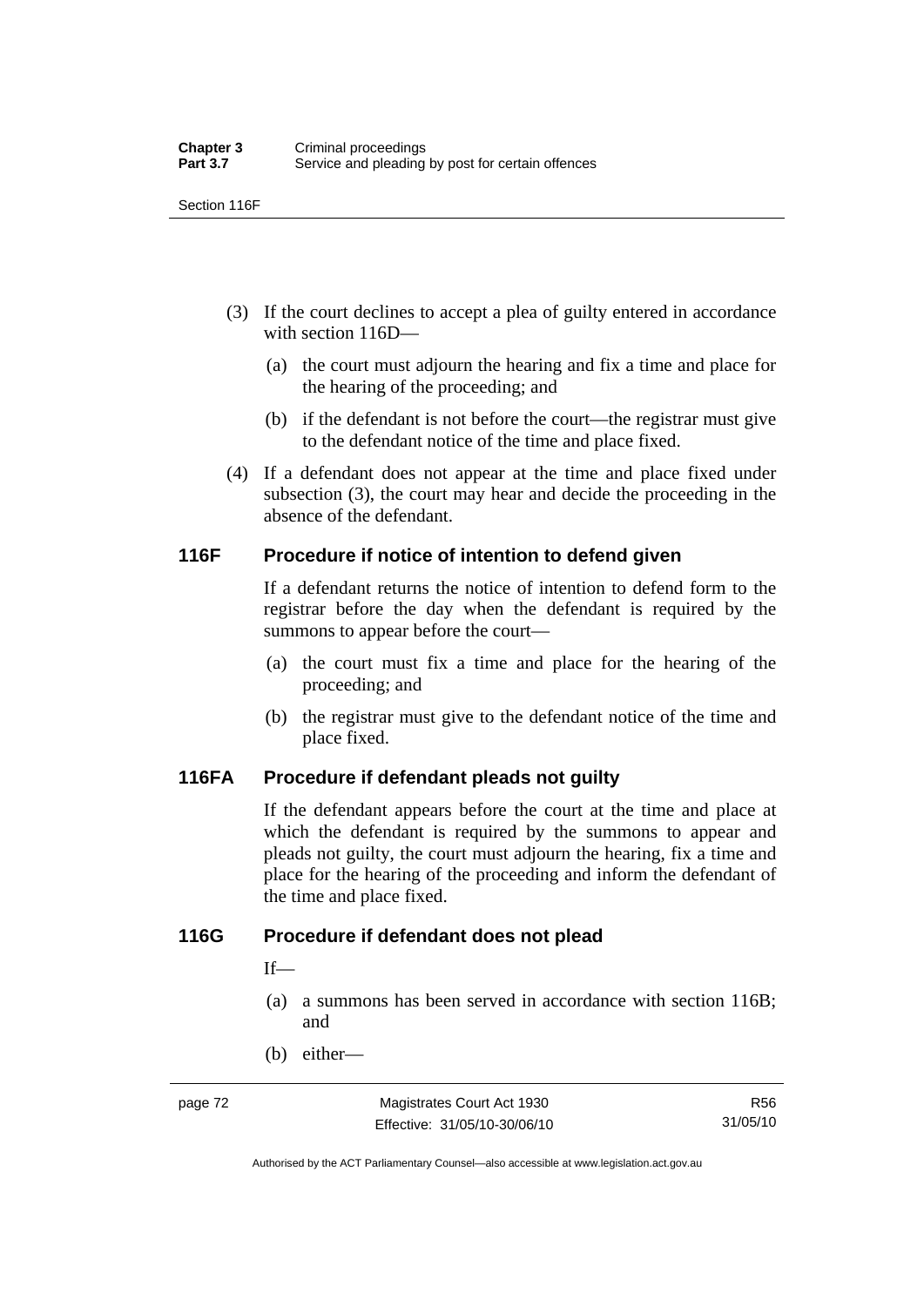(3) If the court declines to accept a plea of guilty entered in accordance with section 116D—

(a) the court must adjourn the hearing and fix a time and place for the hearing of the proceeding; and

(b) if the defendant is not before the court—the registrar must give to the defendant notice of the time and place fixed.

(4) If a defendant does not appear at the time and place fixed under subsection (3), the court may hear and decide the proceeding in the absence of the defendant.

### 116F Procedure if notice of intention to defend given

If a defendant returns the notice of intention to defend form to the registrar before the day when the defendant is required by the summons to appear before the court—

(a) the court must fix a time and place for the hearing of the proceeding; and

(b) the registrar must give to the defendant notice of the time and place fixed.

### 116FA Procedure if defendant pleads not guilty

If the defendant appears before the court at the time and place at which the defendant is required by the summons to appear and pleads not guilty, the court must adjourn the hearing, fix a time and place for the hearing of the proceeding and inform the defendant of the time and place fixed.

### 116G Procedure if defendant does not plead

If—

(a) a summons has been served in accordance with section 116B; and

(b) either—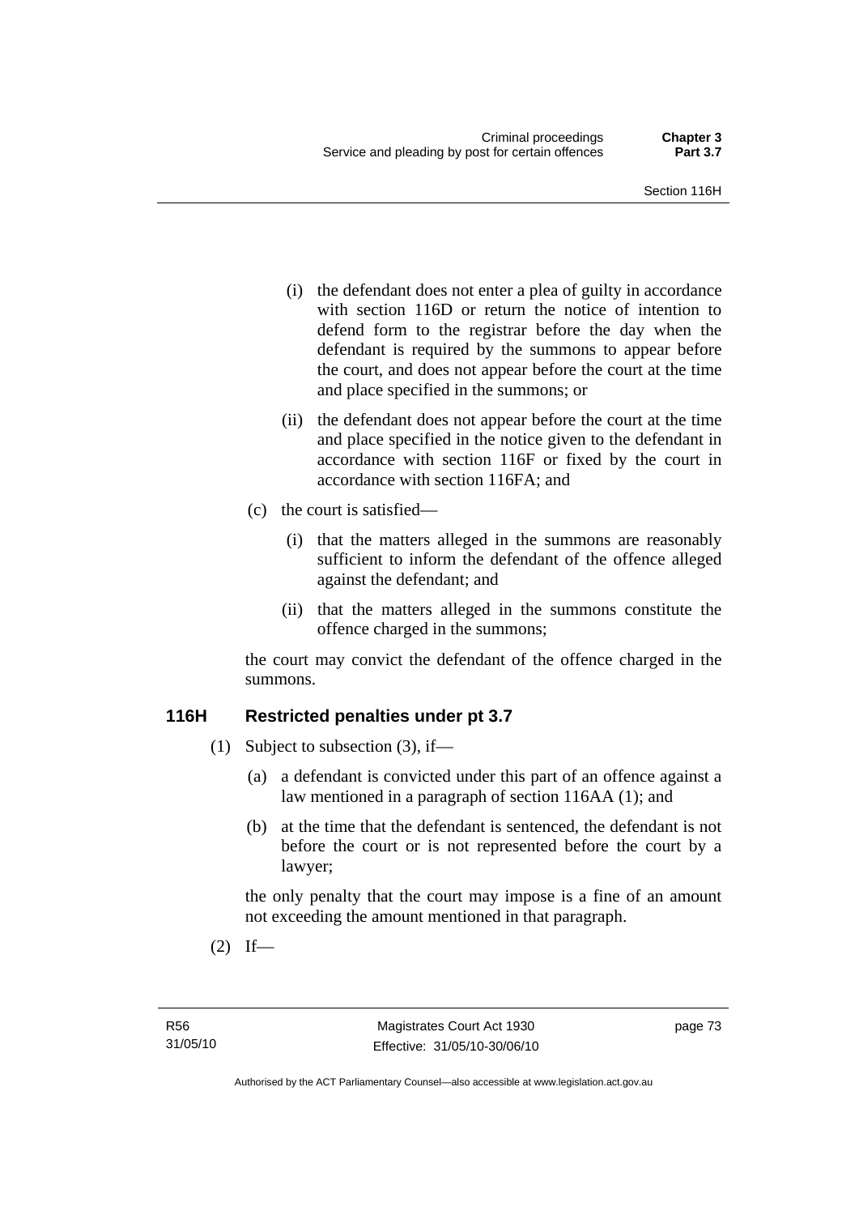(i) the defendant does not enter a plea of guilty in accordance with section 116D or return the notice of intention to defend form to the registrar before the day when the defendant is required by the summons to appear before the court, and does not appear before the court at the time and place specified in the summons; or

(ii) the defendant does not appear before the court at the time and place specified in the notice given to the defendant in accordance with section 116F or fixed by the court in accordance with section 116FA; and

(c) the court is satisfied—

(i) that the matters alleged in the summons are reasonably sufficient to inform the defendant of the offence alleged against the defendant; and

(ii) that the matters alleged in the summons constitute the offence charged in the summons;

the court may convict the defendant of the offence charged in the summons.

### 116H Restricted penalties under pt 3.7

(1) Subject to subsection (3), if—

(a) a defendant is convicted under this part of an offence against a law mentioned in a paragraph of section 116AA (1); and

(b) at the time that the defendant is sentenced, the defendant is not before the court or is not represented before the court by a lawyer;

the only penalty that the court may impose is a fine of an amount not exceeding the amount mentioned in that paragraph.

(2) If—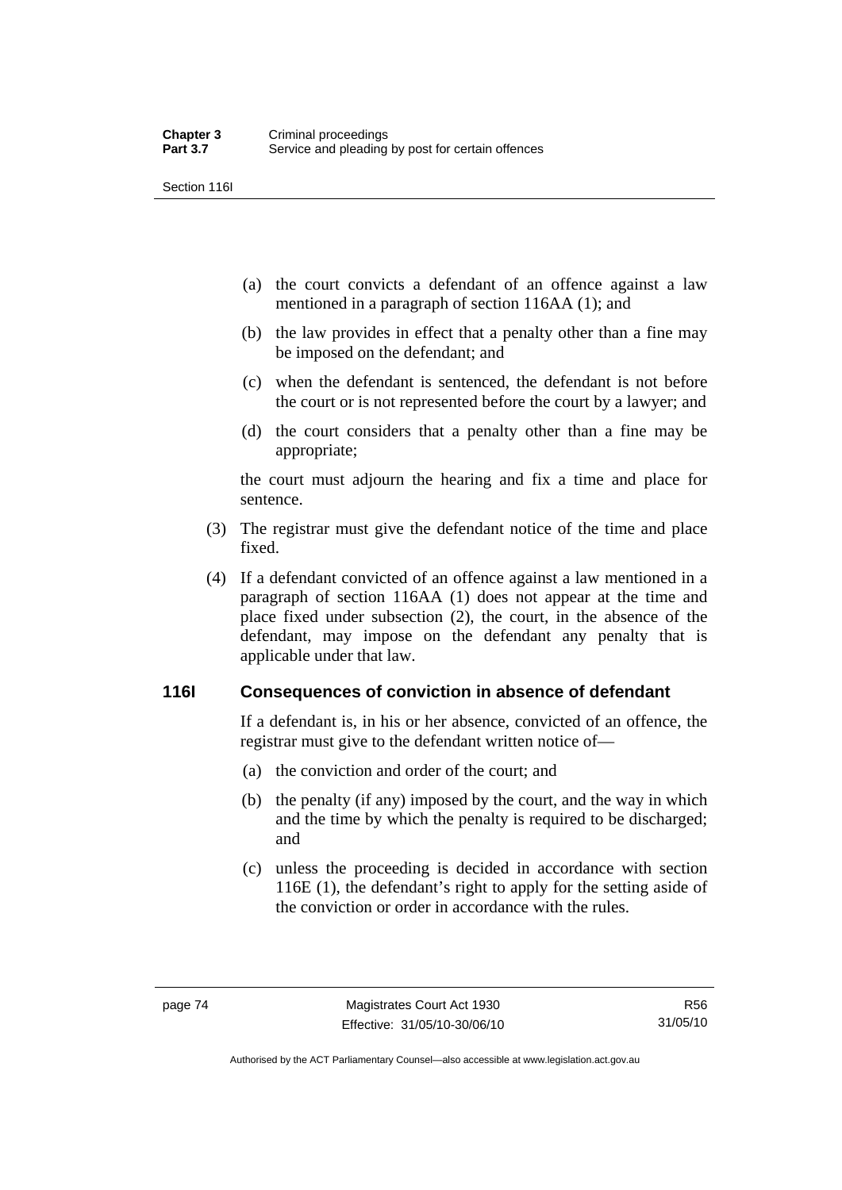(a) the court convicts a defendant of an offence against a law mentioned in a paragraph of section 116AA (1); and

(b) the law provides in effect that a penalty other than a fine may be imposed on the defendant; and

(c) when the defendant is sentenced, the defendant is not before the court or is not represented before the court by a lawyer; and

(d) the court considers that a penalty other than a fine may be appropriate;

the court must adjourn the hearing and fix a time and place for sentence.

(3) The registrar must give the defendant notice of the time and place fixed.

(4) If a defendant convicted of an offence against a law mentioned in a paragraph of section 116AA (1) does not appear at the time and place fixed under subsection (2), the court, in the absence of the defendant, may impose on the defendant any penalty that is applicable under that law.

### 116I Consequences of conviction in absence of defendant

If a defendant is, in his or her absence, convicted of an offence, the registrar must give to the defendant written notice of—

(a) the conviction and order of the court; and

(b) the penalty (if any) imposed by the court, and the way in which and the time by which the penalty is required to be discharged; and

(c) unless the proceeding is decided in accordance with section 116E (1), the defendant's right to apply for the setting aside of the conviction or order in accordance with the rules.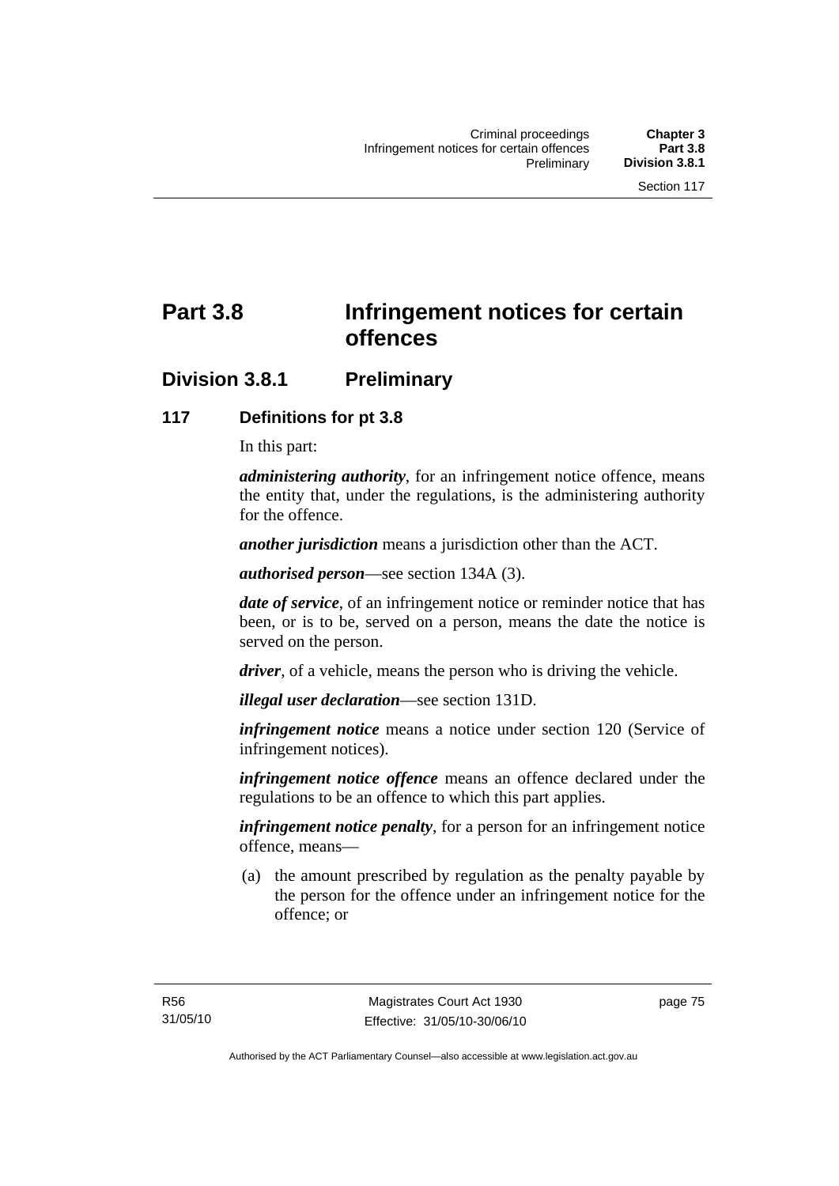# Part 3.8 Infringement notices for certain offences

## Division 3.8.1 Preliminary

### 117 Definitions for pt 3.8

In this part:

***administering authority***, for an infringement notice offence, means the entity that, under the regulations, is the administering authority for the offence.

***another jurisdiction*** means a jurisdiction other than the ACT.

***authorised person***—see section 134A (3).

***date of service***, of an infringement notice or reminder notice that has been, or is to be, served on a person, means the date the notice is served on the person.

***driver***, of a vehicle, means the person who is driving the vehicle.

***illegal user declaration***—see section 131D.

***infringement notice*** means a notice under section 120 (Service of infringement notices).

***infringement notice offence*** means an offence declared under the regulations to be an offence to which this part applies.

***infringement notice penalty***, for a person for an infringement notice offence, means—

(a) the amount prescribed by regulation as the penalty payable by the person for the offence under an infringement notice for the offence; or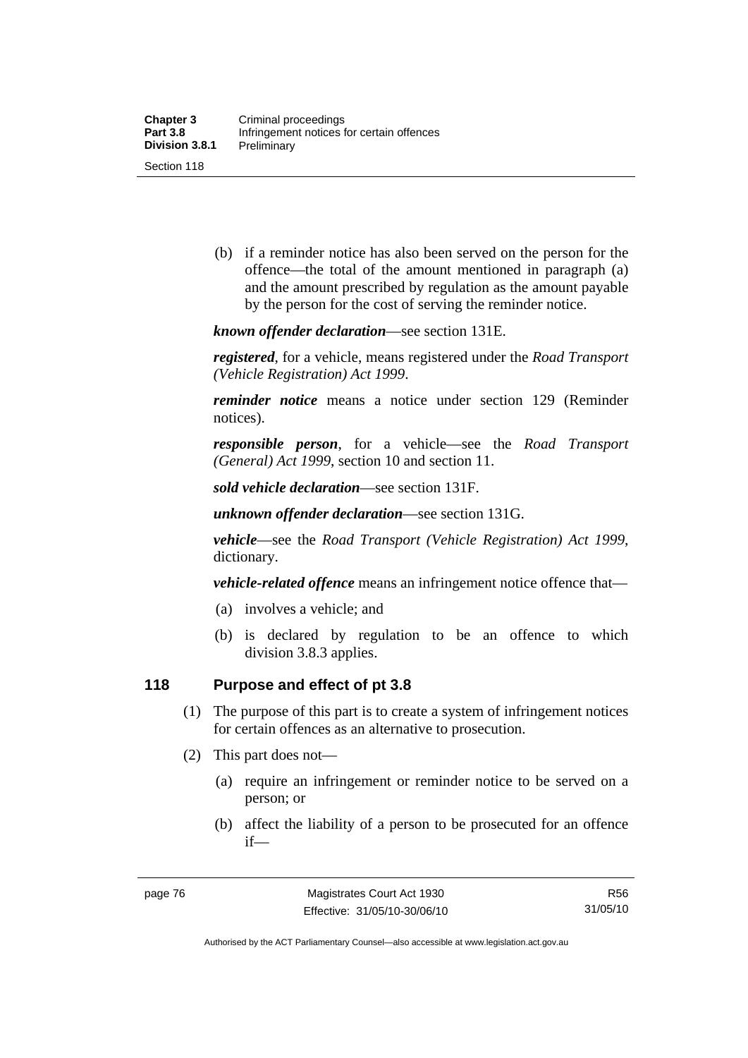(b) if a reminder notice has also been served on the person for the offence—the total of the amount mentioned in paragraph (a) and the amount prescribed by regulation as the amount payable by the person for the cost of serving the reminder notice.

***known offender declaration***—see section 131E.

***registered***, for a vehicle, means registered under the *Road Transport (Vehicle Registration) Act 1999*.

***reminder notice*** means a notice under section 129 (Reminder notices).

***responsible person***, for a vehicle—see the *Road Transport (General) Act 1999*, section 10 and section 11.

***sold vehicle declaration***—see section 131F.

***unknown offender declaration***—see section 131G.

***vehicle***—see the *Road Transport (Vehicle Registration) Act 1999*, dictionary.

***vehicle-related offence*** means an infringement notice offence that—

(a) involves a vehicle; and

(b) is declared by regulation to be an offence to which division 3.8.3 applies.

## 118 Purpose and effect of pt 3.8

(1) The purpose of this part is to create a system of infringement notices for certain offences as an alternative to prosecution.

(2) This part does not—

(a) require an infringement or reminder notice to be served on a person; or

(b) affect the liability of a person to be prosecuted for an offence if—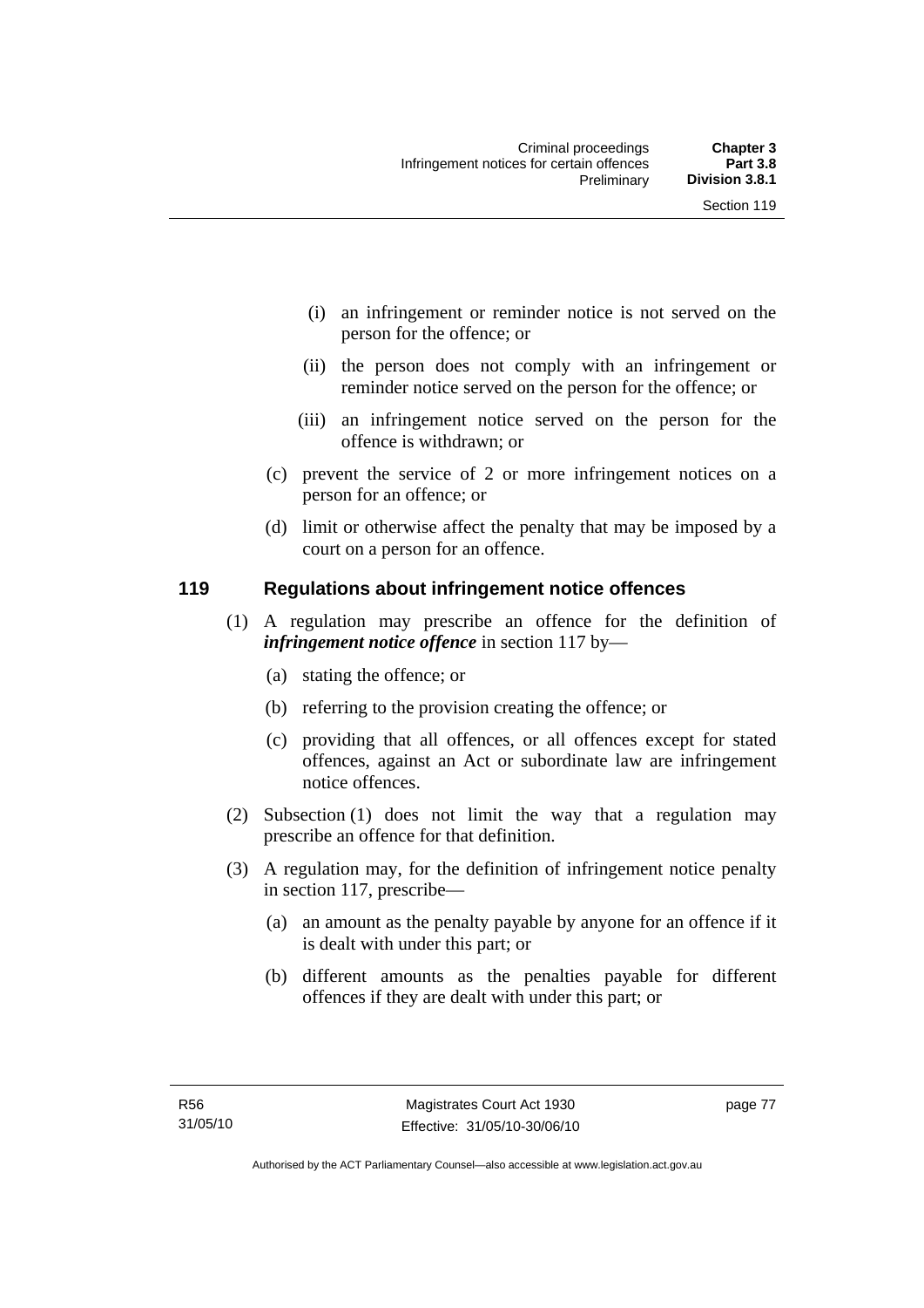(i) an infringement or reminder notice is not served on the person for the offence; or

(ii) the person does not comply with an infringement or reminder notice served on the person for the offence; or

(iii) an infringement notice served on the person for the offence is withdrawn; or

(c) prevent the service of 2 or more infringement notices on a person for an offence; or

(d) limit or otherwise affect the penalty that may be imposed by a court on a person for an offence.

### 119 Regulations about infringement notice offences

(1) A regulation may prescribe an offence for the definition of ***infringement notice offence*** in section 117 by—

(a) stating the offence; or

(b) referring to the provision creating the offence; or

(c) providing that all offences, or all offences except for stated offences, against an Act or subordinate law are infringement notice offences.

(2) Subsection (1) does not limit the way that a regulation may prescribe an offence for that definition.

(3) A regulation may, for the definition of infringement notice penalty in section 117, prescribe—

(a) an amount as the penalty payable by anyone for an offence if it is dealt with under this part; or

(b) different amounts as the penalties payable for different offences if they are dealt with under this part; or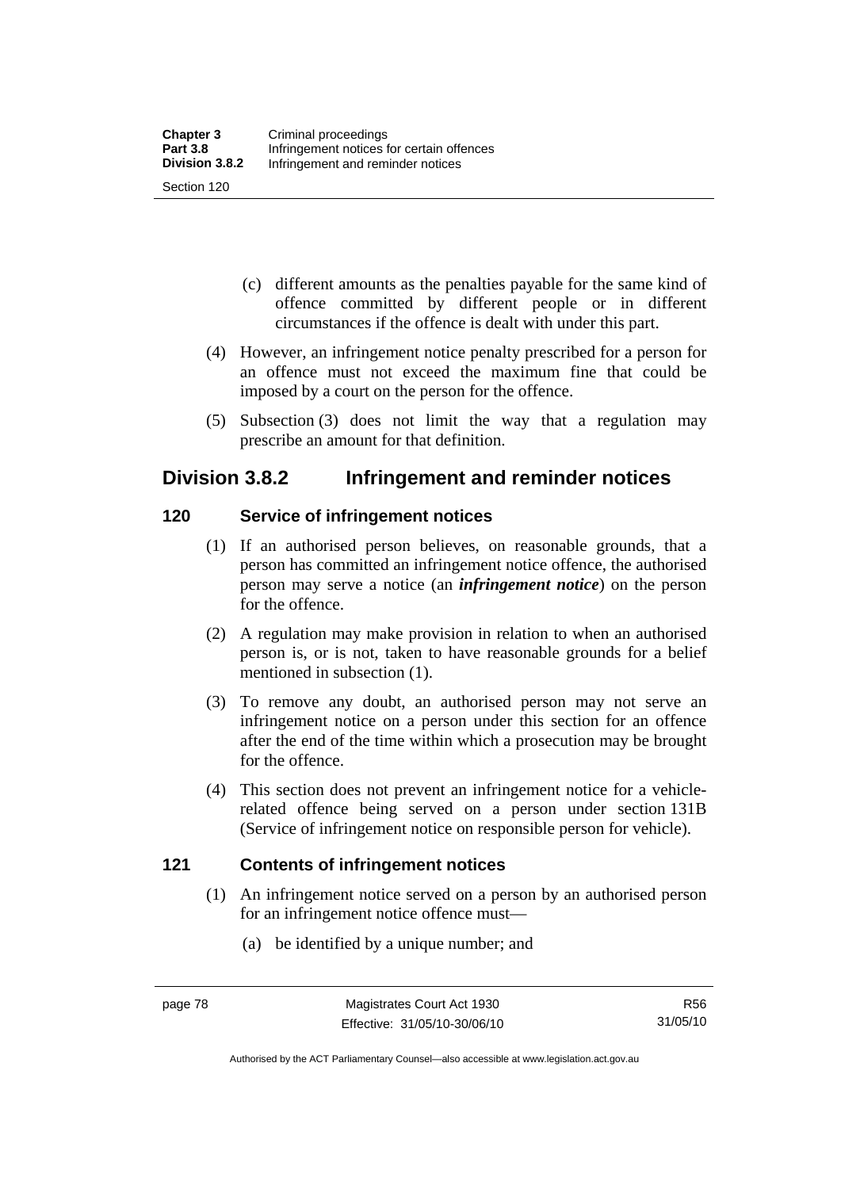(c) different amounts as the penalties payable for the same kind of offence committed by different people or in different circumstances if the offence is dealt with under this part.

(4) However, an infringement notice penalty prescribed for a person for an offence must not exceed the maximum fine that could be imposed by a court on the person for the offence.

(5) Subsection (3) does not limit the way that a regulation may prescribe an amount for that definition.

## Division 3.8.2 Infringement and reminder notices

### 120 Service of infringement notices

(1) If an authorised person believes, on reasonable grounds, that a person has committed an infringement notice offence, the authorised person may serve a notice (an ***infringement notice***) on the person for the offence.

(2) A regulation may make provision in relation to when an authorised person is, or is not, taken to have reasonable grounds for a belief mentioned in subsection (1).

(3) To remove any doubt, an authorised person may not serve an infringement notice on a person under this section for an offence after the end of the time within which a prosecution may be brought for the offence.

(4) This section does not prevent an infringement notice for a vehicle-related offence being served on a person under section 131B (Service of infringement notice on responsible person for vehicle).

### 121 Contents of infringement notices

(1) An infringement notice served on a person by an authorised person for an infringement notice offence must—

(a) be identified by a unique number; and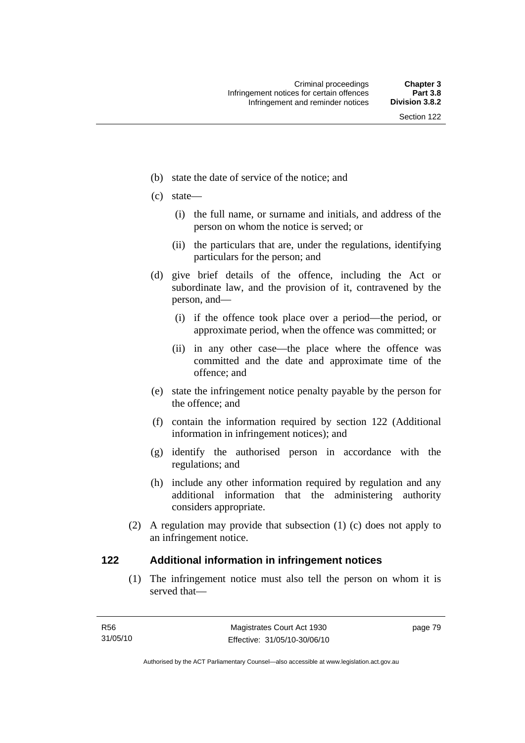(b) state the date of service of the notice; and

(c) state—

(i) the full name, or surname and initials, and address of the person on whom the notice is served; or

(ii) the particulars that are, under the regulations, identifying particulars for the person; and

(d) give brief details of the offence, including the Act or subordinate law, and the provision of it, contravened by the person, and—

(i) if the offence took place over a period—the period, or approximate period, when the offence was committed; or

(ii) in any other case—the place where the offence was committed and the date and approximate time of the offence; and

(e) state the infringement notice penalty payable by the person for the offence; and

(f) contain the information required by section 122 (Additional information in infringement notices); and

(g) identify the authorised person in accordance with the regulations; and

(h) include any other information required by regulation and any additional information that the administering authority considers appropriate.

(2) A regulation may provide that subsection (1) (c) does not apply to an infringement notice.

## 122 Additional information in infringement notices

(1) The infringement notice must also tell the person on whom it is served that—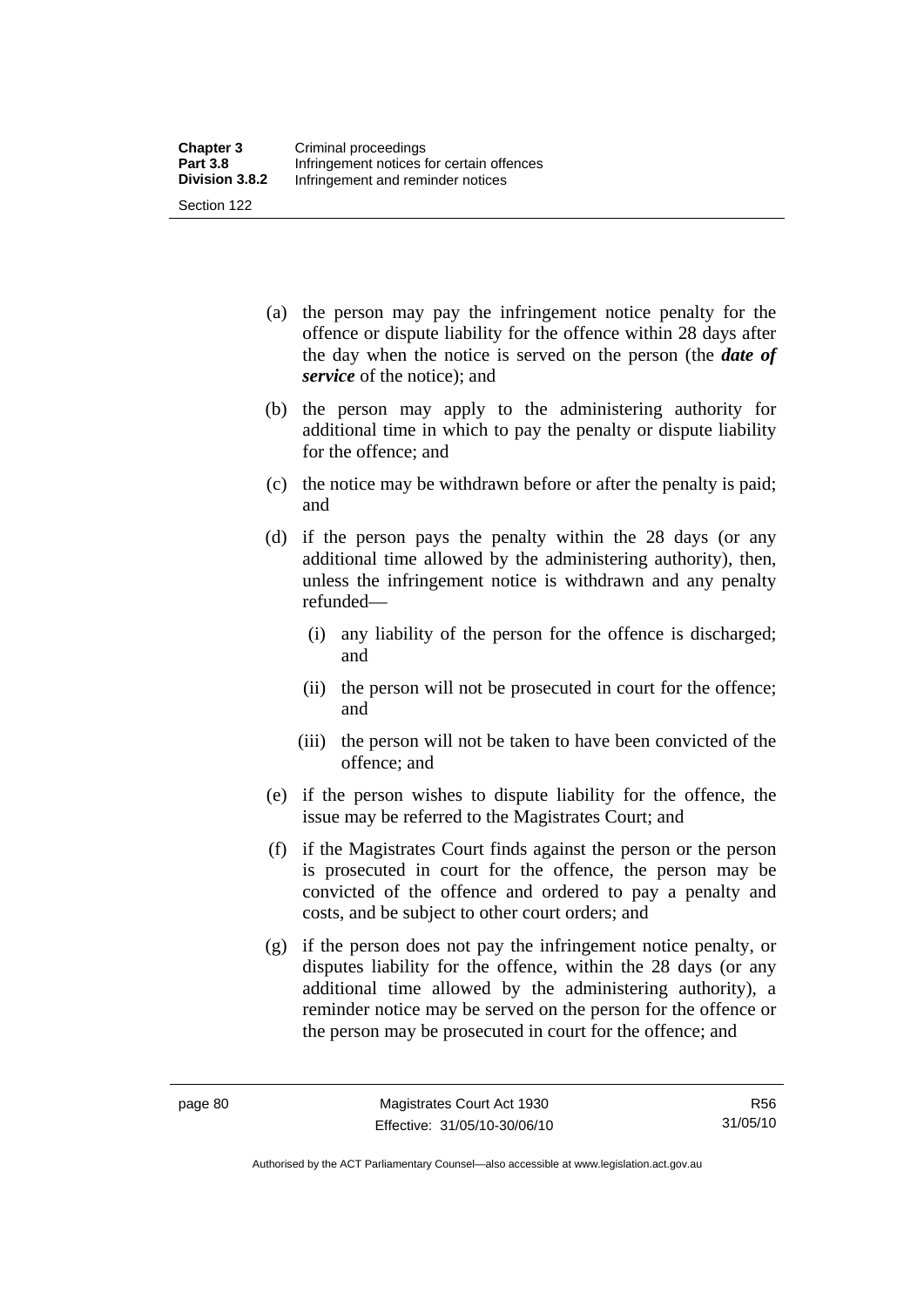- (a) the person may pay the infringement notice penalty for the offence or dispute liability for the offence within 28 days after the day when the notice is served on the person (the ***date of service*** of the notice); and
- (b) the person may apply to the administering authority for additional time in which to pay the penalty or dispute liability for the offence; and
- (c) the notice may be withdrawn before or after the penalty is paid; and
- (d) if the person pays the penalty within the 28 days (or any additional time allowed by the administering authority), then, unless the infringement notice is withdrawn and any penalty refunded—
  - (i) any liability of the person for the offence is discharged; and
  - (ii) the person will not be prosecuted in court for the offence; and
  - (iii) the person will not be taken to have been convicted of the offence; and
- (e) if the person wishes to dispute liability for the offence, the issue may be referred to the Magistrates Court; and
- (f) if the Magistrates Court finds against the person or the person is prosecuted in court for the offence, the person may be convicted of the offence and ordered to pay a penalty and costs, and be subject to other court orders; and
- (g) if the person does not pay the infringement notice penalty, or disputes liability for the offence, within the 28 days (or any additional time allowed by the administering authority), a reminder notice may be served on the person for the offence or the person may be prosecuted in court for the offence; and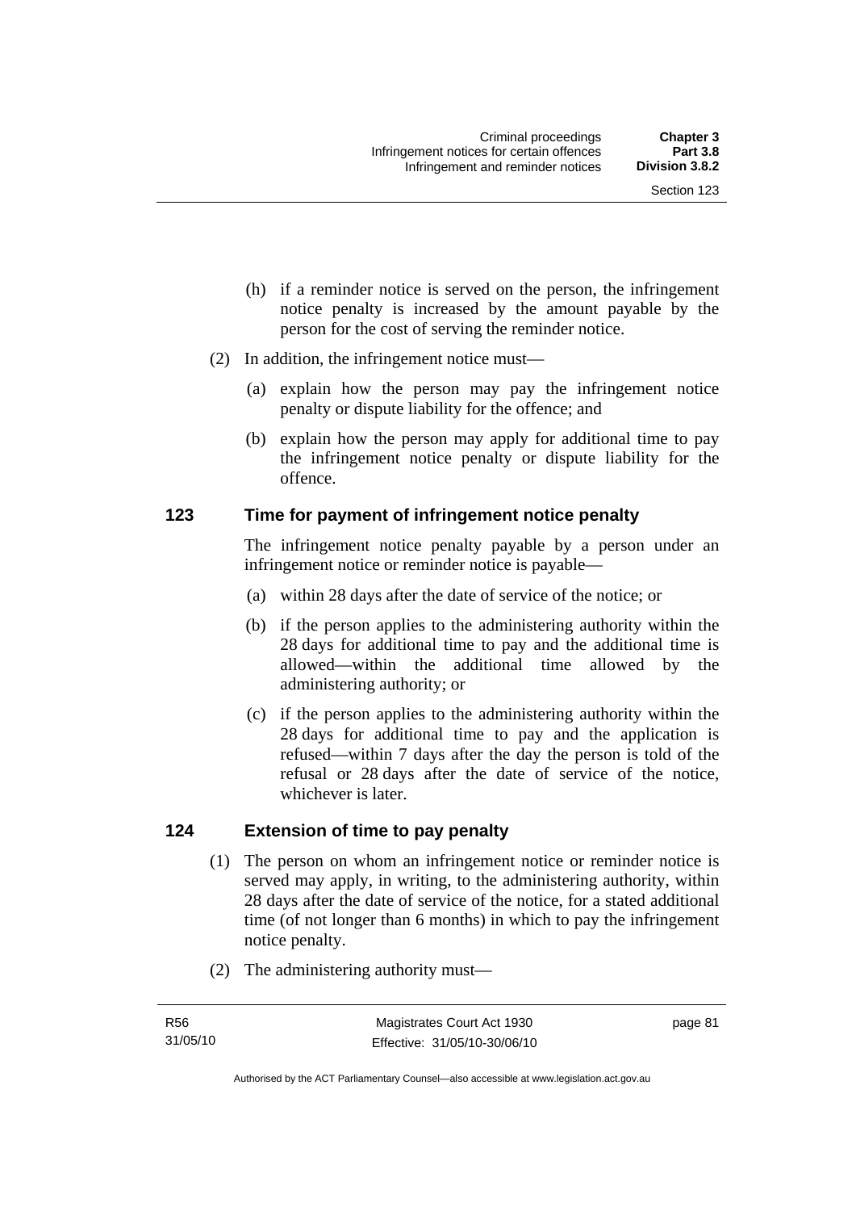(h) if a reminder notice is served on the person, the infringement notice penalty is increased by the amount payable by the person for the cost of serving the reminder notice.

(2) In addition, the infringement notice must—

(a) explain how the person may pay the infringement notice penalty or dispute liability for the offence; and

(b) explain how the person may apply for additional time to pay the infringement notice penalty or dispute liability for the offence.

## 123 Time for payment of infringement notice penalty

The infringement notice penalty payable by a person under an infringement notice or reminder notice is payable—

(a) within 28 days after the date of service of the notice; or

(b) if the person applies to the administering authority within the 28 days for additional time to pay and the additional time is allowed—within the additional time allowed by the administering authority; or

(c) if the person applies to the administering authority within the 28 days for additional time to pay and the application is refused—within 7 days after the day the person is told of the refusal or 28 days after the date of service of the notice, whichever is later.

## 124 Extension of time to pay penalty

(1) The person on whom an infringement notice or reminder notice is served may apply, in writing, to the administering authority, within 28 days after the date of service of the notice, for a stated additional time (of not longer than 6 months) in which to pay the infringement notice penalty.

(2) The administering authority must—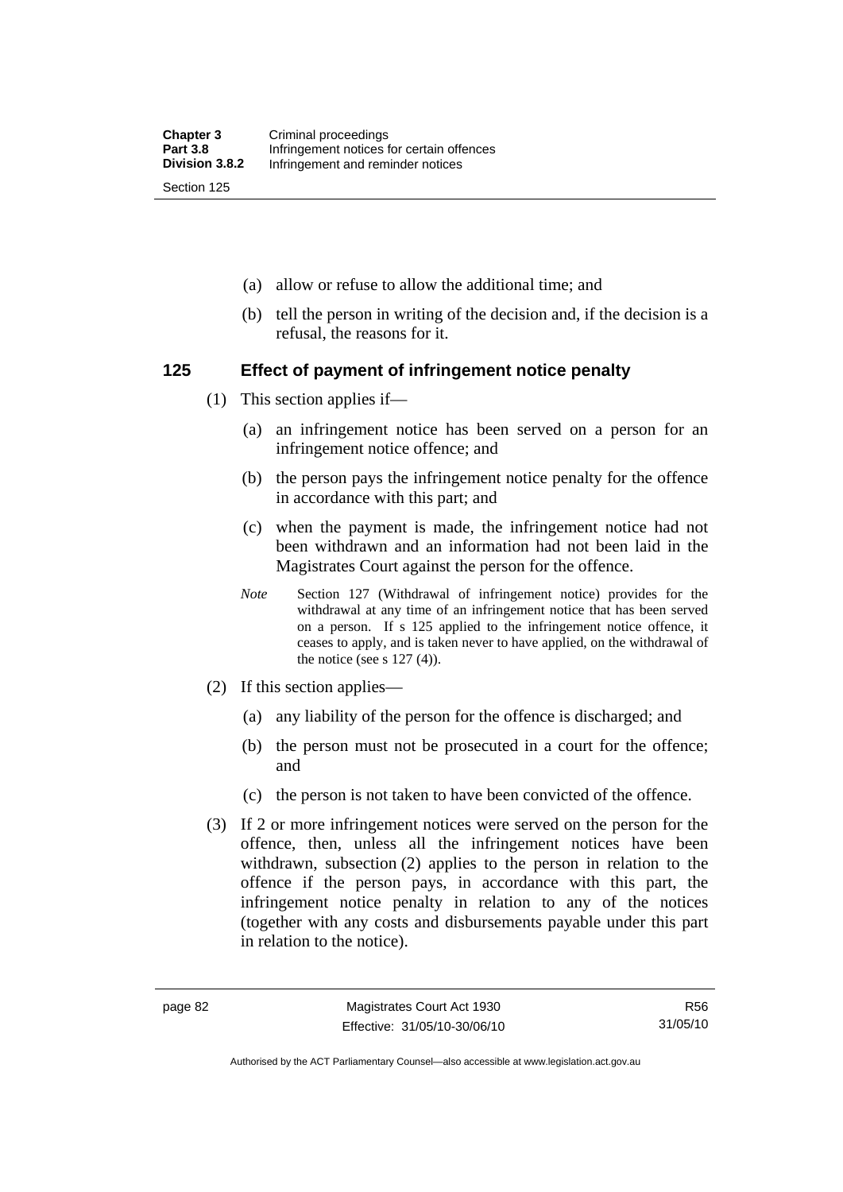- (a) allow or refuse to allow the additional time; and
- (b) tell the person in writing of the decision and, if the decision is a refusal, the reasons for it.

## 125 Effect of payment of infringement notice penalty

(1) This section applies if—

- (a) an infringement notice has been served on a person for an infringement notice offence; and
- (b) the person pays the infringement notice penalty for the offence in accordance with this part; and
- (c) when the payment is made, the infringement notice had not been withdrawn and an information had not been laid in the Magistrates Court against the person for the offence.

*Note* Section 127 (Withdrawal of infringement notice) provides for the withdrawal at any time of an infringement notice that has been served on a person. If s 125 applied to the infringement notice offence, it ceases to apply, and is taken never to have applied, on the withdrawal of the notice (see s 127 (4)).

(2) If this section applies—

- (a) any liability of the person for the offence is discharged; and
- (b) the person must not be prosecuted in a court for the offence; and
- (c) the person is not taken to have been convicted of the offence.

(3) If 2 or more infringement notices were served on the person for the offence, then, unless all the infringement notices have been withdrawn, subsection (2) applies to the person in relation to the offence if the person pays, in accordance with this part, the infringement notice penalty in relation to any of the notices (together with any costs and disbursements payable under this part in relation to the notice).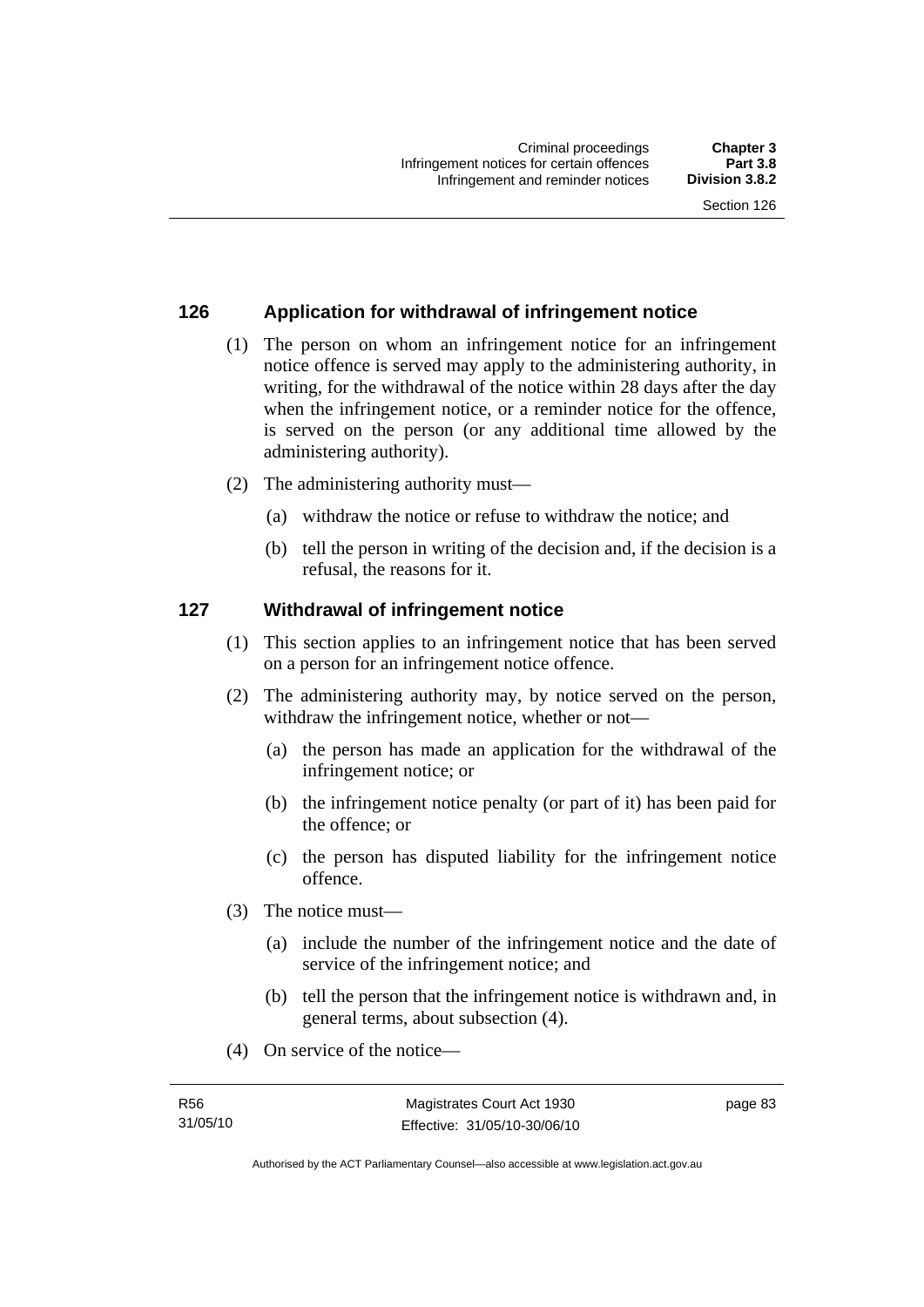## 126 Application for withdrawal of infringement notice

(1) The person on whom an infringement notice for an infringement notice offence is served may apply to the administering authority, in writing, for the withdrawal of the notice within 28 days after the day when the infringement notice, or a reminder notice for the offence, is served on the person (or any additional time allowed by the administering authority).

(2) The administering authority must—

(a) withdraw the notice or refuse to withdraw the notice; and

(b) tell the person in writing of the decision and, if the decision is a refusal, the reasons for it.

## 127 Withdrawal of infringement notice

(1) This section applies to an infringement notice that has been served on a person for an infringement notice offence.

(2) The administering authority may, by notice served on the person, withdraw the infringement notice, whether or not—

(a) the person has made an application for the withdrawal of the infringement notice; or

(b) the infringement notice penalty (or part of it) has been paid for the offence; or

(c) the person has disputed liability for the infringement notice offence.

(3) The notice must—

(a) include the number of the infringement notice and the date of service of the infringement notice; and

(b) tell the person that the infringement notice is withdrawn and, in general terms, about subsection (4).

(4) On service of the notice—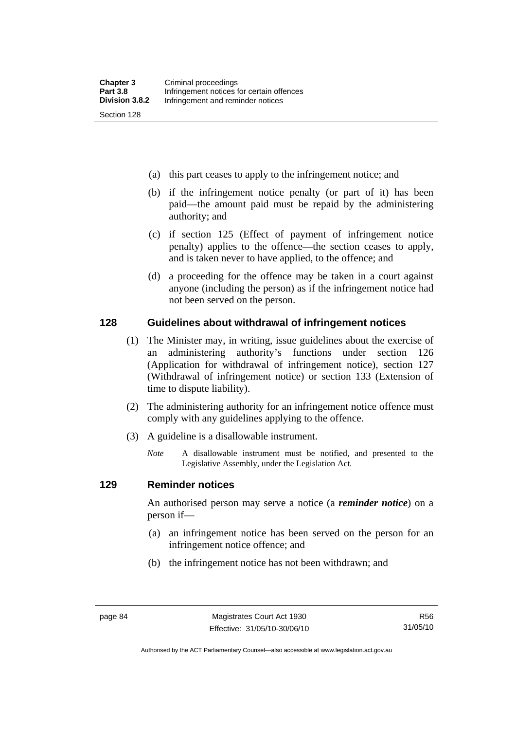(a) this part ceases to apply to the infringement notice; and

(b) if the infringement notice penalty (or part of it) has been paid—the amount paid must be repaid by the administering authority; and

(c) if section 125 (Effect of payment of infringement notice penalty) applies to the offence—the section ceases to apply, and is taken never to have applied, to the offence; and

(d) a proceeding for the offence may be taken in a court against anyone (including the person) as if the infringement notice had not been served on the person.

## 128 Guidelines about withdrawal of infringement notices

(1) The Minister may, in writing, issue guidelines about the exercise of an administering authority's functions under section 126 (Application for withdrawal of infringement notice), section 127 (Withdrawal of infringement notice) or section 133 (Extension of time to dispute liability).

(2) The administering authority for an infringement notice offence must comply with any guidelines applying to the offence.

(3) A guideline is a disallowable instrument.

*Note* A disallowable instrument must be notified, and presented to the Legislative Assembly, under the Legislation Act.

## 129 Reminder notices

An authorised person may serve a notice (a ***reminder notice***) on a person if—

(a) an infringement notice has been served on the person for an infringement notice offence; and

(b) the infringement notice has not been withdrawn; and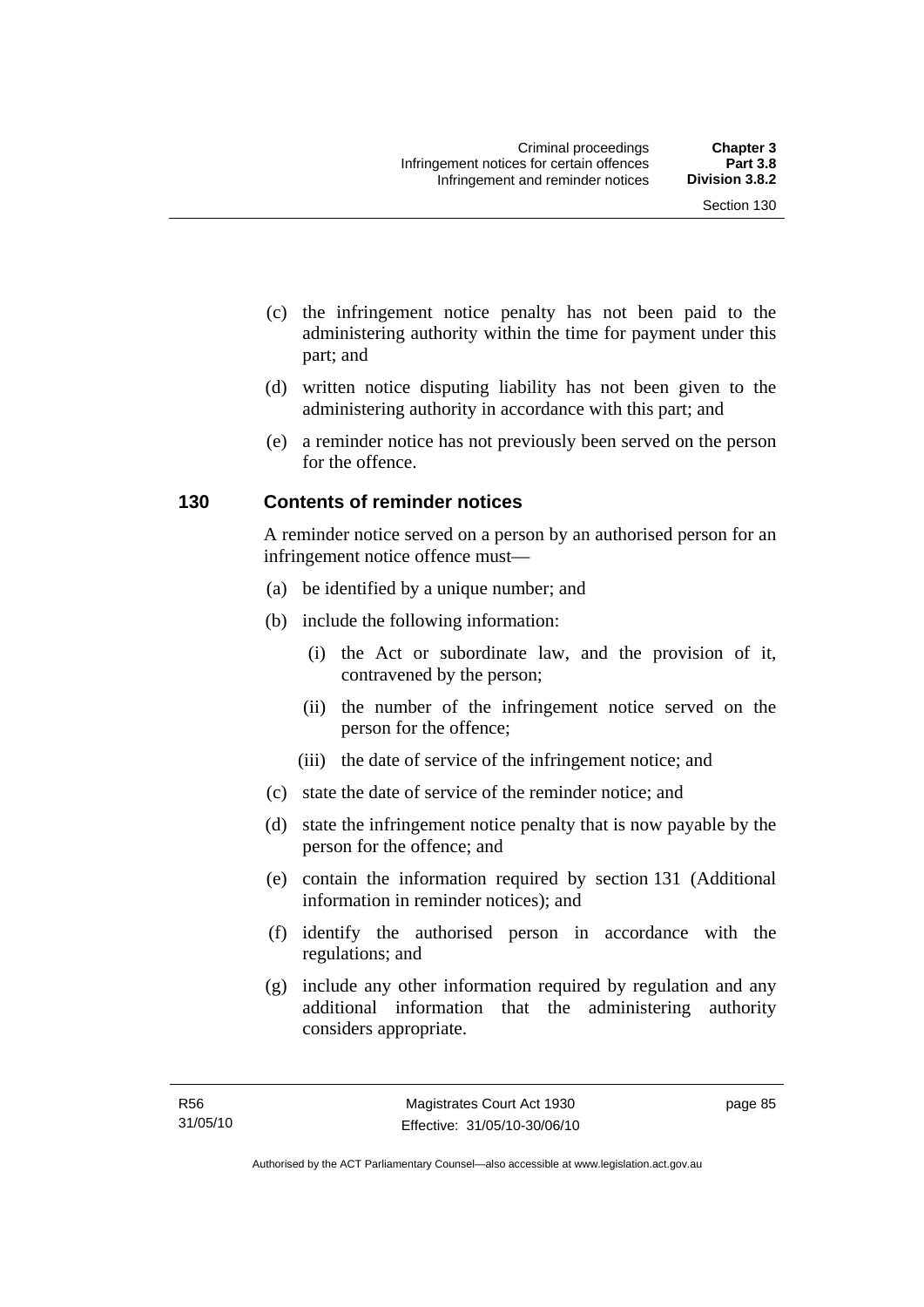(c) the infringement notice penalty has not been paid to the administering authority within the time for payment under this part; and

(d) written notice disputing liability has not been given to the administering authority in accordance with this part; and

(e) a reminder notice has not previously been served on the person for the offence.

### 130 Contents of reminder notices

A reminder notice served on a person by an authorised person for an infringement notice offence must—

(a) be identified by a unique number; and

(b) include the following information:

  (i) the Act or subordinate law, and the provision of it, contravened by the person;

  (ii) the number of the infringement notice served on the person for the offence;

  (iii) the date of service of the infringement notice; and

(c) state the date of service of the reminder notice; and

(d) state the infringement notice penalty that is now payable by the person for the offence; and

(e) contain the information required by section 131 (Additional information in reminder notices); and

(f) identify the authorised person in accordance with the regulations; and

(g) include any other information required by regulation and any additional information that the administering authority considers appropriate.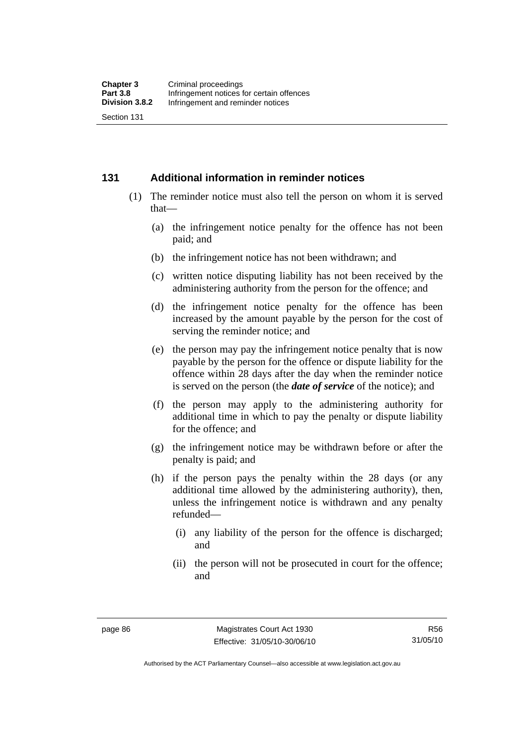## 131 Additional information in reminder notices

(1) The reminder notice must also tell the person on whom it is served that—

(a) the infringement notice penalty for the offence has not been paid; and

(b) the infringement notice has not been withdrawn; and

(c) written notice disputing liability has not been received by the administering authority from the person for the offence; and

(d) the infringement notice penalty for the offence has been increased by the amount payable by the person for the cost of serving the reminder notice; and

(e) the person may pay the infringement notice penalty that is now payable by the person for the offence or dispute liability for the offence within 28 days after the day when the reminder notice is served on the person (the ***date of service*** of the notice); and

(f) the person may apply to the administering authority for additional time in which to pay the penalty or dispute liability for the offence; and

(g) the infringement notice may be withdrawn before or after the penalty is paid; and

(h) if the person pays the penalty within the 28 days (or any additional time allowed by the administering authority), then, unless the infringement notice is withdrawn and any penalty refunded—

(i) any liability of the person for the offence is discharged; and

(ii) the person will not be prosecuted in court for the offence; and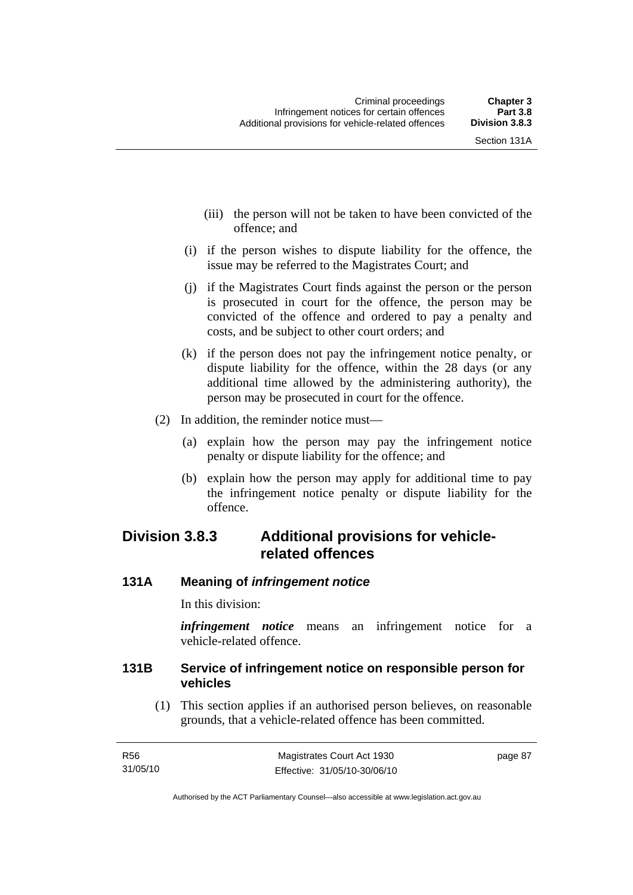(iii) the person will not be taken to have been convicted of the offence; and

(i) if the person wishes to dispute liability for the offence, the issue may be referred to the Magistrates Court; and

(j) if the Magistrates Court finds against the person or the person is prosecuted in court for the offence, the person may be convicted of the offence and ordered to pay a penalty and costs, and be subject to other court orders; and

(k) if the person does not pay the infringement notice penalty, or dispute liability for the offence, within the 28 days (or any additional time allowed by the administering authority), the person may be prosecuted in court for the offence.

(2) In addition, the reminder notice must—

(a) explain how the person may pay the infringement notice penalty or dispute liability for the offence; and

(b) explain how the person may apply for additional time to pay the infringement notice penalty or dispute liability for the offence.

## Division 3.8.3 Additional provisions for vehicle-related offences

### 131A Meaning of *infringement notice*

In this division:

***infringement notice*** means an infringement notice for a vehicle-related offence.

### 131B Service of infringement notice on responsible person for vehicles

(1) This section applies if an authorised person believes, on reasonable grounds, that a vehicle-related offence has been committed.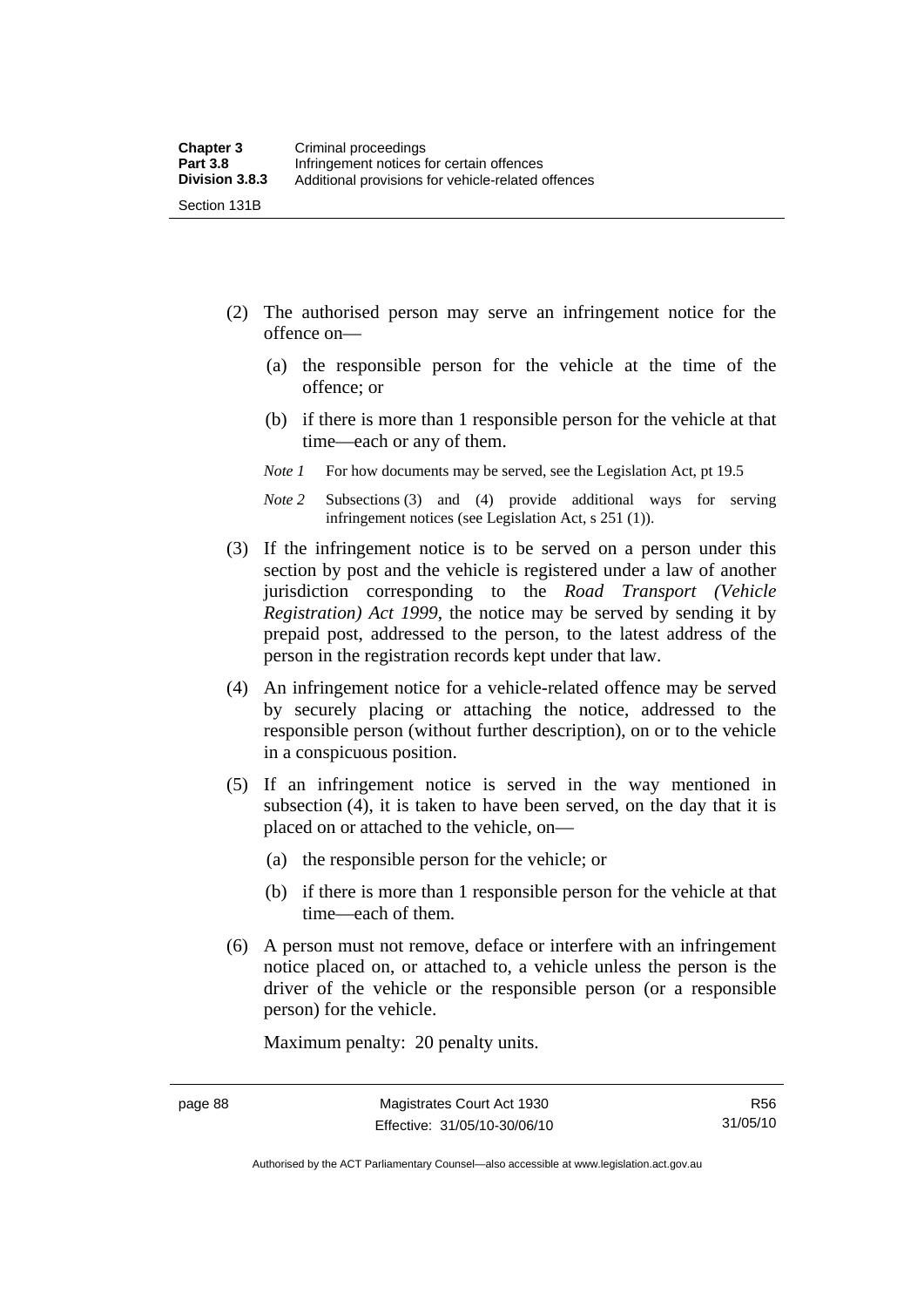(2) The authorised person may serve an infringement notice for the offence on—

(a) the responsible person for the vehicle at the time of the offence; or

(b) if there is more than 1 responsible person for the vehicle at that time—each or any of them.

*Note 1* For how documents may be served, see the Legislation Act, pt 19.5

*Note 2* Subsections (3) and (4) provide additional ways for serving infringement notices (see Legislation Act, s 251 (1)).

(3) If the infringement notice is to be served on a person under this section by post and the vehicle is registered under a law of another jurisdiction corresponding to the *Road Transport (Vehicle Registration) Act 1999*, the notice may be served by sending it by prepaid post, addressed to the person, to the latest address of the person in the registration records kept under that law.

(4) An infringement notice for a vehicle-related offence may be served by securely placing or attaching the notice, addressed to the responsible person (without further description), on or to the vehicle in a conspicuous position.

(5) If an infringement notice is served in the way mentioned in subsection (4), it is taken to have been served, on the day that it is placed on or attached to the vehicle, on—

(a) the responsible person for the vehicle; or

(b) if there is more than 1 responsible person for the vehicle at that time—each of them.

(6) A person must not remove, deface or interfere with an infringement notice placed on, or attached to, a vehicle unless the person is the driver of the vehicle or the responsible person (or a responsible person) for the vehicle.

Maximum penalty: 20 penalty units.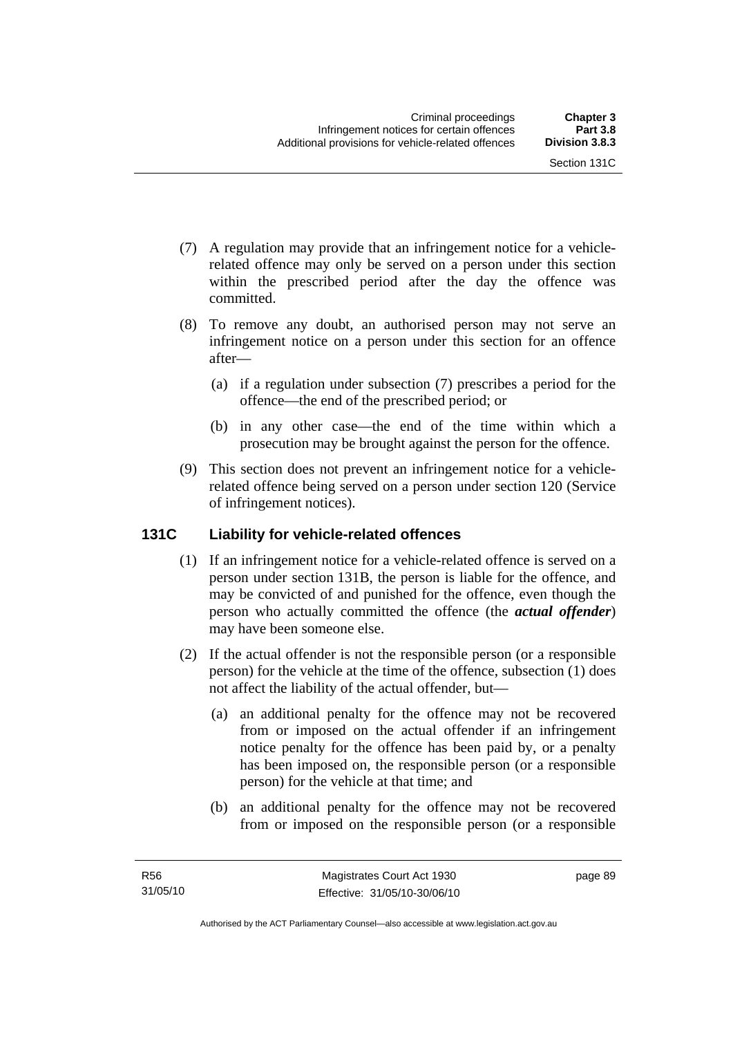(7) A regulation may provide that an infringement notice for a vehicle-related offence may only be served on a person under this section within the prescribed period after the day the offence was committed.

(8) To remove any doubt, an authorised person may not serve an infringement notice on a person under this section for an offence after—

   (a) if a regulation under subsection (7) prescribes a period for the offence—the end of the prescribed period; or

   (b) in any other case—the end of the time within which a prosecution may be brought against the person for the offence.

(9) This section does not prevent an infringement notice for a vehicle-related offence being served on a person under section 120 (Service of infringement notices).

## 131C Liability for vehicle-related offences

(1) If an infringement notice for a vehicle-related offence is served on a person under section 131B, the person is liable for the offence, and may be convicted of and punished for the offence, even though the person who actually committed the offence (the ***actual offender***) may have been someone else.

(2) If the actual offender is not the responsible person (or a responsible person) for the vehicle at the time of the offence, subsection (1) does not affect the liability of the actual offender, but—

   (a) an additional penalty for the offence may not be recovered from or imposed on the actual offender if an infringement notice penalty for the offence has been paid by, or a penalty has been imposed on, the responsible person (or a responsible person) for the vehicle at that time; and

   (b) an additional penalty for the offence may not be recovered from or imposed on the responsible person (or a responsible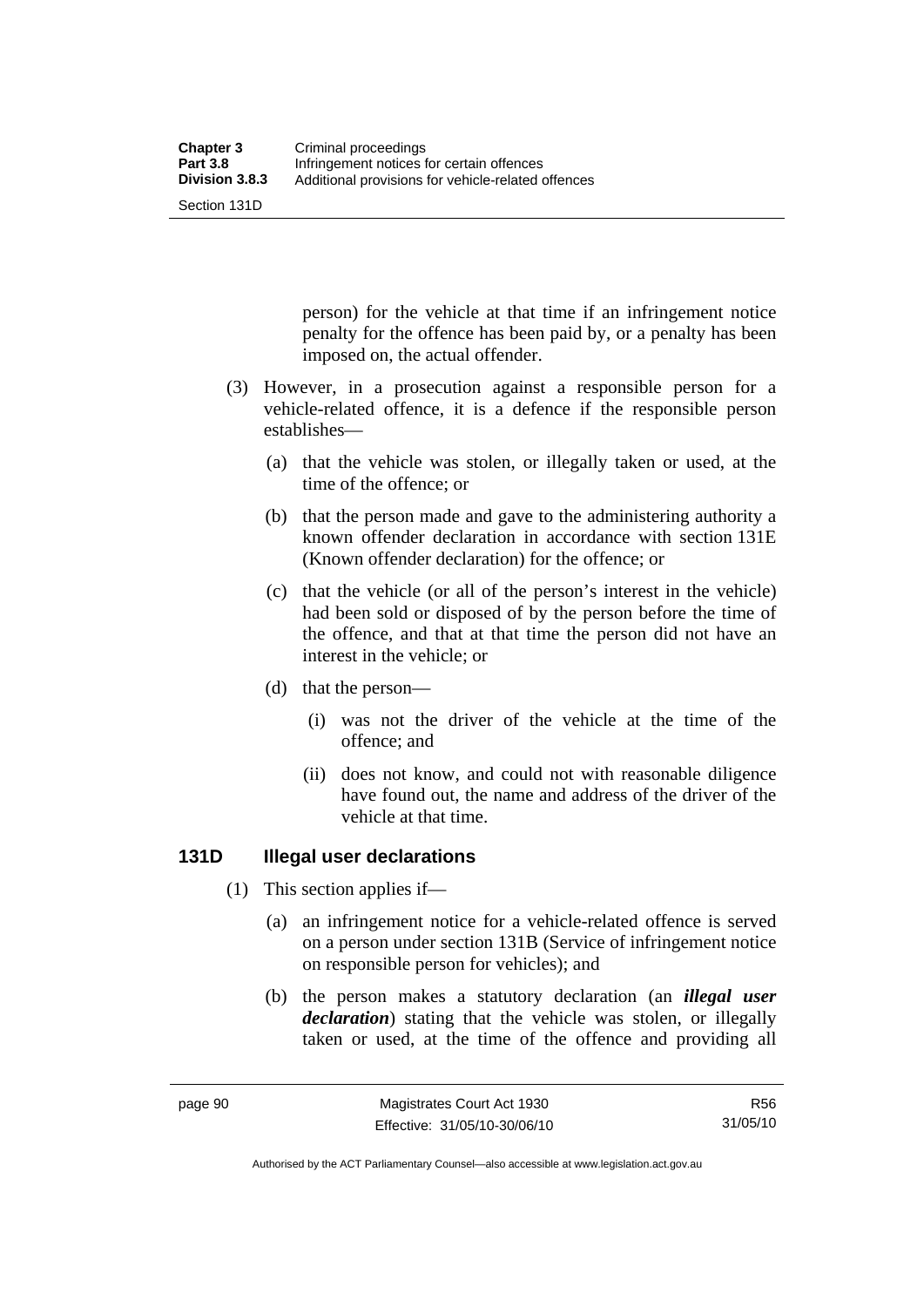person) for the vehicle at that time if an infringement notice penalty for the offence has been paid by, or a penalty has been imposed on, the actual offender.

(3) However, in a prosecution against a responsible person for a vehicle-related offence, it is a defence if the responsible person establishes—

(a) that the vehicle was stolen, or illegally taken or used, at the time of the offence; or

(b) that the person made and gave to the administering authority a known offender declaration in accordance with section 131E (Known offender declaration) for the offence; or

(c) that the vehicle (or all of the person's interest in the vehicle) had been sold or disposed of by the person before the time of the offence, and that at that time the person did not have an interest in the vehicle; or

(d) that the person—

(i) was not the driver of the vehicle at the time of the offence; and

(ii) does not know, and could not with reasonable diligence have found out, the name and address of the driver of the vehicle at that time.

### 131D Illegal user declarations

(1) This section applies if—

(a) an infringement notice for a vehicle-related offence is served on a person under section 131B (Service of infringement notice on responsible person for vehicles); and

(b) the person makes a statutory declaration (an ***illegal user declaration***) stating that the vehicle was stolen, or illegally taken or used, at the time of the offence and providing all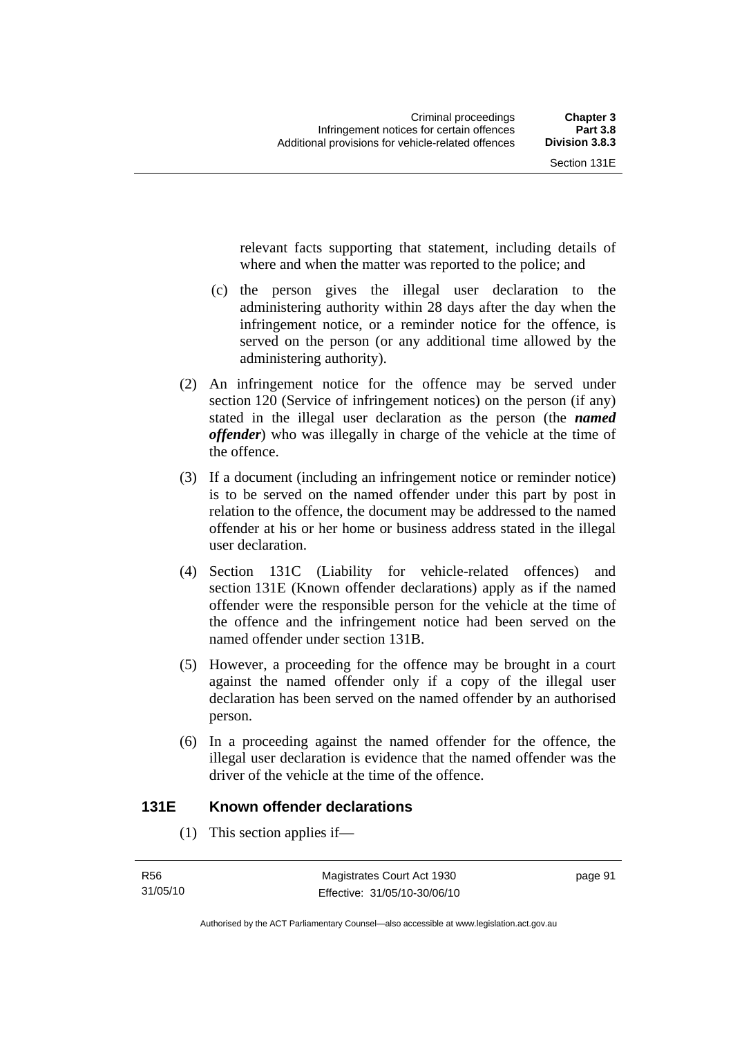relevant facts supporting that statement, including details of where and when the matter was reported to the police; and

(c) the person gives the illegal user declaration to the administering authority within 28 days after the day when the infringement notice, or a reminder notice for the offence, is served on the person (or any additional time allowed by the administering authority).

(2) An infringement notice for the offence may be served under section 120 (Service of infringement notices) on the person (if any) stated in the illegal user declaration as the person (the ***named offender***) who was illegally in charge of the vehicle at the time of the offence.

(3) If a document (including an infringement notice or reminder notice) is to be served on the named offender under this part by post in relation to the offence, the document may be addressed to the named offender at his or her home or business address stated in the illegal user declaration.

(4) Section 131C (Liability for vehicle-related offences) and section 131E (Known offender declarations) apply as if the named offender were the responsible person for the vehicle at the time of the offence and the infringement notice had been served on the named offender under section 131B.

(5) However, a proceeding for the offence may be brought in a court against the named offender only if a copy of the illegal user declaration has been served on the named offender by an authorised person.

(6) In a proceeding against the named offender for the offence, the illegal user declaration is evidence that the named offender was the driver of the vehicle at the time of the offence.

## 131E Known offender declarations

(1) This section applies if—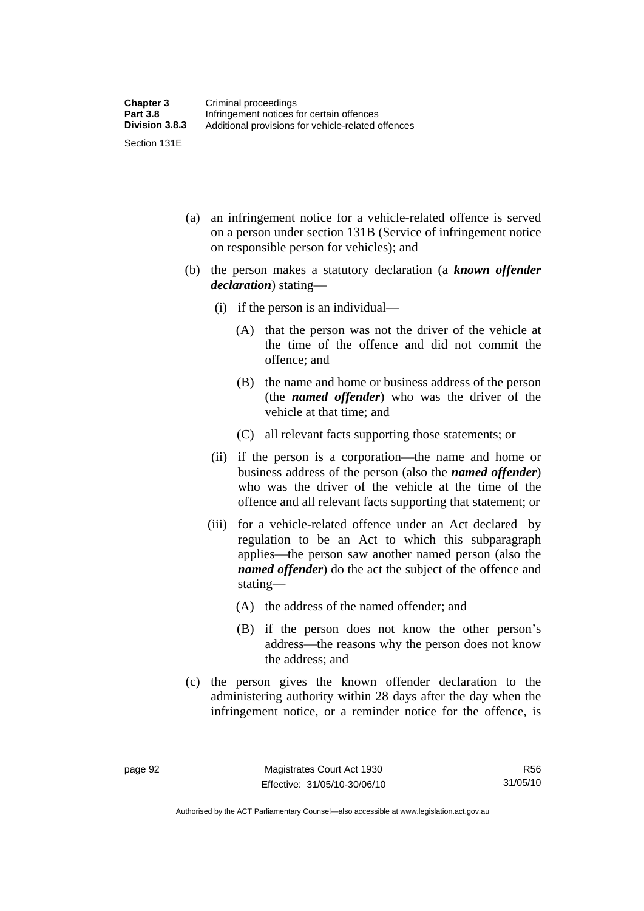(a) an infringement notice for a vehicle-related offence is served on a person under section 131B (Service of infringement notice on responsible person for vehicles); and

(b) the person makes a statutory declaration (a ***known offender declaration***) stating—

   (i) if the person is an individual—

      (A) that the person was not the driver of the vehicle at the time of the offence and did not commit the offence; and

      (B) the name and home or business address of the person (the ***named offender***) who was the driver of the vehicle at that time; and

      (C) all relevant facts supporting those statements; or

   (ii) if the person is a corporation—the name and home or business address of the person (also the ***named offender***) who was the driver of the vehicle at the time of the offence and all relevant facts supporting that statement; or

   (iii) for a vehicle-related offence under an Act declared by regulation to be an Act to which this subparagraph applies—the person saw another named person (also the ***named offender***) do the act the subject of the offence and stating—

      (A) the address of the named offender; and

      (B) if the person does not know the other person's address—the reasons why the person does not know the address; and

(c) the person gives the known offender declaration to the administering authority within 28 days after the day when the infringement notice, or a reminder notice for the offence, is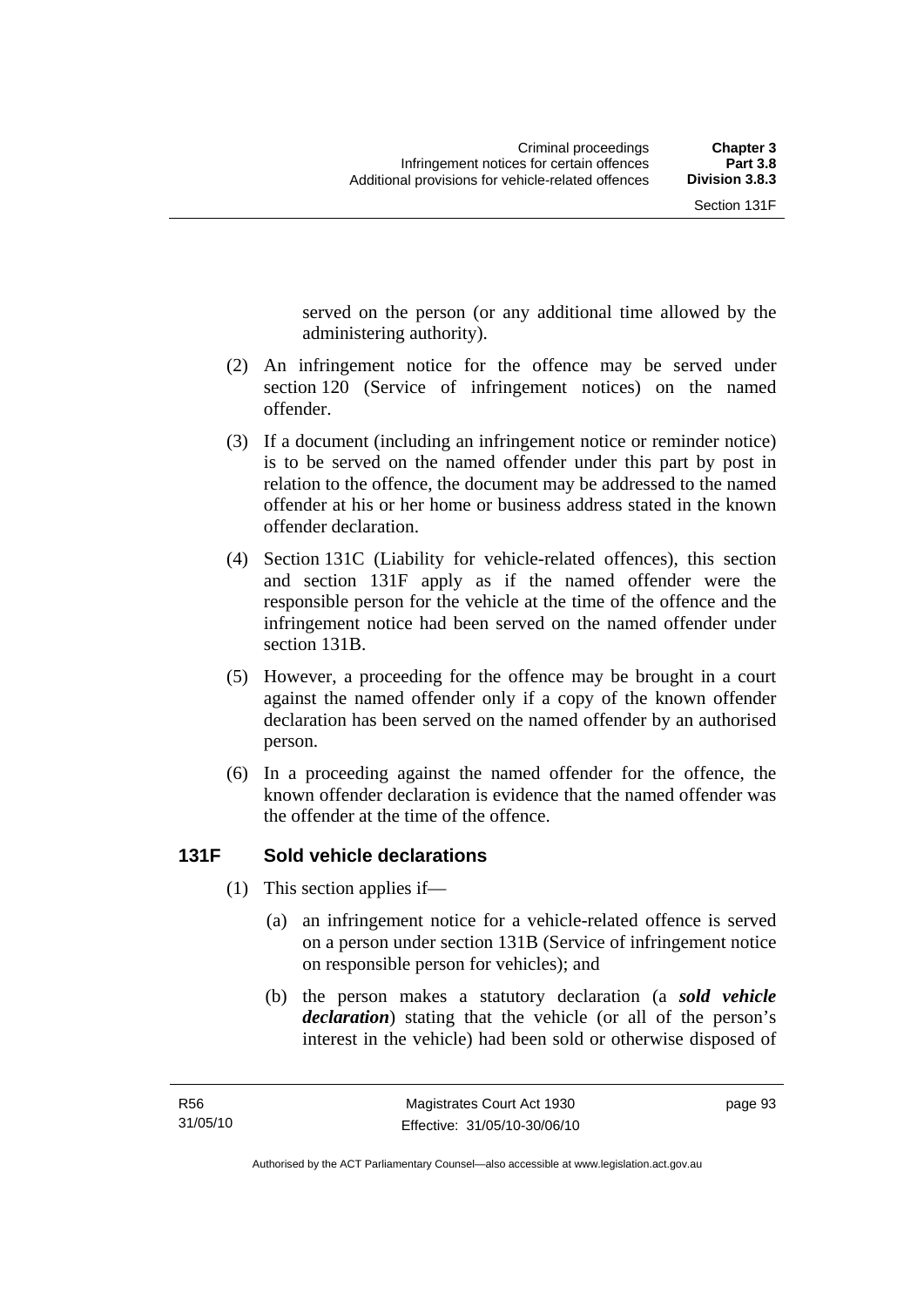served on the person (or any additional time allowed by the administering authority).

(2) An infringement notice for the offence may be served under section 120 (Service of infringement notices) on the named offender.

(3) If a document (including an infringement notice or reminder notice) is to be served on the named offender under this part by post in relation to the offence, the document may be addressed to the named offender at his or her home or business address stated in the known offender declaration.

(4) Section 131C (Liability for vehicle-related offences), this section and section 131F apply as if the named offender were the responsible person for the vehicle at the time of the offence and the infringement notice had been served on the named offender under section 131B.

(5) However, a proceeding for the offence may be brought in a court against the named offender only if a copy of the known offender declaration has been served on the named offender by an authorised person.

(6) In a proceeding against the named offender for the offence, the known offender declaration is evidence that the named offender was the offender at the time of the offence.

### 131F Sold vehicle declarations

(1) This section applies if—

(a) an infringement notice for a vehicle-related offence is served on a person under section 131B (Service of infringement notice on responsible person for vehicles); and

(b) the person makes a statutory declaration (a ***sold vehicle declaration***) stating that the vehicle (or all of the person's interest in the vehicle) had been sold or otherwise disposed of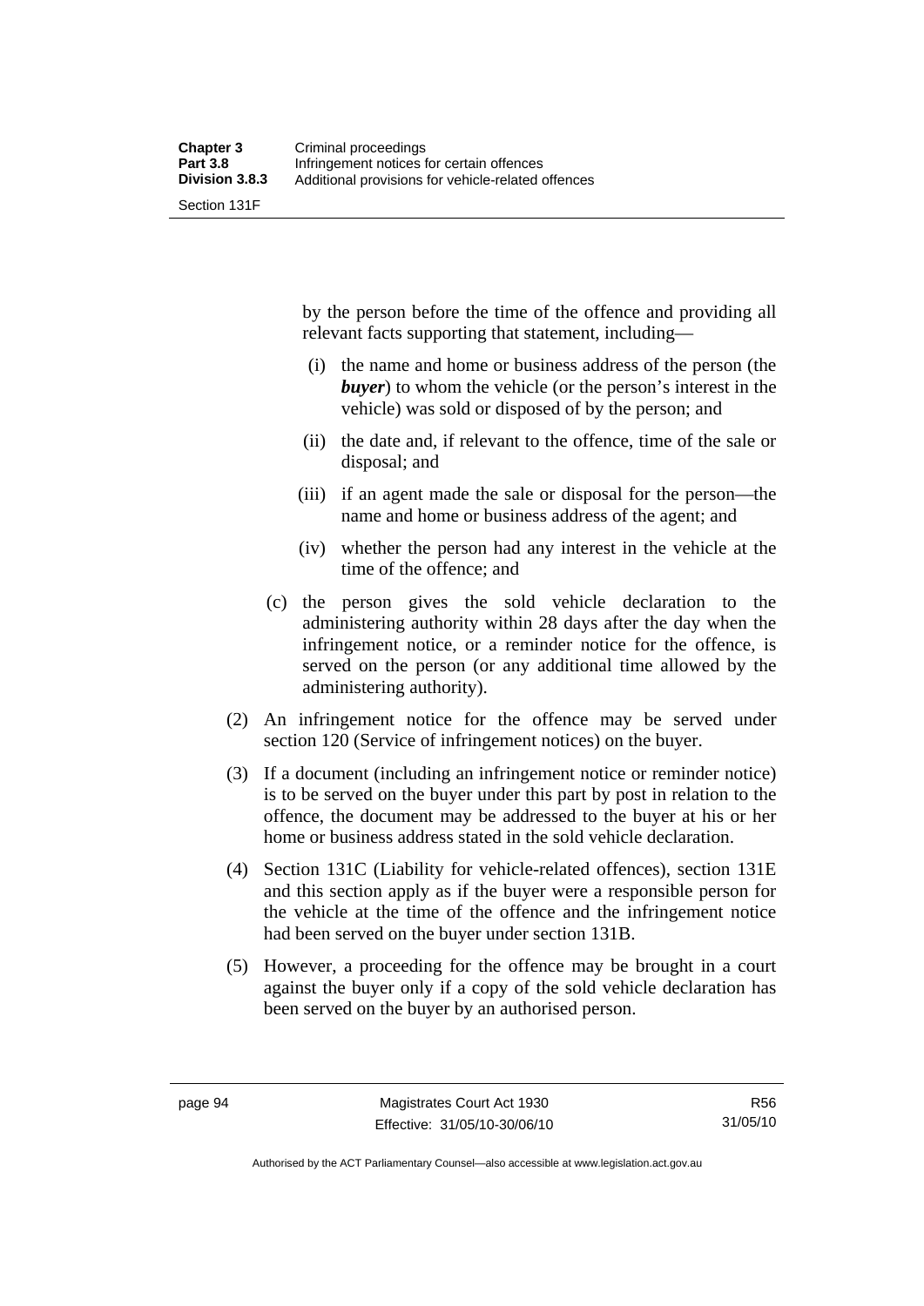by the person before the time of the offence and providing all relevant facts supporting that statement, including—

  (i) the name and home or business address of the person (the ***buyer***) to whom the vehicle (or the person's interest in the vehicle) was sold or disposed of by the person; and

  (ii) the date and, if relevant to the offence, time of the sale or disposal; and

  (iii) if an agent made the sale or disposal for the person—the name and home or business address of the agent; and

  (iv) whether the person had any interest in the vehicle at the time of the offence; and

(c) the person gives the sold vehicle declaration to the administering authority within 28 days after the day when the infringement notice, or a reminder notice for the offence, is served on the person (or any additional time allowed by the administering authority).

(2) An infringement notice for the offence may be served under section 120 (Service of infringement notices) on the buyer.

(3) If a document (including an infringement notice or reminder notice) is to be served on the buyer under this part by post in relation to the offence, the document may be addressed to the buyer at his or her home or business address stated in the sold vehicle declaration.

(4) Section 131C (Liability for vehicle-related offences), section 131E and this section apply as if the buyer were a responsible person for the vehicle at the time of the offence and the infringement notice had been served on the buyer under section 131B.

(5) However, a proceeding for the offence may be brought in a court against the buyer only if a copy of the sold vehicle declaration has been served on the buyer by an authorised person.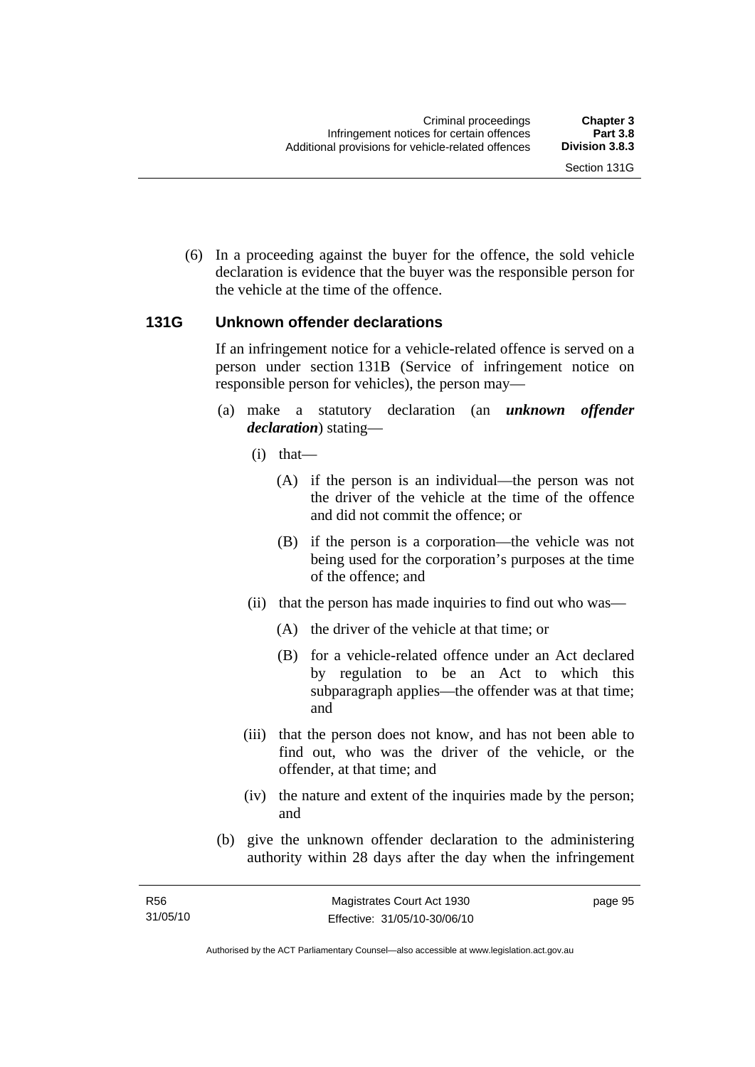(6) In a proceeding against the buyer for the offence, the sold vehicle declaration is evidence that the buyer was the responsible person for the vehicle at the time of the offence.

### 131G Unknown offender declarations

If an infringement notice for a vehicle-related offence is served on a person under section 131B (Service of infringement notice on responsible person for vehicles), the person may—

(a) make a statutory declaration (an ***unknown offender declaration***) stating—

(i) that—

(A) if the person is an individual—the person was not the driver of the vehicle at the time of the offence and did not commit the offence; or

(B) if the person is a corporation—the vehicle was not being used for the corporation's purposes at the time of the offence; and

(ii) that the person has made inquiries to find out who was—

(A) the driver of the vehicle at that time; or

(B) for a vehicle-related offence under an Act declared by regulation to be an Act to which this subparagraph applies—the offender was at that time; and

(iii) that the person does not know, and has not been able to find out, who was the driver of the vehicle, or the offender, at that time; and

(iv) the nature and extent of the inquiries made by the person; and

(b) give the unknown offender declaration to the administering authority within 28 days after the day when the infringement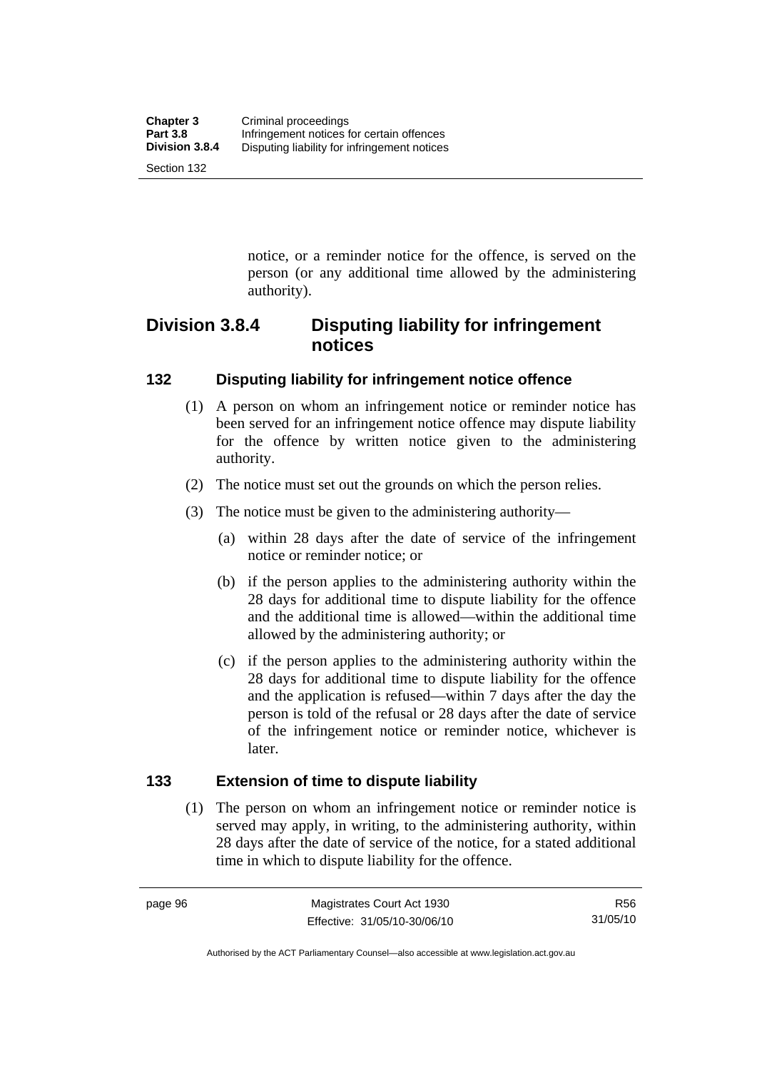notice, or a reminder notice for the offence, is served on the person (or any additional time allowed by the administering authority).

## Division 3.8.4 Disputing liability for infringement notices

### 132 Disputing liability for infringement notice offence

(1) A person on whom an infringement notice or reminder notice has been served for an infringement notice offence may dispute liability for the offence by written notice given to the administering authority.

(2) The notice must set out the grounds on which the person relies.

(3) The notice must be given to the administering authority—

(a) within 28 days after the date of service of the infringement notice or reminder notice; or

(b) if the person applies to the administering authority within the 28 days for additional time to dispute liability for the offence and the additional time is allowed—within the additional time allowed by the administering authority; or

(c) if the person applies to the administering authority within the 28 days for additional time to dispute liability for the offence and the application is refused—within 7 days after the day the person is told of the refusal or 28 days after the date of service of the infringement notice or reminder notice, whichever is later.

### 133 Extension of time to dispute liability

(1) The person on whom an infringement notice or reminder notice is served may apply, in writing, to the administering authority, within 28 days after the date of service of the notice, for a stated additional time in which to dispute liability for the offence.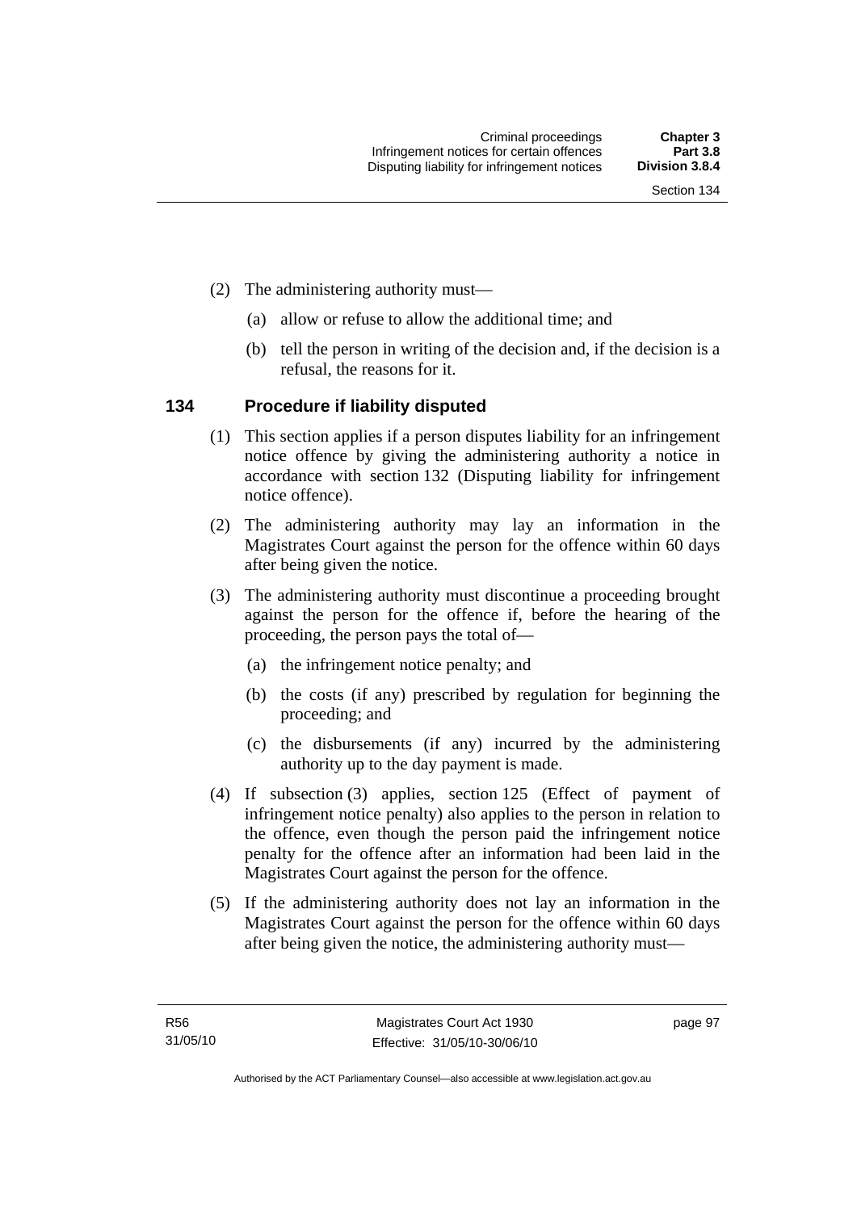(2) The administering authority must—

(a) allow or refuse to allow the additional time; and

(b) tell the person in writing of the decision and, if the decision is a refusal, the reasons for it.

## 134 Procedure if liability disputed

(1) This section applies if a person disputes liability for an infringement notice offence by giving the administering authority a notice in accordance with section 132 (Disputing liability for infringement notice offence).

(2) The administering authority may lay an information in the Magistrates Court against the person for the offence within 60 days after being given the notice.

(3) The administering authority must discontinue a proceeding brought against the person for the offence if, before the hearing of the proceeding, the person pays the total of—

(a) the infringement notice penalty; and

(b) the costs (if any) prescribed by regulation for beginning the proceeding; and

(c) the disbursements (if any) incurred by the administering authority up to the day payment is made.

(4) If subsection (3) applies, section 125 (Effect of payment of infringement notice penalty) also applies to the person in relation to the offence, even though the person paid the infringement notice penalty for the offence after an information had been laid in the Magistrates Court against the person for the offence.

(5) If the administering authority does not lay an information in the Magistrates Court against the person for the offence within 60 days after being given the notice, the administering authority must—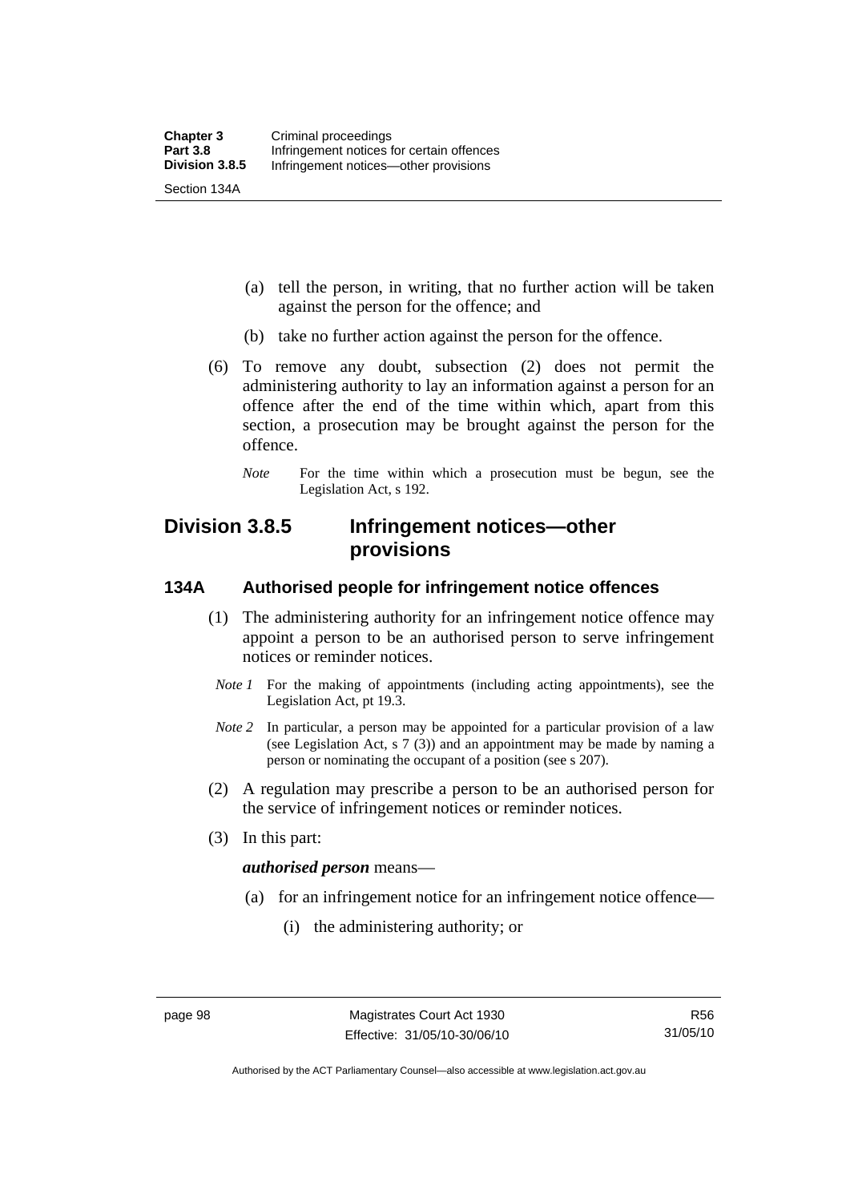(a) tell the person, in writing, that no further action will be taken against the person for the offence; and

(b) take no further action against the person for the offence.

(6) To remove any doubt, subsection (2) does not permit the administering authority to lay an information against a person for an offence after the end of the time within which, apart from this section, a prosecution may be brought against the person for the offence.

*Note* For the time within which a prosecution must be begun, see the Legislation Act, s 192.

## Division 3.8.5 Infringement notices—other provisions

### 134A Authorised people for infringement notice offences

(1) The administering authority for an infringement notice offence may appoint a person to be an authorised person to serve infringement notices or reminder notices.

*Note 1* For the making of appointments (including acting appointments), see the Legislation Act, pt 19.3.

*Note 2* In particular, a person may be appointed for a particular provision of a law (see Legislation Act, s 7 (3)) and an appointment may be made by naming a person or nominating the occupant of a position (see s 207).

(2) A regulation may prescribe a person to be an authorised person for the service of infringement notices or reminder notices.

(3) In this part:

***authorised person*** means—

(a) for an infringement notice for an infringement notice offence—

(i) the administering authority; or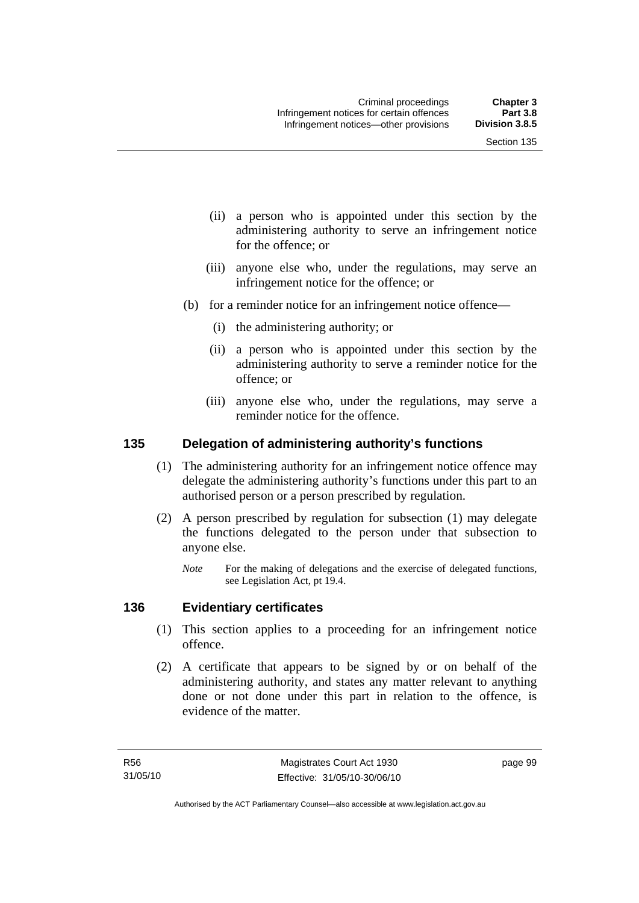(ii) a person who is appointed under this section by the administering authority to serve an infringement notice for the offence; or

(iii) anyone else who, under the regulations, may serve an infringement notice for the offence; or

(b) for a reminder notice for an infringement notice offence—

(i) the administering authority; or

(ii) a person who is appointed under this section by the administering authority to serve a reminder notice for the offence; or

(iii) anyone else who, under the regulations, may serve a reminder notice for the offence.

## 135 Delegation of administering authority's functions

(1) The administering authority for an infringement notice offence may delegate the administering authority's functions under this part to an authorised person or a person prescribed by regulation.

(2) A person prescribed by regulation for subsection (1) may delegate the functions delegated to the person under that subsection to anyone else.

*Note* For the making of delegations and the exercise of delegated functions, see Legislation Act, pt 19.4.

## 136 Evidentiary certificates

(1) This section applies to a proceeding for an infringement notice offence.

(2) A certificate that appears to be signed by or on behalf of the administering authority, and states any matter relevant to anything done or not done under this part in relation to the offence, is evidence of the matter.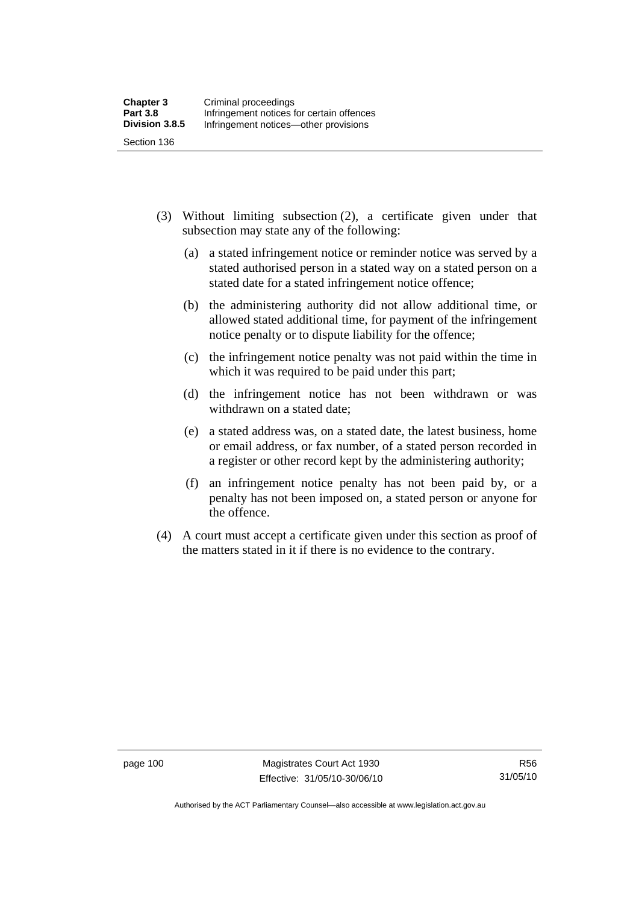(3) Without limiting subsection (2), a certificate given under that subsection may state any of the following:

  (a) a stated infringement notice or reminder notice was served by a stated authorised person in a stated way on a stated person on a stated date for a stated infringement notice offence;

  (b) the administering authority did not allow additional time, or allowed stated additional time, for payment of the infringement notice penalty or to dispute liability for the offence;

  (c) the infringement notice penalty was not paid within the time in which it was required to be paid under this part;

  (d) the infringement notice has not been withdrawn or was withdrawn on a stated date;

  (e) a stated address was, on a stated date, the latest business, home or email address, or fax number, of a stated person recorded in a register or other record kept by the administering authority;

  (f) an infringement notice penalty has not been paid by, or a penalty has not been imposed on, a stated person or anyone for the offence.

(4) A court must accept a certificate given under this section as proof of the matters stated in it if there is no evidence to the contrary.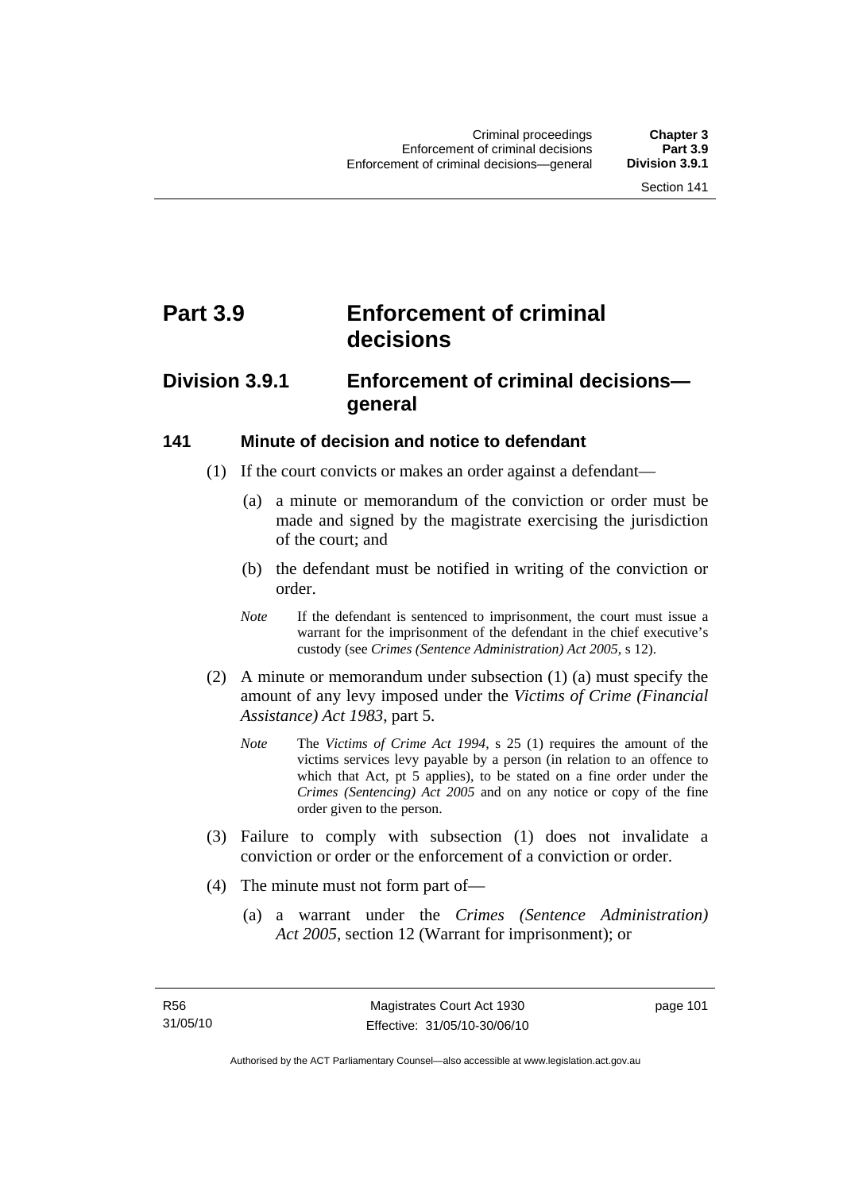# Part 3.9 Enforcement of criminal decisions

## Division 3.9.1 Enforcement of criminal decisions—general

### 141 Minute of decision and notice to defendant

(1) If the court convicts or makes an order against a defendant—

(a) a minute or memorandum of the conviction or order must be made and signed by the magistrate exercising the jurisdiction of the court; and

(b) the defendant must be notified in writing of the conviction or order.

*Note* If the defendant is sentenced to imprisonment, the court must issue a warrant for the imprisonment of the defendant in the chief executive's custody (see *Crimes (Sentence Administration) Act 2005*, s 12).

(2) A minute or memorandum under subsection (1) (a) must specify the amount of any levy imposed under the *Victims of Crime (Financial Assistance) Act 1983*, part 5.

*Note* The *Victims of Crime Act 1994*, s 25 (1) requires the amount of the victims services levy payable by a person (in relation to an offence to which that Act, pt 5 applies), to be stated on a fine order under the *Crimes (Sentencing) Act 2005* and on any notice or copy of the fine order given to the person.

(3) Failure to comply with subsection (1) does not invalidate a conviction or order or the enforcement of a conviction or order.

(4) The minute must not form part of—

(a) a warrant under the *Crimes (Sentence Administration) Act 2005*, section 12 (Warrant for imprisonment); or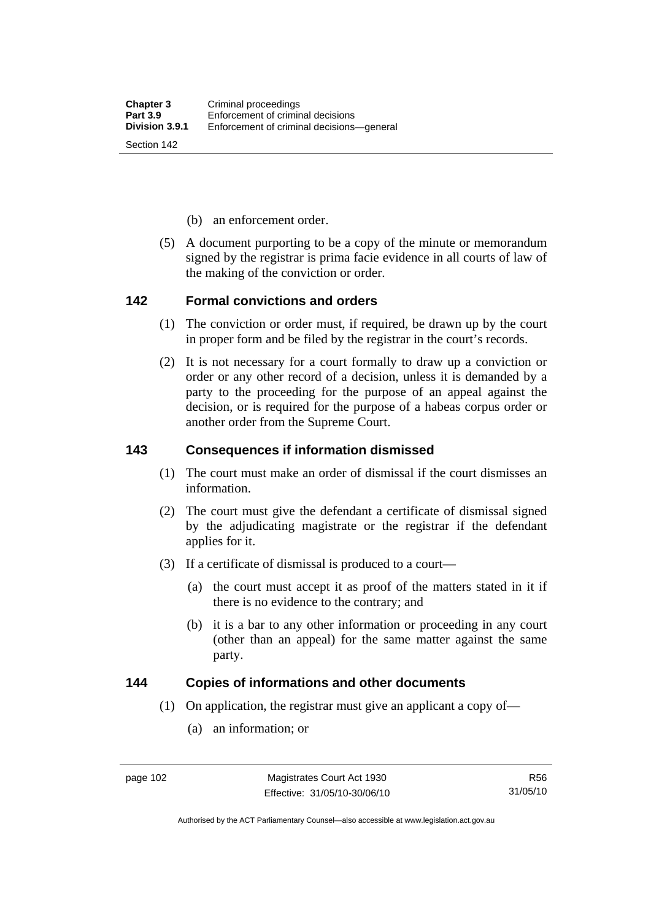(b) an enforcement order.

(5) A document purporting to be a copy of the minute or memorandum signed by the registrar is prima facie evidence in all courts of law of the making of the conviction or order.

### 142 Formal convictions and orders

(1) The conviction or order must, if required, be drawn up by the court in proper form and be filed by the registrar in the court's records.

(2) It is not necessary for a court formally to draw up a conviction or order or any other record of a decision, unless it is demanded by a party to the proceeding for the purpose of an appeal against the decision, or is required for the purpose of a habeas corpus order or another order from the Supreme Court.

### 143 Consequences if information dismissed

(1) The court must make an order of dismissal if the court dismisses an information.

(2) The court must give the defendant a certificate of dismissal signed by the adjudicating magistrate or the registrar if the defendant applies for it.

(3) If a certificate of dismissal is produced to a court—

(a) the court must accept it as proof of the matters stated in it if there is no evidence to the contrary; and

(b) it is a bar to any other information or proceeding in any court (other than an appeal) for the same matter against the same party.

### 144 Copies of informations and other documents

(1) On application, the registrar must give an applicant a copy of—

(a) an information; or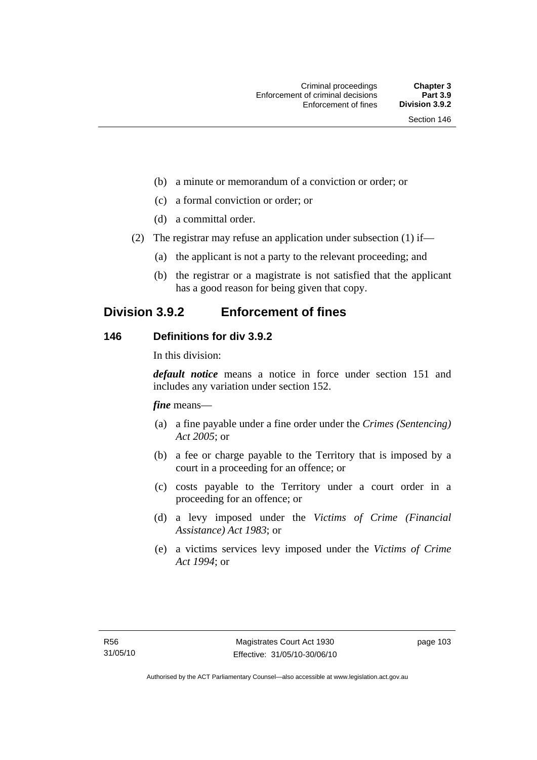(b) a minute or memorandum of a conviction or order; or

(c) a formal conviction or order; or

(d) a committal order.

(2) The registrar may refuse an application under subsection (1) if—

(a) the applicant is not a party to the relevant proceeding; and

(b) the registrar or a magistrate is not satisfied that the applicant has a good reason for being given that copy.

## Division 3.9.2 Enforcement of fines

### 146 Definitions for div 3.9.2

In this division:

***default notice*** means a notice in force under section 151 and includes any variation under section 152.

***fine*** means—

(a) a fine payable under a fine order under the *Crimes (Sentencing) Act 2005*; or

(b) a fee or charge payable to the Territory that is imposed by a court in a proceeding for an offence; or

(c) costs payable to the Territory under a court order in a proceeding for an offence; or

(d) a levy imposed under the *Victims of Crime (Financial Assistance) Act 1983*; or

(e) a victims services levy imposed under the *Victims of Crime Act 1994*; or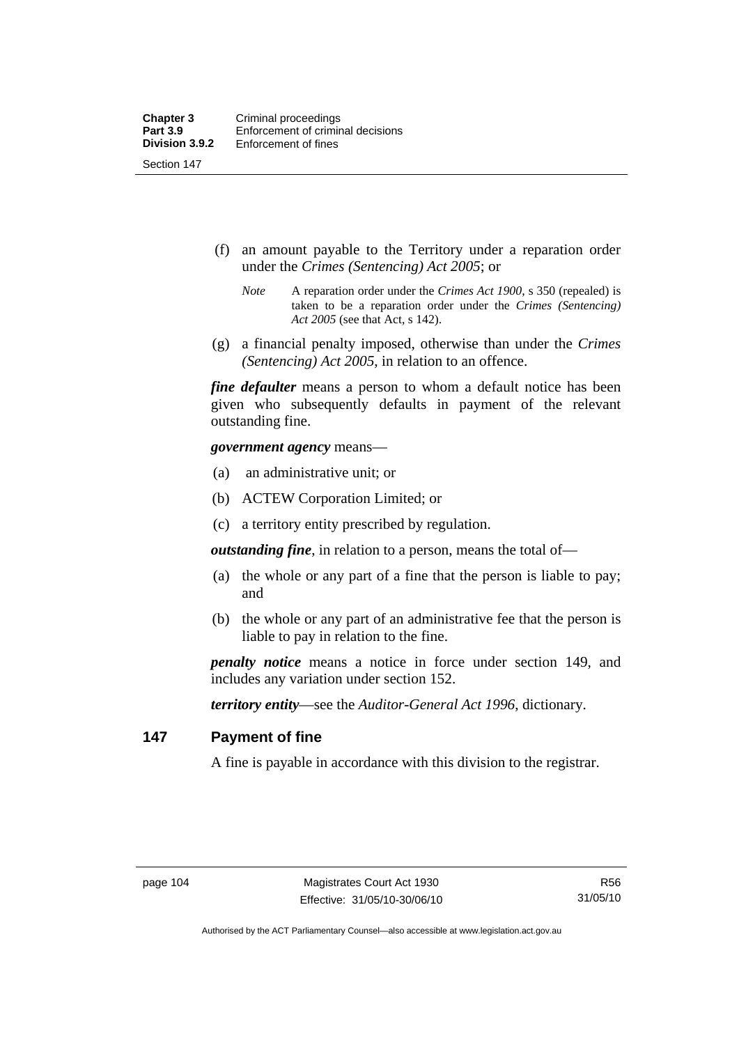(f) an amount payable to the Territory under a reparation order under the *Crimes (Sentencing) Act 2005*; or

*Note* A reparation order under the *Crimes Act 1900*, s 350 (repealed) is taken to be a reparation order under the *Crimes (Sentencing) Act 2005* (see that Act, s 142).

(g) a financial penalty imposed, otherwise than under the *Crimes (Sentencing) Act 2005*, in relation to an offence.

***fine defaulter*** means a person to whom a default notice has been given who subsequently defaults in payment of the relevant outstanding fine.

***government agency*** means—

(a) an administrative unit; or

(b) ACTEW Corporation Limited; or

(c) a territory entity prescribed by regulation.

***outstanding fine***, in relation to a person, means the total of—

(a) the whole or any part of a fine that the person is liable to pay; and

(b) the whole or any part of an administrative fee that the person is liable to pay in relation to the fine.

***penalty notice*** means a notice in force under section 149, and includes any variation under section 152.

***territory entity***—see the *Auditor-General Act 1996*, dictionary.

## 147 Payment of fine

A fine is payable in accordance with this division to the registrar.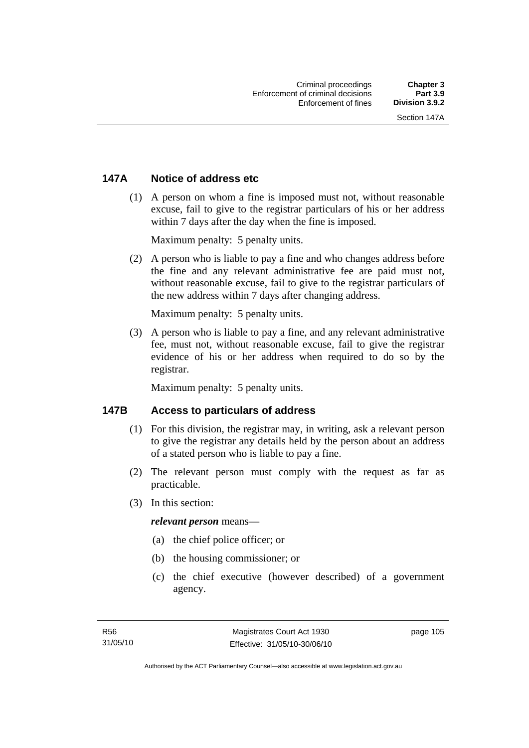## 147A Notice of address etc

(1) A person on whom a fine is imposed must not, without reasonable excuse, fail to give to the registrar particulars of his or her address within 7 days after the day when the fine is imposed.

Maximum penalty: 5 penalty units.

(2) A person who is liable to pay a fine and who changes address before the fine and any relevant administrative fee are paid must not, without reasonable excuse, fail to give to the registrar particulars of the new address within 7 days after changing address.

Maximum penalty: 5 penalty units.

(3) A person who is liable to pay a fine, and any relevant administrative fee, must not, without reasonable excuse, fail to give the registrar evidence of his or her address when required to do so by the registrar.

Maximum penalty: 5 penalty units.

## 147B Access to particulars of address

(1) For this division, the registrar may, in writing, ask a relevant person to give the registrar any details held by the person about an address of a stated person who is liable to pay a fine.

(2) The relevant person must comply with the request as far as practicable.

(3) In this section:

***relevant person*** means—

(a) the chief police officer; or

(b) the housing commissioner; or

(c) the chief executive (however described) of a government agency.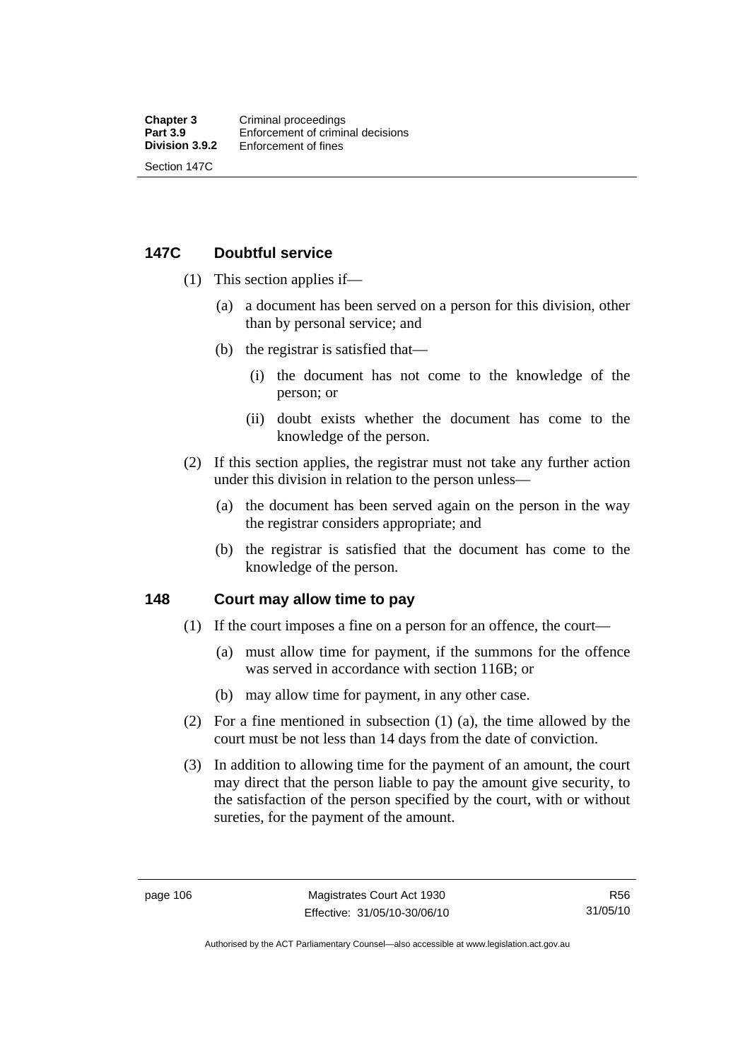## 147C Doubtful service

(1) This section applies if—

(a) a document has been served on a person for this division, other than by personal service; and

(b) the registrar is satisfied that—

(i) the document has not come to the knowledge of the person; or

(ii) doubt exists whether the document has come to the knowledge of the person.

(2) If this section applies, the registrar must not take any further action under this division in relation to the person unless—

(a) the document has been served again on the person in the way the registrar considers appropriate; and

(b) the registrar is satisfied that the document has come to the knowledge of the person.

## 148 Court may allow time to pay

(1) If the court imposes a fine on a person for an offence, the court—

(a) must allow time for payment, if the summons for the offence was served in accordance with section 116B; or

(b) may allow time for payment, in any other case.

(2) For a fine mentioned in subsection (1) (a), the time allowed by the court must be not less than 14 days from the date of conviction.

(3) In addition to allowing time for the payment of an amount, the court may direct that the person liable to pay the amount give security, to the satisfaction of the person specified by the court, with or without sureties, for the payment of the amount.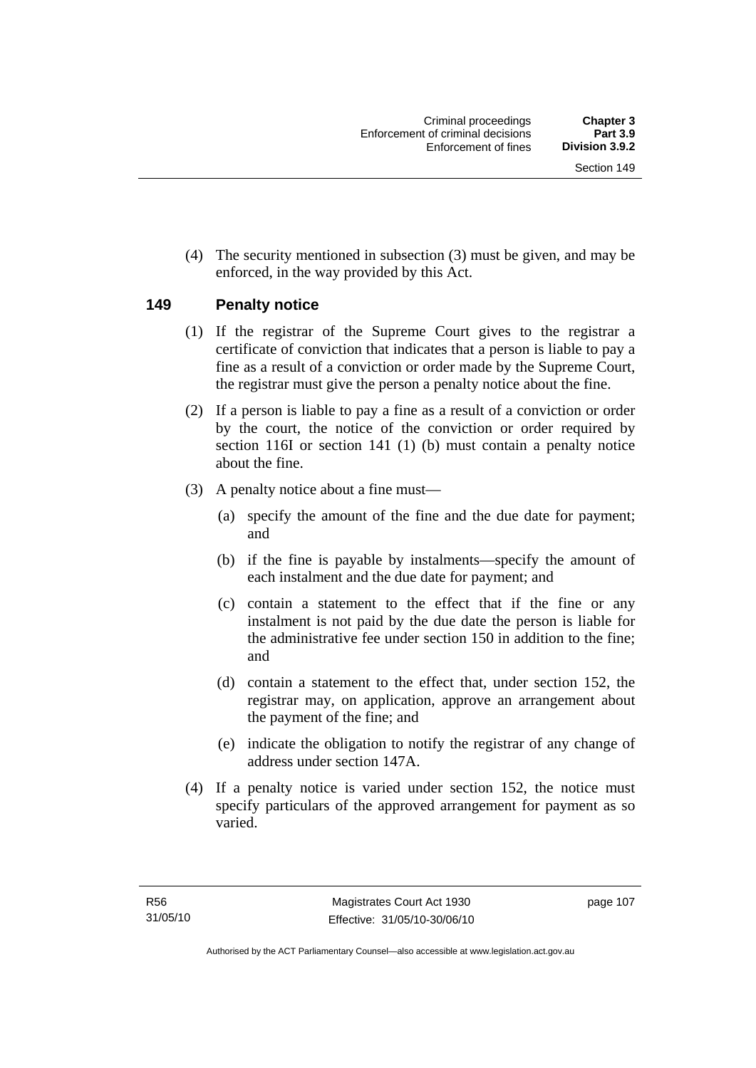(4) The security mentioned in subsection (3) must be given, and may be enforced, in the way provided by this Act.

## 149 Penalty notice

(1) If the registrar of the Supreme Court gives to the registrar a certificate of conviction that indicates that a person is liable to pay a fine as a result of a conviction or order made by the Supreme Court, the registrar must give the person a penalty notice about the fine.

(2) If a person is liable to pay a fine as a result of a conviction or order by the court, the notice of the conviction or order required by section 116I or section 141 (1) (b) must contain a penalty notice about the fine.

(3) A penalty notice about a fine must—

(a) specify the amount of the fine and the due date for payment; and

(b) if the fine is payable by instalments—specify the amount of each instalment and the due date for payment; and

(c) contain a statement to the effect that if the fine or any instalment is not paid by the due date the person is liable for the administrative fee under section 150 in addition to the fine; and

(d) contain a statement to the effect that, under section 152, the registrar may, on application, approve an arrangement about the payment of the fine; and

(e) indicate the obligation to notify the registrar of any change of address under section 147A.

(4) If a penalty notice is varied under section 152, the notice must specify particulars of the approved arrangement for payment as so varied.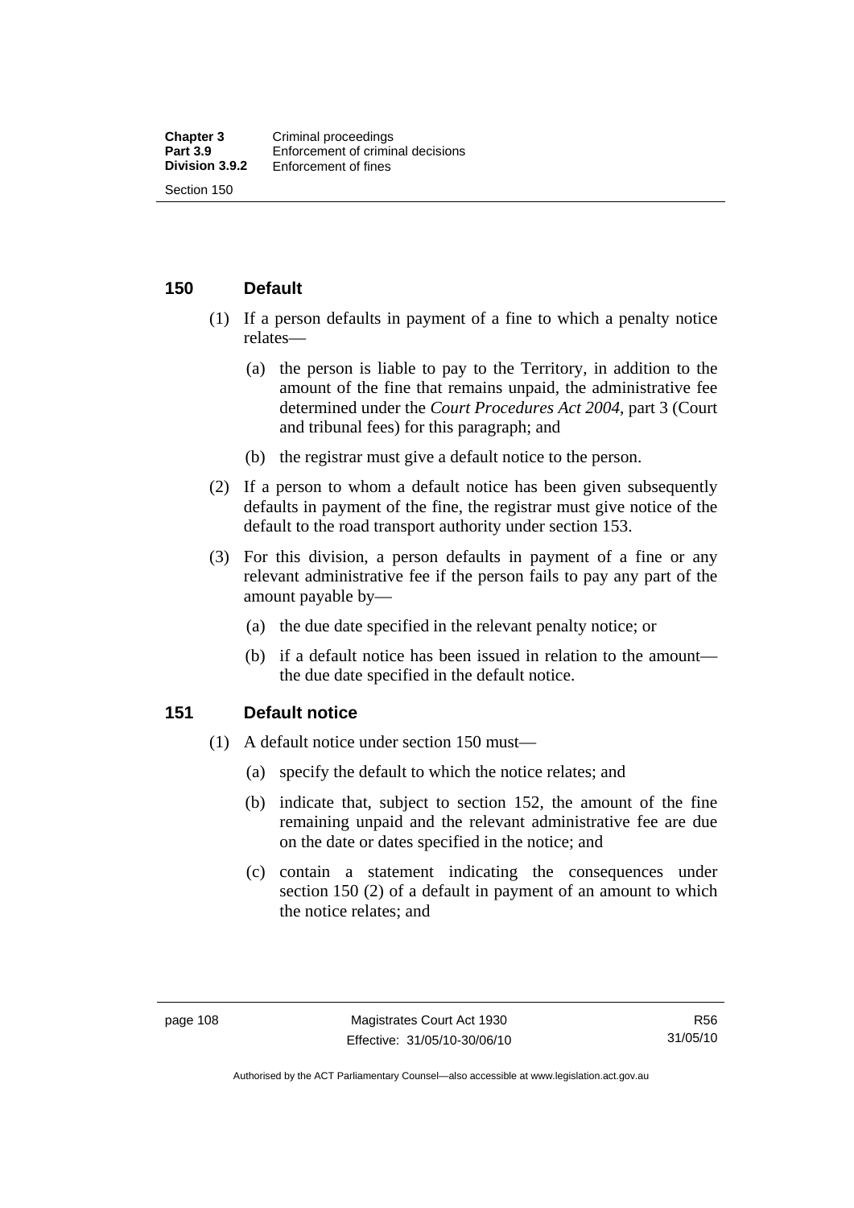## 150 Default

(1) If a person defaults in payment of a fine to which a penalty notice relates—

(a) the person is liable to pay to the Territory, in addition to the amount of the fine that remains unpaid, the administrative fee determined under the *Court Procedures Act 2004*, part 3 (Court and tribunal fees) for this paragraph; and

(b) the registrar must give a default notice to the person.

(2) If a person to whom a default notice has been given subsequently defaults in payment of the fine, the registrar must give notice of the default to the road transport authority under section 153.

(3) For this division, a person defaults in payment of a fine or any relevant administrative fee if the person fails to pay any part of the amount payable by—

(a) the due date specified in the relevant penalty notice; or

(b) if a default notice has been issued in relation to the amount—the due date specified in the default notice.

## 151 Default notice

(1) A default notice under section 150 must—

(a) specify the default to which the notice relates; and

(b) indicate that, subject to section 152, the amount of the fine remaining unpaid and the relevant administrative fee are due on the date or dates specified in the notice; and

(c) contain a statement indicating the consequences under section 150 (2) of a default in payment of an amount to which the notice relates; and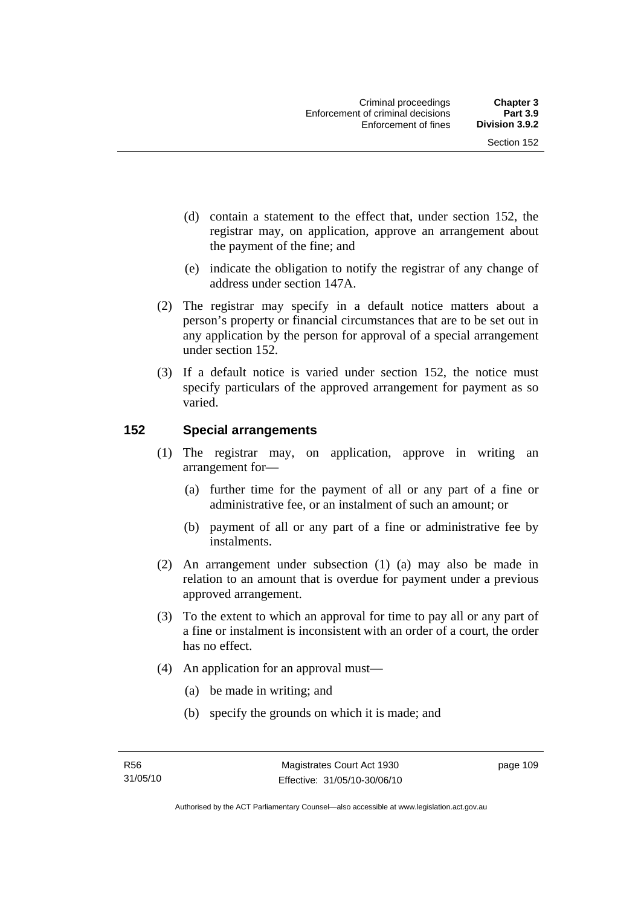(d) contain a statement to the effect that, under section 152, the registrar may, on application, approve an arrangement about the payment of the fine; and

(e) indicate the obligation to notify the registrar of any change of address under section 147A.

(2) The registrar may specify in a default notice matters about a person's property or financial circumstances that are to be set out in any application by the person for approval of a special arrangement under section 152.

(3) If a default notice is varied under section 152, the notice must specify particulars of the approved arrangement for payment as so varied.

## 152 Special arrangements

(1) The registrar may, on application, approve in writing an arrangement for—

(a) further time for the payment of all or any part of a fine or administrative fee, or an instalment of such an amount; or

(b) payment of all or any part of a fine or administrative fee by instalments.

(2) An arrangement under subsection (1) (a) may also be made in relation to an amount that is overdue for payment under a previous approved arrangement.

(3) To the extent to which an approval for time to pay all or any part of a fine or instalment is inconsistent with an order of a court, the order has no effect.

(4) An application for an approval must—

(a) be made in writing; and

(b) specify the grounds on which it is made; and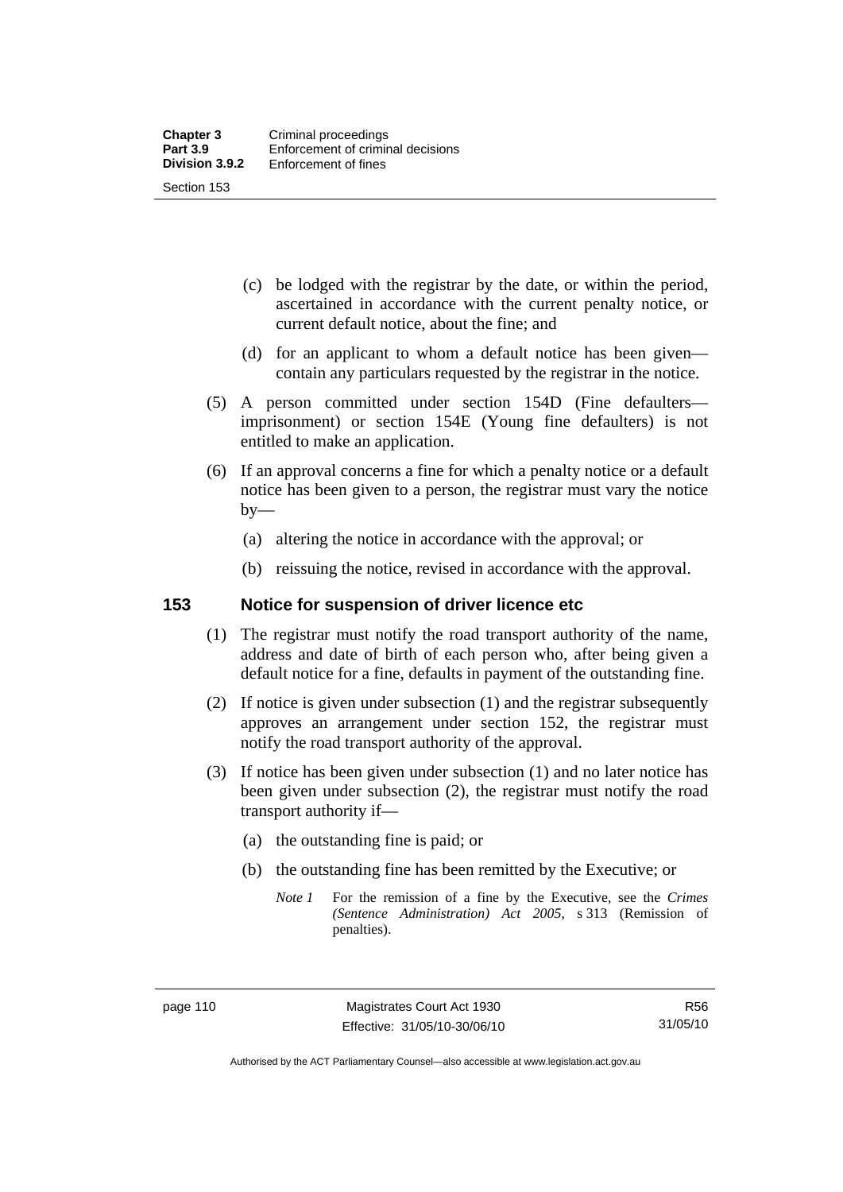(c) be lodged with the registrar by the date, or within the period, ascertained in accordance with the current penalty notice, or current default notice, about the fine; and

(d) for an applicant to whom a default notice has been given—contain any particulars requested by the registrar in the notice.

(5) A person committed under section 154D (Fine defaulters—imprisonment) or section 154E (Young fine defaulters) is not entitled to make an application.

(6) If an approval concerns a fine for which a penalty notice or a default notice has been given to a person, the registrar must vary the notice by—

(a) altering the notice in accordance with the approval; or

(b) reissuing the notice, revised in accordance with the approval.

## 153 Notice for suspension of driver licence etc

(1) The registrar must notify the road transport authority of the name, address and date of birth of each person who, after being given a default notice for a fine, defaults in payment of the outstanding fine.

(2) If notice is given under subsection (1) and the registrar subsequently approves an arrangement under section 152, the registrar must notify the road transport authority of the approval.

(3) If notice has been given under subsection (1) and no later notice has been given under subsection (2), the registrar must notify the road transport authority if—

(a) the outstanding fine is paid; or

(b) the outstanding fine has been remitted by the Executive; or

*Note 1* For the remission of a fine by the Executive, see the *Crimes (Sentence Administration) Act 2005*, s 313 (Remission of penalties).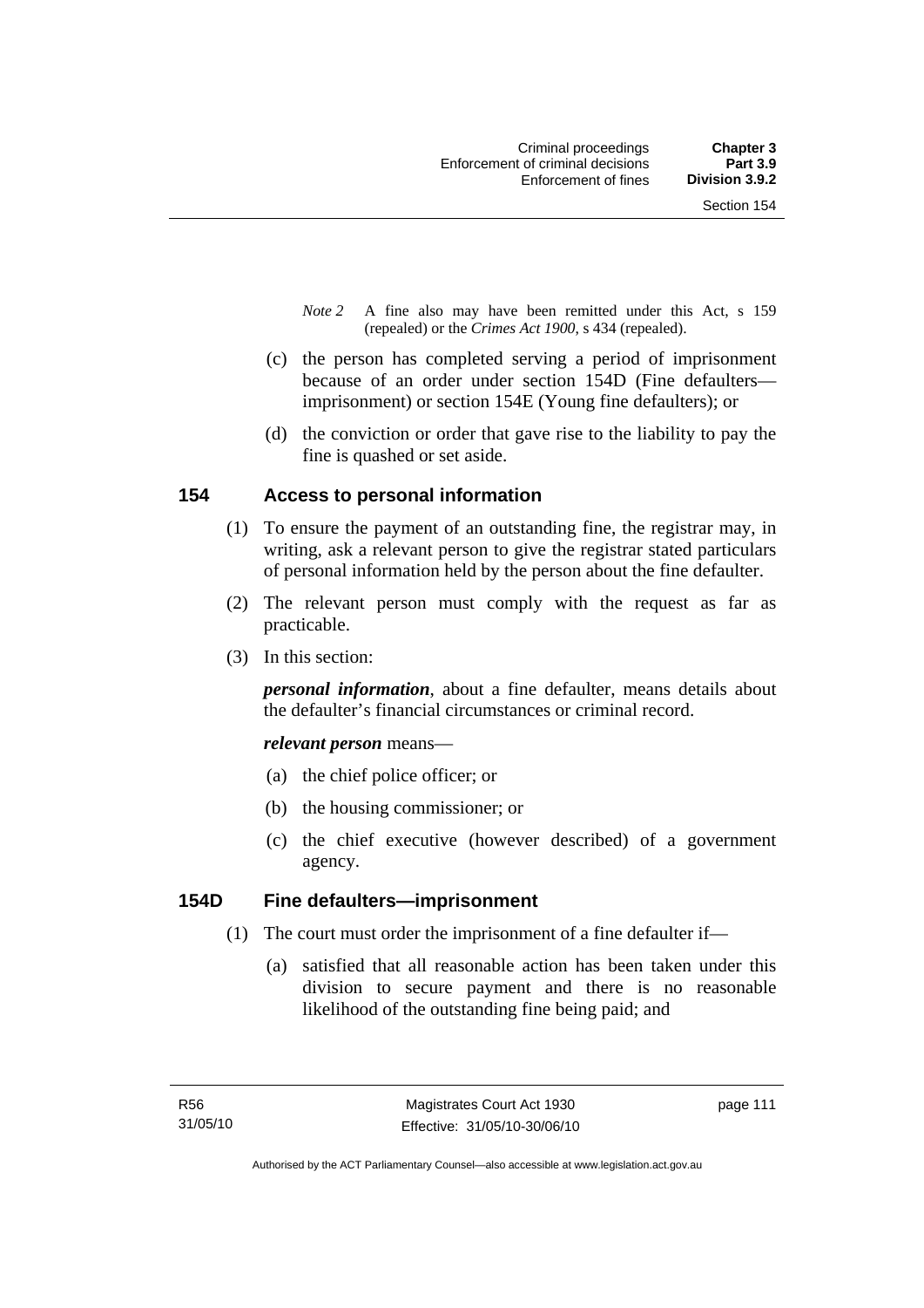*Note 2* A fine also may have been remitted under this Act, s 159 (repealed) or the *Crimes Act 1900*, s 434 (repealed).

(c) the person has completed serving a period of imprisonment because of an order under section 154D (Fine defaulters—imprisonment) or section 154E (Young fine defaulters); or

(d) the conviction or order that gave rise to the liability to pay the fine is quashed or set aside.

### 154 Access to personal information

(1) To ensure the payment of an outstanding fine, the registrar may, in writing, ask a relevant person to give the registrar stated particulars of personal information held by the person about the fine defaulter.

(2) The relevant person must comply with the request as far as practicable.

(3) In this section:

***personal information***, about a fine defaulter, means details about the defaulter's financial circumstances or criminal record.

***relevant person*** means—

(a) the chief police officer; or

(b) the housing commissioner; or

(c) the chief executive (however described) of a government agency.

### 154D Fine defaulters—imprisonment

(1) The court must order the imprisonment of a fine defaulter if—

(a) satisfied that all reasonable action has been taken under this division to secure payment and there is no reasonable likelihood of the outstanding fine being paid; and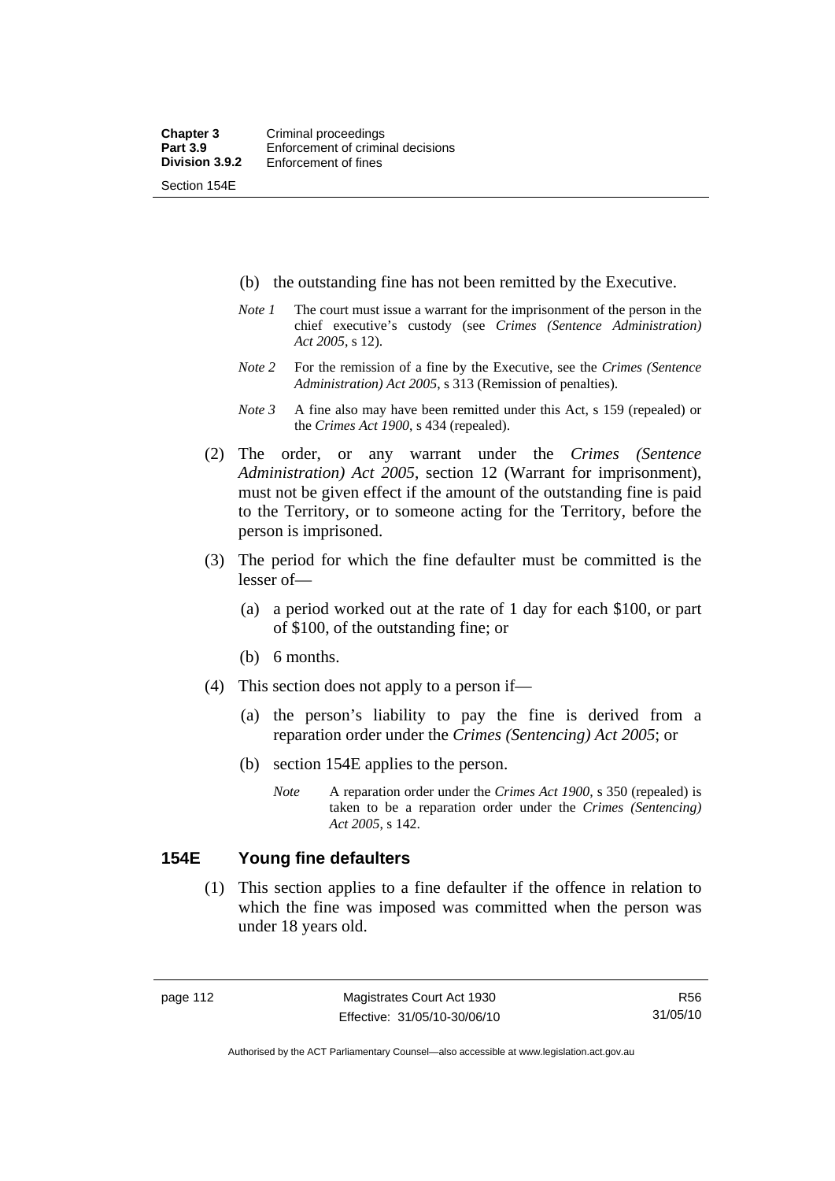(b) the outstanding fine has not been remitted by the Executive.

*Note 1* The court must issue a warrant for the imprisonment of the person in the chief executive's custody (see *Crimes (Sentence Administration) Act 2005*, s 12).

*Note 2* For the remission of a fine by the Executive, see the *Crimes (Sentence Administration) Act 2005*, s 313 (Remission of penalties).

*Note 3* A fine also may have been remitted under this Act, s 159 (repealed) or the *Crimes Act 1900*, s 434 (repealed).

(2) The order, or any warrant under the *Crimes (Sentence Administration) Act 2005*, section 12 (Warrant for imprisonment), must not be given effect if the amount of the outstanding fine is paid to the Territory, or to someone acting for the Territory, before the person is imprisoned.

(3) The period for which the fine defaulter must be committed is the lesser of—

(a) a period worked out at the rate of 1 day for each $100, or part of $100, of the outstanding fine; or

(b) 6 months.

(4) This section does not apply to a person if—

(a) the person's liability to pay the fine is derived from a reparation order under the *Crimes (Sentencing) Act 2005*; or

(b) section 154E applies to the person.

*Note* A reparation order under the *Crimes Act 1900*, s 350 (repealed) is taken to be a reparation order under the *Crimes (Sentencing) Act 2005*, s 142.

## 154E Young fine defaulters

(1) This section applies to a fine defaulter if the offence in relation to which the fine was imposed was committed when the person was under 18 years old.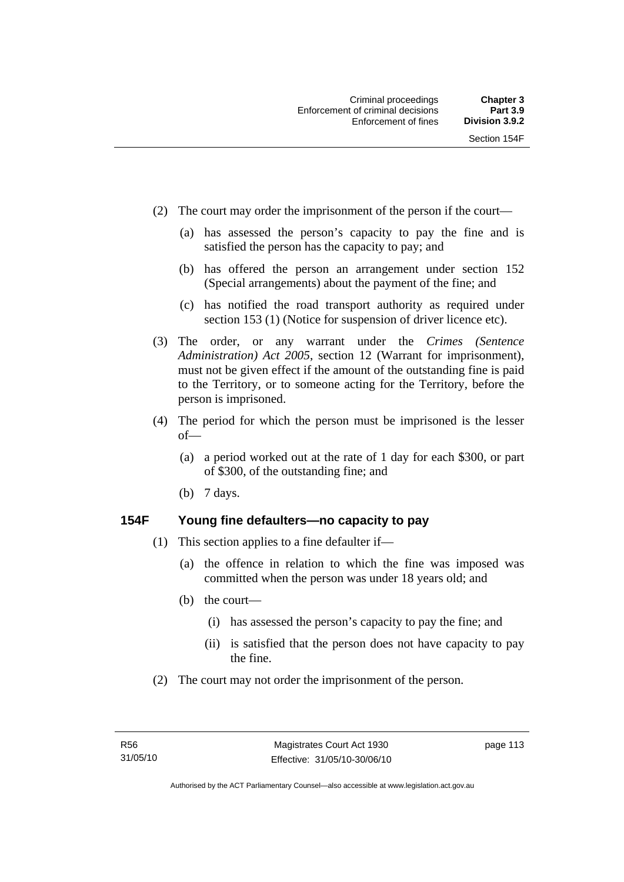(2) The court may order the imprisonment of the person if the court—

(a) has assessed the person's capacity to pay the fine and is satisfied the person has the capacity to pay; and

(b) has offered the person an arrangement under section 152 (Special arrangements) about the payment of the fine; and

(c) has notified the road transport authority as required under section 153 (1) (Notice for suspension of driver licence etc).

(3) The order, or any warrant under the *Crimes (Sentence Administration) Act 2005*, section 12 (Warrant for imprisonment), must not be given effect if the amount of the outstanding fine is paid to the Territory, or to someone acting for the Territory, before the person is imprisoned.

(4) The period for which the person must be imprisoned is the lesser of—

(a) a period worked out at the rate of 1 day for each $300, or part of $300, of the outstanding fine; and

(b) 7 days.

### 154F Young fine defaulters—no capacity to pay

(1) This section applies to a fine defaulter if—

(a) the offence in relation to which the fine was imposed was committed when the person was under 18 years old; and

(b) the court—

(i) has assessed the person's capacity to pay the fine; and

(ii) is satisfied that the person does not have capacity to pay the fine.

(2) The court may not order the imprisonment of the person.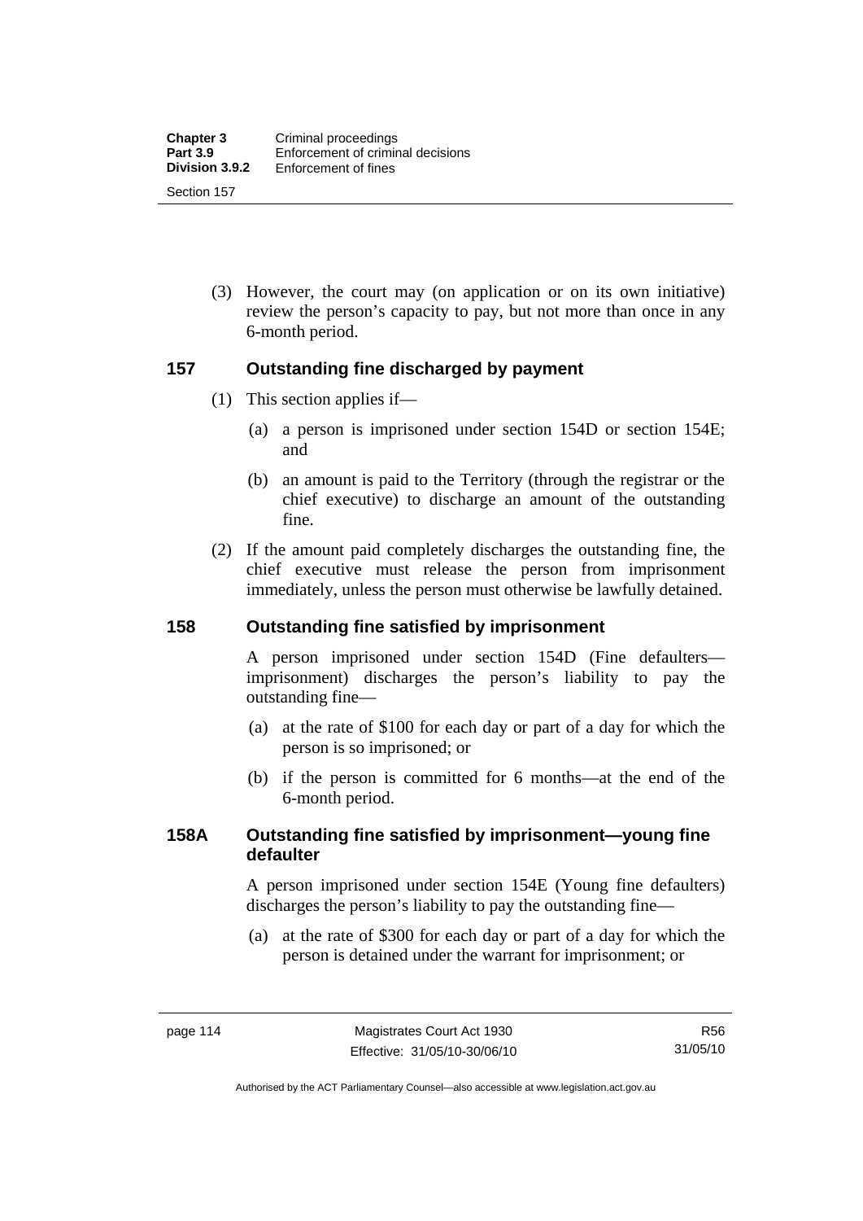(3) However, the court may (on application or on its own initiative) review the person's capacity to pay, but not more than once in any 6-month period.

## 157 Outstanding fine discharged by payment

(1) This section applies if—

  (a) a person is imprisoned under section 154D or section 154E; and

  (b) an amount is paid to the Territory (through the registrar or the chief executive) to discharge an amount of the outstanding fine.

(2) If the amount paid completely discharges the outstanding fine, the chief executive must release the person from imprisonment immediately, unless the person must otherwise be lawfully detained.

## 158 Outstanding fine satisfied by imprisonment

A person imprisoned under section 154D (Fine defaulters—imprisonment) discharges the person's liability to pay the outstanding fine—

  (a) at the rate of $100 for each day or part of a day for which the person is so imprisoned; or

  (b) if the person is committed for 6 months—at the end of the 6-month period.

## 158A Outstanding fine satisfied by imprisonment—young fine defaulter

A person imprisoned under section 154E (Young fine defaulters) discharges the person's liability to pay the outstanding fine—

  (a) at the rate of $300 for each day or part of a day for which the person is detained under the warrant for imprisonment; or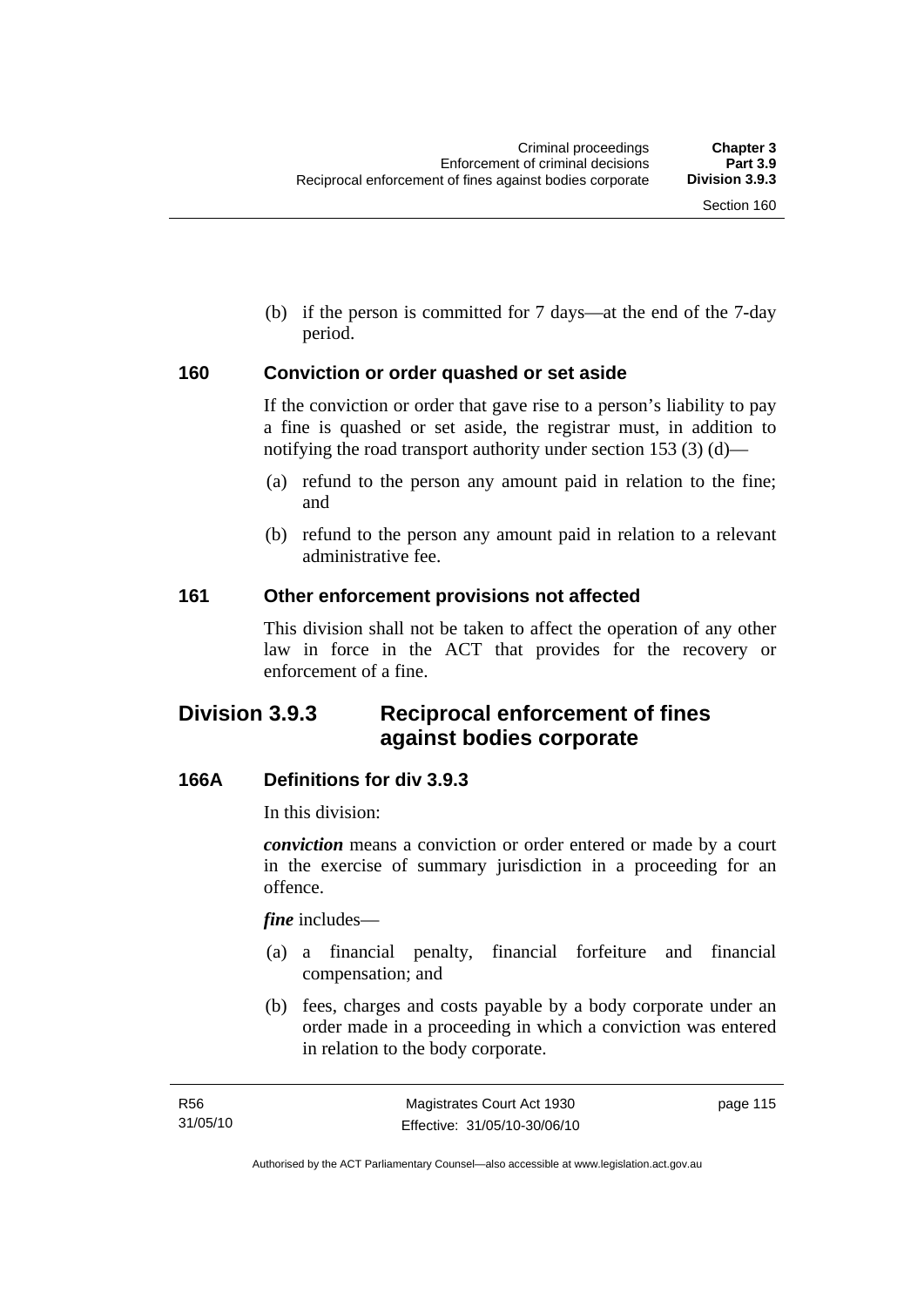(b) if the person is committed for 7 days—at the end of the 7-day period.

### 160 Conviction or order quashed or set aside

If the conviction or order that gave rise to a person's liability to pay a fine is quashed or set aside, the registrar must, in addition to notifying the road transport authority under section 153 (3) (d)—

(a) refund to the person any amount paid in relation to the fine; and

(b) refund to the person any amount paid in relation to a relevant administrative fee.

### 161 Other enforcement provisions not affected

This division shall not be taken to affect the operation of any other law in force in the ACT that provides for the recovery or enforcement of a fine.

## Division 3.9.3 Reciprocal enforcement of fines against bodies corporate

### 166A Definitions for div 3.9.3

In this division:

***conviction*** means a conviction or order entered or made by a court in the exercise of summary jurisdiction in a proceeding for an offence.

***fine*** includes—

(a) a financial penalty, financial forfeiture and financial compensation; and

(b) fees, charges and costs payable by a body corporate under an order made in a proceeding in which a conviction was entered in relation to the body corporate.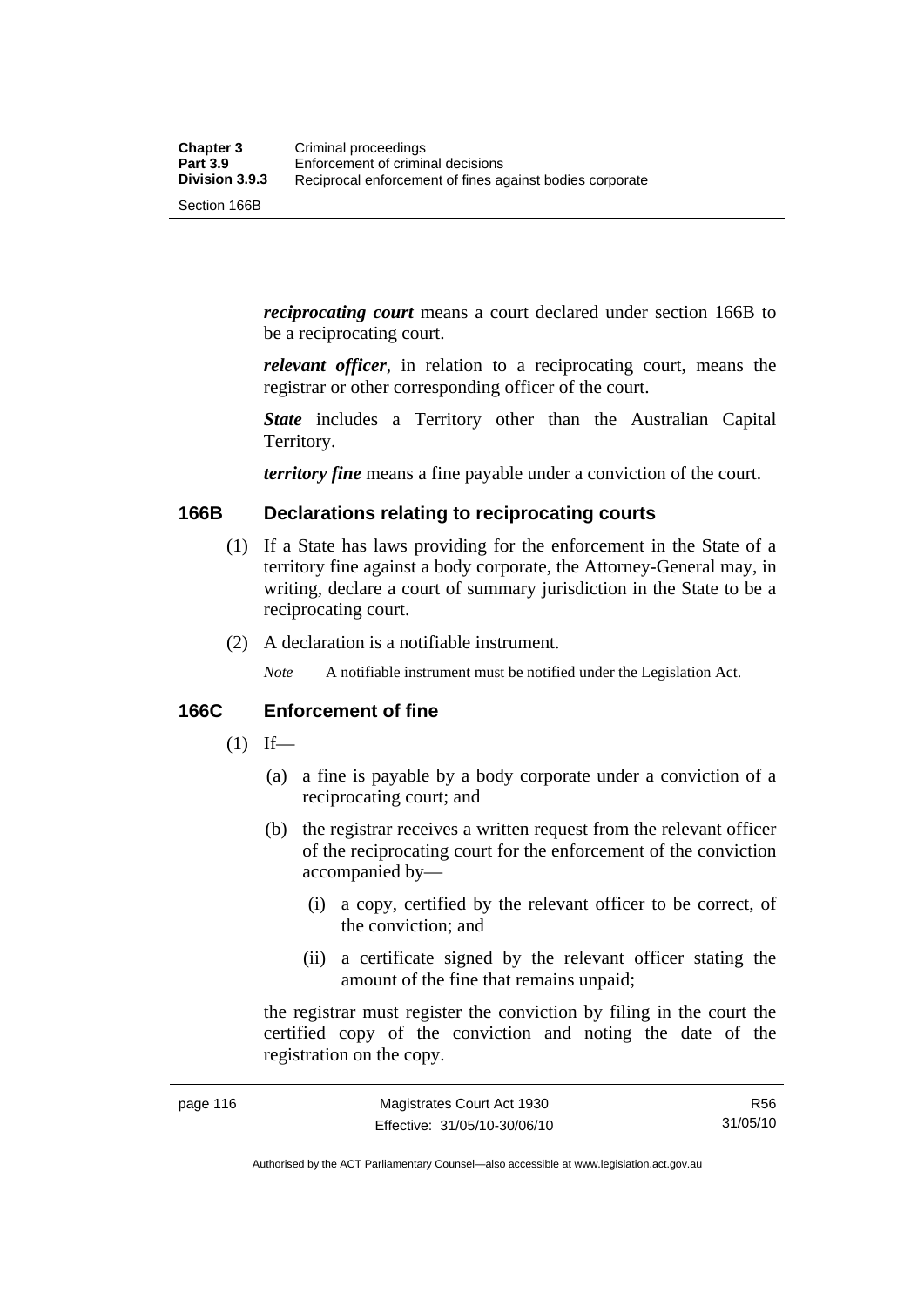***reciprocating court*** means a court declared under section 166B to be a reciprocating court.

***relevant officer***, in relation to a reciprocating court, means the registrar or other corresponding officer of the court.

***State*** includes a Territory other than the Australian Capital Territory.

***territory fine*** means a fine payable under a conviction of the court.

## 166B Declarations relating to reciprocating courts

(1) If a State has laws providing for the enforcement in the State of a territory fine against a body corporate, the Attorney-General may, in writing, declare a court of summary jurisdiction in the State to be a reciprocating court.

(2) A declaration is a notifiable instrument.

*Note* A notifiable instrument must be notified under the Legislation Act.

## 166C Enforcement of fine

(1) If—

(a) a fine is payable by a body corporate under a conviction of a reciprocating court; and

(b) the registrar receives a written request from the relevant officer of the reciprocating court for the enforcement of the conviction accompanied by—

(i) a copy, certified by the relevant officer to be correct, of the conviction; and

(ii) a certificate signed by the relevant officer stating the amount of the fine that remains unpaid;

the registrar must register the conviction by filing in the court the certified copy of the conviction and noting the date of the registration on the copy.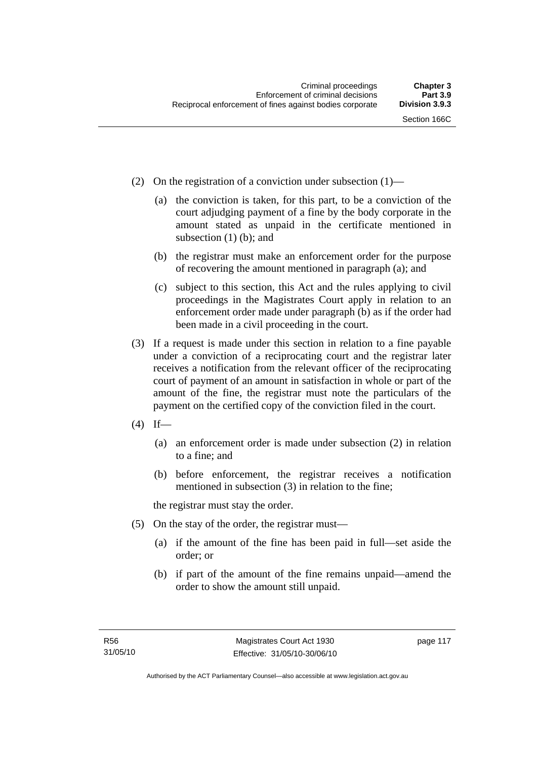(2) On the registration of a conviction under subsection (1)—

(a) the conviction is taken, for this part, to be a conviction of the court adjudging payment of a fine by the body corporate in the amount stated as unpaid in the certificate mentioned in subsection (1) (b); and

(b) the registrar must make an enforcement order for the purpose of recovering the amount mentioned in paragraph (a); and

(c) subject to this section, this Act and the rules applying to civil proceedings in the Magistrates Court apply in relation to an enforcement order made under paragraph (b) as if the order had been made in a civil proceeding in the court.

(3) If a request is made under this section in relation to a fine payable under a conviction of a reciprocating court and the registrar later receives a notification from the relevant officer of the reciprocating court of payment of an amount in satisfaction in whole or part of the amount of the fine, the registrar must note the particulars of the payment on the certified copy of the conviction filed in the court.

(4) If—

(a) an enforcement order is made under subsection (2) in relation to a fine; and

(b) before enforcement, the registrar receives a notification mentioned in subsection (3) in relation to the fine;

the registrar must stay the order.

(5) On the stay of the order, the registrar must—

(a) if the amount of the fine has been paid in full—set aside the order; or

(b) if part of the amount of the fine remains unpaid—amend the order to show the amount still unpaid.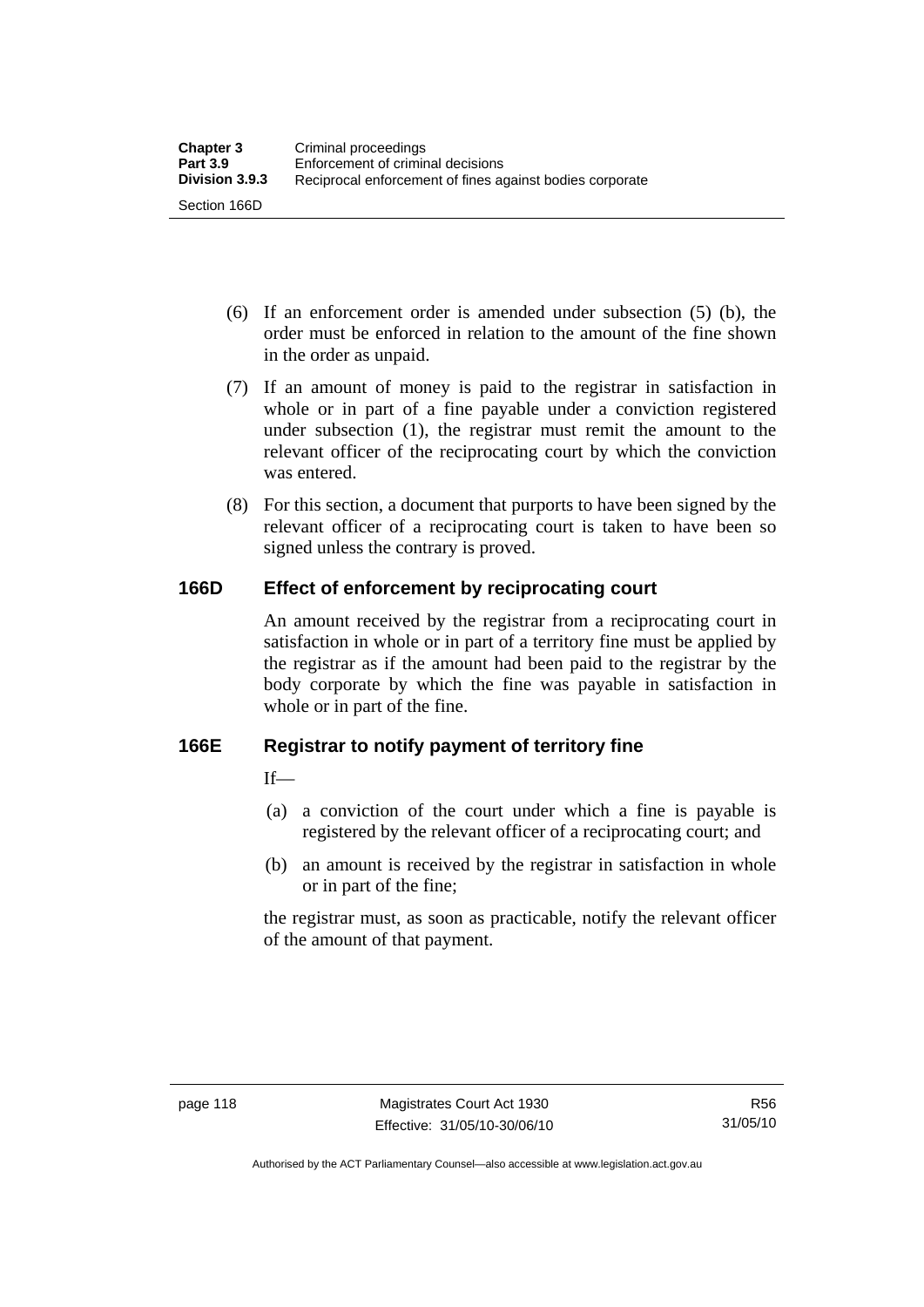(6) If an enforcement order is amended under subsection (5) (b), the order must be enforced in relation to the amount of the fine shown in the order as unpaid.

(7) If an amount of money is paid to the registrar in satisfaction in whole or in part of a fine payable under a conviction registered under subsection (1), the registrar must remit the amount to the relevant officer of the reciprocating court by which the conviction was entered.

(8) For this section, a document that purports to have been signed by the relevant officer of a reciprocating court is taken to have been so signed unless the contrary is proved.

## 166D Effect of enforcement by reciprocating court

An amount received by the registrar from a reciprocating court in satisfaction in whole or in part of a territory fine must be applied by the registrar as if the amount had been paid to the registrar by the body corporate by which the fine was payable in satisfaction in whole or in part of the fine.

## 166E Registrar to notify payment of territory fine

If—

(a) a conviction of the court under which a fine is payable is registered by the relevant officer of a reciprocating court; and

(b) an amount is received by the registrar in satisfaction in whole or in part of the fine;

the registrar must, as soon as practicable, notify the relevant officer of the amount of that payment.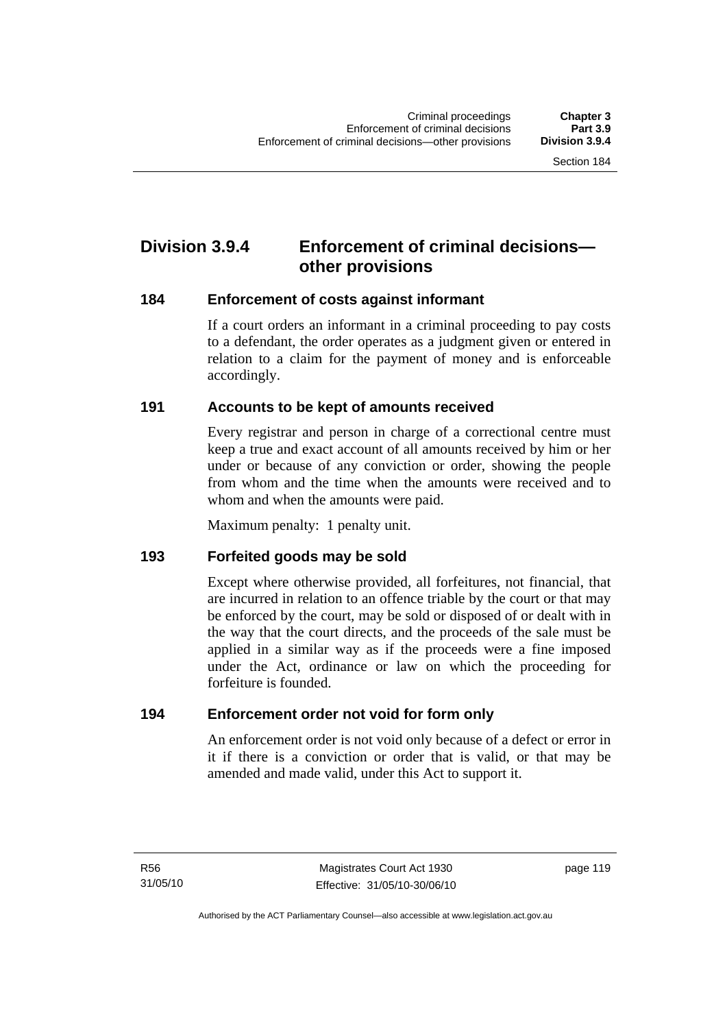## Division 3.9.4 Enforcement of criminal decisions—other provisions

### 184 Enforcement of costs against informant

If a court orders an informant in a criminal proceeding to pay costs to a defendant, the order operates as a judgment given or entered in relation to a claim for the payment of money and is enforceable accordingly.

### 191 Accounts to be kept of amounts received

Every registrar and person in charge of a correctional centre must keep a true and exact account of all amounts received by him or her under or because of any conviction or order, showing the people from whom and the time when the amounts were received and to whom and when the amounts were paid.

Maximum penalty: 1 penalty unit.

### 193 Forfeited goods may be sold

Except where otherwise provided, all forfeitures, not financial, that are incurred in relation to an offence triable by the court or that may be enforced by the court, may be sold or disposed of or dealt with in the way that the court directs, and the proceeds of the sale must be applied in a similar way as if the proceeds were a fine imposed under the Act, ordinance or law on which the proceeding for forfeiture is founded.

### 194 Enforcement order not void for form only

An enforcement order is not void only because of a defect or error in it if there is a conviction or order that is valid, or that may be amended and made valid, under this Act to support it.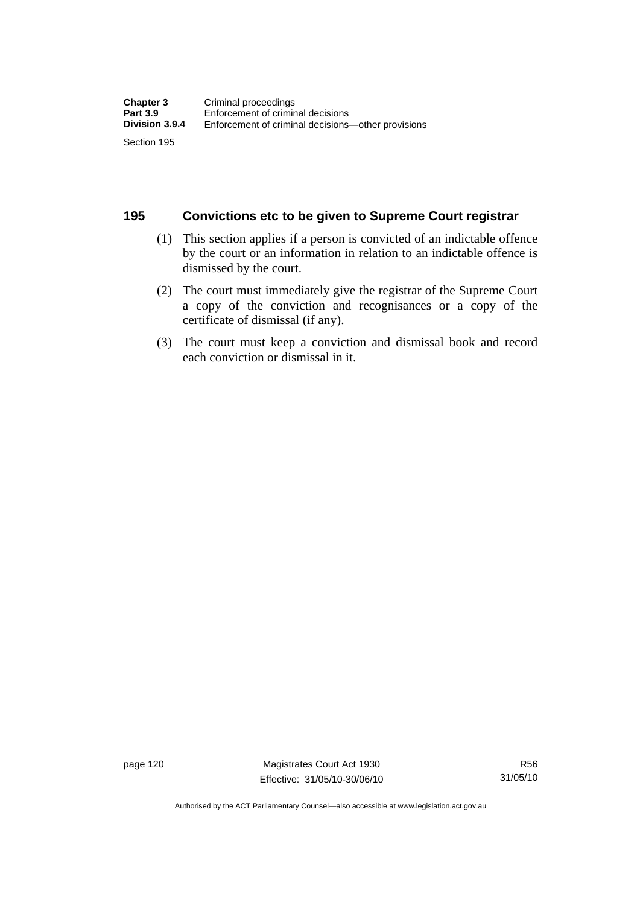## 195 Convictions etc to be given to Supreme Court registrar

(1) This section applies if a person is convicted of an indictable offence by the court or an information in relation to an indictable offence is dismissed by the court.

(2) The court must immediately give the registrar of the Supreme Court a copy of the conviction and recognisances or a copy of the certificate of dismissal (if any).

(3) The court must keep a conviction and dismissal book and record each conviction or dismissal in it.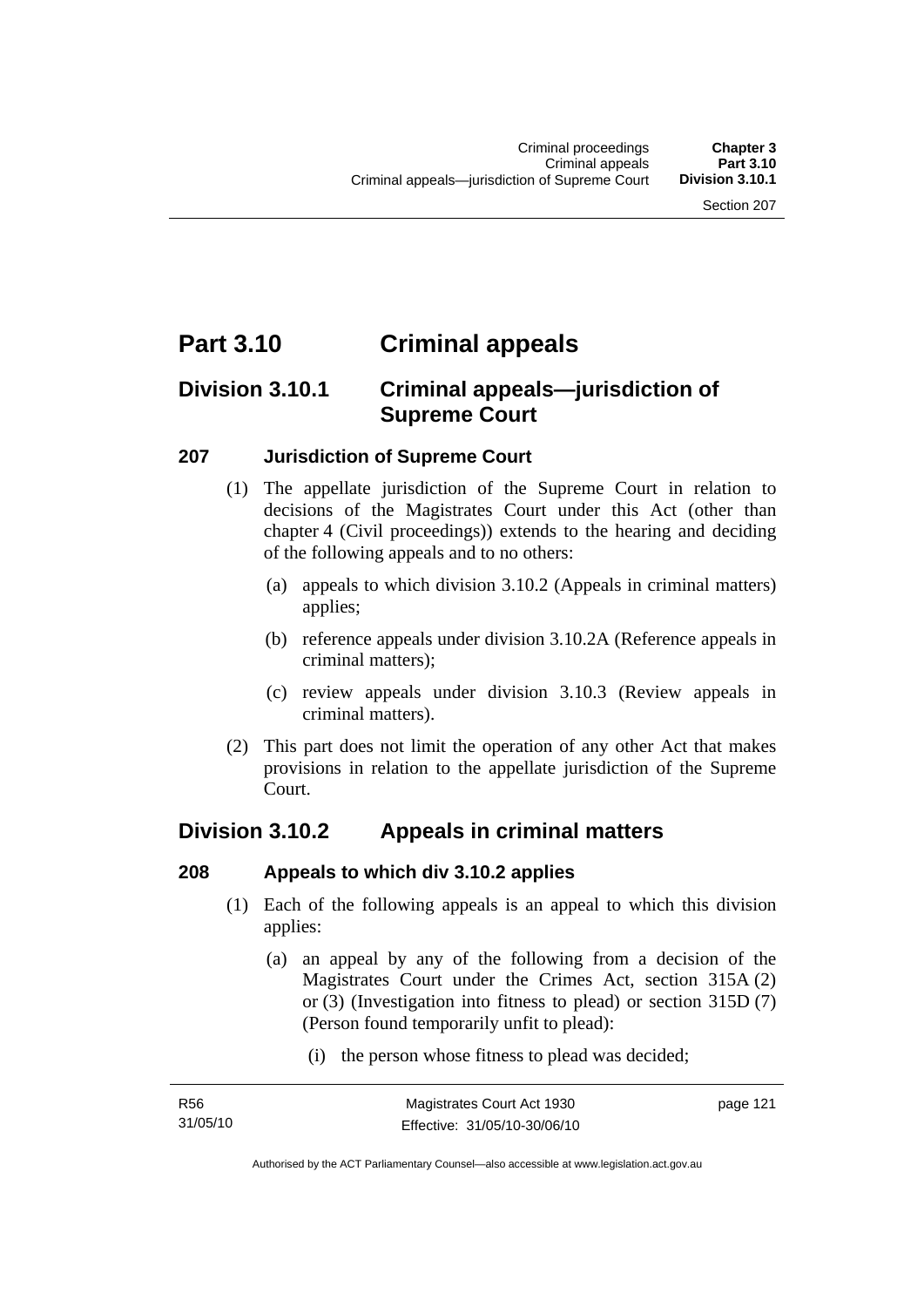# Part 3.10 Criminal appeals

## Division 3.10.1 Criminal appeals—jurisdiction of Supreme Court

### 207 Jurisdiction of Supreme Court

(1) The appellate jurisdiction of the Supreme Court in relation to decisions of the Magistrates Court under this Act (other than chapter 4 (Civil proceedings)) extends to the hearing and deciding of the following appeals and to no others:

(a) appeals to which division 3.10.2 (Appeals in criminal matters) applies;

(b) reference appeals under division 3.10.2A (Reference appeals in criminal matters);

(c) review appeals under division 3.10.3 (Review appeals in criminal matters).

(2) This part does not limit the operation of any other Act that makes provisions in relation to the appellate jurisdiction of the Supreme Court.

## Division 3.10.2 Appeals in criminal matters

### 208 Appeals to which div 3.10.2 applies

(1) Each of the following appeals is an appeal to which this division applies:

(a) an appeal by any of the following from a decision of the Magistrates Court under the Crimes Act, section 315A (2) or (3) (Investigation into fitness to plead) or section 315D (7) (Person found temporarily unfit to plead):

(i) the person whose fitness to plead was decided;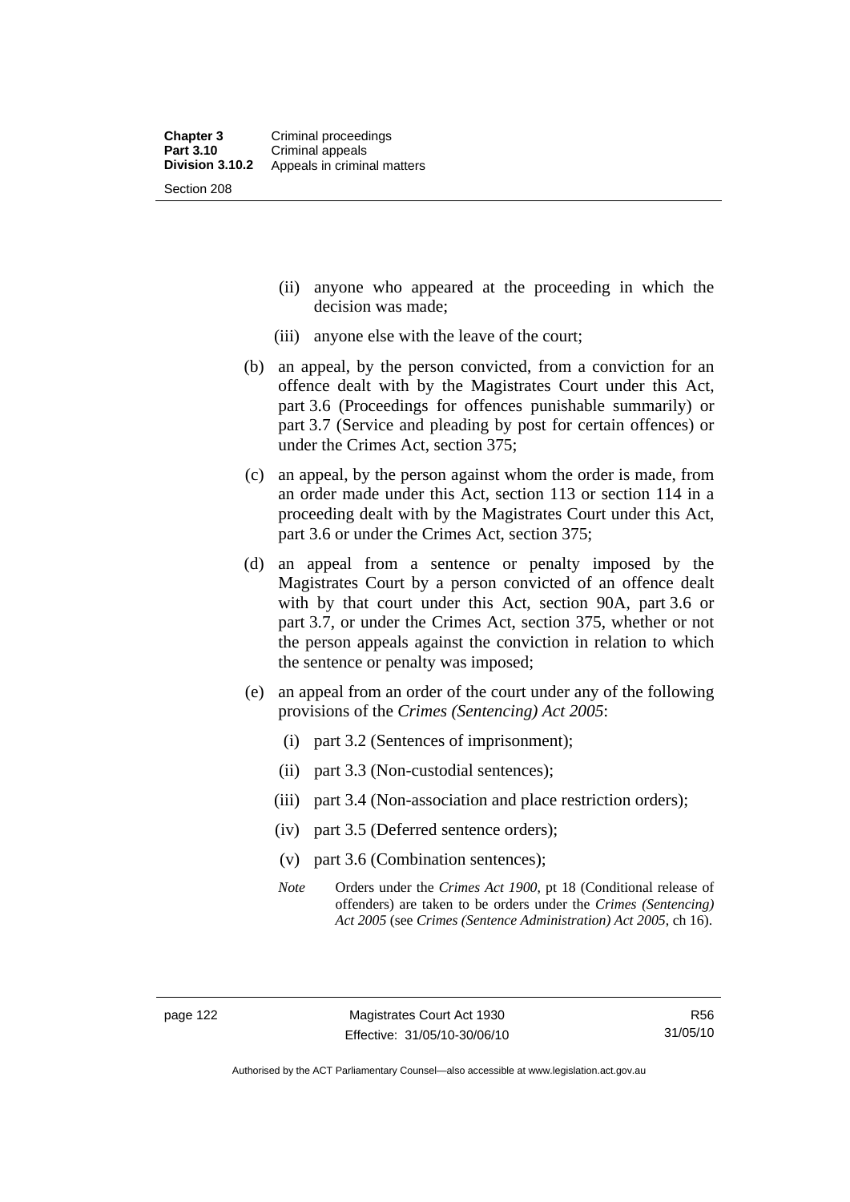- (ii) anyone who appeared at the proceeding in which the decision was made;
- (iii) anyone else with the leave of the court;

(b) an appeal, by the person convicted, from a conviction for an offence dealt with by the Magistrates Court under this Act, part 3.6 (Proceedings for offences punishable summarily) or part 3.7 (Service and pleading by post for certain offences) or under the Crimes Act, section 375;

(c) an appeal, by the person against whom the order is made, from an order made under this Act, section 113 or section 114 in a proceeding dealt with by the Magistrates Court under this Act, part 3.6 or under the Crimes Act, section 375;

(d) an appeal from a sentence or penalty imposed by the Magistrates Court by a person convicted of an offence dealt with by that court under this Act, section 90A, part 3.6 or part 3.7, or under the Crimes Act, section 375, whether or not the person appeals against the conviction in relation to which the sentence or penalty was imposed;

(e) an appeal from an order of the court under any of the following provisions of the *Crimes (Sentencing) Act 2005*:

- (i) part 3.2 (Sentences of imprisonment);
- (ii) part 3.3 (Non-custodial sentences);
- (iii) part 3.4 (Non-association and place restriction orders);
- (iv) part 3.5 (Deferred sentence orders);
- (v) part 3.6 (Combination sentences);

*Note* Orders under the *Crimes Act 1900*, pt 18 (Conditional release of offenders) are taken to be orders under the *Crimes (Sentencing) Act 2005* (see *Crimes (Sentence Administration) Act 2005*, ch 16).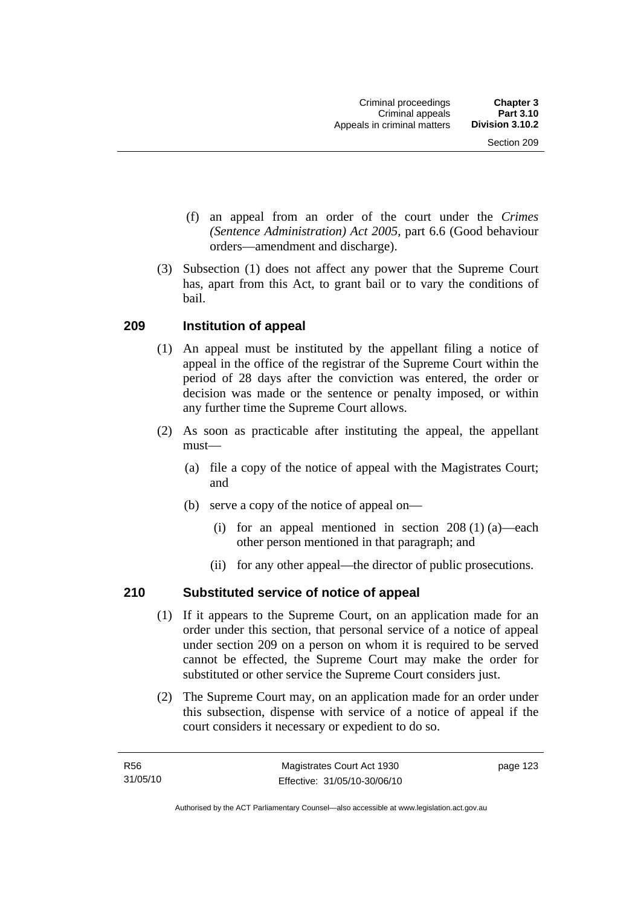(f) an appeal from an order of the court under the *Crimes (Sentence Administration) Act 2005*, part 6.6 (Good behaviour orders—amendment and discharge).

(3) Subsection (1) does not affect any power that the Supreme Court has, apart from this Act, to grant bail or to vary the conditions of bail.

### 209 Institution of appeal

(1) An appeal must be instituted by the appellant filing a notice of appeal in the office of the registrar of the Supreme Court within the period of 28 days after the conviction was entered, the order or decision was made or the sentence or penalty imposed, or within any further time the Supreme Court allows.

(2) As soon as practicable after instituting the appeal, the appellant must—

(a) file a copy of the notice of appeal with the Magistrates Court; and

(b) serve a copy of the notice of appeal on—

(i) for an appeal mentioned in section 208 (1) (a)—each other person mentioned in that paragraph; and

(ii) for any other appeal—the director of public prosecutions.

### 210 Substituted service of notice of appeal

(1) If it appears to the Supreme Court, on an application made for an order under this section, that personal service of a notice of appeal under section 209 on a person on whom it is required to be served cannot be effected, the Supreme Court may make the order for substituted or other service the Supreme Court considers just.

(2) The Supreme Court may, on an application made for an order under this subsection, dispense with service of a notice of appeal if the court considers it necessary or expedient to do so.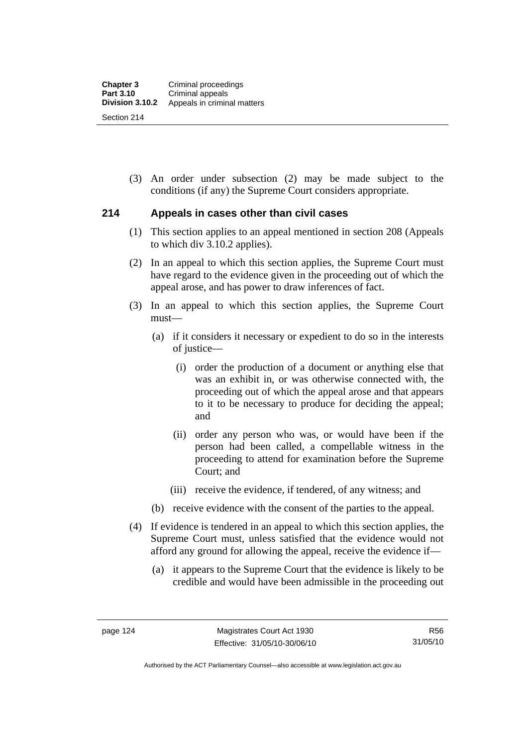(3) An order under subsection (2) may be made subject to the conditions (if any) the Supreme Court considers appropriate.

## 214 Appeals in cases other than civil cases

(1) This section applies to an appeal mentioned in section 208 (Appeals to which div 3.10.2 applies).

(2) In an appeal to which this section applies, the Supreme Court must have regard to the evidence given in the proceeding out of which the appeal arose, and has power to draw inferences of fact.

(3) In an appeal to which this section applies, the Supreme Court must—

(a) if it considers it necessary or expedient to do so in the interests of justice—

(i) order the production of a document or anything else that was an exhibit in, or was otherwise connected with, the proceeding out of which the appeal arose and that appears to it to be necessary to produce for deciding the appeal; and

(ii) order any person who was, or would have been if the person had been called, a compellable witness in the proceeding to attend for examination before the Supreme Court; and

(iii) receive the evidence, if tendered, of any witness; and

(b) receive evidence with the consent of the parties to the appeal.

(4) If evidence is tendered in an appeal to which this section applies, the Supreme Court must, unless satisfied that the evidence would not afford any ground for allowing the appeal, receive the evidence if—

(a) it appears to the Supreme Court that the evidence is likely to be credible and would have been admissible in the proceeding out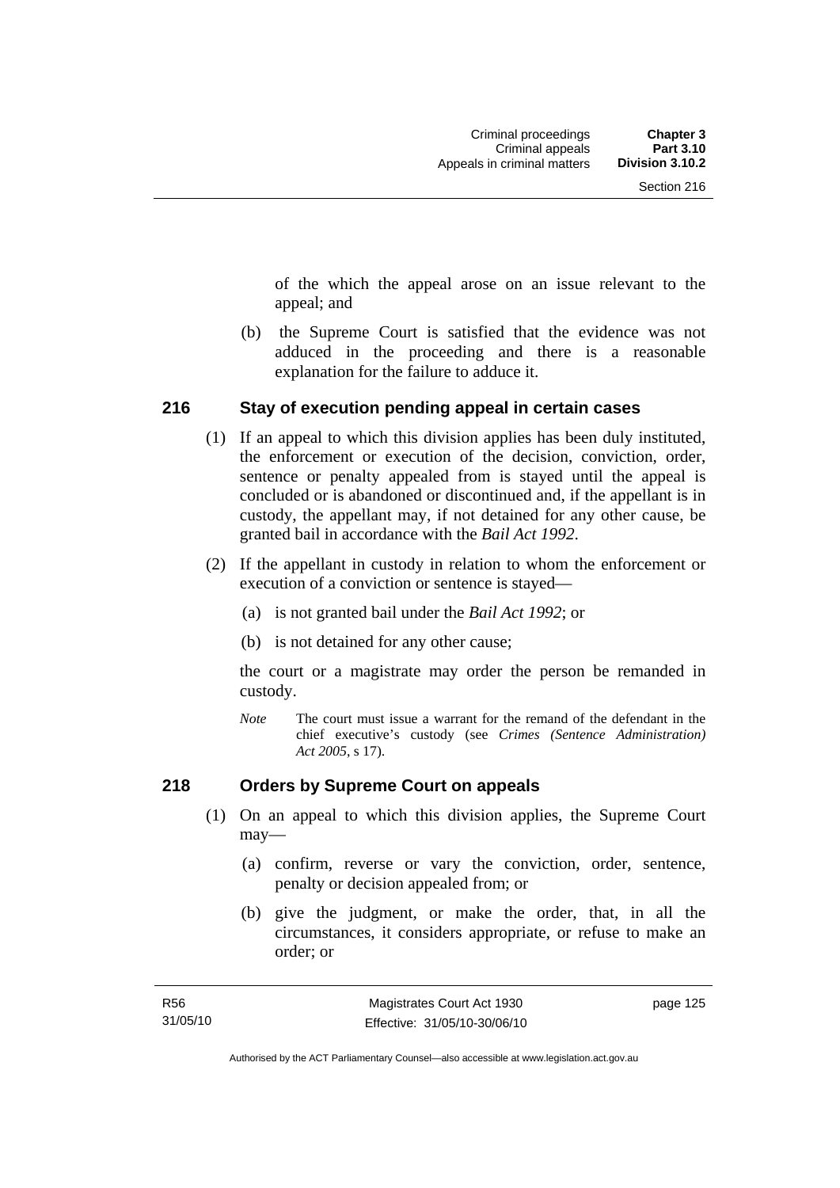of the which the appeal arose on an issue relevant to the appeal; and

(b) the Supreme Court is satisfied that the evidence was not adduced in the proceeding and there is a reasonable explanation for the failure to adduce it.

## 216 Stay of execution pending appeal in certain cases

(1) If an appeal to which this division applies has been duly instituted, the enforcement or execution of the decision, conviction, order, sentence or penalty appealed from is stayed until the appeal is concluded or is abandoned or discontinued and, if the appellant is in custody, the appellant may, if not detained for any other cause, be granted bail in accordance with the *Bail Act 1992*.

(2) If the appellant in custody in relation to whom the enforcement or execution of a conviction or sentence is stayed—

(a) is not granted bail under the *Bail Act 1992*; or

(b) is not detained for any other cause;

the court or a magistrate may order the person be remanded in custody.

*Note* The court must issue a warrant for the remand of the defendant in the chief executive's custody (see *Crimes (Sentence Administration) Act 2005*, s 17).

## 218 Orders by Supreme Court on appeals

(1) On an appeal to which this division applies, the Supreme Court may—

(a) confirm, reverse or vary the conviction, order, sentence, penalty or decision appealed from; or

(b) give the judgment, or make the order, that, in all the circumstances, it considers appropriate, or refuse to make an order; or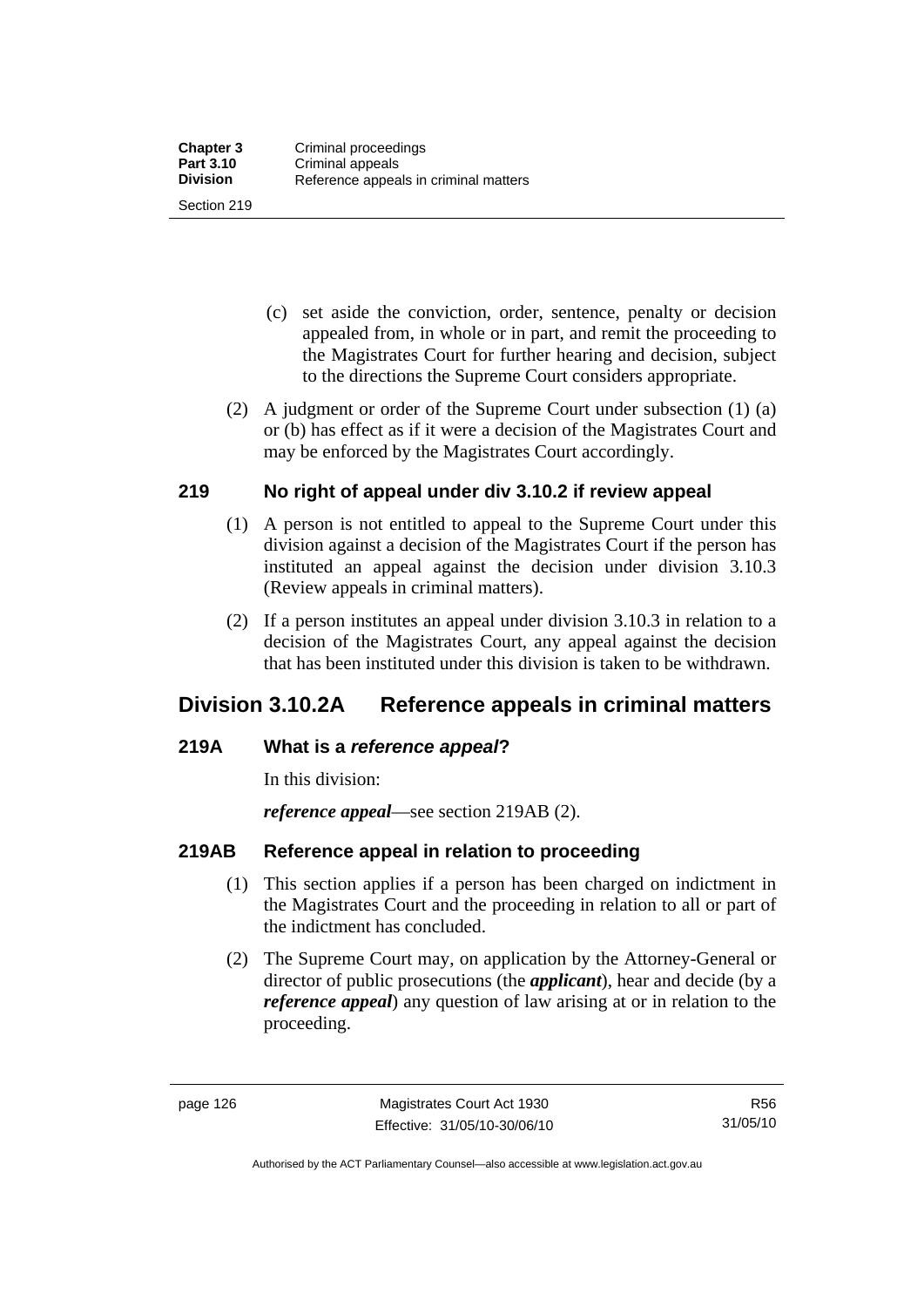(c) set aside the conviction, order, sentence, penalty or decision appealed from, in whole or in part, and remit the proceeding to the Magistrates Court for further hearing and decision, subject to the directions the Supreme Court considers appropriate.

(2) A judgment or order of the Supreme Court under subsection (1) (a) or (b) has effect as if it were a decision of the Magistrates Court and may be enforced by the Magistrates Court accordingly.

### 219 No right of appeal under div 3.10.2 if review appeal

(1) A person is not entitled to appeal to the Supreme Court under this division against a decision of the Magistrates Court if the person has instituted an appeal against the decision under division 3.10.3 (Review appeals in criminal matters).

(2) If a person institutes an appeal under division 3.10.3 in relation to a decision of the Magistrates Court, any appeal against the decision that has been instituted under this division is taken to be withdrawn.

## Division 3.10.2A Reference appeals in criminal matters

### 219A What is a *reference appeal*?

In this division:

***reference appeal***—see section 219AB (2).

### 219AB Reference appeal in relation to proceeding

(1) This section applies if a person has been charged on indictment in the Magistrates Court and the proceeding in relation to all or part of the indictment has concluded.

(2) The Supreme Court may, on application by the Attorney-General or director of public prosecutions (the ***applicant***), hear and decide (by a ***reference appeal***) any question of law arising at or in relation to the proceeding.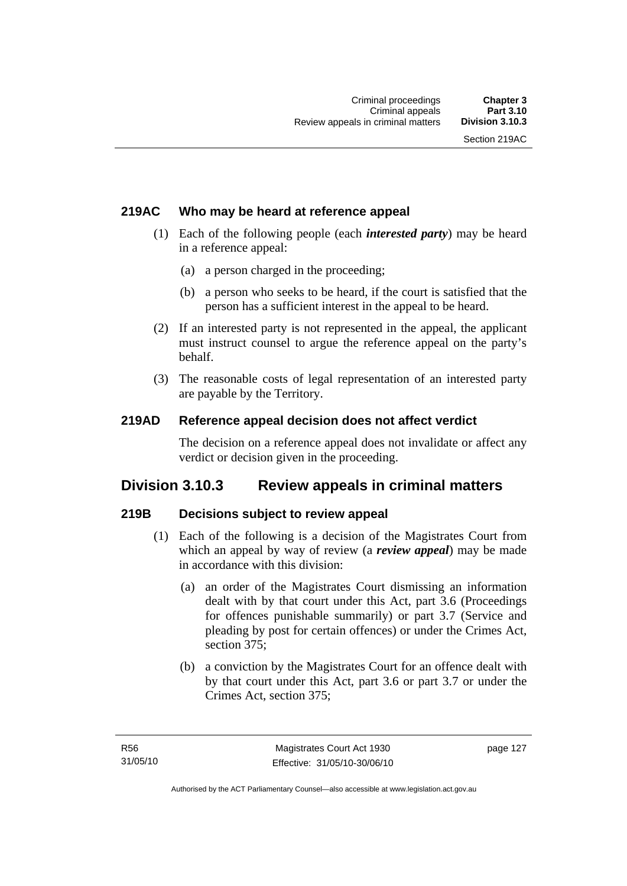### 219AC Who may be heard at reference appeal

(1) Each of the following people (each ***interested party***) may be heard in a reference appeal:

(a) a person charged in the proceeding;

(b) a person who seeks to be heard, if the court is satisfied that the person has a sufficient interest in the appeal to be heard.

(2) If an interested party is not represented in the appeal, the applicant must instruct counsel to argue the reference appeal on the party's behalf.

(3) The reasonable costs of legal representation of an interested party are payable by the Territory.

### 219AD Reference appeal decision does not affect verdict

The decision on a reference appeal does not invalidate or affect any verdict or decision given in the proceeding.

## Division 3.10.3 Review appeals in criminal matters

### 219B Decisions subject to review appeal

(1) Each of the following is a decision of the Magistrates Court from which an appeal by way of review (a ***review appeal***) may be made in accordance with this division:

(a) an order of the Magistrates Court dismissing an information dealt with by that court under this Act, part 3.6 (Proceedings for offences punishable summarily) or part 3.7 (Service and pleading by post for certain offences) or under the Crimes Act, section 375;

(b) a conviction by the Magistrates Court for an offence dealt with by that court under this Act, part 3.6 or part 3.7 or under the Crimes Act, section 375;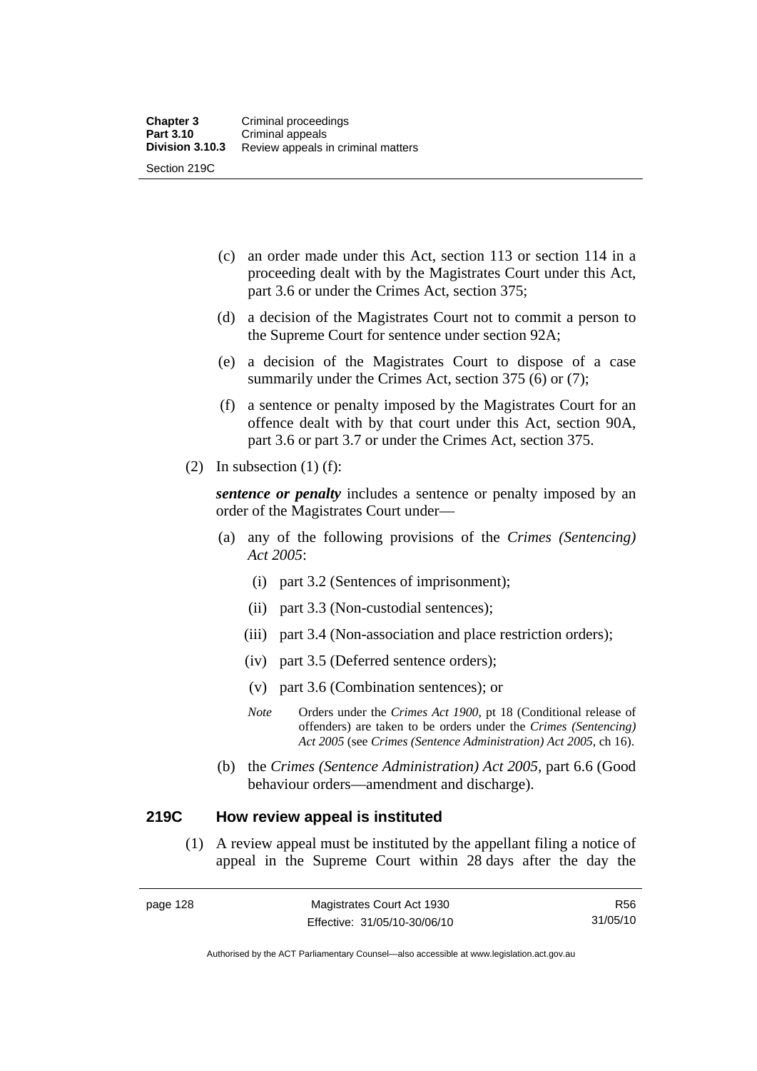(c) an order made under this Act, section 113 or section 114 in a proceeding dealt with by the Magistrates Court under this Act, part 3.6 or under the Crimes Act, section 375;

(d) a decision of the Magistrates Court not to commit a person to the Supreme Court for sentence under section 92A;

(e) a decision of the Magistrates Court to dispose of a case summarily under the Crimes Act, section 375 (6) or (7);

(f) a sentence or penalty imposed by the Magistrates Court for an offence dealt with by that court under this Act, section 90A, part 3.6 or part 3.7 or under the Crimes Act, section 375.

(2) In subsection (1) (f):

***sentence or penalty*** includes a sentence or penalty imposed by an order of the Magistrates Court under—

(a) any of the following provisions of the *Crimes (Sentencing) Act 2005*:

(i) part 3.2 (Sentences of imprisonment);

(ii) part 3.3 (Non-custodial sentences);

(iii) part 3.4 (Non-association and place restriction orders);

(iv) part 3.5 (Deferred sentence orders);

(v) part 3.6 (Combination sentences); or

*Note* Orders under the *Crimes Act 1900*, pt 18 (Conditional release of offenders) are taken to be orders under the *Crimes (Sentencing) Act 2005* (see *Crimes (Sentence Administration) Act 2005*, ch 16).

(b) the *Crimes (Sentence Administration) Act 2005*, part 6.6 (Good behaviour orders—amendment and discharge).

### 219C How review appeal is instituted

(1) A review appeal must be instituted by the appellant filing a notice of appeal in the Supreme Court within 28 days after the day the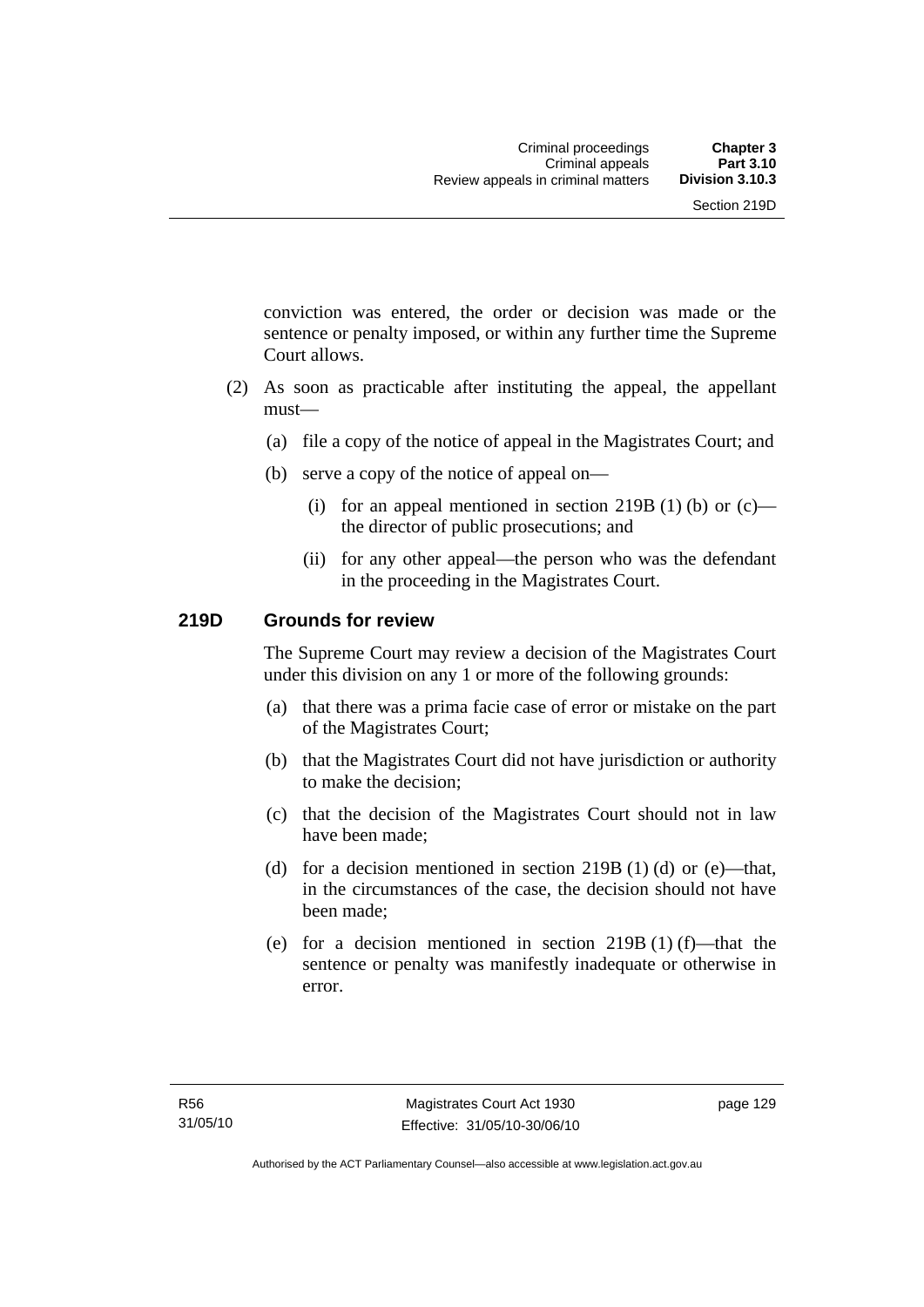conviction was entered, the order or decision was made or the sentence or penalty imposed, or within any further time the Supreme Court allows.

(2) As soon as practicable after instituting the appeal, the appellant must—

(a) file a copy of the notice of appeal in the Magistrates Court; and

(b) serve a copy of the notice of appeal on—

(i) for an appeal mentioned in section 219B (1) (b) or (c)—the director of public prosecutions; and

(ii) for any other appeal—the person who was the defendant in the proceeding in the Magistrates Court.

### 219D Grounds for review

The Supreme Court may review a decision of the Magistrates Court under this division on any 1 or more of the following grounds:

(a) that there was a prima facie case of error or mistake on the part of the Magistrates Court;

(b) that the Magistrates Court did not have jurisdiction or authority to make the decision;

(c) that the decision of the Magistrates Court should not in law have been made;

(d) for a decision mentioned in section 219B (1) (d) or (e)—that, in the circumstances of the case, the decision should not have been made;

(e) for a decision mentioned in section 219B (1) (f)—that the sentence or penalty was manifestly inadequate or otherwise in error.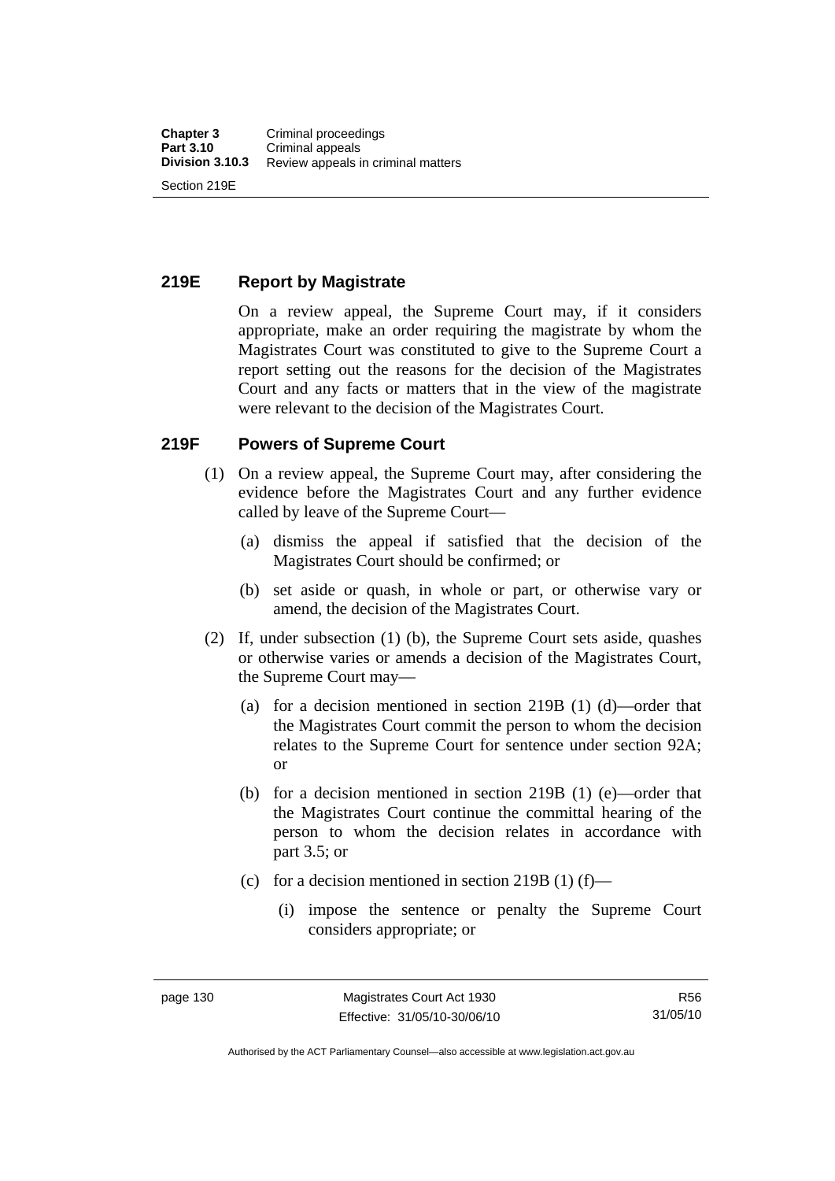## 219E Report by Magistrate

On a review appeal, the Supreme Court may, if it considers appropriate, make an order requiring the magistrate by whom the Magistrates Court was constituted to give to the Supreme Court a report setting out the reasons for the decision of the Magistrates Court and any facts or matters that in the view of the magistrate were relevant to the decision of the Magistrates Court.

## 219F Powers of Supreme Court

(1) On a review appeal, the Supreme Court may, after considering the evidence before the Magistrates Court and any further evidence called by leave of the Supreme Court—

   (a) dismiss the appeal if satisfied that the decision of the Magistrates Court should be confirmed; or

   (b) set aside or quash, in whole or part, or otherwise vary or amend, the decision of the Magistrates Court.

(2) If, under subsection (1) (b), the Supreme Court sets aside, quashes or otherwise varies or amends a decision of the Magistrates Court, the Supreme Court may—

   (a) for a decision mentioned in section 219B (1) (d)—order that the Magistrates Court commit the person to whom the decision relates to the Supreme Court for sentence under section 92A; or

   (b) for a decision mentioned in section 219B (1) (e)—order that the Magistrates Court continue the committal hearing of the person to whom the decision relates in accordance with part 3.5; or

   (c) for a decision mentioned in section 219B (1) (f)—

      (i) impose the sentence or penalty the Supreme Court considers appropriate; or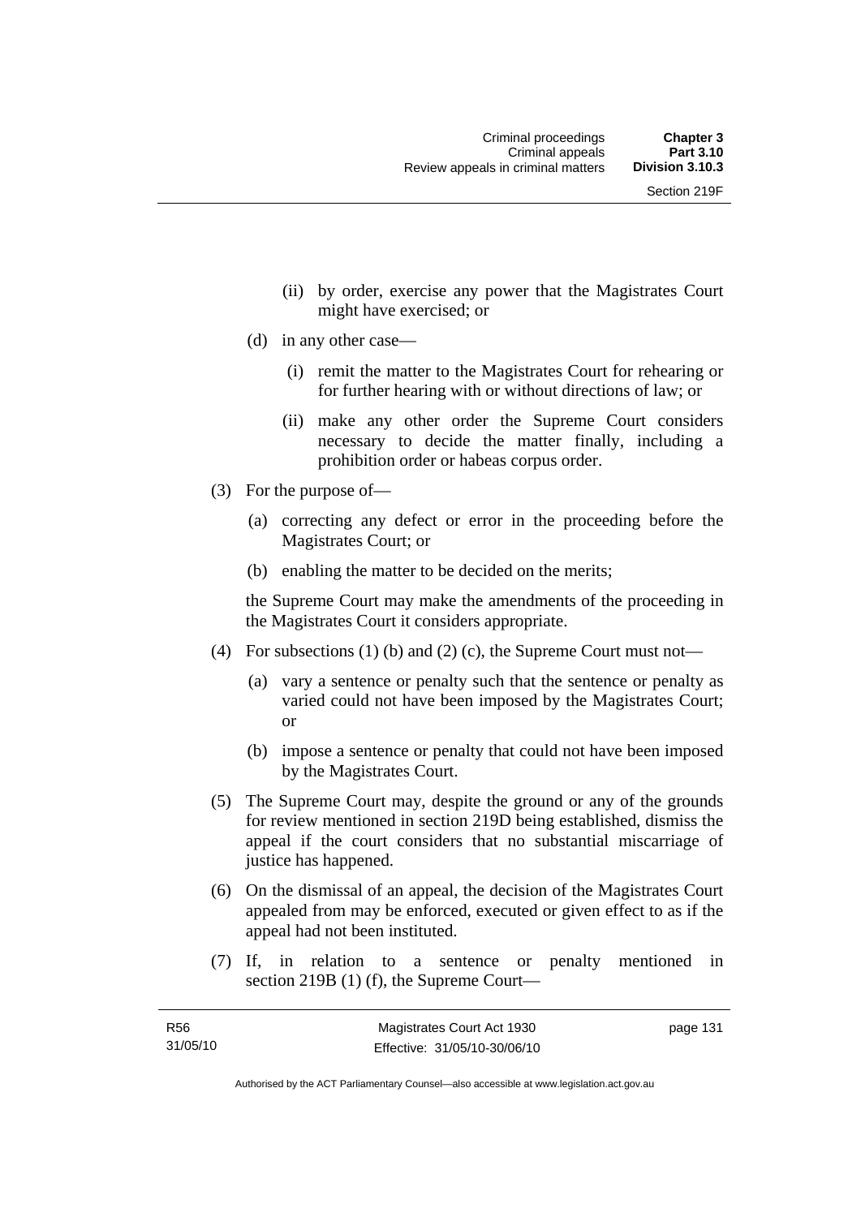(ii) by order, exercise any power that the Magistrates Court might have exercised; or

(d) in any other case—

(i) remit the matter to the Magistrates Court for rehearing or for further hearing with or without directions of law; or

(ii) make any other order the Supreme Court considers necessary to decide the matter finally, including a prohibition order or habeas corpus order.

(3) For the purpose of—

(a) correcting any defect or error in the proceeding before the Magistrates Court; or

(b) enabling the matter to be decided on the merits;

the Supreme Court may make the amendments of the proceeding in the Magistrates Court it considers appropriate.

(4) For subsections (1) (b) and (2) (c), the Supreme Court must not—

(a) vary a sentence or penalty such that the sentence or penalty as varied could not have been imposed by the Magistrates Court; or

(b) impose a sentence or penalty that could not have been imposed by the Magistrates Court.

(5) The Supreme Court may, despite the ground or any of the grounds for review mentioned in section 219D being established, dismiss the appeal if the court considers that no substantial miscarriage of justice has happened.

(6) On the dismissal of an appeal, the decision of the Magistrates Court appealed from may be enforced, executed or given effect to as if the appeal had not been instituted.

(7) If, in relation to a sentence or penalty mentioned in section 219B (1) (f), the Supreme Court—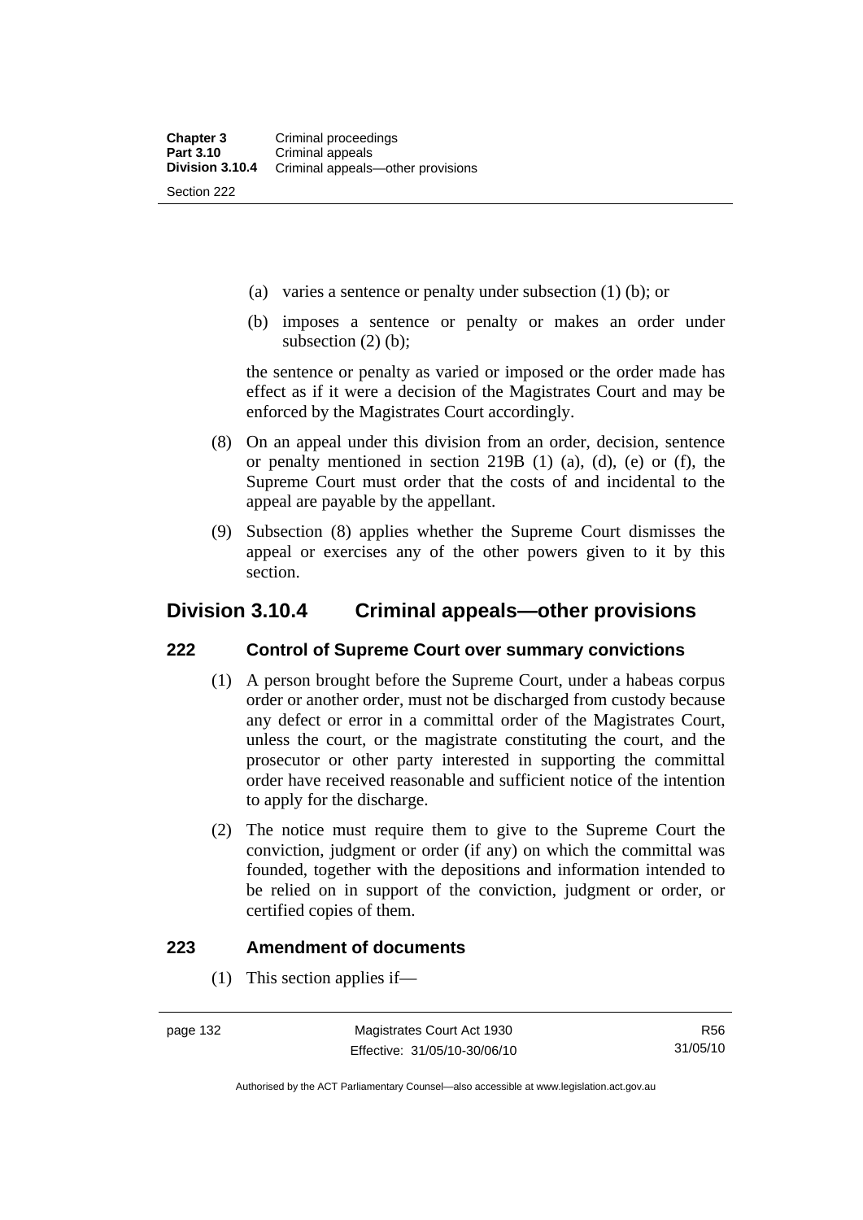(a) varies a sentence or penalty under subsection (1) (b); or

(b) imposes a sentence or penalty or makes an order under subsection (2) (b);

the sentence or penalty as varied or imposed or the order made has effect as if it were a decision of the Magistrates Court and may be enforced by the Magistrates Court accordingly.

(8) On an appeal under this division from an order, decision, sentence or penalty mentioned in section 219B (1) (a), (d), (e) or (f), the Supreme Court must order that the costs of and incidental to the appeal are payable by the appellant.

(9) Subsection (8) applies whether the Supreme Court dismisses the appeal or exercises any of the other powers given to it by this section.

## Division 3.10.4 Criminal appeals—other provisions

### 222 Control of Supreme Court over summary convictions

(1) A person brought before the Supreme Court, under a habeas corpus order or another order, must not be discharged from custody because any defect or error in a committal order of the Magistrates Court, unless the court, or the magistrate constituting the court, and the prosecutor or other party interested in supporting the committal order have received reasonable and sufficient notice of the intention to apply for the discharge.

(2) The notice must require them to give to the Supreme Court the conviction, judgment or order (if any) on which the committal was founded, together with the depositions and information intended to be relied on in support of the conviction, judgment or order, or certified copies of them.

### 223 Amendment of documents

(1) This section applies if—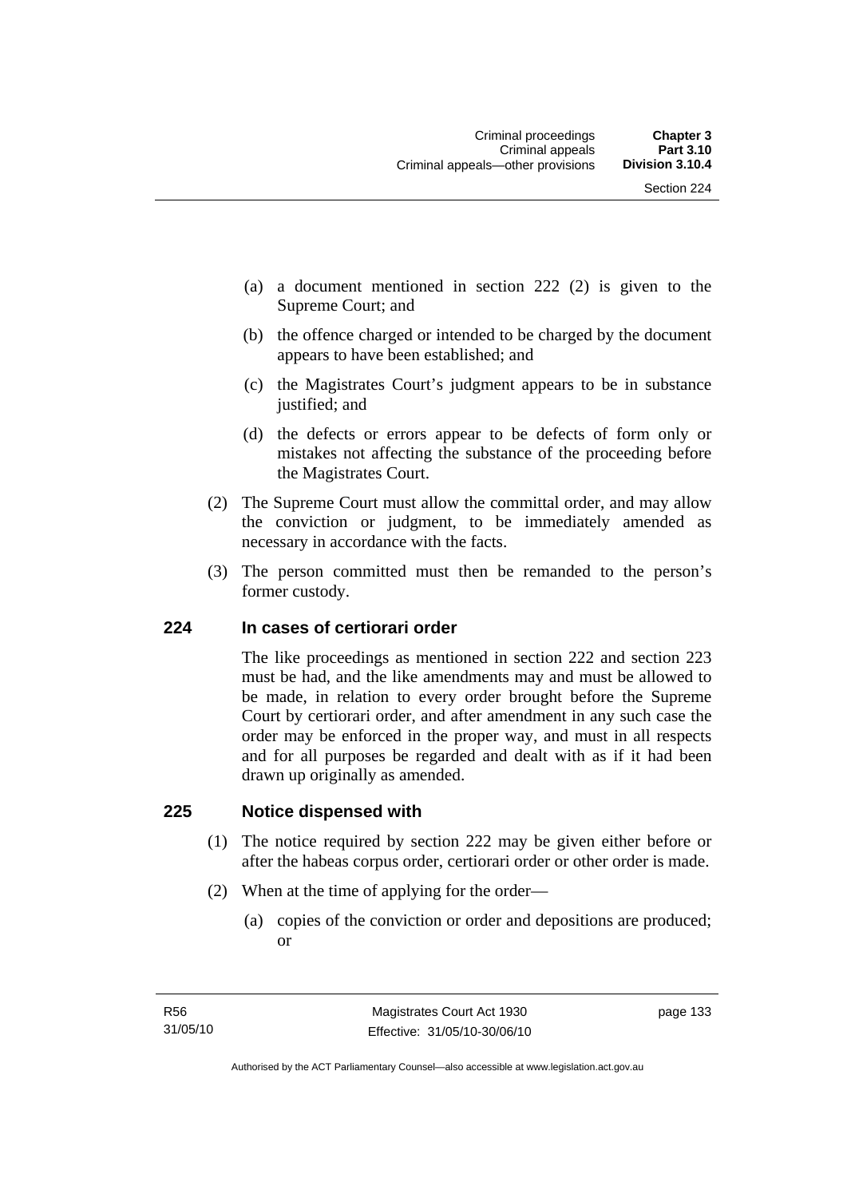(a) a document mentioned in section 222 (2) is given to the Supreme Court; and

(b) the offence charged or intended to be charged by the document appears to have been established; and

(c) the Magistrates Court's judgment appears to be in substance justified; and

(d) the defects or errors appear to be defects of form only or mistakes not affecting the substance of the proceeding before the Magistrates Court.

(2) The Supreme Court must allow the committal order, and may allow the conviction or judgment, to be immediately amended as necessary in accordance with the facts.

(3) The person committed must then be remanded to the person's former custody.

### 224 In cases of certiorari order

The like proceedings as mentioned in section 222 and section 223 must be had, and the like amendments may and must be allowed to be made, in relation to every order brought before the Supreme Court by certiorari order, and after amendment in any such case the order may be enforced in the proper way, and must in all respects and for all purposes be regarded and dealt with as if it had been drawn up originally as amended.

### 225 Notice dispensed with

(1) The notice required by section 222 may be given either before or after the habeas corpus order, certiorari order or other order is made.

(2) When at the time of applying for the order—

(a) copies of the conviction or order and depositions are produced; or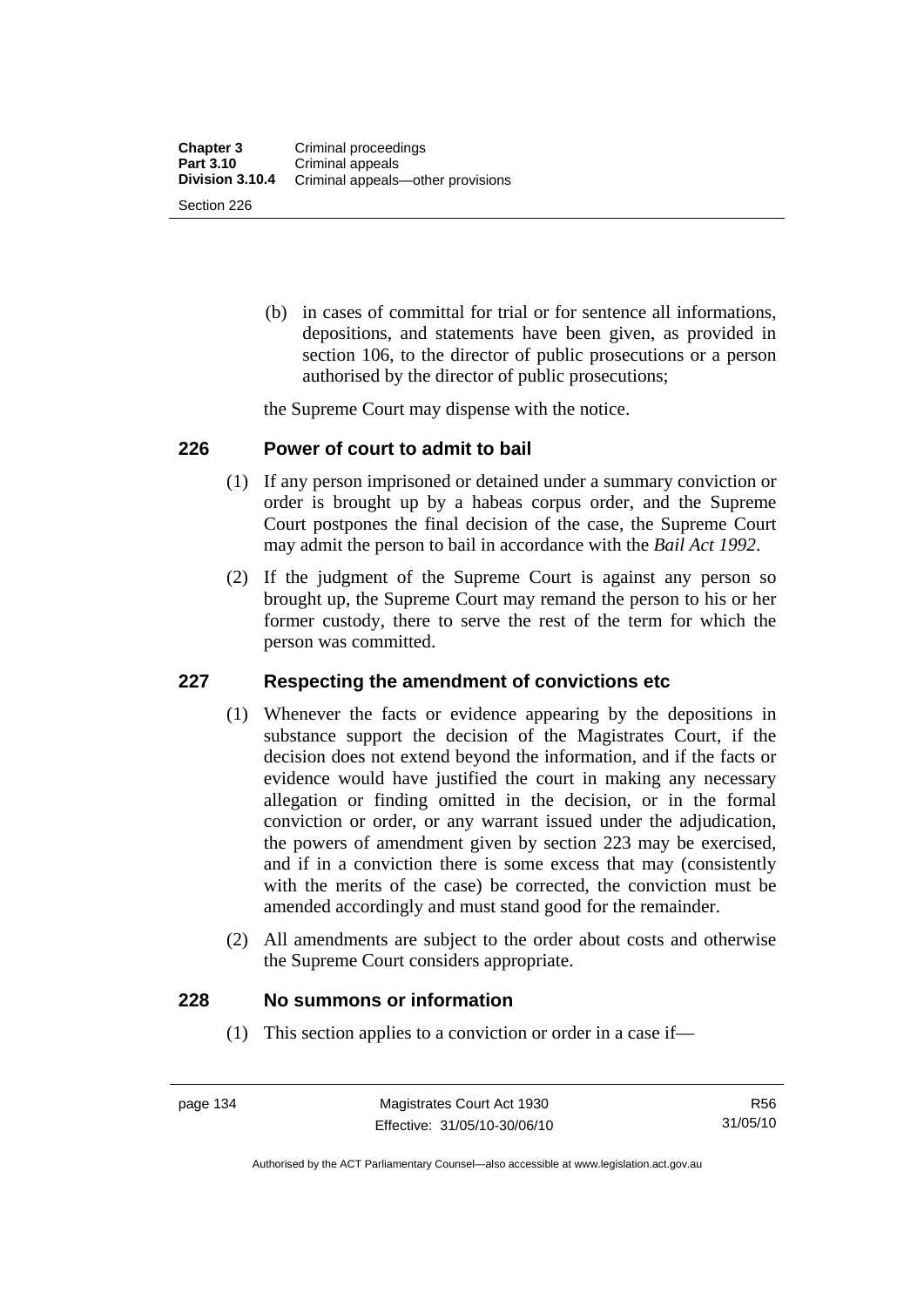(b) in cases of committal for trial or for sentence all informations, depositions, and statements have been given, as provided in section 106, to the director of public prosecutions or a person authorised by the director of public prosecutions;

the Supreme Court may dispense with the notice.

## 226 Power of court to admit to bail

(1) If any person imprisoned or detained under a summary conviction or order is brought up by a habeas corpus order, and the Supreme Court postpones the final decision of the case, the Supreme Court may admit the person to bail in accordance with the *Bail Act 1992*.

(2) If the judgment of the Supreme Court is against any person so brought up, the Supreme Court may remand the person to his or her former custody, there to serve the rest of the term for which the person was committed.

## 227 Respecting the amendment of convictions etc

(1) Whenever the facts or evidence appearing by the depositions in substance support the decision of the Magistrates Court, if the decision does not extend beyond the information, and if the facts or evidence would have justified the court in making any necessary allegation or finding omitted in the decision, or in the formal conviction or order, or any warrant issued under the adjudication, the powers of amendment given by section 223 may be exercised, and if in a conviction there is some excess that may (consistently with the merits of the case) be corrected, the conviction must be amended accordingly and must stand good for the remainder.

(2) All amendments are subject to the order about costs and otherwise the Supreme Court considers appropriate.

## 228 No summons or information

(1) This section applies to a conviction or order in a case if—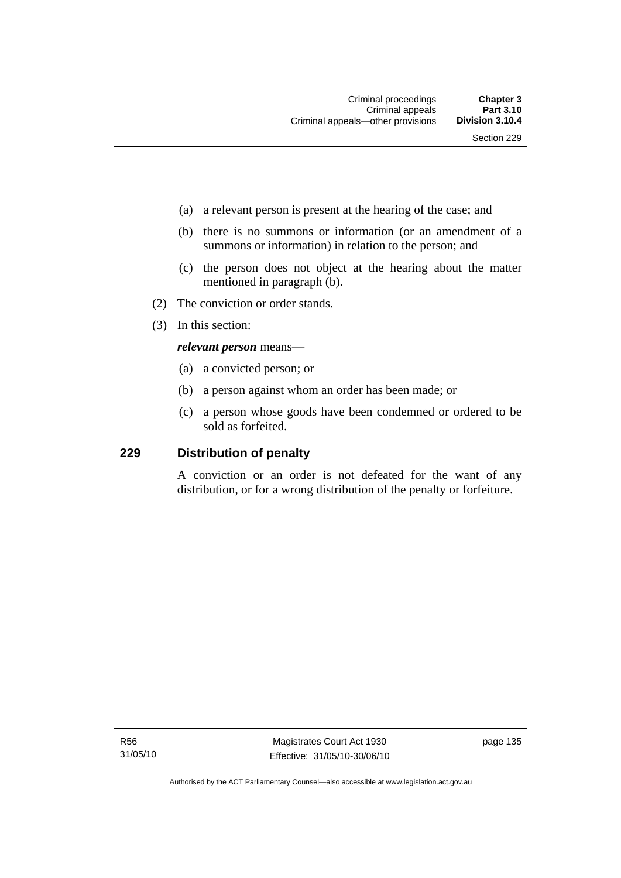(a) a relevant person is present at the hearing of the case; and

(b) there is no summons or information (or an amendment of a summons or information) in relation to the person; and

(c) the person does not object at the hearing about the matter mentioned in paragraph (b).

(2) The conviction or order stands.

(3) In this section:

***relevant person*** means—

(a) a convicted person; or

(b) a person against whom an order has been made; or

(c) a person whose goods have been condemned or ordered to be sold as forfeited.

## 229 Distribution of penalty

A conviction or an order is not defeated for the want of any distribution, or for a wrong distribution of the penalty or forfeiture.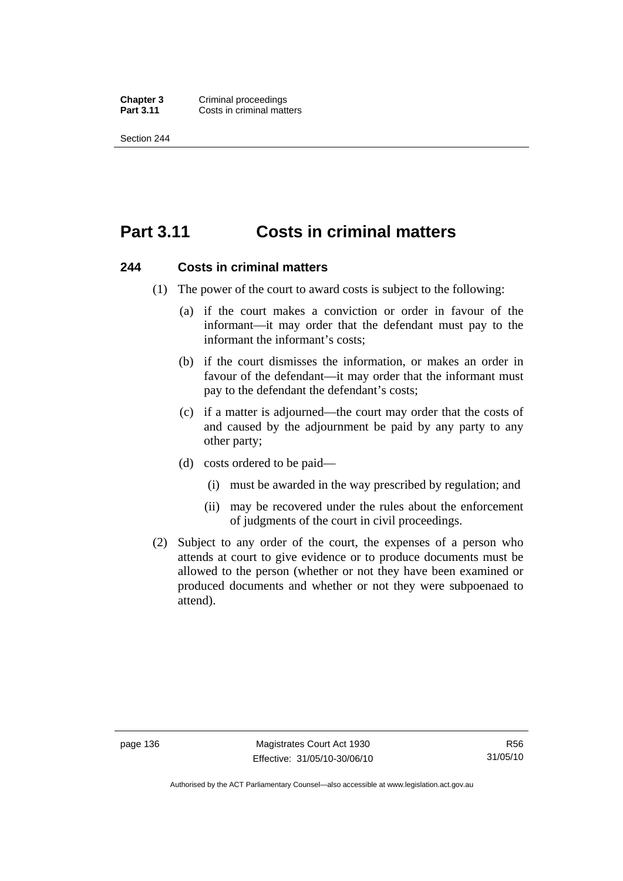# Part 3.11 Costs in criminal matters

## 244 Costs in criminal matters

(1) The power of the court to award costs is subject to the following:

(a) if the court makes a conviction or order in favour of the informant—it may order that the defendant must pay to the informant the informant's costs;

(b) if the court dismisses the information, or makes an order in favour of the defendant—it may order that the informant must pay to the defendant the defendant's costs;

(c) if a matter is adjourned—the court may order that the costs of and caused by the adjournment be paid by any party to any other party;

(d) costs ordered to be paid—

(i) must be awarded in the way prescribed by regulation; and

(ii) may be recovered under the rules about the enforcement of judgments of the court in civil proceedings.

(2) Subject to any order of the court, the expenses of a person who attends at court to give evidence or to produce documents must be allowed to the person (whether or not they have been examined or produced documents and whether or not they were subpoenaed to attend).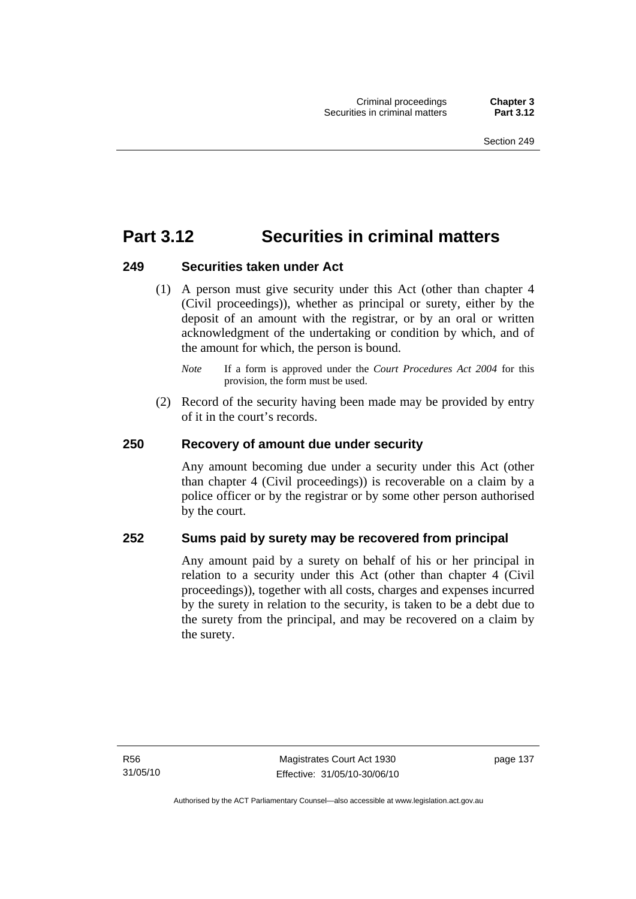# Part 3.12 Securities in criminal matters

## 249 Securities taken under Act

(1) A person must give security under this Act (other than chapter 4 (Civil proceedings)), whether as principal or surety, either by the deposit of an amount with the registrar, or by an oral or written acknowledgment of the undertaking or condition by which, and of the amount for which, the person is bound.

*Note* If a form is approved under the *Court Procedures Act 2004* for this provision, the form must be used.

(2) Record of the security having been made may be provided by entry of it in the court's records.

## 250 Recovery of amount due under security

Any amount becoming due under a security under this Act (other than chapter 4 (Civil proceedings)) is recoverable on a claim by a police officer or by the registrar or by some other person authorised by the court.

## 252 Sums paid by surety may be recovered from principal

Any amount paid by a surety on behalf of his or her principal in relation to a security under this Act (other than chapter 4 (Civil proceedings)), together with all costs, charges and expenses incurred by the surety in relation to the security, is taken to be a debt due to the surety from the principal, and may be recovered on a claim by the surety.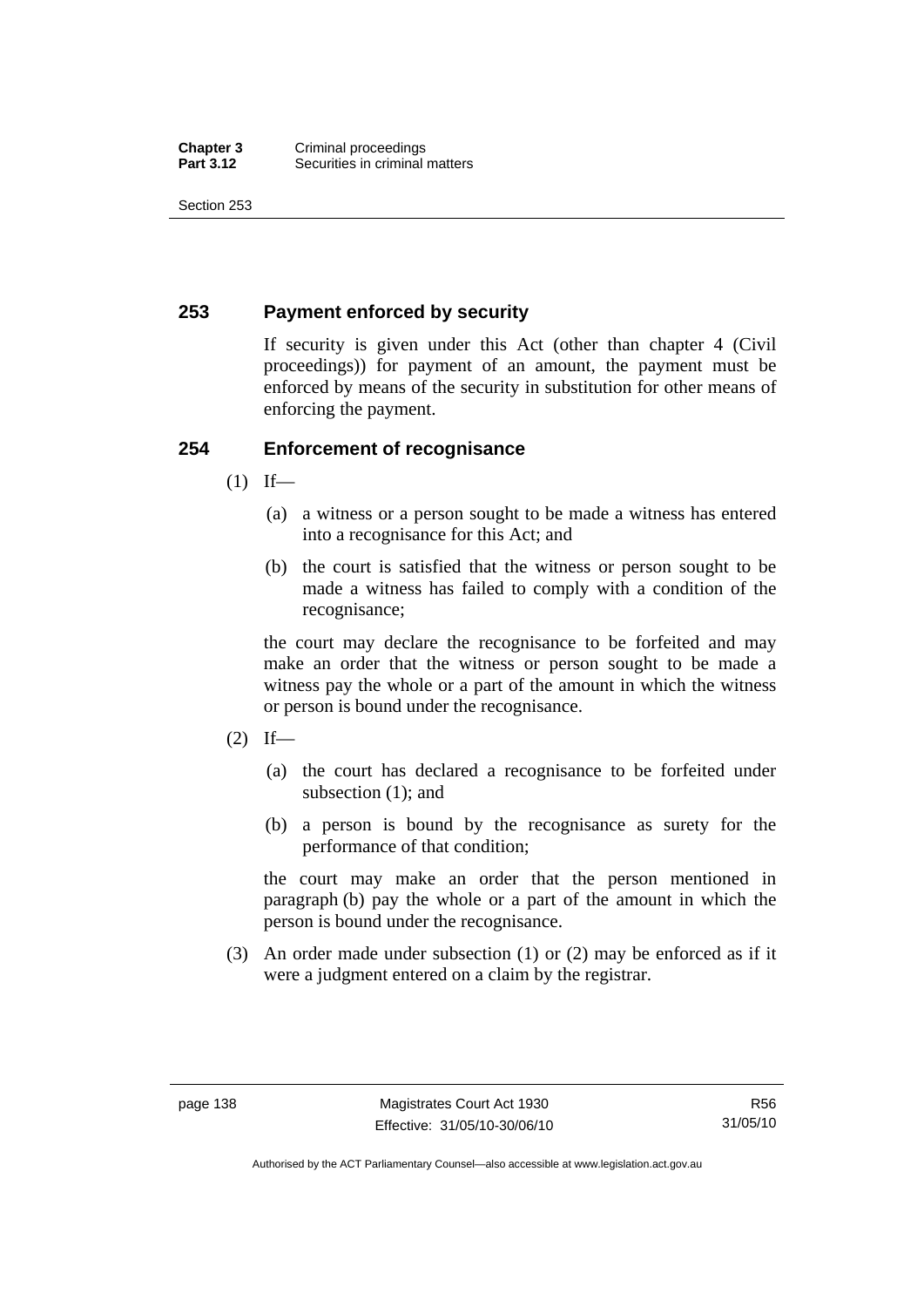## 253 Payment enforced by security

If security is given under this Act (other than chapter 4 (Civil proceedings)) for payment of an amount, the payment must be enforced by means of the security in substitution for other means of enforcing the payment.

## 254 Enforcement of recognisance

(1) If—

(a) a witness or a person sought to be made a witness has entered into a recognisance for this Act; and

(b) the court is satisfied that the witness or person sought to be made a witness has failed to comply with a condition of the recognisance;

the court may declare the recognisance to be forfeited and may make an order that the witness or person sought to be made a witness pay the whole or a part of the amount in which the witness or person is bound under the recognisance.

(2) If—

(a) the court has declared a recognisance to be forfeited under subsection (1); and

(b) a person is bound by the recognisance as surety for the performance of that condition;

the court may make an order that the person mentioned in paragraph (b) pay the whole or a part of the amount in which the person is bound under the recognisance.

(3) An order made under subsection (1) or (2) may be enforced as if it were a judgment entered on a claim by the registrar.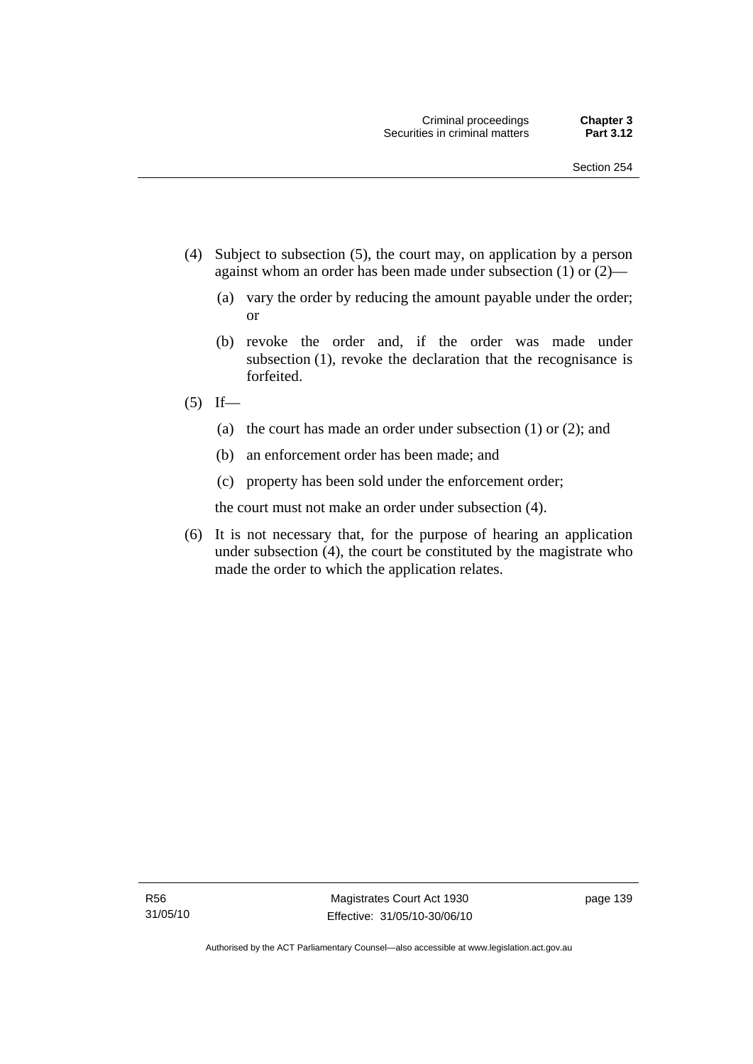(4) Subject to subsection (5), the court may, on application by a person against whom an order has been made under subsection (1) or (2)—

 (a) vary the order by reducing the amount payable under the order; or

 (b) revoke the order and, if the order was made under subsection (1), revoke the declaration that the recognisance is forfeited.

(5) If—

 (a) the court has made an order under subsection (1) or (2); and

 (b) an enforcement order has been made; and

 (c) property has been sold under the enforcement order;

 the court must not make an order under subsection (4).

(6) It is not necessary that, for the purpose of hearing an application under subsection (4), the court be constituted by the magistrate who made the order to which the application relates.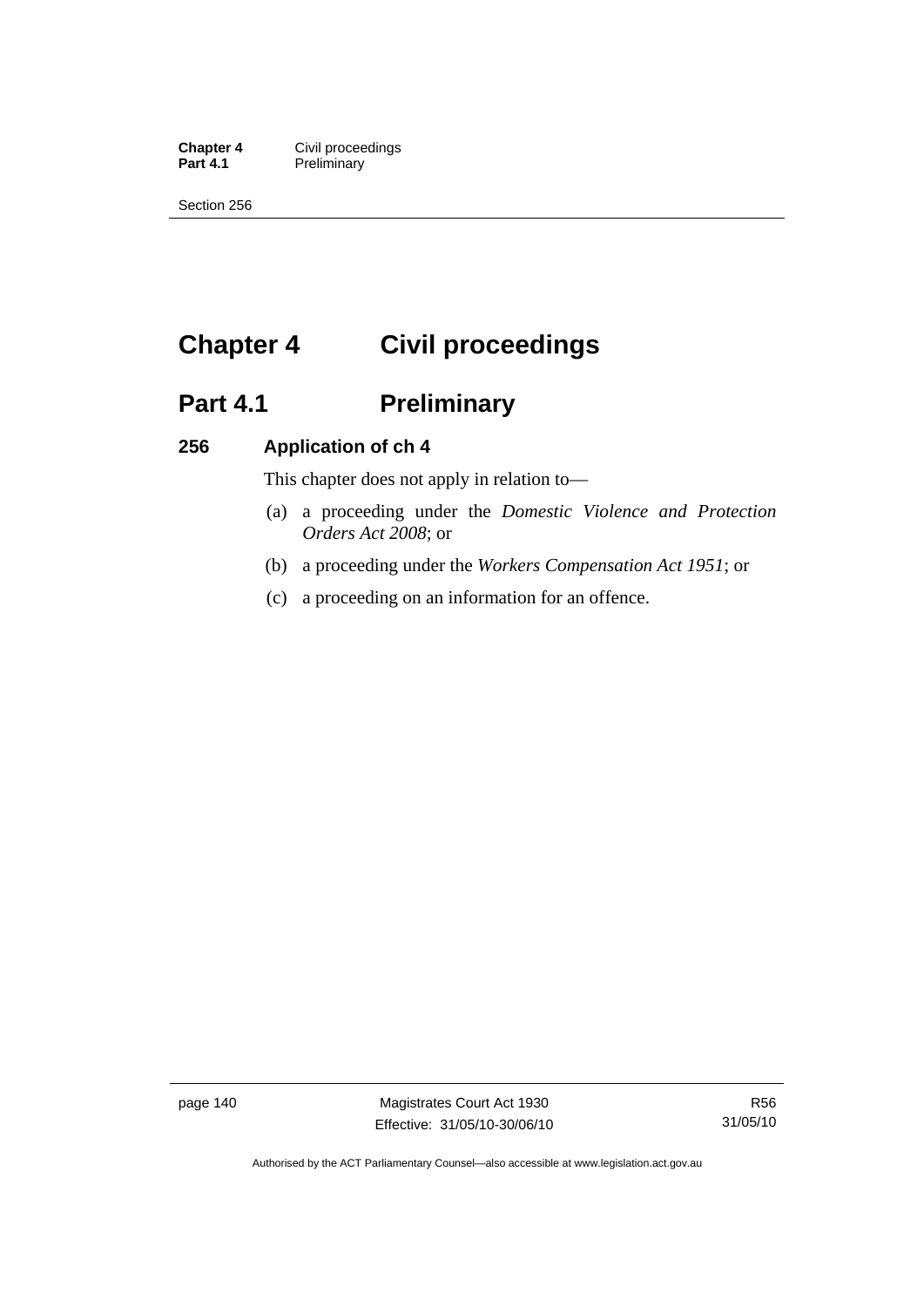# Chapter 4 Civil proceedings

## Part 4.1 Preliminary

### 256 Application of ch 4

This chapter does not apply in relation to—

(a) a proceeding under the *Domestic Violence and Protection Orders Act 2008*; or

(b) a proceeding under the *Workers Compensation Act 1951*; or

(c) a proceeding on an information for an offence.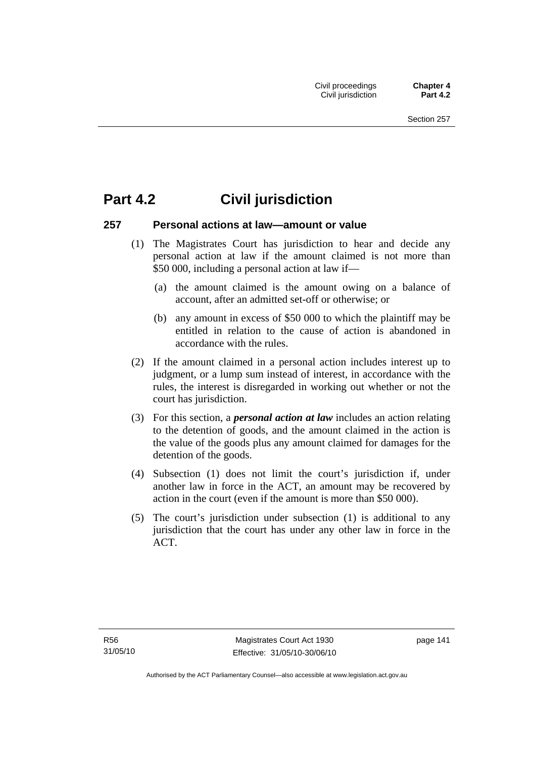# Part 4.2 Civil jurisdiction

### 257 Personal actions at law—amount or value

(1) The Magistrates Court has jurisdiction to hear and decide any personal action at law if the amount claimed is not more than $50 000, including a personal action at law if—

(a) the amount claimed is the amount owing on a balance of account, after an admitted set-off or otherwise; or

(b) any amount in excess of $50 000 to which the plaintiff may be entitled in relation to the cause of action is abandoned in accordance with the rules.

(2) If the amount claimed in a personal action includes interest up to judgment, or a lump sum instead of interest, in accordance with the rules, the interest is disregarded in working out whether or not the court has jurisdiction.

(3) For this section, a ***personal action at law*** includes an action relating to the detention of goods, and the amount claimed in the action is the value of the goods plus any amount claimed for damages for the detention of the goods.

(4) Subsection (1) does not limit the court's jurisdiction if, under another law in force in the ACT, an amount may be recovered by action in the court (even if the amount is more than $50 000).

(5) The court's jurisdiction under subsection (1) is additional to any jurisdiction that the court has under any other law in force in the ACT.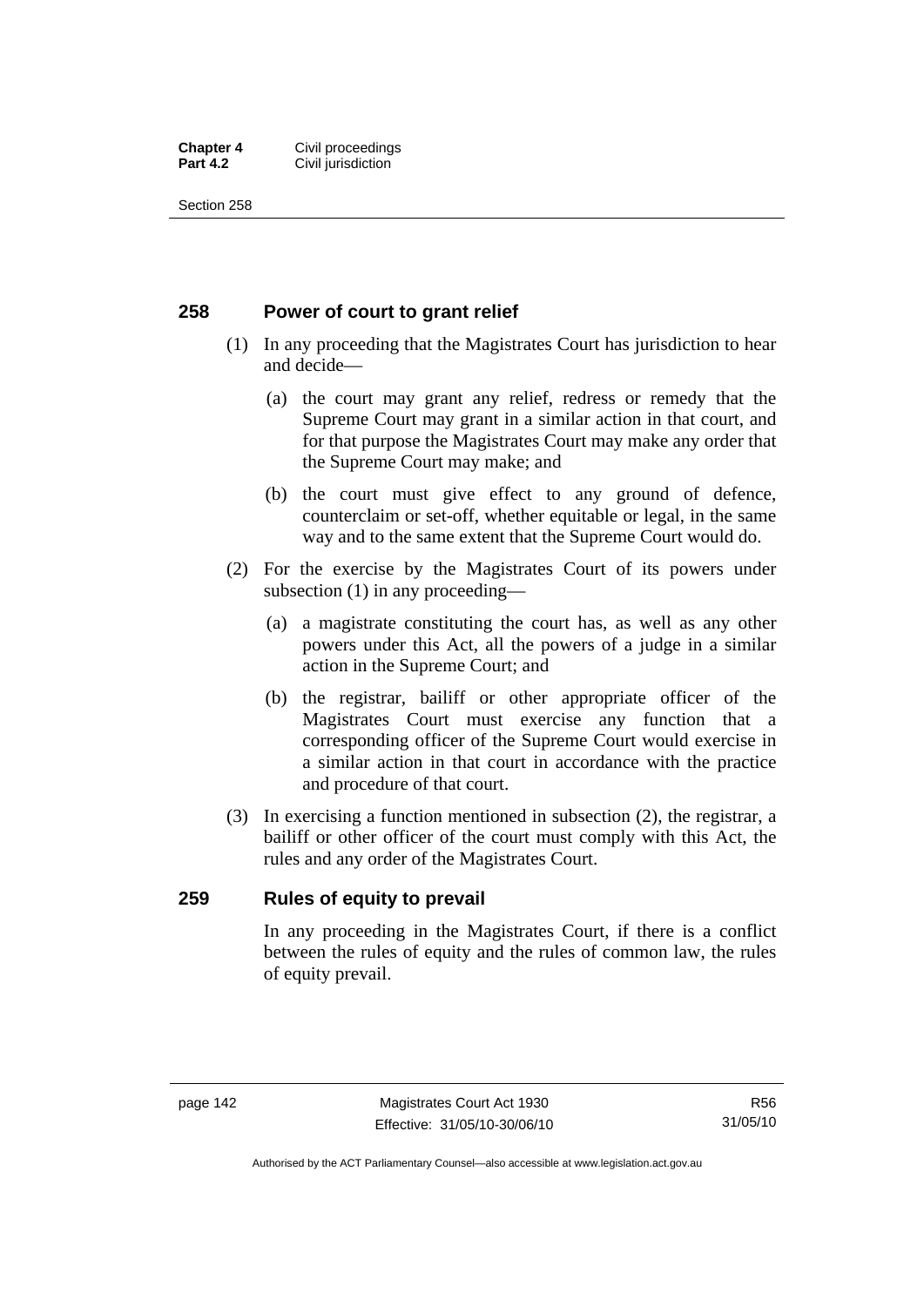## 258 Power of court to grant relief

(1) In any proceeding that the Magistrates Court has jurisdiction to hear and decide—

(a) the court may grant any relief, redress or remedy that the Supreme Court may grant in a similar action in that court, and for that purpose the Magistrates Court may make any order that the Supreme Court may make; and

(b) the court must give effect to any ground of defence, counterclaim or set-off, whether equitable or legal, in the same way and to the same extent that the Supreme Court would do.

(2) For the exercise by the Magistrates Court of its powers under subsection (1) in any proceeding—

(a) a magistrate constituting the court has, as well as any other powers under this Act, all the powers of a judge in a similar action in the Supreme Court; and

(b) the registrar, bailiff or other appropriate officer of the Magistrates Court must exercise any function that a corresponding officer of the Supreme Court would exercise in a similar action in that court in accordance with the practice and procedure of that court.

(3) In exercising a function mentioned in subsection (2), the registrar, a bailiff or other officer of the court must comply with this Act, the rules and any order of the Magistrates Court.

## 259 Rules of equity to prevail

In any proceeding in the Magistrates Court, if there is a conflict between the rules of equity and the rules of common law, the rules of equity prevail.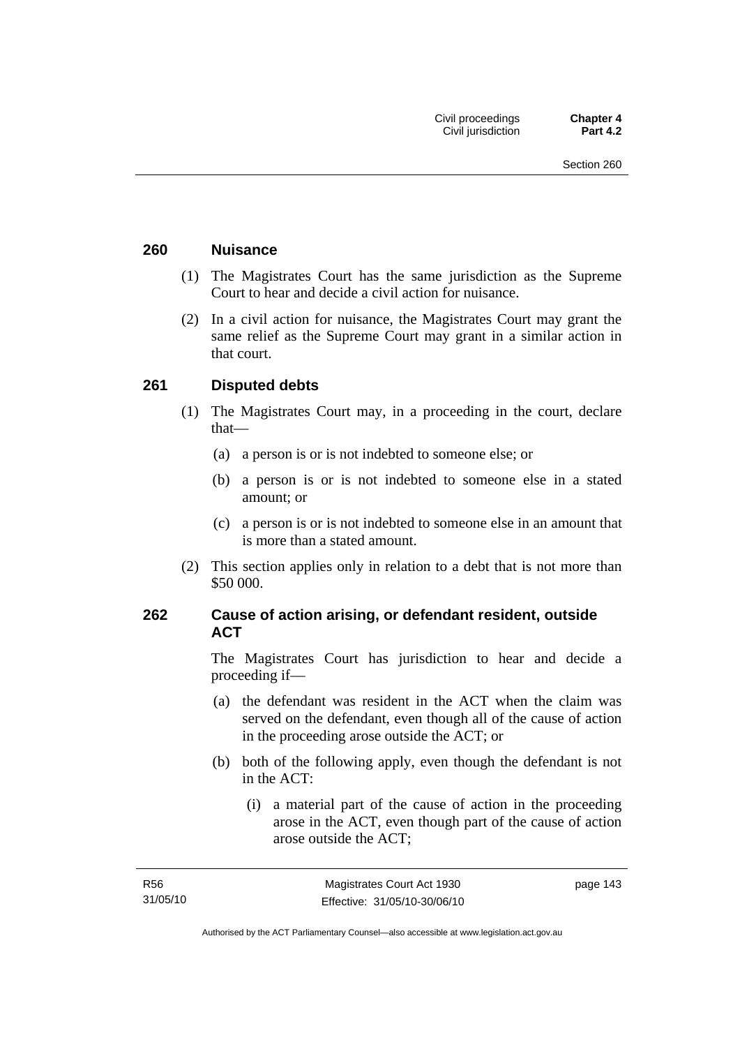## 260 Nuisance

(1) The Magistrates Court has the same jurisdiction as the Supreme Court to hear and decide a civil action for nuisance.

(2) In a civil action for nuisance, the Magistrates Court may grant the same relief as the Supreme Court may grant in a similar action in that court.

## 261 Disputed debts

(1) The Magistrates Court may, in a proceeding in the court, declare that—

(a) a person is or is not indebted to someone else; or

(b) a person is or is not indebted to someone else in a stated amount; or

(c) a person is or is not indebted to someone else in an amount that is more than a stated amount.

(2) This section applies only in relation to a debt that is not more than $50 000.

## 262 Cause of action arising, or defendant resident, outside ACT

The Magistrates Court has jurisdiction to hear and decide a proceeding if—

(a) the defendant was resident in the ACT when the claim was served on the defendant, even though all of the cause of action in the proceeding arose outside the ACT; or

(b) both of the following apply, even though the defendant is not in the ACT:

(i) a material part of the cause of action in the proceeding arose in the ACT, even though part of the cause of action arose outside the ACT;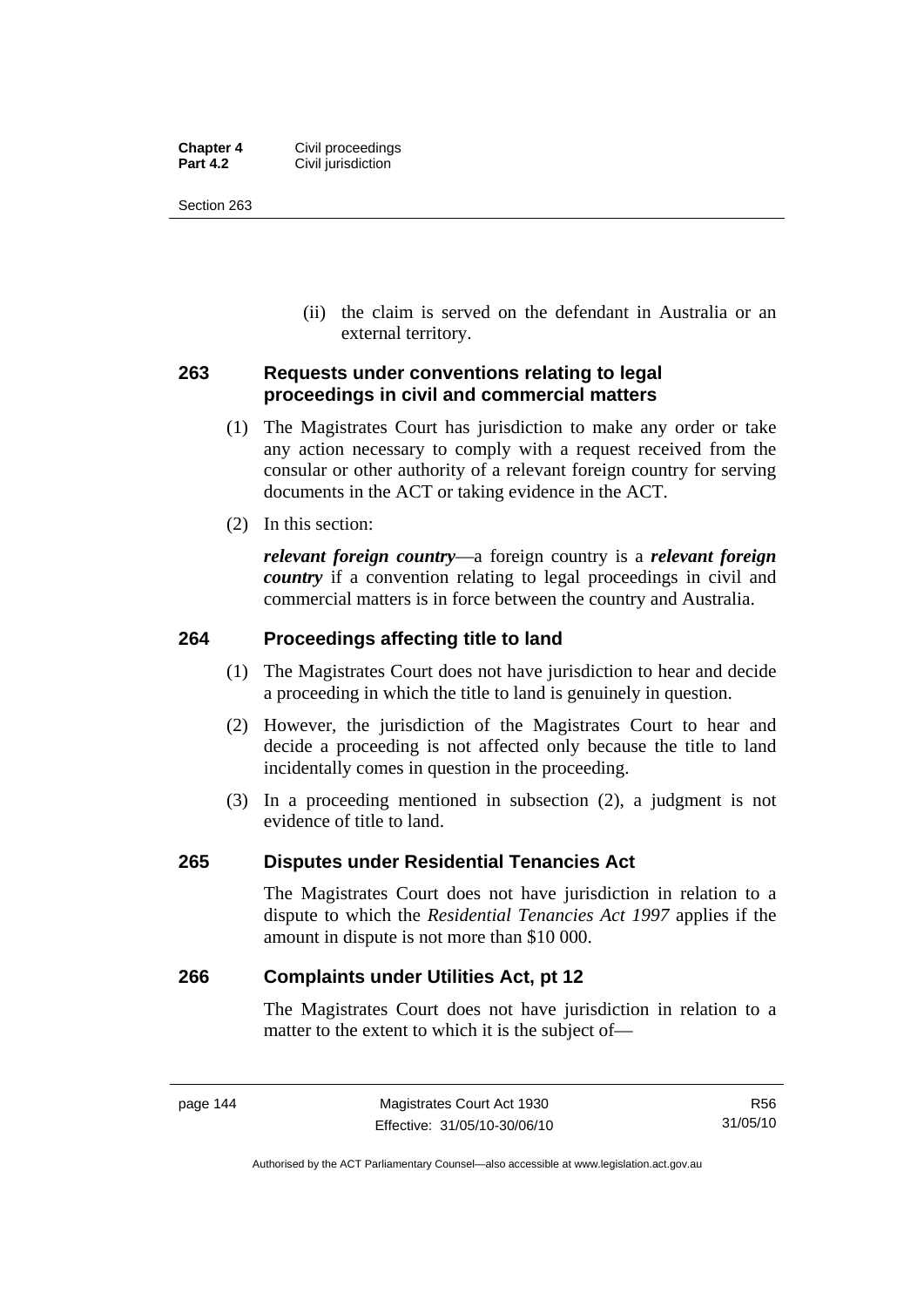(ii) the claim is served on the defendant in Australia or an external territory.

## 263 Requests under conventions relating to legal proceedings in civil and commercial matters

(1) The Magistrates Court has jurisdiction to make any order or take any action necessary to comply with a request received from the consular or other authority of a relevant foreign country for serving documents in the ACT or taking evidence in the ACT.

(2) In this section:

***relevant foreign country***—a foreign country is a ***relevant foreign country*** if a convention relating to legal proceedings in civil and commercial matters is in force between the country and Australia.

## 264 Proceedings affecting title to land

(1) The Magistrates Court does not have jurisdiction to hear and decide a proceeding in which the title to land is genuinely in question.

(2) However, the jurisdiction of the Magistrates Court to hear and decide a proceeding is not affected only because the title to land incidentally comes in question in the proceeding.

(3) In a proceeding mentioned in subsection (2), a judgment is not evidence of title to land.

## 265 Disputes under Residential Tenancies Act

The Magistrates Court does not have jurisdiction in relation to a dispute to which the *Residential Tenancies Act 1997* applies if the amount in dispute is not more than $10 000.

## 266 Complaints under Utilities Act, pt 12

The Magistrates Court does not have jurisdiction in relation to a matter to the extent to which it is the subject of—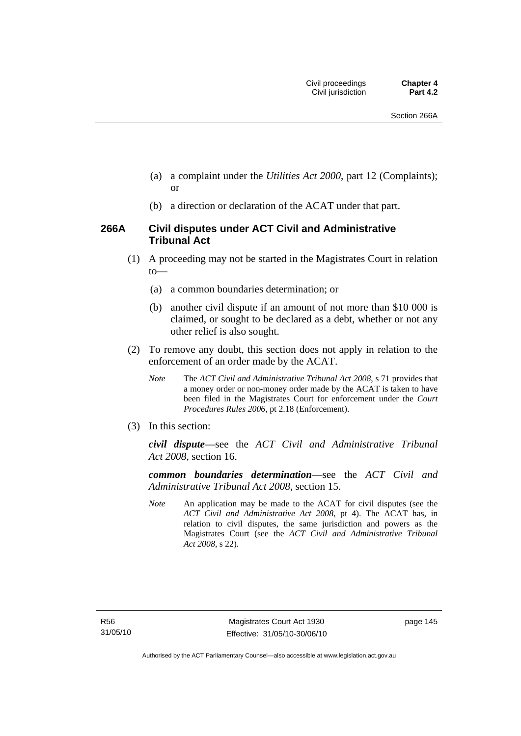(a) a complaint under the *Utilities Act 2000*, part 12 (Complaints); or

(b) a direction or declaration of the ACAT under that part.

## 266A Civil disputes under ACT Civil and Administrative Tribunal Act

(1) A proceeding may not be started in the Magistrates Court in relation to—

(a) a common boundaries determination; or

(b) another civil dispute if an amount of not more than $10 000 is claimed, or sought to be declared as a debt, whether or not any other relief is also sought.

(2) To remove any doubt, this section does not apply in relation to the enforcement of an order made by the ACAT.

*Note* The *ACT Civil and Administrative Tribunal Act 2008*, s 71 provides that a money order or non-money order made by the ACAT is taken to have been filed in the Magistrates Court for enforcement under the *Court Procedures Rules 2006*, pt 2.18 (Enforcement).

(3) In this section:

***civil dispute***—see the *ACT Civil and Administrative Tribunal Act 2008*, section 16.

***common boundaries determination***—see the *ACT Civil and Administrative Tribunal Act 2008*, section 15.

*Note* An application may be made to the ACAT for civil disputes (see the *ACT Civil and Administrative Act 2008*, pt 4). The ACAT has, in relation to civil disputes, the same jurisdiction and powers as the Magistrates Court (see the *ACT Civil and Administrative Tribunal Act 2008*, s 22).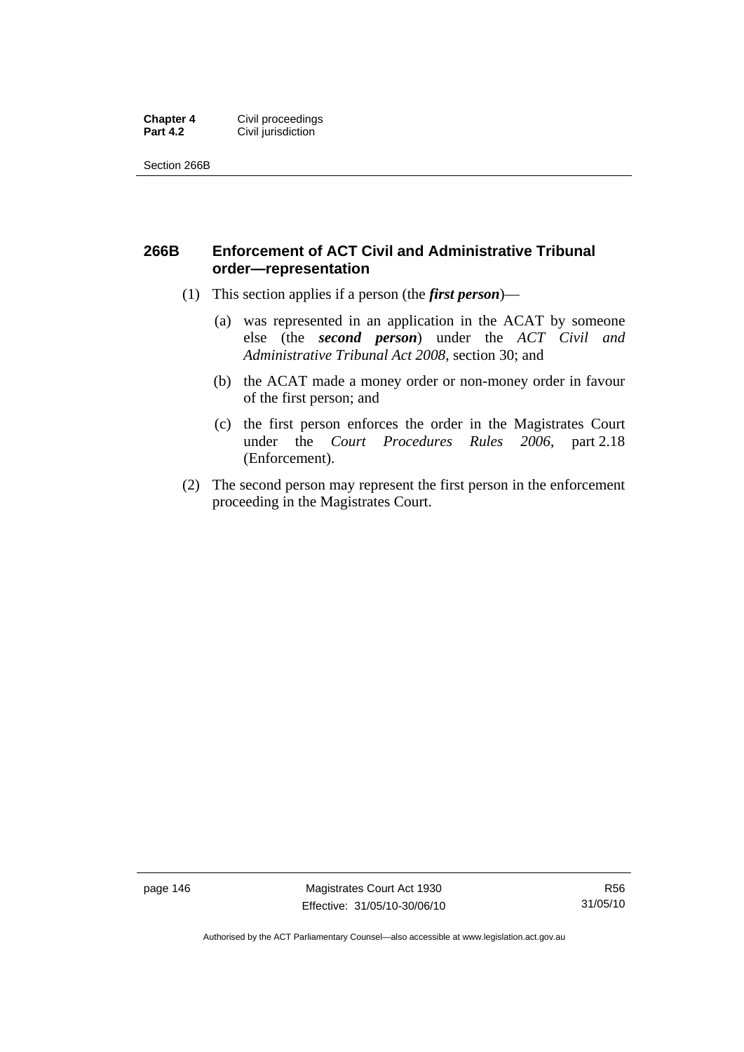## 266B Enforcement of ACT Civil and Administrative Tribunal order—representation

(1) This section applies if a person (the ***first person***)—

(a) was represented in an application in the ACAT by someone else (the ***second person***) under the *ACT Civil and Administrative Tribunal Act 2008*, section 30; and

(b) the ACAT made a money order or non-money order in favour of the first person; and

(c) the first person enforces the order in the Magistrates Court under the *Court Procedures Rules 2006*, part 2.18 (Enforcement).

(2) The second person may represent the first person in the enforcement proceeding in the Magistrates Court.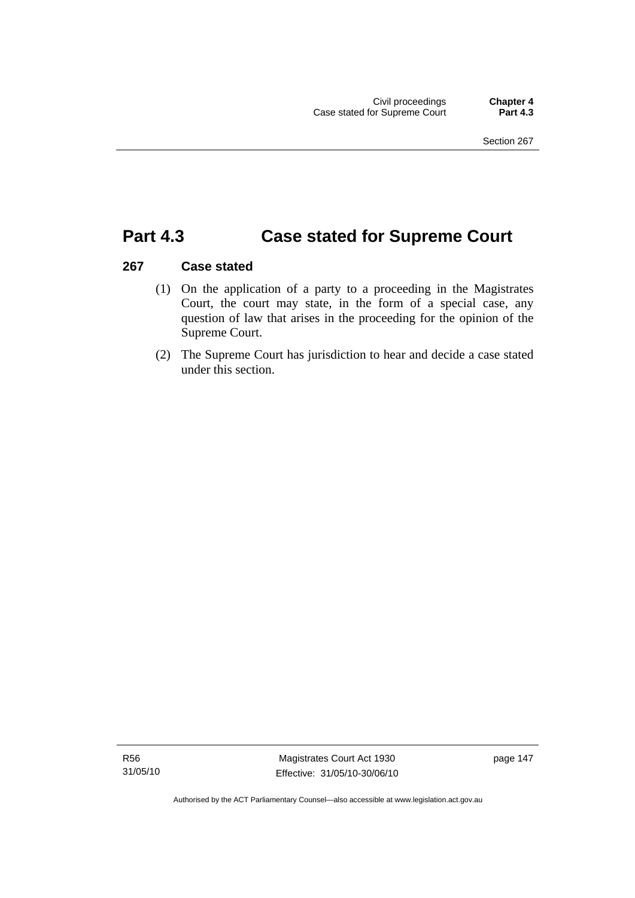# Part 4.3 Case stated for Supreme Court

### 267 Case stated

(1) On the application of a party to a proceeding in the Magistrates Court, the court may state, in the form of a special case, any question of law that arises in the proceeding for the opinion of the Supreme Court.

(2) The Supreme Court has jurisdiction to hear and decide a case stated under this section.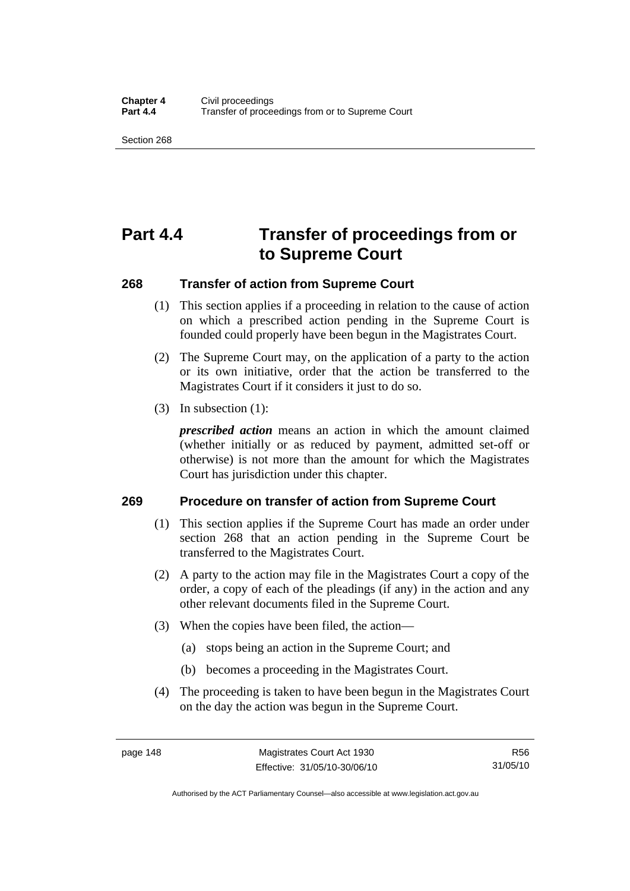# Part 4.4 Transfer of proceedings from or to Supreme Court

## 268 Transfer of action from Supreme Court

(1) This section applies if a proceeding in relation to the cause of action on which a prescribed action pending in the Supreme Court is founded could properly have been begun in the Magistrates Court.

(2) The Supreme Court may, on the application of a party to the action or its own initiative, order that the action be transferred to the Magistrates Court if it considers it just to do so.

(3) In subsection (1):

***prescribed action*** means an action in which the amount claimed (whether initially or as reduced by payment, admitted set-off or otherwise) is not more than the amount for which the Magistrates Court has jurisdiction under this chapter.

## 269 Procedure on transfer of action from Supreme Court

(1) This section applies if the Supreme Court has made an order under section 268 that an action pending in the Supreme Court be transferred to the Magistrates Court.

(2) A party to the action may file in the Magistrates Court a copy of the order, a copy of each of the pleadings (if any) in the action and any other relevant documents filed in the Supreme Court.

(3) When the copies have been filed, the action—

(a) stops being an action in the Supreme Court; and

(b) becomes a proceeding in the Magistrates Court.

(4) The proceeding is taken to have been begun in the Magistrates Court on the day the action was begun in the Supreme Court.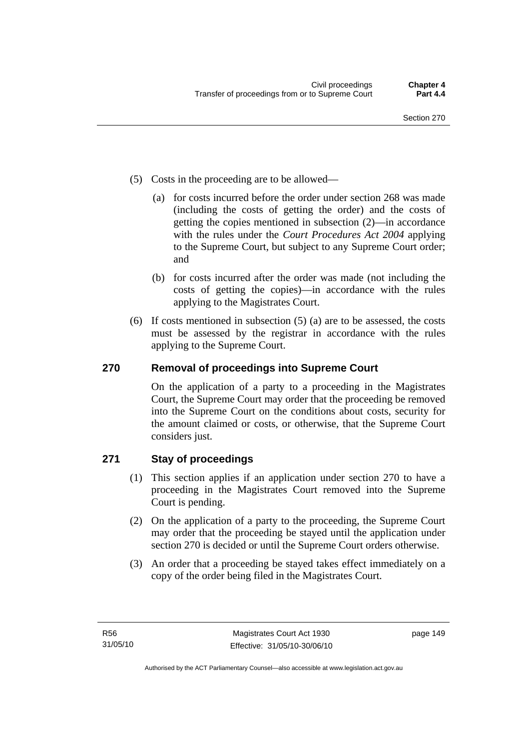(5) Costs in the proceeding are to be allowed—

(a) for costs incurred before the order under section 268 was made (including the costs of getting the order) and the costs of getting the copies mentioned in subsection (2)—in accordance with the rules under the *Court Procedures Act 2004* applying to the Supreme Court, but subject to any Supreme Court order; and

(b) for costs incurred after the order was made (not including the costs of getting the copies)—in accordance with the rules applying to the Magistrates Court.

(6) If costs mentioned in subsection (5) (a) are to be assessed, the costs must be assessed by the registrar in accordance with the rules applying to the Supreme Court.

## 270 Removal of proceedings into Supreme Court

On the application of a party to a proceeding in the Magistrates Court, the Supreme Court may order that the proceeding be removed into the Supreme Court on the conditions about costs, security for the amount claimed or costs, or otherwise, that the Supreme Court considers just.

## 271 Stay of proceedings

(1) This section applies if an application under section 270 to have a proceeding in the Magistrates Court removed into the Supreme Court is pending.

(2) On the application of a party to the proceeding, the Supreme Court may order that the proceeding be stayed until the application under section 270 is decided or until the Supreme Court orders otherwise.

(3) An order that a proceeding be stayed takes effect immediately on a copy of the order being filed in the Magistrates Court.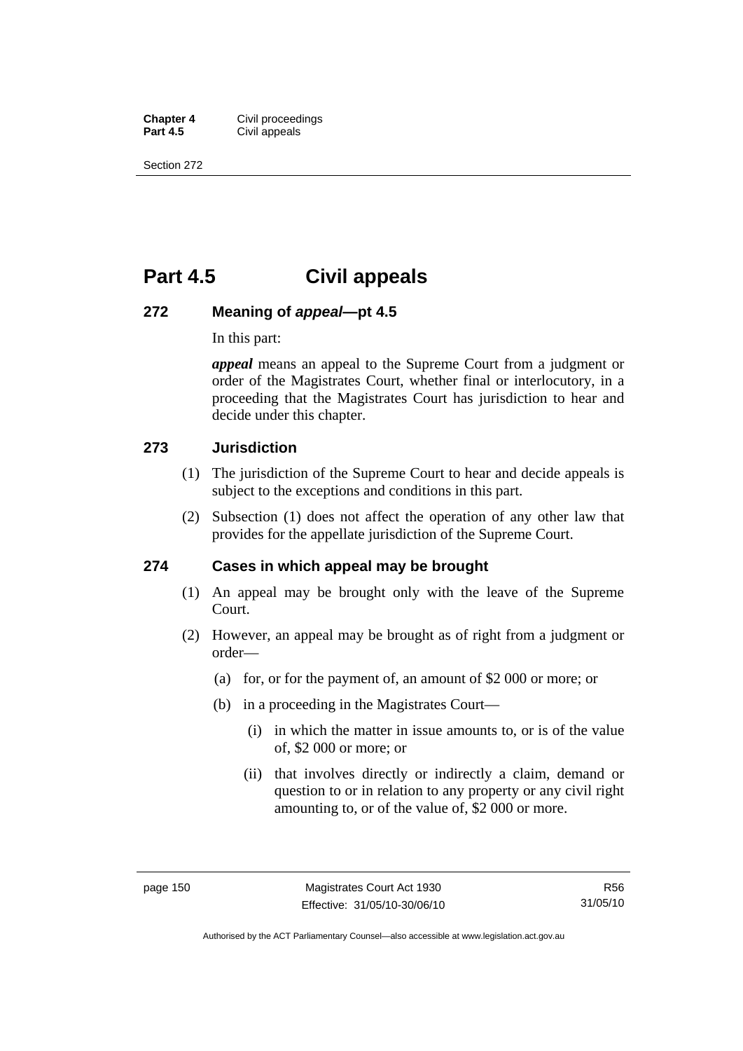# Part 4.5 Civil appeals

## 272 Meaning of *appeal*—pt 4.5

In this part:

***appeal*** means an appeal to the Supreme Court from a judgment or order of the Magistrates Court, whether final or interlocutory, in a proceeding that the Magistrates Court has jurisdiction to hear and decide under this chapter.

## 273 Jurisdiction

(1) The jurisdiction of the Supreme Court to hear and decide appeals is subject to the exceptions and conditions in this part.

(2) Subsection (1) does not affect the operation of any other law that provides for the appellate jurisdiction of the Supreme Court.

## 274 Cases in which appeal may be brought

(1) An appeal may be brought only with the leave of the Supreme Court.

(2) However, an appeal may be brought as of right from a judgment or order—

- (a) for, or for the payment of, an amount of $2 000 or more; or
- (b) in a proceeding in the Magistrates Court—
  - (i) in which the matter in issue amounts to, or is of the value of, $2 000 or more; or
  - (ii) that involves directly or indirectly a claim, demand or question to or in relation to any property or any civil right amounting to, or of the value of, $2 000 or more.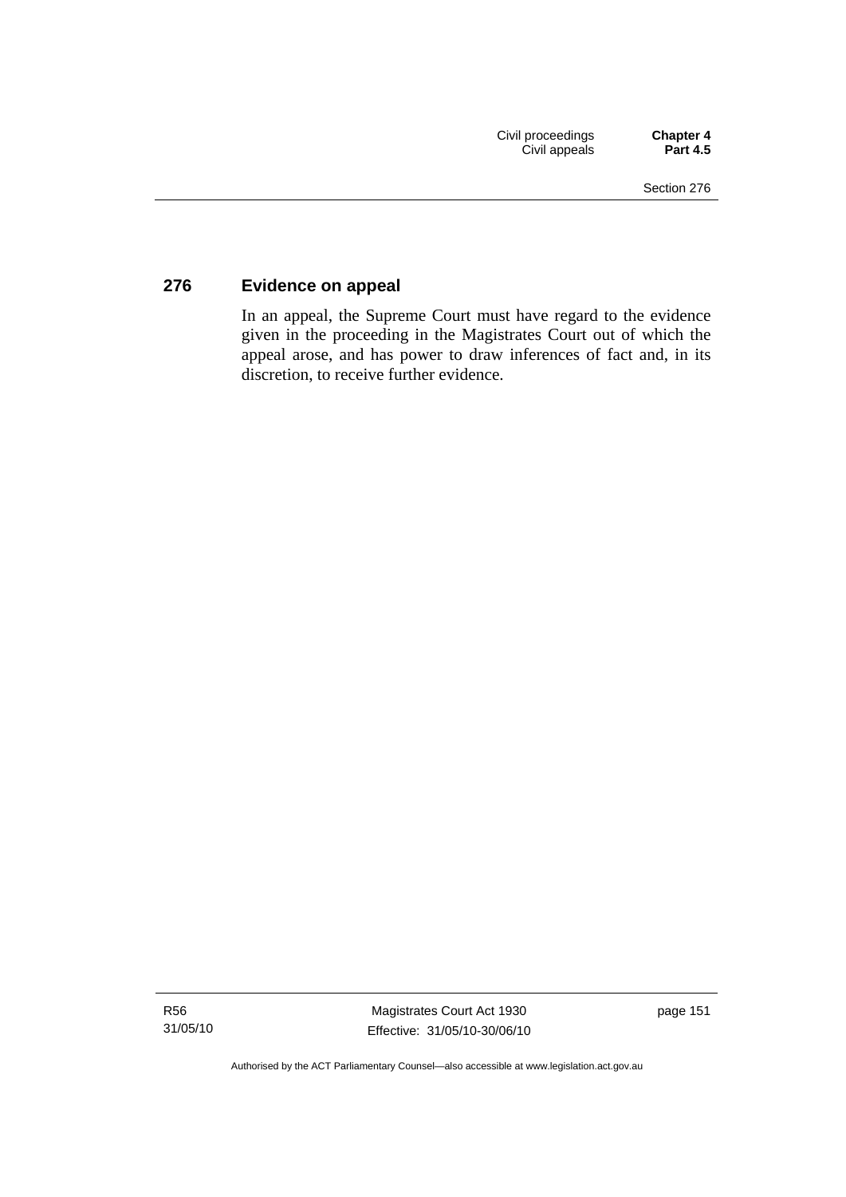### 276 Evidence on appeal

In an appeal, the Supreme Court must have regard to the evidence given in the proceeding in the Magistrates Court out of which the appeal arose, and has power to draw inferences of fact and, in its discretion, to receive further evidence.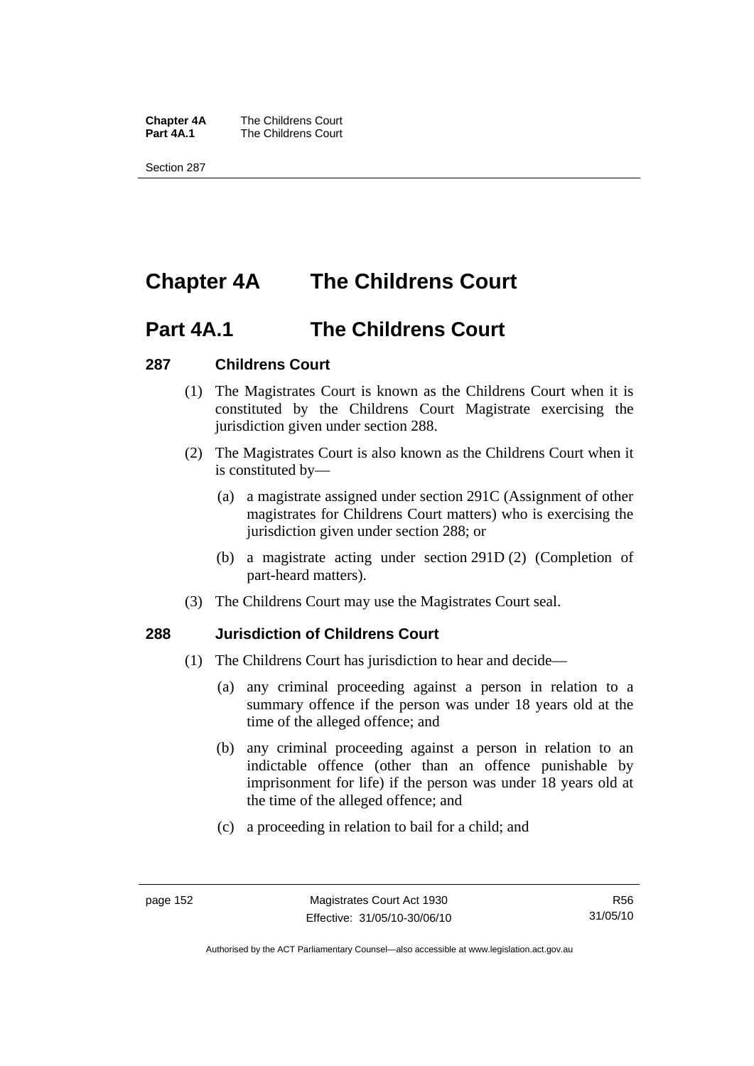# Chapter 4A The Childrens Court

## Part 4A.1 The Childrens Court

### 287 Childrens Court

(1) The Magistrates Court is known as the Childrens Court when it is constituted by the Childrens Court Magistrate exercising the jurisdiction given under section 288.

(2) The Magistrates Court is also known as the Childrens Court when it is constituted by—

(a) a magistrate assigned under section 291C (Assignment of other magistrates for Childrens Court matters) who is exercising the jurisdiction given under section 288; or

(b) a magistrate acting under section 291D (2) (Completion of part-heard matters).

(3) The Childrens Court may use the Magistrates Court seal.

### 288 Jurisdiction of Childrens Court

(1) The Childrens Court has jurisdiction to hear and decide—

(a) any criminal proceeding against a person in relation to a summary offence if the person was under 18 years old at the time of the alleged offence; and

(b) any criminal proceeding against a person in relation to an indictable offence (other than an offence punishable by imprisonment for life) if the person was under 18 years old at the time of the alleged offence; and

(c) a proceeding in relation to bail for a child; and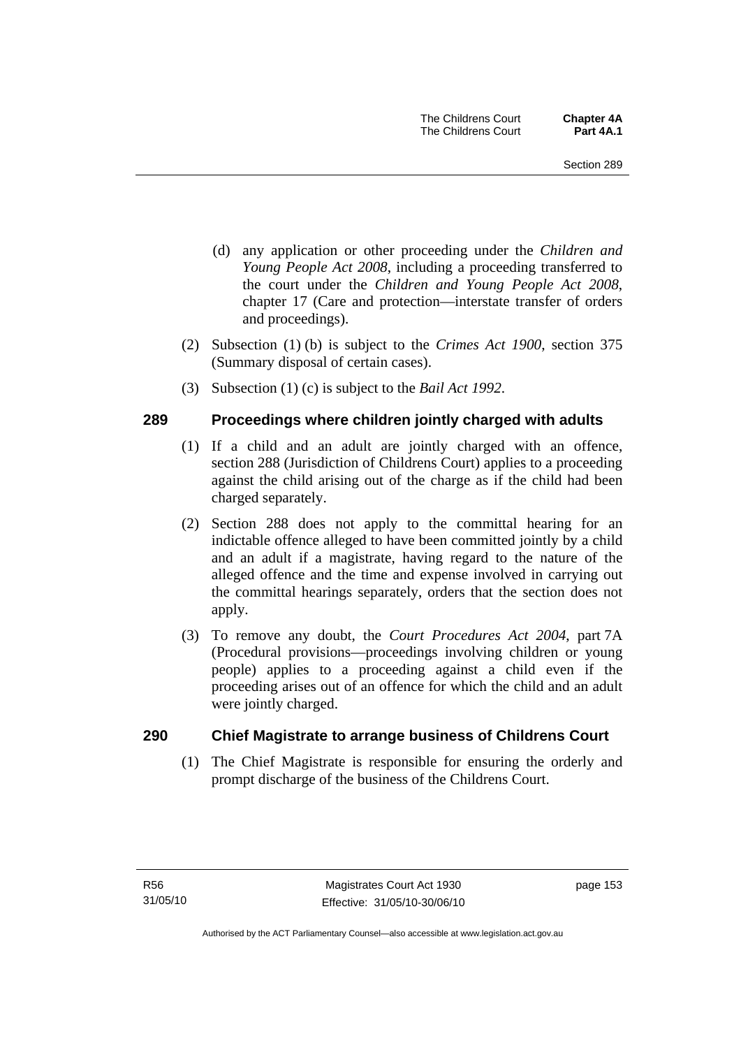(d) any application or other proceeding under the *Children and Young People Act 2008*, including a proceeding transferred to the court under the *Children and Young People Act 2008*, chapter 17 (Care and protection—interstate transfer of orders and proceedings).

(2) Subsection (1) (b) is subject to the *Crimes Act 1900*, section 375 (Summary disposal of certain cases).

(3) Subsection (1) (c) is subject to the *Bail Act 1992*.

## 289 Proceedings where children jointly charged with adults

(1) If a child and an adult are jointly charged with an offence, section 288 (Jurisdiction of Childrens Court) applies to a proceeding against the child arising out of the charge as if the child had been charged separately.

(2) Section 288 does not apply to the committal hearing for an indictable offence alleged to have been committed jointly by a child and an adult if a magistrate, having regard to the nature of the alleged offence and the time and expense involved in carrying out the committal hearings separately, orders that the section does not apply.

(3) To remove any doubt, the *Court Procedures Act 2004*, part 7A (Procedural provisions—proceedings involving children or young people) applies to a proceeding against a child even if the proceeding arises out of an offence for which the child and an adult were jointly charged.

## 290 Chief Magistrate to arrange business of Childrens Court

(1) The Chief Magistrate is responsible for ensuring the orderly and prompt discharge of the business of the Childrens Court.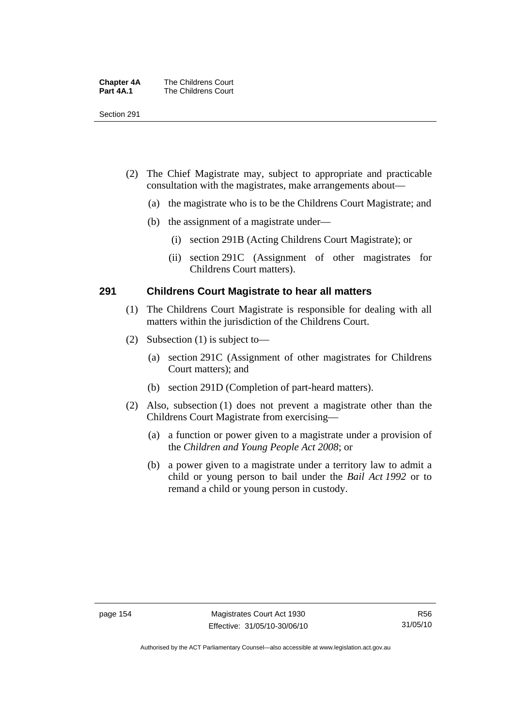(2) The Chief Magistrate may, subject to appropriate and practicable consultation with the magistrates, make arrangements about—

(a) the magistrate who is to be the Childrens Court Magistrate; and

(b) the assignment of a magistrate under—

(i) section 291B (Acting Childrens Court Magistrate); or

(ii) section 291C (Assignment of other magistrates for Childrens Court matters).

### 291 Childrens Court Magistrate to hear all matters

(1) The Childrens Court Magistrate is responsible for dealing with all matters within the jurisdiction of the Childrens Court.

(2) Subsection (1) is subject to—

(a) section 291C (Assignment of other magistrates for Childrens Court matters); and

(b) section 291D (Completion of part-heard matters).

(2) Also, subsection (1) does not prevent a magistrate other than the Childrens Court Magistrate from exercising—

(a) a function or power given to a magistrate under a provision of the *Children and Young People Act 2008*; or

(b) a power given to a magistrate under a territory law to admit a child or young person to bail under the *Bail Act 1992* or to remand a child or young person in custody.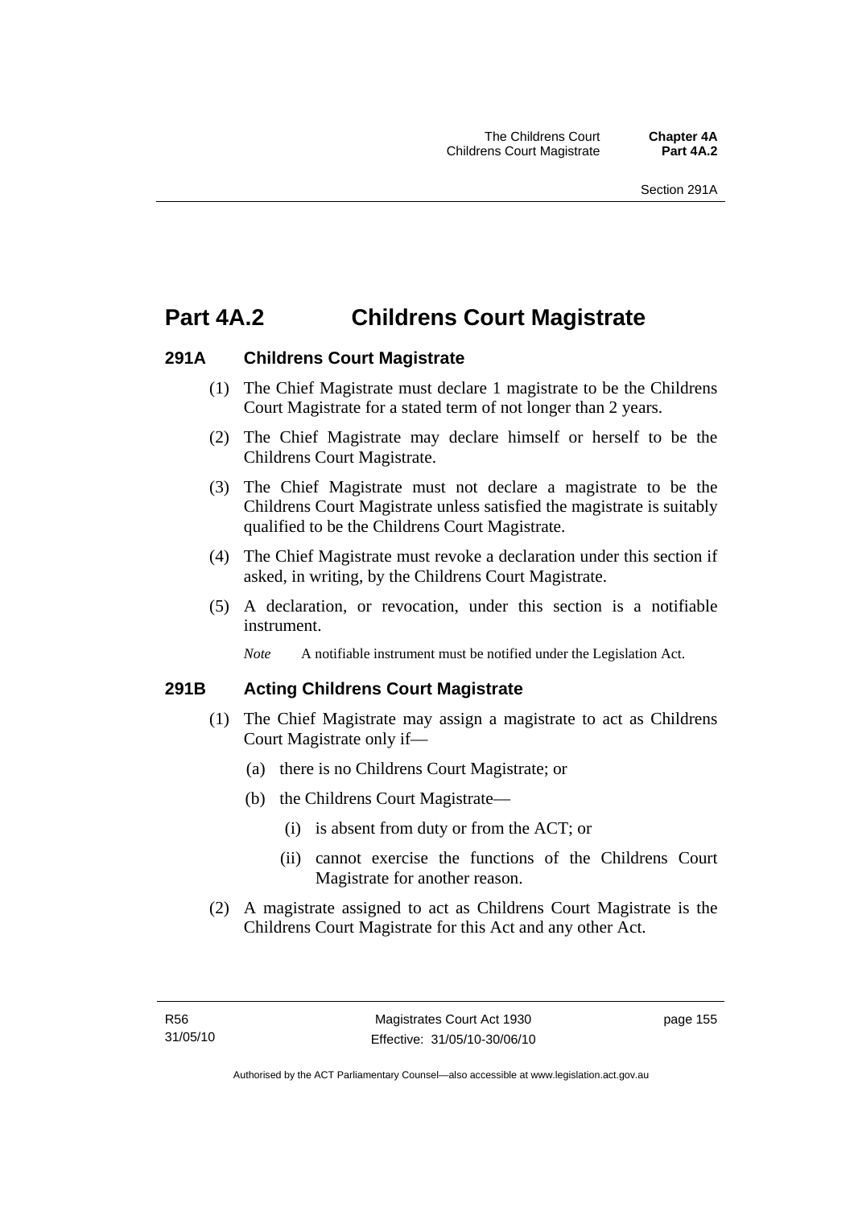# Part 4A.2 Childrens Court Magistrate

### 291A Childrens Court Magistrate

(1) The Chief Magistrate must declare 1 magistrate to be the Childrens Court Magistrate for a stated term of not longer than 2 years.

(2) The Chief Magistrate may declare himself or herself to be the Childrens Court Magistrate.

(3) The Chief Magistrate must not declare a magistrate to be the Childrens Court Magistrate unless satisfied the magistrate is suitably qualified to be the Childrens Court Magistrate.

(4) The Chief Magistrate must revoke a declaration under this section if asked, in writing, by the Childrens Court Magistrate.

(5) A declaration, or revocation, under this section is a notifiable instrument.

*Note* A notifiable instrument must be notified under the Legislation Act.

### 291B Acting Childrens Court Magistrate

(1) The Chief Magistrate may assign a magistrate to act as Childrens Court Magistrate only if—

(a) there is no Childrens Court Magistrate; or

(b) the Childrens Court Magistrate—

(i) is absent from duty or from the ACT; or

(ii) cannot exercise the functions of the Childrens Court Magistrate for another reason.

(2) A magistrate assigned to act as Childrens Court Magistrate is the Childrens Court Magistrate for this Act and any other Act.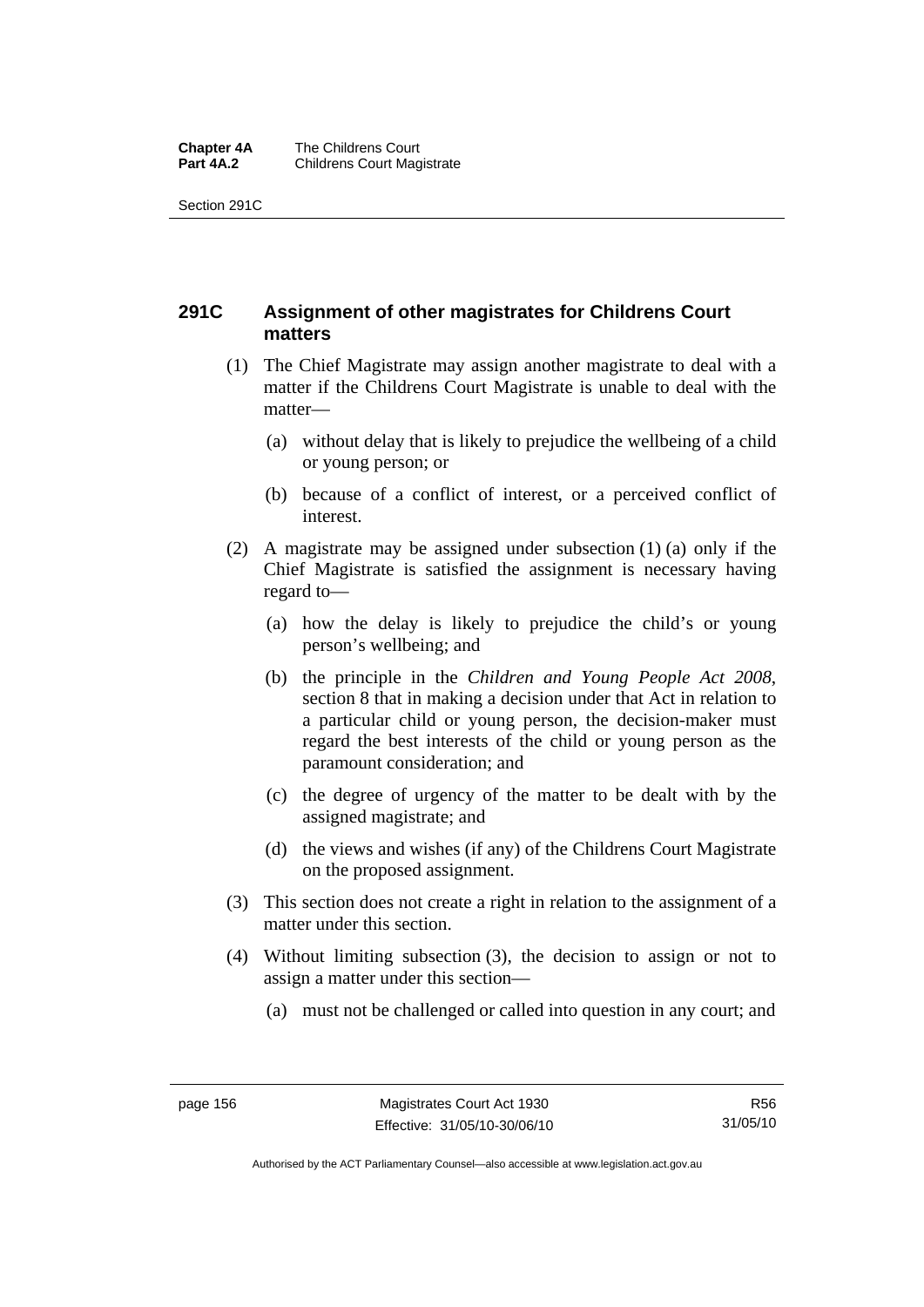## 291C Assignment of other magistrates for Childrens Court matters

(1) The Chief Magistrate may assign another magistrate to deal with a matter if the Childrens Court Magistrate is unable to deal with the matter—

(a) without delay that is likely to prejudice the wellbeing of a child or young person; or

(b) because of a conflict of interest, or a perceived conflict of interest.

(2) A magistrate may be assigned under subsection (1) (a) only if the Chief Magistrate is satisfied the assignment is necessary having regard to—

(a) how the delay is likely to prejudice the child's or young person's wellbeing; and

(b) the principle in the *Children and Young People Act 2008*, section 8 that in making a decision under that Act in relation to a particular child or young person, the decision-maker must regard the best interests of the child or young person as the paramount consideration; and

(c) the degree of urgency of the matter to be dealt with by the assigned magistrate; and

(d) the views and wishes (if any) of the Childrens Court Magistrate on the proposed assignment.

(3) This section does not create a right in relation to the assignment of a matter under this section.

(4) Without limiting subsection (3), the decision to assign or not to assign a matter under this section—

(a) must not be challenged or called into question in any court; and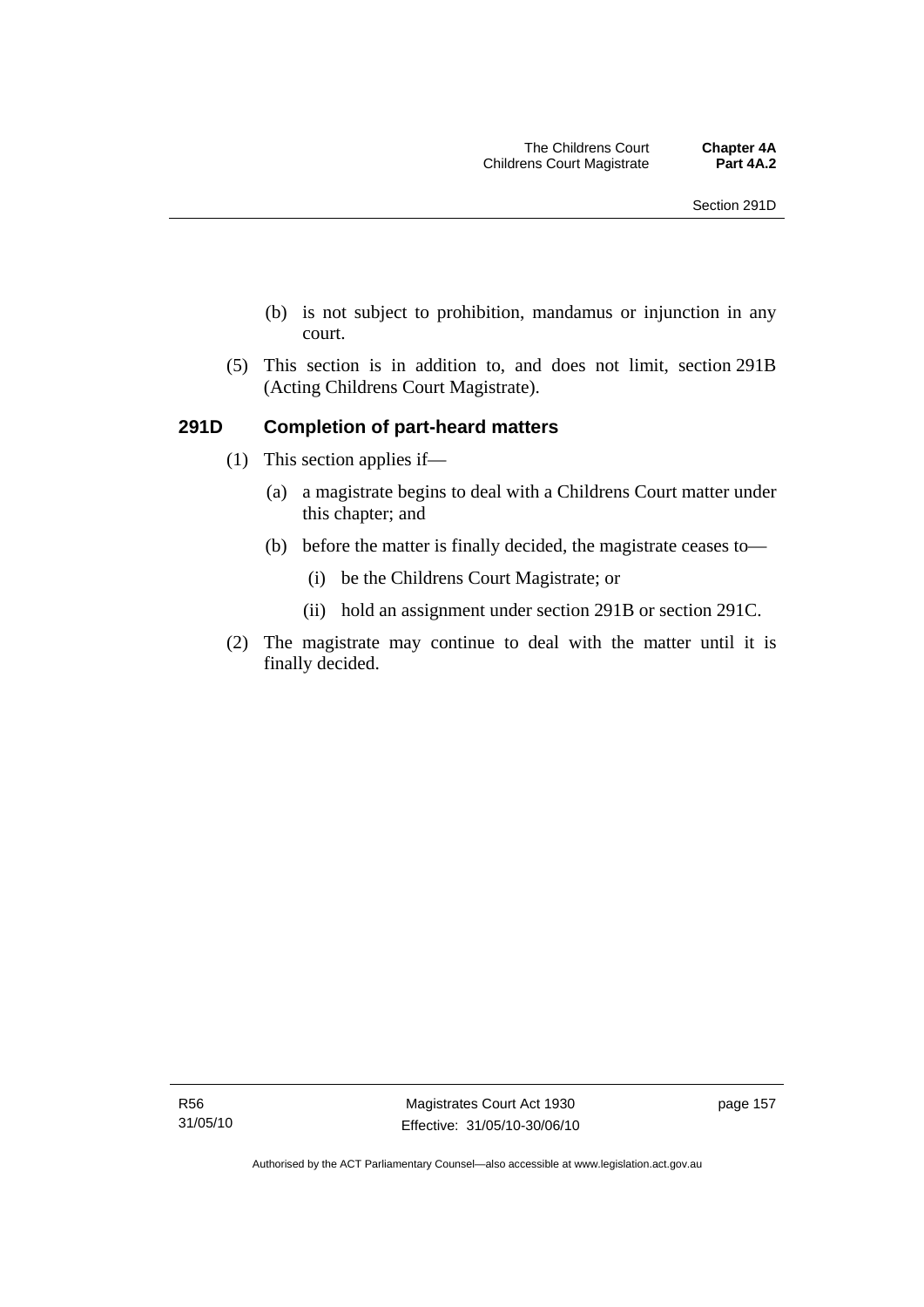(b) is not subject to prohibition, mandamus or injunction in any court.

(5) This section is in addition to, and does not limit, section 291B (Acting Childrens Court Magistrate).

### 291D Completion of part-heard matters

(1) This section applies if—

(a) a magistrate begins to deal with a Childrens Court matter under this chapter; and

(b) before the matter is finally decided, the magistrate ceases to—

(i) be the Childrens Court Magistrate; or

(ii) hold an assignment under section 291B or section 291C.

(2) The magistrate may continue to deal with the matter until it is finally decided.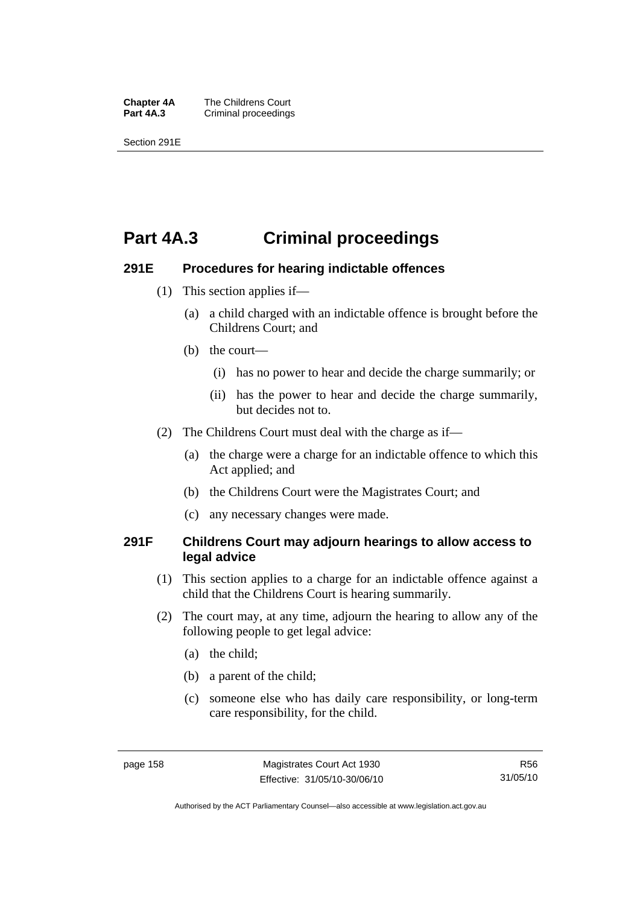# Part 4A.3 Criminal proceedings

## 291E Procedures for hearing indictable offences

(1) This section applies if—

(a) a child charged with an indictable offence is brought before the Childrens Court; and

(b) the court—

(i) has no power to hear and decide the charge summarily; or

(ii) has the power to hear and decide the charge summarily, but decides not to.

(2) The Childrens Court must deal with the charge as if—

(a) the charge were a charge for an indictable offence to which this Act applied; and

(b) the Childrens Court were the Magistrates Court; and

(c) any necessary changes were made.

## 291F Childrens Court may adjourn hearings to allow access to legal advice

(1) This section applies to a charge for an indictable offence against a child that the Childrens Court is hearing summarily.

(2) The court may, at any time, adjourn the hearing to allow any of the following people to get legal advice:

(a) the child;

(b) a parent of the child;

(c) someone else who has daily care responsibility, or long-term care responsibility, for the child.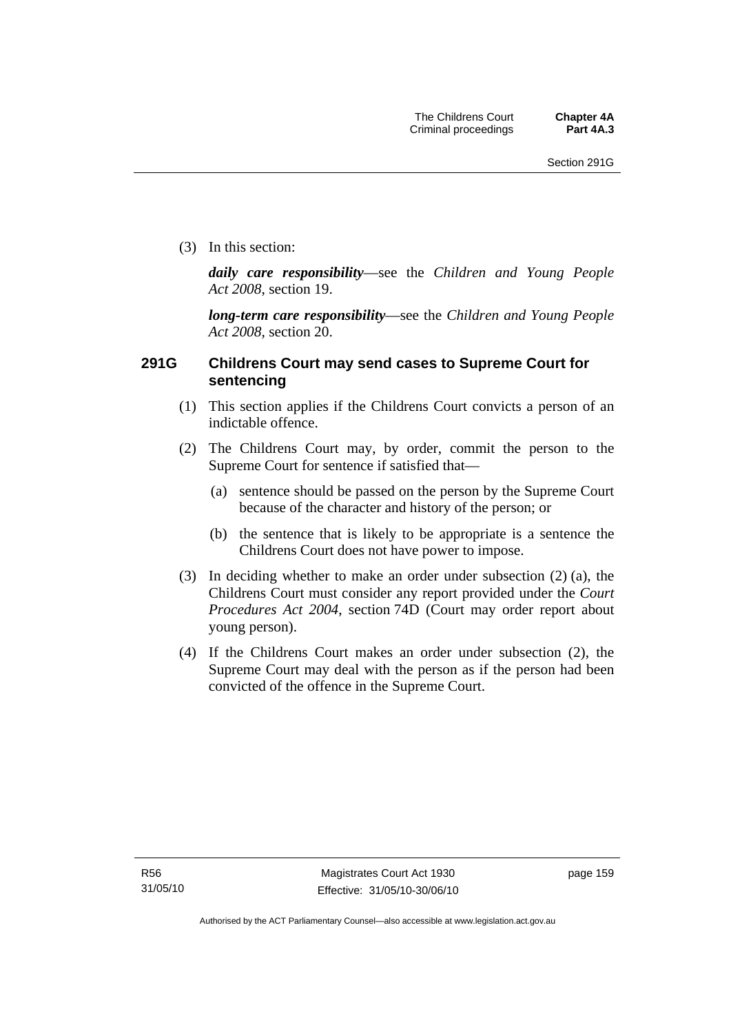(3) In this section:

***daily care responsibility***—see the *Children and Young People Act 2008*, section 19.

***long-term care responsibility***—see the *Children and Young People Act 2008*, section 20.

### 291G Childrens Court may send cases to Supreme Court for sentencing

(1) This section applies if the Childrens Court convicts a person of an indictable offence.

(2) The Childrens Court may, by order, commit the person to the Supreme Court for sentence if satisfied that—

(a) sentence should be passed on the person by the Supreme Court because of the character and history of the person; or

(b) the sentence that is likely to be appropriate is a sentence the Childrens Court does not have power to impose.

(3) In deciding whether to make an order under subsection (2) (a), the Childrens Court must consider any report provided under the *Court Procedures Act 2004*, section 74D (Court may order report about young person).

(4) If the Childrens Court makes an order under subsection (2), the Supreme Court may deal with the person as if the person had been convicted of the offence in the Supreme Court.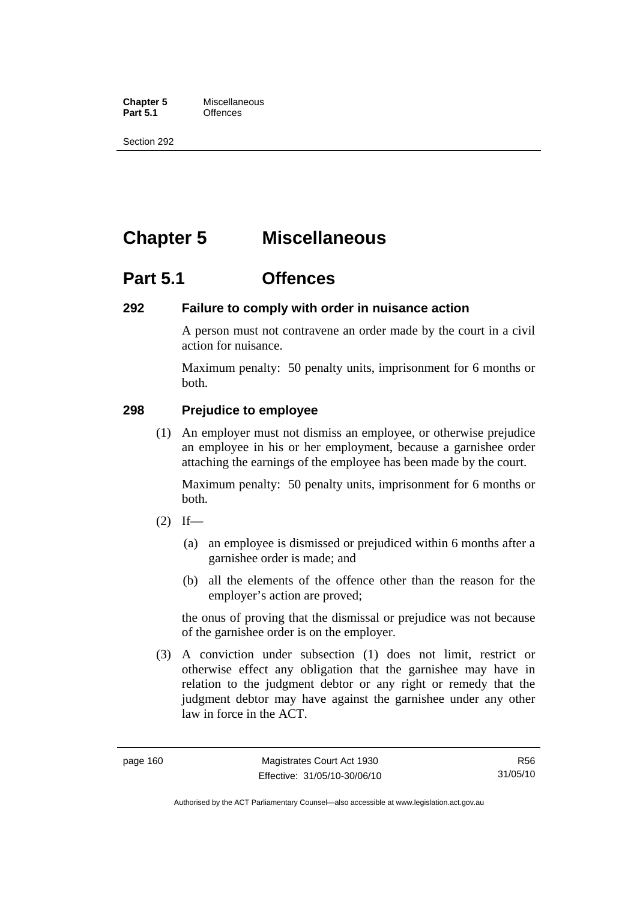# Chapter 5 Miscellaneous

## Part 5.1 Offences

### 292 Failure to comply with order in nuisance action

A person must not contravene an order made by the court in a civil action for nuisance.

Maximum penalty: 50 penalty units, imprisonment for 6 months or both.

### 298 Prejudice to employee

(1) An employer must not dismiss an employee, or otherwise prejudice an employee in his or her employment, because a garnishee order attaching the earnings of the employee has been made by the court.

Maximum penalty: 50 penalty units, imprisonment for 6 months or both.

(2) If—

(a) an employee is dismissed or prejudiced within 6 months after a garnishee order is made; and

(b) all the elements of the offence other than the reason for the employer's action are proved;

the onus of proving that the dismissal or prejudice was not because of the garnishee order is on the employer.

(3) A conviction under subsection (1) does not limit, restrict or otherwise effect any obligation that the garnishee may have in relation to the judgment debtor or any right or remedy that the judgment debtor may have against the garnishee under any other law in force in the ACT.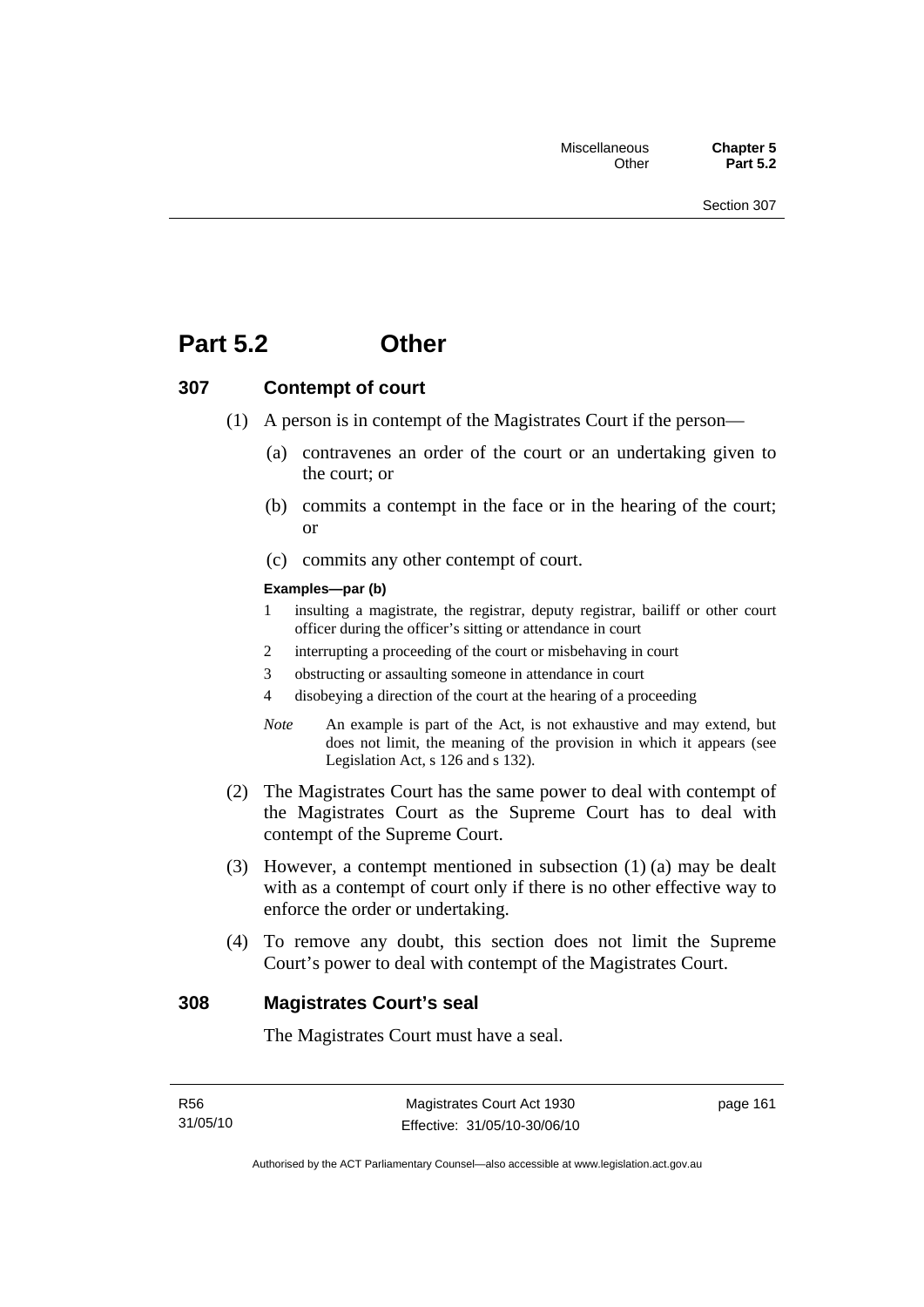# Part 5.2 Other

## 307 Contempt of court

(1) A person is in contempt of the Magistrates Court if the person—

(a) contravenes an order of the court or an undertaking given to the court; or

(b) commits a contempt in the face or in the hearing of the court; or

(c) commits any other contempt of court.

**Examples—par (b)**

1 insulting a magistrate, the registrar, deputy registrar, bailiff or other court officer during the officer's sitting or attendance in court

2 interrupting a proceeding of the court or misbehaving in court

3 obstructing or assaulting someone in attendance in court

4 disobeying a direction of the court at the hearing of a proceeding

*Note* An example is part of the Act, is not exhaustive and may extend, but does not limit, the meaning of the provision in which it appears (see Legislation Act, s 126 and s 132).

(2) The Magistrates Court has the same power to deal with contempt of the Magistrates Court as the Supreme Court has to deal with contempt of the Supreme Court.

(3) However, a contempt mentioned in subsection (1) (a) may be dealt with as a contempt of court only if there is no other effective way to enforce the order or undertaking.

(4) To remove any doubt, this section does not limit the Supreme Court's power to deal with contempt of the Magistrates Court.

## 308 Magistrates Court's seal

The Magistrates Court must have a seal.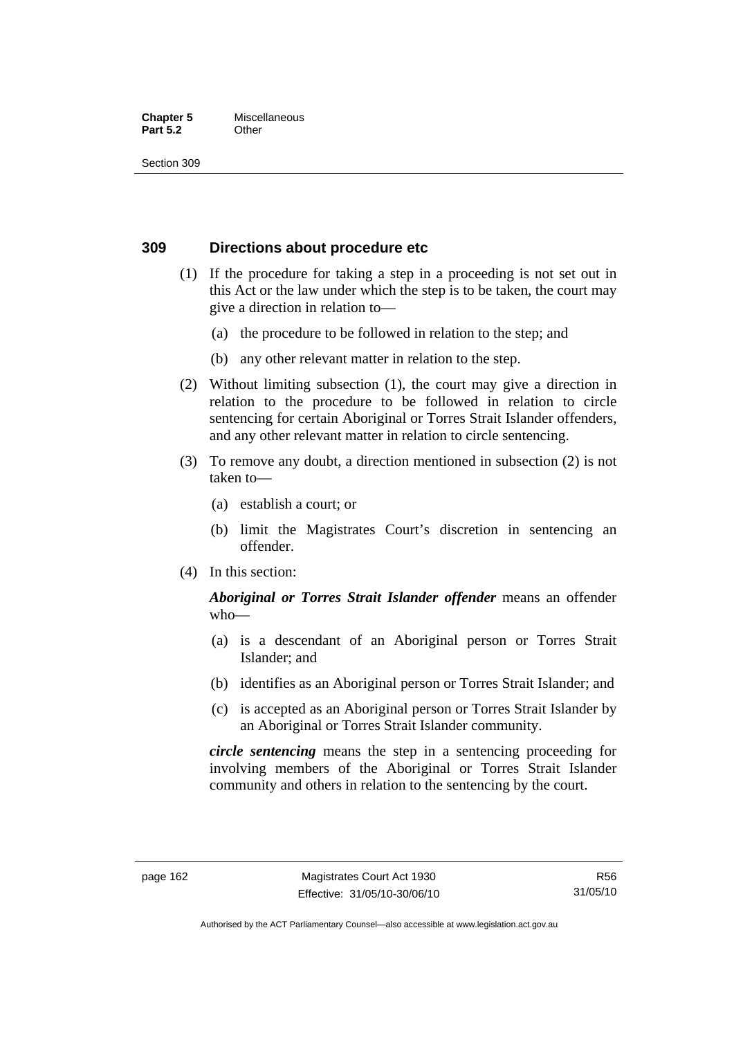## 309 Directions about procedure etc

(1) If the procedure for taking a step in a proceeding is not set out in this Act or the law under which the step is to be taken, the court may give a direction in relation to—

(a) the procedure to be followed in relation to the step; and

(b) any other relevant matter in relation to the step.

(2) Without limiting subsection (1), the court may give a direction in relation to the procedure to be followed in relation to circle sentencing for certain Aboriginal or Torres Strait Islander offenders, and any other relevant matter in relation to circle sentencing.

(3) To remove any doubt, a direction mentioned in subsection (2) is not taken to—

(a) establish a court; or

(b) limit the Magistrates Court's discretion in sentencing an offender.

(4) In this section:

***Aboriginal or Torres Strait Islander offender*** means an offender who—

(a) is a descendant of an Aboriginal person or Torres Strait Islander; and

(b) identifies as an Aboriginal person or Torres Strait Islander; and

(c) is accepted as an Aboriginal person or Torres Strait Islander by an Aboriginal or Torres Strait Islander community.

***circle sentencing*** means the step in a sentencing proceeding for involving members of the Aboriginal or Torres Strait Islander community and others in relation to the sentencing by the court.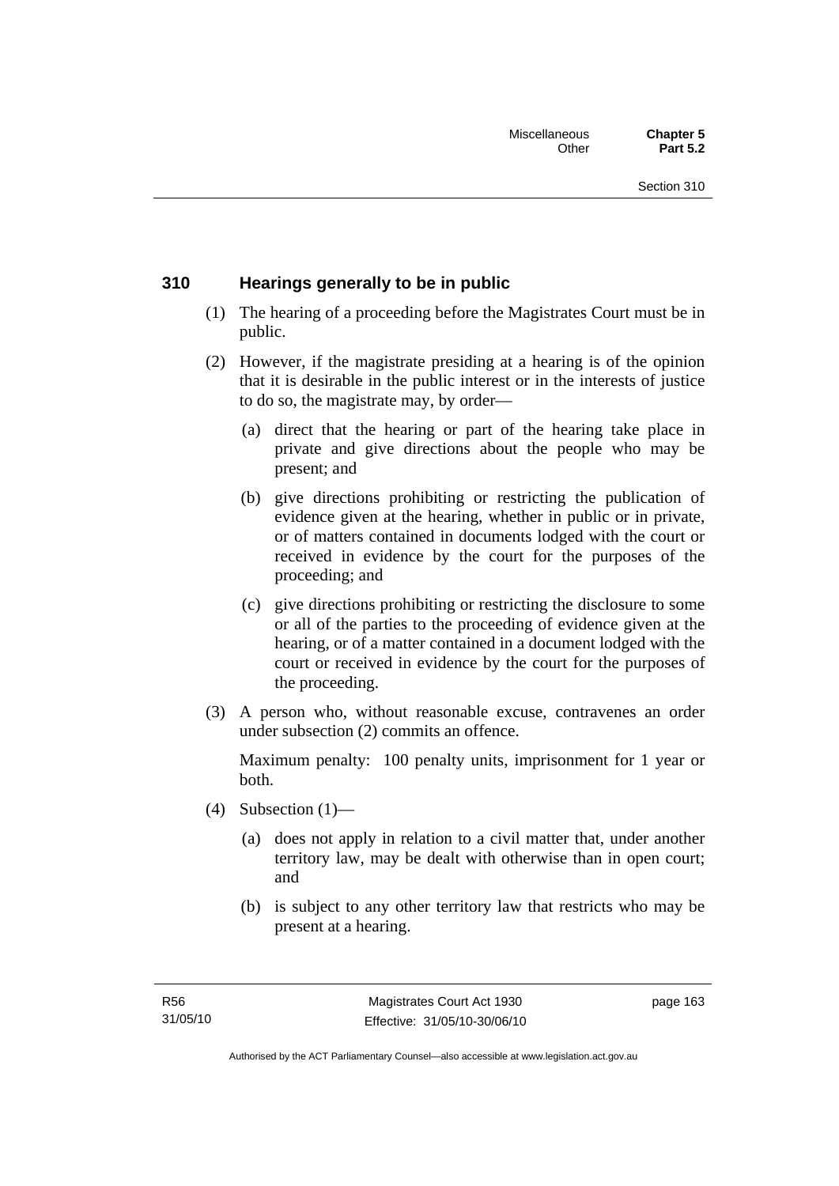### 310 Hearings generally to be in public

(1) The hearing of a proceeding before the Magistrates Court must be in public.

(2) However, if the magistrate presiding at a hearing is of the opinion that it is desirable in the public interest or in the interests of justice to do so, the magistrate may, by order—

(a) direct that the hearing or part of the hearing take place in private and give directions about the people who may be present; and

(b) give directions prohibiting or restricting the publication of evidence given at the hearing, whether in public or in private, or of matters contained in documents lodged with the court or received in evidence by the court for the purposes of the proceeding; and

(c) give directions prohibiting or restricting the disclosure to some or all of the parties to the proceeding of evidence given at the hearing, or of a matter contained in a document lodged with the court or received in evidence by the court for the purposes of the proceeding.

(3) A person who, without reasonable excuse, contravenes an order under subsection (2) commits an offence.

Maximum penalty: 100 penalty units, imprisonment for 1 year or both.

(4) Subsection (1)—

(a) does not apply in relation to a civil matter that, under another territory law, may be dealt with otherwise than in open court; and

(b) is subject to any other territory law that restricts who may be present at a hearing.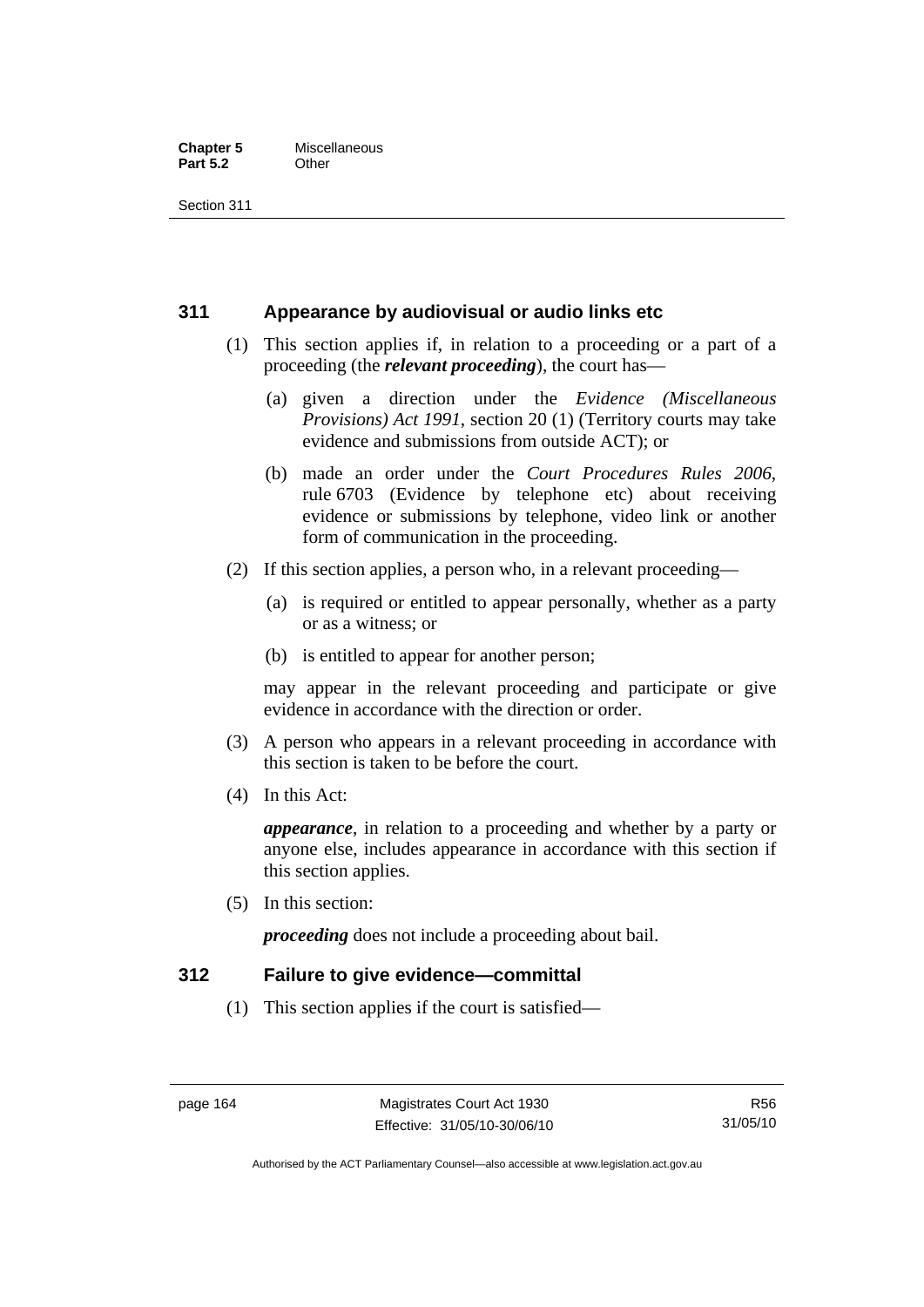## 311 Appearance by audiovisual or audio links etc

(1) This section applies if, in relation to a proceeding or a part of a proceeding (the ***relevant proceeding***), the court has—

(a) given a direction under the *Evidence (Miscellaneous Provisions) Act 1991*, section 20 (1) (Territory courts may take evidence and submissions from outside ACT); or

(b) made an order under the *Court Procedures Rules 2006*, rule 6703 (Evidence by telephone etc) about receiving evidence or submissions by telephone, video link or another form of communication in the proceeding.

(2) If this section applies, a person who, in a relevant proceeding—

(a) is required or entitled to appear personally, whether as a party or as a witness; or

(b) is entitled to appear for another person;

may appear in the relevant proceeding and participate or give evidence in accordance with the direction or order.

(3) A person who appears in a relevant proceeding in accordance with this section is taken to be before the court.

(4) In this Act:

***appearance***, in relation to a proceeding and whether by a party or anyone else, includes appearance in accordance with this section if this section applies.

(5) In this section:

***proceeding*** does not include a proceeding about bail.

## 312 Failure to give evidence—committal

(1) This section applies if the court is satisfied—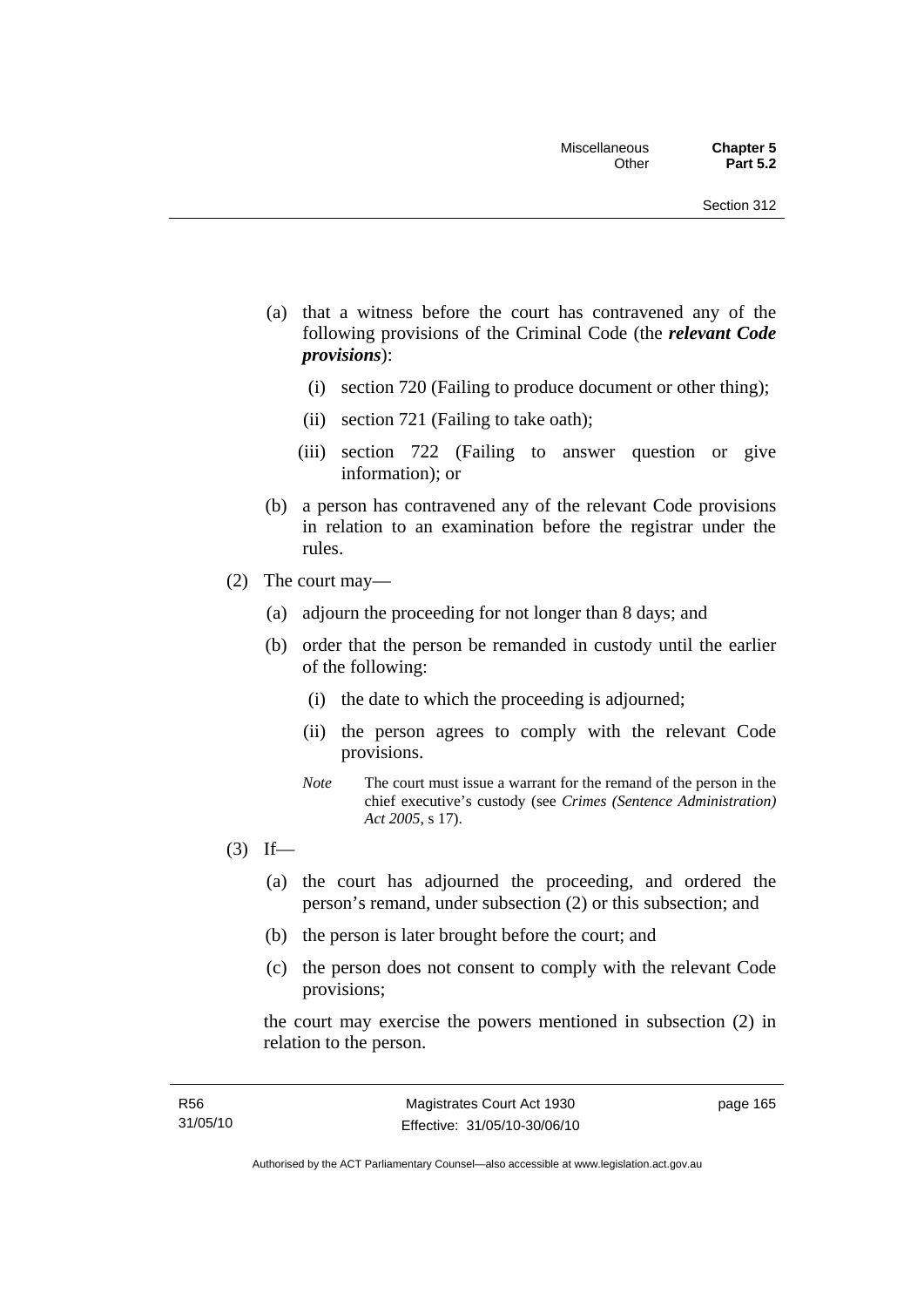(a) that a witness before the court has contravened any of the following provisions of the Criminal Code (the ***relevant Code provisions***):

  (i) section 720 (Failing to produce document or other thing);

  (ii) section 721 (Failing to take oath);

  (iii) section 722 (Failing to answer question or give information); or

(b) a person has contravened any of the relevant Code provisions in relation to an examination before the registrar under the rules.

(2) The court may—

  (a) adjourn the proceeding for not longer than 8 days; and

  (b) order that the person be remanded in custody until the earlier of the following:

    (i) the date to which the proceeding is adjourned;

    (ii) the person agrees to comply with the relevant Code provisions.

  *Note* The court must issue a warrant for the remand of the person in the chief executive's custody (see *Crimes (Sentence Administration) Act 2005*, s 17).

(3) If—

  (a) the court has adjourned the proceeding, and ordered the person's remand, under subsection (2) or this subsection; and

  (b) the person is later brought before the court; and

  (c) the person does not consent to comply with the relevant Code provisions;

the court may exercise the powers mentioned in subsection (2) in relation to the person.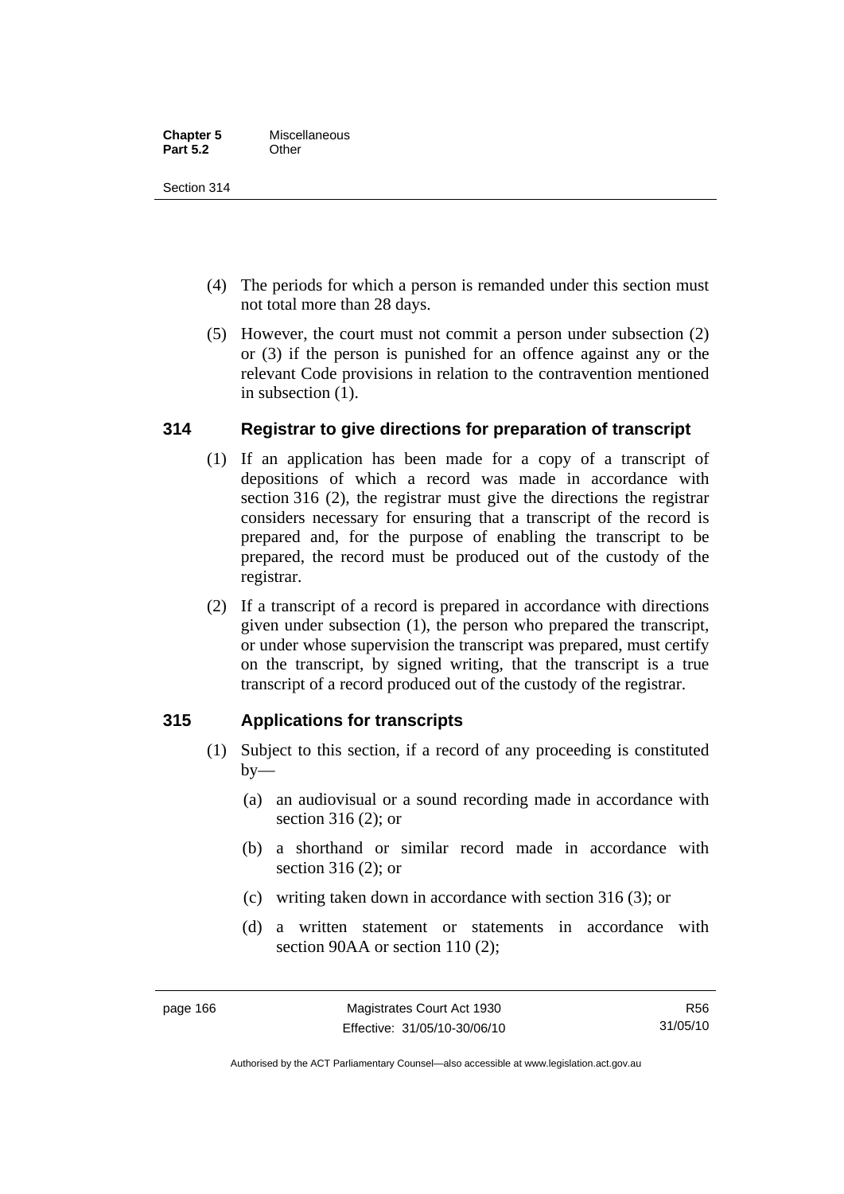(4) The periods for which a person is remanded under this section must not total more than 28 days.

(5) However, the court must not commit a person under subsection (2) or (3) if the person is punished for an offence against any or the relevant Code provisions in relation to the contravention mentioned in subsection (1).

## 314 Registrar to give directions for preparation of transcript

(1) If an application has been made for a copy of a transcript of depositions of which a record was made in accordance with section 316 (2), the registrar must give the directions the registrar considers necessary for ensuring that a transcript of the record is prepared and, for the purpose of enabling the transcript to be prepared, the record must be produced out of the custody of the registrar.

(2) If a transcript of a record is prepared in accordance with directions given under subsection (1), the person who prepared the transcript, or under whose supervision the transcript was prepared, must certify on the transcript, by signed writing, that the transcript is a true transcript of a record produced out of the custody of the registrar.

## 315 Applications for transcripts

(1) Subject to this section, if a record of any proceeding is constituted by—

(a) an audiovisual or a sound recording made in accordance with section 316 (2); or

(b) a shorthand or similar record made in accordance with section 316 (2); or

(c) writing taken down in accordance with section 316 (3); or

(d) a written statement or statements in accordance with section 90AA or section 110 (2);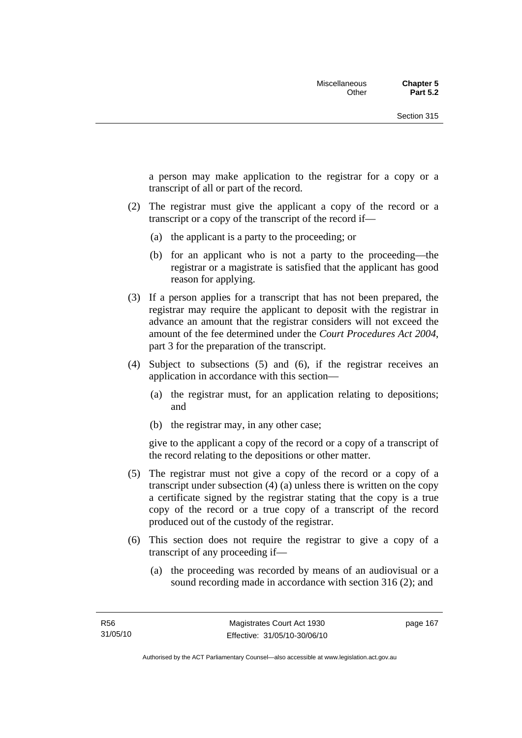a person may make application to the registrar for a copy or a transcript of all or part of the record.

(2) The registrar must give the applicant a copy of the record or a transcript or a copy of the transcript of the record if—

(a) the applicant is a party to the proceeding; or

(b) for an applicant who is not a party to the proceeding—the registrar or a magistrate is satisfied that the applicant has good reason for applying.

(3) If a person applies for a transcript that has not been prepared, the registrar may require the applicant to deposit with the registrar in advance an amount that the registrar considers will not exceed the amount of the fee determined under the *Court Procedures Act 2004*, part 3 for the preparation of the transcript.

(4) Subject to subsections (5) and (6), if the registrar receives an application in accordance with this section—

(a) the registrar must, for an application relating to depositions; and

(b) the registrar may, in any other case;

give to the applicant a copy of the record or a copy of a transcript of the record relating to the depositions or other matter.

(5) The registrar must not give a copy of the record or a copy of a transcript under subsection (4) (a) unless there is written on the copy a certificate signed by the registrar stating that the copy is a true copy of the record or a true copy of a transcript of the record produced out of the custody of the registrar.

(6) This section does not require the registrar to give a copy of a transcript of any proceeding if—

(a) the proceeding was recorded by means of an audiovisual or a sound recording made in accordance with section 316 (2); and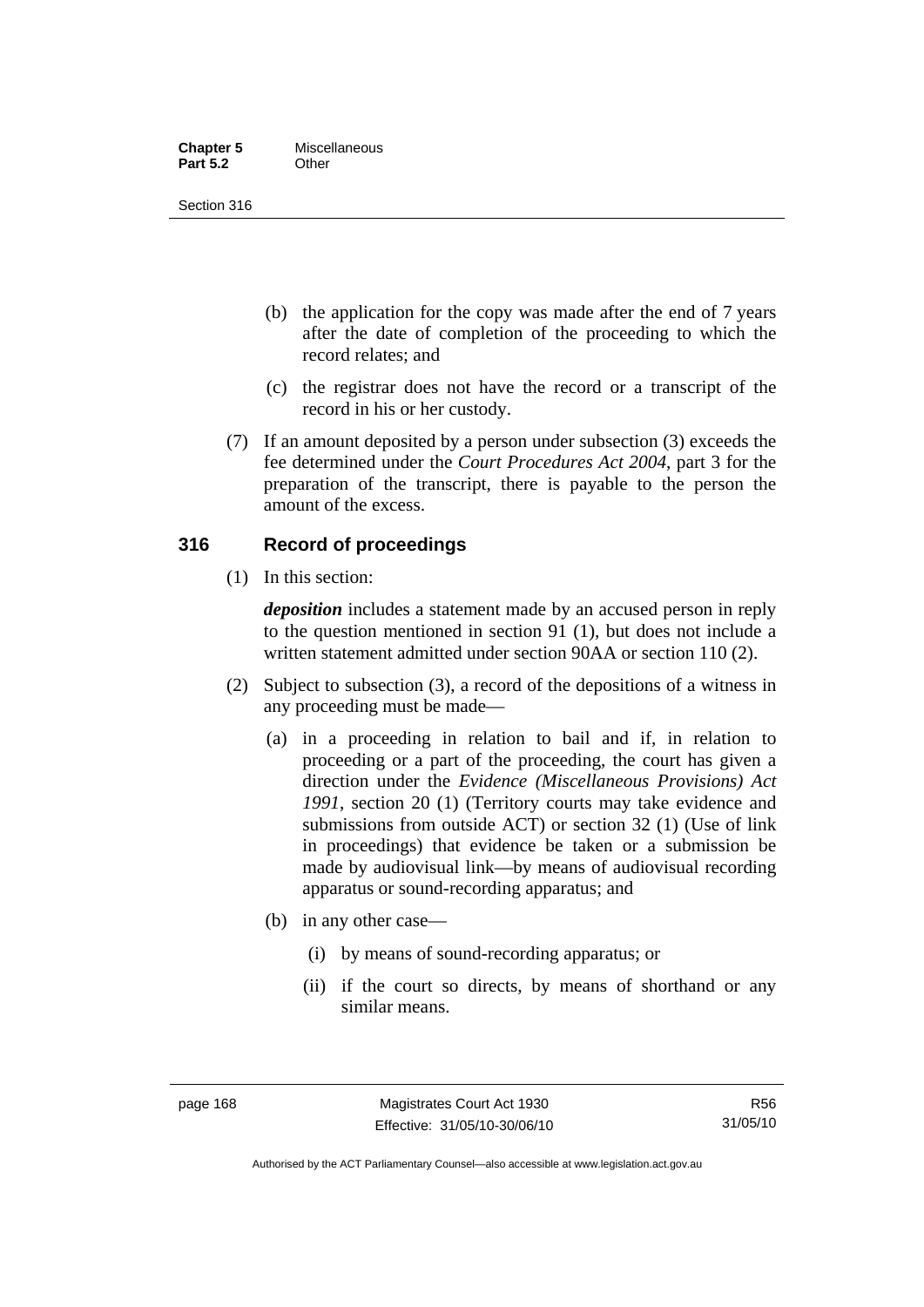(b) the application for the copy was made after the end of 7 years after the date of completion of the proceeding to which the record relates; and

(c) the registrar does not have the record or a transcript of the record in his or her custody.

(7) If an amount deposited by a person under subsection (3) exceeds the fee determined under the *Court Procedures Act 2004*, part 3 for the preparation of the transcript, there is payable to the person the amount of the excess.

## 316 Record of proceedings

(1) In this section:

***deposition*** includes a statement made by an accused person in reply to the question mentioned in section 91 (1), but does not include a written statement admitted under section 90AA or section 110 (2).

(2) Subject to subsection (3), a record of the depositions of a witness in any proceeding must be made—

(a) in a proceeding in relation to bail and if, in relation to proceeding or a part of the proceeding, the court has given a direction under the *Evidence (Miscellaneous Provisions) Act 1991*, section 20 (1) (Territory courts may take evidence and submissions from outside ACT) or section 32 (1) (Use of link in proceedings) that evidence be taken or a submission be made by audiovisual link—by means of audiovisual recording apparatus or sound-recording apparatus; and

(b) in any other case—

(i) by means of sound-recording apparatus; or

(ii) if the court so directs, by means of shorthand or any similar means.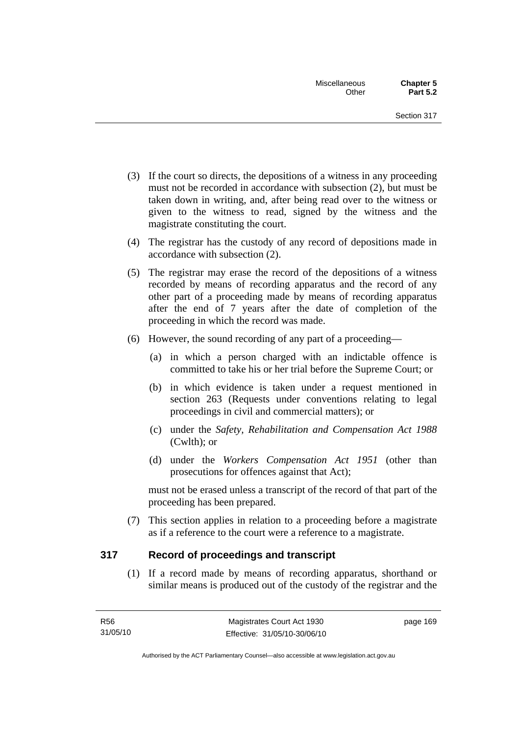(3) If the court so directs, the depositions of a witness in any proceeding must not be recorded in accordance with subsection (2), but must be taken down in writing, and, after being read over to the witness or given to the witness to read, signed by the witness and the magistrate constituting the court.

(4) The registrar has the custody of any record of depositions made in accordance with subsection (2).

(5) The registrar may erase the record of the depositions of a witness recorded by means of recording apparatus and the record of any other part of a proceeding made by means of recording apparatus after the end of 7 years after the date of completion of the proceeding in which the record was made.

(6) However, the sound recording of any part of a proceeding—

(a) in which a person charged with an indictable offence is committed to take his or her trial before the Supreme Court; or

(b) in which evidence is taken under a request mentioned in section 263 (Requests under conventions relating to legal proceedings in civil and commercial matters); or

(c) under the *Safety, Rehabilitation and Compensation Act 1988* (Cwlth); or

(d) under the *Workers Compensation Act 1951* (other than prosecutions for offences against that Act);

must not be erased unless a transcript of the record of that part of the proceeding has been prepared.

(7) This section applies in relation to a proceeding before a magistrate as if a reference to the court were a reference to a magistrate.

## 317 Record of proceedings and transcript

(1) If a record made by means of recording apparatus, shorthand or similar means is produced out of the custody of the registrar and the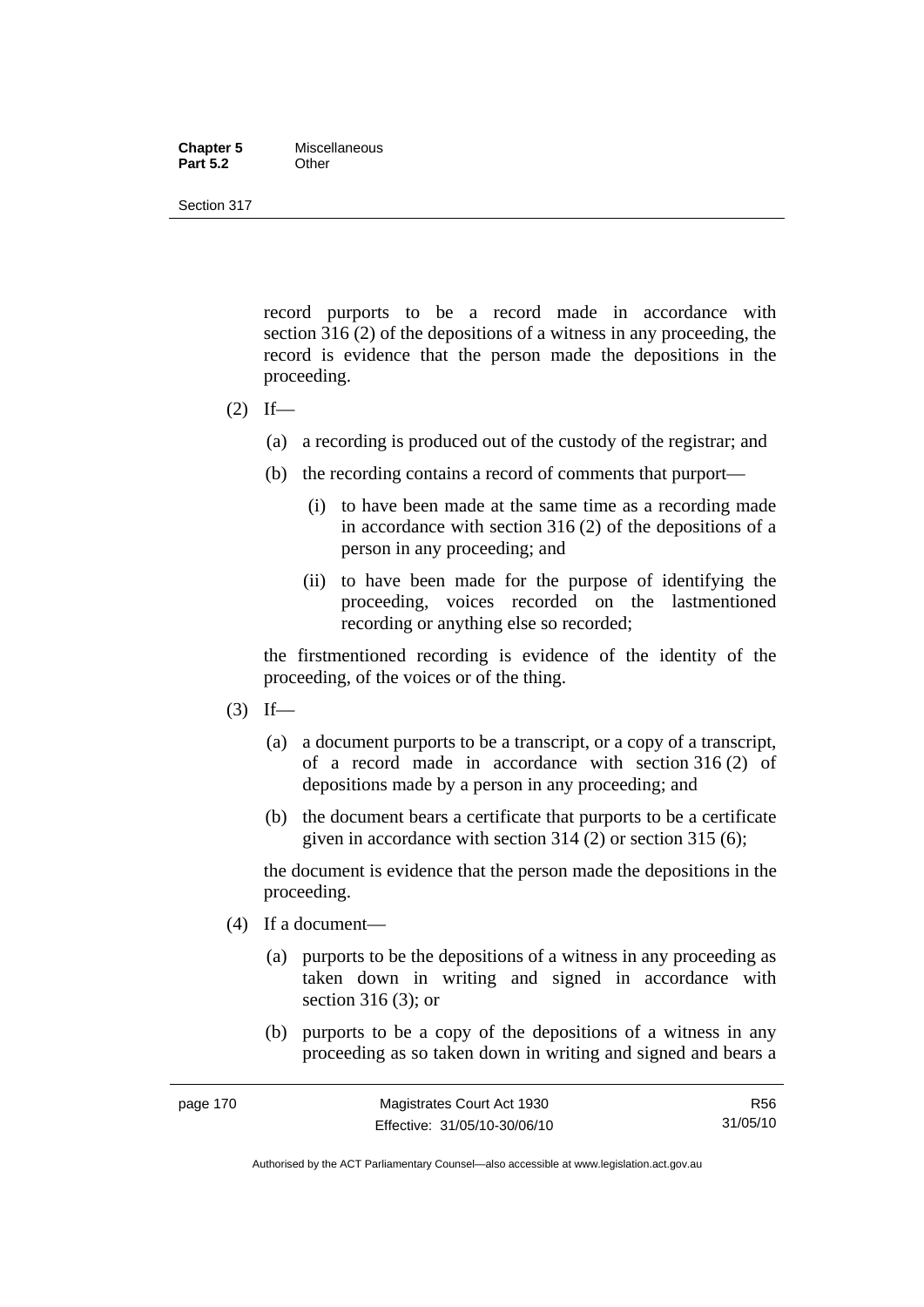record purports to be a record made in accordance with section 316 (2) of the depositions of a witness in any proceeding, the record is evidence that the person made the depositions in the proceeding.

(2) If—

(a) a recording is produced out of the custody of the registrar; and

(b) the recording contains a record of comments that purport—

(i) to have been made at the same time as a recording made in accordance with section 316 (2) of the depositions of a person in any proceeding; and

(ii) to have been made for the purpose of identifying the proceeding, voices recorded on the lastmentioned recording or anything else so recorded;

the firstmentioned recording is evidence of the identity of the proceeding, of the voices or of the thing.

(3) If—

(a) a document purports to be a transcript, or a copy of a transcript, of a record made in accordance with section 316 (2) of depositions made by a person in any proceeding; and

(b) the document bears a certificate that purports to be a certificate given in accordance with section 314 (2) or section 315 (6);

the document is evidence that the person made the depositions in the proceeding.

(4) If a document—

(a) purports to be the depositions of a witness in any proceeding as taken down in writing and signed in accordance with section 316 (3); or

(b) purports to be a copy of the depositions of a witness in any proceeding as so taken down in writing and signed and bears a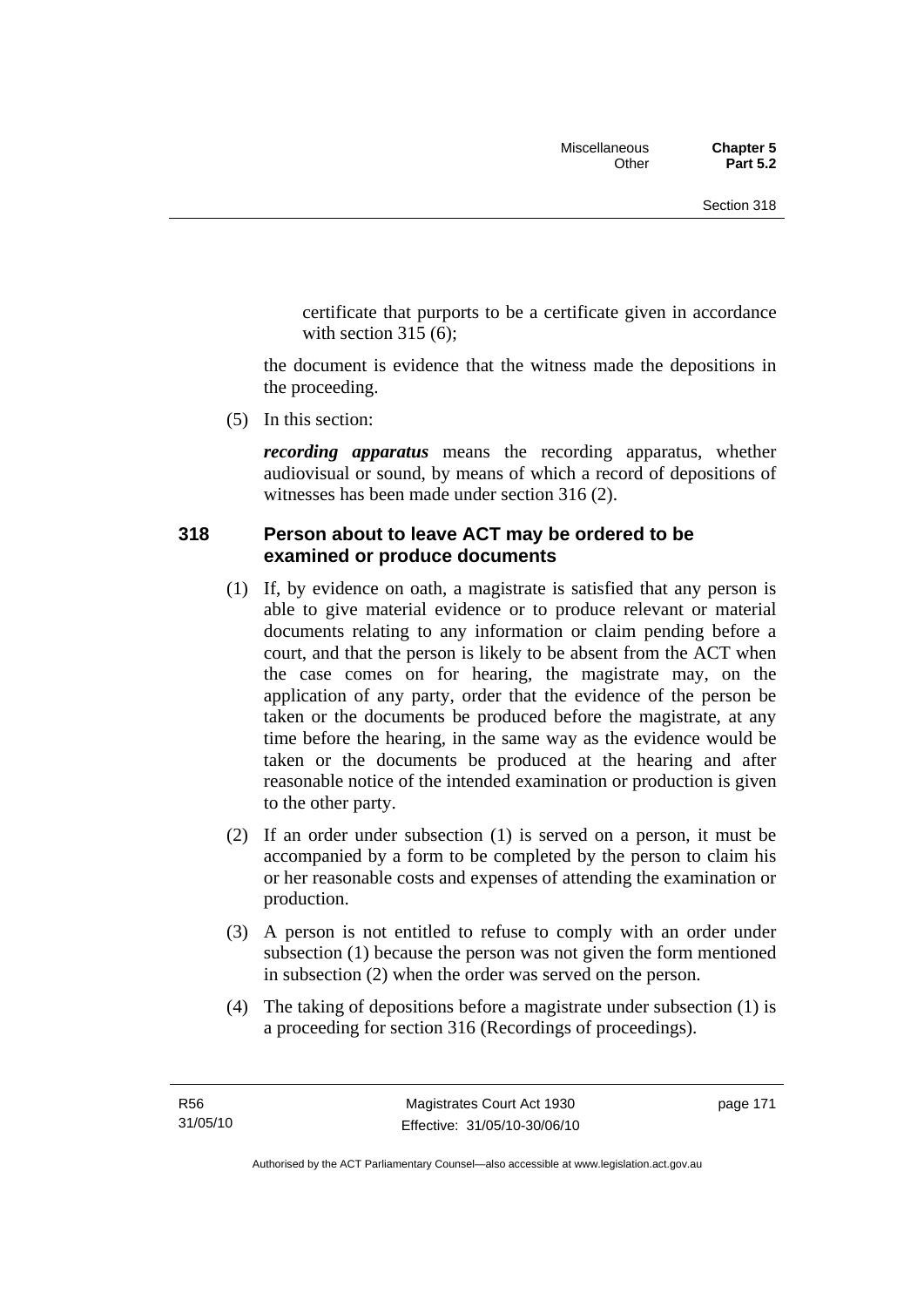certificate that purports to be a certificate given in accordance with section 315 (6);

the document is evidence that the witness made the depositions in the proceeding.

(5) In this section:

***recording apparatus*** means the recording apparatus, whether audiovisual or sound, by means of which a record of depositions of witnesses has been made under section 316 (2).

### 318 Person about to leave ACT may be ordered to be examined or produce documents

(1) If, by evidence on oath, a magistrate is satisfied that any person is able to give material evidence or to produce relevant or material documents relating to any information or claim pending before a court, and that the person is likely to be absent from the ACT when the case comes on for hearing, the magistrate may, on the application of any party, order that the evidence of the person be taken or the documents be produced before the magistrate, at any time before the hearing, in the same way as the evidence would be taken or the documents be produced at the hearing and after reasonable notice of the intended examination or production is given to the other party.

(2) If an order under subsection (1) is served on a person, it must be accompanied by a form to be completed by the person to claim his or her reasonable costs and expenses of attending the examination or production.

(3) A person is not entitled to refuse to comply with an order under subsection (1) because the person was not given the form mentioned in subsection (2) when the order was served on the person.

(4) The taking of depositions before a magistrate under subsection (1) is a proceeding for section 316 (Recordings of proceedings).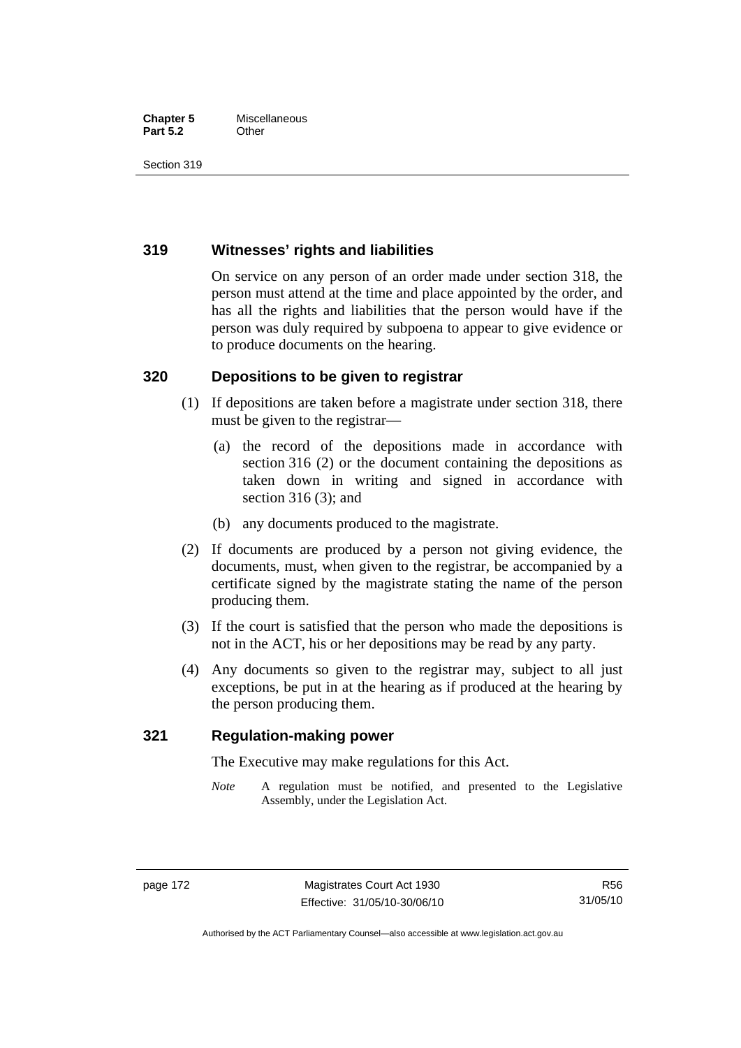## 319 Witnesses' rights and liabilities

On service on any person of an order made under section 318, the person must attend at the time and place appointed by the order, and has all the rights and liabilities that the person would have if the person was duly required by subpoena to appear to give evidence or to produce documents on the hearing.

## 320 Depositions to be given to registrar

(1) If depositions are taken before a magistrate under section 318, there must be given to the registrar—

(a) the record of the depositions made in accordance with section 316 (2) or the document containing the depositions as taken down in writing and signed in accordance with section 316 (3); and

(b) any documents produced to the magistrate.

(2) If documents are produced by a person not giving evidence, the documents, must, when given to the registrar, be accompanied by a certificate signed by the magistrate stating the name of the person producing them.

(3) If the court is satisfied that the person who made the depositions is not in the ACT, his or her depositions may be read by any party.

(4) Any documents so given to the registrar may, subject to all just exceptions, be put in at the hearing as if produced at the hearing by the person producing them.

## 321 Regulation-making power

The Executive may make regulations for this Act.

*Note* A regulation must be notified, and presented to the Legislative Assembly, under the Legislation Act.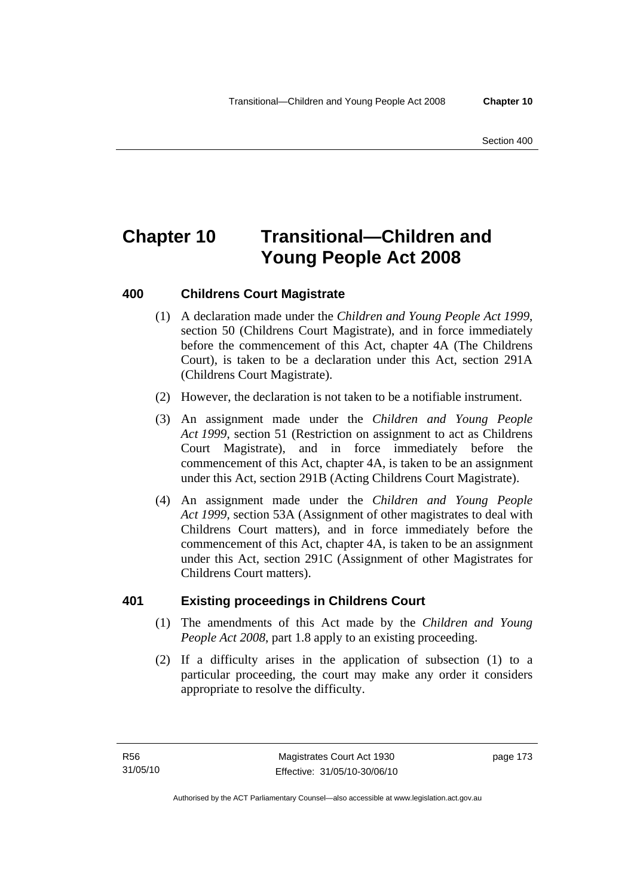# Chapter 10 Transitional—Children and Young People Act 2008

### 400 Childrens Court Magistrate

(1) A declaration made under the *Children and Young People Act 1999*, section 50 (Childrens Court Magistrate), and in force immediately before the commencement of this Act, chapter 4A (The Childrens Court), is taken to be a declaration under this Act, section 291A (Childrens Court Magistrate).

(2) However, the declaration is not taken to be a notifiable instrument.

(3) An assignment made under the *Children and Young People Act 1999*, section 51 (Restriction on assignment to act as Childrens Court Magistrate), and in force immediately before the commencement of this Act, chapter 4A, is taken to be an assignment under this Act, section 291B (Acting Childrens Court Magistrate).

(4) An assignment made under the *Children and Young People Act 1999*, section 53A (Assignment of other magistrates to deal with Childrens Court matters), and in force immediately before the commencement of this Act, chapter 4A, is taken to be an assignment under this Act, section 291C (Assignment of other Magistrates for Childrens Court matters).

### 401 Existing proceedings in Childrens Court

(1) The amendments of this Act made by the *Children and Young People Act 2008*, part 1.8 apply to an existing proceeding.

(2) If a difficulty arises in the application of subsection (1) to a particular proceeding, the court may make any order it considers appropriate to resolve the difficulty.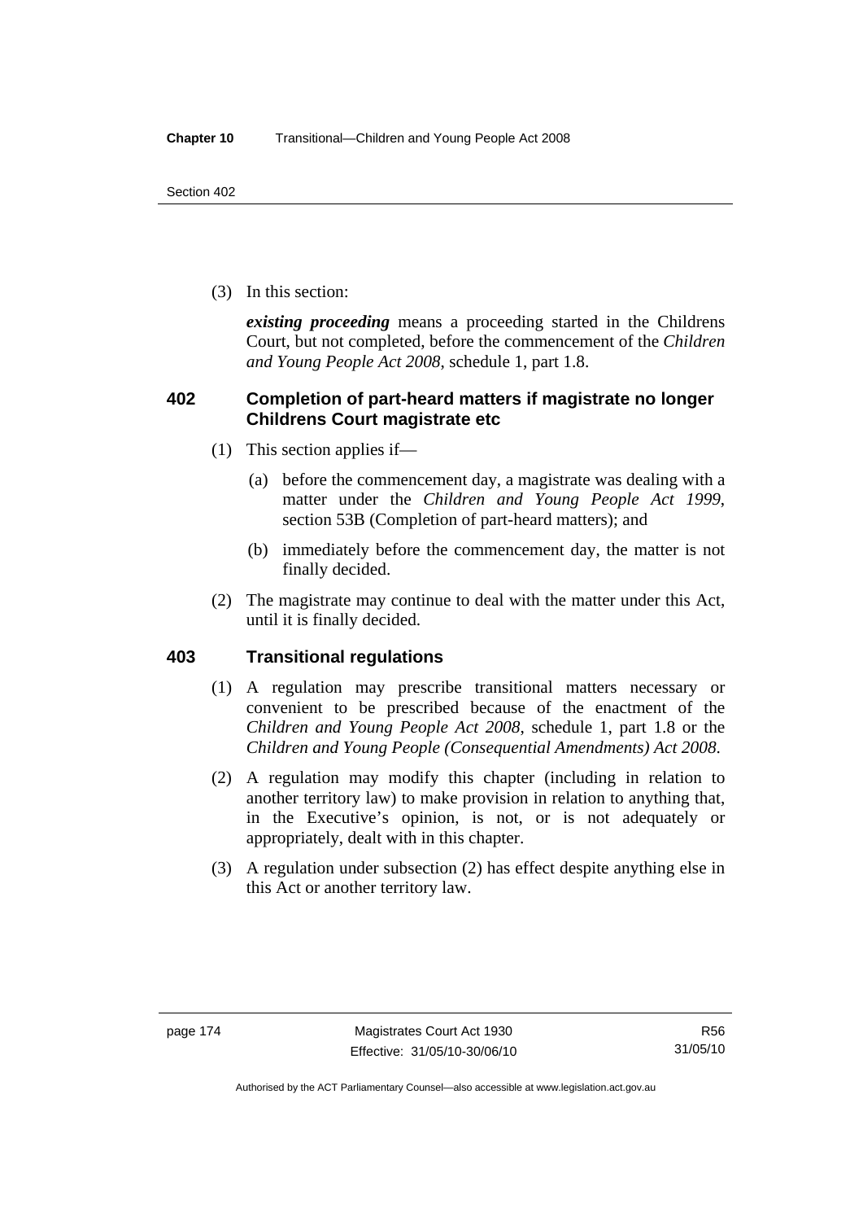(3) In this section:

***existing proceeding*** means a proceeding started in the Childrens Court, but not completed, before the commencement of the *Children and Young People Act 2008*, schedule 1, part 1.8.

### 402 Completion of part-heard matters if magistrate no longer Childrens Court magistrate etc

(1) This section applies if—

(a) before the commencement day, a magistrate was dealing with a matter under the *Children and Young People Act 1999*, section 53B (Completion of part-heard matters); and

(b) immediately before the commencement day, the matter is not finally decided.

(2) The magistrate may continue to deal with the matter under this Act, until it is finally decided.

### 403 Transitional regulations

(1) A regulation may prescribe transitional matters necessary or convenient to be prescribed because of the enactment of the *Children and Young People Act 2008*, schedule 1, part 1.8 or the *Children and Young People (Consequential Amendments) Act 2008*.

(2) A regulation may modify this chapter (including in relation to another territory law) to make provision in relation to anything that, in the Executive's opinion, is not, or is not adequately or appropriately, dealt with in this chapter.

(3) A regulation under subsection (2) has effect despite anything else in this Act or another territory law.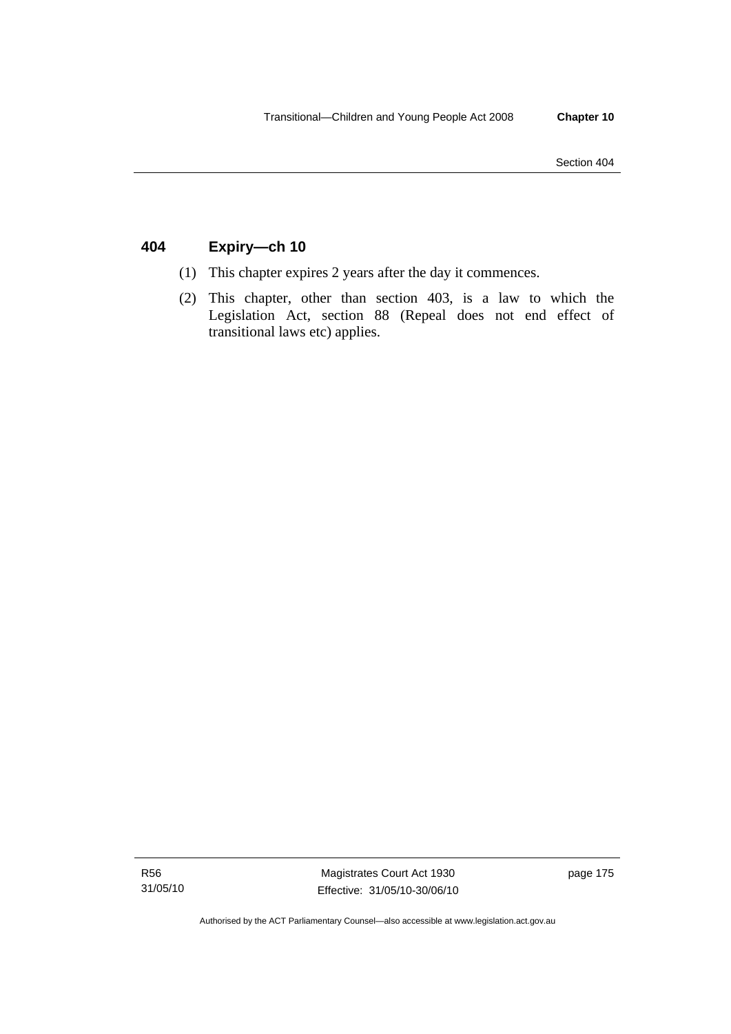## 404 Expiry—ch 10

(1) This chapter expires 2 years after the day it commences.

(2) This chapter, other than section 403, is a law to which the Legislation Act, section 88 (Repeal does not end effect of transitional laws etc) applies.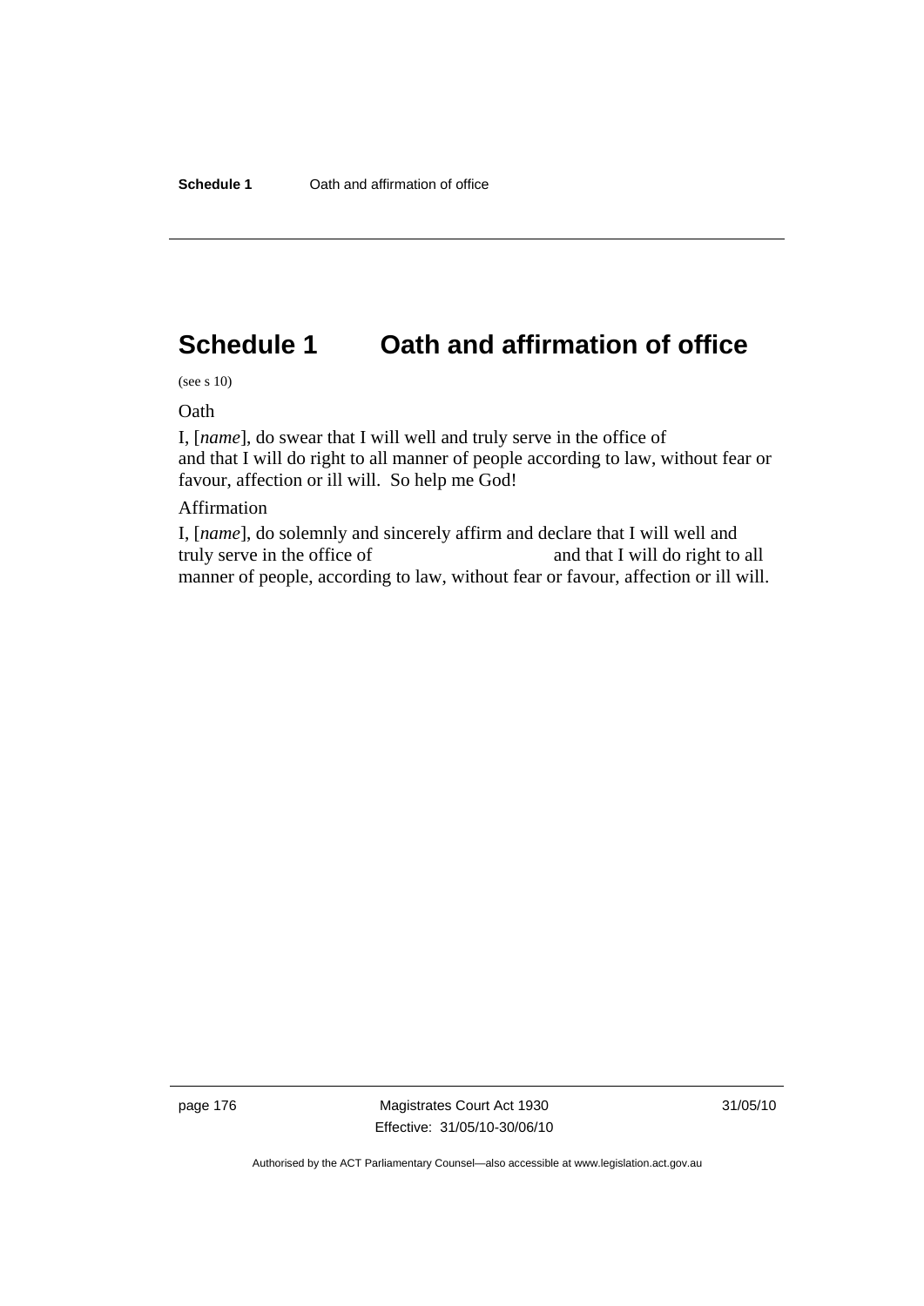# Schedule 1 Oath and affirmation of office

(see s 10)

Oath

I, [*name*], do swear that I will well and truly serve in the office of
and that I will do right to all manner of people according to law, without fear or favour, affection or ill will. So help me God!

Affirmation

I, [*name*], do solemnly and sincerely affirm and declare that I will well and truly serve in the office of and that I will do right to all manner of people, according to law, without fear or favour, affection or ill will.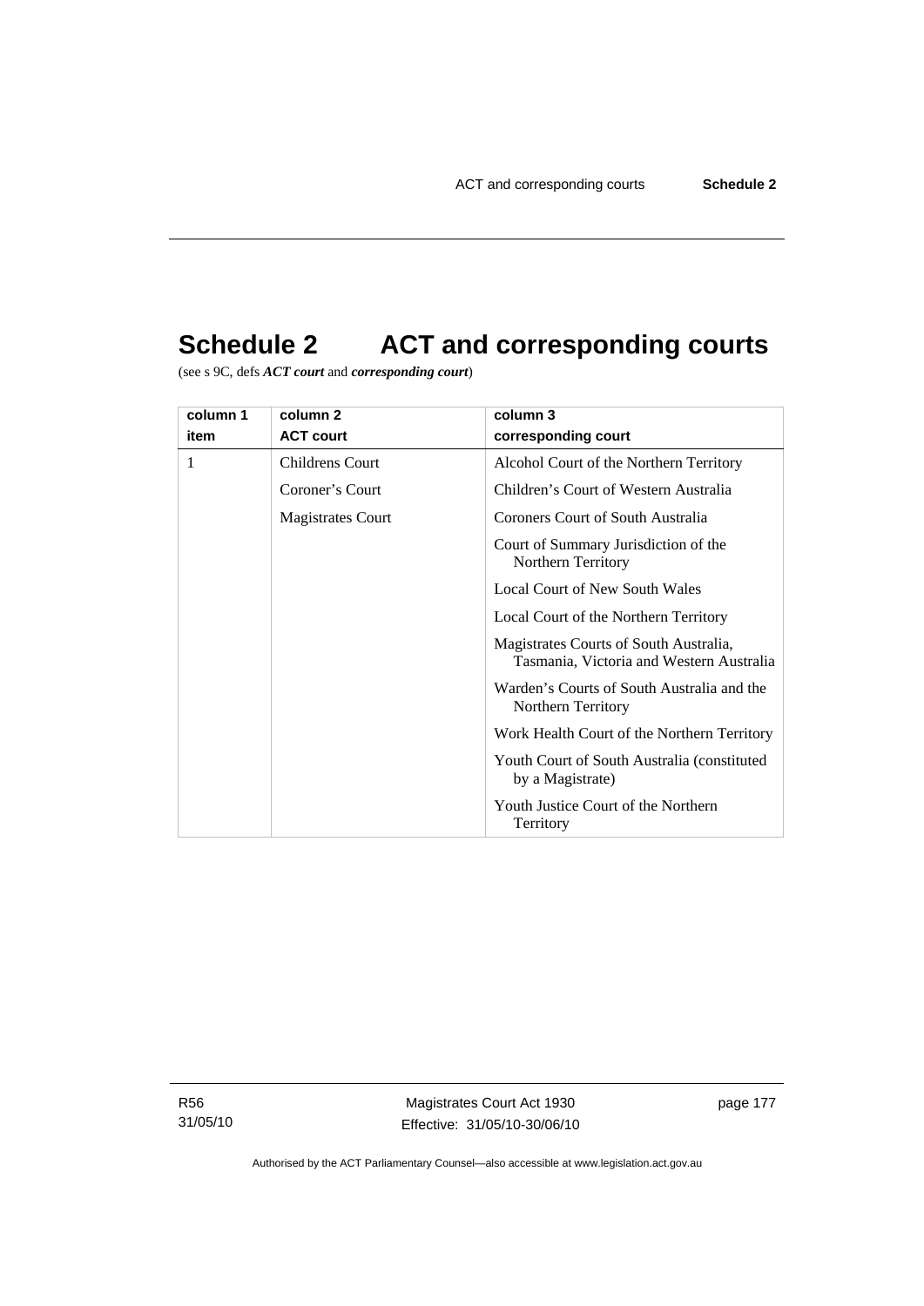# Schedule 2 ACT and corresponding courts

(see s 9C, defs ***ACT court*** and ***corresponding court***)

| column 1<br>item | column 2<br>ACT court | column 3<br>corresponding court |
|---|---|---|
| 1 | Childrens Court<br>Coroner's Court<br>Magistrates Court | Alcohol Court of the Northern Territory<br>Children's Court of Western Australia<br>Coroners Court of South Australia<br>Court of Summary Jurisdiction of the Northern Territory<br>Local Court of New South Wales<br>Local Court of the Northern Territory<br>Magistrates Courts of South Australia, Tasmania, Victoria and Western Australia<br>Warden's Courts of South Australia and the Northern Territory<br>Work Health Court of the Northern Territory<br>Youth Court of South Australia (constituted by a Magistrate)<br>Youth Justice Court of the Northern Territory |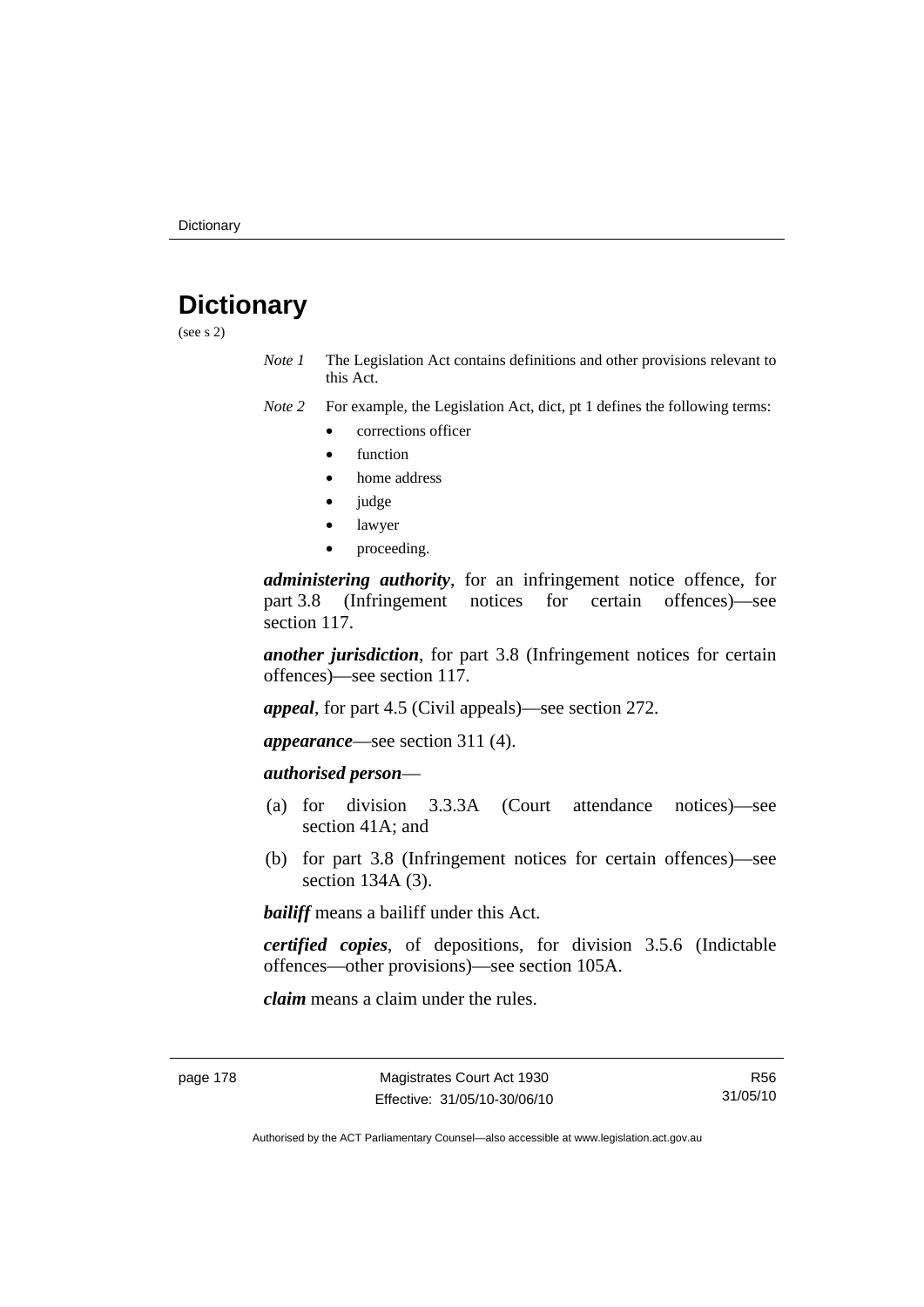# Dictionary

(see s 2)

*Note 1* The Legislation Act contains definitions and other provisions relevant to this Act.

*Note 2* For example, the Legislation Act, dict, pt 1 defines the following terms:

- corrections officer
- function
- home address
- judge
- lawyer
- proceeding.

***administering authority***, for an infringement notice offence, for part 3.8 (Infringement notices for certain offences)—see section 117.

***another jurisdiction***, for part 3.8 (Infringement notices for certain offences)—see section 117.

***appeal***, for part 4.5 (Civil appeals)—see section 272.

***appearance***—see section 311 (4).

***authorised person***—

(a) for division 3.3.3A (Court attendance notices)—see section 41A; and

(b) for part 3.8 (Infringement notices for certain offences)—see section 134A (3).

***bailiff*** means a bailiff under this Act.

***certified copies***, of depositions, for division 3.5.6 (Indictable offences—other provisions)—see section 105A.

***claim*** means a claim under the rules.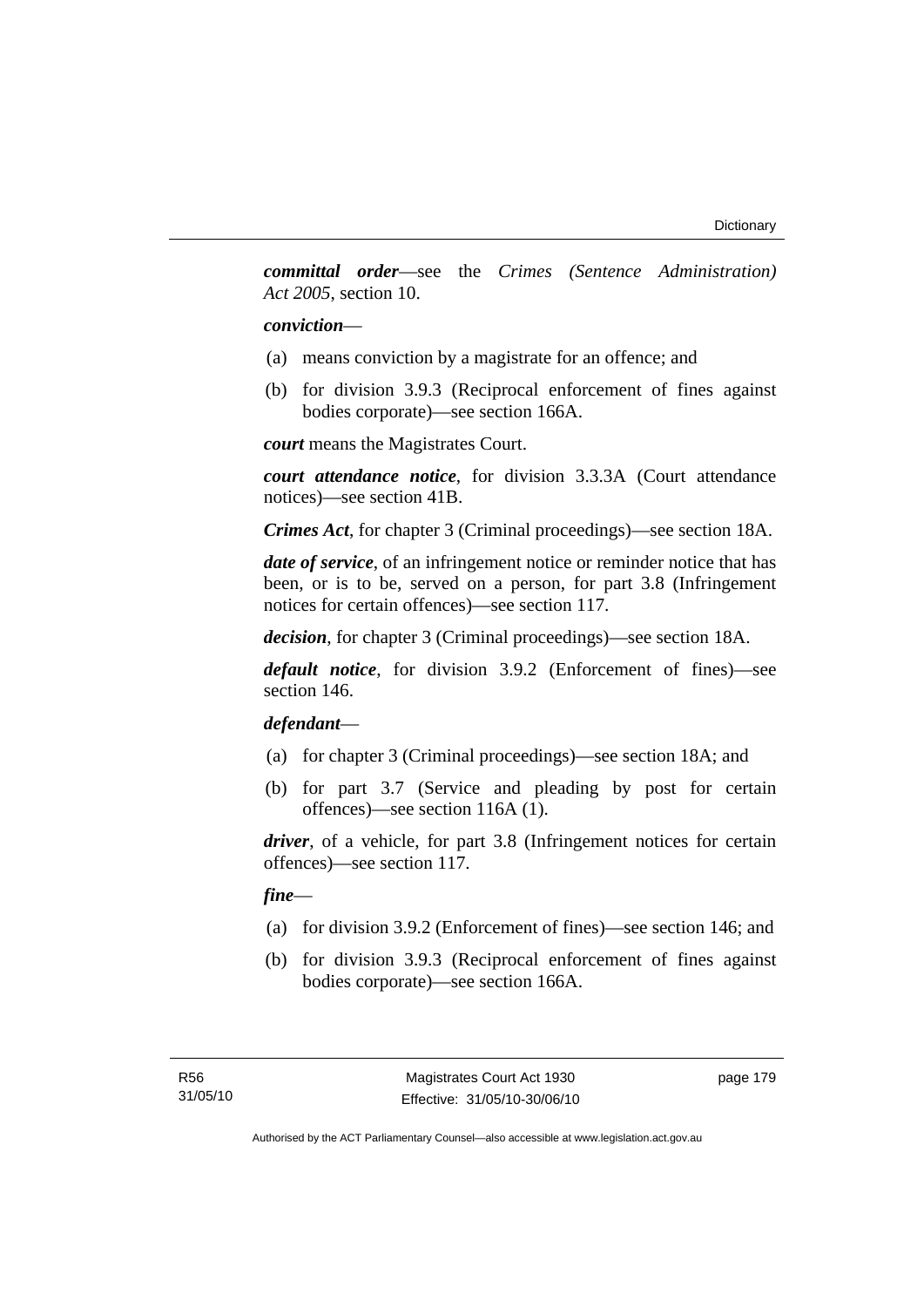***committal order***—see the *Crimes (Sentence Administration) Act 2005*, section 10.

***conviction***—

(a) means conviction by a magistrate for an offence; and

(b) for division 3.9.3 (Reciprocal enforcement of fines against bodies corporate)—see section 166A.

***court*** means the Magistrates Court.

***court attendance notice***, for division 3.3.3A (Court attendance notices)—see section 41B.

***Crimes Act***, for chapter 3 (Criminal proceedings)—see section 18A.

***date of service***, of an infringement notice or reminder notice that has been, or is to be, served on a person, for part 3.8 (Infringement notices for certain offences)—see section 117.

***decision***, for chapter 3 (Criminal proceedings)—see section 18A.

***default notice***, for division 3.9.2 (Enforcement of fines)—see section 146.

***defendant***—

(a) for chapter 3 (Criminal proceedings)—see section 18A; and

(b) for part 3.7 (Service and pleading by post for certain offences)—see section 116A (1).

***driver***, of a vehicle, for part 3.8 (Infringement notices for certain offences)—see section 117.

***fine***—

(a) for division 3.9.2 (Enforcement of fines)—see section 146; and

(b) for division 3.9.3 (Reciprocal enforcement of fines against bodies corporate)—see section 166A.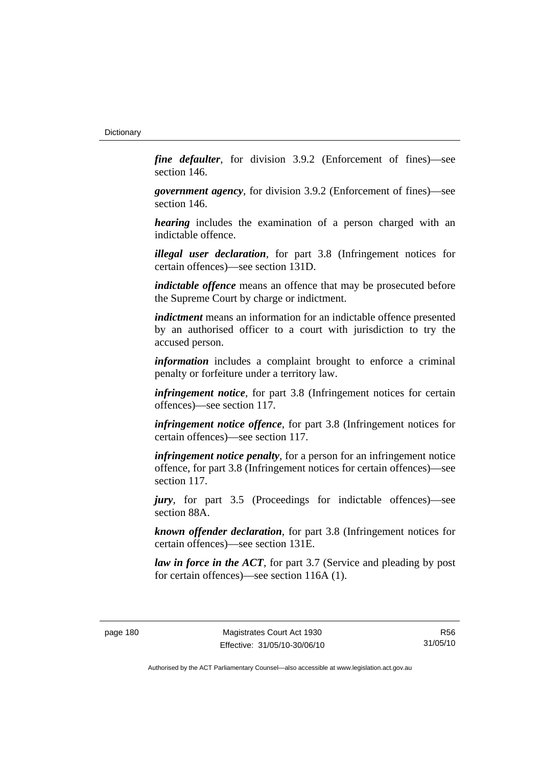***fine defaulter***, for division 3.9.2 (Enforcement of fines)—see section 146.

***government agency***, for division 3.9.2 (Enforcement of fines)—see section 146.

***hearing*** includes the examination of a person charged with an indictable offence.

***illegal user declaration***, for part 3.8 (Infringement notices for certain offences)—see section 131D.

***indictable offence*** means an offence that may be prosecuted before the Supreme Court by charge or indictment.

***indictment*** means an information for an indictable offence presented by an authorised officer to a court with jurisdiction to try the accused person.

***information*** includes a complaint brought to enforce a criminal penalty or forfeiture under a territory law.

***infringement notice***, for part 3.8 (Infringement notices for certain offences)—see section 117.

***infringement notice offence***, for part 3.8 (Infringement notices for certain offences)—see section 117.

***infringement notice penalty***, for a person for an infringement notice offence, for part 3.8 (Infringement notices for certain offences)—see section 117.

***jury***, for part 3.5 (Proceedings for indictable offences)—see section 88A.

***known offender declaration***, for part 3.8 (Infringement notices for certain offences)—see section 131E.

***law in force in the ACT***, for part 3.7 (Service and pleading by post for certain offences)—see section 116A (1).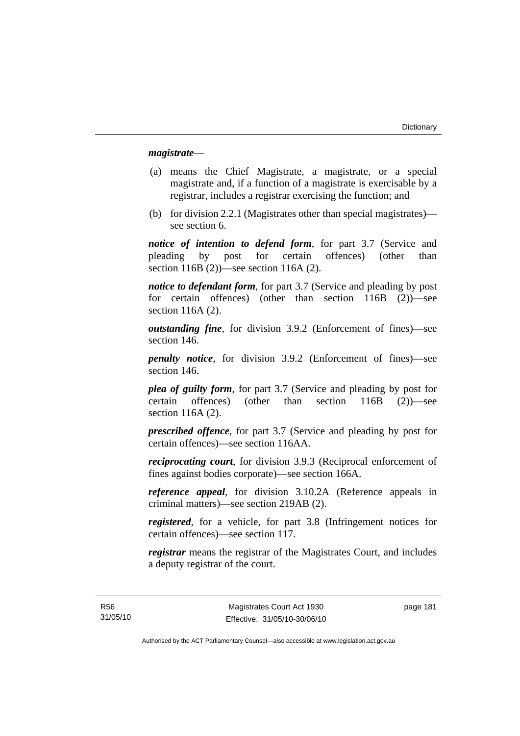***magistrate***—

(a) means the Chief Magistrate, a magistrate, or a special magistrate and, if a function of a magistrate is exercisable by a registrar, includes a registrar exercising the function; and

(b) for division 2.2.1 (Magistrates other than special magistrates)—see section 6.

***notice of intention to defend form***, for part 3.7 (Service and pleading by post for certain offences) (other than section 116B (2))—see section 116A (2).

***notice to defendant form***, for part 3.7 (Service and pleading by post for certain offences) (other than section 116B (2))—see section 116A (2).

***outstanding fine***, for division 3.9.2 (Enforcement of fines)—see section 146.

***penalty notice***, for division 3.9.2 (Enforcement of fines)—see section 146.

***plea of guilty form***, for part 3.7 (Service and pleading by post for certain offences) (other than section 116B (2))—see section 116A (2).

***prescribed offence***, for part 3.7 (Service and pleading by post for certain offences)—see section 116AA.

***reciprocating court***, for division 3.9.3 (Reciprocal enforcement of fines against bodies corporate)—see section 166A.

***reference appeal***, for division 3.10.2A (Reference appeals in criminal matters)—see section 219AB (2).

***registered***, for a vehicle, for part 3.8 (Infringement notices for certain offences)—see section 117.

***registrar*** means the registrar of the Magistrates Court, and includes a deputy registrar of the court.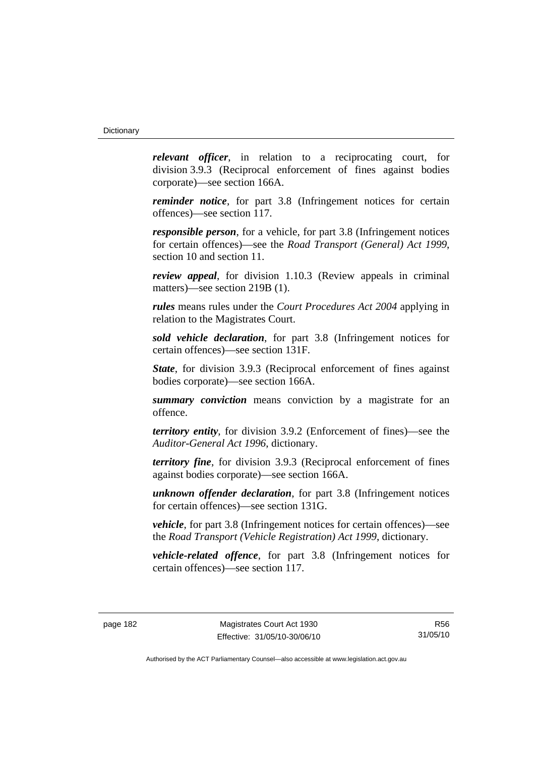***relevant officer***, in relation to a reciprocating court, for division 3.9.3 (Reciprocal enforcement of fines against bodies corporate)—see section 166A.

***reminder notice***, for part 3.8 (Infringement notices for certain offences)—see section 117.

***responsible person***, for a vehicle, for part 3.8 (Infringement notices for certain offences)—see the *Road Transport (General) Act 1999*, section 10 and section 11.

***review appeal***, for division 1.10.3 (Review appeals in criminal matters)—see section 219B (1).

***rules*** means rules under the *Court Procedures Act 2004* applying in relation to the Magistrates Court.

***sold vehicle declaration***, for part 3.8 (Infringement notices for certain offences)—see section 131F.

***State***, for division 3.9.3 (Reciprocal enforcement of fines against bodies corporate)—see section 166A.

***summary conviction*** means conviction by a magistrate for an offence.

***territory entity***, for division 3.9.2 (Enforcement of fines)—see the *Auditor-General Act 1996*, dictionary.

***territory fine***, for division 3.9.3 (Reciprocal enforcement of fines against bodies corporate)—see section 166A.

***unknown offender declaration***, for part 3.8 (Infringement notices for certain offences)—see section 131G.

***vehicle***, for part 3.8 (Infringement notices for certain offences)—see the *Road Transport (Vehicle Registration) Act 1999*, dictionary.

***vehicle-related offence***, for part 3.8 (Infringement notices for certain offences)—see section 117.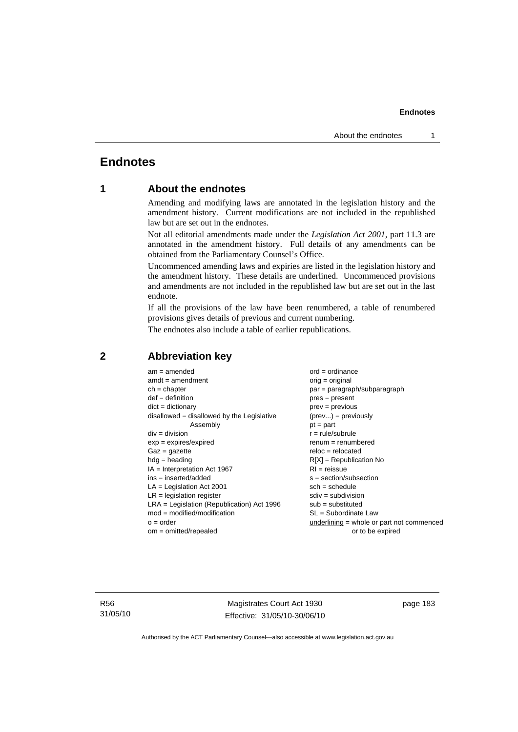# Endnotes

## 1 About the endnotes

Amending and modifying laws are annotated in the legislation history and the amendment history. Current modifications are not included in the republished law but are set out in the endnotes.

Not all editorial amendments made under the *Legislation Act 2001*, part 11.3 are annotated in the amendment history. Full details of any amendments can be obtained from the Parliamentary Counsel's Office.

Uncommenced amending laws and expiries are listed in the legislation history and the amendment history. These details are underlined. Uncommenced provisions and amendments are not included in the republished law but are set out in the last endnote.

If all the provisions of the law have been renumbered, a table of renumbered provisions gives details of previous and current numbering.

The endnotes also include a table of earlier republications.

## 2 Abbreviation key

am = amended
amdt = amendment
ch = chapter
def = definition
dict = dictionary
disallowed = disallowed by the Legislative Assembly
div = division
exp = expires/expired
Gaz = gazette
hdg = heading
IA = Interpretation Act 1967
ins = inserted/added
LA = Legislation Act 2001
LR = legislation register
LRA = Legislation (Republication) Act 1996
mod = modified/modification
o = order
om = omitted/repealed
ord = ordinance
orig = original
par = paragraph/subparagraph
pres = present
prev = previous
(prev...) = previously
pt = part
r = rule/subrule
renum = renumbered
reloc = relocated
R[X] = Republication No
RI = reissue
s = section/subsection
sch = schedule
sdiv = subdivision
sub = substituted
SL = Subordinate Law
underlining = whole or part not commenced or to be expired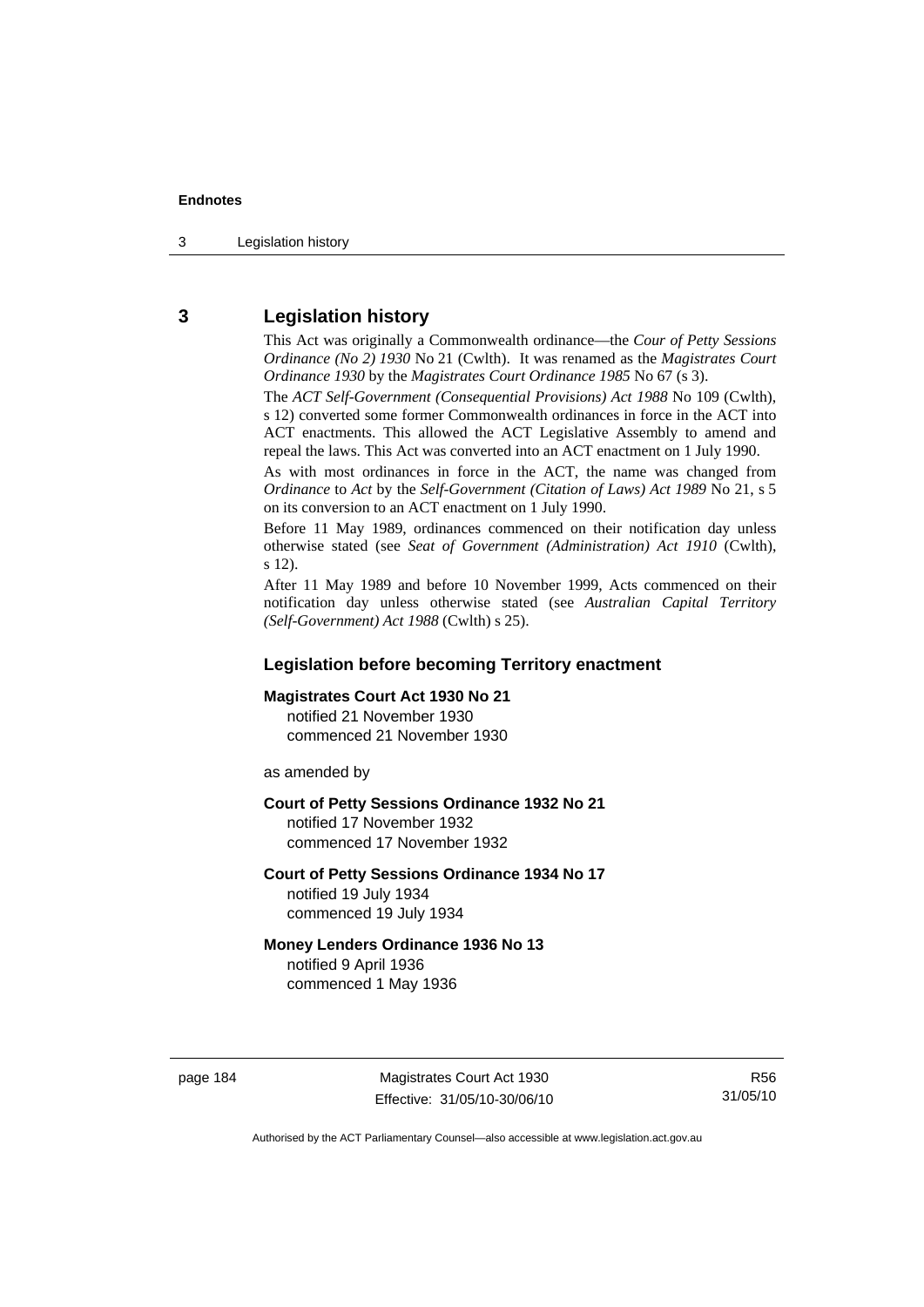## 3 Legislation history

This Act was originally a Commonwealth ordinance—the *Cour of Petty Sessions Ordinance (No 2) 1930* No 21 (Cwlth). It was renamed as the *Magistrates Court Ordinance 1930* by the *Magistrates Court Ordinance 1985* No 67 (s 3).

The *ACT Self-Government (Consequential Provisions) Act 1988* No 109 (Cwlth), s 12) converted some former Commonwealth ordinances in force in the ACT into ACT enactments. This allowed the ACT Legislative Assembly to amend and repeal the laws. This Act was converted into an ACT enactment on 1 July 1990.

As with most ordinances in force in the ACT, the name was changed from *Ordinance* to *Act* by the *Self-Government (Citation of Laws) Act 1989* No 21, s 5 on its conversion to an ACT enactment on 1 July 1990.

Before 11 May 1989, ordinances commenced on their notification day unless otherwise stated (see *Seat of Government (Administration) Act 1910* (Cwlth), s 12).

After 11 May 1989 and before 10 November 1999, Acts commenced on their notification day unless otherwise stated (see *Australian Capital Territory (Self-Government) Act 1988* (Cwlth) s 25).

### Legislation before becoming Territory enactment

**Magistrates Court Act 1930 No 21**
notified 21 November 1930
commenced 21 November 1930

as amended by

**Court of Petty Sessions Ordinance 1932 No 21**
notified 17 November 1932
commenced 17 November 1932

**Court of Petty Sessions Ordinance 1934 No 17**
notified 19 July 1934
commenced 19 July 1934

**Money Lenders Ordinance 1936 No 13**
notified 9 April 1936
commenced 1 May 1936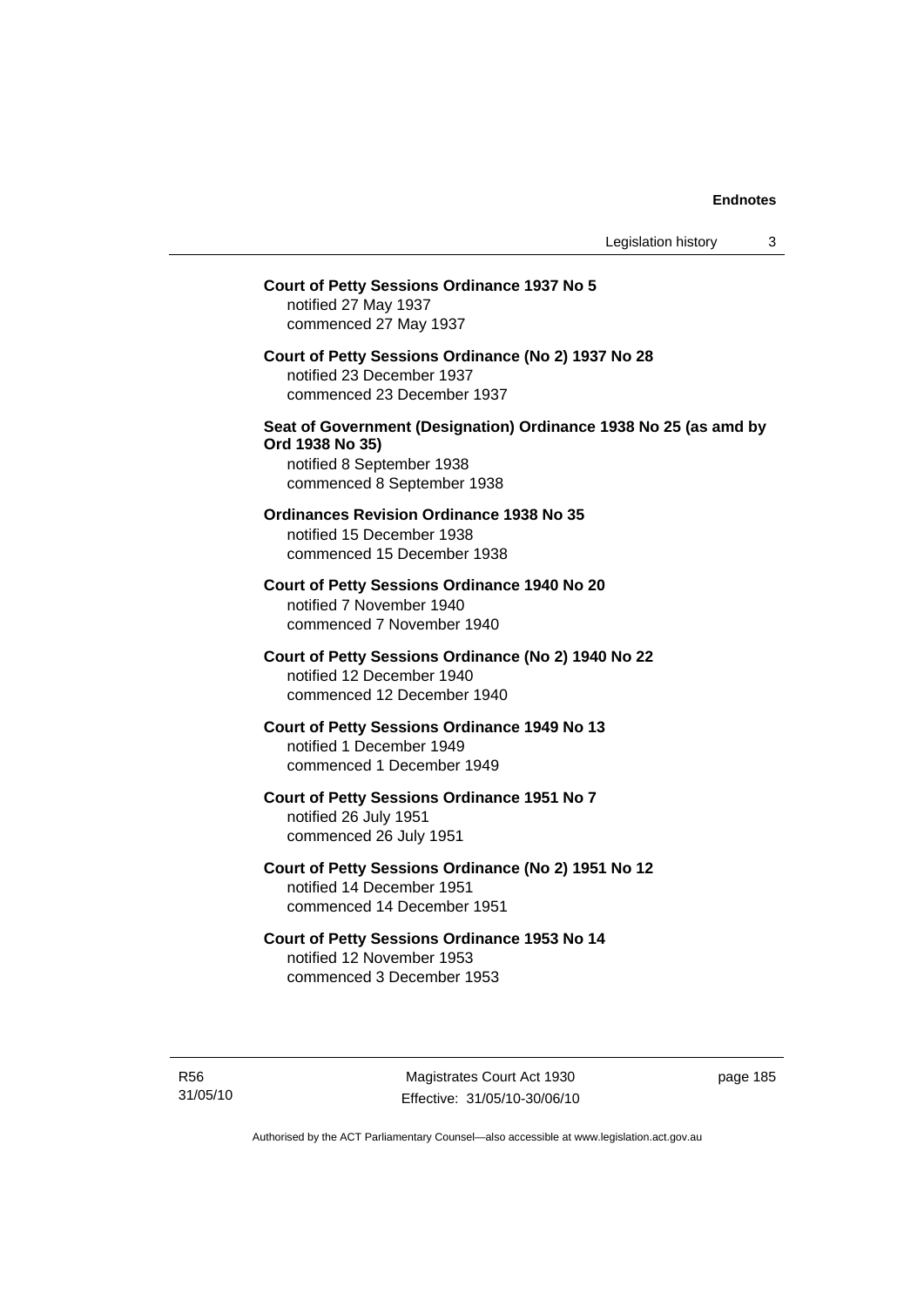**Court of Petty Sessions Ordinance 1937 No 5**
notified 27 May 1937
commenced 27 May 1937

**Court of Petty Sessions Ordinance (No 2) 1937 No 28**
notified 23 December 1937
commenced 23 December 1937

**Seat of Government (Designation) Ordinance 1938 No 25 (as amd by Ord 1938 No 35)**
notified 8 September 1938
commenced 8 September 1938

**Ordinances Revision Ordinance 1938 No 35**
notified 15 December 1938
commenced 15 December 1938

**Court of Petty Sessions Ordinance 1940 No 20**
notified 7 November 1940
commenced 7 November 1940

**Court of Petty Sessions Ordinance (No 2) 1940 No 22**
notified 12 December 1940
commenced 12 December 1940

**Court of Petty Sessions Ordinance 1949 No 13**
notified 1 December 1949
commenced 1 December 1949

**Court of Petty Sessions Ordinance 1951 No 7**
notified 26 July 1951
commenced 26 July 1951

**Court of Petty Sessions Ordinance (No 2) 1951 No 12**
notified 14 December 1951
commenced 14 December 1951

**Court of Petty Sessions Ordinance 1953 No 14**
notified 12 November 1953
commenced 3 December 1953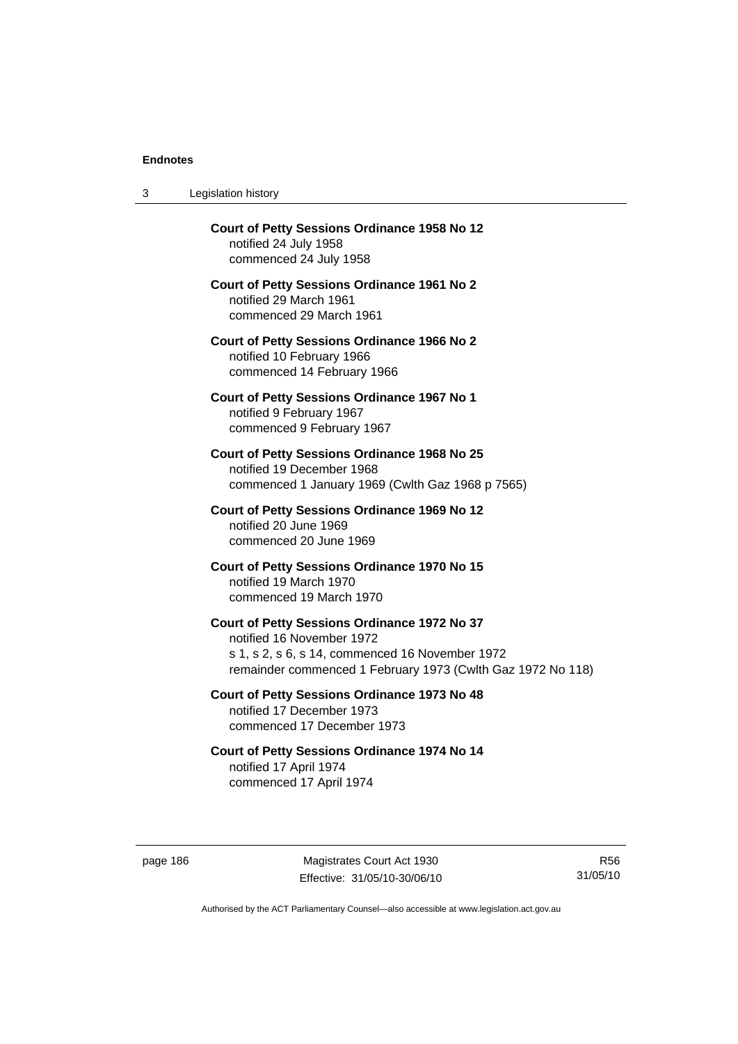**Court of Petty Sessions Ordinance 1958 No 12**
notified 24 July 1958
commenced 24 July 1958

**Court of Petty Sessions Ordinance 1961 No 2**
notified 29 March 1961
commenced 29 March 1961

**Court of Petty Sessions Ordinance 1966 No 2**
notified 10 February 1966
commenced 14 February 1966

**Court of Petty Sessions Ordinance 1967 No 1**
notified 9 February 1967
commenced 9 February 1967

**Court of Petty Sessions Ordinance 1968 No 25**
notified 19 December 1968
commenced 1 January 1969 (Cwlth Gaz 1968 p 7565)

**Court of Petty Sessions Ordinance 1969 No 12**
notified 20 June 1969
commenced 20 June 1969

**Court of Petty Sessions Ordinance 1970 No 15**
notified 19 March 1970
commenced 19 March 1970

**Court of Petty Sessions Ordinance 1972 No 37**
notified 16 November 1972
s 1, s 2, s 6, s 14, commenced 16 November 1972
remainder commenced 1 February 1973 (Cwlth Gaz 1972 No 118)

**Court of Petty Sessions Ordinance 1973 No 48**
notified 17 December 1973
commenced 17 December 1973

**Court of Petty Sessions Ordinance 1974 No 14**
notified 17 April 1974
commenced 17 April 1974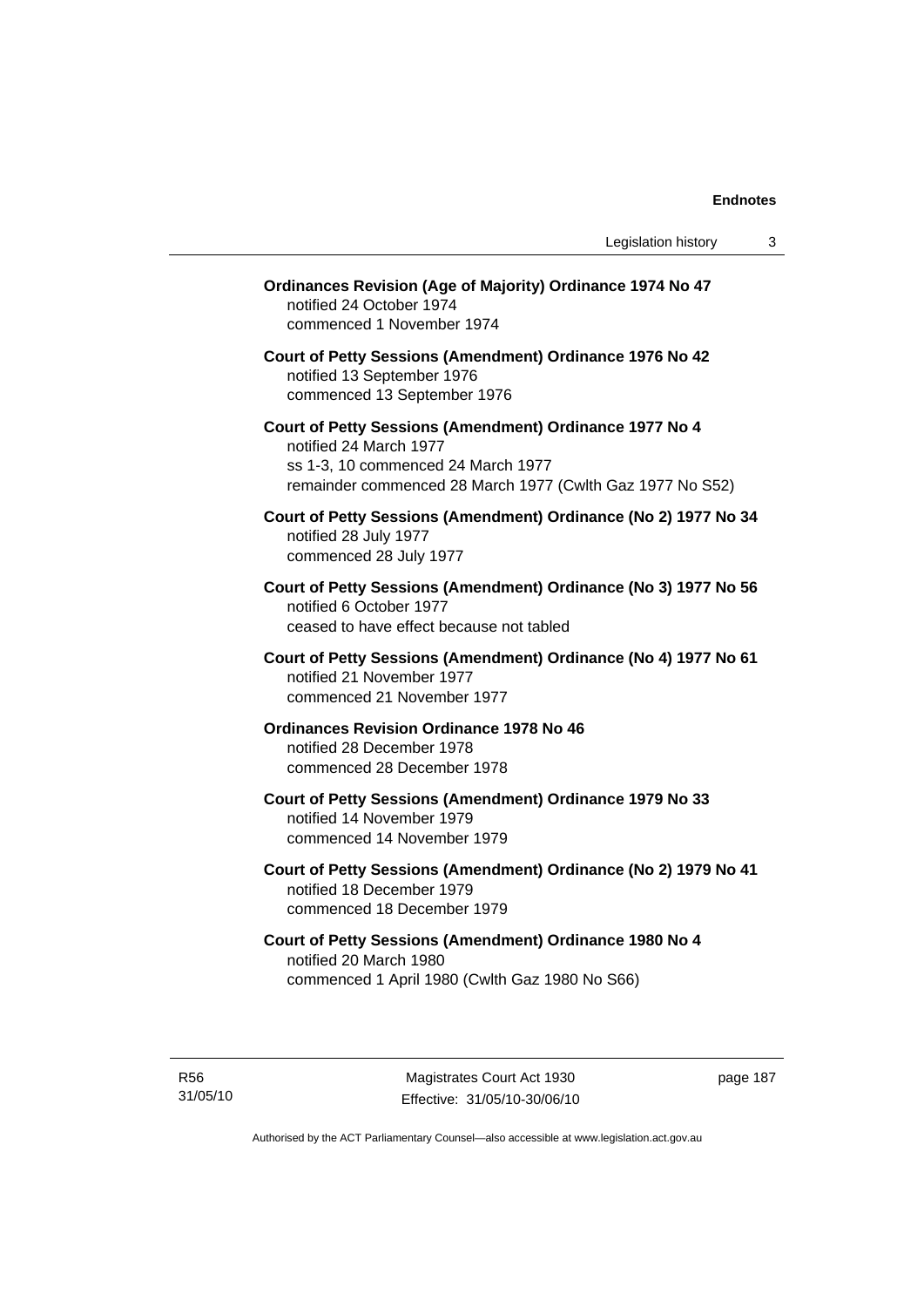**Ordinances Revision (Age of Majority) Ordinance 1974 No 47**
notified 24 October 1974
commenced 1 November 1974

**Court of Petty Sessions (Amendment) Ordinance 1976 No 42**
notified 13 September 1976
commenced 13 September 1976

**Court of Petty Sessions (Amendment) Ordinance 1977 No 4**
notified 24 March 1977
ss 1-3, 10 commenced 24 March 1977
remainder commenced 28 March 1977 (Cwlth Gaz 1977 No S52)

**Court of Petty Sessions (Amendment) Ordinance (No 2) 1977 No 34**
notified 28 July 1977
commenced 28 July 1977

**Court of Petty Sessions (Amendment) Ordinance (No 3) 1977 No 56**
notified 6 October 1977
ceased to have effect because not tabled

**Court of Petty Sessions (Amendment) Ordinance (No 4) 1977 No 61**
notified 21 November 1977
commenced 21 November 1977

**Ordinances Revision Ordinance 1978 No 46**
notified 28 December 1978
commenced 28 December 1978

**Court of Petty Sessions (Amendment) Ordinance 1979 No 33**
notified 14 November 1979
commenced 14 November 1979

**Court of Petty Sessions (Amendment) Ordinance (No 2) 1979 No 41**
notified 18 December 1979
commenced 18 December 1979

**Court of Petty Sessions (Amendment) Ordinance 1980 No 4**
notified 20 March 1980
commenced 1 April 1980 (Cwlth Gaz 1980 No S66)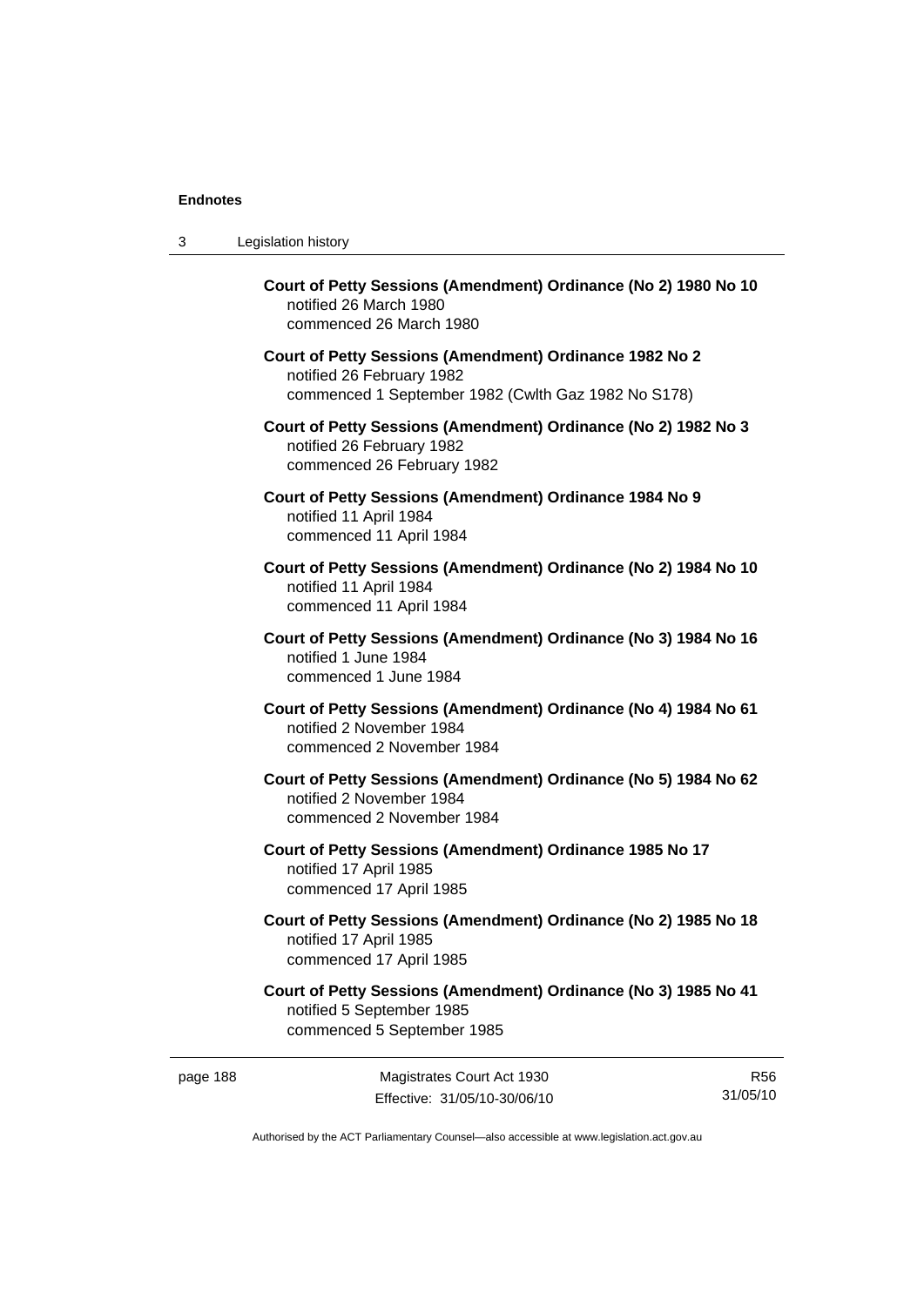**Court of Petty Sessions (Amendment) Ordinance (No 2) 1980 No 10**
notified 26 March 1980
commenced 26 March 1980

**Court of Petty Sessions (Amendment) Ordinance 1982 No 2**
notified 26 February 1982
commenced 1 September 1982 (Cwlth Gaz 1982 No S178)

**Court of Petty Sessions (Amendment) Ordinance (No 2) 1982 No 3**
notified 26 February 1982
commenced 26 February 1982

**Court of Petty Sessions (Amendment) Ordinance 1984 No 9**
notified 11 April 1984
commenced 11 April 1984

**Court of Petty Sessions (Amendment) Ordinance (No 2) 1984 No 10**
notified 11 April 1984
commenced 11 April 1984

**Court of Petty Sessions (Amendment) Ordinance (No 3) 1984 No 16**
notified 1 June 1984
commenced 1 June 1984

**Court of Petty Sessions (Amendment) Ordinance (No 4) 1984 No 61**
notified 2 November 1984
commenced 2 November 1984

**Court of Petty Sessions (Amendment) Ordinance (No 5) 1984 No 62**
notified 2 November 1984
commenced 2 November 1984

**Court of Petty Sessions (Amendment) Ordinance 1985 No 17**
notified 17 April 1985
commenced 17 April 1985

**Court of Petty Sessions (Amendment) Ordinance (No 2) 1985 No 18**
notified 17 April 1985
commenced 17 April 1985

**Court of Petty Sessions (Amendment) Ordinance (No 3) 1985 No 41**
notified 5 September 1985
commenced 5 September 1985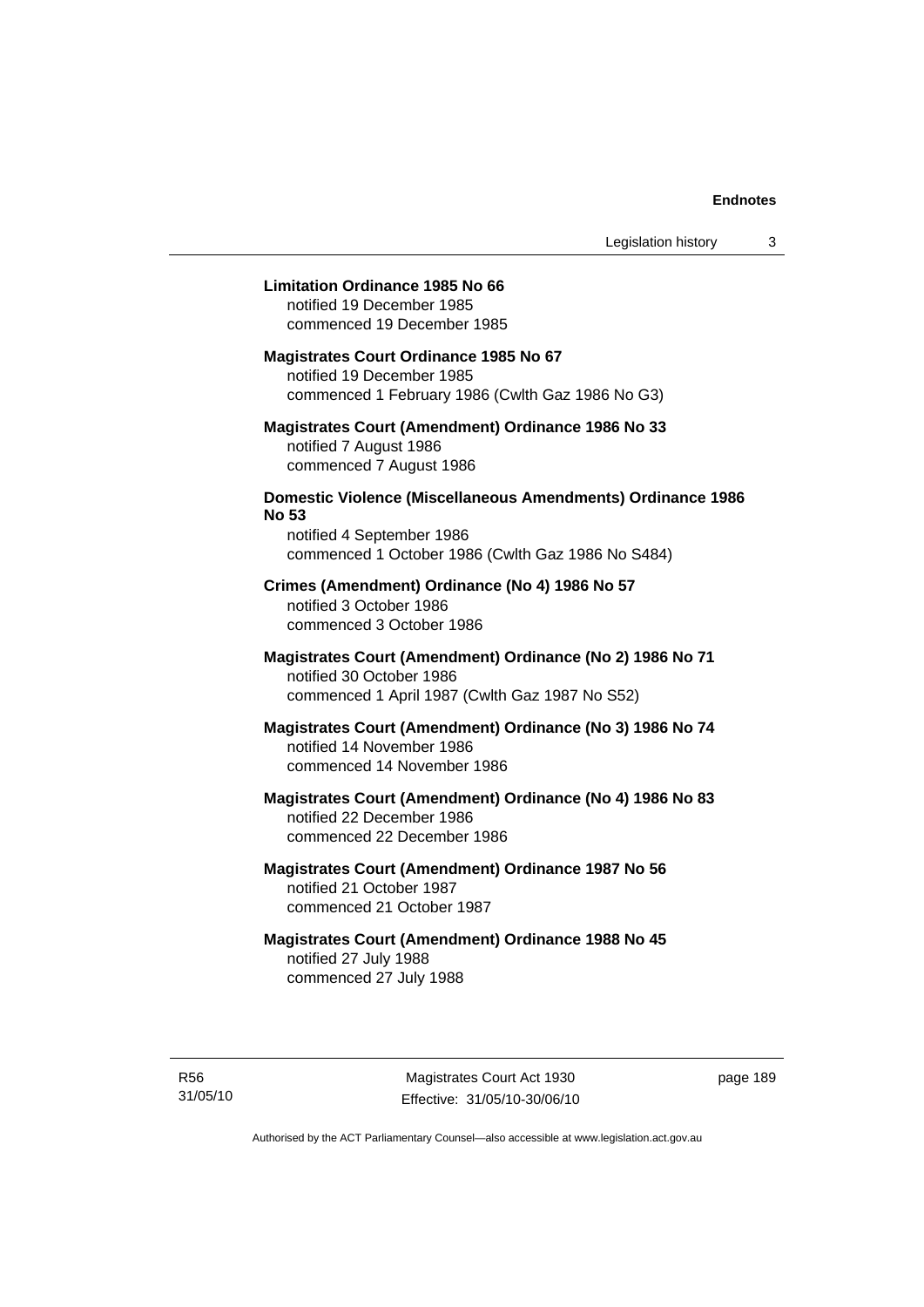**Limitation Ordinance 1985 No 66**
notified 19 December 1985
commenced 19 December 1985

**Magistrates Court Ordinance 1985 No 67**
notified 19 December 1985
commenced 1 February 1986 (Cwlth Gaz 1986 No G3)

**Magistrates Court (Amendment) Ordinance 1986 No 33**
notified 7 August 1986
commenced 7 August 1986

**Domestic Violence (Miscellaneous Amendments) Ordinance 1986 No 53**
notified 4 September 1986
commenced 1 October 1986 (Cwlth Gaz 1986 No S484)

**Crimes (Amendment) Ordinance (No 4) 1986 No 57**
notified 3 October 1986
commenced 3 October 1986

**Magistrates Court (Amendment) Ordinance (No 2) 1986 No 71**
notified 30 October 1986
commenced 1 April 1987 (Cwlth Gaz 1987 No S52)

**Magistrates Court (Amendment) Ordinance (No 3) 1986 No 74**
notified 14 November 1986
commenced 14 November 1986

**Magistrates Court (Amendment) Ordinance (No 4) 1986 No 83**
notified 22 December 1986
commenced 22 December 1986

**Magistrates Court (Amendment) Ordinance 1987 No 56**
notified 21 October 1987
commenced 21 October 1987

**Magistrates Court (Amendment) Ordinance 1988 No 45**
notified 27 July 1988
commenced 27 July 1988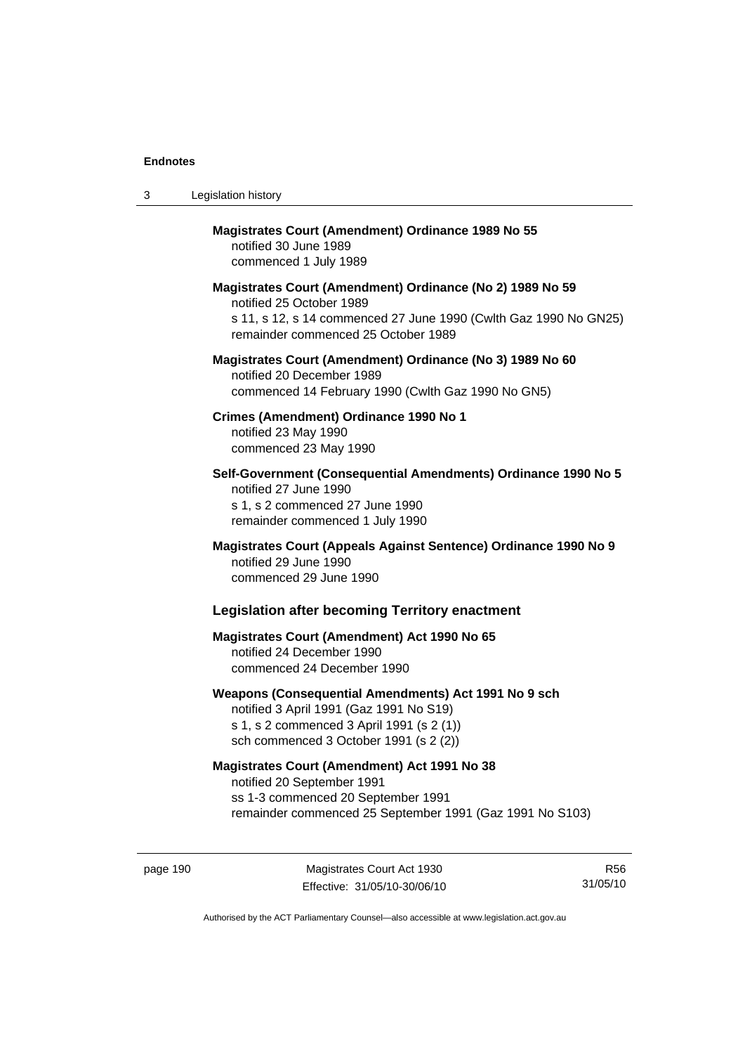**Magistrates Court (Amendment) Ordinance 1989 No 55**
notified 30 June 1989
commenced 1 July 1989

**Magistrates Court (Amendment) Ordinance (No 2) 1989 No 59**
notified 25 October 1989
s 11, s 12, s 14 commenced 27 June 1990 (Cwlth Gaz 1990 No GN25)
remainder commenced 25 October 1989

**Magistrates Court (Amendment) Ordinance (No 3) 1989 No 60**
notified 20 December 1989
commenced 14 February 1990 (Cwlth Gaz 1990 No GN5)

**Crimes (Amendment) Ordinance 1990 No 1**
notified 23 May 1990
commenced 23 May 1990

**Self-Government (Consequential Amendments) Ordinance 1990 No 5**
notified 27 June 1990
s 1, s 2 commenced 27 June 1990
remainder commenced 1 July 1990

**Magistrates Court (Appeals Against Sentence) Ordinance 1990 No 9**
notified 29 June 1990
commenced 29 June 1990

## Legislation after becoming Territory enactment

**Magistrates Court (Amendment) Act 1990 No 65**
notified 24 December 1990
commenced 24 December 1990

**Weapons (Consequential Amendments) Act 1991 No 9 sch**
notified 3 April 1991 (Gaz 1991 No S19)
s 1, s 2 commenced 3 April 1991 (s 2 (1))
sch commenced 3 October 1991 (s 2 (2))

**Magistrates Court (Amendment) Act 1991 No 38**
notified 20 September 1991
ss 1-3 commenced 20 September 1991
remainder commenced 25 September 1991 (Gaz 1991 No S103)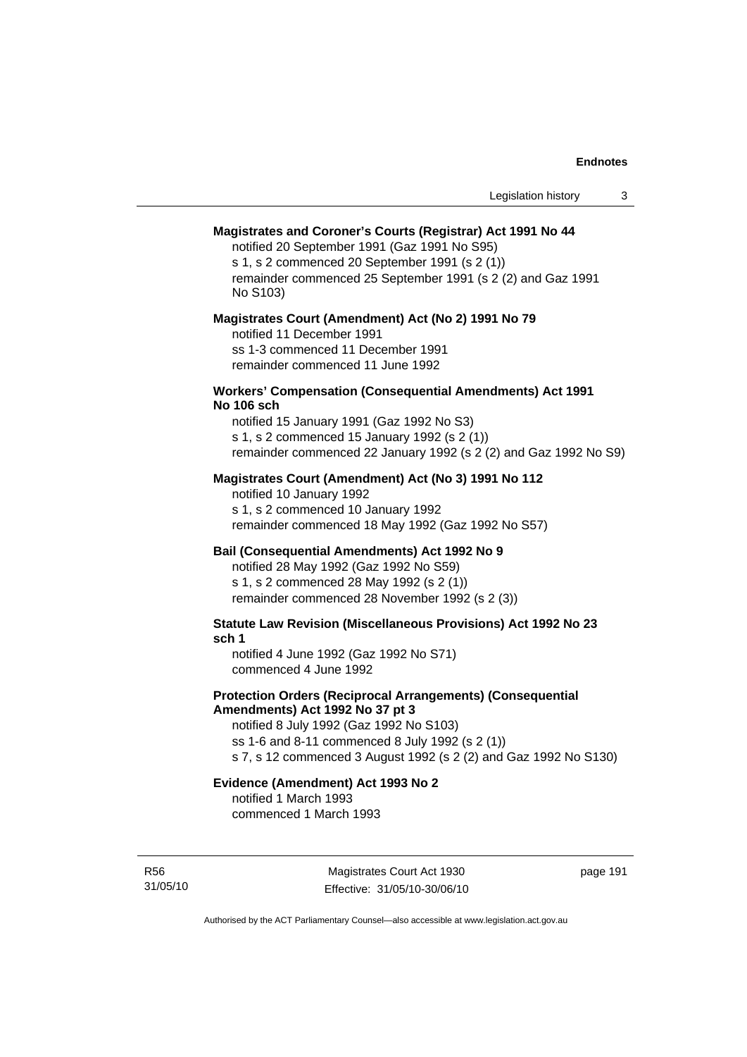**Magistrates and Coroner's Courts (Registrar) Act 1991 No 44**

notified 20 September 1991 (Gaz 1991 No S95)
s 1, s 2 commenced 20 September 1991 (s 2 (1))
remainder commenced 25 September 1991 (s 2 (2) and Gaz 1991 No S103)

**Magistrates Court (Amendment) Act (No 2) 1991 No 79**

notified 11 December 1991
ss 1-3 commenced 11 December 1991
remainder commenced 11 June 1992

**Workers' Compensation (Consequential Amendments) Act 1991 No 106 sch**

notified 15 January 1991 (Gaz 1992 No S3)
s 1, s 2 commenced 15 January 1992 (s 2 (1))
remainder commenced 22 January 1992 (s 2 (2) and Gaz 1992 No S9)

**Magistrates Court (Amendment) Act (No 3) 1991 No 112**

notified 10 January 1992
s 1, s 2 commenced 10 January 1992
remainder commenced 18 May 1992 (Gaz 1992 No S57)

**Bail (Consequential Amendments) Act 1992 No 9**

notified 28 May 1992 (Gaz 1992 No S59)
s 1, s 2 commenced 28 May 1992 (s 2 (1))
remainder commenced 28 November 1992 (s 2 (3))

**Statute Law Revision (Miscellaneous Provisions) Act 1992 No 23 sch 1**

notified 4 June 1992 (Gaz 1992 No S71)
commenced 4 June 1992

**Protection Orders (Reciprocal Arrangements) (Consequential Amendments) Act 1992 No 37 pt 3**

notified 8 July 1992 (Gaz 1992 No S103)
ss 1-6 and 8-11 commenced 8 July 1992 (s 2 (1))
s 7, s 12 commenced 3 August 1992 (s 2 (2) and Gaz 1992 No S130)

**Evidence (Amendment) Act 1993 No 2**

notified 1 March 1993
commenced 1 March 1993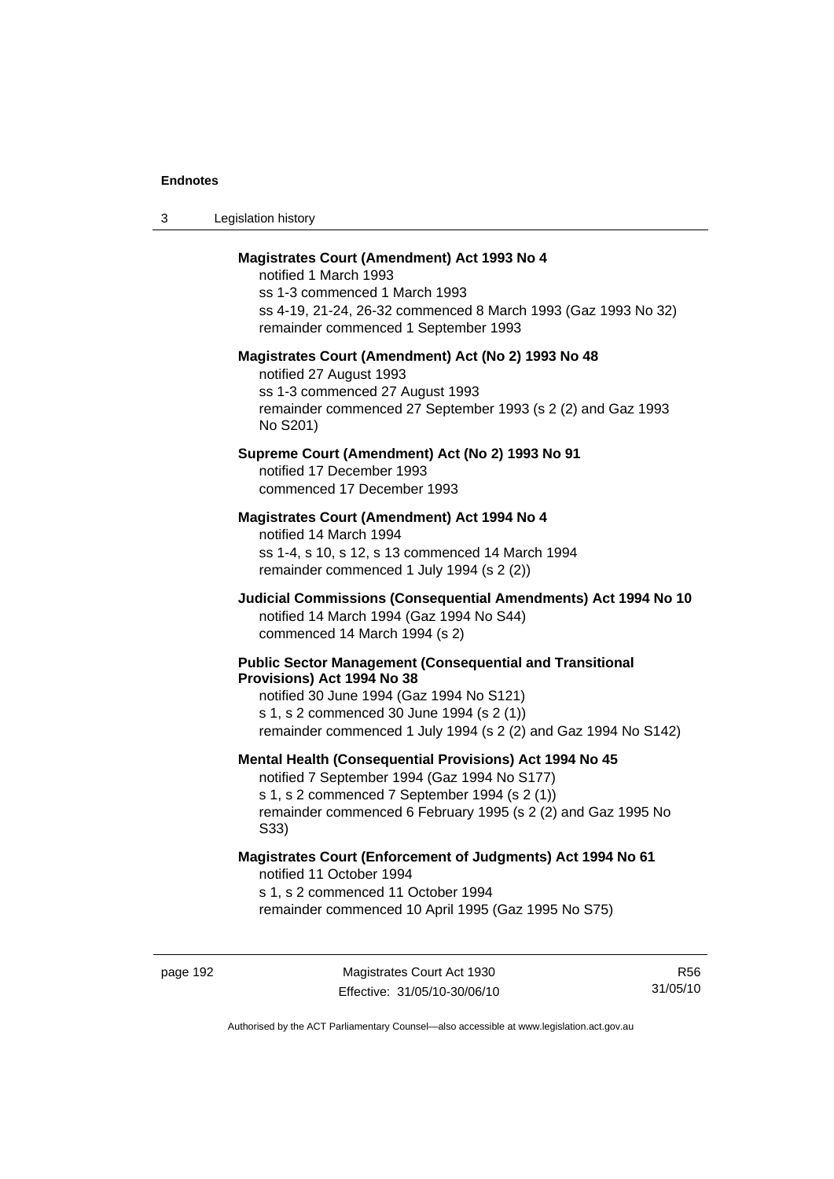**Magistrates Court (Amendment) Act 1993 No 4**
notified 1 March 1993
ss 1-3 commenced 1 March 1993
ss 4-19, 21-24, 26-32 commenced 8 March 1993 (Gaz 1993 No 32)
remainder commenced 1 September 1993

**Magistrates Court (Amendment) Act (No 2) 1993 No 48**
notified 27 August 1993
ss 1-3 commenced 27 August 1993
remainder commenced 27 September 1993 (s 2 (2) and Gaz 1993 No S201)

**Supreme Court (Amendment) Act (No 2) 1993 No 91**
notified 17 December 1993
commenced 17 December 1993

**Magistrates Court (Amendment) Act 1994 No 4**
notified 14 March 1994
ss 1-4, s 10, s 12, s 13 commenced 14 March 1994
remainder commenced 1 July 1994 (s 2 (2))

**Judicial Commissions (Consequential Amendments) Act 1994 No 10**
notified 14 March 1994 (Gaz 1994 No S44)
commenced 14 March 1994 (s 2)

**Public Sector Management (Consequential and Transitional Provisions) Act 1994 No 38**
notified 30 June 1994 (Gaz 1994 No S121)
s 1, s 2 commenced 30 June 1994 (s 2 (1))
remainder commenced 1 July 1994 (s 2 (2) and Gaz 1994 No S142)

**Mental Health (Consequential Provisions) Act 1994 No 45**
notified 7 September 1994 (Gaz 1994 No S177)
s 1, s 2 commenced 7 September 1994 (s 2 (1))
remainder commenced 6 February 1995 (s 2 (2) and Gaz 1995 No S33)

**Magistrates Court (Enforcement of Judgments) Act 1994 No 61**
notified 11 October 1994
s 1, s 2 commenced 11 October 1994
remainder commenced 10 April 1995 (Gaz 1995 No S75)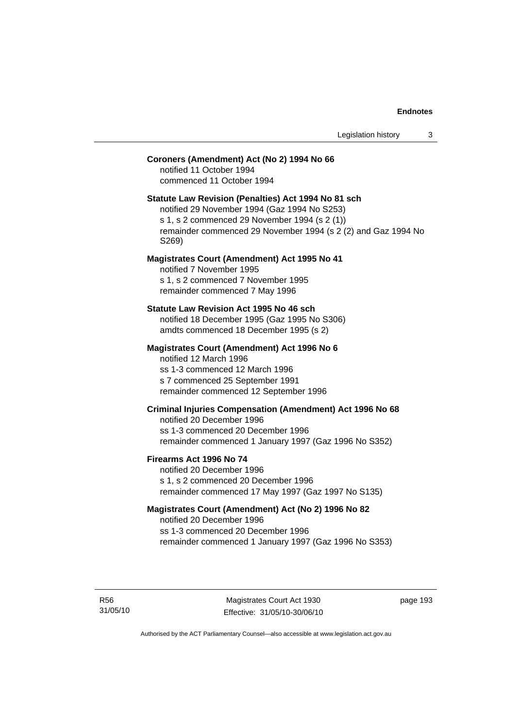**Coroners (Amendment) Act (No 2) 1994 No 66**

notified 11 October 1994
commenced 11 October 1994

**Statute Law Revision (Penalties) Act 1994 No 81 sch**

notified 29 November 1994 (Gaz 1994 No S253)
s 1, s 2 commenced 29 November 1994 (s 2 (1))
remainder commenced 29 November 1994 (s 2 (2) and Gaz 1994 No S269)

**Magistrates Court (Amendment) Act 1995 No 41**

notified 7 November 1995
s 1, s 2 commenced 7 November 1995
remainder commenced 7 May 1996

**Statute Law Revision Act 1995 No 46 sch**

notified 18 December 1995 (Gaz 1995 No S306)
amdts commenced 18 December 1995 (s 2)

**Magistrates Court (Amendment) Act 1996 No 6**

notified 12 March 1996
ss 1-3 commenced 12 March 1996
s 7 commenced 25 September 1991
remainder commenced 12 September 1996

**Criminal Injuries Compensation (Amendment) Act 1996 No 68**

notified 20 December 1996
ss 1-3 commenced 20 December 1996
remainder commenced 1 January 1997 (Gaz 1996 No S352)

**Firearms Act 1996 No 74**

notified 20 December 1996
s 1, s 2 commenced 20 December 1996
remainder commenced 17 May 1997 (Gaz 1997 No S135)

**Magistrates Court (Amendment) Act (No 2) 1996 No 82**

notified 20 December 1996
ss 1-3 commenced 20 December 1996
remainder commenced 1 January 1997 (Gaz 1996 No S353)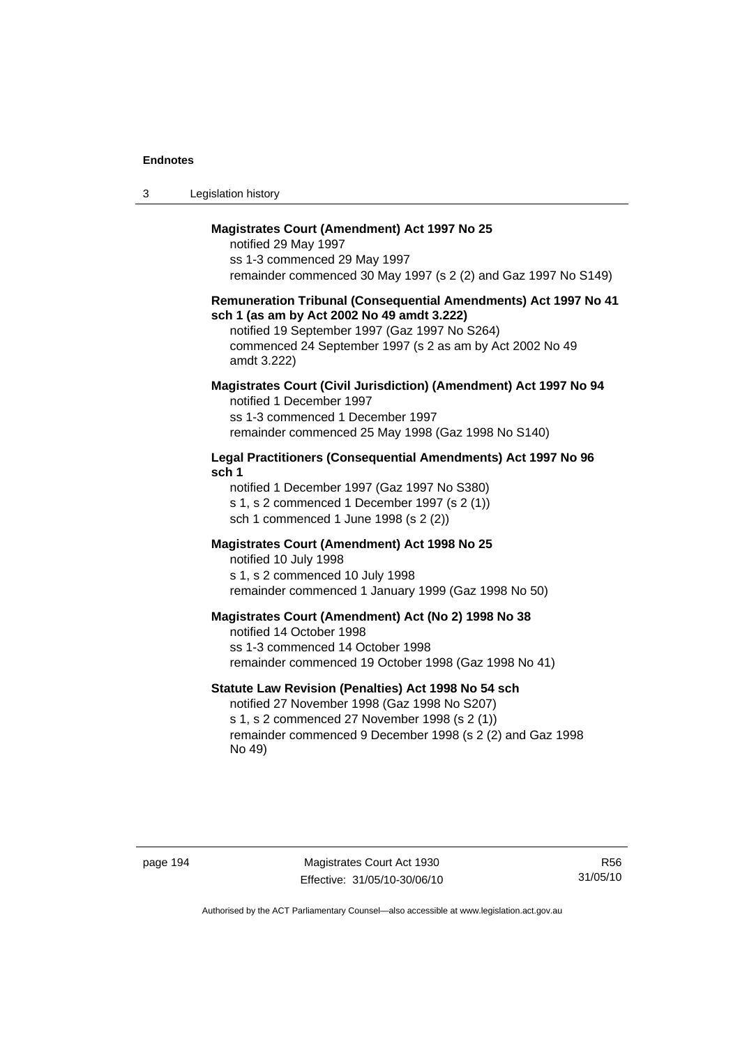**Magistrates Court (Amendment) Act 1997 No 25**
notified 29 May 1997
ss 1-3 commenced 29 May 1997
remainder commenced 30 May 1997 (s 2 (2) and Gaz 1997 No S149)

**Remuneration Tribunal (Consequential Amendments) Act 1997 No 41 sch 1 (as am by Act 2002 No 49 amdt 3.222)**
notified 19 September 1997 (Gaz 1997 No S264)
commenced 24 September 1997 (s 2 as am by Act 2002 No 49 amdt 3.222)

**Magistrates Court (Civil Jurisdiction) (Amendment) Act 1997 No 94**
notified 1 December 1997
ss 1-3 commenced 1 December 1997
remainder commenced 25 May 1998 (Gaz 1998 No S140)

**Legal Practitioners (Consequential Amendments) Act 1997 No 96 sch 1**
notified 1 December 1997 (Gaz 1997 No S380)
s 1, s 2 commenced 1 December 1997 (s 2 (1))
sch 1 commenced 1 June 1998 (s 2 (2))

**Magistrates Court (Amendment) Act 1998 No 25**
notified 10 July 1998
s 1, s 2 commenced 10 July 1998
remainder commenced 1 January 1999 (Gaz 1998 No 50)

**Magistrates Court (Amendment) Act (No 2) 1998 No 38**
notified 14 October 1998
ss 1-3 commenced 14 October 1998
remainder commenced 19 October 1998 (Gaz 1998 No 41)

**Statute Law Revision (Penalties) Act 1998 No 54 sch**
notified 27 November 1998 (Gaz 1998 No S207)
s 1, s 2 commenced 27 November 1998 (s 2 (1))
remainder commenced 9 December 1998 (s 2 (2) and Gaz 1998 No 49)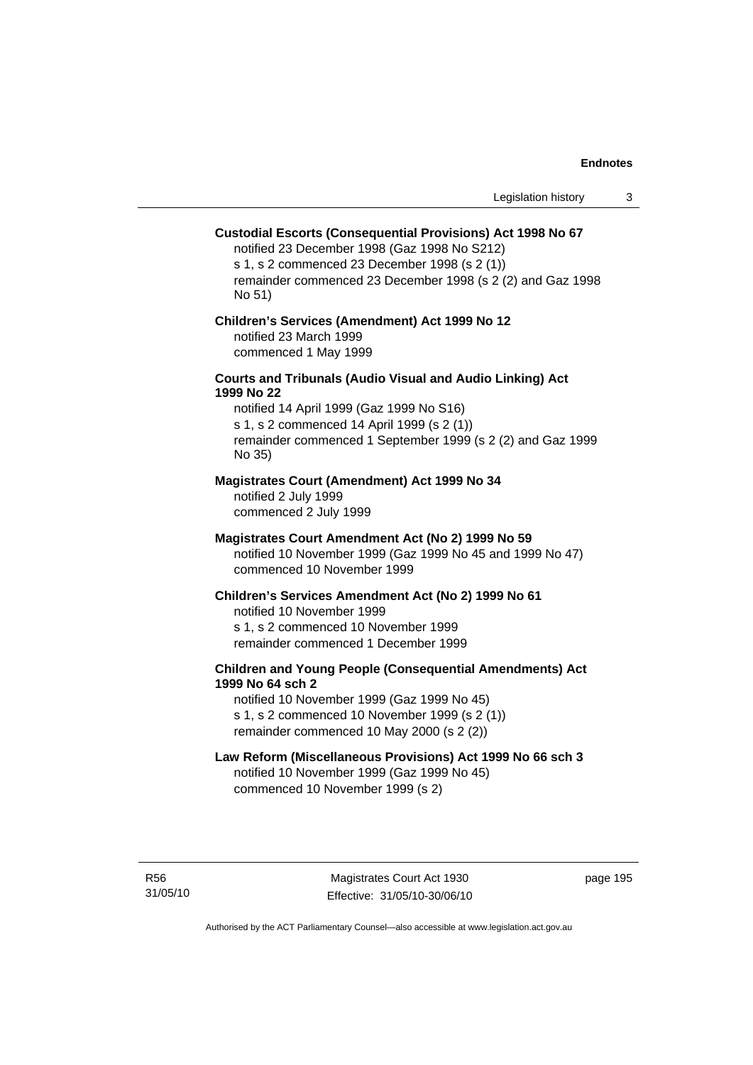**Custodial Escorts (Consequential Provisions) Act 1998 No 67**

notified 23 December 1998 (Gaz 1998 No S212)
s 1, s 2 commenced 23 December 1998 (s 2 (1))
remainder commenced 23 December 1998 (s 2 (2) and Gaz 1998 No 51)

**Children's Services (Amendment) Act 1999 No 12**

notified 23 March 1999
commenced 1 May 1999

**Courts and Tribunals (Audio Visual and Audio Linking) Act 1999 No 22**

notified 14 April 1999 (Gaz 1999 No S16)
s 1, s 2 commenced 14 April 1999 (s 2 (1))
remainder commenced 1 September 1999 (s 2 (2) and Gaz 1999 No 35)

**Magistrates Court (Amendment) Act 1999 No 34**

notified 2 July 1999
commenced 2 July 1999

**Magistrates Court Amendment Act (No 2) 1999 No 59**

notified 10 November 1999 (Gaz 1999 No 45 and 1999 No 47)
commenced 10 November 1999

**Children's Services Amendment Act (No 2) 1999 No 61**

notified 10 November 1999
s 1, s 2 commenced 10 November 1999
remainder commenced 1 December 1999

**Children and Young People (Consequential Amendments) Act 1999 No 64 sch 2**

notified 10 November 1999 (Gaz 1999 No 45)
s 1, s 2 commenced 10 November 1999 (s 2 (1))
remainder commenced 10 May 2000 (s 2 (2))

**Law Reform (Miscellaneous Provisions) Act 1999 No 66 sch 3**

notified 10 November 1999 (Gaz 1999 No 45)
commenced 10 November 1999 (s 2)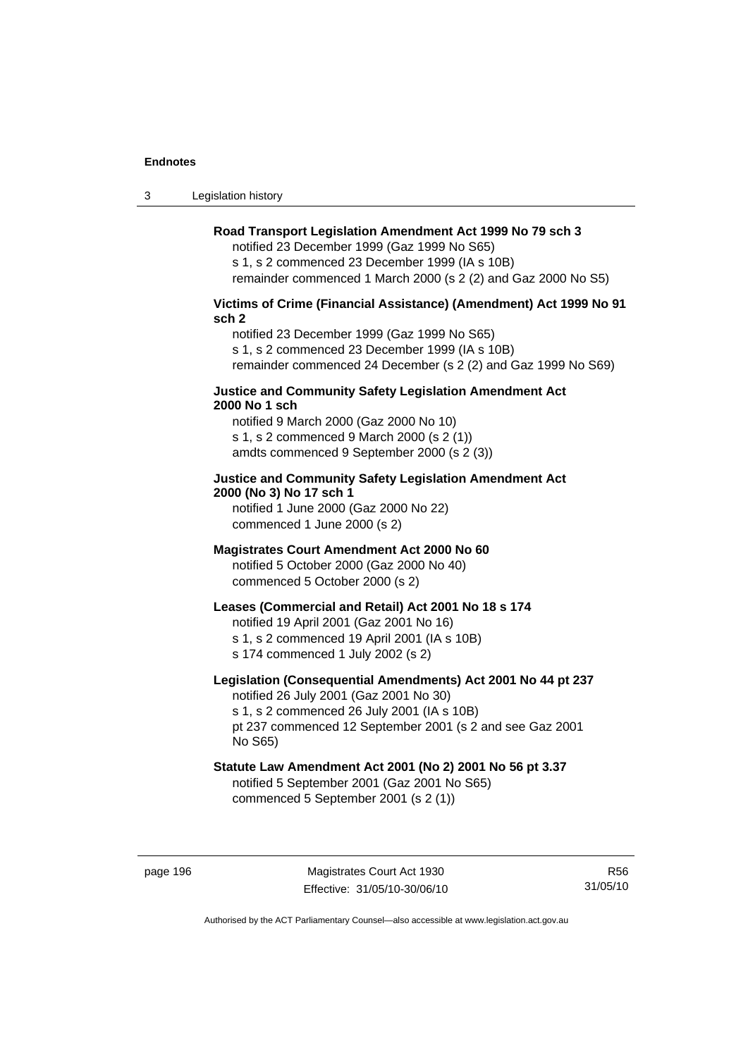**Road Transport Legislation Amendment Act 1999 No 79 sch 3**

notified 23 December 1999 (Gaz 1999 No S65)
s 1, s 2 commenced 23 December 1999 (IA s 10B)
remainder commenced 1 March 2000 (s 2 (2) and Gaz 2000 No S5)

**Victims of Crime (Financial Assistance) (Amendment) Act 1999 No 91 sch 2**

notified 23 December 1999 (Gaz 1999 No S65)
s 1, s 2 commenced 23 December 1999 (IA s 10B)
remainder commenced 24 December (s 2 (2) and Gaz 1999 No S69)

**Justice and Community Safety Legislation Amendment Act 2000 No 1 sch**

notified 9 March 2000 (Gaz 2000 No 10)
s 1, s 2 commenced 9 March 2000 (s 2 (1))
amdts commenced 9 September 2000 (s 2 (3))

**Justice and Community Safety Legislation Amendment Act 2000 (No 3) No 17 sch 1**

notified 1 June 2000 (Gaz 2000 No 22)
commenced 1 June 2000 (s 2)

**Magistrates Court Amendment Act 2000 No 60**

notified 5 October 2000 (Gaz 2000 No 40)
commenced 5 October 2000 (s 2)

**Leases (Commercial and Retail) Act 2001 No 18 s 174**

notified 19 April 2001 (Gaz 2001 No 16)
s 1, s 2 commenced 19 April 2001 (IA s 10B)
s 174 commenced 1 July 2002 (s 2)

**Legislation (Consequential Amendments) Act 2001 No 44 pt 237**

notified 26 July 2001 (Gaz 2001 No 30)
s 1, s 2 commenced 26 July 2001 (IA s 10B)
pt 237 commenced 12 September 2001 (s 2 and see Gaz 2001 No S65)

**Statute Law Amendment Act 2001 (No 2) 2001 No 56 pt 3.37**

notified 5 September 2001 (Gaz 2001 No S65)
commenced 5 September 2001 (s 2 (1))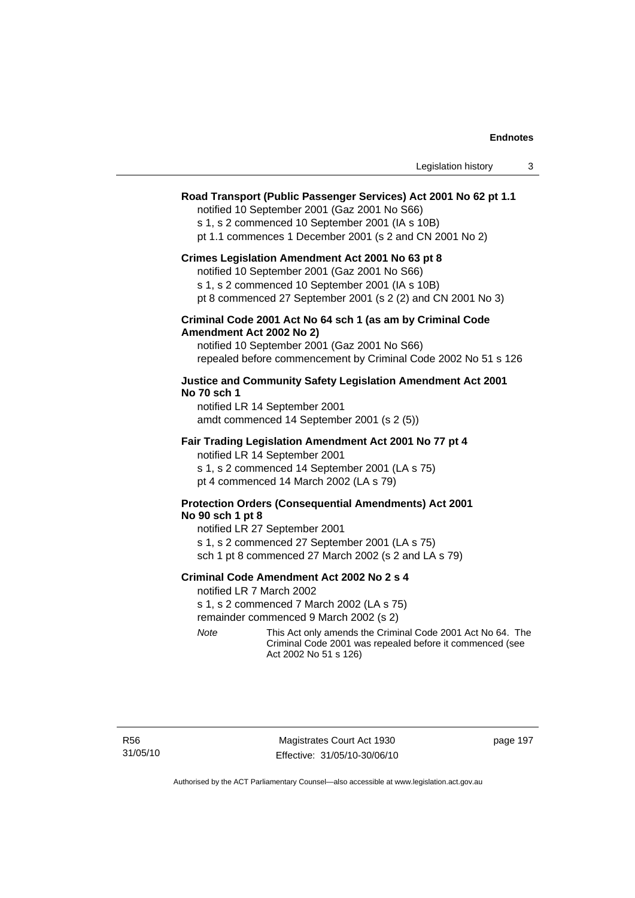**Road Transport (Public Passenger Services) Act 2001 No 62 pt 1.1**

notified 10 September 2001 (Gaz 2001 No S66)
s 1, s 2 commenced 10 September 2001 (IA s 10B)
pt 1.1 commences 1 December 2001 (s 2 and CN 2001 No 2)

**Crimes Legislation Amendment Act 2001 No 63 pt 8**

notified 10 September 2001 (Gaz 2001 No S66)
s 1, s 2 commenced 10 September 2001 (IA s 10B)
pt 8 commenced 27 September 2001 (s 2 (2) and CN 2001 No 3)

**Criminal Code 2001 Act No 64 sch 1 (as am by Criminal Code Amendment Act 2002 No 2)**

notified 10 September 2001 (Gaz 2001 No S66)
repealed before commencement by Criminal Code 2002 No 51 s 126

**Justice and Community Safety Legislation Amendment Act 2001 No 70 sch 1**

notified LR 14 September 2001
amdt commenced 14 September 2001 (s 2 (5))

**Fair Trading Legislation Amendment Act 2001 No 77 pt 4**

notified LR 14 September 2001
s 1, s 2 commenced 14 September 2001 (LA s 75)
pt 4 commenced 14 March 2002 (LA s 79)

**Protection Orders (Consequential Amendments) Act 2001 No 90 sch 1 pt 8**

notified LR 27 September 2001
s 1, s 2 commenced 27 September 2001 (LA s 75)
sch 1 pt 8 commenced 27 March 2002 (s 2 and LA s 79)

**Criminal Code Amendment Act 2002 No 2 s 4**

notified LR 7 March 2002
s 1, s 2 commenced 7 March 2002 (LA s 75)
remainder commenced 9 March 2002 (s 2)

*Note* This Act only amends the Criminal Code 2001 Act No 64. The Criminal Code 2001 was repealed before it commenced (see Act 2002 No 51 s 126)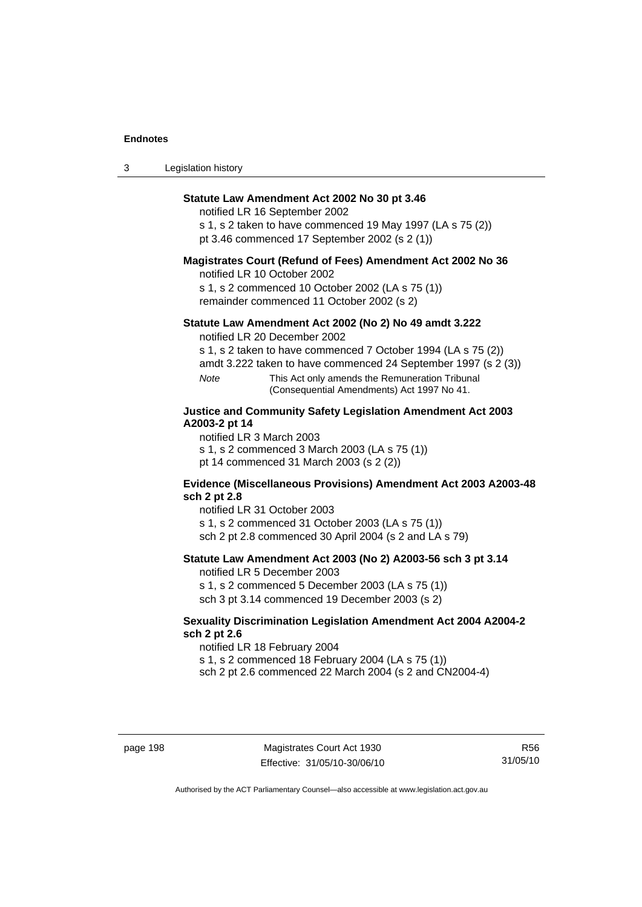**Statute Law Amendment Act 2002 No 30 pt 3.46**

notified LR 16 September 2002

s 1, s 2 taken to have commenced 19 May 1997 (LA s 75 (2))

pt 3.46 commenced 17 September 2002 (s 2 (1))

**Magistrates Court (Refund of Fees) Amendment Act 2002 No 36**

notified LR 10 October 2002

s 1, s 2 commenced 10 October 2002 (LA s 75 (1))

remainder commenced 11 October 2002 (s 2)

**Statute Law Amendment Act 2002 (No 2) No 49 amdt 3.222**

notified LR 20 December 2002

s 1, s 2 taken to have commenced 7 October 1994 (LA s 75 (2))

amdt 3.222 taken to have commenced 24 September 1997 (s 2 (3))

*Note* This Act only amends the Remuneration Tribunal (Consequential Amendments) Act 1997 No 41.

**Justice and Community Safety Legislation Amendment Act 2003 A2003-2 pt 14**

notified LR 3 March 2003

s 1, s 2 commenced 3 March 2003 (LA s 75 (1))

pt 14 commenced 31 March 2003 (s 2 (2))

**Evidence (Miscellaneous Provisions) Amendment Act 2003 A2003-48 sch 2 pt 2.8**

notified LR 31 October 2003

s 1, s 2 commenced 31 October 2003 (LA s 75 (1))

sch 2 pt 2.8 commenced 30 April 2004 (s 2 and LA s 79)

**Statute Law Amendment Act 2003 (No 2) A2003-56 sch 3 pt 3.14**

notified LR 5 December 2003

s 1, s 2 commenced 5 December 2003 (LA s 75 (1))

sch 3 pt 3.14 commenced 19 December 2003 (s 2)

**Sexuality Discrimination Legislation Amendment Act 2004 A2004-2 sch 2 pt 2.6**

notified LR 18 February 2004

s 1, s 2 commenced 18 February 2004 (LA s 75 (1))

sch 2 pt 2.6 commenced 22 March 2004 (s 2 and CN2004-4)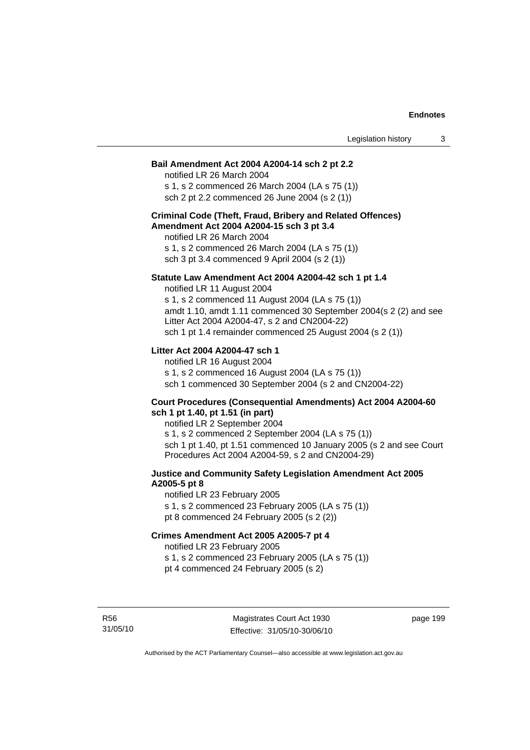**Bail Amendment Act 2004 A2004-14 sch 2 pt 2.2**

notified LR 26 March 2004

s 1, s 2 commenced 26 March 2004 (LA s 75 (1))

sch 2 pt 2.2 commenced 26 June 2004 (s 2 (1))

**Criminal Code (Theft, Fraud, Bribery and Related Offences) Amendment Act 2004 A2004-15 sch 3 pt 3.4**

notified LR 26 March 2004

s 1, s 2 commenced 26 March 2004 (LA s 75 (1))

sch 3 pt 3.4 commenced 9 April 2004 (s 2 (1))

**Statute Law Amendment Act 2004 A2004-42 sch 1 pt 1.4**

notified LR 11 August 2004

s 1, s 2 commenced 11 August 2004 (LA s 75 (1))

amdt 1.10, amdt 1.11 commenced 30 September 2004(s 2 (2) and see Litter Act 2004 A2004-47, s 2 and CN2004-22)

sch 1 pt 1.4 remainder commenced 25 August 2004 (s 2 (1))

**Litter Act 2004 A2004-47 sch 1**

notified LR 16 August 2004

s 1, s 2 commenced 16 August 2004 (LA s 75 (1))

sch 1 commenced 30 September 2004 (s 2 and CN2004-22)

**Court Procedures (Consequential Amendments) Act 2004 A2004-60 sch 1 pt 1.40, pt 1.51 (in part)**

notified LR 2 September 2004

s 1, s 2 commenced 2 September 2004 (LA s 75 (1))

sch 1 pt 1.40, pt 1.51 commenced 10 January 2005 (s 2 and see Court Procedures Act 2004 A2004-59, s 2 and CN2004-29)

**Justice and Community Safety Legislation Amendment Act 2005 A2005-5 pt 8**

notified LR 23 February 2005

s 1, s 2 commenced 23 February 2005 (LA s 75 (1))

pt 8 commenced 24 February 2005 (s 2 (2))

**Crimes Amendment Act 2005 A2005-7 pt 4**

notified LR 23 February 2005

s 1, s 2 commenced 23 February 2005 (LA s 75 (1))

pt 4 commenced 24 February 2005 (s 2)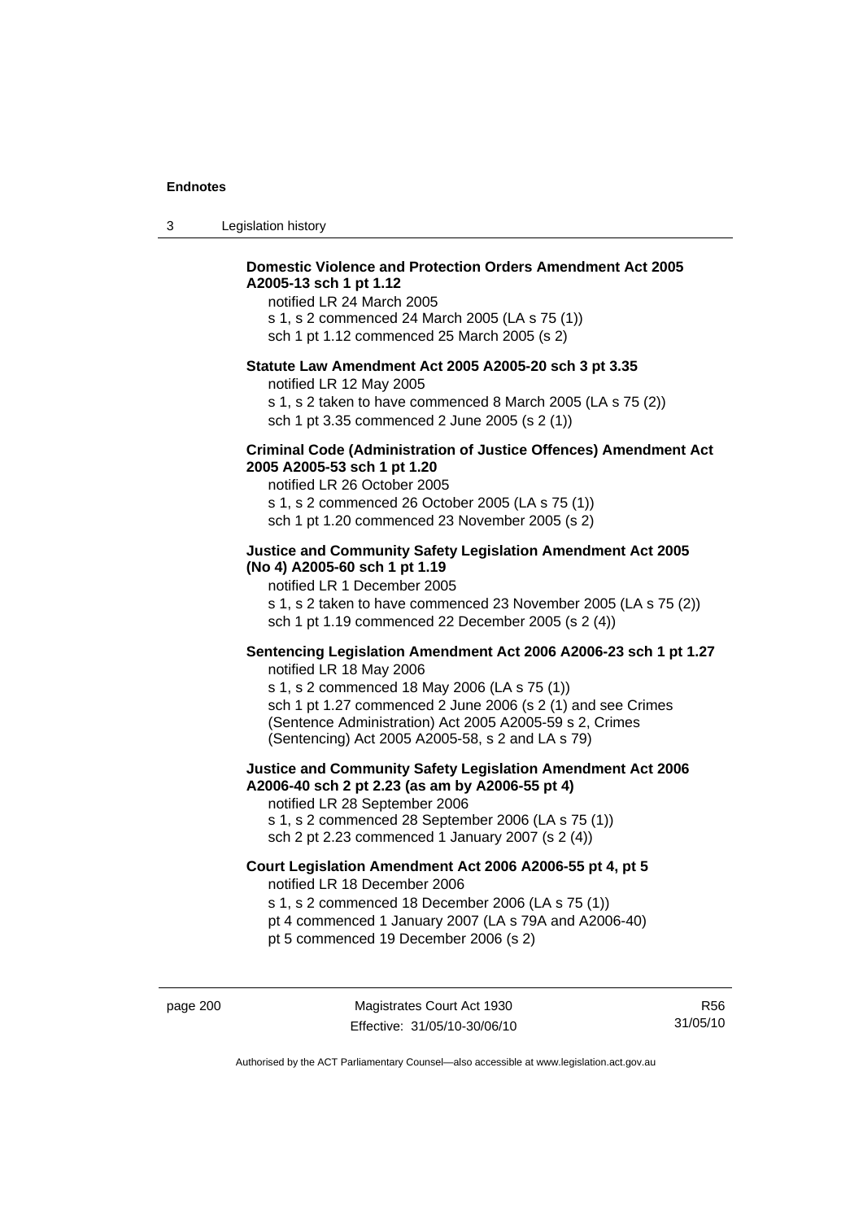**Domestic Violence and Protection Orders Amendment Act 2005 A2005-13 sch 1 pt 1.12**

notified LR 24 March 2005
s 1, s 2 commenced 24 March 2005 (LA s 75 (1))
sch 1 pt 1.12 commenced 25 March 2005 (s 2)

**Statute Law Amendment Act 2005 A2005-20 sch 3 pt 3.35**

notified LR 12 May 2005
s 1, s 2 taken to have commenced 8 March 2005 (LA s 75 (2))
sch 1 pt 3.35 commenced 2 June 2005 (s 2 (1))

**Criminal Code (Administration of Justice Offences) Amendment Act 2005 A2005-53 sch 1 pt 1.20**

notified LR 26 October 2005
s 1, s 2 commenced 26 October 2005 (LA s 75 (1))
sch 1 pt 1.20 commenced 23 November 2005 (s 2)

**Justice and Community Safety Legislation Amendment Act 2005 (No 4) A2005-60 sch 1 pt 1.19**

notified LR 1 December 2005
s 1, s 2 taken to have commenced 23 November 2005 (LA s 75 (2))
sch 1 pt 1.19 commenced 22 December 2005 (s 2 (4))

**Sentencing Legislation Amendment Act 2006 A2006-23 sch 1 pt 1.27**

notified LR 18 May 2006
s 1, s 2 commenced 18 May 2006 (LA s 75 (1))
sch 1 pt 1.27 commenced 2 June 2006 (s 2 (1) and see Crimes (Sentence Administration) Act 2005 A2005-59 s 2, Crimes (Sentencing) Act 2005 A2005-58, s 2 and LA s 79)

**Justice and Community Safety Legislation Amendment Act 2006 A2006-40 sch 2 pt 2.23 (as am by A2006-55 pt 4)**

notified LR 28 September 2006
s 1, s 2 commenced 28 September 2006 (LA s 75 (1))
sch 2 pt 2.23 commenced 1 January 2007 (s 2 (4))

**Court Legislation Amendment Act 2006 A2006-55 pt 4, pt 5**

notified LR 18 December 2006
s 1, s 2 commenced 18 December 2006 (LA s 75 (1))
pt 4 commenced 1 January 2007 (LA s 79A and A2006-40)
pt 5 commenced 19 December 2006 (s 2)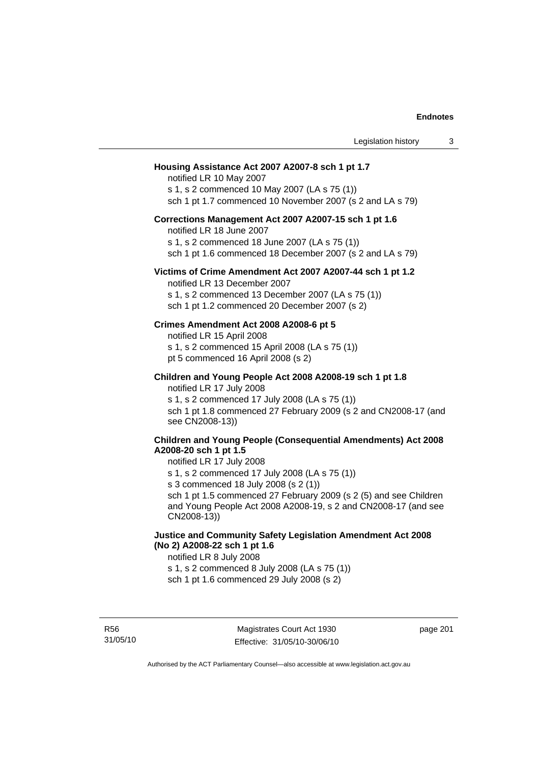**Housing Assistance Act 2007 A2007-8 sch 1 pt 1.7**

notified LR 10 May 2007
s 1, s 2 commenced 10 May 2007 (LA s 75 (1))
sch 1 pt 1.7 commenced 10 November 2007 (s 2 and LA s 79)

**Corrections Management Act 2007 A2007-15 sch 1 pt 1.6**

notified LR 18 June 2007
s 1, s 2 commenced 18 June 2007 (LA s 75 (1))
sch 1 pt 1.6 commenced 18 December 2007 (s 2 and LA s 79)

**Victims of Crime Amendment Act 2007 A2007-44 sch 1 pt 1.2**

notified LR 13 December 2007
s 1, s 2 commenced 13 December 2007 (LA s 75 (1))
sch 1 pt 1.2 commenced 20 December 2007 (s 2)

**Crimes Amendment Act 2008 A2008-6 pt 5**

notified LR 15 April 2008
s 1, s 2 commenced 15 April 2008 (LA s 75 (1))
pt 5 commenced 16 April 2008 (s 2)

**Children and Young People Act 2008 A2008-19 sch 1 pt 1.8**

notified LR 17 July 2008
s 1, s 2 commenced 17 July 2008 (LA s 75 (1))
sch 1 pt 1.8 commenced 27 February 2009 (s 2 and CN2008-17 (and see CN2008-13))

**Children and Young People (Consequential Amendments) Act 2008 A2008-20 sch 1 pt 1.5**

notified LR 17 July 2008
s 1, s 2 commenced 17 July 2008 (LA s 75 (1))
s 3 commenced 18 July 2008 (s 2 (1))
sch 1 pt 1.5 commenced 27 February 2009 (s 2 (5) and see Children and Young People Act 2008 A2008-19, s 2 and CN2008-17 (and see CN2008-13))

**Justice and Community Safety Legislation Amendment Act 2008 (No 2) A2008-22 sch 1 pt 1.6**

notified LR 8 July 2008
s 1, s 2 commenced 8 July 2008 (LA s 75 (1))
sch 1 pt 1.6 commenced 29 July 2008 (s 2)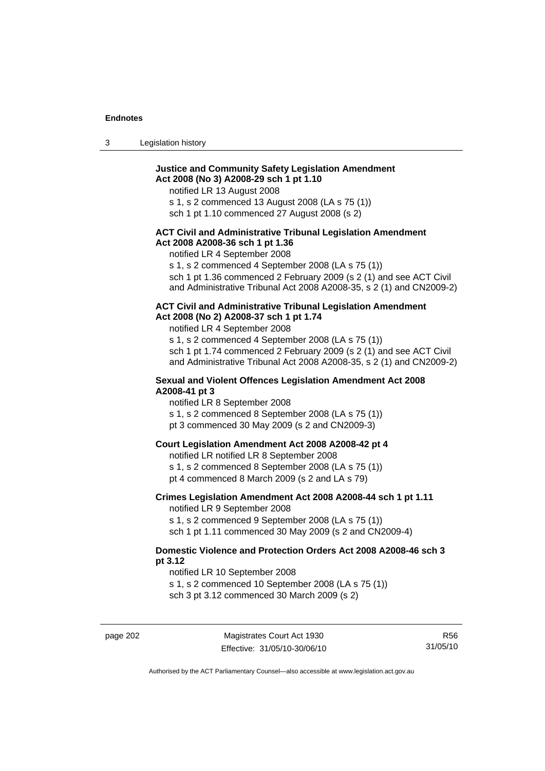**Justice and Community Safety Legislation Amendment Act 2008 (No 3) A2008-29 sch 1 pt 1.10**

notified LR 13 August 2008
s 1, s 2 commenced 13 August 2008 (LA s 75 (1))
sch 1 pt 1.10 commenced 27 August 2008 (s 2)

**ACT Civil and Administrative Tribunal Legislation Amendment Act 2008 A2008-36 sch 1 pt 1.36**

notified LR 4 September 2008
s 1, s 2 commenced 4 September 2008 (LA s 75 (1))
sch 1 pt 1.36 commenced 2 February 2009 (s 2 (1) and see ACT Civil and Administrative Tribunal Act 2008 A2008-35, s 2 (1) and CN2009-2)

**ACT Civil and Administrative Tribunal Legislation Amendment Act 2008 (No 2) A2008-37 sch 1 pt 1.74**

notified LR 4 September 2008
s 1, s 2 commenced 4 September 2008 (LA s 75 (1))
sch 1 pt 1.74 commenced 2 February 2009 (s 2 (1) and see ACT Civil and Administrative Tribunal Act 2008 A2008-35, s 2 (1) and CN2009-2)

**Sexual and Violent Offences Legislation Amendment Act 2008 A2008-41 pt 3**

notified LR 8 September 2008
s 1, s 2 commenced 8 September 2008 (LA s 75 (1))
pt 3 commenced 30 May 2009 (s 2 and CN2009-3)

**Court Legislation Amendment Act 2008 A2008-42 pt 4**

notified LR notified LR 8 September 2008
s 1, s 2 commenced 8 September 2008 (LA s 75 (1))
pt 4 commenced 8 March 2009 (s 2 and LA s 79)

**Crimes Legislation Amendment Act 2008 A2008-44 sch 1 pt 1.11**

notified LR 9 September 2008
s 1, s 2 commenced 9 September 2008 (LA s 75 (1))
sch 1 pt 1.11 commenced 30 May 2009 (s 2 and CN2009-4)

**Domestic Violence and Protection Orders Act 2008 A2008-46 sch 3 pt 3.12**

notified LR 10 September 2008
s 1, s 2 commenced 10 September 2008 (LA s 75 (1))
sch 3 pt 3.12 commenced 30 March 2009 (s 2)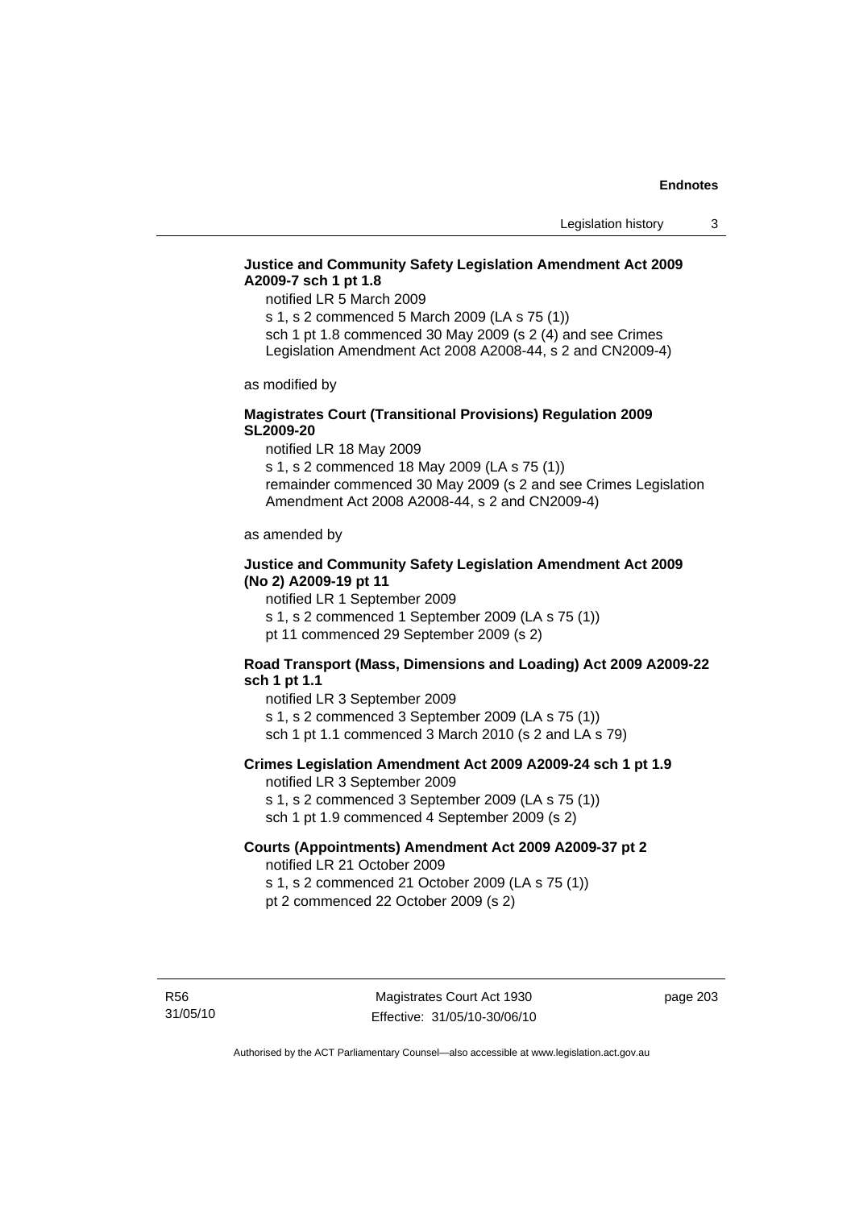**Justice and Community Safety Legislation Amendment Act 2009 A2009-7 sch 1 pt 1.8**

notified LR 5 March 2009
s 1, s 2 commenced 5 March 2009 (LA s 75 (1))
sch 1 pt 1.8 commenced 30 May 2009 (s 2 (4) and see Crimes Legislation Amendment Act 2008 A2008-44, s 2 and CN2009-4)

as modified by

**Magistrates Court (Transitional Provisions) Regulation 2009 SL2009-20**

notified LR 18 May 2009
s 1, s 2 commenced 18 May 2009 (LA s 75 (1))
remainder commenced 30 May 2009 (s 2 and see Crimes Legislation Amendment Act 2008 A2008-44, s 2 and CN2009-4)

as amended by

**Justice and Community Safety Legislation Amendment Act 2009 (No 2) A2009-19 pt 11**

notified LR 1 September 2009
s 1, s 2 commenced 1 September 2009 (LA s 75 (1))
pt 11 commenced 29 September 2009 (s 2)

**Road Transport (Mass, Dimensions and Loading) Act 2009 A2009-22 sch 1 pt 1.1**

notified LR 3 September 2009
s 1, s 2 commenced 3 September 2009 (LA s 75 (1))
sch 1 pt 1.1 commenced 3 March 2010 (s 2 and LA s 79)

**Crimes Legislation Amendment Act 2009 A2009-24 sch 1 pt 1.9**

notified LR 3 September 2009
s 1, s 2 commenced 3 September 2009 (LA s 75 (1))
sch 1 pt 1.9 commenced 4 September 2009 (s 2)

**Courts (Appointments) Amendment Act 2009 A2009-37 pt 2**

notified LR 21 October 2009
s 1, s 2 commenced 21 October 2009 (LA s 75 (1))
pt 2 commenced 22 October 2009 (s 2)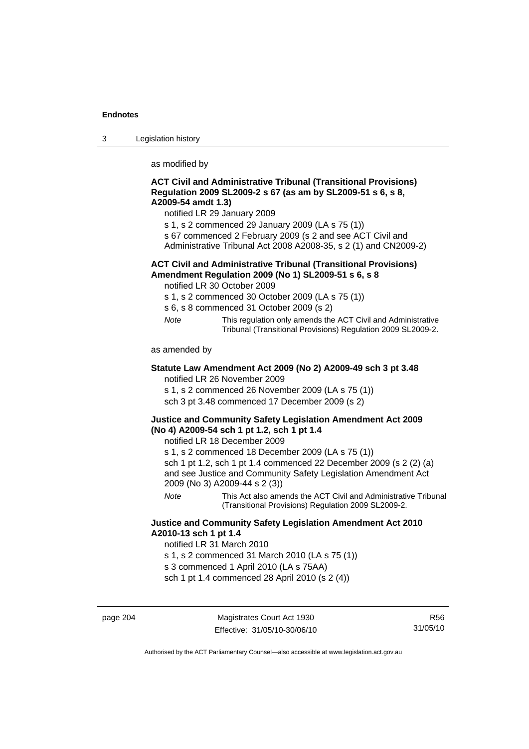as modified by

**ACT Civil and Administrative Tribunal (Transitional Provisions) Regulation 2009 SL2009-2 s 67 (as am by SL2009-51 s 6, s 8, A2009-54 amdt 1.3)**

notified LR 29 January 2009

s 1, s 2 commenced 29 January 2009 (LA s 75 (1))

s 67 commenced 2 February 2009 (s 2 and see ACT Civil and Administrative Tribunal Act 2008 A2008-35, s 2 (1) and CN2009-2)

**ACT Civil and Administrative Tribunal (Transitional Provisions) Amendment Regulation 2009 (No 1) SL2009-51 s 6, s 8**

notified LR 30 October 2009

s 1, s 2 commenced 30 October 2009 (LA s 75 (1))

s 6, s 8 commenced 31 October 2009 (s 2)

*Note* This regulation only amends the ACT Civil and Administrative Tribunal (Transitional Provisions) Regulation 2009 SL2009-2.

as amended by

**Statute Law Amendment Act 2009 (No 2) A2009-49 sch 3 pt 3.48**

notified LR 26 November 2009

s 1, s 2 commenced 26 November 2009 (LA s 75 (1))

sch 3 pt 3.48 commenced 17 December 2009 (s 2)

**Justice and Community Safety Legislation Amendment Act 2009 (No 4) A2009-54 sch 1 pt 1.2, sch 1 pt 1.4**

notified LR 18 December 2009

s 1, s 2 commenced 18 December 2009 (LA s 75 (1))

sch 1 pt 1.2, sch 1 pt 1.4 commenced 22 December 2009 (s 2 (2) (a) and see Justice and Community Safety Legislation Amendment Act 2009 (No 3) A2009-44 s 2 (3))

*Note* This Act also amends the ACT Civil and Administrative Tribunal (Transitional Provisions) Regulation 2009 SL2009-2.

**Justice and Community Safety Legislation Amendment Act 2010 A2010-13 sch 1 pt 1.4**

notified LR 31 March 2010

s 1, s 2 commenced 31 March 2010 (LA s 75 (1))

s 3 commenced 1 April 2010 (LA s 75AA)

sch 1 pt 1.4 commenced 28 April 2010 (s 2 (4))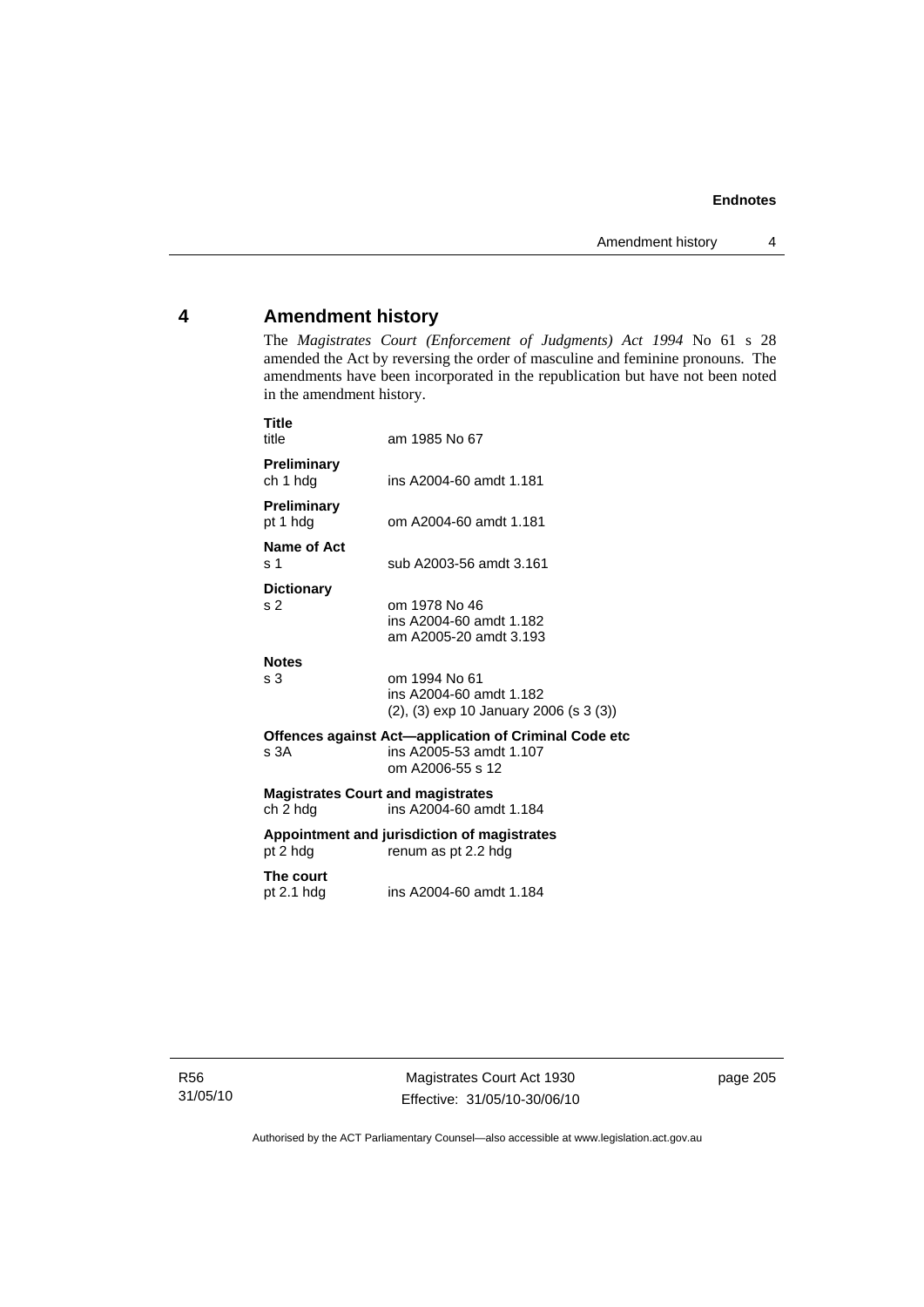## 4 Amendment history

The *Magistrates Court (Enforcement of Judgments) Act 1994* No 61 s 28 amended the Act by reversing the order of masculine and feminine pronouns. The amendments have been incorporated in the republication but have not been noted in the amendment history.

**Title**
title am 1985 No 67

**Preliminary**
ch 1 hdg ins A2004-60 amdt 1.181

**Preliminary**
pt 1 hdg om A2004-60 amdt 1.181

**Name of Act**
s 1 sub A2003-56 amdt 3.161

**Dictionary**
s 2 om 1978 No 46
ins A2004-60 amdt 1.182
am A2005-20 amdt 3.193

**Notes**
s 3 om 1994 No 61
ins A2004-60 amdt 1.182
(2), (3) exp 10 January 2006 (s 3 (3))

**Offences against Act—application of Criminal Code etc**
s 3A ins A2005-53 amdt 1.107
om A2006-55 s 12

**Magistrates Court and magistrates**
ch 2 hdg ins A2004-60 amdt 1.184

**Appointment and jurisdiction of magistrates**
pt 2 hdg renum as pt 2.2 hdg

**The court**
pt 2.1 hdg ins A2004-60 amdt 1.184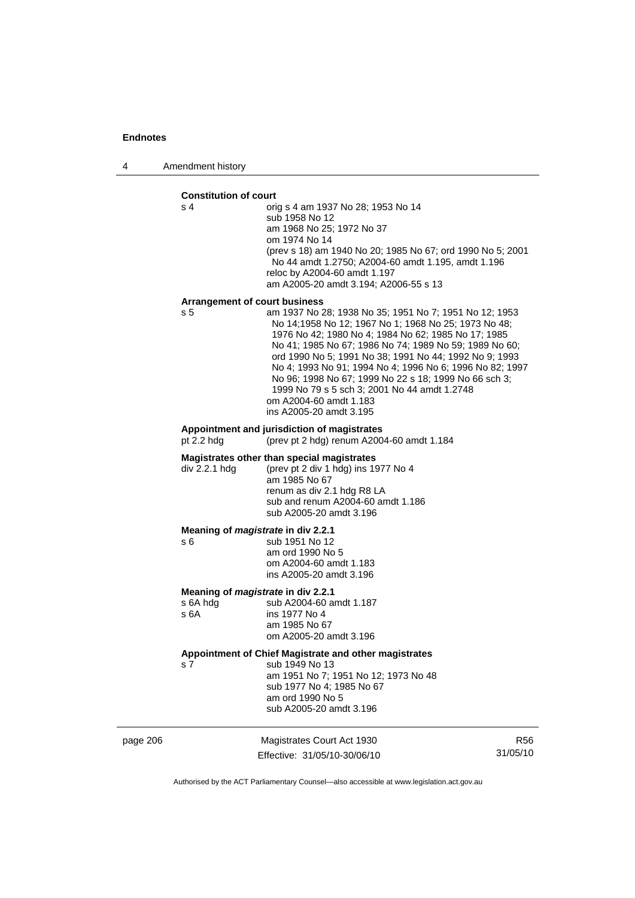**Constitution of court**

s 4 orig s 4 am 1937 No 28; 1953 No 14
sub 1958 No 12
am 1968 No 25; 1972 No 37
om 1974 No 14
(prev s 18) am 1940 No 20; 1985 No 67; ord 1990 No 5; 2001 No 44 amdt 1.2750; A2004-60 amdt 1.195, amdt 1.196
reloc by A2004-60 amdt 1.197
am A2005-20 amdt 3.194; A2006-55 s 13

**Arrangement of court business**

s 5 am 1937 No 28; 1938 No 35; 1951 No 7; 1951 No 12; 1953 No 14;1958 No 12; 1967 No 1; 1968 No 25; 1973 No 48; 1976 No 42; 1980 No 4; 1984 No 62; 1985 No 17; 1985 No 41; 1985 No 67; 1986 No 74; 1989 No 59; 1989 No 60; ord 1990 No 5; 1991 No 38; 1991 No 44; 1992 No 9; 1993 No 4; 1993 No 91; 1994 No 4; 1996 No 6; 1996 No 82; 1997 No 96; 1998 No 67; 1999 No 22 s 18; 1999 No 66 sch 3; 1999 No 79 s 5 sch 3; 2001 No 44 amdt 1.2748
om A2004-60 amdt 1.183
ins A2005-20 amdt 3.195

**Appointment and jurisdiction of magistrates**

pt 2.2 hdg (prev pt 2 hdg) renum A2004-60 amdt 1.184

**Magistrates other than special magistrates**

div 2.2.1 hdg (prev pt 2 div 1 hdg) ins 1977 No 4
am 1985 No 67
renum as div 2.1 hdg R8 LA
sub and renum A2004-60 amdt 1.186
sub A2005-20 amdt 3.196

**Meaning of *magistrate* in div 2.2.1**

s 6 sub 1951 No 12
am ord 1990 No 5
om A2004-60 amdt 1.183
ins A2005-20 amdt 3.196

**Meaning of *magistrate* in div 2.2.1**

s 6A hdg sub A2004-60 amdt 1.187
s 6A ins 1977 No 4
am 1985 No 67
om A2005-20 amdt 3.196

**Appointment of Chief Magistrate and other magistrates**

s 7 sub 1949 No 13
am 1951 No 7; 1951 No 12; 1973 No 48
sub 1977 No 4; 1985 No 67
am ord 1990 No 5
sub A2005-20 amdt 3.196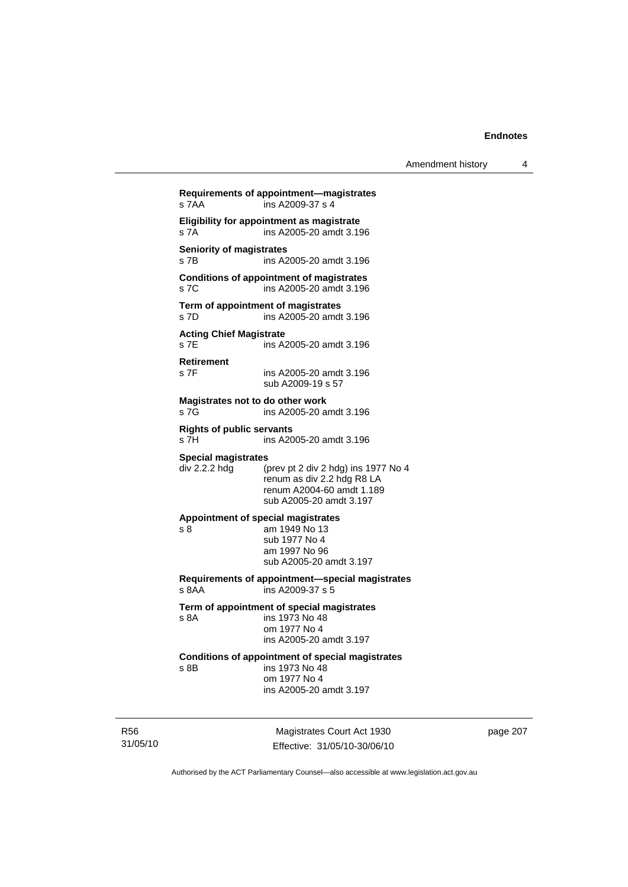**Requirements of appointment—magistrates**
s 7AA ins A2009-37 s 4

**Eligibility for appointment as magistrate**
s 7A ins A2005-20 amdt 3.196

**Seniority of magistrates**
s 7B ins A2005-20 amdt 3.196

**Conditions of appointment of magistrates**
s 7C ins A2005-20 amdt 3.196

**Term of appointment of magistrates**
s 7D ins A2005-20 amdt 3.196

**Acting Chief Magistrate**
s 7E ins A2005-20 amdt 3.196

**Retirement**
s 7F ins A2005-20 amdt 3.196
sub A2009-19 s 57

**Magistrates not to do other work**
s 7G ins A2005-20 amdt 3.196

**Rights of public servants**
s 7H ins A2005-20 amdt 3.196

**Special magistrates**
div 2.2.2 hdg (prev pt 2 div 2 hdg) ins 1977 No 4
renum as div 2.2 hdg R8 LA
renum A2004-60 amdt 1.189
sub A2005-20 amdt 3.197

**Appointment of special magistrates**
s 8 am 1949 No 13
sub 1977 No 4
am 1997 No 96
sub A2005-20 amdt 3.197

**Requirements of appointment—special magistrates**
s 8AA ins A2009-37 s 5

**Term of appointment of special magistrates**
s 8A ins 1973 No 48
om 1977 No 4
ins A2005-20 amdt 3.197

**Conditions of appointment of special magistrates**
s 8B ins 1973 No 48
om 1977 No 4
ins A2005-20 amdt 3.197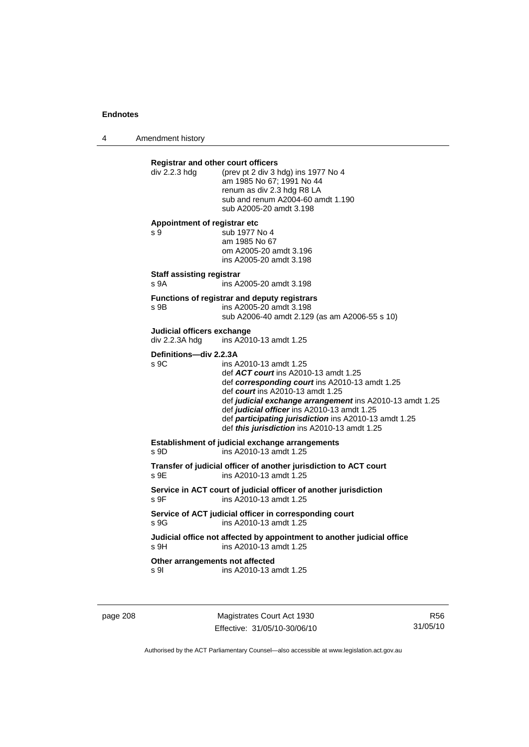**Registrar and other court officers**

div 2.2.3 hdg (prev pt 2 div 3 hdg) ins 1977 No 4
am 1985 No 67; 1991 No 44
renum as div 2.3 hdg R8 LA
sub and renum A2004-60 amdt 1.190
sub A2005-20 amdt 3.198

**Appointment of registrar etc**

s 9 sub 1977 No 4
am 1985 No 67
om A2005-20 amdt 3.196
ins A2005-20 amdt 3.198

**Staff assisting registrar**

s 9A ins A2005-20 amdt 3.198

**Functions of registrar and deputy registrars**

s 9B ins A2005-20 amdt 3.198
sub A2006-40 amdt 2.129 (as am A2006-55 s 10)

**Judicial officers exchange**

div 2.2.3A hdg ins A2010-13 amdt 1.25

**Definitions—div 2.2.3A**

s 9C ins A2010-13 amdt 1.25
def ***ACT court*** ins A2010-13 amdt 1.25
def ***corresponding court*** ins A2010-13 amdt 1.25
def ***court*** ins A2010-13 amdt 1.25
def ***judicial exchange arrangement*** ins A2010-13 amdt 1.25
def ***judicial officer*** ins A2010-13 amdt 1.25
def ***participating jurisdiction*** ins A2010-13 amdt 1.25
def ***this jurisdiction*** ins A2010-13 amdt 1.25

**Establishment of judicial exchange arrangements**

s 9D ins A2010-13 amdt 1.25

**Transfer of judicial officer of another jurisdiction to ACT court**

s 9E ins A2010-13 amdt 1.25

**Service in ACT court of judicial officer of another jurisdiction**

s 9F ins A2010-13 amdt 1.25

**Service of ACT judicial officer in corresponding court**

s 9G ins A2010-13 amdt 1.25

**Judicial office not affected by appointment to another judicial office**

s 9H ins A2010-13 amdt 1.25

**Other arrangements not affected**

s 9I ins A2010-13 amdt 1.25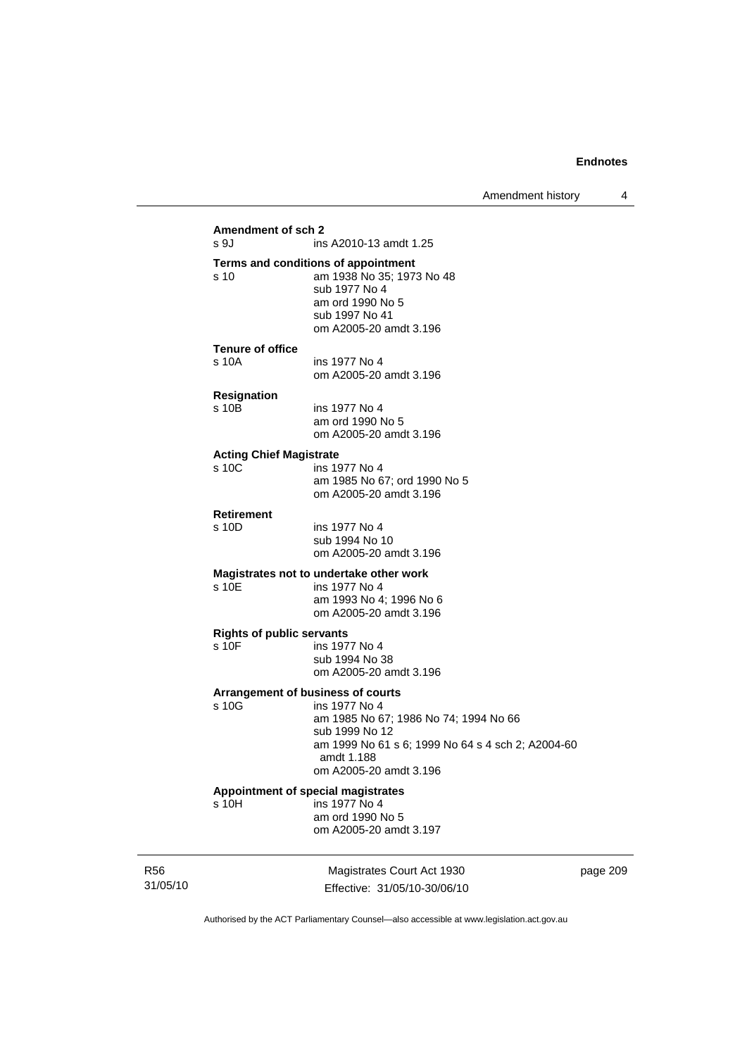**Amendment of sch 2**
s 9J ins A2010-13 amdt 1.25

**Terms and conditions of appointment**
s 10 am 1938 No 35; 1973 No 48
sub 1977 No 4
am ord 1990 No 5
sub 1997 No 41
om A2005-20 amdt 3.196

**Tenure of office**
s 10A ins 1977 No 4
om A2005-20 amdt 3.196

**Resignation**
s 10B ins 1977 No 4
am ord 1990 No 5
om A2005-20 amdt 3.196

**Acting Chief Magistrate**
s 10C ins 1977 No 4
am 1985 No 67; ord 1990 No 5
om A2005-20 amdt 3.196

**Retirement**
s 10D ins 1977 No 4
sub 1994 No 10
om A2005-20 amdt 3.196

**Magistrates not to undertake other work**
s 10E ins 1977 No 4
am 1993 No 4; 1996 No 6
om A2005-20 amdt 3.196

**Rights of public servants**
s 10F ins 1977 No 4
sub 1994 No 38
om A2005-20 amdt 3.196

**Arrangement of business of courts**
s 10G ins 1977 No 4
am 1985 No 67; 1986 No 74; 1994 No 66
sub 1999 No 12
am 1999 No 61 s 6; 1999 No 64 s 4 sch 2; A2004-60 amdt 1.188
om A2005-20 amdt 3.196

**Appointment of special magistrates**
s 10H ins 1977 No 4
am ord 1990 No 5
om A2005-20 amdt 3.197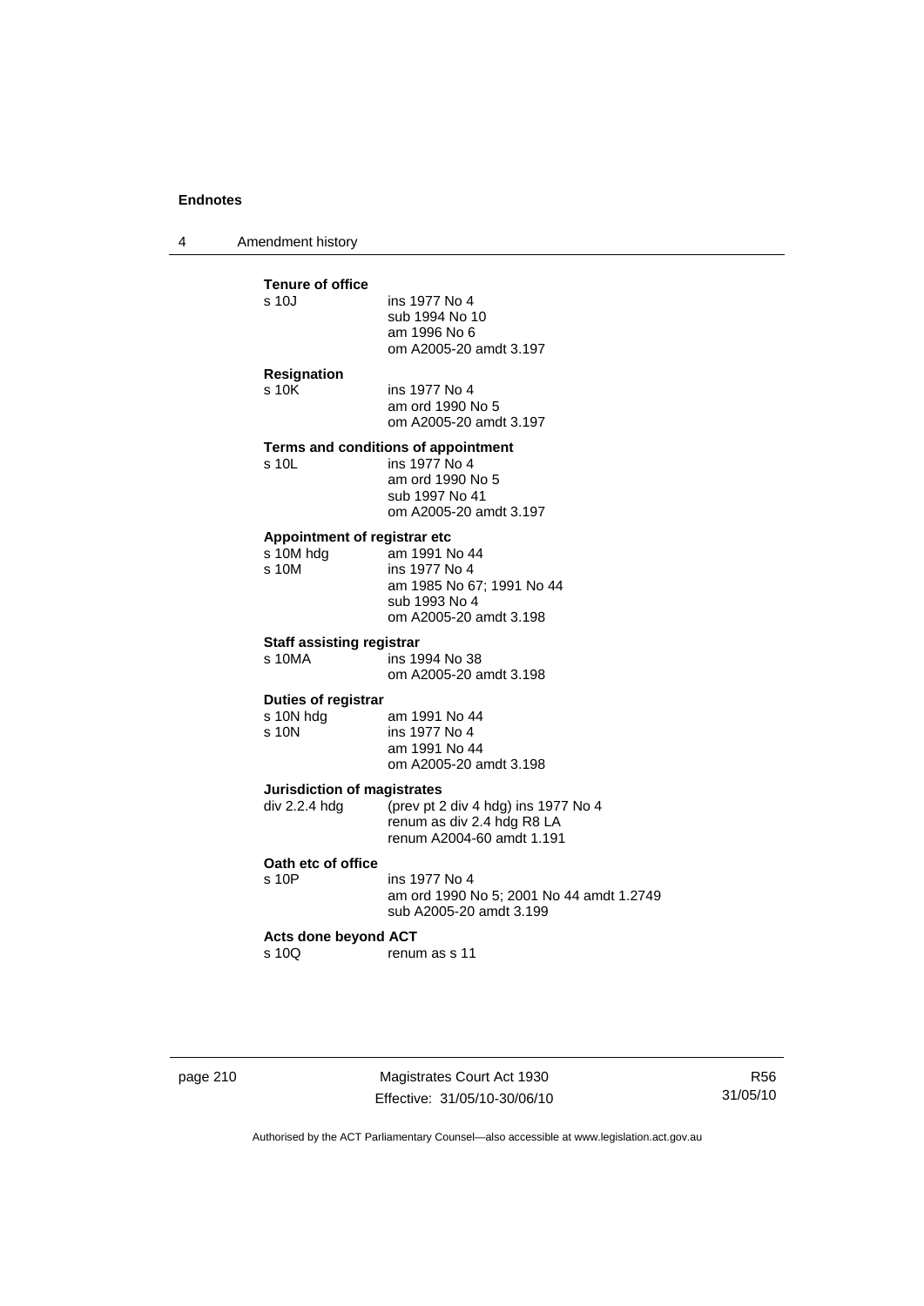**Tenure of office**

s 10J	ins 1977 No 4
	sub 1994 No 10
	am 1996 No 6
	om A2005-20 amdt 3.197

**Resignation**

s 10K	ins 1977 No 4
	am ord 1990 No 5
	om A2005-20 amdt 3.197

**Terms and conditions of appointment**

s 10L	ins 1977 No 4
	am ord 1990 No 5
	sub 1997 No 41
	om A2005-20 amdt 3.197

**Appointment of registrar etc**

s 10M hdg	am 1991 No 44
s 10M	ins 1977 No 4
	am 1985 No 67; 1991 No 44
	sub 1993 No 4
	om A2005-20 amdt 3.198

**Staff assisting registrar**

s 10MA	ins 1994 No 38
	om A2005-20 amdt 3.198

**Duties of registrar**

s 10N hdg	am 1991 No 44
s 10N	ins 1977 No 4
	am 1991 No 44
	om A2005-20 amdt 3.198

**Jurisdiction of magistrates**

div 2.2.4 hdg	(prev pt 2 div 4 hdg) ins 1977 No 4
	renum as div 2.4 hdg R8 LA
	renum A2004-60 amdt 1.191

**Oath etc of office**

s 10P	ins 1977 No 4
	am ord 1990 No 5; 2001 No 44 amdt 1.2749
	sub A2005-20 amdt 3.199

**Acts done beyond ACT**

s 10Q	renum as s 11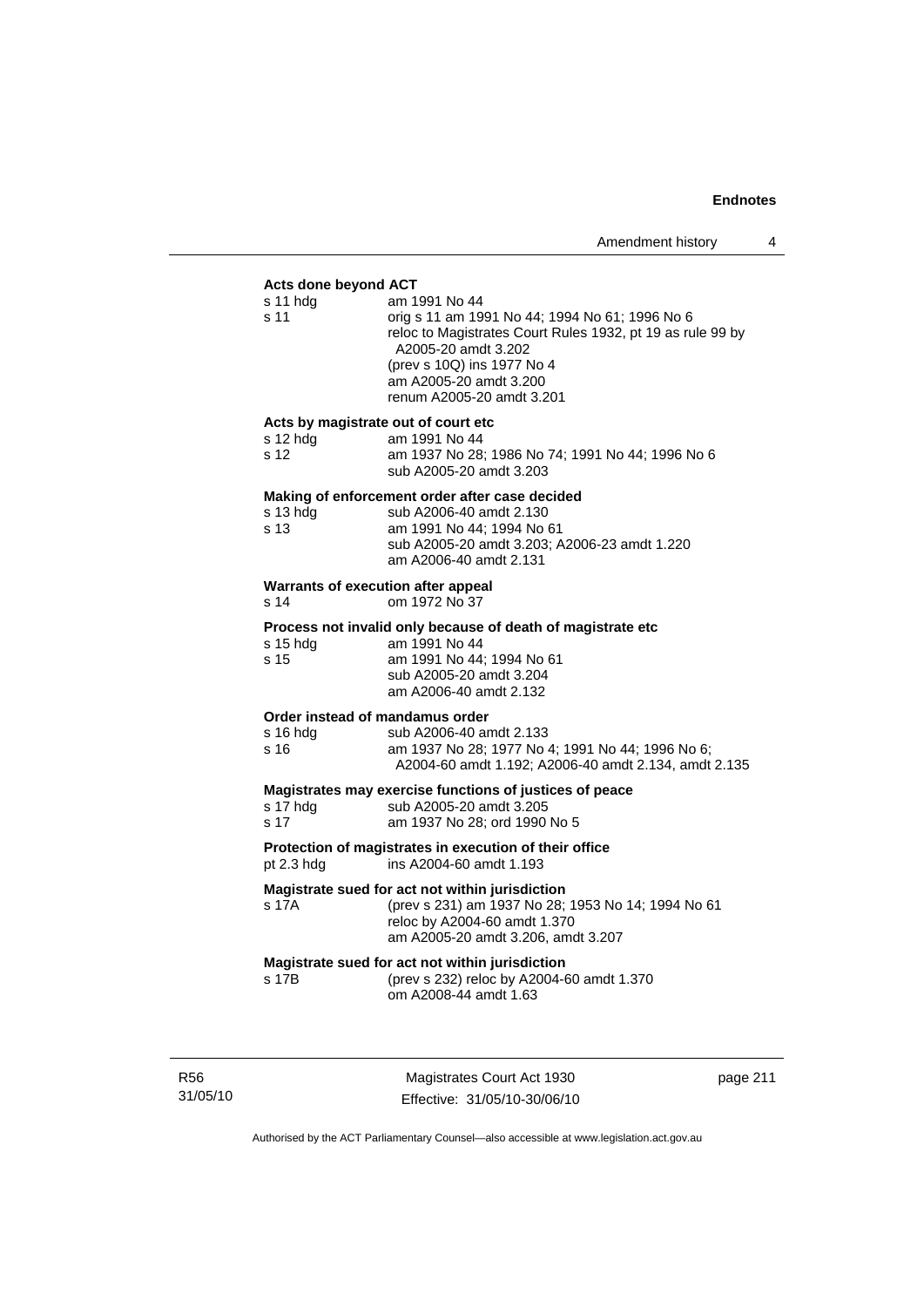**Acts done beyond ACT**

| | |
|---|---|
| s 11 hdg | am 1991 No 44 |
| s 11 | orig s 11 am 1991 No 44; 1994 No 61; 1996 No 6<br>reloc to Magistrates Court Rules 1932, pt 19 as rule 99 by A2005-20 amdt 3.202<br>(prev s 10Q) ins 1977 No 4<br>am A2005-20 amdt 3.200<br>renum A2005-20 amdt 3.201 |

**Acts by magistrate out of court etc**

| | |
|---|---|
| s 12 hdg | am 1991 No 44 |
| s 12 | am 1937 No 28; 1986 No 74; 1991 No 44; 1996 No 6<br>sub A2005-20 amdt 3.203 |

**Making of enforcement order after case decided**

| | |
|---|---|
| s 13 hdg | sub A2006-40 amdt 2.130 |
| s 13 | am 1991 No 44; 1994 No 61<br>sub A2005-20 amdt 3.203; A2006-23 amdt 1.220<br>am A2006-40 amdt 2.131 |

**Warrants of execution after appeal**

| | |
|---|---|
| s 14 | om 1972 No 37 |

**Process not invalid only because of death of magistrate etc**

| | |
|---|---|
| s 15 hdg | am 1991 No 44 |
| s 15 | am 1991 No 44; 1994 No 61<br>sub A2005-20 amdt 3.204<br>am A2006-40 amdt 2.132 |

**Order instead of mandamus order**

| | |
|---|---|
| s 16 hdg | sub A2006-40 amdt 2.133 |
| s 16 | am 1937 No 28; 1977 No 4; 1991 No 44; 1996 No 6; A2004-60 amdt 1.192; A2006-40 amdt 2.134, amdt 2.135 |

**Magistrates may exercise functions of justices of peace**

| | |
|---|---|
| s 17 hdg | sub A2005-20 amdt 3.205 |
| s 17 | am 1937 No 28; ord 1990 No 5 |

**Protection of magistrates in execution of their office**

| | |
|---|---|
| pt 2.3 hdg | ins A2004-60 amdt 1.193 |

**Magistrate sued for act not within jurisdiction**

| | |
|---|---|
| s 17A | (prev s 231) am 1937 No 28; 1953 No 14; 1994 No 61<br>reloc by A2004-60 amdt 1.370<br>am A2005-20 amdt 3.206, amdt 3.207 |

**Magistrate sued for act not within jurisdiction**

| | |
|---|---|
| s 17B | (prev s 232) reloc by A2004-60 amdt 1.370<br>om A2008-44 amdt 1.63 |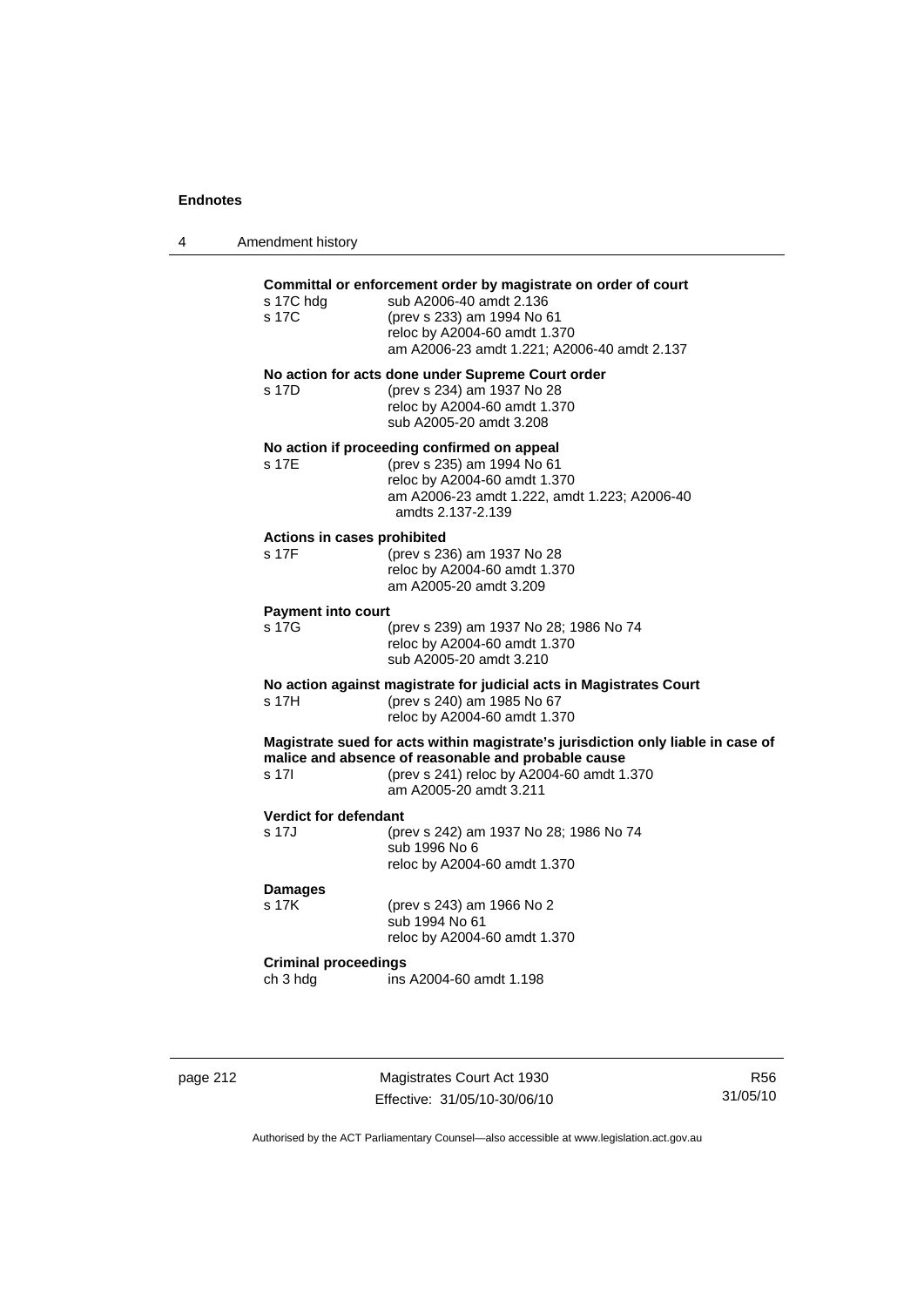**Committal or enforcement order by magistrate on order of court**

s 17C hdg sub A2006-40 amdt 2.136

s 17C (prev s 233) am 1994 No 61
reloc by A2004-60 amdt 1.370
am A2006-23 amdt 1.221; A2006-40 amdt 2.137

**No action for acts done under Supreme Court order**

s 17D (prev s 234) am 1937 No 28
reloc by A2004-60 amdt 1.370
sub A2005-20 amdt 3.208

**No action if proceeding confirmed on appeal**

s 17E (prev s 235) am 1994 No 61
reloc by A2004-60 amdt 1.370
am A2006-23 amdt 1.222, amdt 1.223; A2006-40 amdts 2.137-2.139

**Actions in cases prohibited**

s 17F (prev s 236) am 1937 No 28
reloc by A2004-60 amdt 1.370
am A2005-20 amdt 3.209

**Payment into court**

s 17G (prev s 239) am 1937 No 28; 1986 No 74
reloc by A2004-60 amdt 1.370
sub A2005-20 amdt 3.210

**No action against magistrate for judicial acts in Magistrates Court**

s 17H (prev s 240) am 1985 No 67
reloc by A2004-60 amdt 1.370

**Magistrate sued for acts within magistrate's jurisdiction only liable in case of malice and absence of reasonable and probable cause**

s 17I (prev s 241) reloc by A2004-60 amdt 1.370
am A2005-20 amdt 3.211

**Verdict for defendant**

s 17J (prev s 242) am 1937 No 28; 1986 No 74
sub 1996 No 6
reloc by A2004-60 amdt 1.370

**Damages**

s 17K (prev s 243) am 1966 No 2
sub 1994 No 61
reloc by A2004-60 amdt 1.370

**Criminal proceedings**

ch 3 hdg ins A2004-60 amdt 1.198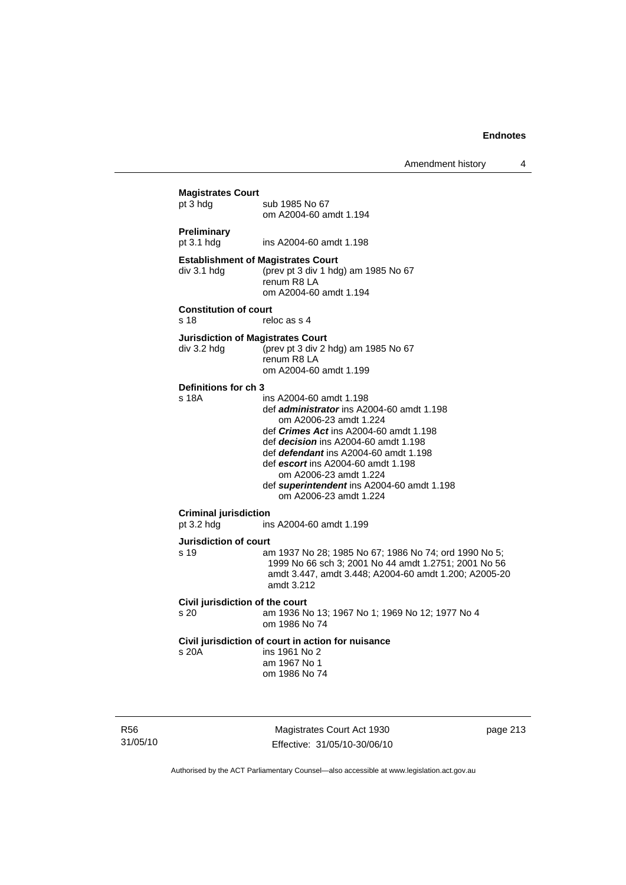**Magistrates Court**

pt 3 hdg sub 1985 No 67
om A2004-60 amdt 1.194

**Preliminary**

pt 3.1 hdg ins A2004-60 amdt 1.198

**Establishment of Magistrates Court**

div 3.1 hdg (prev pt 3 div 1 hdg) am 1985 No 67
renum R8 LA
om A2004-60 amdt 1.194

**Constitution of court**

s 18 reloc as s 4

**Jurisdiction of Magistrates Court**

div 3.2 hdg (prev pt 3 div 2 hdg) am 1985 No 67
renum R8 LA
om A2004-60 amdt 1.199

**Definitions for ch 3**

s 18A ins A2004-60 amdt 1.198
def ***administrator*** ins A2004-60 amdt 1.198
om A2006-23 amdt 1.224
def ***Crimes Act*** ins A2004-60 amdt 1.198
def ***decision*** ins A2004-60 amdt 1.198
def ***defendant*** ins A2004-60 amdt 1.198
def ***escort*** ins A2004-60 amdt 1.198
om A2006-23 amdt 1.224
def ***superintendent*** ins A2004-60 amdt 1.198
om A2006-23 amdt 1.224

**Criminal jurisdiction**

pt 3.2 hdg ins A2004-60 amdt 1.199

**Jurisdiction of court**

s 19 am 1937 No 28; 1985 No 67; 1986 No 74; ord 1990 No 5; 1999 No 66 sch 3; 2001 No 44 amdt 1.2751; 2001 No 56 amdt 3.447, amdt 3.448; A2004-60 amdt 1.200; A2005-20 amdt 3.212

**Civil jurisdiction of the court**

s 20 am 1936 No 13; 1967 No 1; 1969 No 12; 1977 No 4
om 1986 No 74

**Civil jurisdiction of court in action for nuisance**

s 20A ins 1961 No 2
am 1967 No 1
om 1986 No 74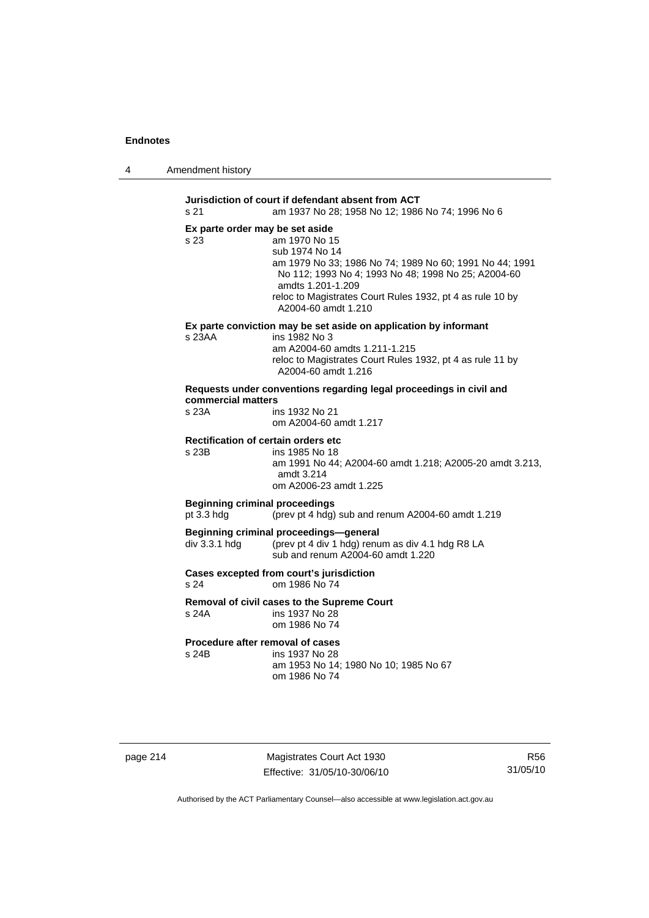**Jurisdiction of court if defendant absent from ACT**

s 21 am 1937 No 28; 1958 No 12; 1986 No 74; 1996 No 6

**Ex parte order may be set aside**

s 23 am 1970 No 15
sub 1974 No 14
am 1979 No 33; 1986 No 74; 1989 No 60; 1991 No 44; 1991 No 112; 1993 No 4; 1993 No 48; 1998 No 25; A2004-60 amdts 1.201-1.209
reloc to Magistrates Court Rules 1932, pt 4 as rule 10 by A2004-60 amdt 1.210

**Ex parte conviction may be set aside on application by informant**

s 23AA ins 1982 No 3
am A2004-60 amdts 1.211-1.215
reloc to Magistrates Court Rules 1932, pt 4 as rule 11 by A2004-60 amdt 1.216

**Requests under conventions regarding legal proceedings in civil and commercial matters**

s 23A ins 1932 No 21
om A2004-60 amdt 1.217

**Rectification of certain orders etc**

s 23B ins 1985 No 18
am 1991 No 44; A2004-60 amdt 1.218; A2005-20 amdt 3.213, amdt 3.214
om A2006-23 amdt 1.225

**Beginning criminal proceedings**

pt 3.3 hdg (prev pt 4 hdg) sub and renum A2004-60 amdt 1.219

**Beginning criminal proceedings—general**

div 3.3.1 hdg (prev pt 4 div 1 hdg) renum as div 4.1 hdg R8 LA
sub and renum A2004-60 amdt 1.220

**Cases excepted from court's jurisdiction**

s 24 om 1986 No 74

**Removal of civil cases to the Supreme Court**

s 24A ins 1937 No 28
om 1986 No 74

**Procedure after removal of cases**

s 24B ins 1937 No 28
am 1953 No 14; 1980 No 10; 1985 No 67
om 1986 No 74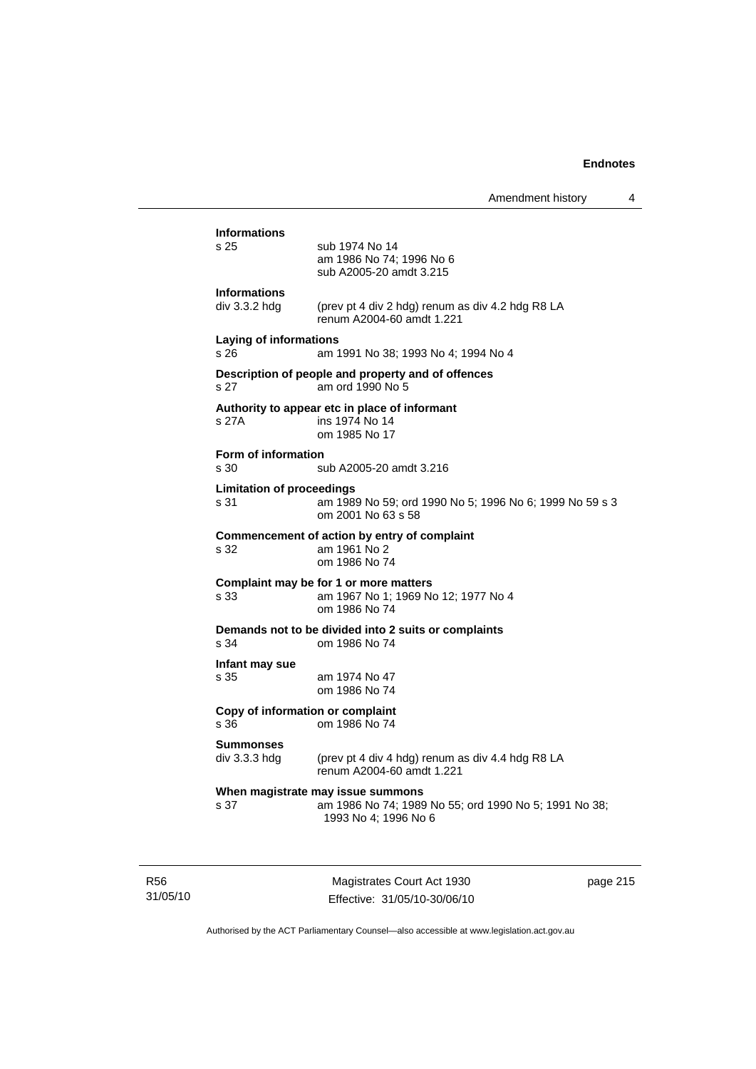**Informations**

s 25 sub 1974 No 14
am 1986 No 74; 1996 No 6
sub A2005-20 amdt 3.215

**Informations**

div 3.3.2 hdg (prev pt 4 div 2 hdg) renum as div 4.2 hdg R8 LA
renum A2004-60 amdt 1.221

**Laying of informations**

s 26 am 1991 No 38; 1993 No 4; 1994 No 4

**Description of people and property and of offences**

s 27 am ord 1990 No 5

**Authority to appear etc in place of informant**

s 27A ins 1974 No 14
om 1985 No 17

**Form of information**

s 30 sub A2005-20 amdt 3.216

**Limitation of proceedings**

s 31 am 1989 No 59; ord 1990 No 5; 1996 No 6; 1999 No 59 s 3
om 2001 No 63 s 58

**Commencement of action by entry of complaint**

s 32 am 1961 No 2
om 1986 No 74

**Complaint may be for 1 or more matters**

s 33 am 1967 No 1; 1969 No 12; 1977 No 4
om 1986 No 74

**Demands not to be divided into 2 suits or complaints**

s 34 om 1986 No 74

**Infant may sue**

s 35 am 1974 No 47
om 1986 No 74

**Copy of information or complaint**

s 36 om 1986 No 74

**Summonses**

div 3.3.3 hdg (prev pt 4 div 4 hdg) renum as div 4.4 hdg R8 LA
renum A2004-60 amdt 1.221

**When magistrate may issue summons**

s 37 am 1986 No 74; 1989 No 55; ord 1990 No 5; 1991 No 38;
1993 No 4; 1996 No 6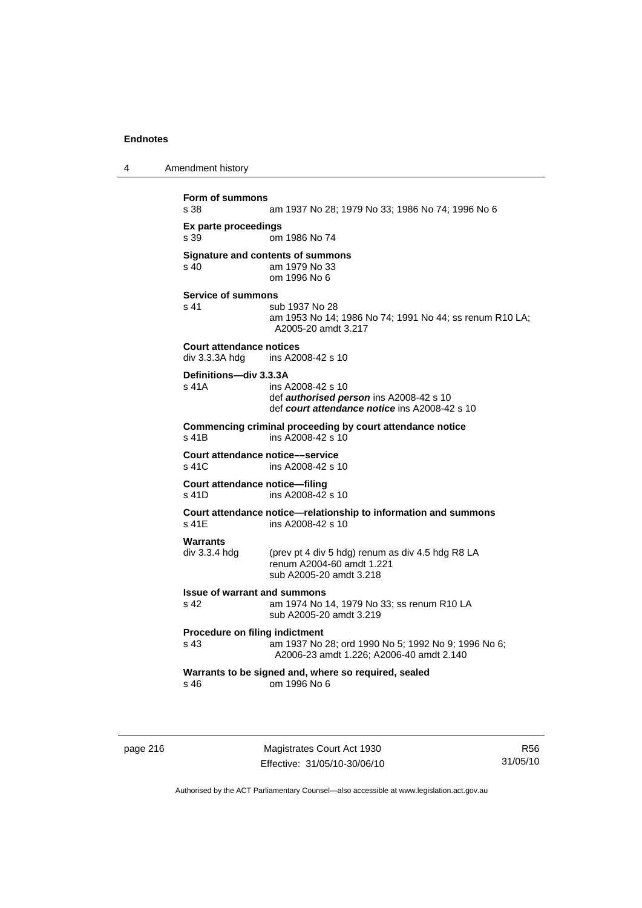**Form of summons**
s 38 am 1937 No 28; 1979 No 33; 1986 No 74; 1996 No 6

**Ex parte proceedings**
s 39 om 1986 No 74

**Signature and contents of summons**
s 40 am 1979 No 33
om 1996 No 6

**Service of summons**
s 41 sub 1937 No 28
am 1953 No 14; 1986 No 74; 1991 No 44; ss renum R10 LA; A2005-20 amdt 3.217

**Court attendance notices**
div 3.3.3A hdg ins A2008-42 s 10

**Definitions—div 3.3.3A**
s 41A ins A2008-42 s 10
def ***authorised person*** ins A2008-42 s 10
def ***court attendance notice*** ins A2008-42 s 10

**Commencing criminal proceeding by court attendance notice**
s 41B ins A2008-42 s 10

**Court attendance notice––service**
s 41C ins A2008-42 s 10

**Court attendance notice—filing**
s 41D ins A2008-42 s 10

**Court attendance notice—relationship to information and summons**
s 41E ins A2008-42 s 10

**Warrants**
div 3.3.4 hdg (prev pt 4 div 5 hdg) renum as div 4.5 hdg R8 LA
renum A2004-60 amdt 1.221
sub A2005-20 amdt 3.218

**Issue of warrant and summons**
s 42 am 1974 No 14, 1979 No 33; ss renum R10 LA
sub A2005-20 amdt 3.219

**Procedure on filing indictment**
s 43 am 1937 No 28; ord 1990 No 5; 1992 No 9; 1996 No 6; A2006-23 amdt 1.226; A2006-40 amdt 2.140

**Warrants to be signed and, where so required, sealed**
s 46 om 1996 No 6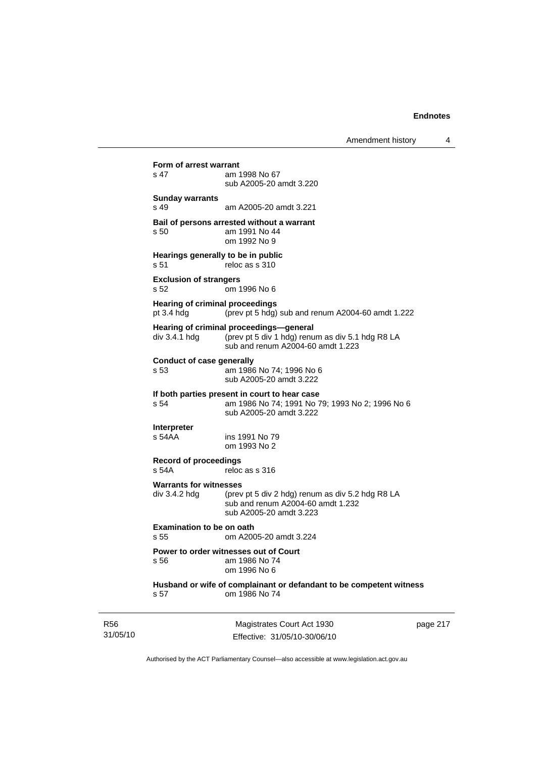**Form of arrest warrant**
s 47 am 1998 No 67
sub A2005-20 amdt 3.220

**Sunday warrants**
s 49 am A2005-20 amdt 3.221

**Bail of persons arrested without a warrant**
s 50 am 1991 No 44
om 1992 No 9

**Hearings generally to be in public**
s 51 reloc as s 310

**Exclusion of strangers**
s 52 om 1996 No 6

**Hearing of criminal proceedings**
pt 3.4 hdg (prev pt 5 hdg) sub and renum A2004-60 amdt 1.222

**Hearing of criminal proceedings—general**
div 3.4.1 hdg (prev pt 5 div 1 hdg) renum as div 5.1 hdg R8 LA
sub and renum A2004-60 amdt 1.223

**Conduct of case generally**
s 53 am 1986 No 74; 1996 No 6
sub A2005-20 amdt 3.222

**If both parties present in court to hear case**
s 54 am 1986 No 74; 1991 No 79; 1993 No 2; 1996 No 6
sub A2005-20 amdt 3.222

**Interpreter**
s 54AA ins 1991 No 79
om 1993 No 2

**Record of proceedings**
s 54A reloc as s 316

**Warrants for witnesses**
div 3.4.2 hdg (prev pt 5 div 2 hdg) renum as div 5.2 hdg R8 LA
sub and renum A2004-60 amdt 1.232
sub A2005-20 amdt 3.223

**Examination to be on oath**
s 55 om A2005-20 amdt 3.224

**Power to order witnesses out of Court**
s 56 am 1986 No 74
om 1996 No 6

**Husband or wife of complainant or defandant to be competent witness**
s 57 om 1986 No 74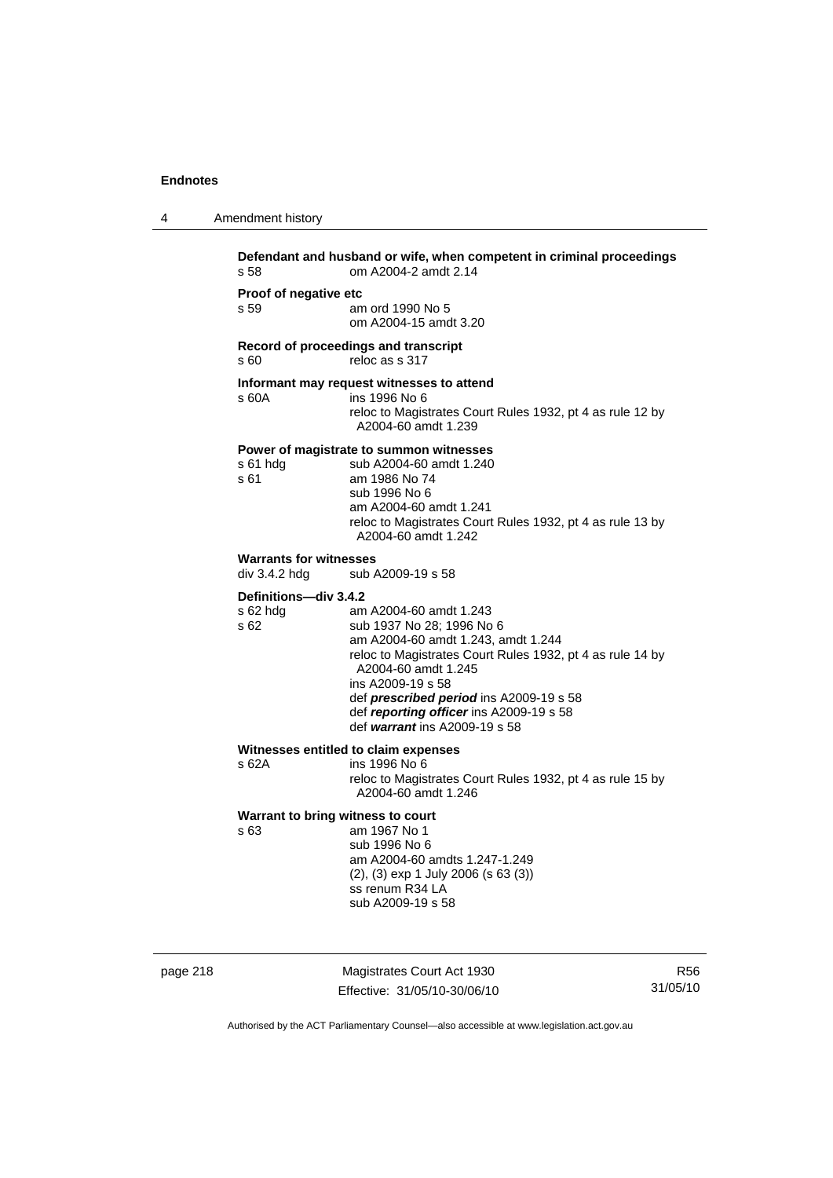**Defendant and husband or wife, when competent in criminal proceedings**
s 58 om A2004-2 amdt 2.14

**Proof of negative etc**
s 59 am ord 1990 No 5
om A2004-15 amdt 3.20

**Record of proceedings and transcript**
s 60 reloc as s 317

**Informant may request witnesses to attend**
s 60A ins 1996 No 6
reloc to Magistrates Court Rules 1932, pt 4 as rule 12 by A2004-60 amdt 1.239

**Power of magistrate to summon witnesses**
s 61 hdg sub A2004-60 amdt 1.240
s 61 am 1986 No 74
sub 1996 No 6
am A2004-60 amdt 1.241
reloc to Magistrates Court Rules 1932, pt 4 as rule 13 by A2004-60 amdt 1.242

**Warrants for witnesses**
div 3.4.2 hdg sub A2009-19 s 58

**Definitions—div 3.4.2**
s 62 hdg am A2004-60 amdt 1.243
s 62 sub 1937 No 28; 1996 No 6
am A2004-60 amdt 1.243, amdt 1.244
reloc to Magistrates Court Rules 1932, pt 4 as rule 14 by A2004-60 amdt 1.245
ins A2009-19 s 58
def ***prescribed period*** ins A2009-19 s 58
def ***reporting officer*** ins A2009-19 s 58
def ***warrant*** ins A2009-19 s 58

**Witnesses entitled to claim expenses**
s 62A ins 1996 No 6
reloc to Magistrates Court Rules 1932, pt 4 as rule 15 by A2004-60 amdt 1.246

**Warrant to bring witness to court**
s 63 am 1967 No 1
sub 1996 No 6
am A2004-60 amdts 1.247-1.249
(2), (3) exp 1 July 2006 (s 63 (3))
ss renum R34 LA
sub A2009-19 s 58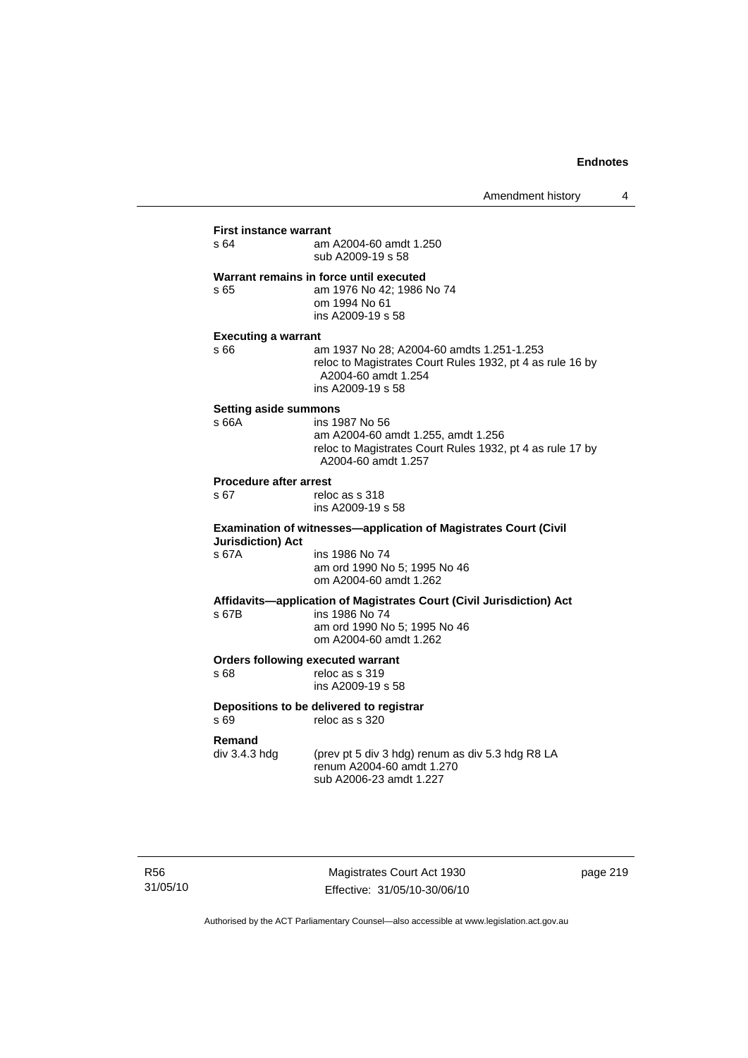**First instance warrant**
s 64 am A2004-60 amdt 1.250
sub A2009-19 s 58

**Warrant remains in force until executed**
s 65 am 1976 No 42; 1986 No 74
om 1994 No 61
ins A2009-19 s 58

**Executing a warrant**
s 66 am 1937 No 28; A2004-60 amdts 1.251-1.253
reloc to Magistrates Court Rules 1932, pt 4 as rule 16 by A2004-60 amdt 1.254
ins A2009-19 s 58

**Setting aside summons**
s 66A ins 1987 No 56
am A2004-60 amdt 1.255, amdt 1.256
reloc to Magistrates Court Rules 1932, pt 4 as rule 17 by A2004-60 amdt 1.257

**Procedure after arrest**
s 67 reloc as s 318
ins A2009-19 s 58

**Examination of witnesses—application of Magistrates Court (Civil Jurisdiction) Act**
s 67A ins 1986 No 74
am ord 1990 No 5; 1995 No 46
om A2004-60 amdt 1.262

**Affidavits—application of Magistrates Court (Civil Jurisdiction) Act**
s 67B ins 1986 No 74
am ord 1990 No 5; 1995 No 46
om A2004-60 amdt 1.262

**Orders following executed warrant**
s 68 reloc as s 319
ins A2009-19 s 58

**Depositions to be delivered to registrar**
s 69 reloc as s 320

**Remand**
div 3.4.3 hdg (prev pt 5 div 3 hdg) renum as div 5.3 hdg R8 LA
renum A2004-60 amdt 1.270
sub A2006-23 amdt 1.227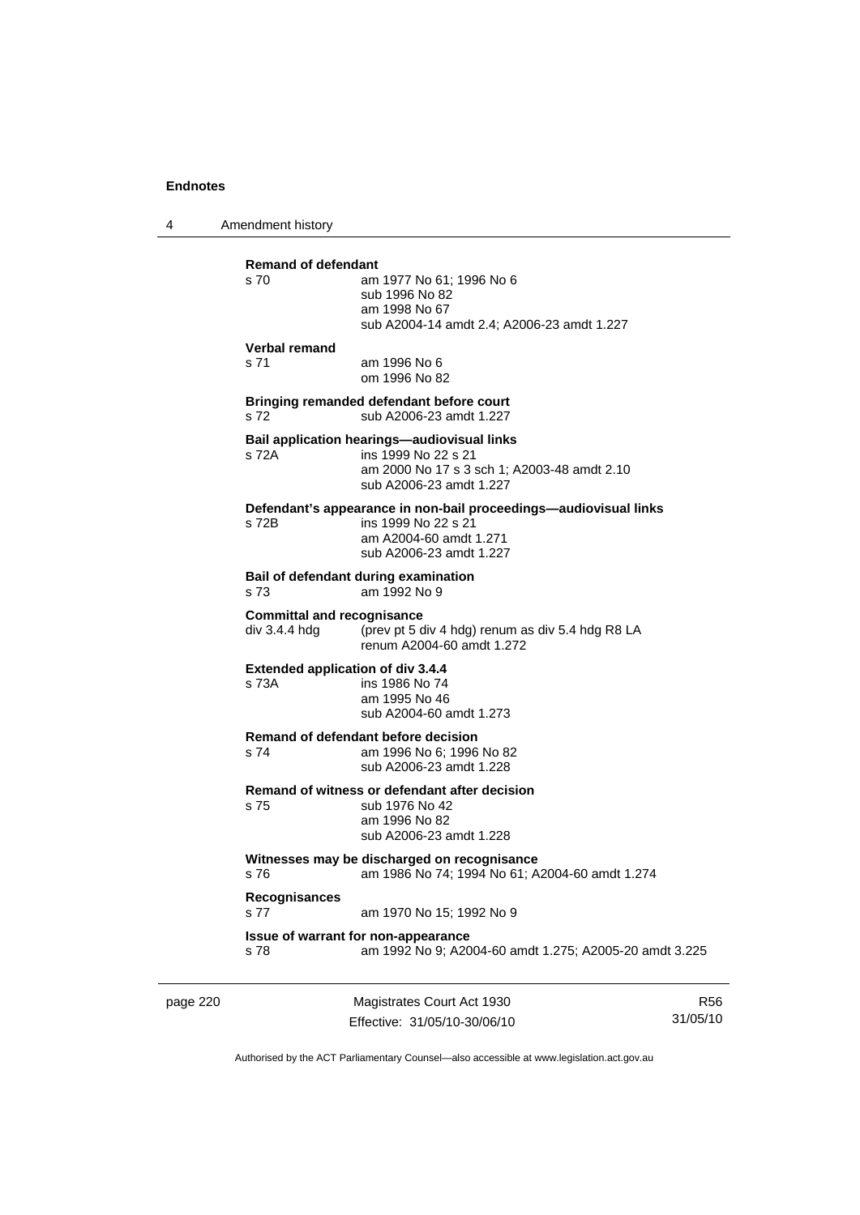**Remand of defendant**

s 70 am 1977 No 61; 1996 No 6
sub 1996 No 82
am 1998 No 67
sub A2004-14 amdt 2.4; A2006-23 amdt 1.227

**Verbal remand**

s 71 am 1996 No 6
om 1996 No 82

**Bringing remanded defendant before court**

s 72 sub A2006-23 amdt 1.227

**Bail application hearings—audiovisual links**

s 72A ins 1999 No 22 s 21
am 2000 No 17 s 3 sch 1; A2003-48 amdt 2.10
sub A2006-23 amdt 1.227

**Defendant's appearance in non-bail proceedings—audiovisual links**

s 72B ins 1999 No 22 s 21
am A2004-60 amdt 1.271
sub A2006-23 amdt 1.227

**Bail of defendant during examination**

s 73 am 1992 No 9

**Committal and recognisance**

div 3.4.4 hdg (prev pt 5 div 4 hdg) renum as div 5.4 hdg R8 LA
renum A2004-60 amdt 1.272

**Extended application of div 3.4.4**

s 73A ins 1986 No 74
am 1995 No 46
sub A2004-60 amdt 1.273

**Remand of defendant before decision**

s 74 am 1996 No 6; 1996 No 82
sub A2006-23 amdt 1.228

**Remand of witness or defendant after decision**

s 75 sub 1976 No 42
am 1996 No 82
sub A2006-23 amdt 1.228

**Witnesses may be discharged on recognisance**

s 76 am 1986 No 74; 1994 No 61; A2004-60 amdt 1.274

**Recognisances**

s 77 am 1970 No 15; 1992 No 9

**Issue of warrant for non-appearance**

s 78 am 1992 No 9; A2004-60 amdt 1.275; A2005-20 amdt 3.225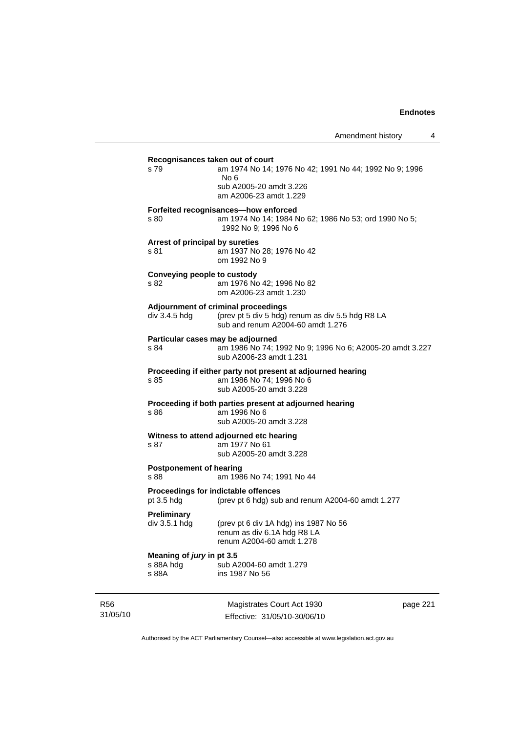**Recognisances taken out of court**

s 79 am 1974 No 14; 1976 No 42; 1991 No 44; 1992 No 9; 1996 No 6
sub A2005-20 amdt 3.226
am A2006-23 amdt 1.229

**Forfeited recognisances—how enforced**

s 80 am 1974 No 14; 1984 No 62; 1986 No 53; ord 1990 No 5; 1992 No 9; 1996 No 6

**Arrest of principal by sureties**

s 81 am 1937 No 28; 1976 No 42
om 1992 No 9

**Conveying people to custody**

s 82 am 1976 No 42; 1996 No 82
om A2006-23 amdt 1.230

**Adjournment of criminal proceedings**

div 3.4.5 hdg (prev pt 5 div 5 hdg) renum as div 5.5 hdg R8 LA
sub and renum A2004-60 amdt 1.276

**Particular cases may be adjourned**

s 84 am 1986 No 74; 1992 No 9; 1996 No 6; A2005-20 amdt 3.227
sub A2006-23 amdt 1.231

**Proceeding if either party not present at adjourned hearing**

s 85 am 1986 No 74; 1996 No 6
sub A2005-20 amdt 3.228

**Proceeding if both parties present at adjourned hearing**

s 86 am 1996 No 6
sub A2005-20 amdt 3.228

**Witness to attend adjourned etc hearing**

s 87 am 1977 No 61
sub A2005-20 amdt 3.228

**Postponement of hearing**

s 88 am 1986 No 74; 1991 No 44

**Proceedings for indictable offences**

pt 3.5 hdg (prev pt 6 hdg) sub and renum A2004-60 amdt 1.277

**Preliminary**

div 3.5.1 hdg (prev pt 6 div 1A hdg) ins 1987 No 56
renum as div 6.1A hdg R8 LA
renum A2004-60 amdt 1.278

**Meaning of *jury* in pt 3.5**

s 88A hdg sub A2004-60 amdt 1.279
s 88A ins 1987 No 56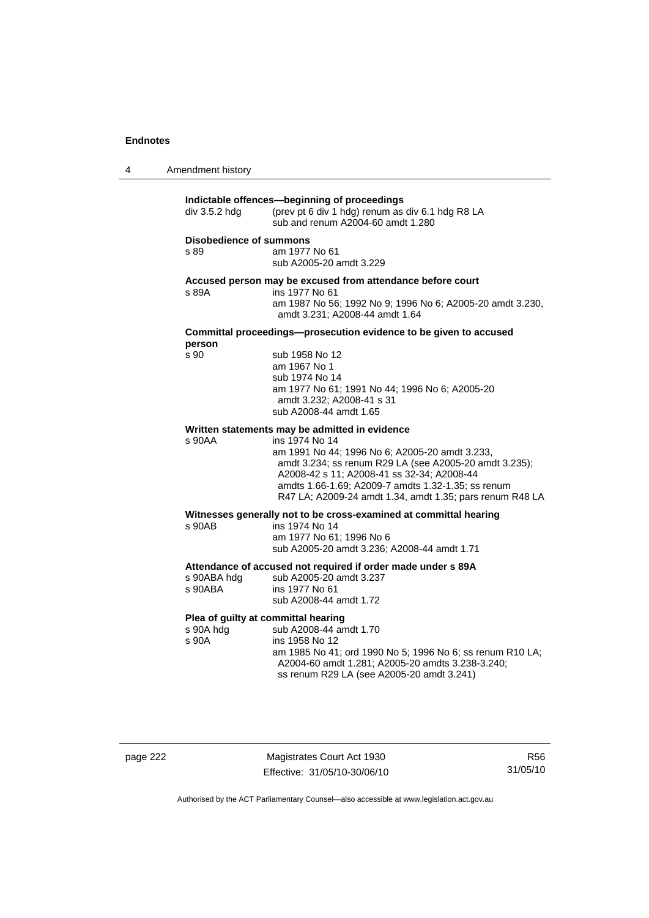**Indictable offences—beginning of proceedings**

div 3.5.2 hdg (prev pt 6 div 1 hdg) renum as div 6.1 hdg R8 LA
sub and renum A2004-60 amdt 1.280

**Disobedience of summons**

s 89 am 1977 No 61
sub A2005-20 amdt 3.229

**Accused person may be excused from attendance before court**

s 89A ins 1977 No 61
am 1987 No 56; 1992 No 9; 1996 No 6; A2005-20 amdt 3.230, amdt 3.231; A2008-44 amdt 1.64

**Committal proceedings—prosecution evidence to be given to accused person**

s 90 sub 1958 No 12
am 1967 No 1
sub 1974 No 14
am 1977 No 61; 1991 No 44; 1996 No 6; A2005-20 amdt 3.232; A2008-41 s 31
sub A2008-44 amdt 1.65

**Written statements may be admitted in evidence**

s 90AA ins 1974 No 14
am 1991 No 44; 1996 No 6; A2005-20 amdt 3.233, amdt 3.234; ss renum R29 LA (see A2005-20 amdt 3.235); A2008-42 s 11; A2008-41 ss 32-34; A2008-44 amdts 1.66-1.69; A2009-7 amdts 1.32-1.35; ss renum R47 LA; A2009-24 amdt 1.34, amdt 1.35; pars renum R48 LA

**Witnesses generally not to be cross-examined at committal hearing**

s 90AB ins 1974 No 14
am 1977 No 61; 1996 No 6
sub A2005-20 amdt 3.236; A2008-44 amdt 1.71

**Attendance of accused not required if order made under s 89A**

s 90ABA hdg sub A2005-20 amdt 3.237
s 90ABA ins 1977 No 61
sub A2008-44 amdt 1.72

**Plea of guilty at committal hearing**

s 90A hdg sub A2008-44 amdt 1.70
s 90A ins 1958 No 12
am 1985 No 41; ord 1990 No 5; 1996 No 6; ss renum R10 LA; A2004-60 amdt 1.281; A2005-20 amdts 3.238-3.240; ss renum R29 LA (see A2005-20 amdt 3.241)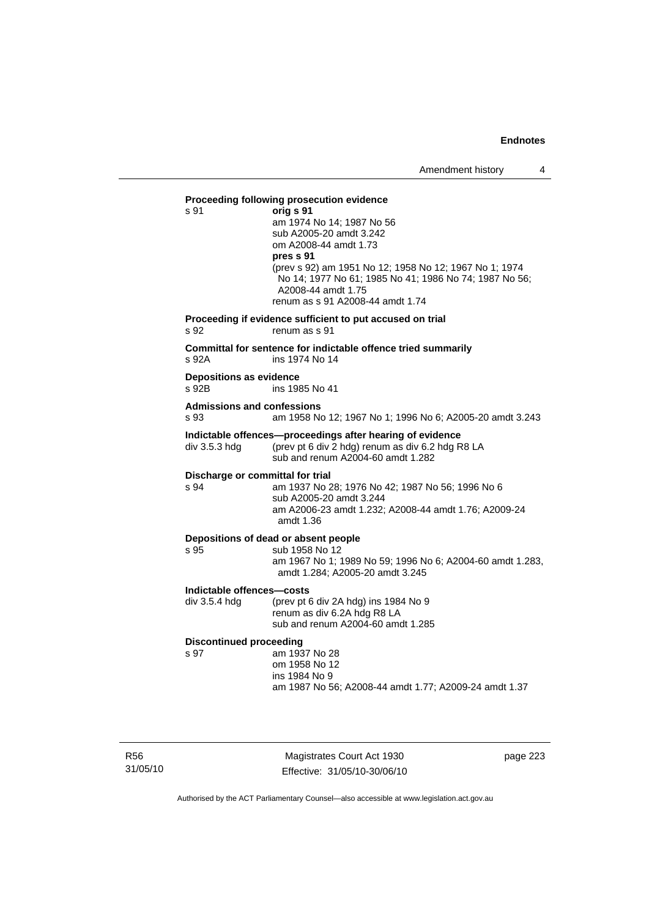**Proceeding following prosecution evidence**

s 91 **orig s 91**
am 1974 No 14; 1987 No 56
sub A2005-20 amdt 3.242
om A2008-44 amdt 1.73
**pres s 91**
(prev s 92) am 1951 No 12; 1958 No 12; 1967 No 1; 1974 No 14; 1977 No 61; 1985 No 41; 1986 No 74; 1987 No 56; A2008-44 amdt 1.75
renum as s 91 A2008-44 amdt 1.74

**Proceeding if evidence sufficient to put accused on trial**

s 92 renum as s 91

**Committal for sentence for indictable offence tried summarily**

s 92A ins 1974 No 14

**Depositions as evidence**

s 92B ins 1985 No 41

**Admissions and confessions**

s 93 am 1958 No 12; 1967 No 1; 1996 No 6; A2005-20 amdt 3.243

**Indictable offences—proceedings after hearing of evidence**

div 3.5.3 hdg (prev pt 6 div 2 hdg) renum as div 6.2 hdg R8 LA
sub and renum A2004-60 amdt 1.282

**Discharge or committal for trial**

s 94 am 1937 No 28; 1976 No 42; 1987 No 56; 1996 No 6
sub A2005-20 amdt 3.244
am A2006-23 amdt 1.232; A2008-44 amdt 1.76; A2009-24 amdt 1.36

**Depositions of dead or absent people**

s 95 sub 1958 No 12
am 1967 No 1; 1989 No 59; 1996 No 6; A2004-60 amdt 1.283, amdt 1.284; A2005-20 amdt 3.245

**Indictable offences—costs**

div 3.5.4 hdg (prev pt 6 div 2A hdg) ins 1984 No 9
renum as div 6.2A hdg R8 LA
sub and renum A2004-60 amdt 1.285

**Discontinued proceeding**

s 97 am 1937 No 28
om 1958 No 12
ins 1984 No 9
am 1987 No 56; A2008-44 amdt 1.77; A2009-24 amdt 1.37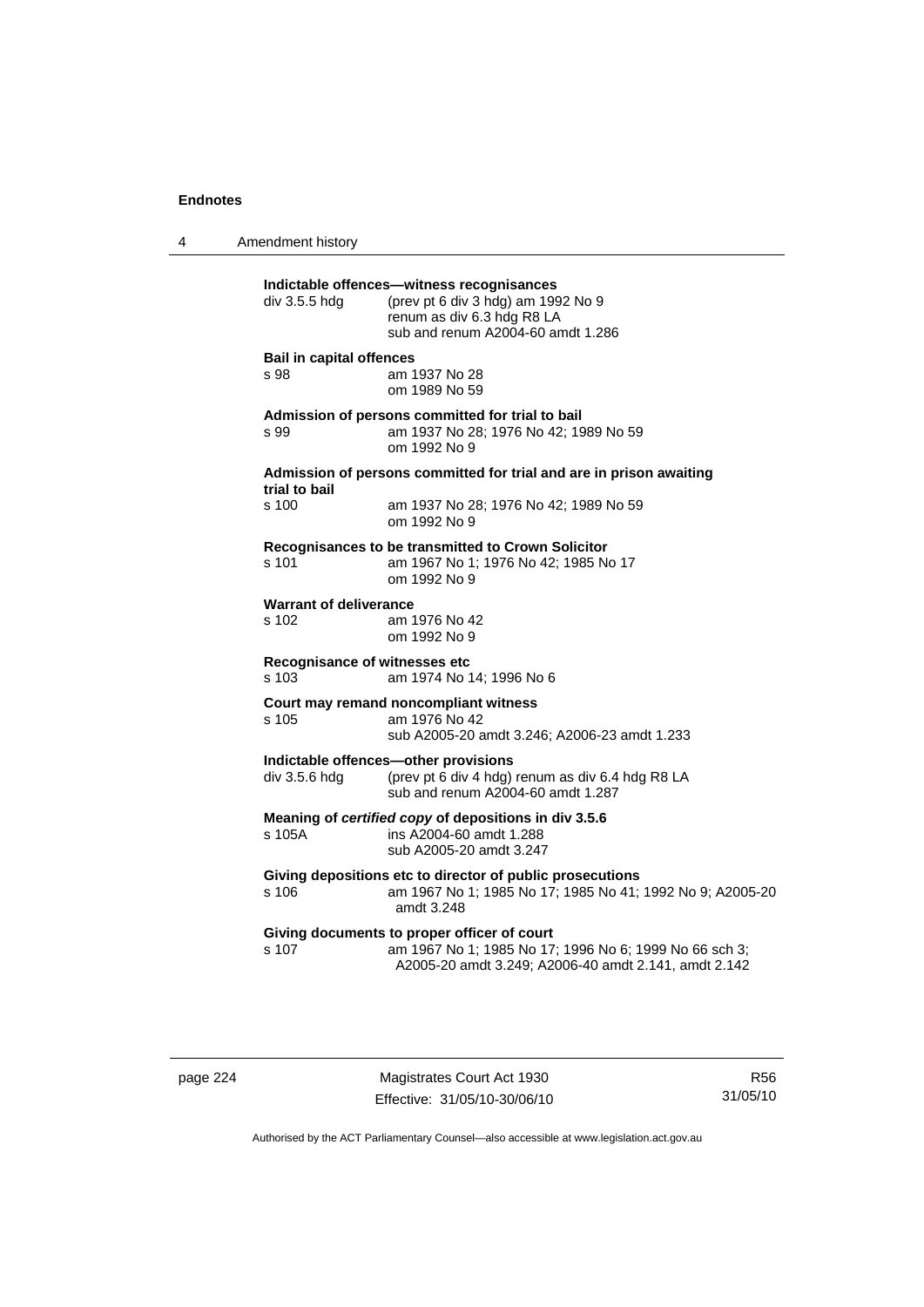**Indictable offences—witness recognisances**

div 3.5.5 hdg (prev pt 6 div 3 hdg) am 1992 No 9
renum as div 6.3 hdg R8 LA
sub and renum A2004-60 amdt 1.286

**Bail in capital offences**

s 98 am 1937 No 28
om 1989 No 59

**Admission of persons committed for trial to bail**

s 99 am 1937 No 28; 1976 No 42; 1989 No 59
om 1992 No 9

**Admission of persons committed for trial and are in prison awaiting trial to bail**

s 100 am 1937 No 28; 1976 No 42; 1989 No 59
om 1992 No 9

**Recognisances to be transmitted to Crown Solicitor**

s 101 am 1967 No 1; 1976 No 42; 1985 No 17
om 1992 No 9

**Warrant of deliverance**

s 102 am 1976 No 42
om 1992 No 9

**Recognisance of witnesses etc**

s 103 am 1974 No 14; 1996 No 6

**Court may remand noncompliant witness**

s 105 am 1976 No 42
sub A2005-20 amdt 3.246; A2006-23 amdt 1.233

**Indictable offences—other provisions**

div 3.5.6 hdg (prev pt 6 div 4 hdg) renum as div 6.4 hdg R8 LA
sub and renum A2004-60 amdt 1.287

**Meaning of *certified copy* of depositions in div 3.5.6**

s 105A ins A2004-60 amdt 1.288
sub A2005-20 amdt 3.247

**Giving depositions etc to director of public prosecutions**

s 106 am 1967 No 1; 1985 No 17; 1985 No 41; 1992 No 9; A2005-20 amdt 3.248

**Giving documents to proper officer of court**

s 107 am 1967 No 1; 1985 No 17; 1996 No 6; 1999 No 66 sch 3; A2005-20 amdt 3.249; A2006-40 amdt 2.141, amdt 2.142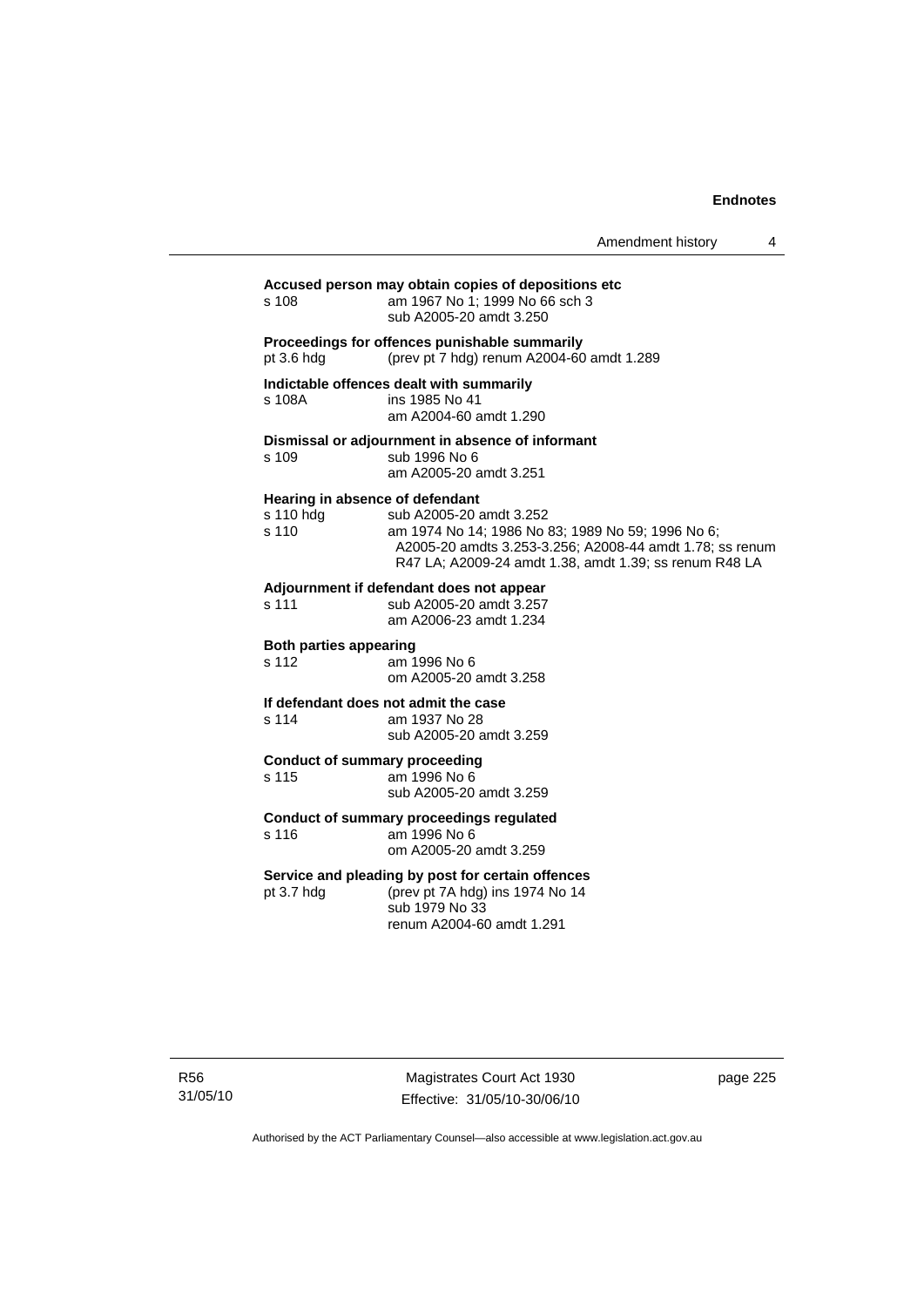**Accused person may obtain copies of depositions etc**

s 108 am 1967 No 1; 1999 No 66 sch 3
sub A2005-20 amdt 3.250

**Proceedings for offences punishable summarily**

pt 3.6 hdg (prev pt 7 hdg) renum A2004-60 amdt 1.289

**Indictable offences dealt with summarily**

s 108A ins 1985 No 41
am A2004-60 amdt 1.290

**Dismissal or adjournment in absence of informant**

s 109 sub 1996 No 6
am A2005-20 amdt 3.251

**Hearing in absence of defendant**

s 110 hdg sub A2005-20 amdt 3.252
s 110 am 1974 No 14; 1986 No 83; 1989 No 59; 1996 No 6; A2005-20 amdts 3.253-3.256; A2008-44 amdt 1.78; ss renum R47 LA; A2009-24 amdt 1.38, amdt 1.39; ss renum R48 LA

**Adjournment if defendant does not appear**

s 111 sub A2005-20 amdt 3.257
am A2006-23 amdt 1.234

**Both parties appearing**

s 112 am 1996 No 6
om A2005-20 amdt 3.258

**If defendant does not admit the case**

s 114 am 1937 No 28
sub A2005-20 amdt 3.259

**Conduct of summary proceeding**

s 115 am 1996 No 6
sub A2005-20 amdt 3.259

**Conduct of summary proceedings regulated**

s 116 am 1996 No 6
om A2005-20 amdt 3.259

**Service and pleading by post for certain offences**

pt 3.7 hdg (prev pt 7A hdg) ins 1974 No 14
sub 1979 No 33
renum A2004-60 amdt 1.291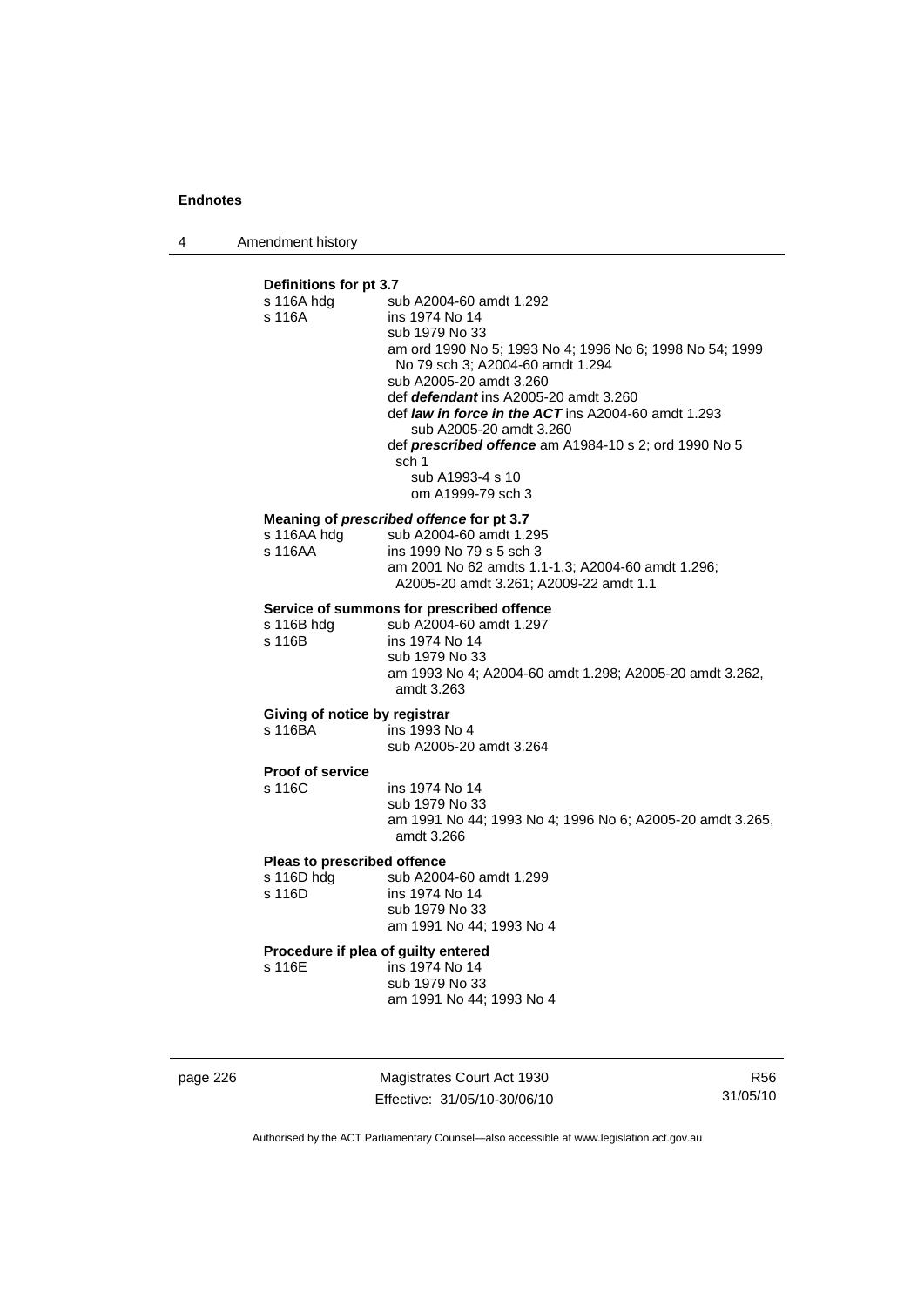**Definitions for pt 3.7**

s 116A hdg sub A2004-60 amdt 1.292
s 116A ins 1974 No 14
sub 1979 No 33
am ord 1990 No 5; 1993 No 4; 1996 No 6; 1998 No 54; 1999 No 79 sch 3; A2004-60 amdt 1.294
sub A2005-20 amdt 3.260
def ***defendant*** ins A2005-20 amdt 3.260
def ***law in force in the ACT*** ins A2004-60 amdt 1.293
sub A2005-20 amdt 3.260
def ***prescribed offence*** am A1984-10 s 2; ord 1990 No 5 sch 1
sub A1993-4 s 10
om A1999-79 sch 3

**Meaning of *prescribed offence* for pt 3.7**

s 116AA hdg sub A2004-60 amdt 1.295
s 116AA ins 1999 No 79 s 5 sch 3
am 2001 No 62 amdts 1.1-1.3; A2004-60 amdt 1.296; A2005-20 amdt 3.261; A2009-22 amdt 1.1

**Service of summons for prescribed offence**

s 116B hdg sub A2004-60 amdt 1.297
s 116B ins 1974 No 14
sub 1979 No 33
am 1993 No 4; A2004-60 amdt 1.298; A2005-20 amdt 3.262, amdt 3.263

**Giving of notice by registrar**

s 116BA ins 1993 No 4
sub A2005-20 amdt 3.264

**Proof of service**

s 116C ins 1974 No 14
sub 1979 No 33
am 1991 No 44; 1993 No 4; 1996 No 6; A2005-20 amdt 3.265, amdt 3.266

**Pleas to prescribed offence**

s 116D hdg sub A2004-60 amdt 1.299
s 116D ins 1974 No 14
sub 1979 No 33
am 1991 No 44; 1993 No 4

**Procedure if plea of guilty entered**

s 116E ins 1974 No 14
sub 1979 No 33
am 1991 No 44; 1993 No 4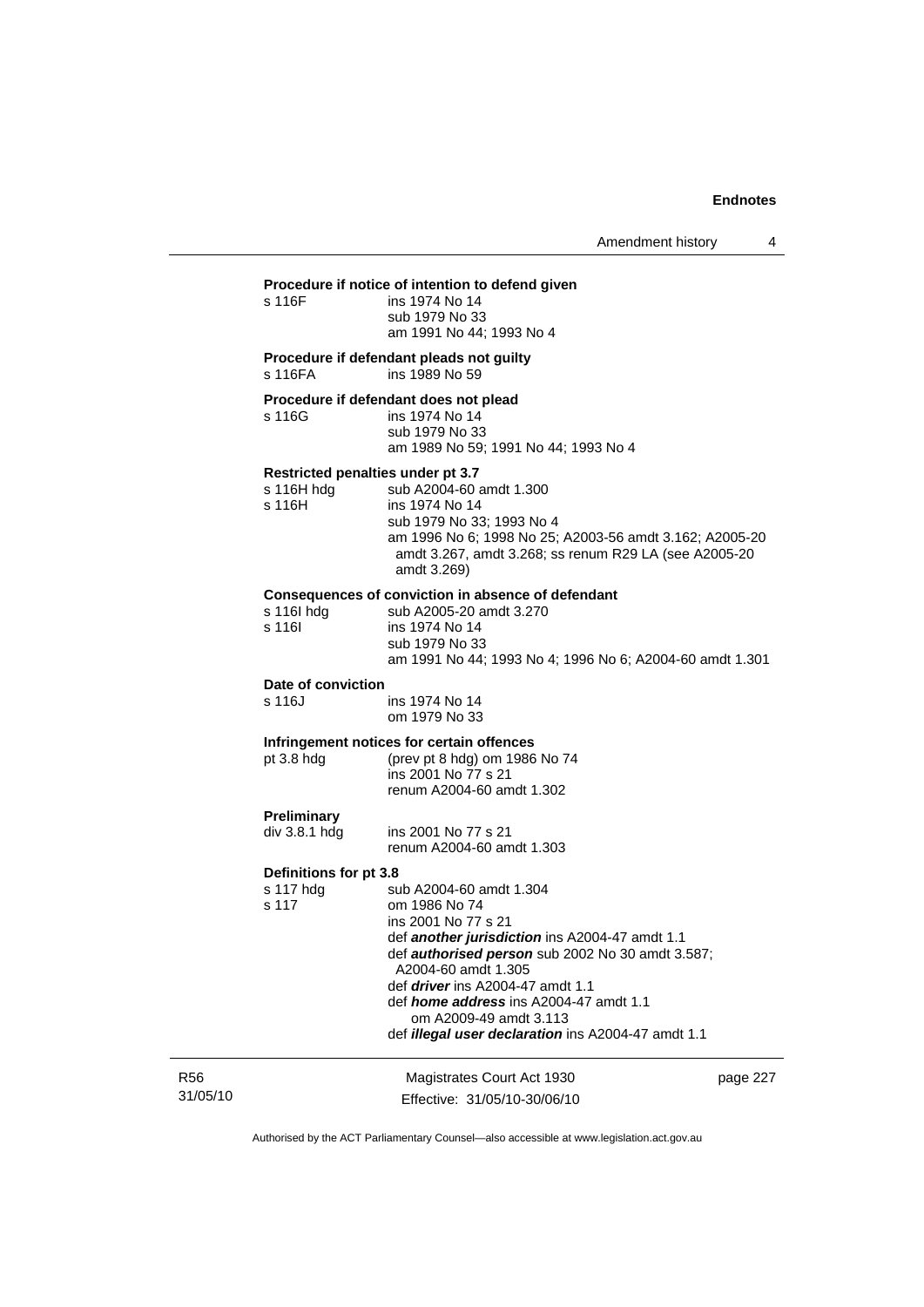**Procedure if notice of intention to defend given**

s 116F — ins 1974 No 14
sub 1979 No 33
am 1991 No 44; 1993 No 4

**Procedure if defendant pleads not guilty**

s 116FA — ins 1989 No 59

**Procedure if defendant does not plead**

s 116G — ins 1974 No 14
sub 1979 No 33
am 1989 No 59; 1991 No 44; 1993 No 4

**Restricted penalties under pt 3.7**

s 116H hdg — sub A2004-60 amdt 1.300

s 116H — ins 1974 No 14
sub 1979 No 33; 1993 No 4
am 1996 No 6; 1998 No 25; A2003-56 amdt 3.162; A2005-20 amdt 3.267, amdt 3.268; ss renum R29 LA (see A2005-20 amdt 3.269)

**Consequences of conviction in absence of defendant**

s 116I hdg — sub A2005-20 amdt 3.270

s 116I — ins 1974 No 14
sub 1979 No 33
am 1991 No 44; 1993 No 4; 1996 No 6; A2004-60 amdt 1.301

**Date of conviction**

s 116J — ins 1974 No 14
om 1979 No 33

**Infringement notices for certain offences**

pt 3.8 hdg — (prev pt 8 hdg) om 1986 No 74
ins 2001 No 77 s 21
renum A2004-60 amdt 1.302

**Preliminary**

div 3.8.1 hdg — ins 2001 No 77 s 21
renum A2004-60 amdt 1.303

**Definitions for pt 3.8**

s 117 hdg — sub A2004-60 amdt 1.304

s 117 — om 1986 No 74
ins 2001 No 77 s 21
def ***another jurisdiction*** ins A2004-47 amdt 1.1
def ***authorised person*** sub 2002 No 30 amdt 3.587; A2004-60 amdt 1.305
def ***driver*** ins A2004-47 amdt 1.1
def ***home address*** ins A2004-47 amdt 1.1
om A2009-49 amdt 3.113
def ***illegal user declaration*** ins A2004-47 amdt 1.1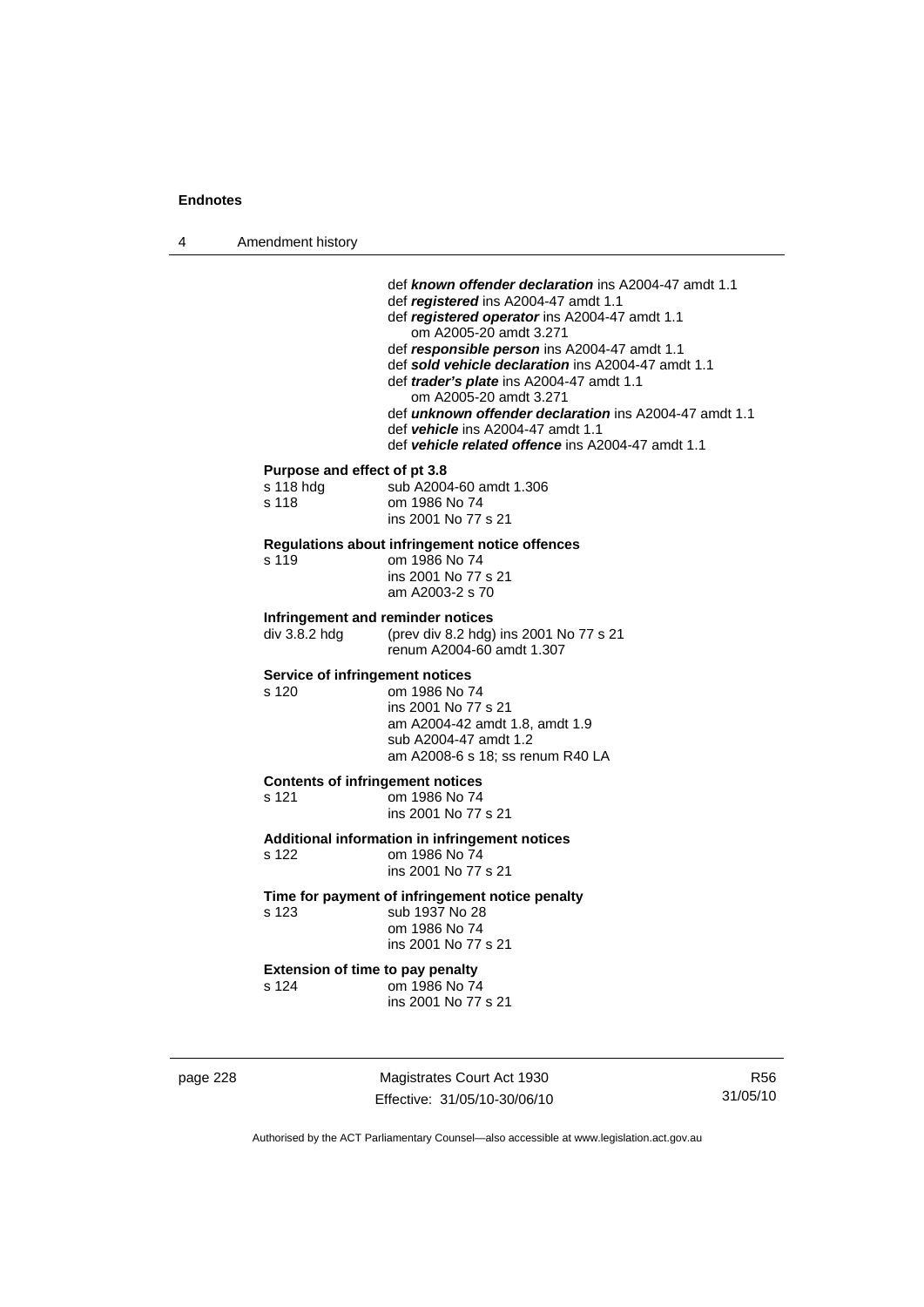def ***known offender declaration*** ins A2004-47 amdt 1.1
def ***registered*** ins A2004-47 amdt 1.1
def ***registered operator*** ins A2004-47 amdt 1.1
om A2005-20 amdt 3.271
def ***responsible person*** ins A2004-47 amdt 1.1
def ***sold vehicle declaration*** ins A2004-47 amdt 1.1
def ***trader's plate*** ins A2004-47 amdt 1.1
om A2005-20 amdt 3.271
def ***unknown offender declaration*** ins A2004-47 amdt 1.1
def ***vehicle*** ins A2004-47 amdt 1.1
def ***vehicle related offence*** ins A2004-47 amdt 1.1

**Purpose and effect of pt 3.8**

s 118 hdg sub A2004-60 amdt 1.306
s 118 om 1986 No 74
ins 2001 No 77 s 21

**Regulations about infringement notice offences**

s 119 om 1986 No 74
ins 2001 No 77 s 21
am A2003-2 s 70

**Infringement and reminder notices**

div 3.8.2 hdg (prev div 8.2 hdg) ins 2001 No 77 s 21
renum A2004-60 amdt 1.307

**Service of infringement notices**

s 120 om 1986 No 74
ins 2001 No 77 s 21
am A2004-42 amdt 1.8, amdt 1.9
sub A2004-47 amdt 1.2
am A2008-6 s 18; ss renum R40 LA

**Contents of infringement notices**

s 121 om 1986 No 74
ins 2001 No 77 s 21

**Additional information in infringement notices**

s 122 om 1986 No 74
ins 2001 No 77 s 21

**Time for payment of infringement notice penalty**

s 123 sub 1937 No 28
om 1986 No 74
ins 2001 No 77 s 21

**Extension of time to pay penalty**

s 124 om 1986 No 74
ins 2001 No 77 s 21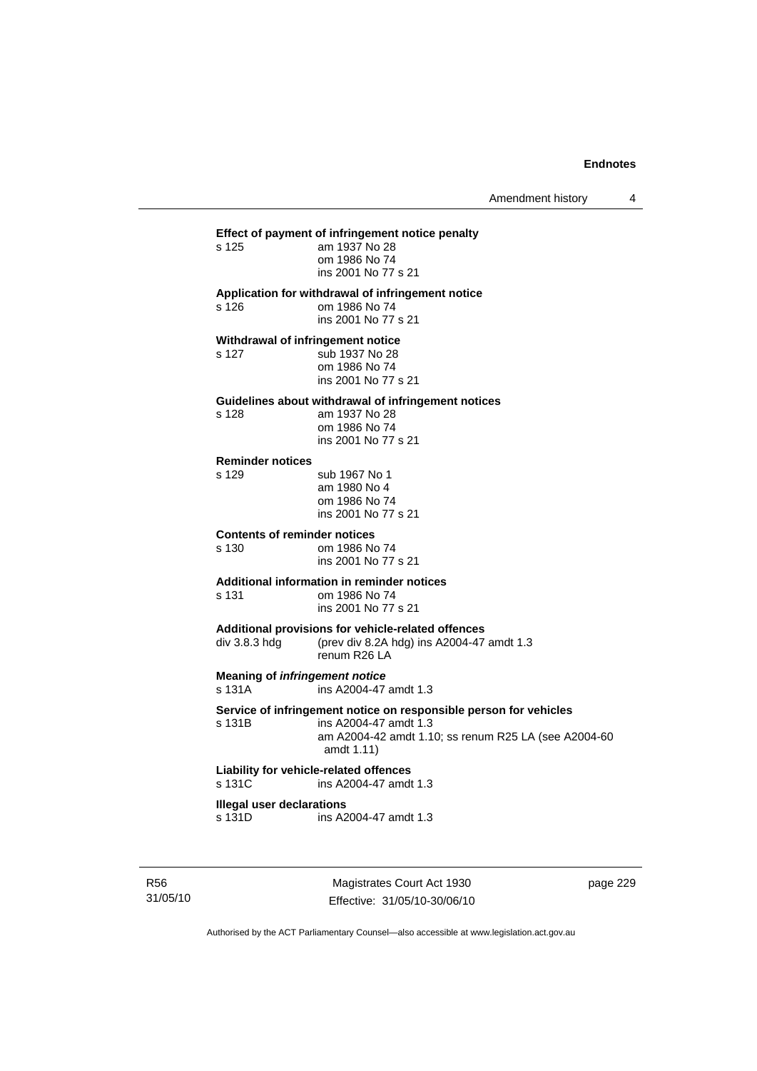**Effect of payment of infringement notice penalty**
s 125 am 1937 No 28
om 1986 No 74
ins 2001 No 77 s 21

**Application for withdrawal of infringement notice**
s 126 om 1986 No 74
ins 2001 No 77 s 21

**Withdrawal of infringement notice**
s 127 sub 1937 No 28
om 1986 No 74
ins 2001 No 77 s 21

**Guidelines about withdrawal of infringement notices**
s 128 am 1937 No 28
om 1986 No 74
ins 2001 No 77 s 21

**Reminder notices**
s 129 sub 1967 No 1
am 1980 No 4
om 1986 No 74
ins 2001 No 77 s 21

**Contents of reminder notices**
s 130 om 1986 No 74
ins 2001 No 77 s 21

**Additional information in reminder notices**
s 131 om 1986 No 74
ins 2001 No 77 s 21

**Additional provisions for vehicle-related offences**
div 3.8.3 hdg (prev div 8.2A hdg) ins A2004-47 amdt 1.3
renum R26 LA

**Meaning of *infringement notice***
s 131A ins A2004-47 amdt 1.3

**Service of infringement notice on responsible person for vehicles**
s 131B ins A2004-47 amdt 1.3
am A2004-42 amdt 1.10; ss renum R25 LA (see A2004-60 amdt 1.11)

**Liability for vehicle-related offences**
s 131C ins A2004-47 amdt 1.3

**Illegal user declarations**
s 131D ins A2004-47 amdt 1.3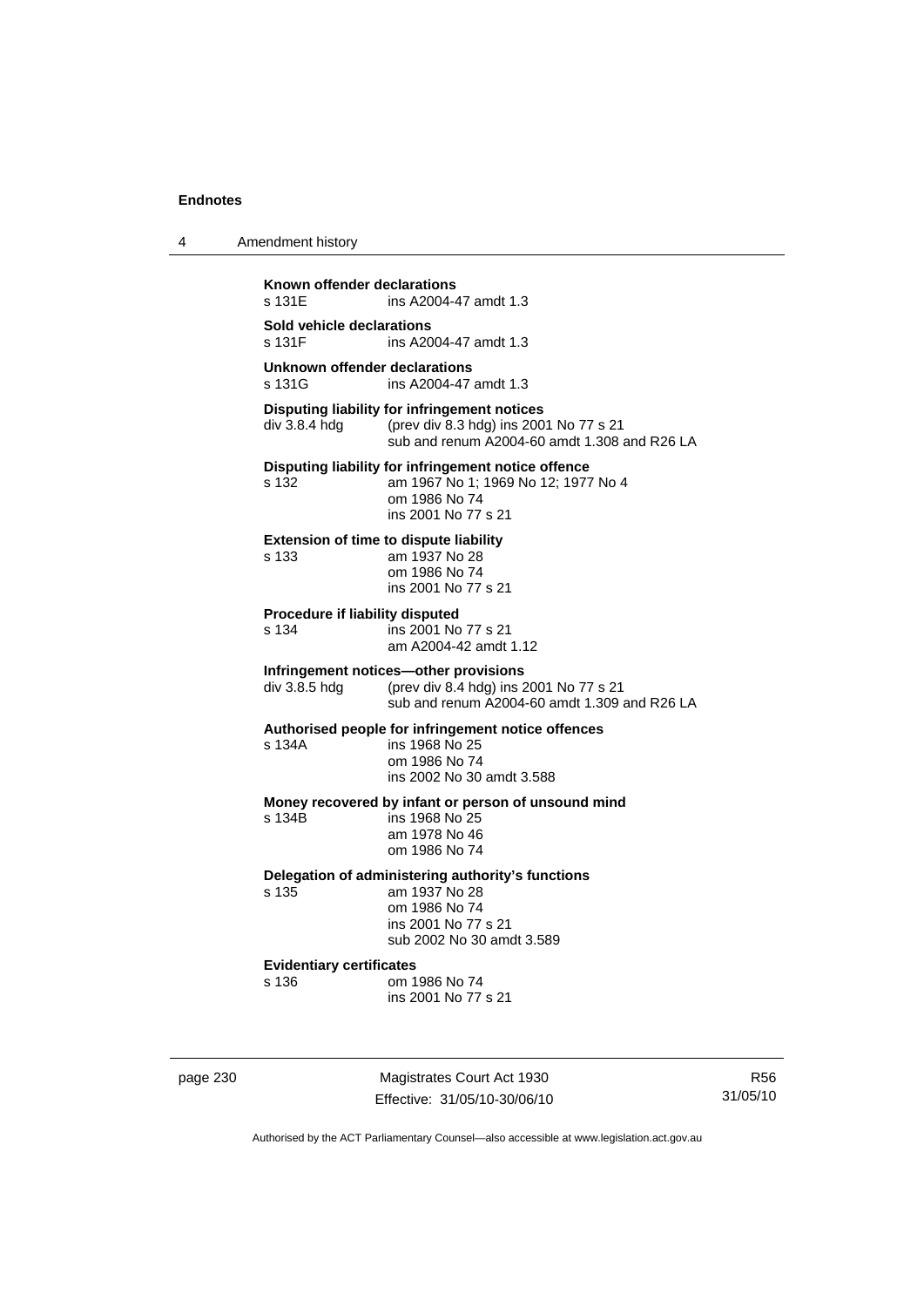**Known offender declarations**
s 131E ins A2004-47 amdt 1.3

**Sold vehicle declarations**
s 131F ins A2004-47 amdt 1.3

**Unknown offender declarations**
s 131G ins A2004-47 amdt 1.3

**Disputing liability for infringement notices**
div 3.8.4 hdg (prev div 8.3 hdg) ins 2001 No 77 s 21
sub and renum A2004-60 amdt 1.308 and R26 LA

**Disputing liability for infringement notice offence**
s 132 am 1967 No 1; 1969 No 12; 1977 No 4
om 1986 No 74
ins 2001 No 77 s 21

**Extension of time to dispute liability**
s 133 am 1937 No 28
om 1986 No 74
ins 2001 No 77 s 21

**Procedure if liability disputed**
s 134 ins 2001 No 77 s 21
am A2004-42 amdt 1.12

**Infringement notices—other provisions**
div 3.8.5 hdg (prev div 8.4 hdg) ins 2001 No 77 s 21
sub and renum A2004-60 amdt 1.309 and R26 LA

**Authorised people for infringement notice offences**
s 134A ins 1968 No 25
om 1986 No 74
ins 2002 No 30 amdt 3.588

**Money recovered by infant or person of unsound mind**
s 134B ins 1968 No 25
am 1978 No 46
om 1986 No 74

**Delegation of administering authority's functions**
s 135 am 1937 No 28
om 1986 No 74
ins 2001 No 77 s 21
sub 2002 No 30 amdt 3.589

**Evidentiary certificates**
s 136 om 1986 No 74
ins 2001 No 77 s 21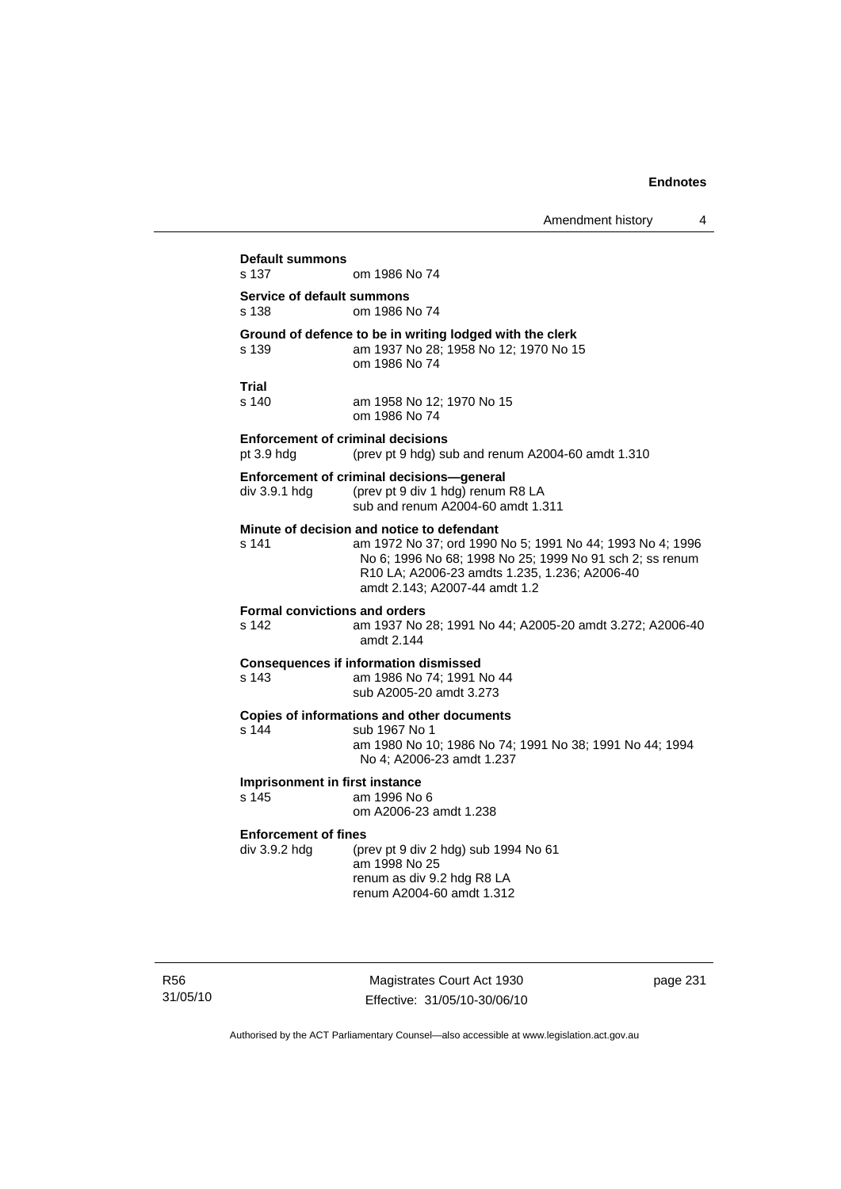**Default summons**

s 137 om 1986 No 74

**Service of default summons**

s 138 om 1986 No 74

**Ground of defence to be in writing lodged with the clerk**

s 139 am 1937 No 28; 1958 No 12; 1970 No 15
om 1986 No 74

**Trial**

s 140 am 1958 No 12; 1970 No 15
om 1986 No 74

**Enforcement of criminal decisions**

pt 3.9 hdg (prev pt 9 hdg) sub and renum A2004-60 amdt 1.310

**Enforcement of criminal decisions—general**

div 3.9.1 hdg (prev pt 9 div 1 hdg) renum R8 LA
sub and renum A2004-60 amdt 1.311

**Minute of decision and notice to defendant**

s 141 am 1972 No 37; ord 1990 No 5; 1991 No 44; 1993 No 4; 1996 No 6; 1996 No 68; 1998 No 25; 1999 No 91 sch 2; ss renum R10 LA; A2006-23 amdts 1.235, 1.236; A2006-40 amdt 2.143; A2007-44 amdt 1.2

**Formal convictions and orders**

s 142 am 1937 No 28; 1991 No 44; A2005-20 amdt 3.272; A2006-40 amdt 2.144

**Consequences if information dismissed**

s 143 am 1986 No 74; 1991 No 44
sub A2005-20 amdt 3.273

**Copies of informations and other documents**

s 144 sub 1967 No 1
am 1980 No 10; 1986 No 74; 1991 No 38; 1991 No 44; 1994 No 4; A2006-23 amdt 1.237

**Imprisonment in first instance**

s 145 am 1996 No 6
om A2006-23 amdt 1.238

**Enforcement of fines**

div 3.9.2 hdg (prev pt 9 div 2 hdg) sub 1994 No 61
am 1998 No 25
renum as div 9.2 hdg R8 LA
renum A2004-60 amdt 1.312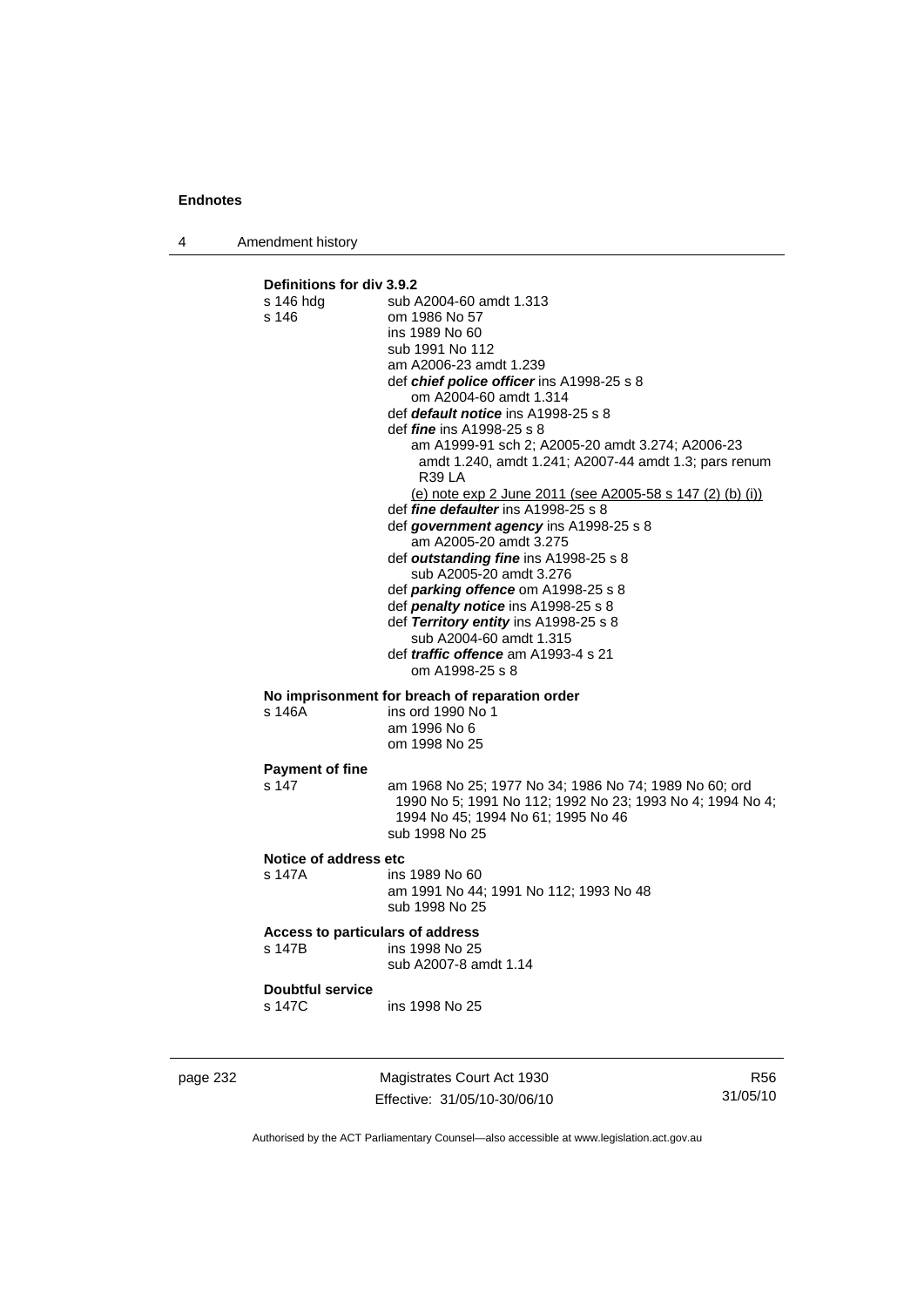**Definitions for div 3.9.2**

s 146 hdg sub A2004-60 amdt 1.313
s 146 om 1986 No 57
ins 1989 No 60
sub 1991 No 112
am A2006-23 amdt 1.239
def ***chief police officer*** ins A1998-25 s 8
om A2004-60 amdt 1.314
def ***default notice*** ins A1998-25 s 8
def ***fine*** ins A1998-25 s 8
am A1999-91 sch 2; A2005-20 amdt 3.274; A2006-23 amdt 1.240, amdt 1.241; A2007-44 amdt 1.3; pars renum R39 LA
(e) note exp 2 June 2011 (see A2005-58 s 147 (2) (b) (i))
def ***fine defaulter*** ins A1998-25 s 8
def ***government agency*** ins A1998-25 s 8
am A2005-20 amdt 3.275
def ***outstanding fine*** ins A1998-25 s 8
sub A2005-20 amdt 3.276
def ***parking offence*** om A1998-25 s 8
def ***penalty notice*** ins A1998-25 s 8
def ***Territory entity*** ins A1998-25 s 8
sub A2004-60 amdt 1.315
def ***traffic offence*** am A1993-4 s 21
om A1998-25 s 8

**No imprisonment for breach of reparation order**

s 146A ins ord 1990 No 1
am 1996 No 6
om 1998 No 25

**Payment of fine**

s 147 am 1968 No 25; 1977 No 34; 1986 No 74; 1989 No 60; ord 1990 No 5; 1991 No 112; 1992 No 23; 1993 No 4; 1994 No 4; 1994 No 45; 1994 No 61; 1995 No 46
sub 1998 No 25

**Notice of address etc**

s 147A ins 1989 No 60
am 1991 No 44; 1991 No 112; 1993 No 48
sub 1998 No 25

**Access to particulars of address**

s 147B ins 1998 No 25
sub A2007-8 amdt 1.14

**Doubtful service**

s 147C ins 1998 No 25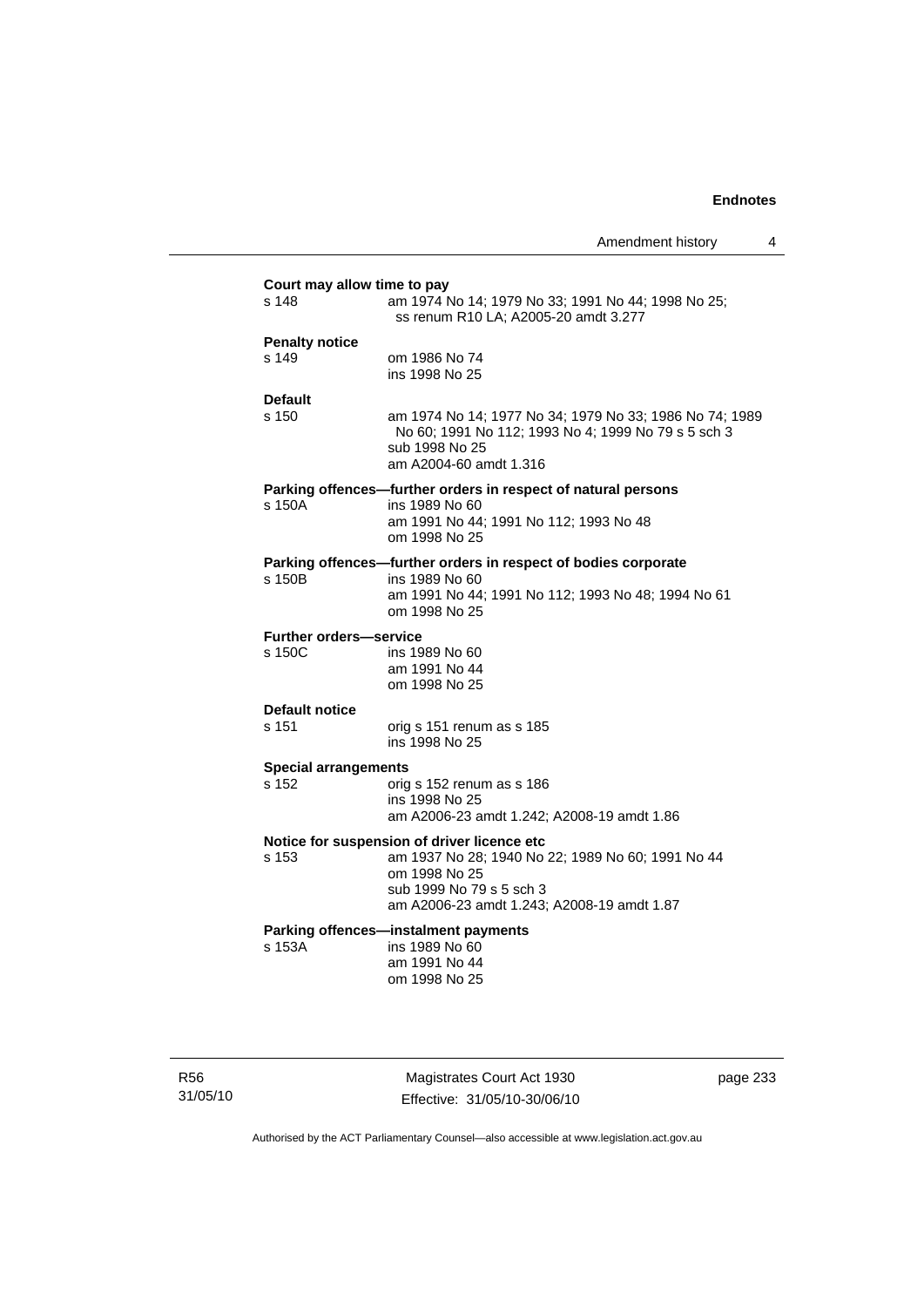**Court may allow time to pay**

s 148 am 1974 No 14; 1979 No 33; 1991 No 44; 1998 No 25; ss renum R10 LA; A2005-20 amdt 3.277

**Penalty notice**

s 149 om 1986 No 74
ins 1998 No 25

**Default**

s 150 am 1974 No 14; 1977 No 34; 1979 No 33; 1986 No 74; 1989 No 60; 1991 No 112; 1993 No 4; 1999 No 79 s 5 sch 3
sub 1998 No 25
am A2004-60 amdt 1.316

**Parking offences—further orders in respect of natural persons**

s 150A ins 1989 No 60
am 1991 No 44; 1991 No 112; 1993 No 48
om 1998 No 25

**Parking offences—further orders in respect of bodies corporate**

s 150B ins 1989 No 60
am 1991 No 44; 1991 No 112; 1993 No 48; 1994 No 61
om 1998 No 25

**Further orders—service**

s 150C ins 1989 No 60
am 1991 No 44
om 1998 No 25

**Default notice**

s 151 orig s 151 renum as s 185
ins 1998 No 25

**Special arrangements**

s 152 orig s 152 renum as s 186
ins 1998 No 25
am A2006-23 amdt 1.242; A2008-19 amdt 1.86

**Notice for suspension of driver licence etc**

s 153 am 1937 No 28; 1940 No 22; 1989 No 60; 1991 No 44
om 1998 No 25
sub 1999 No 79 s 5 sch 3
am A2006-23 amdt 1.243; A2008-19 amdt 1.87

**Parking offences—instalment payments**

s 153A ins 1989 No 60
am 1991 No 44
om 1998 No 25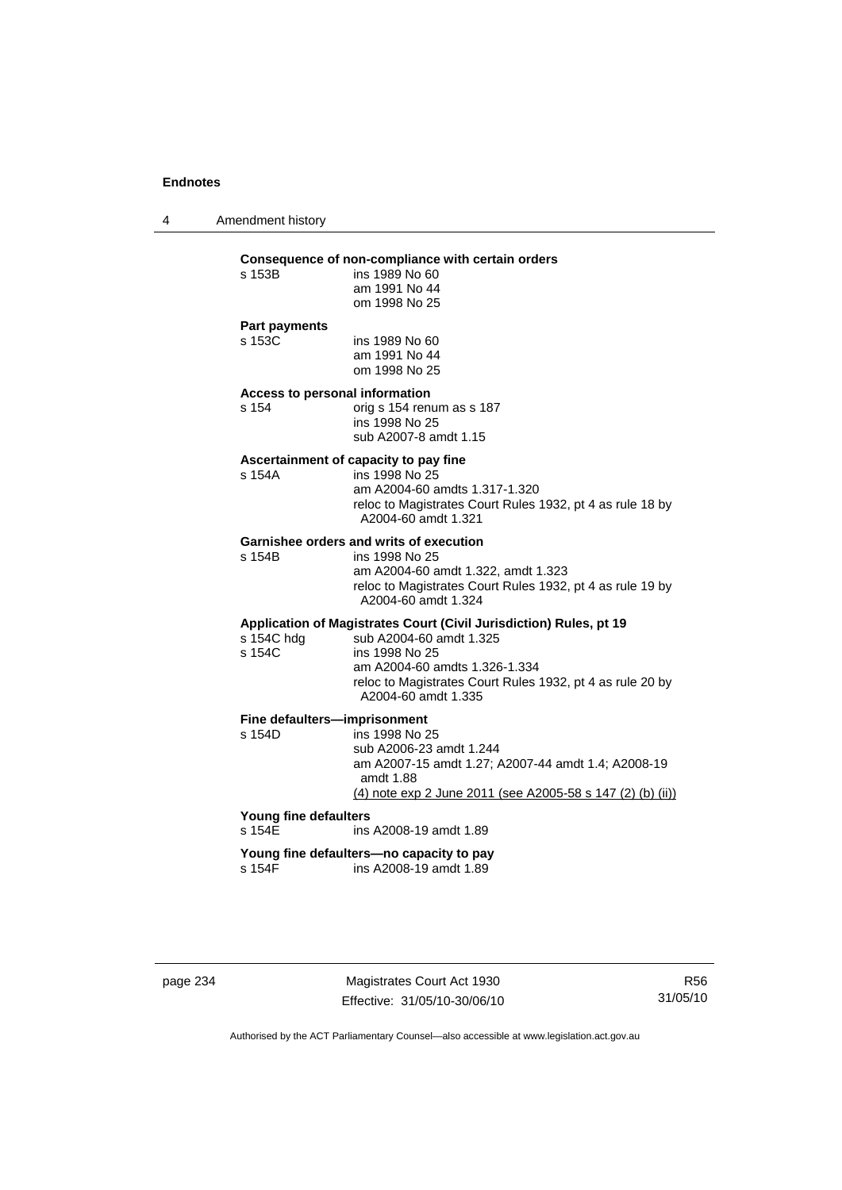**Consequence of non-compliance with certain orders**

s 153B ins 1989 No 60
am 1991 No 44
om 1998 No 25

**Part payments**

s 153C ins 1989 No 60
am 1991 No 44
om 1998 No 25

**Access to personal information**

s 154 orig s 154 renum as s 187
ins 1998 No 25
sub A2007-8 amdt 1.15

**Ascertainment of capacity to pay fine**

s 154A ins 1998 No 25
am A2004-60 amdts 1.317-1.320
reloc to Magistrates Court Rules 1932, pt 4 as rule 18 by A2004-60 amdt 1.321

**Garnishee orders and writs of execution**

s 154B ins 1998 No 25
am A2004-60 amdt 1.322, amdt 1.323
reloc to Magistrates Court Rules 1932, pt 4 as rule 19 by A2004-60 amdt 1.324

**Application of Magistrates Court (Civil Jurisdiction) Rules, pt 19**

s 154C hdg sub A2004-60 amdt 1.325
s 154C ins 1998 No 25
am A2004-60 amdts 1.326-1.334
reloc to Magistrates Court Rules 1932, pt 4 as rule 20 by A2004-60 amdt 1.335

**Fine defaulters—imprisonment**

s 154D ins 1998 No 25
sub A2006-23 amdt 1.244
am A2007-15 amdt 1.27; A2007-44 amdt 1.4; A2008-19 amdt 1.88
(4) note exp 2 June 2011 (see A2005-58 s 147 (2) (b) (ii))

**Young fine defaulters**

s 154E ins A2008-19 amdt 1.89

**Young fine defaulters—no capacity to pay**

s 154F ins A2008-19 amdt 1.89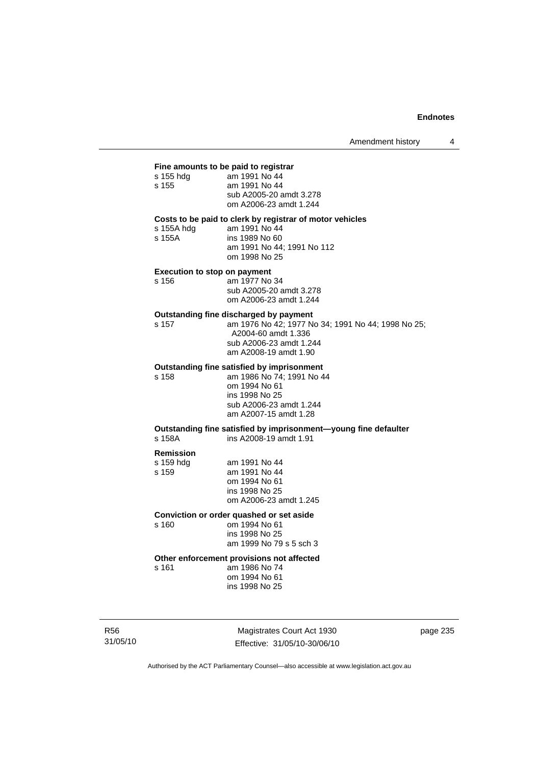**Fine amounts to be paid to registrar**

s 155 hdg am 1991 No 44
s 155 am 1991 No 44
sub A2005-20 amdt 3.278
om A2006-23 amdt 1.244

**Costs to be paid to clerk by registrar of motor vehicles**

s 155A hdg am 1991 No 44
s 155A ins 1989 No 60
am 1991 No 44; 1991 No 112
om 1998 No 25

**Execution to stop on payment**

s 156 am 1977 No 34
sub A2005-20 amdt 3.278
om A2006-23 amdt 1.244

**Outstanding fine discharged by payment**

s 157 am 1976 No 42; 1977 No 34; 1991 No 44; 1998 No 25; A2004-60 amdt 1.336
sub A2006-23 amdt 1.244
am A2008-19 amdt 1.90

**Outstanding fine satisfied by imprisonment**

s 158 am 1986 No 74; 1991 No 44
om 1994 No 61
ins 1998 No 25
sub A2006-23 amdt 1.244
am A2007-15 amdt 1.28

**Outstanding fine satisfied by imprisonment—young fine defaulter**

s 158A ins A2008-19 amdt 1.91

**Remission**

s 159 hdg am 1991 No 44
s 159 am 1991 No 44
om 1994 No 61
ins 1998 No 25
om A2006-23 amdt 1.245

**Conviction or order quashed or set aside**

s 160 om 1994 No 61
ins 1998 No 25
am 1999 No 79 s 5 sch 3

**Other enforcement provisions not affected**

s 161 am 1986 No 74
om 1994 No 61
ins 1998 No 25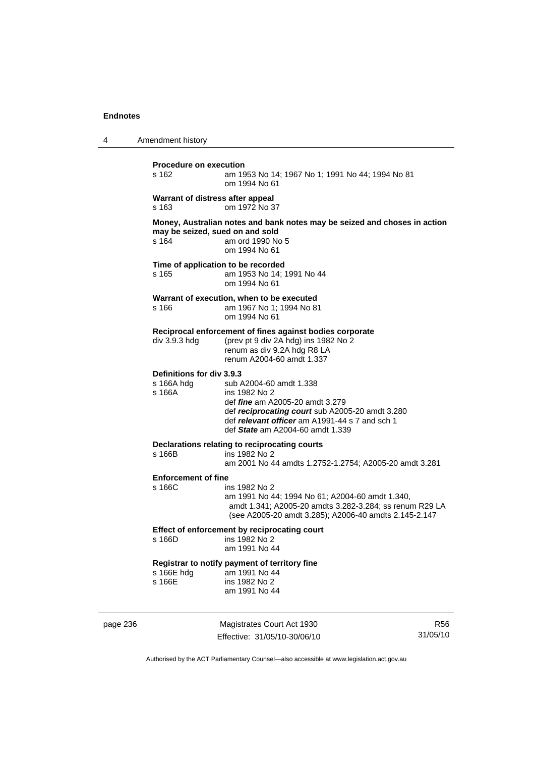**Procedure on execution**

s 162 am 1953 No 14; 1967 No 1; 1991 No 44; 1994 No 81
om 1994 No 61

**Warrant of distress after appeal**

s 163 om 1972 No 37

**Money, Australian notes and bank notes may be seized and choses in action may be seized, sued on and sold**

s 164 am ord 1990 No 5
om 1994 No 61

**Time of application to be recorded**

s 165 am 1953 No 14; 1991 No 44
om 1994 No 61

**Warrant of execution, when to be executed**

s 166 am 1967 No 1; 1994 No 81
om 1994 No 61

**Reciprocal enforcement of fines against bodies corporate**

div 3.9.3 hdg (prev pt 9 div 2A hdg) ins 1982 No 2
renum as div 9.2A hdg R8 LA
renum A2004-60 amdt 1.337

**Definitions for div 3.9.3**

s 166A hdg sub A2004-60 amdt 1.338

s 166A ins 1982 No 2
def ***fine*** am A2005-20 amdt 3.279
def ***reciprocating court*** sub A2005-20 amdt 3.280
def ***relevant officer*** am A1991-44 s 7 and sch 1
def ***State*** am A2004-60 amdt 1.339

**Declarations relating to reciprocating courts**

s 166B ins 1982 No 2
am 2001 No 44 amdts 1.2752-1.2754; A2005-20 amdt 3.281

**Enforcement of fine**

s 166C ins 1982 No 2
am 1991 No 44; 1994 No 61; A2004-60 amdt 1.340, amdt 1.341; A2005-20 amdts 3.282-3.284; ss renum R29 LA (see A2005-20 amdt 3.285); A2006-40 amdts 2.145-2.147

**Effect of enforcement by reciprocating court**

s 166D ins 1982 No 2
am 1991 No 44

**Registrar to notify payment of territory fine**

s 166E hdg am 1991 No 44

s 166E ins 1982 No 2
am 1991 No 44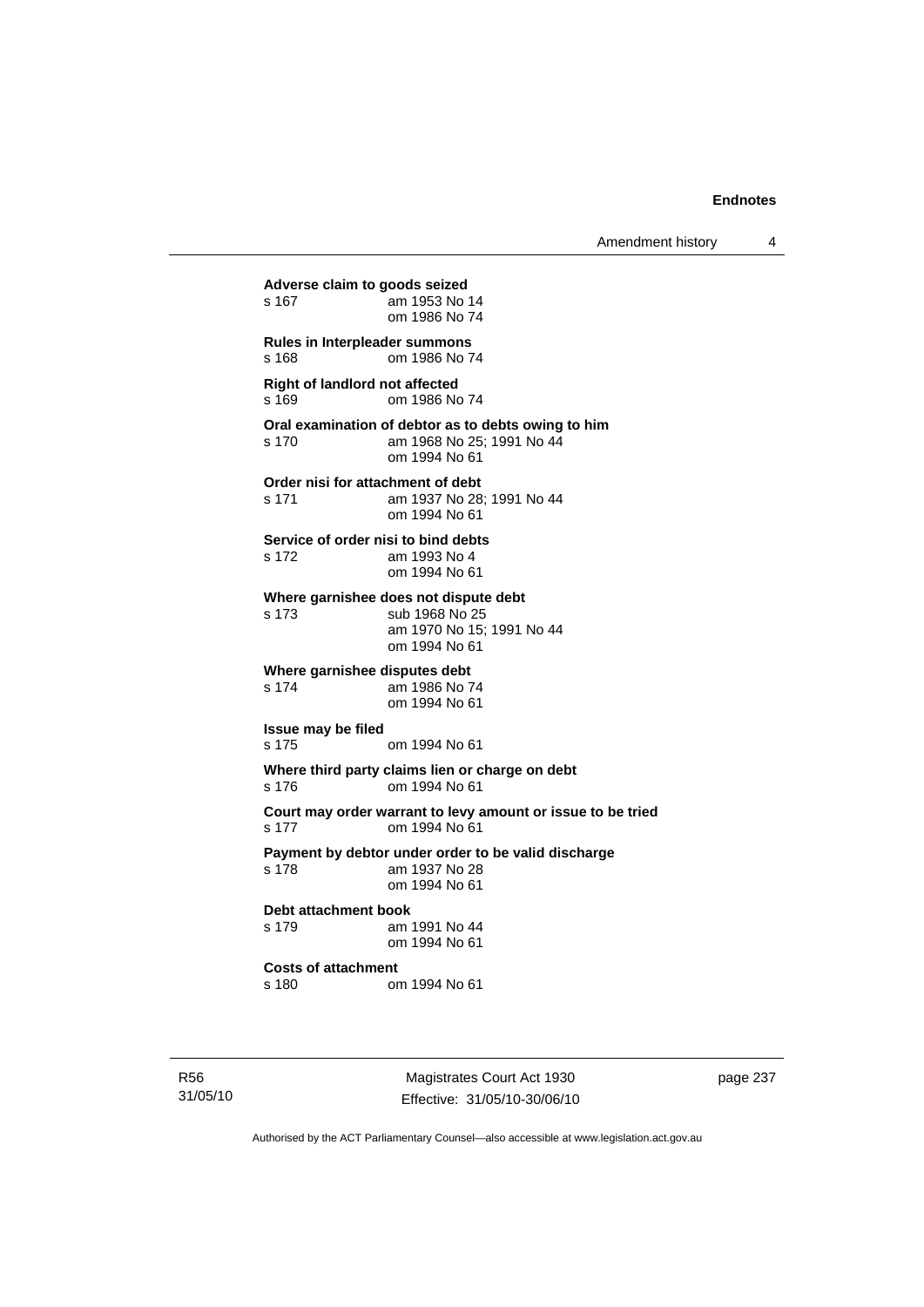**Adverse claim to goods seized**
s 167 am 1953 No 14
om 1986 No 74

**Rules in Interpleader summons**
s 168 om 1986 No 74

**Right of landlord not affected**
s 169 om 1986 No 74

**Oral examination of debtor as to debts owing to him**
s 170 am 1968 No 25; 1991 No 44
om 1994 No 61

**Order nisi for attachment of debt**
s 171 am 1937 No 28; 1991 No 44
om 1994 No 61

**Service of order nisi to bind debts**
s 172 am 1993 No 4
om 1994 No 61

**Where garnishee does not dispute debt**
s 173 sub 1968 No 25
am 1970 No 15; 1991 No 44
om 1994 No 61

**Where garnishee disputes debt**
s 174 am 1986 No 74
om 1994 No 61

**Issue may be filed**
s 175 om 1994 No 61

**Where third party claims lien or charge on debt**
s 176 om 1994 No 61

**Court may order warrant to levy amount or issue to be tried**
s 177 om 1994 No 61

**Payment by debtor under order to be valid discharge**
s 178 am 1937 No 28
om 1994 No 61

**Debt attachment book**
s 179 am 1991 No 44
om 1994 No 61

**Costs of attachment**
s 180 om 1994 No 61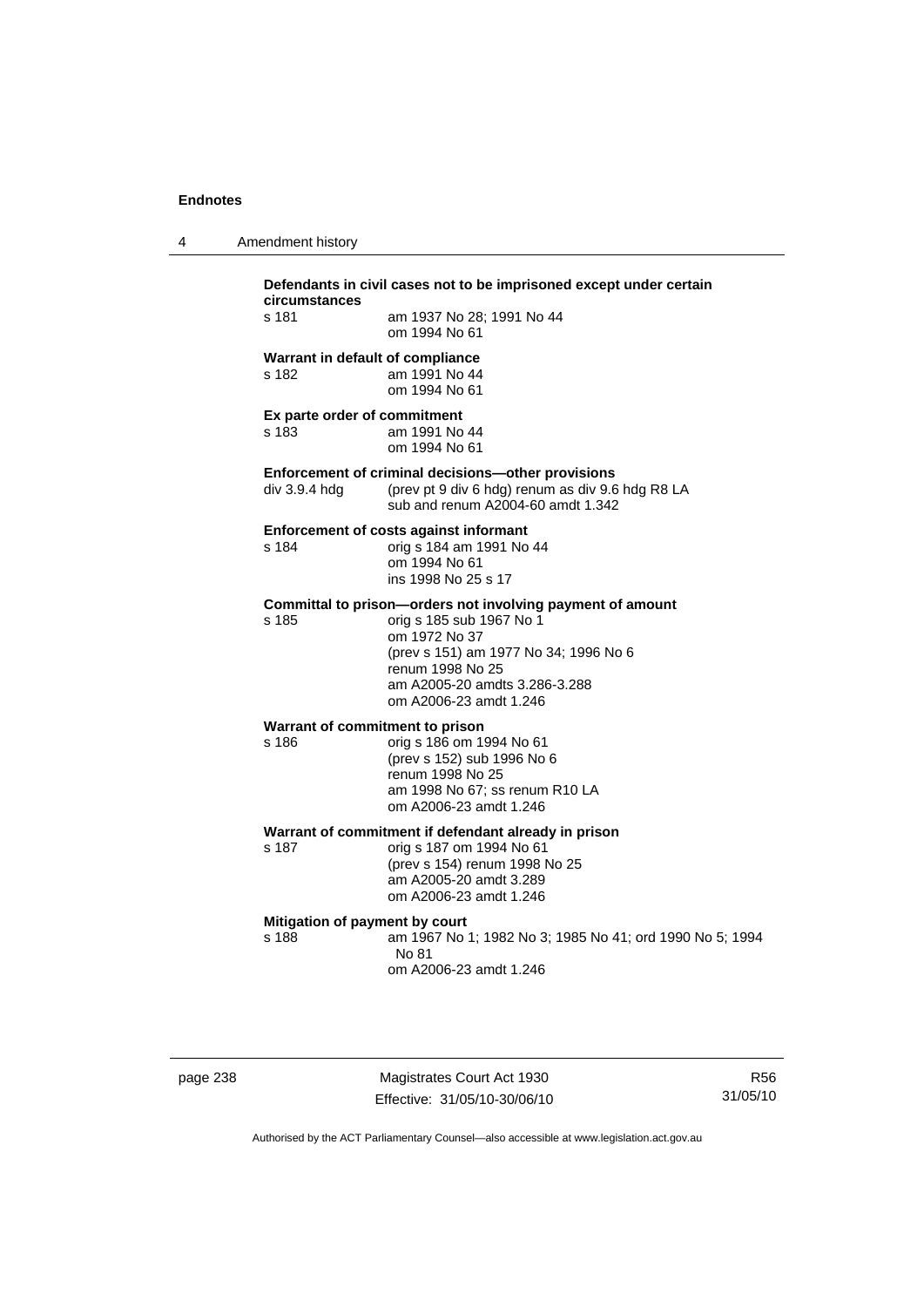**Defendants in civil cases not to be imprisoned except under certain circumstances**

s 181 am 1937 No 28; 1991 No 44
om 1994 No 61

**Warrant in default of compliance**

s 182 am 1991 No 44
om 1994 No 61

**Ex parte order of commitment**

s 183 am 1991 No 44
om 1994 No 61

**Enforcement of criminal decisions—other provisions**

div 3.9.4 hdg (prev pt 9 div 6 hdg) renum as div 9.6 hdg R8 LA
sub and renum A2004-60 amdt 1.342

**Enforcement of costs against informant**

s 184 orig s 184 am 1991 No 44
om 1994 No 61
ins 1998 No 25 s 17

**Committal to prison—orders not involving payment of amount**

s 185 orig s 185 sub 1967 No 1
om 1972 No 37
(prev s 151) am 1977 No 34; 1996 No 6
renum 1998 No 25
am A2005-20 amdts 3.286-3.288
om A2006-23 amdt 1.246

**Warrant of commitment to prison**

s 186 orig s 186 om 1994 No 61
(prev s 152) sub 1996 No 6
renum 1998 No 25
am 1998 No 67; ss renum R10 LA
om A2006-23 amdt 1.246

**Warrant of commitment if defendant already in prison**

s 187 orig s 187 om 1994 No 61
(prev s 154) renum 1998 No 25
am A2005-20 amdt 3.289
om A2006-23 amdt 1.246

**Mitigation of payment by court**

s 188 am 1967 No 1; 1982 No 3; 1985 No 41; ord 1990 No 5; 1994 No 81
om A2006-23 amdt 1.246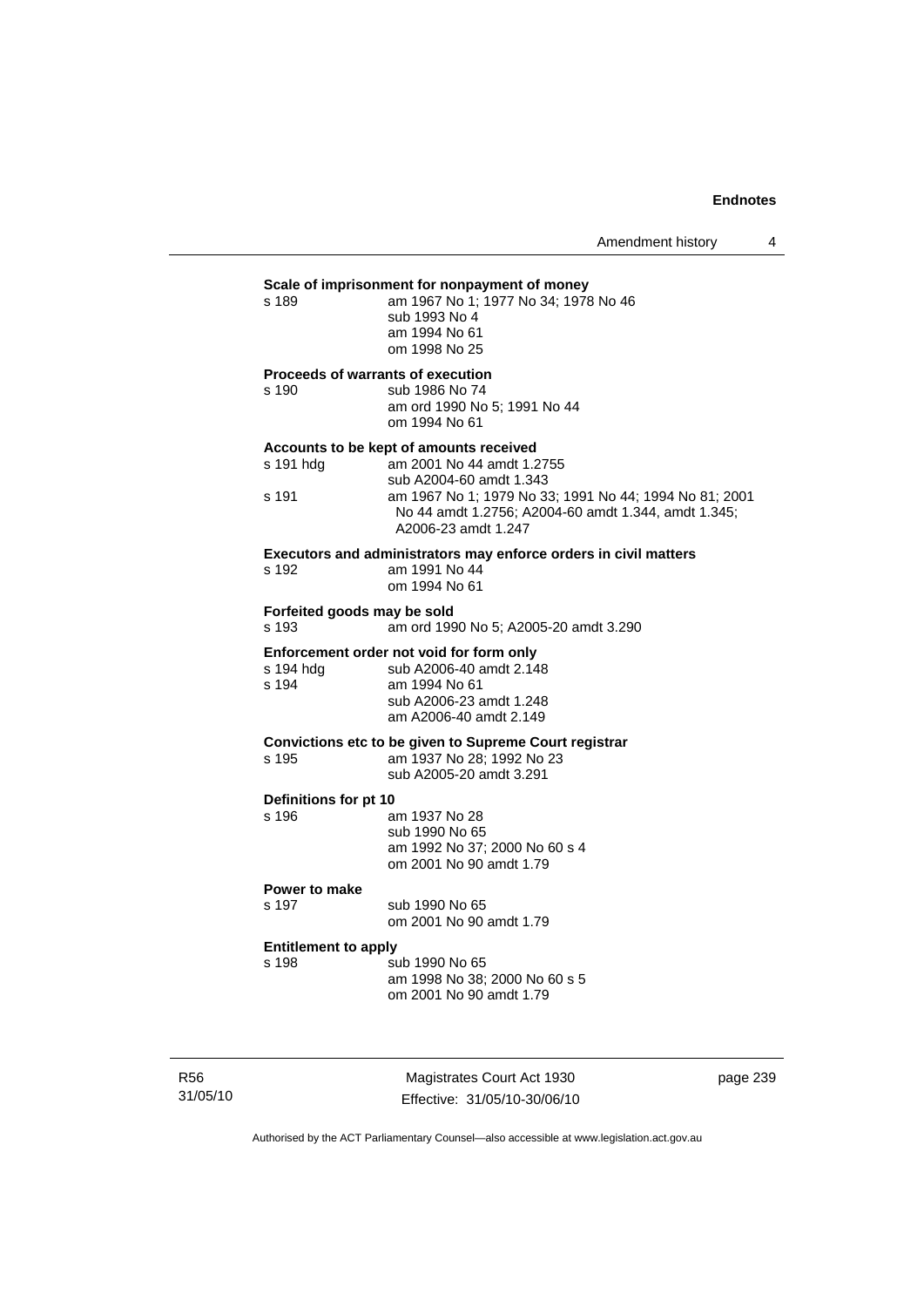**Scale of imprisonment for nonpayment of money**

s 189 am 1967 No 1; 1977 No 34; 1978 No 46
sub 1993 No 4
am 1994 No 61
om 1998 No 25

**Proceeds of warrants of execution**

s 190 sub 1986 No 74
am ord 1990 No 5; 1991 No 44
om 1994 No 61

**Accounts to be kept of amounts received**

s 191 hdg am 2001 No 44 amdt 1.2755
sub A2004-60 amdt 1.343

s 191 am 1967 No 1; 1979 No 33; 1991 No 44; 1994 No 81; 2001 No 44 amdt 1.2756; A2004-60 amdt 1.344, amdt 1.345; A2006-23 amdt 1.247

**Executors and administrators may enforce orders in civil matters**

s 192 am 1991 No 44
om 1994 No 61

**Forfeited goods may be sold**

s 193 am ord 1990 No 5; A2005-20 amdt 3.290

**Enforcement order not void for form only**

s 194 hdg sub A2006-40 amdt 2.148

s 194 am 1994 No 61
sub A2006-23 amdt 1.248
am A2006-40 amdt 2.149

**Convictions etc to be given to Supreme Court registrar**

s 195 am 1937 No 28; 1992 No 23
sub A2005-20 amdt 3.291

**Definitions for pt 10**

s 196 am 1937 No 28
sub 1990 No 65
am 1992 No 37; 2000 No 60 s 4
om 2001 No 90 amdt 1.79

**Power to make**

s 197 sub 1990 No 65
om 2001 No 90 amdt 1.79

**Entitlement to apply**

s 198 sub 1990 No 65
am 1998 No 38; 2000 No 60 s 5
om 2001 No 90 amdt 1.79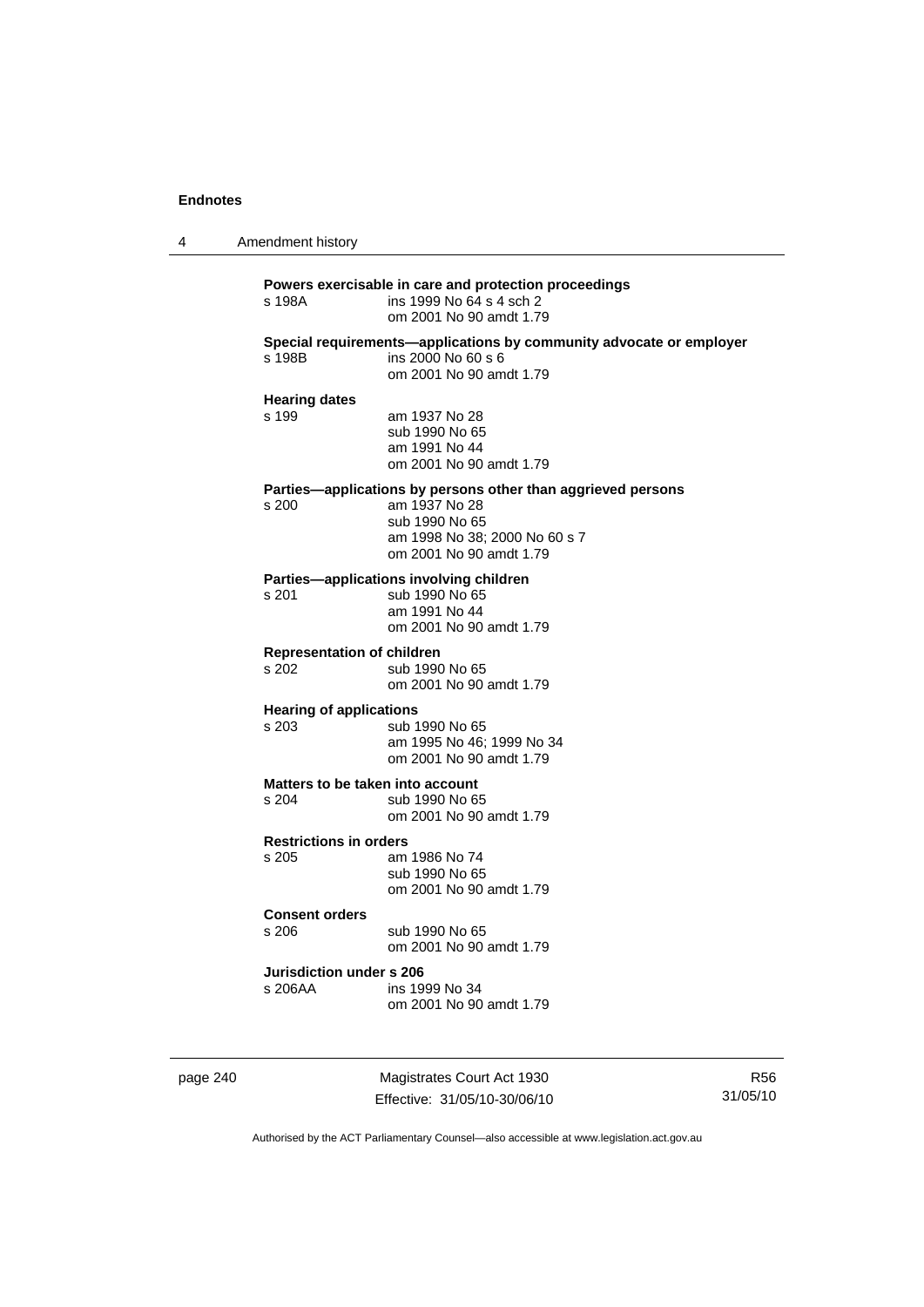**Powers exercisable in care and protection proceedings**

s 198A ins 1999 No 64 s 4 sch 2
om 2001 No 90 amdt 1.79

**Special requirements—applications by community advocate or employer**

s 198B ins 2000 No 60 s 6
om 2001 No 90 amdt 1.79

**Hearing dates**

s 199 am 1937 No 28
sub 1990 No 65
am 1991 No 44
om 2001 No 90 amdt 1.79

**Parties—applications by persons other than aggrieved persons**

s 200 am 1937 No 28
sub 1990 No 65
am 1998 No 38; 2000 No 60 s 7
om 2001 No 90 amdt 1.79

**Parties—applications involving children**

s 201 sub 1990 No 65
am 1991 No 44
om 2001 No 90 amdt 1.79

**Representation of children**

s 202 sub 1990 No 65
om 2001 No 90 amdt 1.79

**Hearing of applications**

s 203 sub 1990 No 65
am 1995 No 46; 1999 No 34
om 2001 No 90 amdt 1.79

**Matters to be taken into account**

s 204 sub 1990 No 65
om 2001 No 90 amdt 1.79

**Restrictions in orders**

s 205 am 1986 No 74
sub 1990 No 65
om 2001 No 90 amdt 1.79

**Consent orders**

s 206 sub 1990 No 65
om 2001 No 90 amdt 1.79

**Jurisdiction under s 206**

s 206AA ins 1999 No 34
om 2001 No 90 amdt 1.79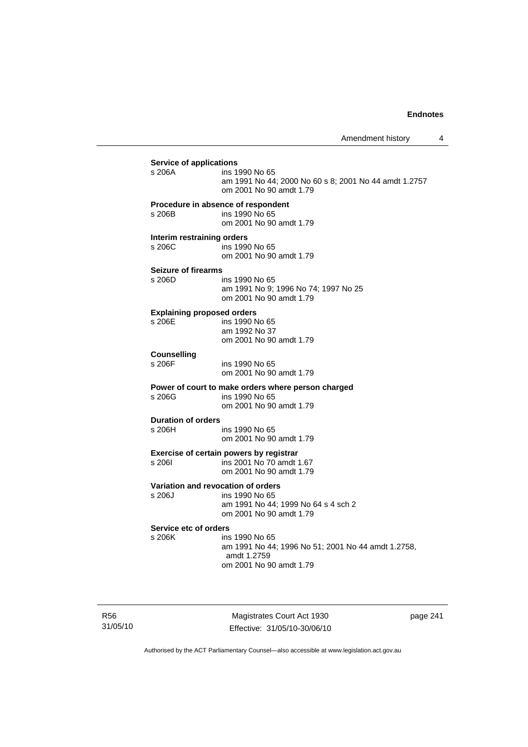**Service of applications**

s 206A ins 1990 No 65
am 1991 No 44; 2000 No 60 s 8; 2001 No 44 amdt 1.2757
om 2001 No 90 amdt 1.79

**Procedure in absence of respondent**

s 206B ins 1990 No 65
om 2001 No 90 amdt 1.79

**Interim restraining orders**

s 206C ins 1990 No 65
om 2001 No 90 amdt 1.79

**Seizure of firearms**

s 206D ins 1990 No 65
am 1991 No 9; 1996 No 74; 1997 No 25
om 2001 No 90 amdt 1.79

**Explaining proposed orders**

s 206E ins 1990 No 65
am 1992 No 37
om 2001 No 90 amdt 1.79

**Counselling**

s 206F ins 1990 No 65
om 2001 No 90 amdt 1.79

**Power of court to make orders where person charged**

s 206G ins 1990 No 65
om 2001 No 90 amdt 1.79

**Duration of orders**

s 206H ins 1990 No 65
om 2001 No 90 amdt 1.79

**Exercise of certain powers by registrar**

s 206I ins 2001 No 70 amdt 1.67
om 2001 No 90 amdt 1.79

**Variation and revocation of orders**

s 206J ins 1990 No 65
am 1991 No 44; 1999 No 64 s 4 sch 2
om 2001 No 90 amdt 1.79

**Service etc of orders**

s 206K ins 1990 No 65
am 1991 No 44; 1996 No 51; 2001 No 44 amdt 1.2758, amdt 1.2759
om 2001 No 90 amdt 1.79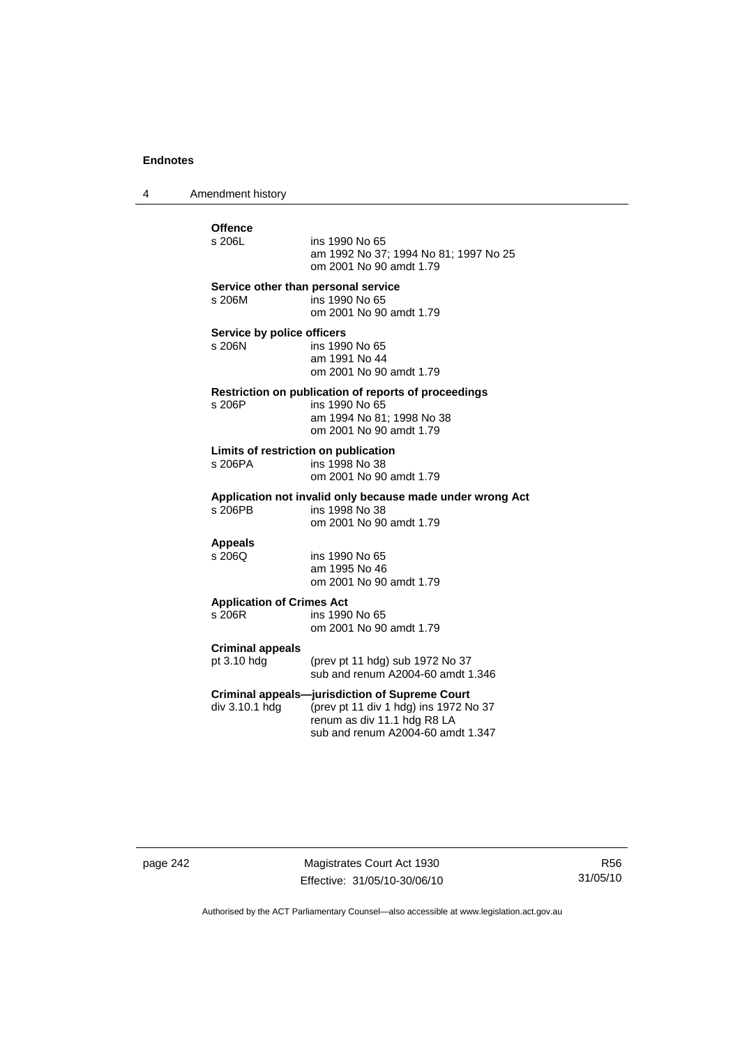**Offence**

s 206L ins 1990 No 65
am 1992 No 37; 1994 No 81; 1997 No 25
om 2001 No 90 amdt 1.79

**Service other than personal service**

s 206M ins 1990 No 65
om 2001 No 90 amdt 1.79

**Service by police officers**

s 206N ins 1990 No 65
am 1991 No 44
om 2001 No 90 amdt 1.79

**Restriction on publication of reports of proceedings**

s 206P ins 1990 No 65
am 1994 No 81; 1998 No 38
om 2001 No 90 amdt 1.79

**Limits of restriction on publication**

s 206PA ins 1998 No 38
om 2001 No 90 amdt 1.79

**Application not invalid only because made under wrong Act**

s 206PB ins 1998 No 38
om 2001 No 90 amdt 1.79

**Appeals**

s 206Q ins 1990 No 65
am 1995 No 46
om 2001 No 90 amdt 1.79

**Application of Crimes Act**

s 206R ins 1990 No 65
om 2001 No 90 amdt 1.79

**Criminal appeals**

pt 3.10 hdg (prev pt 11 hdg) sub 1972 No 37
sub and renum A2004-60 amdt 1.346

**Criminal appeals—jurisdiction of Supreme Court**

div 3.10.1 hdg (prev pt 11 div 1 hdg) ins 1972 No 37
renum as div 11.1 hdg R8 LA
sub and renum A2004-60 amdt 1.347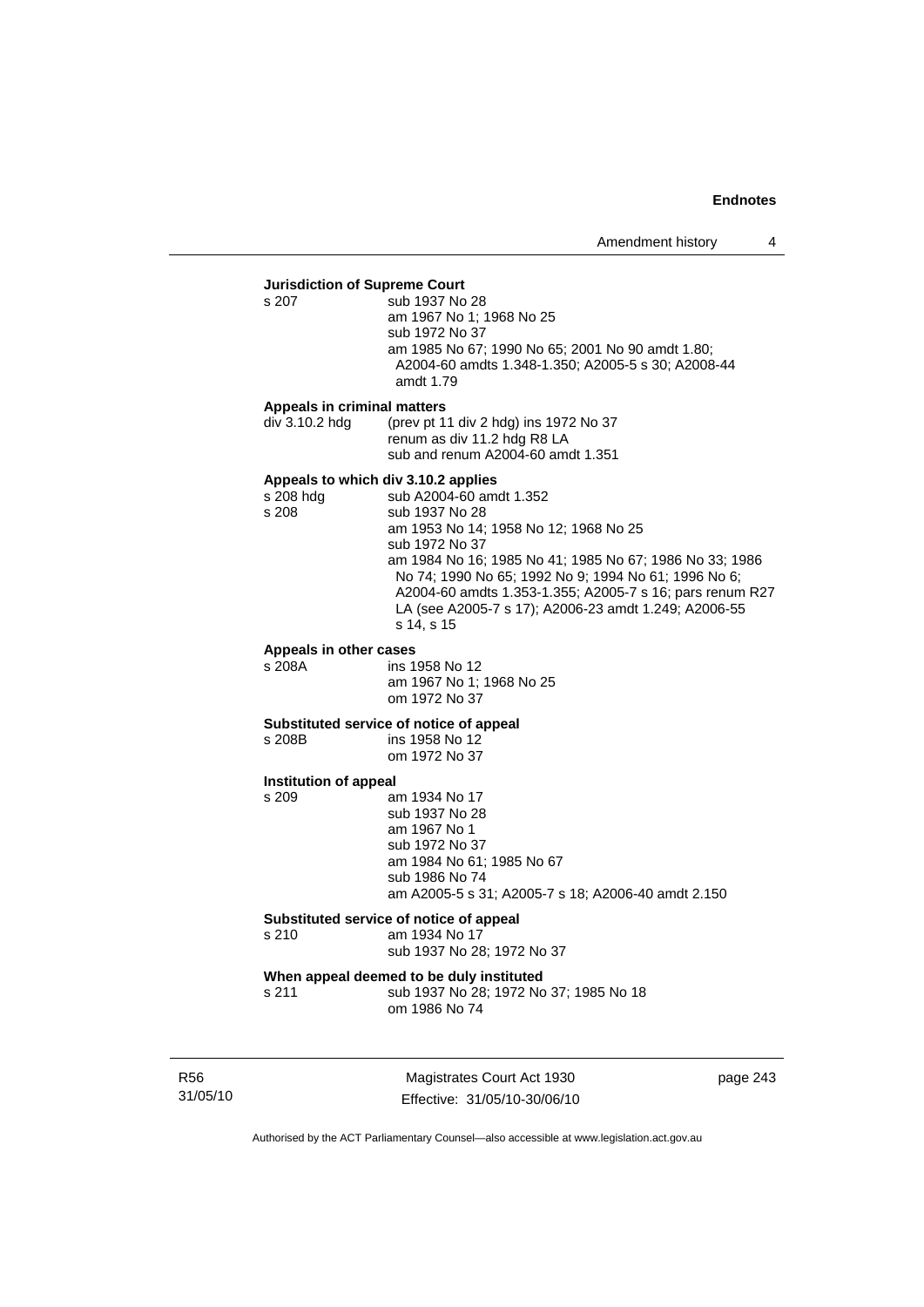**Jurisdiction of Supreme Court**

s 207 — sub 1937 No 28
am 1967 No 1; 1968 No 25
sub 1972 No 37
am 1985 No 67; 1990 No 65; 2001 No 90 amdt 1.80; A2004-60 amdts 1.348-1.350; A2005-5 s 30; A2008-44 amdt 1.79

**Appeals in criminal matters**

div 3.10.2 hdg — (prev pt 11 div 2 hdg) ins 1972 No 37
renum as div 11.2 hdg R8 LA
sub and renum A2004-60 amdt 1.351

**Appeals to which div 3.10.2 applies**

s 208 hdg — sub A2004-60 amdt 1.352

s 208 — sub 1937 No 28
am 1953 No 14; 1958 No 12; 1968 No 25
sub 1972 No 37
am 1984 No 16; 1985 No 41; 1985 No 67; 1986 No 33; 1986 No 74; 1990 No 65; 1992 No 9; 1994 No 61; 1996 No 6; A2004-60 amdts 1.353-1.355; A2005-7 s 16; pars renum R27 LA (see A2005-7 s 17); A2006-23 amdt 1.249; A2006-55 s 14, s 15

**Appeals in other cases**

s 208A — ins 1958 No 12
am 1967 No 1; 1968 No 25
om 1972 No 37

**Substituted service of notice of appeal**

s 208B — ins 1958 No 12
om 1972 No 37

**Institution of appeal**

s 209 — am 1934 No 17
sub 1937 No 28
am 1967 No 1
sub 1972 No 37
am 1984 No 61; 1985 No 67
sub 1986 No 74
am A2005-5 s 31; A2005-7 s 18; A2006-40 amdt 2.150

**Substituted service of notice of appeal**

s 210 — am 1934 No 17
sub 1937 No 28; 1972 No 37

**When appeal deemed to be duly instituted**

s 211 — sub 1937 No 28; 1972 No 37; 1985 No 18
om 1986 No 74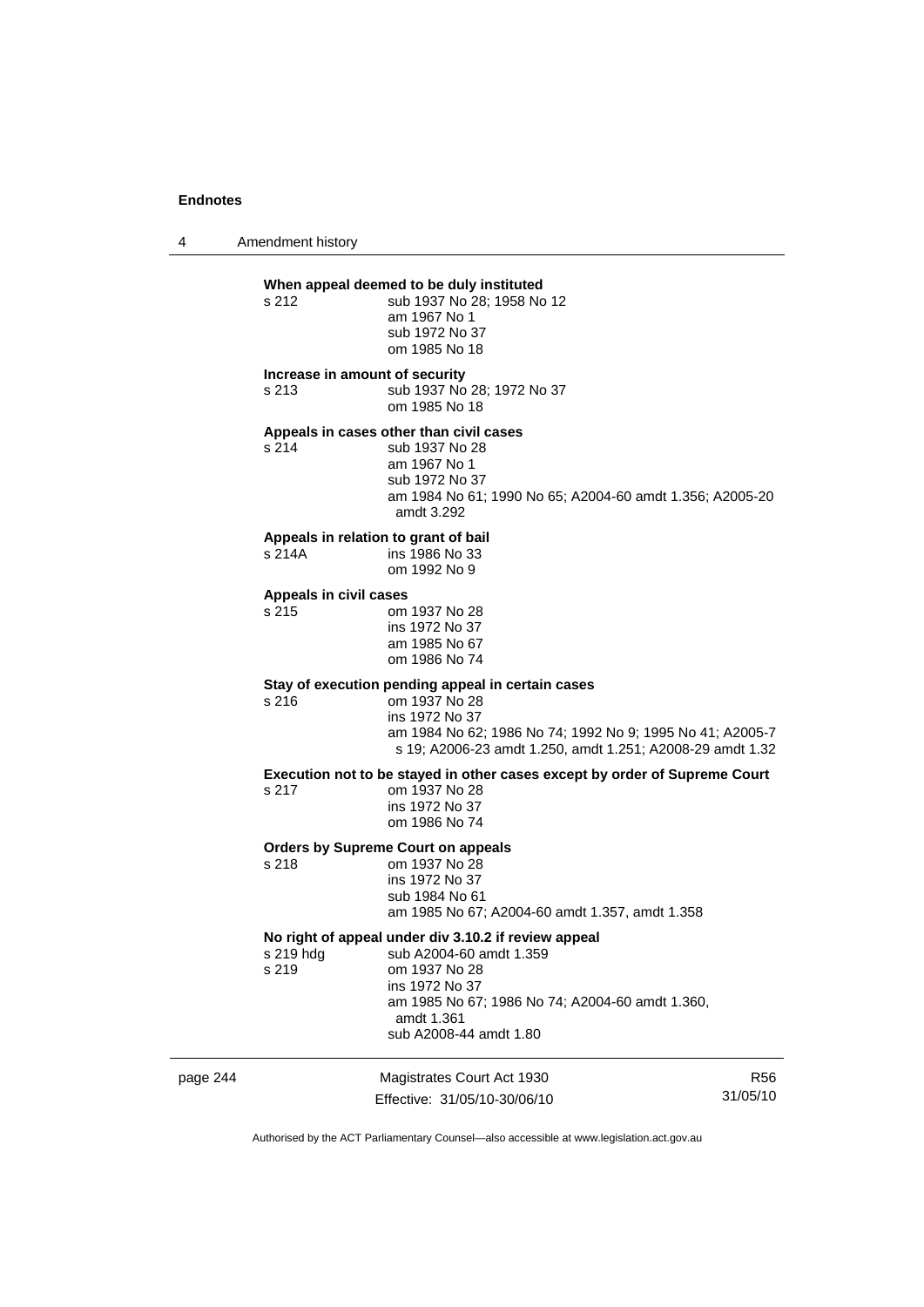**When appeal deemed to be duly instituted**

s 212 sub 1937 No 28; 1958 No 12
am 1967 No 1
sub 1972 No 37
om 1985 No 18

**Increase in amount of security**

s 213 sub 1937 No 28; 1972 No 37
om 1985 No 18

**Appeals in cases other than civil cases**

s 214 sub 1937 No 28
am 1967 No 1
sub 1972 No 37
am 1984 No 61; 1990 No 65; A2004-60 amdt 1.356; A2005-20 amdt 3.292

**Appeals in relation to grant of bail**

s 214A ins 1986 No 33
om 1992 No 9

**Appeals in civil cases**

s 215 om 1937 No 28
ins 1972 No 37
am 1985 No 67
om 1986 No 74

**Stay of execution pending appeal in certain cases**

s 216 om 1937 No 28
ins 1972 No 37
am 1984 No 62; 1986 No 74; 1992 No 9; 1995 No 41; A2005-7 s 19; A2006-23 amdt 1.250, amdt 1.251; A2008-29 amdt 1.32

**Execution not to be stayed in other cases except by order of Supreme Court**

s 217 om 1937 No 28
ins 1972 No 37
om 1986 No 74

**Orders by Supreme Court on appeals**

s 218 om 1937 No 28
ins 1972 No 37
sub 1984 No 61
am 1985 No 67; A2004-60 amdt 1.357, amdt 1.358

**No right of appeal under div 3.10.2 if review appeal**

s 219 hdg sub A2004-60 amdt 1.359
s 219 om 1937 No 28
ins 1972 No 37
am 1985 No 67; 1986 No 74; A2004-60 amdt 1.360, amdt 1.361
sub A2008-44 amdt 1.80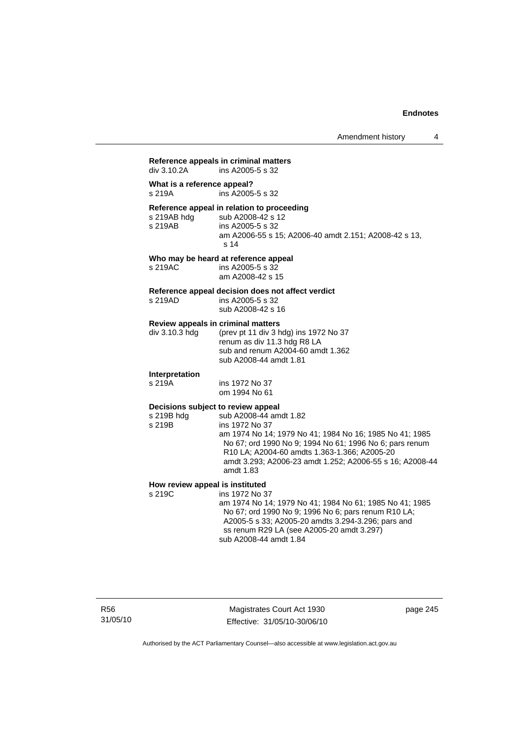**Reference appeals in criminal matters**
div 3.10.2A ins A2005-5 s 32

**What is a reference appeal?**
s 219A ins A2005-5 s 32

**Reference appeal in relation to proceeding**
s 219AB hdg sub A2008-42 s 12
s 219AB ins A2005-5 s 32
am A2006-55 s 15; A2006-40 amdt 2.151; A2008-42 s 13, s 14

**Who may be heard at reference appeal**
s 219AC ins A2005-5 s 32
am A2008-42 s 15

**Reference appeal decision does not affect verdict**
s 219AD ins A2005-5 s 32
sub A2008-42 s 16

**Review appeals in criminal matters**
div 3.10.3 hdg (prev pt 11 div 3 hdg) ins 1972 No 37
renum as div 11.3 hdg R8 LA
sub and renum A2004-60 amdt 1.362
sub A2008-44 amdt 1.81

**Interpretation**
s 219A ins 1972 No 37
om 1994 No 61

**Decisions subject to review appeal**
s 219B hdg sub A2008-44 amdt 1.82
s 219B ins 1972 No 37
am 1974 No 14; 1979 No 41; 1984 No 16; 1985 No 41; 1985 No 67; ord 1990 No 9; 1994 No 61; 1996 No 6; pars renum R10 LA; A2004-60 amdts 1.363-1.366; A2005-20 amdt 3.293; A2006-23 amdt 1.252; A2006-55 s 16; A2008-44 amdt 1.83

**How review appeal is instituted**
s 219C ins 1972 No 37
am 1974 No 14; 1979 No 41; 1984 No 61; 1985 No 41; 1985 No 67; ord 1990 No 9; 1996 No 6; pars renum R10 LA; A2005-5 s 33; A2005-20 amdts 3.294-3.296; pars and ss renum R29 LA (see A2005-20 amdt 3.297)
sub A2008-44 amdt 1.84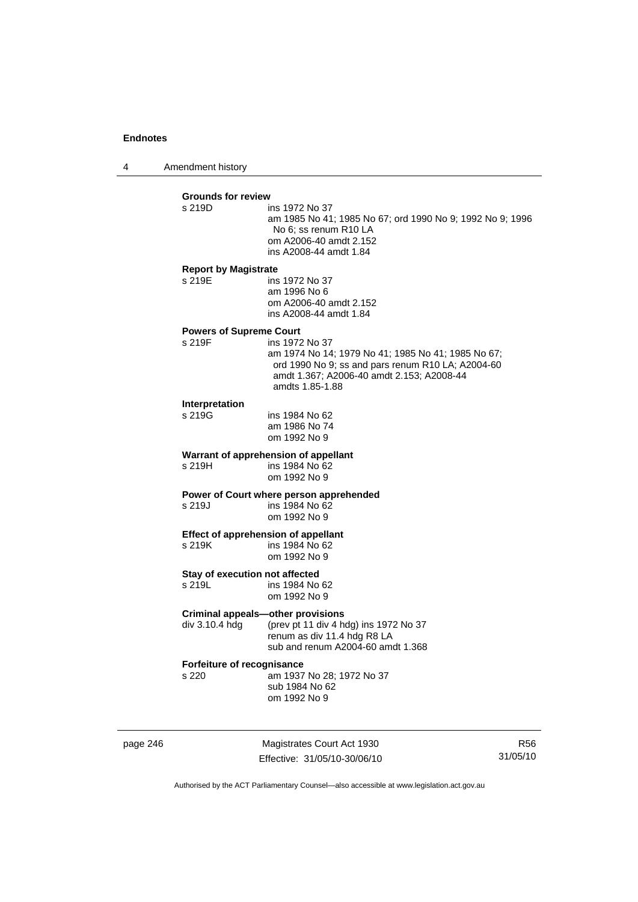**Grounds for review**

s 219D ins 1972 No 37
am 1985 No 41; 1985 No 67; ord 1990 No 9; 1992 No 9; 1996 No 6; ss renum R10 LA
om A2006-40 amdt 2.152
ins A2008-44 amdt 1.84

**Report by Magistrate**

s 219E ins 1972 No 37
am 1996 No 6
om A2006-40 amdt 2.152
ins A2008-44 amdt 1.84

**Powers of Supreme Court**

s 219F ins 1972 No 37
am 1974 No 14; 1979 No 41; 1985 No 41; 1985 No 67; ord 1990 No 9; ss and pars renum R10 LA; A2004-60 amdt 1.367; A2006-40 amdt 2.153; A2008-44 amdts 1.85-1.88

**Interpretation**

s 219G ins 1984 No 62
am 1986 No 74
om 1992 No 9

**Warrant of apprehension of appellant**

s 219H ins 1984 No 62
om 1992 No 9

**Power of Court where person apprehended**

s 219J ins 1984 No 62
om 1992 No 9

**Effect of apprehension of appellant**

s 219K ins 1984 No 62
om 1992 No 9

**Stay of execution not affected**

s 219L ins 1984 No 62
om 1992 No 9

**Criminal appeals—other provisions**

div 3.10.4 hdg (prev pt 11 div 4 hdg) ins 1972 No 37
renum as div 11.4 hdg R8 LA
sub and renum A2004-60 amdt 1.368

**Forfeiture of recognisance**

s 220 am 1937 No 28; 1972 No 37
sub 1984 No 62
om 1992 No 9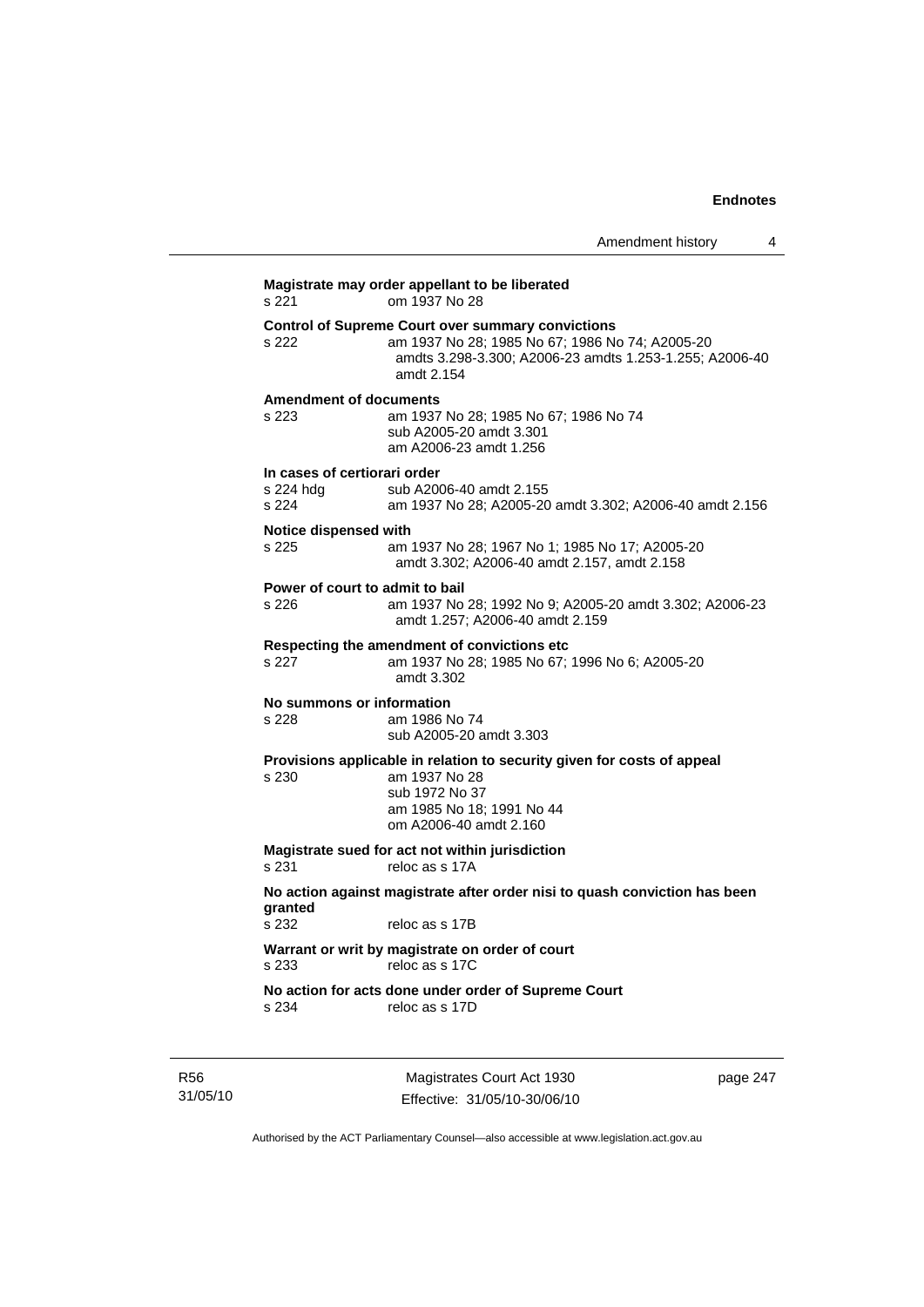**Magistrate may order appellant to be liberated**

s 221 om 1937 No 28

**Control of Supreme Court over summary convictions**

s 222 am 1937 No 28; 1985 No 67; 1986 No 74; A2005-20 amdts 3.298-3.300; A2006-23 amdts 1.253-1.255; A2006-40 amdt 2.154

**Amendment of documents**

s 223 am 1937 No 28; 1985 No 67; 1986 No 74
sub A2005-20 amdt 3.301
am A2006-23 amdt 1.256

**In cases of certiorari order**

s 224 hdg sub A2006-40 amdt 2.155
s 224 am 1937 No 28; A2005-20 amdt 3.302; A2006-40 amdt 2.156

**Notice dispensed with**

s 225 am 1937 No 28; 1967 No 1; 1985 No 17; A2005-20 amdt 3.302; A2006-40 amdt 2.157, amdt 2.158

**Power of court to admit to bail**

s 226 am 1937 No 28; 1992 No 9; A2005-20 amdt 3.302; A2006-23 amdt 1.257; A2006-40 amdt 2.159

**Respecting the amendment of convictions etc**

s 227 am 1937 No 28; 1985 No 67; 1996 No 6; A2005-20 amdt 3.302

**No summons or information**

s 228 am 1986 No 74
sub A2005-20 amdt 3.303

**Provisions applicable in relation to security given for costs of appeal**

s 230 am 1937 No 28
sub 1972 No 37
am 1985 No 18; 1991 No 44
om A2006-40 amdt 2.160

**Magistrate sued for act not within jurisdiction**

s 231 reloc as s 17A

**No action against magistrate after order nisi to quash conviction has been granted**

s 232 reloc as s 17B

**Warrant or writ by magistrate on order of court**

s 233 reloc as s 17C

**No action for acts done under order of Supreme Court**

s 234 reloc as s 17D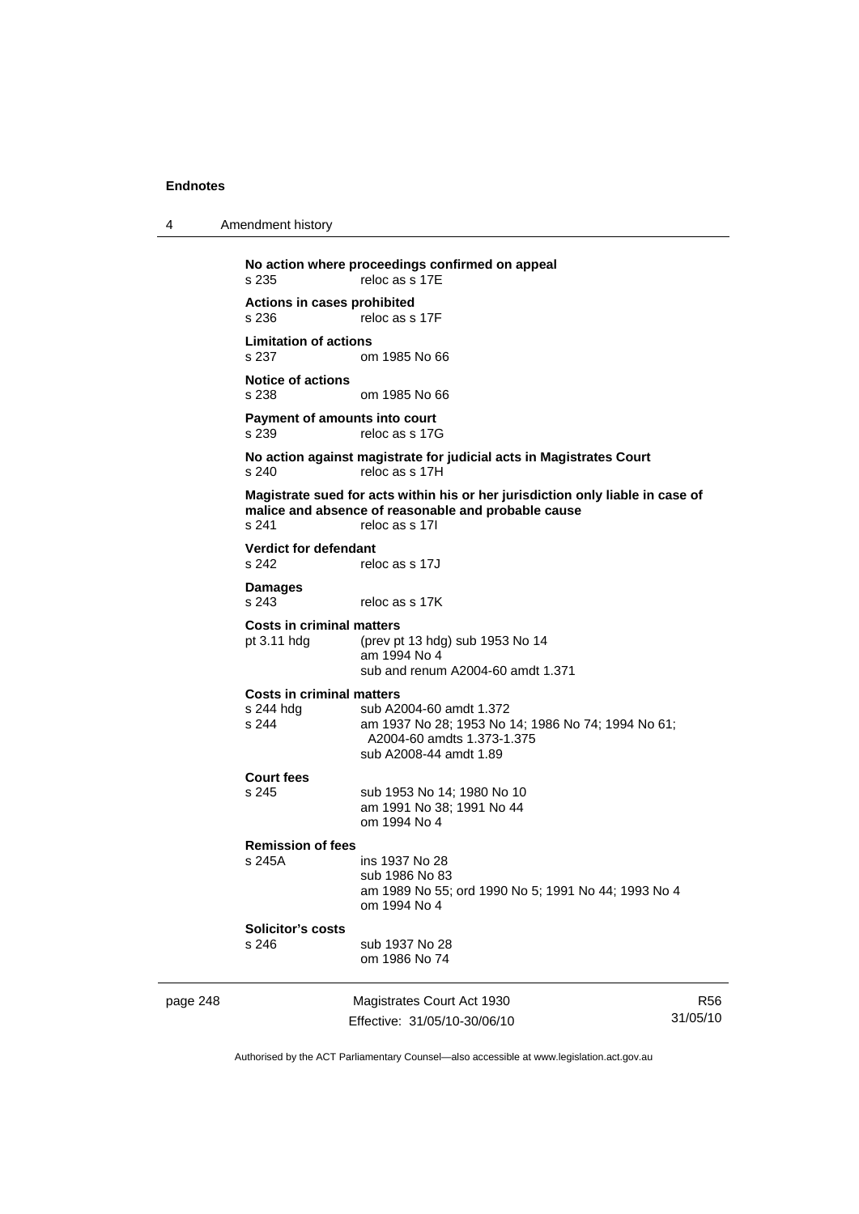**No action where proceedings confirmed on appeal**

s 235 reloc as s 17E

**Actions in cases prohibited**

s 236 reloc as s 17F

**Limitation of actions**

s 237 om 1985 No 66

**Notice of actions**

s 238 om 1985 No 66

**Payment of amounts into court**

s 239 reloc as s 17G

**No action against magistrate for judicial acts in Magistrates Court**

s 240 reloc as s 17H

**Magistrate sued for acts within his or her jurisdiction only liable in case of malice and absence of reasonable and probable cause**

s 241 reloc as s 17I

**Verdict for defendant**

s 242 reloc as s 17J

**Damages**

s 243 reloc as s 17K

**Costs in criminal matters**

pt 3.11 hdg (prev pt 13 hdg) sub 1953 No 14
am 1994 No 4
sub and renum A2004-60 amdt 1.371

**Costs in criminal matters**

s 244 hdg sub A2004-60 amdt 1.372

s 244 am 1937 No 28; 1953 No 14; 1986 No 74; 1994 No 61; A2004-60 amdts 1.373-1.375
sub A2008-44 amdt 1.89

**Court fees**

s 245 sub 1953 No 14; 1980 No 10
am 1991 No 38; 1991 No 44
om 1994 No 4

**Remission of fees**

s 245A ins 1937 No 28
sub 1986 No 83
am 1989 No 55; ord 1990 No 5; 1991 No 44; 1993 No 4
om 1994 No 4

**Solicitor's costs**

s 246 sub 1937 No 28
om 1986 No 74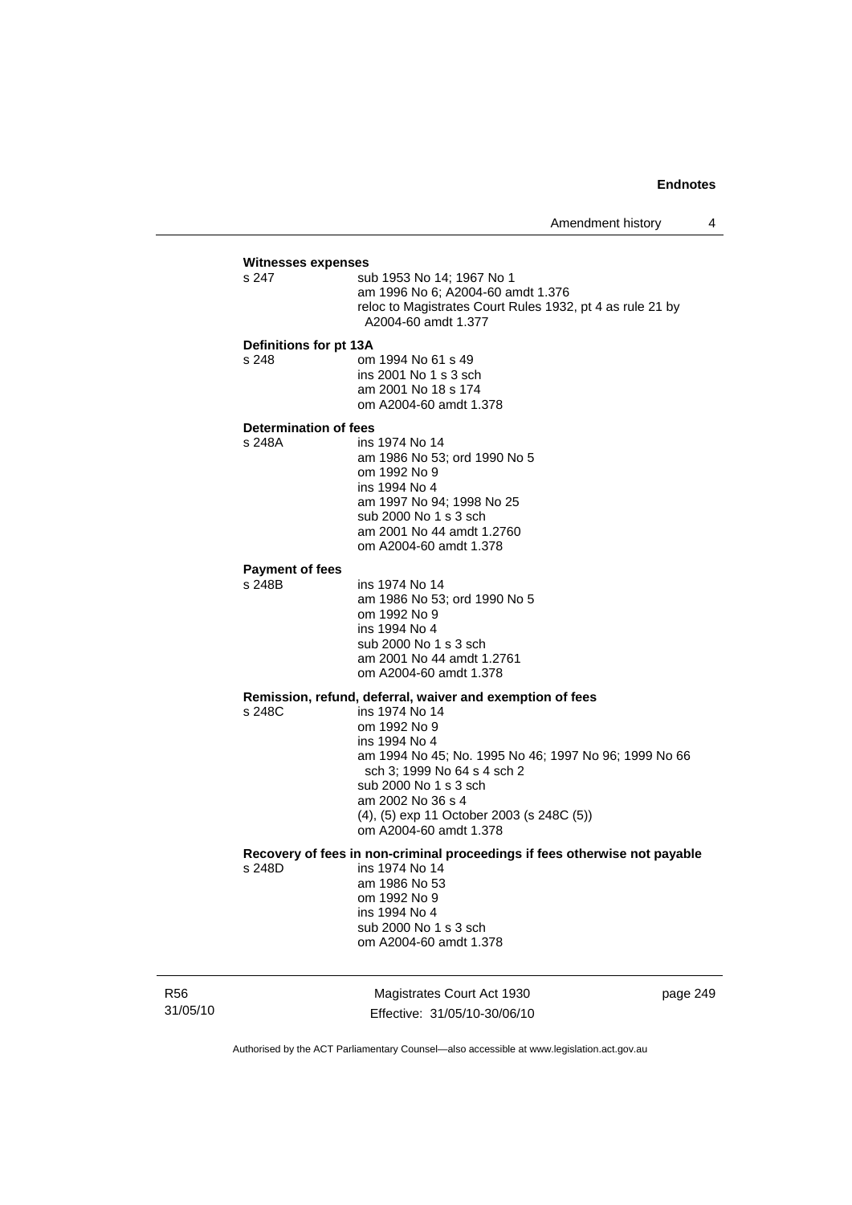**Witnesses expenses**

s 247 sub 1953 No 14; 1967 No 1
am 1996 No 6; A2004-60 amdt 1.376
reloc to Magistrates Court Rules 1932, pt 4 as rule 21 by A2004-60 amdt 1.377

**Definitions for pt 13A**

s 248 om 1994 No 61 s 49
ins 2001 No 1 s 3 sch
am 2001 No 18 s 174
om A2004-60 amdt 1.378

**Determination of fees**

s 248A ins 1974 No 14
am 1986 No 53; ord 1990 No 5
om 1992 No 9
ins 1994 No 4
am 1997 No 94; 1998 No 25
sub 2000 No 1 s 3 sch
am 2001 No 44 amdt 1.2760
om A2004-60 amdt 1.378

**Payment of fees**

s 248B ins 1974 No 14
am 1986 No 53; ord 1990 No 5
om 1992 No 9
ins 1994 No 4
sub 2000 No 1 s 3 sch
am 2001 No 44 amdt 1.2761
om A2004-60 amdt 1.378

**Remission, refund, deferral, waiver and exemption of fees**

s 248C ins 1974 No 14
om 1992 No 9
ins 1994 No 4
am 1994 No 45; No. 1995 No 46; 1997 No 96; 1999 No 66 sch 3; 1999 No 64 s 4 sch 2
sub 2000 No 1 s 3 sch
am 2002 No 36 s 4
(4), (5) exp 11 October 2003 (s 248C (5))
om A2004-60 amdt 1.378

**Recovery of fees in non-criminal proceedings if fees otherwise not payable**

s 248D ins 1974 No 14
am 1986 No 53
om 1992 No 9
ins 1994 No 4
sub 2000 No 1 s 3 sch
om A2004-60 amdt 1.378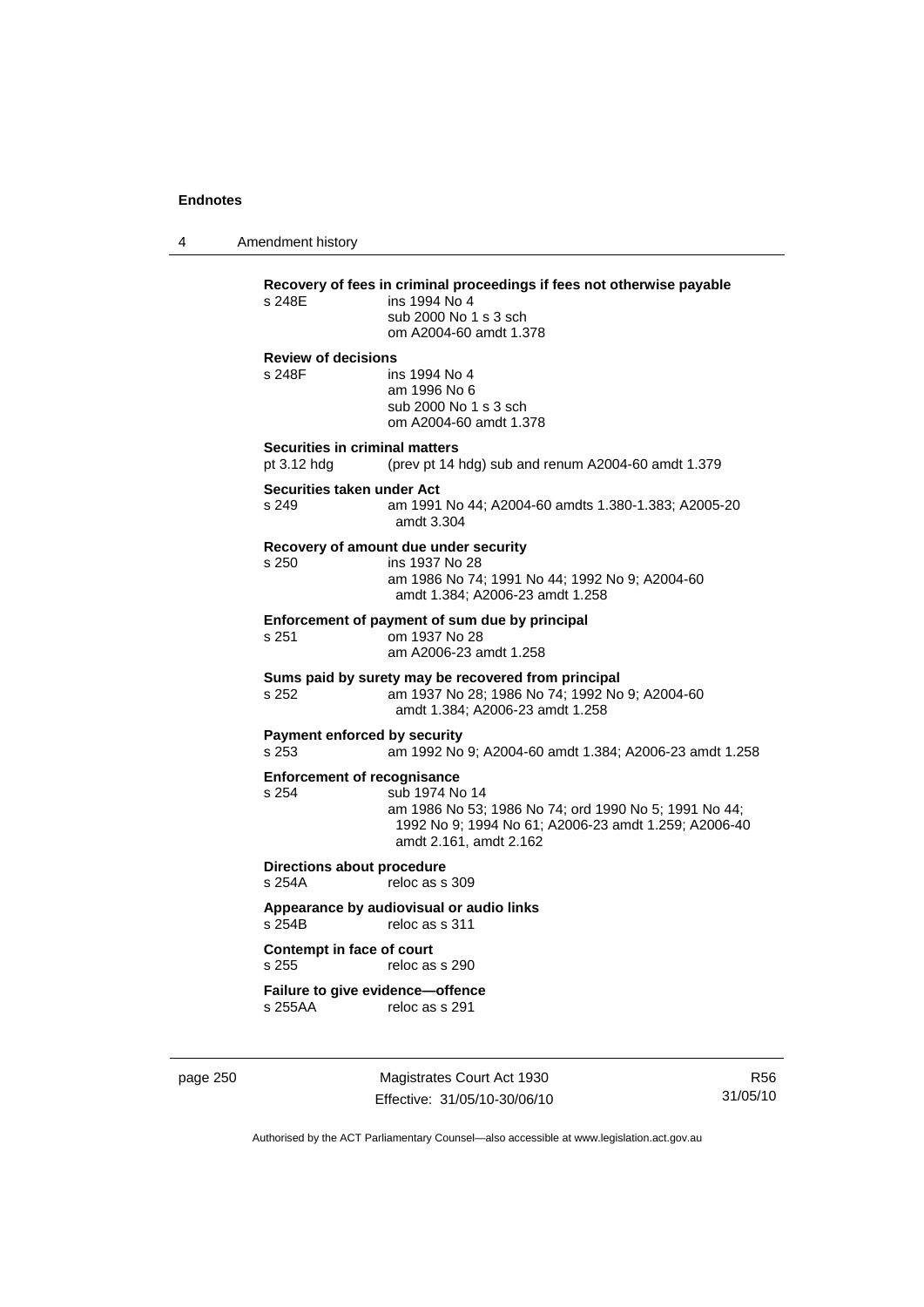**Recovery of fees in criminal proceedings if fees not otherwise payable**

s 248E ins 1994 No 4
sub 2000 No 1 s 3 sch
om A2004-60 amdt 1.378

**Review of decisions**

s 248F ins 1994 No 4
am 1996 No 6
sub 2000 No 1 s 3 sch
om A2004-60 amdt 1.378

**Securities in criminal matters**

pt 3.12 hdg (prev pt 14 hdg) sub and renum A2004-60 amdt 1.379

**Securities taken under Act**

s 249 am 1991 No 44; A2004-60 amdts 1.380-1.383; A2005-20 amdt 3.304

**Recovery of amount due under security**

s 250 ins 1937 No 28
am 1986 No 74; 1991 No 44; 1992 No 9; A2004-60 amdt 1.384; A2006-23 amdt 1.258

**Enforcement of payment of sum due by principal**

s 251 om 1937 No 28
am A2006-23 amdt 1.258

**Sums paid by surety may be recovered from principal**

s 252 am 1937 No 28; 1986 No 74; 1992 No 9; A2004-60 amdt 1.384; A2006-23 amdt 1.258

**Payment enforced by security**

s 253 am 1992 No 9; A2004-60 amdt 1.384; A2006-23 amdt 1.258

**Enforcement of recognisance**

s 254 sub 1974 No 14
am 1986 No 53; 1986 No 74; ord 1990 No 5; 1991 No 44; 1992 No 9; 1994 No 61; A2006-23 amdt 1.259; A2006-40 amdt 2.161, amdt 2.162

**Directions about procedure**

s 254A reloc as s 309

**Appearance by audiovisual or audio links**

s 254B reloc as s 311

**Contempt in face of court**

s 255 reloc as s 290

**Failure to give evidence—offence**

s 255AA reloc as s 291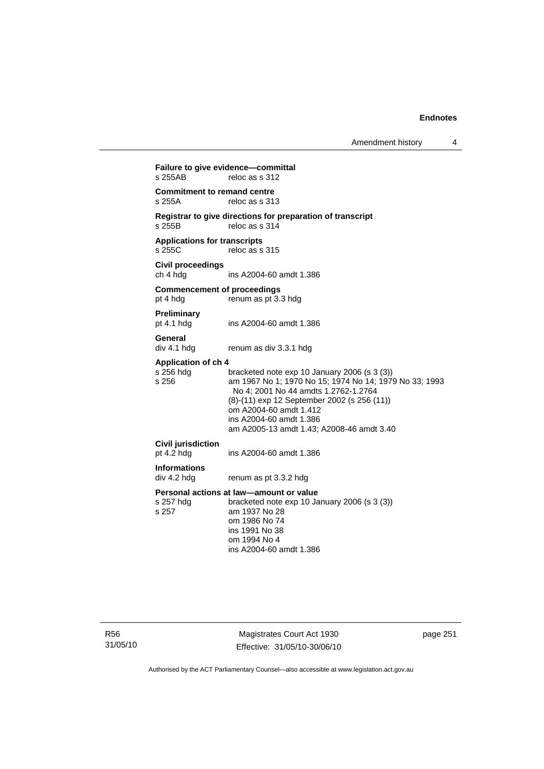**Failure to give evidence—committal**
s 255AB reloc as s 312

**Commitment to remand centre**
s 255A reloc as s 313

**Registrar to give directions for preparation of transcript**
s 255B reloc as s 314

**Applications for transcripts**
s 255C reloc as s 315

**Civil proceedings**
ch 4 hdg ins A2004-60 amdt 1.386

**Commencement of proceedings**
pt 4 hdg renum as pt 3.3 hdg

**Preliminary**
pt 4.1 hdg ins A2004-60 amdt 1.386

**General**
div 4.1 hdg renum as div 3.3.1 hdg

**Application of ch 4**
s 256 hdg bracketed note exp 10 January 2006 (s 3 (3))
s 256 am 1967 No 1; 1970 No 15; 1974 No 14; 1979 No 33; 1993 No 4; 2001 No 44 amdts 1.2762-1.2764
(8)-(11) exp 12 September 2002 (s 256 (11))
om A2004-60 amdt 1.412
ins A2004-60 amdt 1.386
am A2005-13 amdt 1.43; A2008-46 amdt 3.40

**Civil jurisdiction**
pt 4.2 hdg ins A2004-60 amdt 1.386

**Informations**
div 4.2 hdg renum as pt 3.3.2 hdg

**Personal actions at law—amount or value**
s 257 hdg bracketed note exp 10 January 2006 (s 3 (3))
s 257 am 1937 No 28
om 1986 No 74
ins 1991 No 38
om 1994 No 4
ins A2004-60 amdt 1.386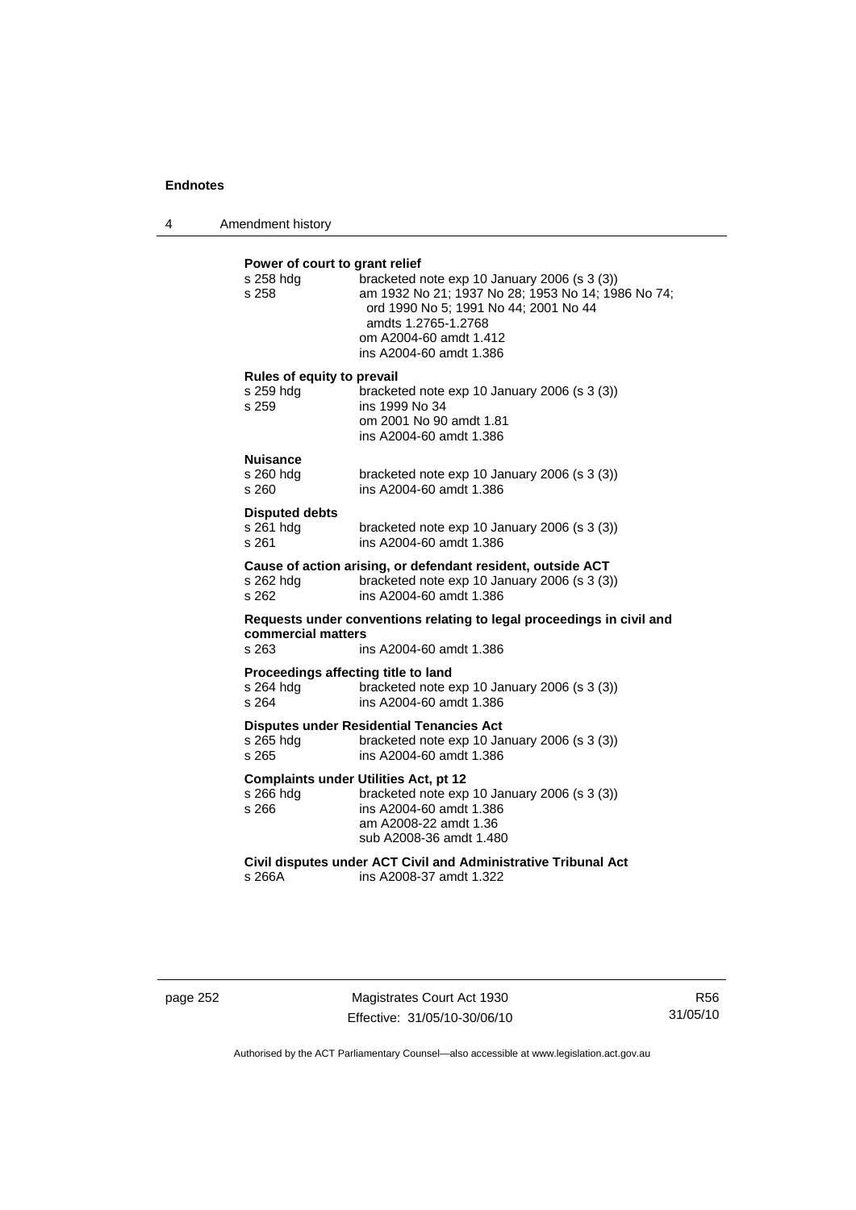**Power of court to grant relief**

| | |
|---|---|
| s 258 hdg | bracketed note exp 10 January 2006 (s 3 (3)) |
| s 258 | am 1932 No 21; 1937 No 28; 1953 No 14; 1986 No 74; ord 1990 No 5; 1991 No 44; 2001 No 44 amdts 1.2765-1.2768 |
| | om A2004-60 amdt 1.412 |
| | ins A2004-60 amdt 1.386 |

**Rules of equity to prevail**

| | |
|---|---|
| s 259 hdg | bracketed note exp 10 January 2006 (s 3 (3)) |
| s 259 | ins 1999 No 34 |
| | om 2001 No 90 amdt 1.81 |
| | ins A2004-60 amdt 1.386 |

**Nuisance**

| | |
|---|---|
| s 260 hdg | bracketed note exp 10 January 2006 (s 3 (3)) |
| s 260 | ins A2004-60 amdt 1.386 |

**Disputed debts**

| | |
|---|---|
| s 261 hdg | bracketed note exp 10 January 2006 (s 3 (3)) |
| s 261 | ins A2004-60 amdt 1.386 |

**Cause of action arising, or defendant resident, outside ACT**

| | |
|---|---|
| s 262 hdg | bracketed note exp 10 January 2006 (s 3 (3)) |
| s 262 | ins A2004-60 amdt 1.386 |

**Requests under conventions relating to legal proceedings in civil and commercial matters**

| | |
|---|---|
| s 263 | ins A2004-60 amdt 1.386 |

**Proceedings affecting title to land**

| | |
|---|---|
| s 264 hdg | bracketed note exp 10 January 2006 (s 3 (3)) |
| s 264 | ins A2004-60 amdt 1.386 |

**Disputes under Residential Tenancies Act**

| | |
|---|---|
| s 265 hdg | bracketed note exp 10 January 2006 (s 3 (3)) |
| s 265 | ins A2004-60 amdt 1.386 |

**Complaints under Utilities Act, pt 12**

| | |
|---|---|
| s 266 hdg | bracketed note exp 10 January 2006 (s 3 (3)) |
| s 266 | ins A2004-60 amdt 1.386 |
| | am A2008-22 amdt 1.36 |
| | sub A2008-36 amdt 1.480 |

**Civil disputes under ACT Civil and Administrative Tribunal Act**

| | |
|---|---|
| s 266A | ins A2008-37 amdt 1.322 |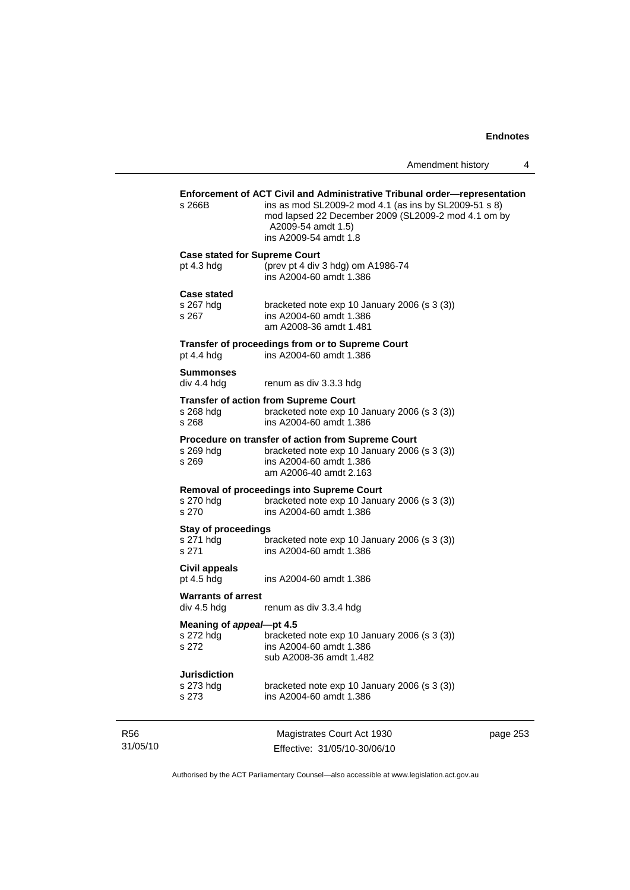**Enforcement of ACT Civil and Administrative Tribunal order—representation**

s 266B ins as mod SL2009-2 mod 4.1 (as ins by SL2009-51 s 8)
mod lapsed 22 December 2009 (SL2009-2 mod 4.1 om by A2009-54 amdt 1.5)
ins A2009-54 amdt 1.8

**Case stated for Supreme Court**

pt 4.3 hdg (prev pt 4 div 3 hdg) om A1986-74
ins A2004-60 amdt 1.386

**Case stated**

s 267 hdg bracketed note exp 10 January 2006 (s 3 (3))
s 267 ins A2004-60 amdt 1.386
am A2008-36 amdt 1.481

**Transfer of proceedings from or to Supreme Court**

pt 4.4 hdg ins A2004-60 amdt 1.386

**Summonses**

div 4.4 hdg renum as div 3.3.3 hdg

**Transfer of action from Supreme Court**

s 268 hdg bracketed note exp 10 January 2006 (s 3 (3))
s 268 ins A2004-60 amdt 1.386

**Procedure on transfer of action from Supreme Court**

s 269 hdg bracketed note exp 10 January 2006 (s 3 (3))
s 269 ins A2004-60 amdt 1.386
am A2006-40 amdt 2.163

**Removal of proceedings into Supreme Court**

s 270 hdg bracketed note exp 10 January 2006 (s 3 (3))
s 270 ins A2004-60 amdt 1.386

**Stay of proceedings**

s 271 hdg bracketed note exp 10 January 2006 (s 3 (3))
s 271 ins A2004-60 amdt 1.386

**Civil appeals**

pt 4.5 hdg ins A2004-60 amdt 1.386

**Warrants of arrest**

div 4.5 hdg renum as div 3.3.4 hdg

**Meaning of *appeal*—pt 4.5**

s 272 hdg bracketed note exp 10 January 2006 (s 3 (3))
s 272 ins A2004-60 amdt 1.386
sub A2008-36 amdt 1.482

**Jurisdiction**

s 273 hdg bracketed note exp 10 January 2006 (s 3 (3))
s 273 ins A2004-60 amdt 1.386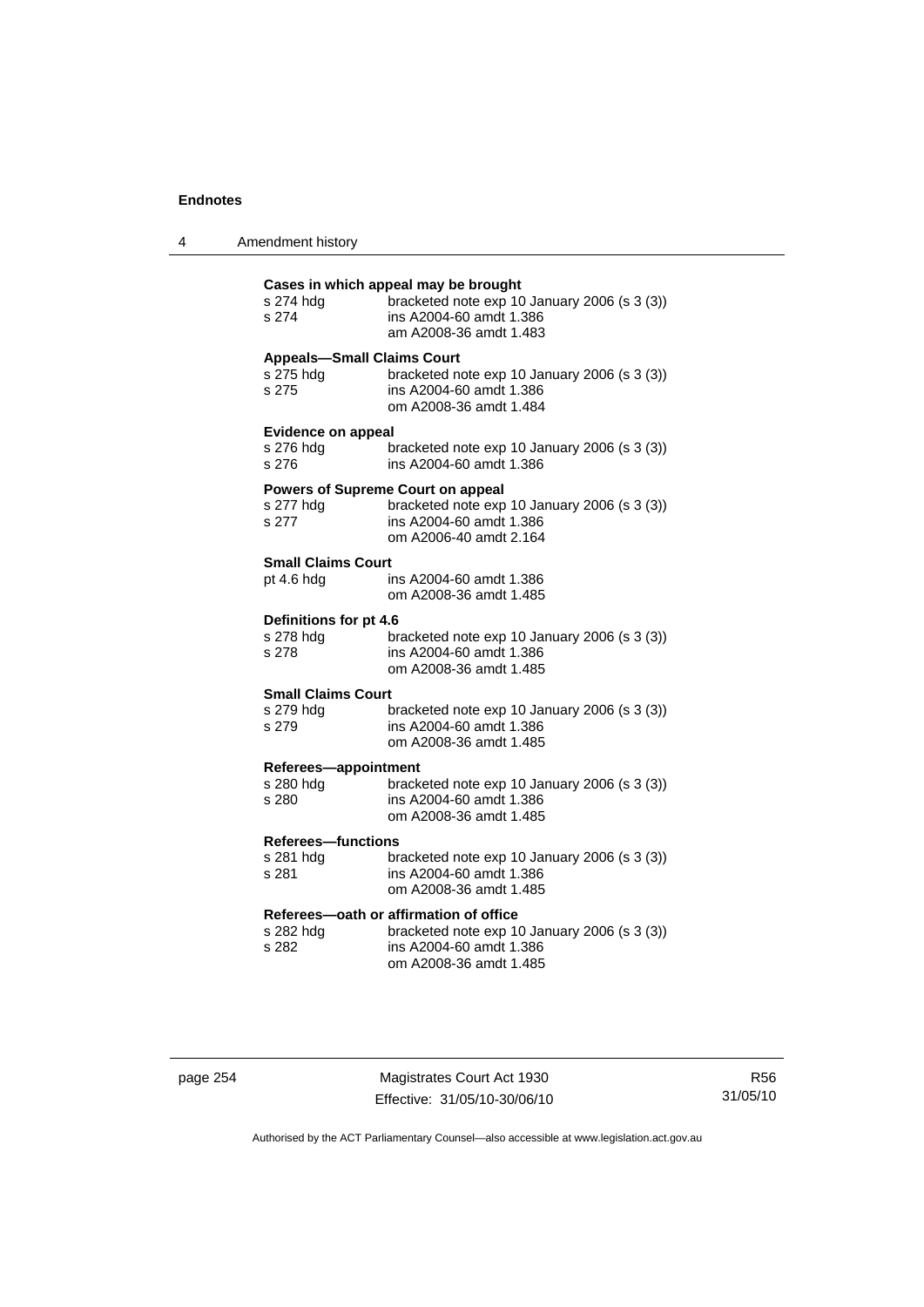**Cases in which appeal may be brought**

s 274 hdg bracketed note exp 10 January 2006 (s 3 (3))
s 274 ins A2004-60 amdt 1.386
am A2008-36 amdt 1.483

**Appeals—Small Claims Court**

s 275 hdg bracketed note exp 10 January 2006 (s 3 (3))
s 275 ins A2004-60 amdt 1.386
om A2008-36 amdt 1.484

**Evidence on appeal**

s 276 hdg bracketed note exp 10 January 2006 (s 3 (3))
s 276 ins A2004-60 amdt 1.386

**Powers of Supreme Court on appeal**

s 277 hdg bracketed note exp 10 January 2006 (s 3 (3))
s 277 ins A2004-60 amdt 1.386
om A2006-40 amdt 2.164

**Small Claims Court**

pt 4.6 hdg ins A2004-60 amdt 1.386
om A2008-36 amdt 1.485

**Definitions for pt 4.6**

s 278 hdg bracketed note exp 10 January 2006 (s 3 (3))
s 278 ins A2004-60 amdt 1.386
om A2008-36 amdt 1.485

**Small Claims Court**

s 279 hdg bracketed note exp 10 January 2006 (s 3 (3))
s 279 ins A2004-60 amdt 1.386
om A2008-36 amdt 1.485

**Referees—appointment**

s 280 hdg bracketed note exp 10 January 2006 (s 3 (3))
s 280 ins A2004-60 amdt 1.386
om A2008-36 amdt 1.485

**Referees—functions**

s 281 hdg bracketed note exp 10 January 2006 (s 3 (3))
s 281 ins A2004-60 amdt 1.386
om A2008-36 amdt 1.485

**Referees—oath or affirmation of office**

s 282 hdg bracketed note exp 10 January 2006 (s 3 (3))
s 282 ins A2004-60 amdt 1.386
om A2008-36 amdt 1.485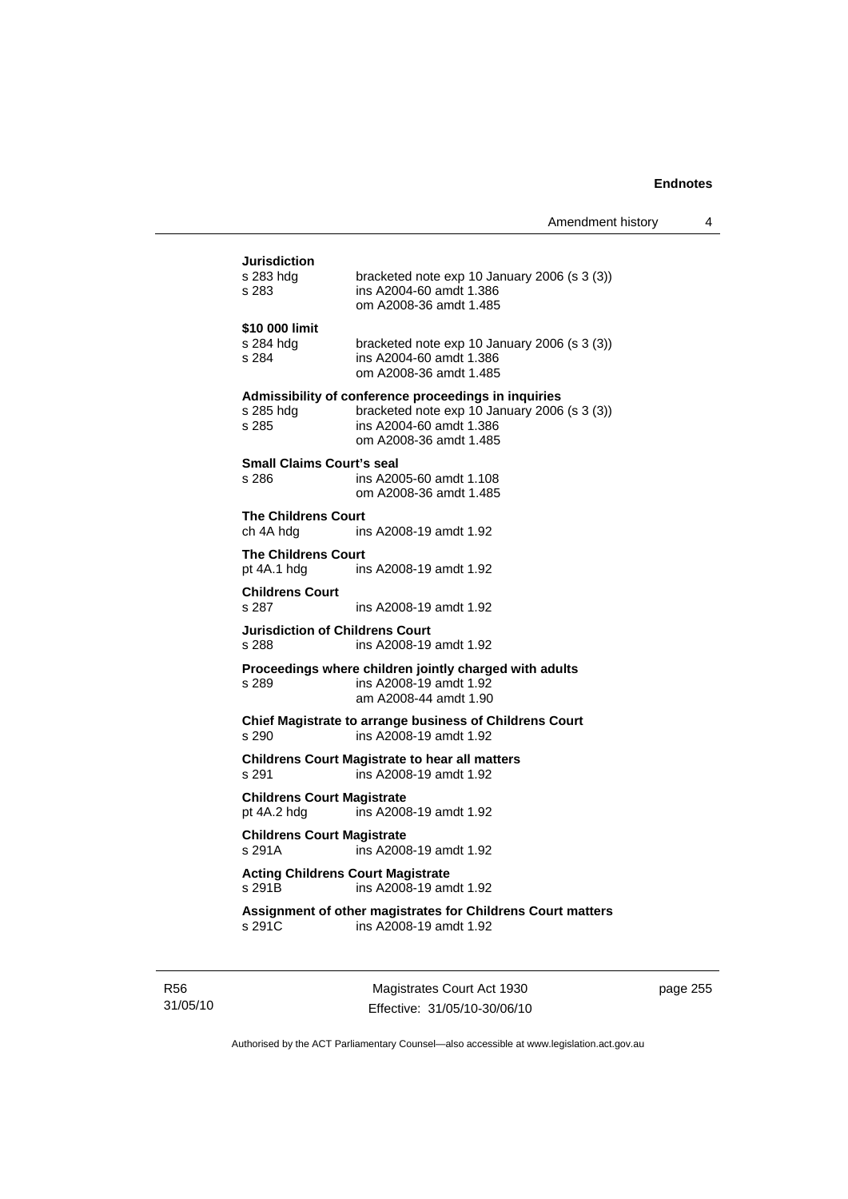**Jurisdiction**

s 283 hdg bracketed note exp 10 January 2006 (s 3 (3))
s 283 ins A2004-60 amdt 1.386
om A2008-36 amdt 1.485

**$10 000 limit**

s 284 hdg bracketed note exp 10 January 2006 (s 3 (3))
s 284 ins A2004-60 amdt 1.386
om A2008-36 amdt 1.485

**Admissibility of conference proceedings in inquiries**

s 285 hdg bracketed note exp 10 January 2006 (s 3 (3))
s 285 ins A2004-60 amdt 1.386
om A2008-36 amdt 1.485

**Small Claims Court's seal**

s 286 ins A2005-60 amdt 1.108
om A2008-36 amdt 1.485

**The Childrens Court**

ch 4A hdg ins A2008-19 amdt 1.92

**The Childrens Court**

pt 4A.1 hdg ins A2008-19 amdt 1.92

**Childrens Court**

s 287 ins A2008-19 amdt 1.92

**Jurisdiction of Childrens Court**

s 288 ins A2008-19 amdt 1.92

**Proceedings where children jointly charged with adults**

s 289 ins A2008-19 amdt 1.92
am A2008-44 amdt 1.90

**Chief Magistrate to arrange business of Childrens Court**

s 290 ins A2008-19 amdt 1.92

**Childrens Court Magistrate to hear all matters**

s 291 ins A2008-19 amdt 1.92

**Childrens Court Magistrate**

pt 4A.2 hdg ins A2008-19 amdt 1.92

**Childrens Court Magistrate**

s 291A ins A2008-19 amdt 1.92

**Acting Childrens Court Magistrate**

s 291B ins A2008-19 amdt 1.92

**Assignment of other magistrates for Childrens Court matters**

s 291C ins A2008-19 amdt 1.92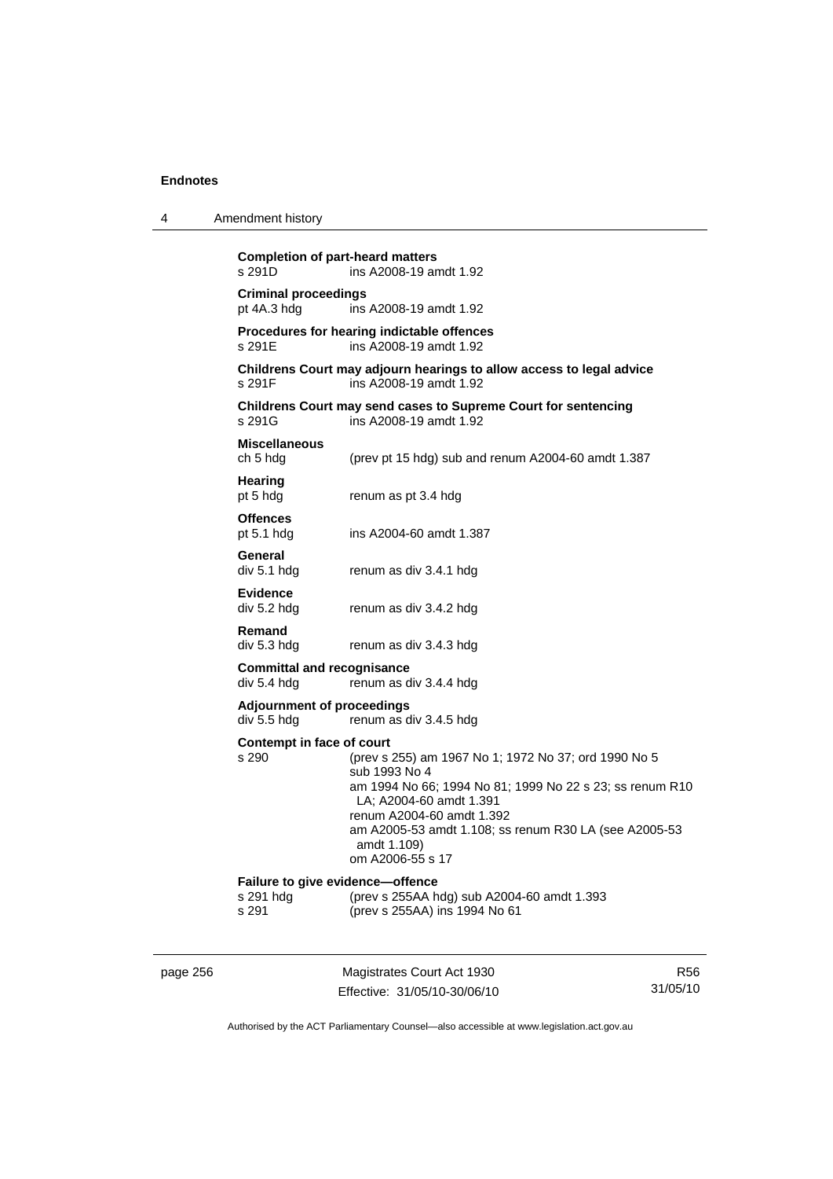**Completion of part-heard matters**
s 291D ins A2008-19 amdt 1.92

**Criminal proceedings**
pt 4A.3 hdg ins A2008-19 amdt 1.92

**Procedures for hearing indictable offences**
s 291E ins A2008-19 amdt 1.92

**Childrens Court may adjourn hearings to allow access to legal advice**
s 291F ins A2008-19 amdt 1.92

**Childrens Court may send cases to Supreme Court for sentencing**
s 291G ins A2008-19 amdt 1.92

**Miscellaneous**
ch 5 hdg (prev pt 15 hdg) sub and renum A2004-60 amdt 1.387

**Hearing**
pt 5 hdg renum as pt 3.4 hdg

**Offences**
pt 5.1 hdg ins A2004-60 amdt 1.387

**General**
div 5.1 hdg renum as div 3.4.1 hdg

**Evidence**
div 5.2 hdg renum as div 3.4.2 hdg

**Remand**
div 5.3 hdg renum as div 3.4.3 hdg

**Committal and recognisance**
div 5.4 hdg renum as div 3.4.4 hdg

**Adjournment of proceedings**
div 5.5 hdg renum as div 3.4.5 hdg

**Contempt in face of court**
s 290 (prev s 255) am 1967 No 1; 1972 No 37; ord 1990 No 5
sub 1993 No 4
am 1994 No 66; 1994 No 81; 1999 No 22 s 23; ss renum R10 LA; A2004-60 amdt 1.391
renum A2004-60 amdt 1.392
am A2005-53 amdt 1.108; ss renum R30 LA (see A2005-53 amdt 1.109)
om A2006-55 s 17

**Failure to give evidence—offence**
s 291 hdg (prev s 255AA hdg) sub A2004-60 amdt 1.393
s 291 (prev s 255AA) ins 1994 No 61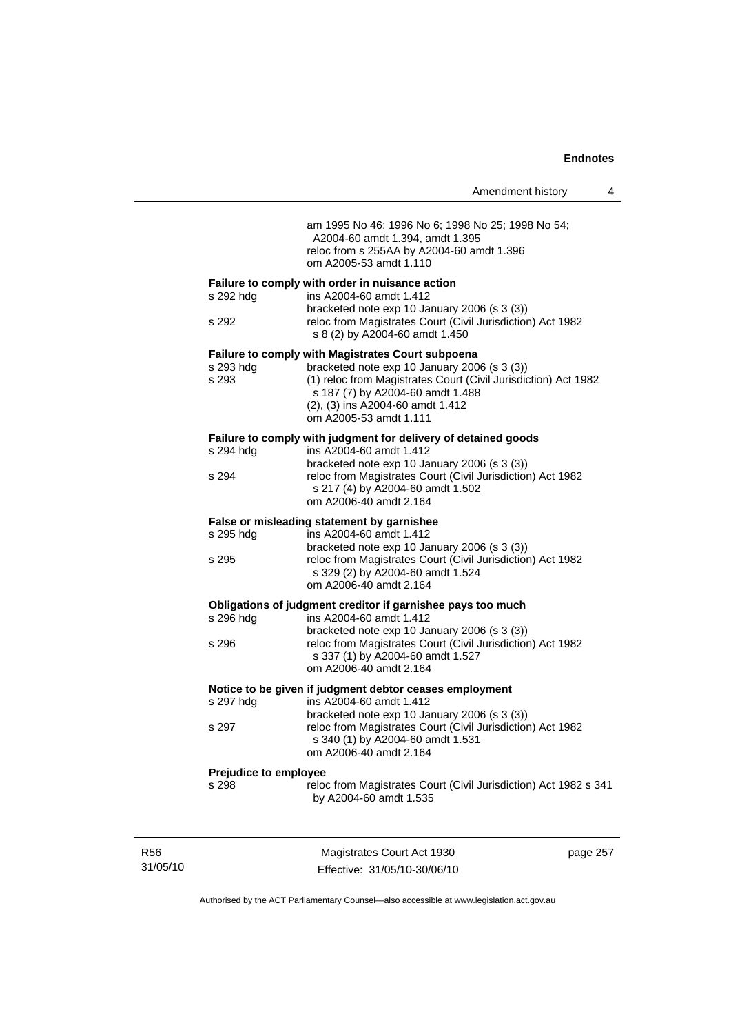am 1995 No 46; 1996 No 6; 1998 No 25; 1998 No 54; A2004-60 amdt 1.394, amdt 1.395
reloc from s 255AA by A2004-60 amdt 1.396
om A2005-53 amdt 1.110

**Failure to comply with order in nuisance action**

| | |
|---|---|
| s 292 hdg | ins A2004-60 amdt 1.412<br>bracketed note exp 10 January 2006 (s 3 (3)) |
| s 292 | reloc from Magistrates Court (Civil Jurisdiction) Act 1982 s 8 (2) by A2004-60 amdt 1.450 |

**Failure to comply with Magistrates Court subpoena**

| | |
|---|---|
| s 293 hdg | bracketed note exp 10 January 2006 (s 3 (3)) |
| s 293 | (1) reloc from Magistrates Court (Civil Jurisdiction) Act 1982 s 187 (7) by A2004-60 amdt 1.488<br>(2), (3) ins A2004-60 amdt 1.412<br>om A2005-53 amdt 1.111 |

**Failure to comply with judgment for delivery of detained goods**

| | |
|---|---|
| s 294 hdg | ins A2004-60 amdt 1.412<br>bracketed note exp 10 January 2006 (s 3 (3)) |
| s 294 | reloc from Magistrates Court (Civil Jurisdiction) Act 1982 s 217 (4) by A2004-60 amdt 1.502<br>om A2006-40 amdt 2.164 |

**False or misleading statement by garnishee**

| | |
|---|---|
| s 295 hdg | ins A2004-60 amdt 1.412<br>bracketed note exp 10 January 2006 (s 3 (3)) |
| s 295 | reloc from Magistrates Court (Civil Jurisdiction) Act 1982 s 329 (2) by A2004-60 amdt 1.524<br>om A2006-40 amdt 2.164 |

**Obligations of judgment creditor if garnishee pays too much**

| | |
|---|---|
| s 296 hdg | ins A2004-60 amdt 1.412<br>bracketed note exp 10 January 2006 (s 3 (3)) |
| s 296 | reloc from Magistrates Court (Civil Jurisdiction) Act 1982 s 337 (1) by A2004-60 amdt 1.527<br>om A2006-40 amdt 2.164 |

**Notice to be given if judgment debtor ceases employment**

| | |
|---|---|
| s 297 hdg | ins A2004-60 amdt 1.412<br>bracketed note exp 10 January 2006 (s 3 (3)) |
| s 297 | reloc from Magistrates Court (Civil Jurisdiction) Act 1982 s 340 (1) by A2004-60 amdt 1.531<br>om A2006-40 amdt 2.164 |

**Prejudice to employee**

| | |
|---|---|
| s 298 | reloc from Magistrates Court (Civil Jurisdiction) Act 1982 s 341 by A2004-60 amdt 1.535 |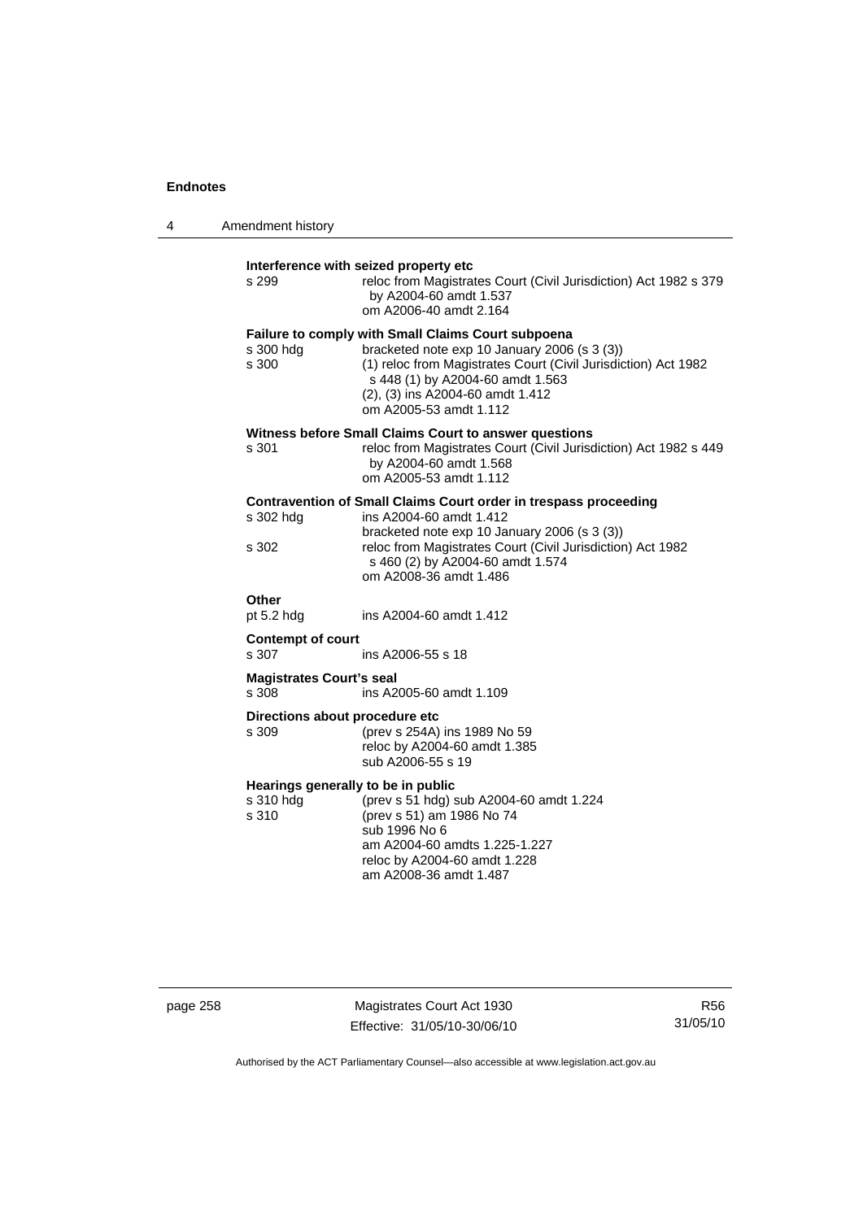**Interference with seized property etc**

s 299 — reloc from Magistrates Court (Civil Jurisdiction) Act 1982 s 379 by A2004-60 amdt 1.537
om A2006-40 amdt 2.164

**Failure to comply with Small Claims Court subpoena**

s 300 hdg — bracketed note exp 10 January 2006 (s 3 (3))

s 300 — (1) reloc from Magistrates Court (Civil Jurisdiction) Act 1982 s 448 (1) by A2004-60 amdt 1.563
(2), (3) ins A2004-60 amdt 1.412
om A2005-53 amdt 1.112

**Witness before Small Claims Court to answer questions**

s 301 — reloc from Magistrates Court (Civil Jurisdiction) Act 1982 s 449 by A2004-60 amdt 1.568
om A2005-53 amdt 1.112

**Contravention of Small Claims Court order in trespass proceeding**

s 302 hdg — ins A2004-60 amdt 1.412
bracketed note exp 10 January 2006 (s 3 (3))

s 302 — reloc from Magistrates Court (Civil Jurisdiction) Act 1982 s 460 (2) by A2004-60 amdt 1.574
om A2008-36 amdt 1.486

**Other**

pt 5.2 hdg — ins A2004-60 amdt 1.412

**Contempt of court**

s 307 — ins A2006-55 s 18

**Magistrates Court's seal**

s 308 — ins A2005-60 amdt 1.109

**Directions about procedure etc**

s 309 — (prev s 254A) ins 1989 No 59
reloc by A2004-60 amdt 1.385
sub A2006-55 s 19

**Hearings generally to be in public**

s 310 hdg — (prev s 51 hdg) sub A2004-60 amdt 1.224

s 310 — (prev s 51) am 1986 No 74
sub 1996 No 6
am A2004-60 amdts 1.225-1.227
reloc by A2004-60 amdt 1.228
am A2008-36 amdt 1.487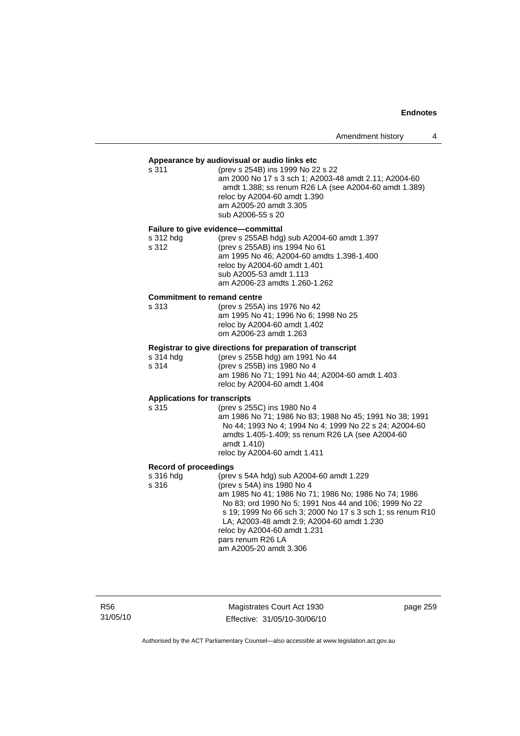**Appearance by audiovisual or audio links etc**

s 311 (prev s 254B) ins 1999 No 22 s 22
am 2000 No 17 s 3 sch 1; A2003-48 amdt 2.11; A2004-60 amdt 1.388; ss renum R26 LA (see A2004-60 amdt 1.389)
reloc by A2004-60 amdt 1.390
am A2005-20 amdt 3.305
sub A2006-55 s 20

**Failure to give evidence—committal**

s 312 hdg (prev s 255AB hdg) sub A2004-60 amdt 1.397
s 312 (prev s 255AB) ins 1994 No 61
am 1995 No 46; A2004-60 amdts 1.398-1.400
reloc by A2004-60 amdt 1.401
sub A2005-53 amdt 1.113
am A2006-23 amdts 1.260-1.262

**Commitment to remand centre**

s 313 (prev s 255A) ins 1976 No 42
am 1995 No 41; 1996 No 6; 1998 No 25
reloc by A2004-60 amdt 1.402
om A2006-23 amdt 1.263

**Registrar to give directions for preparation of transcript**

s 314 hdg (prev s 255B hdg) am 1991 No 44
s 314 (prev s 255B) ins 1980 No 4
am 1986 No 71; 1991 No 44; A2004-60 amdt 1.403
reloc by A2004-60 amdt 1.404

**Applications for transcripts**

s 315 (prev s 255C) ins 1980 No 4
am 1986 No 71; 1986 No 83; 1988 No 45; 1991 No 38; 1991 No 44; 1993 No 4; 1994 No 4; 1999 No 22 s 24; A2004-60 amdts 1.405-1.409; ss renum R26 LA (see A2004-60 amdt 1.410)
reloc by A2004-60 amdt 1.411

**Record of proceedings**

s 316 hdg (prev s 54A hdg) sub A2004-60 amdt 1.229
s 316 (prev s 54A) ins 1980 No 4
am 1985 No 41; 1986 No 71; 1986 No; 1986 No 74; 1986 No 83; ord 1990 No 5; 1991 Nos 44 and 106; 1999 No 22 s 19; 1999 No 66 sch 3; 2000 No 17 s 3 sch 1; ss renum R10 LA; A2003-48 amdt 2.9; A2004-60 amdt 1.230
reloc by A2004-60 amdt 1.231
pars renum R26 LA
am A2005-20 amdt 3.306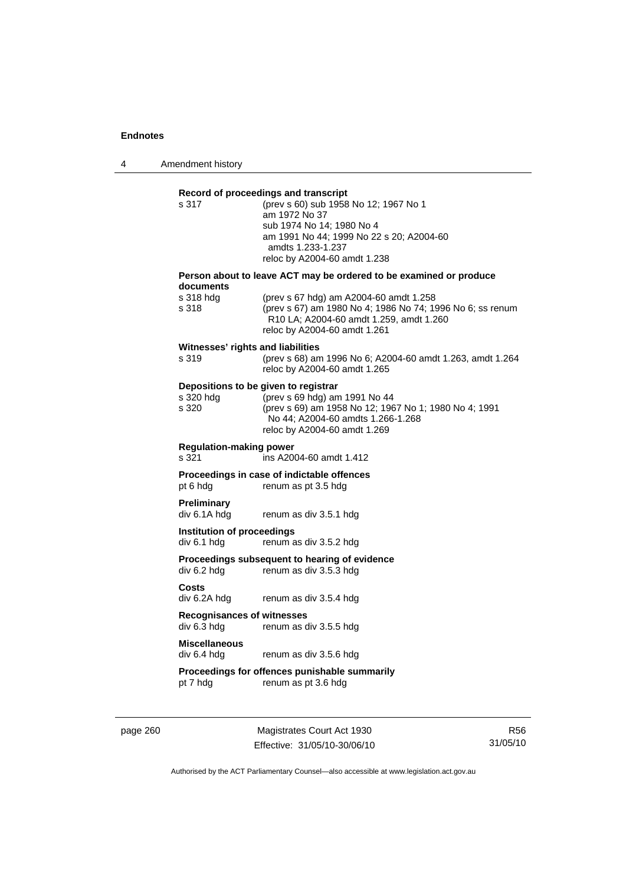**Record of proceedings and transcript**

s 317 (prev s 60) sub 1958 No 12; 1967 No 1
am 1972 No 37
sub 1974 No 14; 1980 No 4
am 1991 No 44; 1999 No 22 s 20; A2004-60 amdts 1.233-1.237
reloc by A2004-60 amdt 1.238

**Person about to leave ACT may be ordered to be examined or produce documents**

s 318 hdg (prev s 67 hdg) am A2004-60 amdt 1.258
s 318 (prev s 67) am 1980 No 4; 1986 No 74; 1996 No 6; ss renum R10 LA; A2004-60 amdt 1.259, amdt 1.260
reloc by A2004-60 amdt 1.261

**Witnesses' rights and liabilities**

s 319 (prev s 68) am 1996 No 6; A2004-60 amdt 1.263, amdt 1.264
reloc by A2004-60 amdt 1.265

**Depositions to be given to registrar**

s 320 hdg (prev s 69 hdg) am 1991 No 44
s 320 (prev s 69) am 1958 No 12; 1967 No 1; 1980 No 4; 1991 No 44; A2004-60 amdts 1.266-1.268
reloc by A2004-60 amdt 1.269

**Regulation-making power**

s 321 ins A2004-60 amdt 1.412

**Proceedings in case of indictable offences**

pt 6 hdg renum as pt 3.5 hdg

**Preliminary**

div 6.1A hdg renum as div 3.5.1 hdg

**Institution of proceedings**

div 6.1 hdg renum as div 3.5.2 hdg

**Proceedings subsequent to hearing of evidence**

div 6.2 hdg renum as div 3.5.3 hdg

**Costs**

div 6.2A hdg renum as div 3.5.4 hdg

**Recognisances of witnesses**

div 6.3 hdg renum as div 3.5.5 hdg

**Miscellaneous**

div 6.4 hdg renum as div 3.5.6 hdg

**Proceedings for offences punishable summarily**

pt 7 hdg renum as pt 3.6 hdg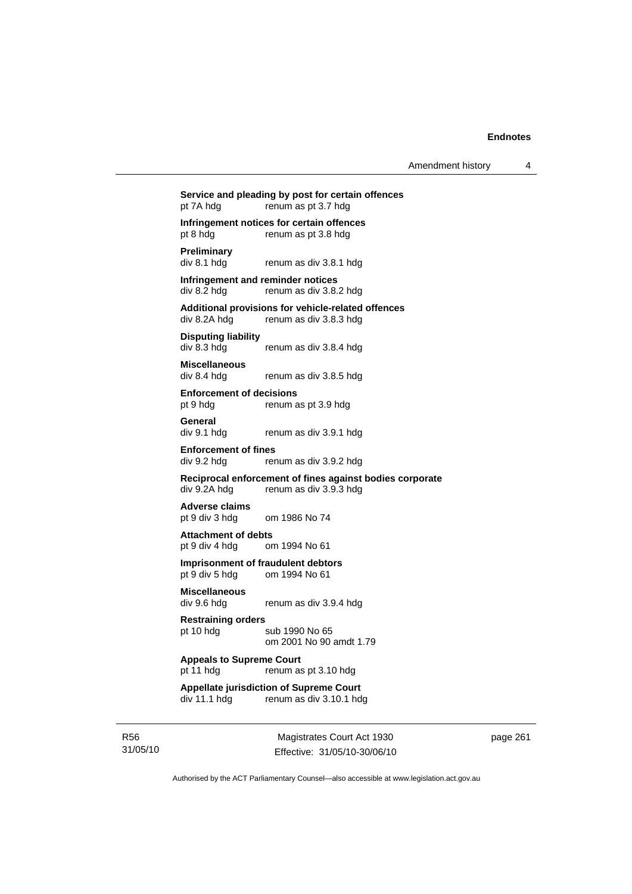**Service and pleading by post for certain offences**
pt 7A hdg renum as pt 3.7 hdg

**Infringement notices for certain offences**
pt 8 hdg renum as pt 3.8 hdg

**Preliminary**
div 8.1 hdg renum as div 3.8.1 hdg

**Infringement and reminder notices**
div 8.2 hdg renum as div 3.8.2 hdg

**Additional provisions for vehicle-related offences**
div 8.2A hdg renum as div 3.8.3 hdg

**Disputing liability**
div 8.3 hdg renum as div 3.8.4 hdg

**Miscellaneous**
div 8.4 hdg renum as div 3.8.5 hdg

**Enforcement of decisions**
pt 9 hdg renum as pt 3.9 hdg

**General**
div 9.1 hdg renum as div 3.9.1 hdg

**Enforcement of fines**
div 9.2 hdg renum as div 3.9.2 hdg

**Reciprocal enforcement of fines against bodies corporate**
div 9.2A hdg renum as div 3.9.3 hdg

**Adverse claims**
pt 9 div 3 hdg om 1986 No 74

**Attachment of debts**
pt 9 div 4 hdg om 1994 No 61

**Imprisonment of fraudulent debtors**
pt 9 div 5 hdg om 1994 No 61

**Miscellaneous**
div 9.6 hdg renum as div 3.9.4 hdg

**Restraining orders**
pt 10 hdg sub 1990 No 65
om 2001 No 90 amdt 1.79

**Appeals to Supreme Court**
pt 11 hdg renum as pt 3.10 hdg

**Appellate jurisdiction of Supreme Court**
div 11.1 hdg renum as div 3.10.1 hdg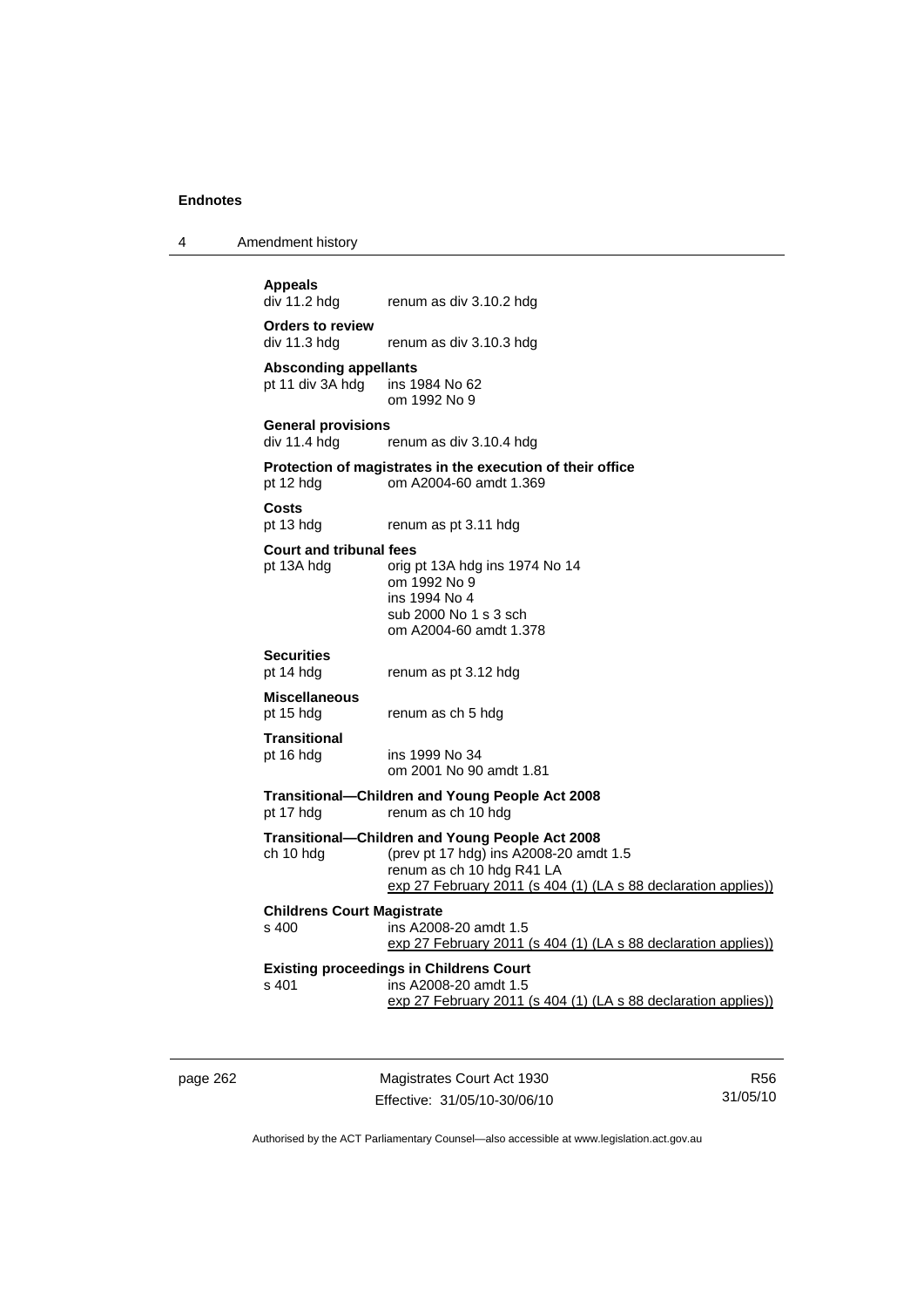**Appeals**
div 11.2 hdg renum as div 3.10.2 hdg

**Orders to review**
div 11.3 hdg renum as div 3.10.3 hdg

**Absconding appellants**
pt 11 div 3A hdg ins 1984 No 62
om 1992 No 9

**General provisions**
div 11.4 hdg renum as div 3.10.4 hdg

**Protection of magistrates in the execution of their office**
pt 12 hdg om A2004-60 amdt 1.369

**Costs**
pt 13 hdg renum as pt 3.11 hdg

**Court and tribunal fees**
pt 13A hdg orig pt 13A hdg ins 1974 No 14
om 1992 No 9
ins 1994 No 4
sub 2000 No 1 s 3 sch
om A2004-60 amdt 1.378

**Securities**
pt 14 hdg renum as pt 3.12 hdg

**Miscellaneous**
pt 15 hdg renum as ch 5 hdg

**Transitional**
pt 16 hdg ins 1999 No 34
om 2001 No 90 amdt 1.81

**Transitional—Children and Young People Act 2008**
pt 17 hdg renum as ch 10 hdg

**Transitional—Children and Young People Act 2008**
ch 10 hdg (prev pt 17 hdg) ins A2008-20 amdt 1.5
renum as ch 10 hdg R41 LA
exp 27 February 2011 (s 404 (1) (LA s 88 declaration applies))

**Childrens Court Magistrate**
s 400 ins A2008-20 amdt 1.5
exp 27 February 2011 (s 404 (1) (LA s 88 declaration applies))

**Existing proceedings in Childrens Court**
s 401 ins A2008-20 amdt 1.5
exp 27 February 2011 (s 404 (1) (LA s 88 declaration applies))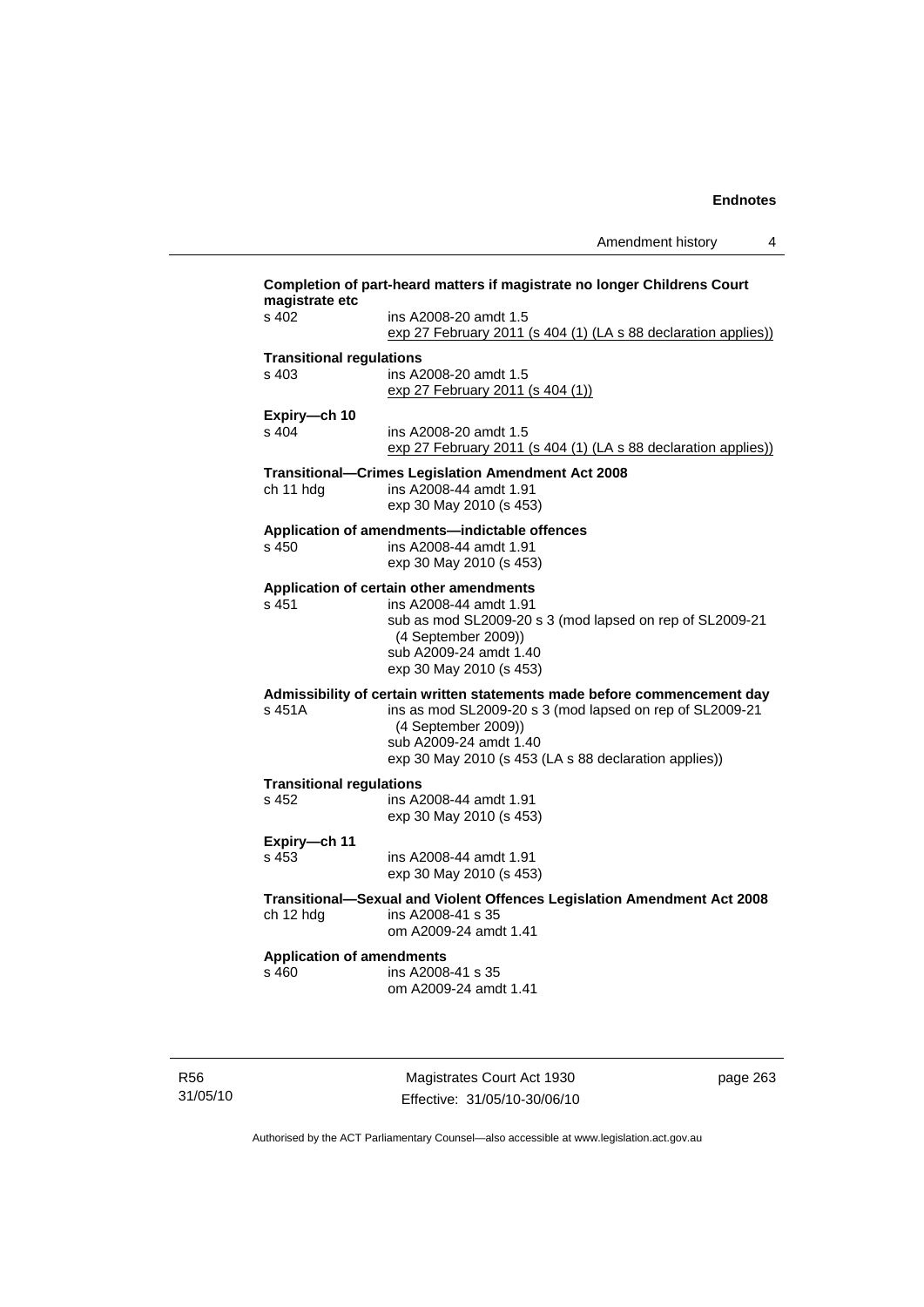**Completion of part-heard matters if magistrate no longer Childrens Court magistrate etc**

s 402 — ins A2008-20 amdt 1.5
exp 27 February 2011 (s 404 (1) (LA s 88 declaration applies))

**Transitional regulations**

s 403 — ins A2008-20 amdt 1.5
exp 27 February 2011 (s 404 (1))

**Expiry—ch 10**

s 404 — ins A2008-20 amdt 1.5
exp 27 February 2011 (s 404 (1) (LA s 88 declaration applies))

**Transitional—Crimes Legislation Amendment Act 2008**

ch 11 hdg — ins A2008-44 amdt 1.91
exp 30 May 2010 (s 453)

**Application of amendments—indictable offences**

s 450 — ins A2008-44 amdt 1.91
exp 30 May 2010 (s 453)

**Application of certain other amendments**

s 451 — ins A2008-44 amdt 1.91
sub as mod SL2009-20 s 3 (mod lapsed on rep of SL2009-21 (4 September 2009))
sub A2009-24 amdt 1.40
exp 30 May 2010 (s 453)

**Admissibility of certain written statements made before commencement day**

s 451A — ins as mod SL2009-20 s 3 (mod lapsed on rep of SL2009-21 (4 September 2009))
sub A2009-24 amdt 1.40
exp 30 May 2010 (s 453 (LA s 88 declaration applies))

**Transitional regulations**

s 452 — ins A2008-44 amdt 1.91
exp 30 May 2010 (s 453)

**Expiry—ch 11**

s 453 — ins A2008-44 amdt 1.91
exp 30 May 2010 (s 453)

**Transitional—Sexual and Violent Offences Legislation Amendment Act 2008**

ch 12 hdg — ins A2008-41 s 35
om A2009-24 amdt 1.41

**Application of amendments**

s 460 — ins A2008-41 s 35
om A2009-24 amdt 1.41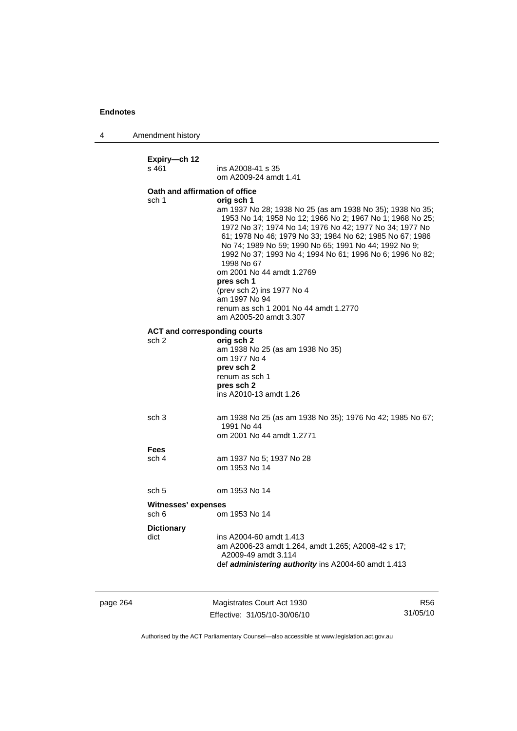**Expiry—ch 12**

s 461 ins A2008-41 s 35
om A2009-24 amdt 1.41

**Oath and affirmation of office**

sch 1 **orig sch 1**
am 1937 No 28; 1938 No 25 (as am 1938 No 35); 1938 No 35; 1953 No 14; 1958 No 12; 1966 No 2; 1967 No 1; 1968 No 25; 1972 No 37; 1974 No 14; 1976 No 42; 1977 No 34; 1977 No 61; 1978 No 46; 1979 No 33; 1984 No 62; 1985 No 67; 1986 No 74; 1989 No 59; 1990 No 65; 1991 No 44; 1992 No 9; 1992 No 37; 1993 No 4; 1994 No 61; 1996 No 6; 1996 No 82; 1998 No 67
om 2001 No 44 amdt 1.2769
**pres sch 1**
(prev sch 2) ins 1977 No 4
am 1997 No 94
renum as sch 1 2001 No 44 amdt 1.2770
am A2005-20 amdt 3.307

**ACT and corresponding courts**

sch 2 **orig sch 2**
am 1938 No 25 (as am 1938 No 35)
om 1977 No 4
**prev sch 2**
renum as sch 1
**pres sch 2**
ins A2010-13 amdt 1.26

sch 3 am 1938 No 25 (as am 1938 No 35); 1976 No 42; 1985 No 67; 1991 No 44
om 2001 No 44 amdt 1.2771

**Fees**

sch 4 am 1937 No 5; 1937 No 28
om 1953 No 14

sch 5 om 1953 No 14

**Witnesses' expenses**

sch 6 om 1953 No 14

**Dictionary**

dict ins A2004-60 amdt 1.413
am A2006-23 amdt 1.264, amdt 1.265; A2008-42 s 17; A2009-49 amdt 3.114
def ***administering authority*** ins A2004-60 amdt 1.413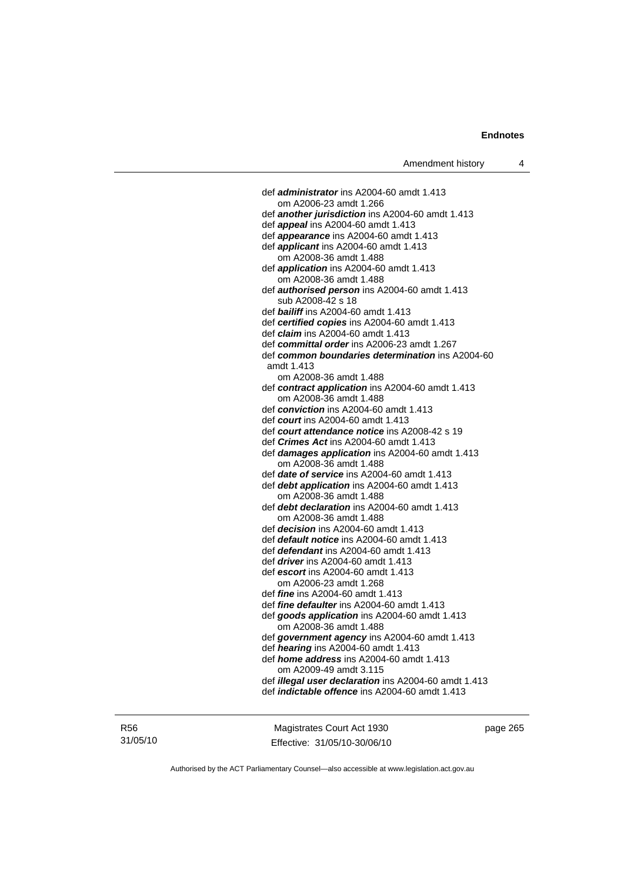def ***administrator*** ins A2004-60 amdt 1.413
om A2006-23 amdt 1.266
def ***another jurisdiction*** ins A2004-60 amdt 1.413
def ***appeal*** ins A2004-60 amdt 1.413
def ***appearance*** ins A2004-60 amdt 1.413
def ***applicant*** ins A2004-60 amdt 1.413
om A2008-36 amdt 1.488
def ***application*** ins A2004-60 amdt 1.413
om A2008-36 amdt 1.488
def ***authorised person*** ins A2004-60 amdt 1.413
sub A2008-42 s 18
def ***bailiff*** ins A2004-60 amdt 1.413
def ***certified copies*** ins A2004-60 amdt 1.413
def ***claim*** ins A2004-60 amdt 1.413
def ***committal order*** ins A2006-23 amdt 1.267
def ***common boundaries determination*** ins A2004-60 amdt 1.413
om A2008-36 amdt 1.488
def ***contract application*** ins A2004-60 amdt 1.413
om A2008-36 amdt 1.488
def ***conviction*** ins A2004-60 amdt 1.413
def ***court*** ins A2004-60 amdt 1.413
def ***court attendance notice*** ins A2008-42 s 19
def ***Crimes Act*** ins A2004-60 amdt 1.413
def ***damages application*** ins A2004-60 amdt 1.413
om A2008-36 amdt 1.488
def ***date of service*** ins A2004-60 amdt 1.413
def ***debt application*** ins A2004-60 amdt 1.413
om A2008-36 amdt 1.488
def ***debt declaration*** ins A2004-60 amdt 1.413
om A2008-36 amdt 1.488
def ***decision*** ins A2004-60 amdt 1.413
def ***default notice*** ins A2004-60 amdt 1.413
def ***defendant*** ins A2004-60 amdt 1.413
def ***driver*** ins A2004-60 amdt 1.413
def ***escort*** ins A2004-60 amdt 1.413
om A2006-23 amdt 1.268
def ***fine*** ins A2004-60 amdt 1.413
def ***fine defaulter*** ins A2004-60 amdt 1.413
def ***goods application*** ins A2004-60 amdt 1.413
om A2008-36 amdt 1.488
def ***government agency*** ins A2004-60 amdt 1.413
def ***hearing*** ins A2004-60 amdt 1.413
def ***home address*** ins A2004-60 amdt 1.413
om A2009-49 amdt 3.115
def ***illegal user declaration*** ins A2004-60 amdt 1.413
def ***indictable offence*** ins A2004-60 amdt 1.413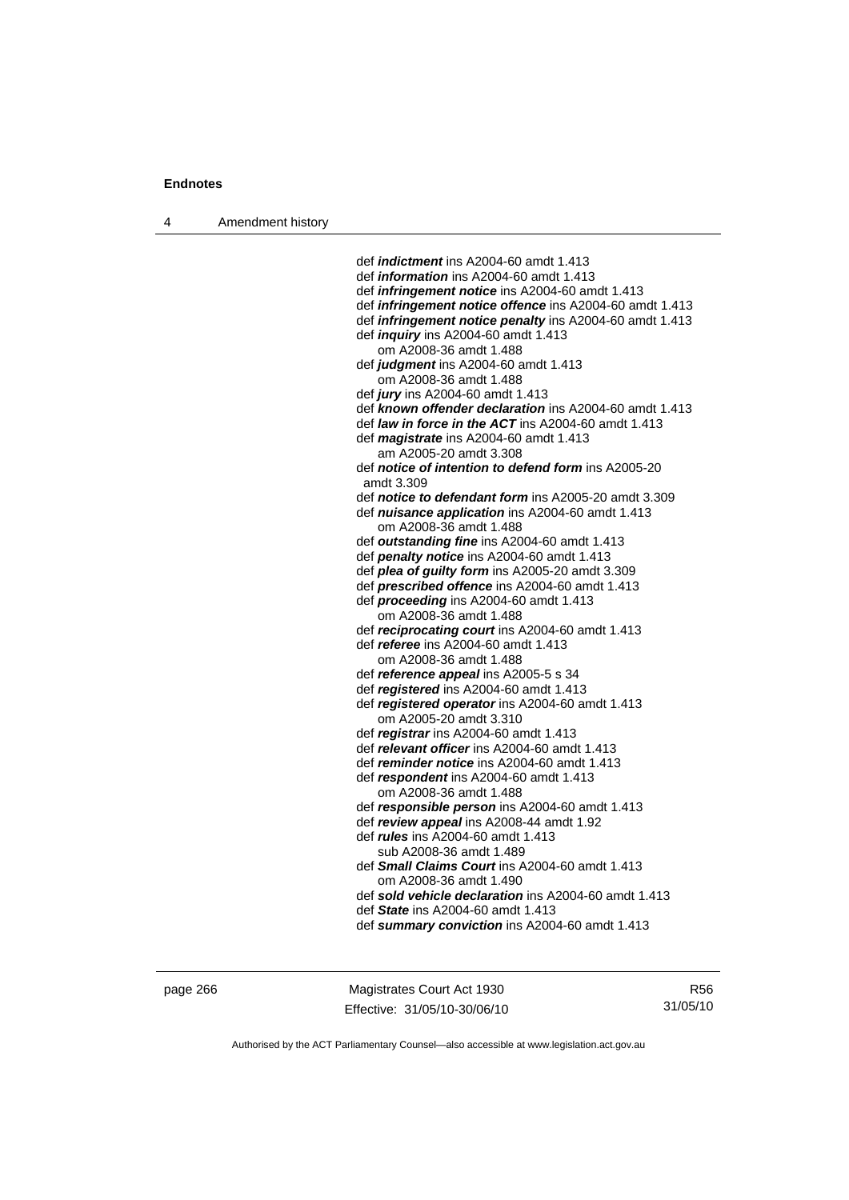def ***indictment*** ins A2004-60 amdt 1.413
def ***information*** ins A2004-60 amdt 1.413
def ***infringement notice*** ins A2004-60 amdt 1.413
def ***infringement notice offence*** ins A2004-60 amdt 1.413
def ***infringement notice penalty*** ins A2004-60 amdt 1.413
def ***inquiry*** ins A2004-60 amdt 1.413
  om A2008-36 amdt 1.488
def ***judgment*** ins A2004-60 amdt 1.413
  om A2008-36 amdt 1.488
def ***jury*** ins A2004-60 amdt 1.413
def ***known offender declaration*** ins A2004-60 amdt 1.413
def ***law in force in the ACT*** ins A2004-60 amdt 1.413
def ***magistrate*** ins A2004-60 amdt 1.413
  am A2005-20 amdt 3.308
def ***notice of intention to defend form*** ins A2005-20 amdt 3.309
def ***notice to defendant form*** ins A2005-20 amdt 3.309
def ***nuisance application*** ins A2004-60 amdt 1.413
  om A2008-36 amdt 1.488
def ***outstanding fine*** ins A2004-60 amdt 1.413
def ***penalty notice*** ins A2004-60 amdt 1.413
def ***plea of guilty form*** ins A2005-20 amdt 3.309
def ***prescribed offence*** ins A2004-60 amdt 1.413
def ***proceeding*** ins A2004-60 amdt 1.413
  om A2008-36 amdt 1.488
def ***reciprocating court*** ins A2004-60 amdt 1.413
def ***referee*** ins A2004-60 amdt 1.413
  om A2008-36 amdt 1.488
def ***reference appeal*** ins A2005-5 s 34
def ***registered*** ins A2004-60 amdt 1.413
def ***registered operator*** ins A2004-60 amdt 1.413
  om A2005-20 amdt 3.310
def ***registrar*** ins A2004-60 amdt 1.413
def ***relevant officer*** ins A2004-60 amdt 1.413
def ***reminder notice*** ins A2004-60 amdt 1.413
def ***respondent*** ins A2004-60 amdt 1.413
  om A2008-36 amdt 1.488
def ***responsible person*** ins A2004-60 amdt 1.413
def ***review appeal*** ins A2008-44 amdt 1.92
def ***rules*** ins A2004-60 amdt 1.413
  sub A2008-36 amdt 1.489
def ***Small Claims Court*** ins A2004-60 amdt 1.413
  om A2008-36 amdt 1.490
def ***sold vehicle declaration*** ins A2004-60 amdt 1.413
def ***State*** ins A2004-60 amdt 1.413
def ***summary conviction*** ins A2004-60 amdt 1.413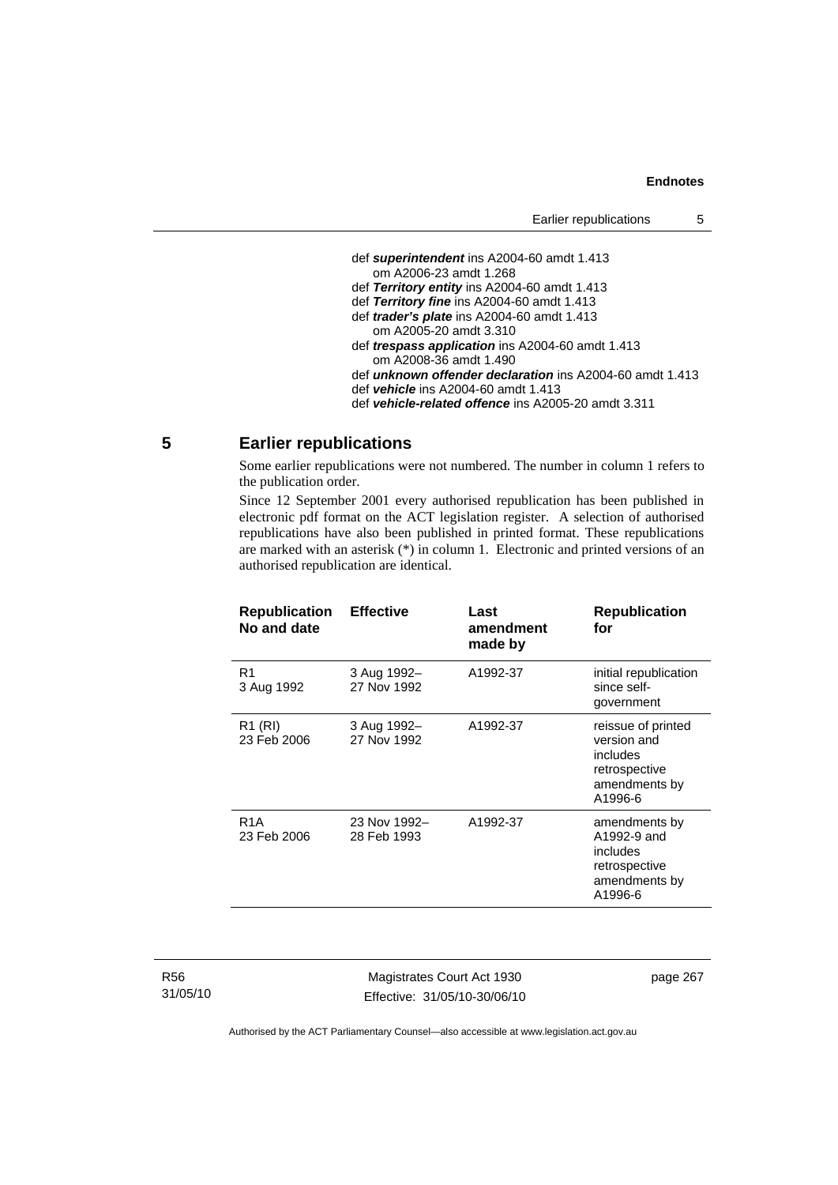def ***superintendent*** ins A2004-60 amdt 1.413
om A2006-23 amdt 1.268
def ***Territory entity*** ins A2004-60 amdt 1.413
def ***Territory fine*** ins A2004-60 amdt 1.413
def ***trader's plate*** ins A2004-60 amdt 1.413
om A2005-20 amdt 3.310
def ***trespass application*** ins A2004-60 amdt 1.413
om A2008-36 amdt 1.490
def ***unknown offender declaration*** ins A2004-60 amdt 1.413
def ***vehicle*** ins A2004-60 amdt 1.413
def ***vehicle-related offence*** ins A2005-20 amdt 3.311

## 5 Earlier republications

Some earlier republications were not numbered. The number in column 1 refers to the publication order.

Since 12 September 2001 every authorised republication has been published in electronic pdf format on the ACT legislation register. A selection of authorised republications have also been published in printed format. These republications are marked with an asterisk (*) in column 1. Electronic and printed versions of an authorised republication are identical.

| Republication No and date | Effective | Last amendment made by | Republication for |
|---|---|---|---|
| R1<br>3 Aug 1992 | 3 Aug 1992–<br>27 Nov 1992 | A1992-37 | initial republication since self-government |
| R1 (RI)<br>23 Feb 2006 | 3 Aug 1992–<br>27 Nov 1992 | A1992-37 | reissue of printed version and includes retrospective amendments by A1996-6 |
| R1A<br>23 Feb 2006 | 23 Nov 1992–<br>28 Feb 1993 | A1992-37 | amendments by A1992-9 and includes retrospective amendments by A1996-6 |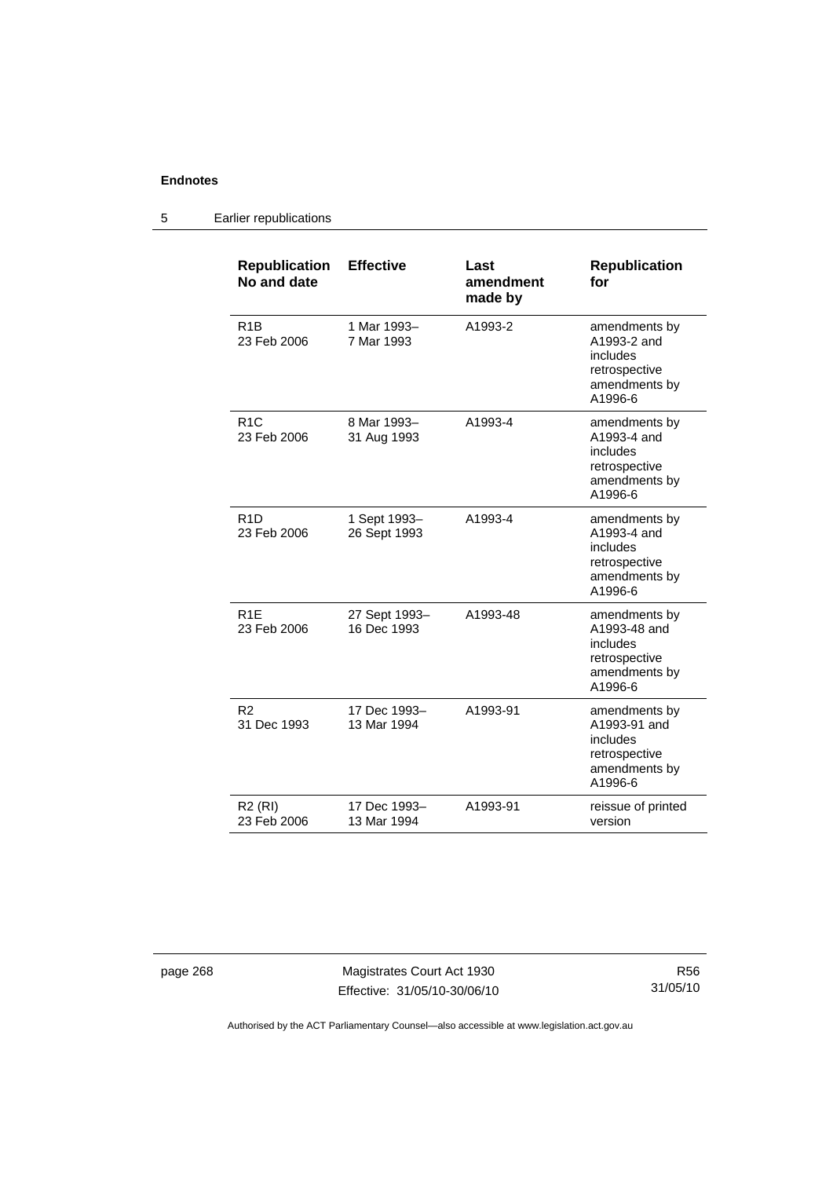**Endnotes**

## 5 Earlier republications

| Republication No and date | Effective | Last amendment made by | Republication for |
|---|---|---|---|
| R1B<br>23 Feb 2006 | 1 Mar 1993–<br>7 Mar 1993 | A1993-2 | amendments by A1993-2 and includes retrospective amendments by A1996-6 |
| R1C<br>23 Feb 2006 | 8 Mar 1993–<br>31 Aug 1993 | A1993-4 | amendments by A1993-4 and includes retrospective amendments by A1996-6 |
| R1D<br>23 Feb 2006 | 1 Sept 1993–<br>26 Sept 1993 | A1993-4 | amendments by A1993-4 and includes retrospective amendments by A1996-6 |
| R1E<br>23 Feb 2006 | 27 Sept 1993–<br>16 Dec 1993 | A1993-48 | amendments by A1993-48 and includes retrospective amendments by A1996-6 |
| R2<br>31 Dec 1993 | 17 Dec 1993–<br>13 Mar 1994 | A1993-91 | amendments by A1993-91 and includes retrospective amendments by A1996-6 |
| R2 (RI)<br>23 Feb 2006 | 17 Dec 1993–<br>13 Mar 1994 | A1993-91 | reissue of printed version |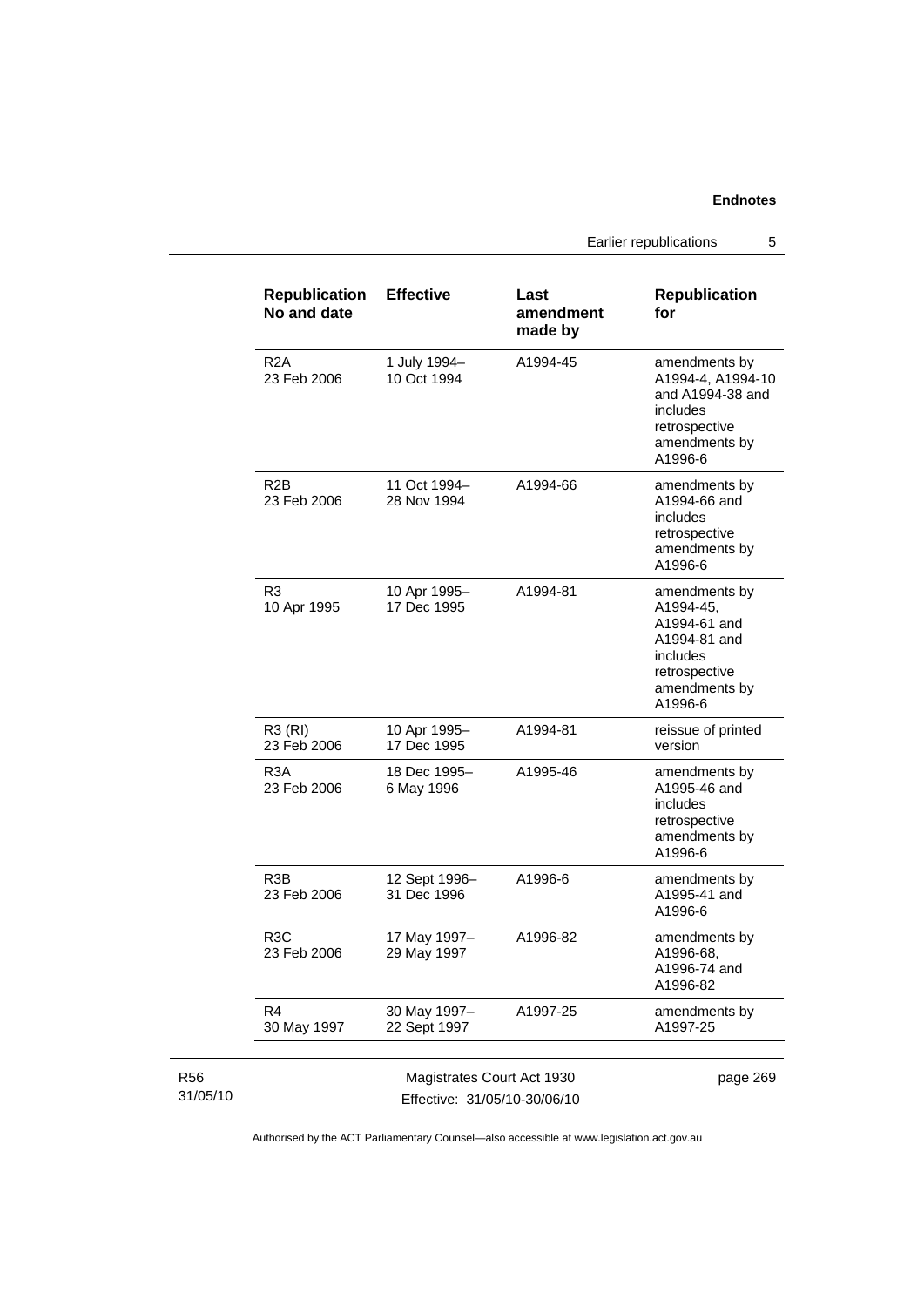| Republication No and date | Effective | Last amendment made by | Republication for |
|---|---|---|---|
| R2A 23 Feb 2006 | 1 July 1994– 10 Oct 1994 | A1994-45 | amendments by A1994-4, A1994-10 and A1994-38 and includes retrospective amendments by A1996-6 |
| R2B 23 Feb 2006 | 11 Oct 1994– 28 Nov 1994 | A1994-66 | amendments by A1994-66 and includes retrospective amendments by A1996-6 |
| R3 10 Apr 1995 | 10 Apr 1995– 17 Dec 1995 | A1994-81 | amendments by A1994-45, A1994-61 and A1994-81 and includes retrospective amendments by A1996-6 |
| R3 (RI) 23 Feb 2006 | 10 Apr 1995– 17 Dec 1995 | A1994-81 | reissue of printed version |
| R3A 23 Feb 2006 | 18 Dec 1995– 6 May 1996 | A1995-46 | amendments by A1995-46 and includes retrospective amendments by A1996-6 |
| R3B 23 Feb 2006 | 12 Sept 1996– 31 Dec 1996 | A1996-6 | amendments by A1995-41 and A1996-6 |
| R3C 23 Feb 2006 | 17 May 1997– 29 May 1997 | A1996-82 | amendments by A1996-68, A1996-74 and A1996-82 |
| R4 30 May 1997 | 30 May 1997– 22 Sept 1997 | A1997-25 | amendments by A1997-25 |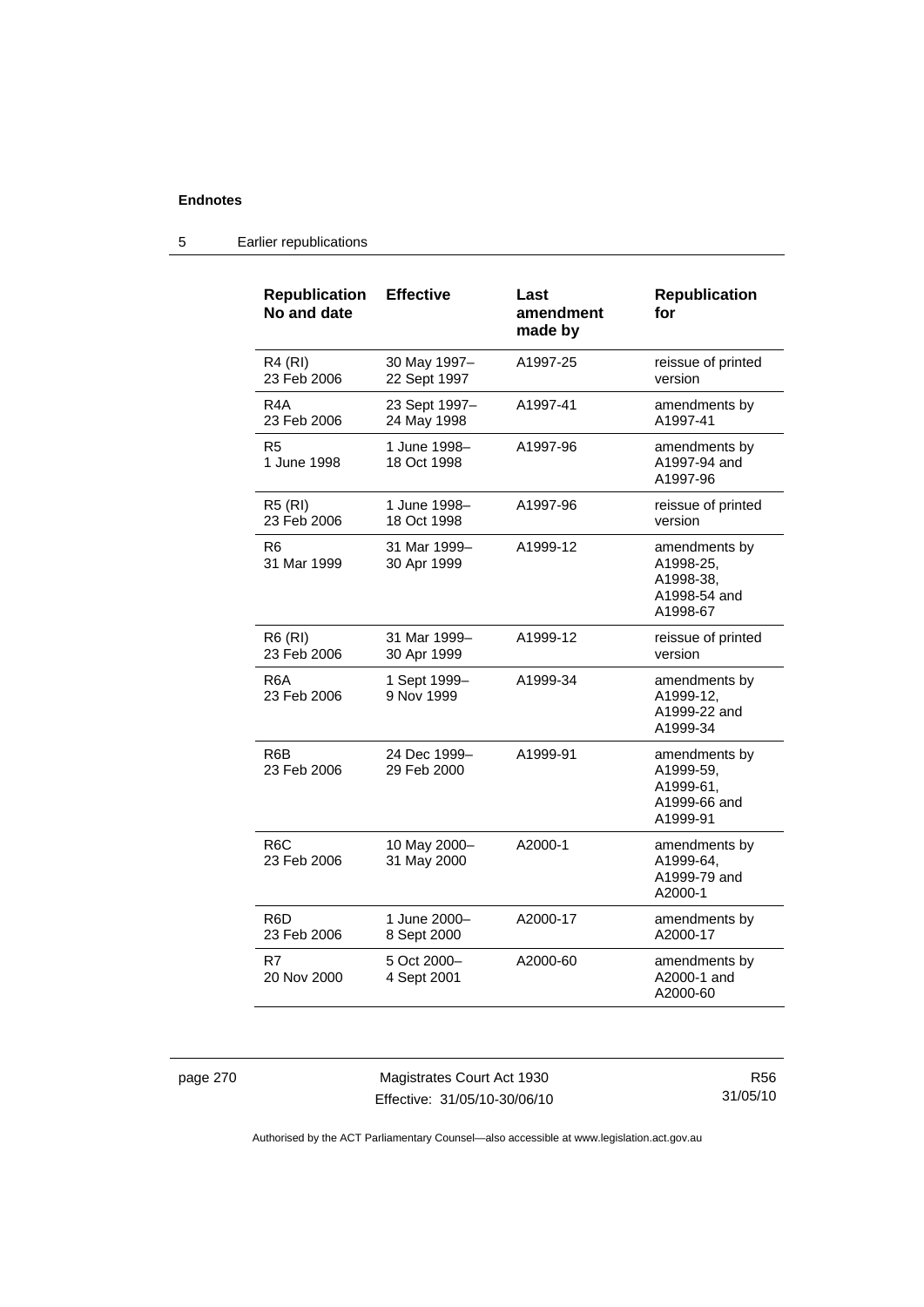## 5 Earlier republications

| Republication No and date | Effective | Last amendment made by | Republication for |
|---|---|---|---|
| R4 (RI) 23 Feb 2006 | 30 May 1997– 22 Sept 1997 | A1997-25 | reissue of printed version |
| R4A 23 Feb 2006 | 23 Sept 1997– 24 May 1998 | A1997-41 | amendments by A1997-41 |
| R5 1 June 1998 | 1 June 1998– 18 Oct 1998 | A1997-96 | amendments by A1997-94 and A1997-96 |
| R5 (RI) 23 Feb 2006 | 1 June 1998– 18 Oct 1998 | A1997-96 | reissue of printed version |
| R6 31 Mar 1999 | 31 Mar 1999– 30 Apr 1999 | A1999-12 | amendments by A1998-25, A1998-38, A1998-54 and A1998-67 |
| R6 (RI) 23 Feb 2006 | 31 Mar 1999– 30 Apr 1999 | A1999-12 | reissue of printed version |
| R6A 23 Feb 2006 | 1 Sept 1999– 9 Nov 1999 | A1999-34 | amendments by A1999-12, A1999-22 and A1999-34 |
| R6B 23 Feb 2006 | 24 Dec 1999– 29 Feb 2000 | A1999-91 | amendments by A1999-59, A1999-61, A1999-66 and A1999-91 |
| R6C 23 Feb 2006 | 10 May 2000– 31 May 2000 | A2000-1 | amendments by A1999-64, A1999-79 and A2000-1 |
| R6D 23 Feb 2006 | 1 June 2000– 8 Sept 2000 | A2000-17 | amendments by A2000-17 |
| R7 20 Nov 2000 | 5 Oct 2000– 4 Sept 2001 | A2000-60 | amendments by A2000-1 and A2000-60 |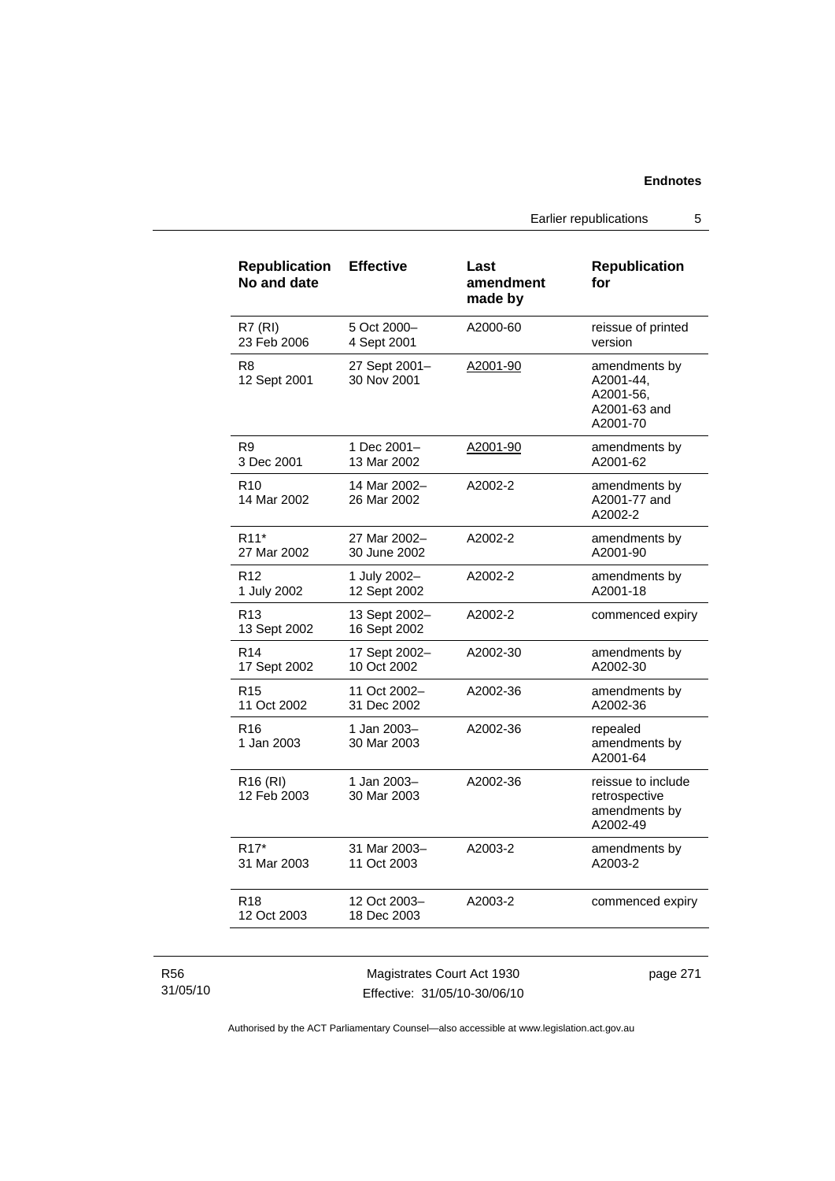| Republication No and date | Effective | Last amendment made by | Republication for |
|---|---|---|---|
| R7 (RI) 23 Feb 2006 | 5 Oct 2000– 4 Sept 2001 | A2000-60 | reissue of printed version |
| R8 12 Sept 2001 | 27 Sept 2001– 30 Nov 2001 | A2001-90 | amendments by A2001-44, A2001-56, A2001-63 and A2001-70 |
| R9 3 Dec 2001 | 1 Dec 2001– 13 Mar 2002 | A2001-90 | amendments by A2001-62 |
| R10 14 Mar 2002 | 14 Mar 2002– 26 Mar 2002 | A2002-2 | amendments by A2001-77 and A2002-2 |
| R11* 27 Mar 2002 | 27 Mar 2002– 30 June 2002 | A2002-2 | amendments by A2001-90 |
| R12 1 July 2002 | 1 July 2002– 12 Sept 2002 | A2002-2 | amendments by A2001-18 |
| R13 13 Sept 2002 | 13 Sept 2002– 16 Sept 2002 | A2002-2 | commenced expiry |
| R14 17 Sept 2002 | 17 Sept 2002– 10 Oct 2002 | A2002-30 | amendments by A2002-30 |
| R15 11 Oct 2002 | 11 Oct 2002– 31 Dec 2002 | A2002-36 | amendments by A2002-36 |
| R16 1 Jan 2003 | 1 Jan 2003– 30 Mar 2003 | A2002-36 | repealed amendments by A2001-64 |
| R16 (RI) 12 Feb 2003 | 1 Jan 2003– 30 Mar 2003 | A2002-36 | reissue to include retrospective amendments by A2002-49 |
| R17* 31 Mar 2003 | 31 Mar 2003– 11 Oct 2003 | A2003-2 | amendments by A2003-2 |
| R18 12 Oct 2003 | 12 Oct 2003– 18 Dec 2003 | A2003-2 | commenced expiry |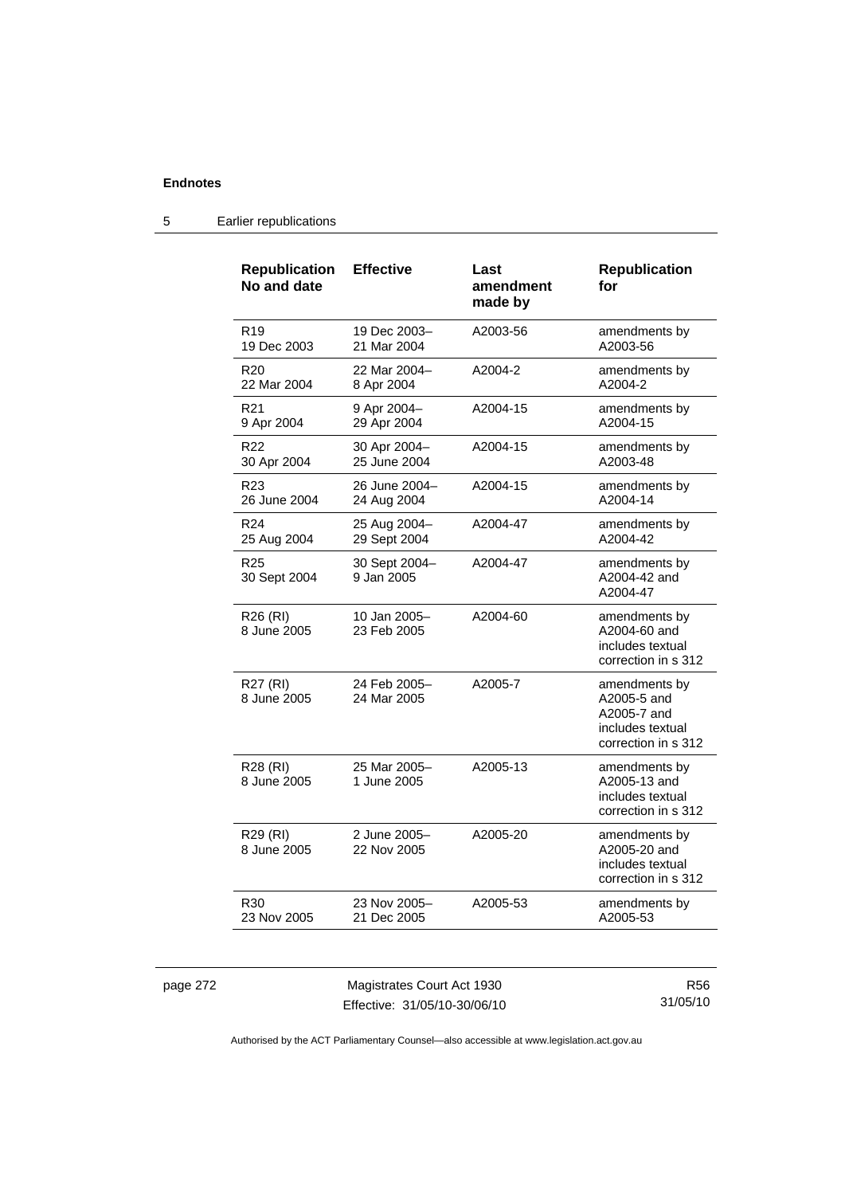## Endnotes

### 5 Earlier republications

| Republication No and date | Effective | Last amendment made by | Republication for |
|---|---|---|---|
| R19 19 Dec 2003 | 19 Dec 2003– 21 Mar 2004 | A2003-56 | amendments by A2003-56 |
| R20 22 Mar 2004 | 22 Mar 2004– 8 Apr 2004 | A2004-2 | amendments by A2004-2 |
| R21 9 Apr 2004 | 9 Apr 2004– 29 Apr 2004 | A2004-15 | amendments by A2004-15 |
| R22 30 Apr 2004 | 30 Apr 2004– 25 June 2004 | A2004-15 | amendments by A2003-48 |
| R23 26 June 2004 | 26 June 2004– 24 Aug 2004 | A2004-15 | amendments by A2004-14 |
| R24 25 Aug 2004 | 25 Aug 2004– 29 Sept 2004 | A2004-47 | amendments by A2004-42 |
| R25 30 Sept 2004 | 30 Sept 2004– 9 Jan 2005 | A2004-47 | amendments by A2004-42 and A2004-47 |
| R26 (RI) 8 June 2005 | 10 Jan 2005– 23 Feb 2005 | A2004-60 | amendments by A2004-60 and includes textual correction in s 312 |
| R27 (RI) 8 June 2005 | 24 Feb 2005– 24 Mar 2005 | A2005-7 | amendments by A2005-5 and A2005-7 and includes textual correction in s 312 |
| R28 (RI) 8 June 2005 | 25 Mar 2005– 1 June 2005 | A2005-13 | amendments by A2005-13 and includes textual correction in s 312 |
| R29 (RI) 8 June 2005 | 2 June 2005– 22 Nov 2005 | A2005-20 | amendments by A2005-20 and includes textual correction in s 312 |
| R30 23 Nov 2005 | 23 Nov 2005– 21 Dec 2005 | A2005-53 | amendments by A2005-53 |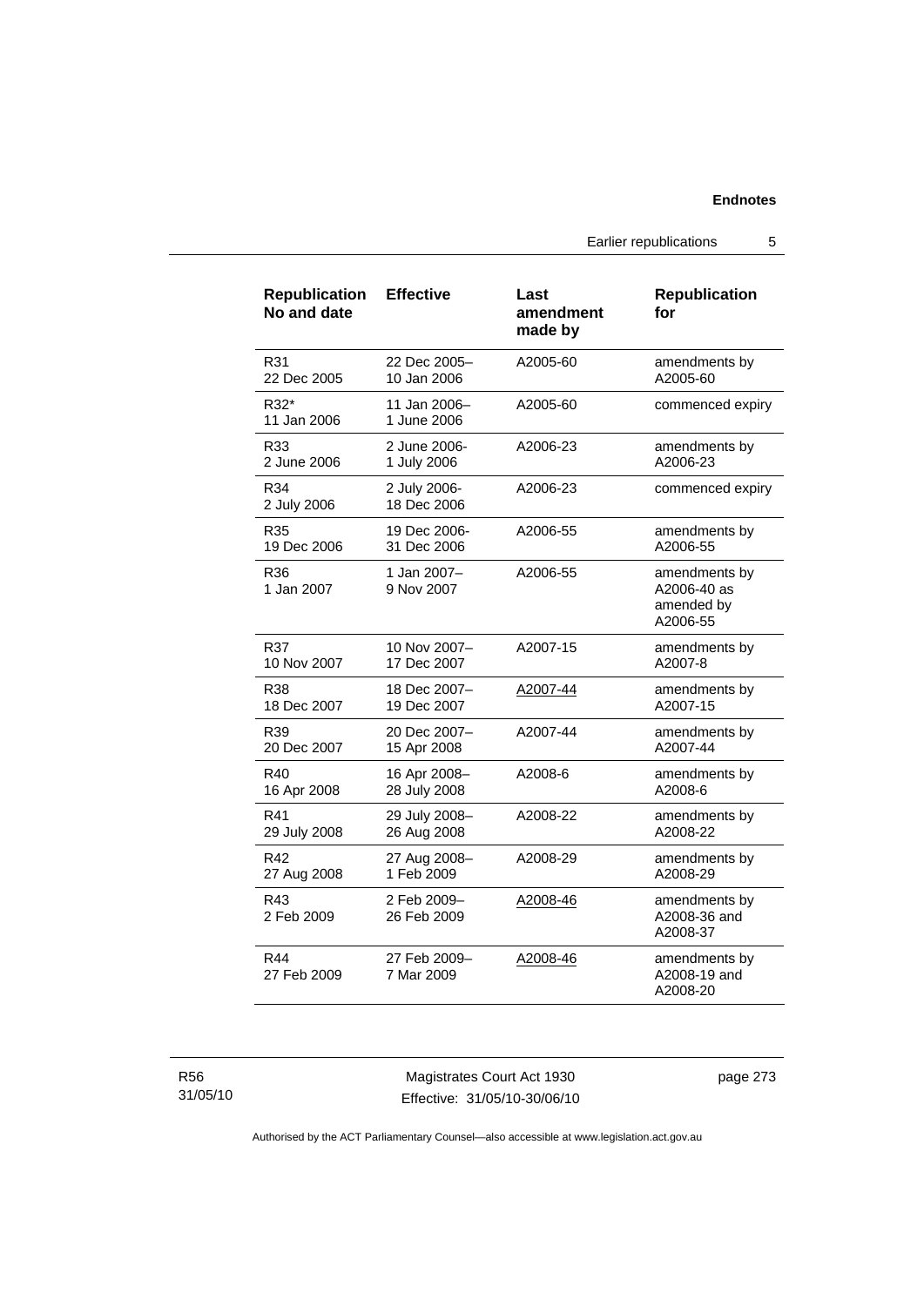| Republication No and date | Effective | Last amendment made by | Republication for |
|---|---|---|---|
| R31 22 Dec 2005 | 22 Dec 2005– 10 Jan 2006 | A2005-60 | amendments by A2005-60 |
| R32* 11 Jan 2006 | 11 Jan 2006– 1 June 2006 | A2005-60 | commenced expiry |
| R33 2 June 2006 | 2 June 2006- 1 July 2006 | A2006-23 | amendments by A2006-23 |
| R34 2 July 2006 | 2 July 2006- 18 Dec 2006 | A2006-23 | commenced expiry |
| R35 19 Dec 2006 | 19 Dec 2006- 31 Dec 2006 | A2006-55 | amendments by A2006-55 |
| R36 1 Jan 2007 | 1 Jan 2007– 9 Nov 2007 | A2006-55 | amendments by A2006-40 as amended by A2006-55 |
| R37 10 Nov 2007 | 10 Nov 2007– 17 Dec 2007 | A2007-15 | amendments by A2007-8 |
| R38 18 Dec 2007 | 18 Dec 2007– 19 Dec 2007 | A2007-44 | amendments by A2007-15 |
| R39 20 Dec 2007 | 20 Dec 2007– 15 Apr 2008 | A2007-44 | amendments by A2007-44 |
| R40 16 Apr 2008 | 16 Apr 2008– 28 July 2008 | A2008-6 | amendments by A2008-6 |
| R41 29 July 2008 | 29 July 2008– 26 Aug 2008 | A2008-22 | amendments by A2008-22 |
| R42 27 Aug 2008 | 27 Aug 2008– 1 Feb 2009 | A2008-29 | amendments by A2008-29 |
| R43 2 Feb 2009 | 2 Feb 2009– 26 Feb 2009 | A2008-46 | amendments by A2008-36 and A2008-37 |
| R44 27 Feb 2009 | 27 Feb 2009– 7 Mar 2009 | A2008-46 | amendments by A2008-19 and A2008-20 |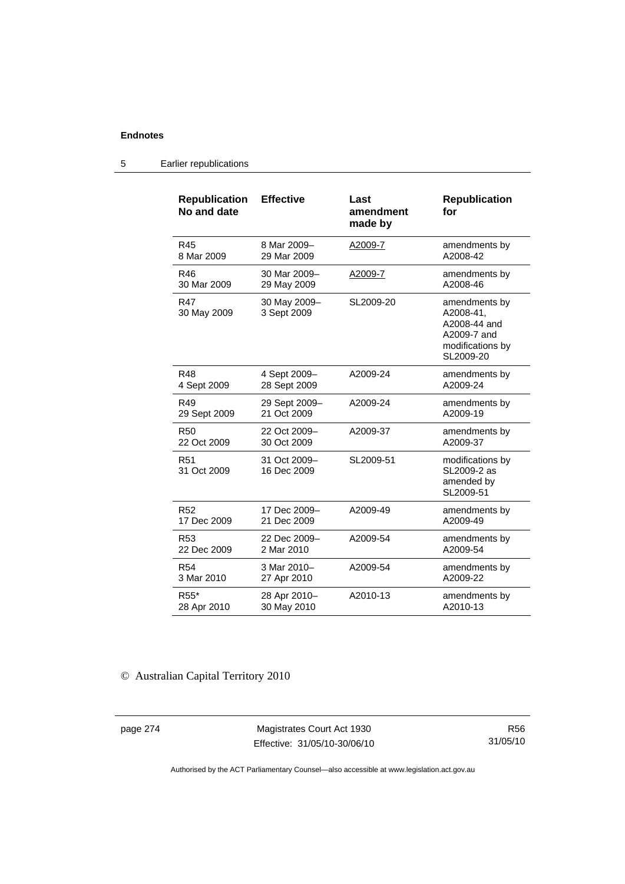## 5 Earlier republications

| Republication No and date | Effective | Last amendment made by | Republication for |
|---|---|---|---|
| R45<br>8 Mar 2009 | 8 Mar 2009–<br>29 Mar 2009 | A2009-7 | amendments by A2008-42 |
| R46<br>30 Mar 2009 | 30 Mar 2009–<br>29 May 2009 | A2009-7 | amendments by A2008-46 |
| R47<br>30 May 2009 | 30 May 2009–<br>3 Sept 2009 | SL2009-20 | amendments by A2008-41, A2008-44 and A2009-7 and modifications by SL2009-20 |
| R48<br>4 Sept 2009 | 4 Sept 2009–<br>28 Sept 2009 | A2009-24 | amendments by A2009-24 |
| R49<br>29 Sept 2009 | 29 Sept 2009–<br>21 Oct 2009 | A2009-24 | amendments by A2009-19 |
| R50<br>22 Oct 2009 | 22 Oct 2009–<br>30 Oct 2009 | A2009-37 | amendments by A2009-37 |
| R51<br>31 Oct 2009 | 31 Oct 2009–<br>16 Dec 2009 | SL2009-51 | modifications by SL2009-2 as amended by SL2009-51 |
| R52<br>17 Dec 2009 | 17 Dec 2009–<br>21 Dec 2009 | A2009-49 | amendments by A2009-49 |
| R53<br>22 Dec 2009 | 22 Dec 2009–<br>2 Mar 2010 | A2009-54 | amendments by A2009-54 |
| R54<br>3 Mar 2010 | 3 Mar 2010–<br>27 Apr 2010 | A2009-54 | amendments by A2009-22 |
| R55*<br>28 Apr 2010 | 28 Apr 2010–<br>30 May 2010 | A2010-13 | amendments by A2010-13 |

© Australian Capital Territory 2010